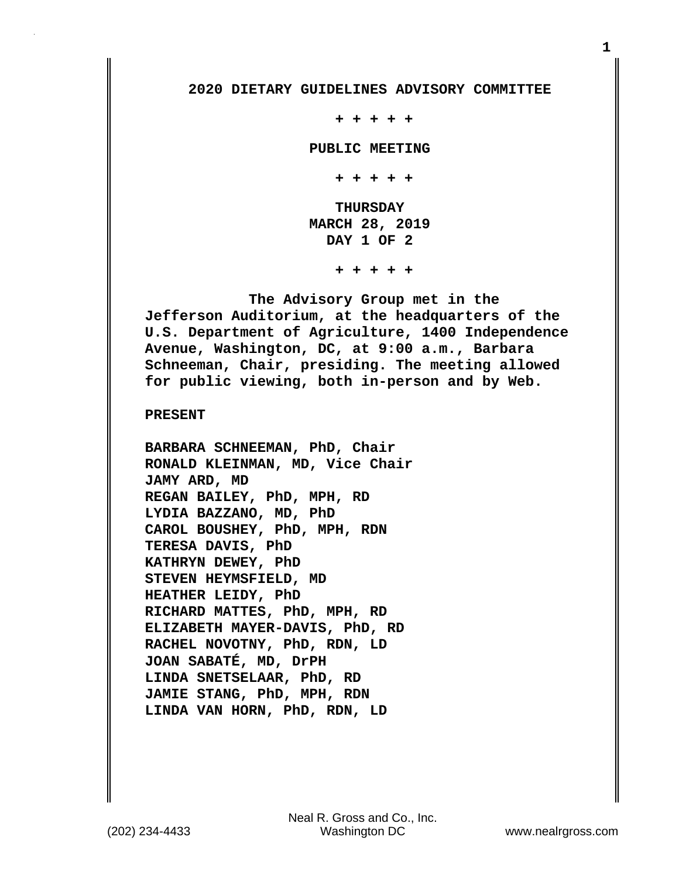# 2020 DIETARY GUIDELINES ADVISORY COMMITTEE

+ + + + +

**PUBLIC MEETING**

+ + + + +

**THURSDAY**
**MARCH 28, 2019**
**DAY 1 OF 2**

+ + + + +

The Advisory Group met in the Jefferson Auditorium, at the headquarters of the U.S. Department of Agriculture, 1400 Independence Avenue, Washington, DC, at 9:00 a.m., Barbara Schneeman, Chair, presiding. The meeting allowed for public viewing, both in-person and by Web.

**PRESENT**

BARBARA SCHNEEMAN, PhD, Chair
RONALD KLEINMAN, MD, Vice Chair
JAMY ARD, MD
REGAN BAILEY, PhD, MPH, RD
LYDIA BAZZANO, MD, PhD
CAROL BOUSHEY, PhD, MPH, RDN
TERESA DAVIS, PhD
KATHRYN DEWEY, PhD
STEVEN HEYMSFIELD, MD
HEATHER LEIDY, PhD
RICHARD MATTES, PhD, MPH, RD
ELIZABETH MAYER-DAVIS, PhD, RD
RACHEL NOVOTNY, PhD, RDN, LD
JOAN SABATÉ, MD, DrPH
LINDA SNETSELAAR, PhD, RD
JAMIE STANG, PhD, MPH, RDN
LINDA VAN HORN, PhD, RDN, LD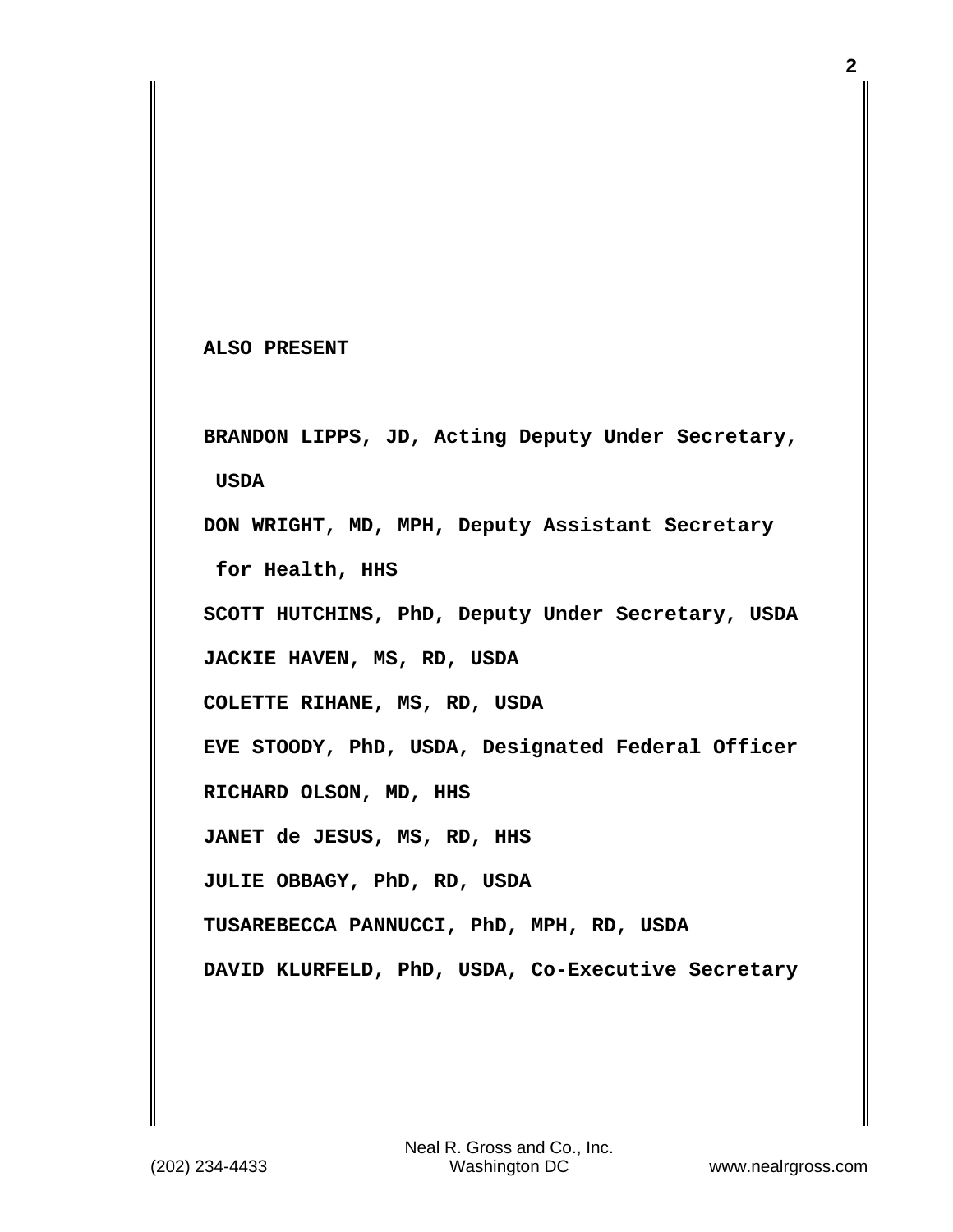**ALSO PRESENT**

**BRANDON LIPPS, JD, Acting Deputy Under Secretary, USDA**

**DON WRIGHT, MD, MPH, Deputy Assistant Secretary for Health, HHS**

**SCOTT HUTCHINS, PhD, Deputy Under Secretary, USDA**

**JACKIE HAVEN, MS, RD, USDA**

**COLETTE RIHANE, MS, RD, USDA**

**EVE STOODY, PhD, USDA, Designated Federal Officer**

**RICHARD OLSON, MD, HHS**

**JANET de JESUS, MS, RD, HHS**

**JULIE OBBAGY, PhD, RD, USDA**

**TUSAREBECCA PANNUCCI, PhD, MPH, RD, USDA**

**DAVID KLURFELD, PhD, USDA, Co-Executive Secretary**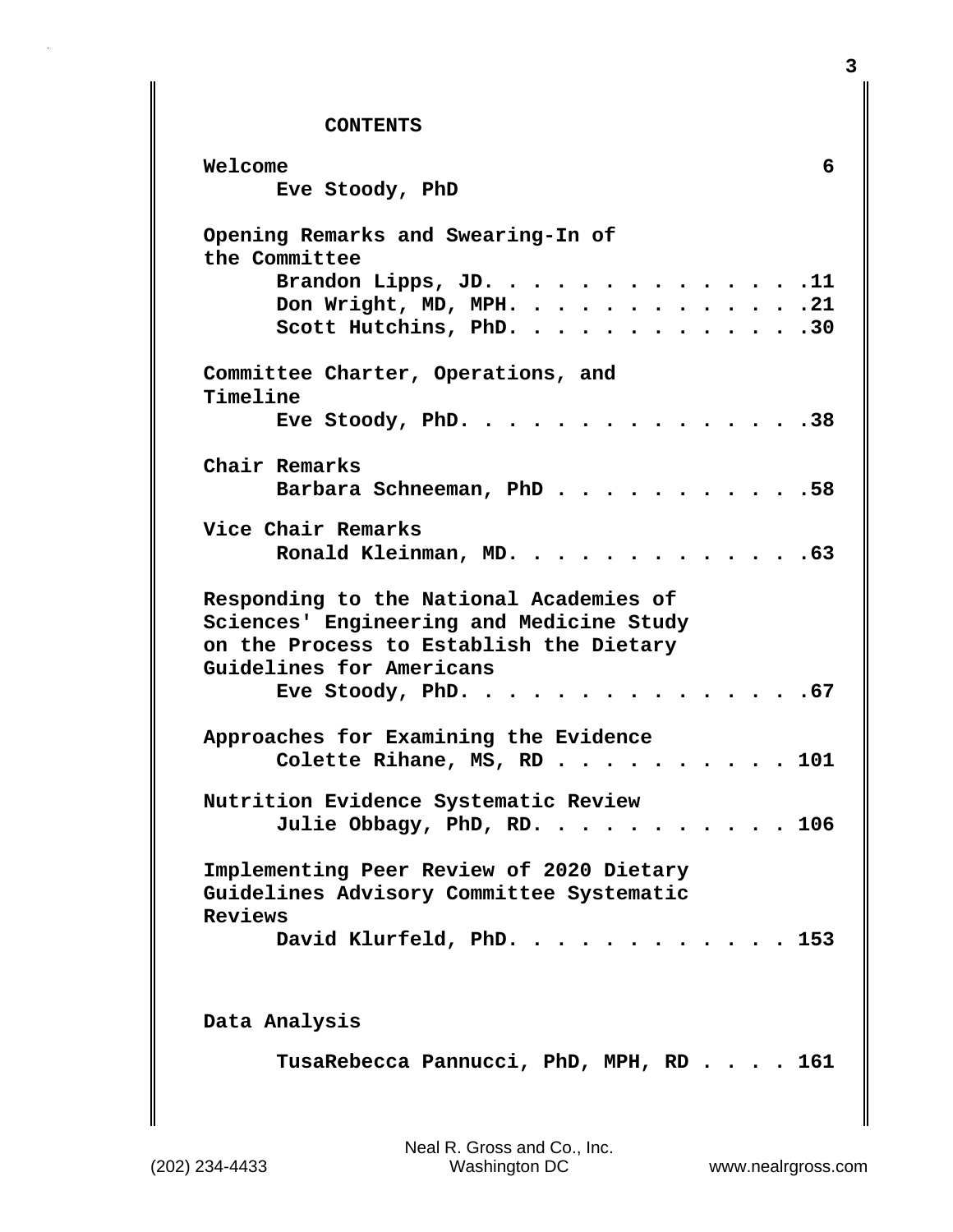# CONTENTS

**Welcome** 6

Eve Stoody, PhD

**Opening Remarks and Swearing-In of the Committee**

Brandon Lipps, JD. . . . . . . . . . . . . . .11

Don Wright, MD, MPH. . . . . . . . . . . . . .21

Scott Hutchins, PhD. . . . . . . . . . . . . .30

**Committee Charter, Operations, and Timeline**

Eve Stoody, PhD. . . . . . . . . . . . . . . .38

**Chair Remarks**

Barbara Schneeman, PhD . . . . . . . . . . . .58

**Vice Chair Remarks**

Ronald Kleinman, MD. . . . . . . . . . . . . .63

**Responding to the National Academies of Sciences' Engineering and Medicine Study on the Process to Establish the Dietary Guidelines for Americans**

Eve Stoody, PhD. . . . . . . . . . . . . . . .67

**Approaches for Examining the Evidence**

Colette Rihane, MS, RD . . . . . . . . . . . 101

**Nutrition Evidence Systematic Review**

Julie Obbagy, PhD, RD. . . . . . . . . . . . 106

**Implementing Peer Review of 2020 Dietary Guidelines Advisory Committee Systematic Reviews**

David Klurfeld, PhD. . . . . . . . . . . . . 153

**Data Analysis**

TusaRebecca Pannucci, PhD, MPH, RD . . . . 161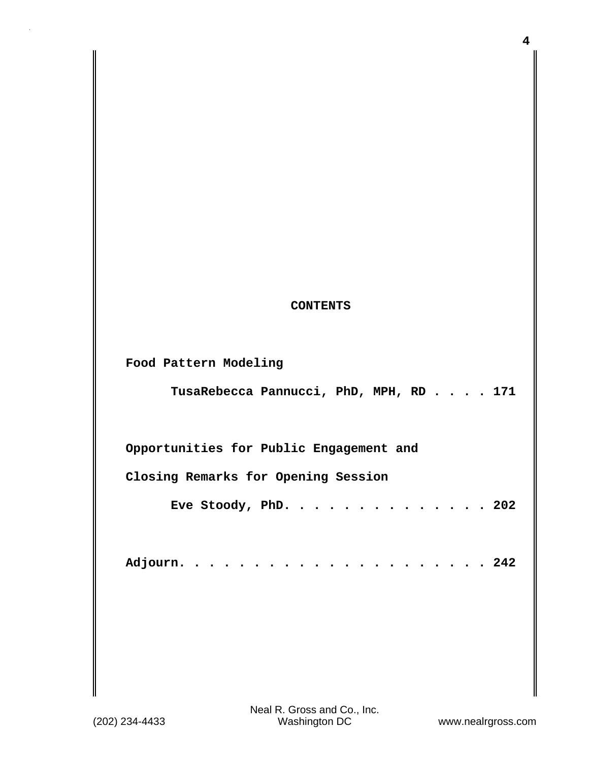**CONTENTS**

**Food Pattern Modeling**

**TusaRebecca Pannucci, PhD, MPH, RD . . . . 171**

**Opportunities for Public Engagement and**

**Closing Remarks for Opening Session**

**Eve Stoody, PhD. . . . . . . . . . . . . . 202**

**Adjourn. . . . . . . . . . . . . . . . . . . . . 242**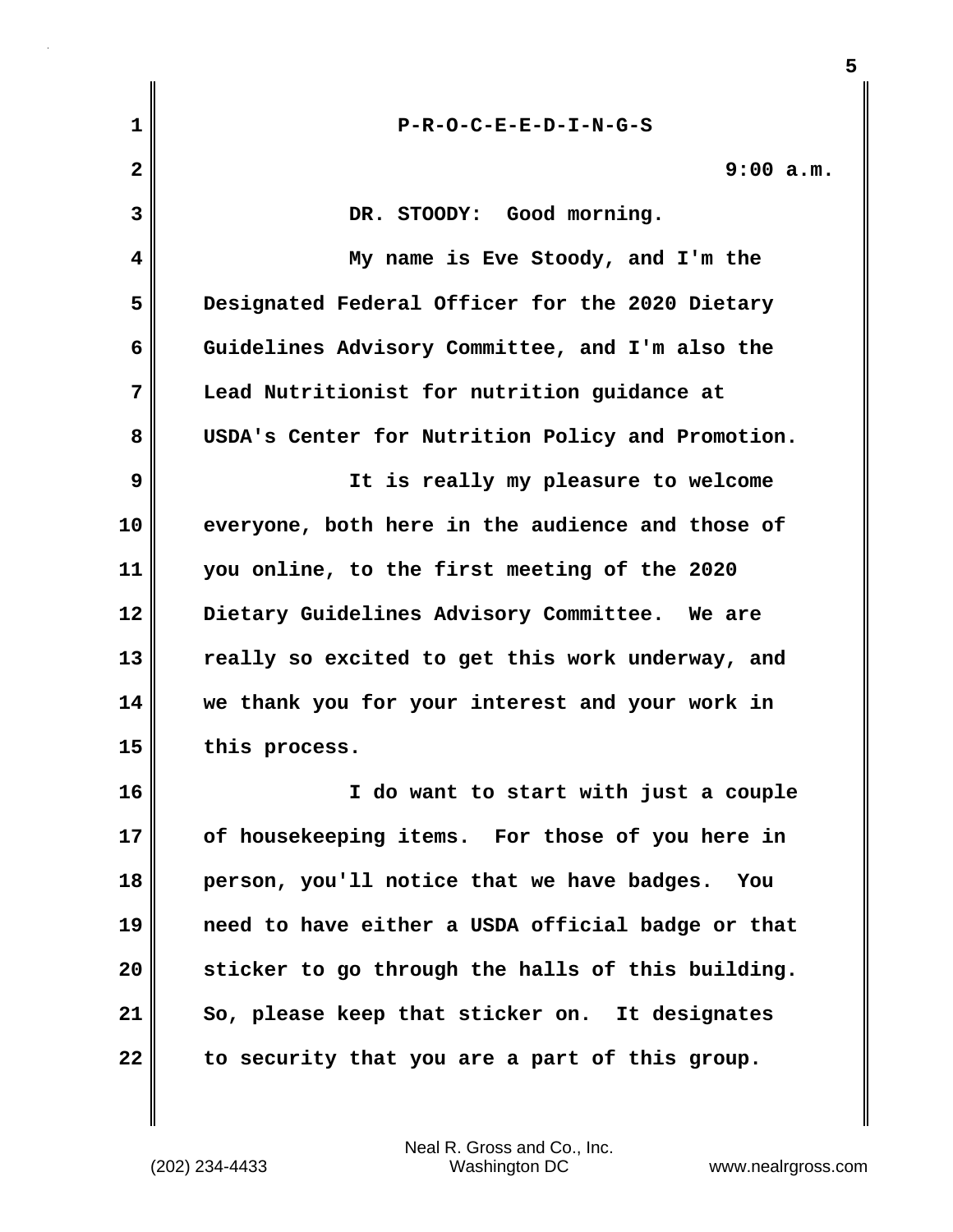P-R-O-C-E-E-D-I-N-G-S

9:00 a.m.

DR. STOODY: Good morning.

My name is Eve Stoody, and I'm the Designated Federal Officer for the 2020 Dietary Guidelines Advisory Committee, and I'm also the Lead Nutritionist for nutrition guidance at USDA's Center for Nutrition Policy and Promotion.

It is really my pleasure to welcome everyone, both here in the audience and those of you online, to the first meeting of the 2020 Dietary Guidelines Advisory Committee. We are really so excited to get this work underway, and we thank you for your interest and your work in this process.

I do want to start with just a couple of housekeeping items. For those of you here in person, you'll notice that we have badges. You need to have either a USDA official badge or that sticker to go through the halls of this building. So, please keep that sticker on. It designates to security that you are a part of this group.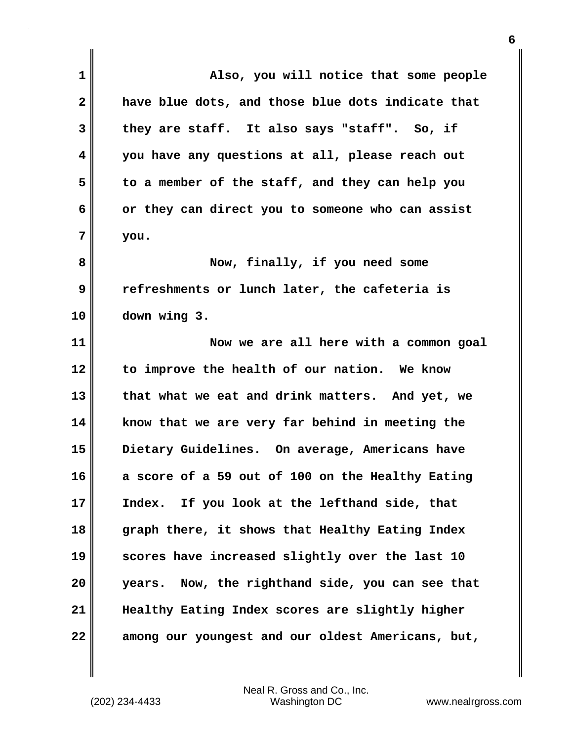Also, you will notice that some people have blue dots, and those blue dots indicate that they are staff. It also says "staff". So, if you have any questions at all, please reach out to a member of the staff, and they can help you or they can direct you to someone who can assist you.

Now, finally, if you need some refreshments or lunch later, the cafeteria is down wing 3.

Now we are all here with a common goal to improve the health of our nation. We know that what we eat and drink matters. And yet, we know that we are very far behind in meeting the Dietary Guidelines. On average, Americans have a score of a 59 out of 100 on the Healthy Eating Index. If you look at the lefthand side, that graph there, it shows that Healthy Eating Index scores have increased slightly over the last 10 years. Now, the righthand side, you can see that Healthy Eating Index scores are slightly higher among our youngest and our oldest Americans, but,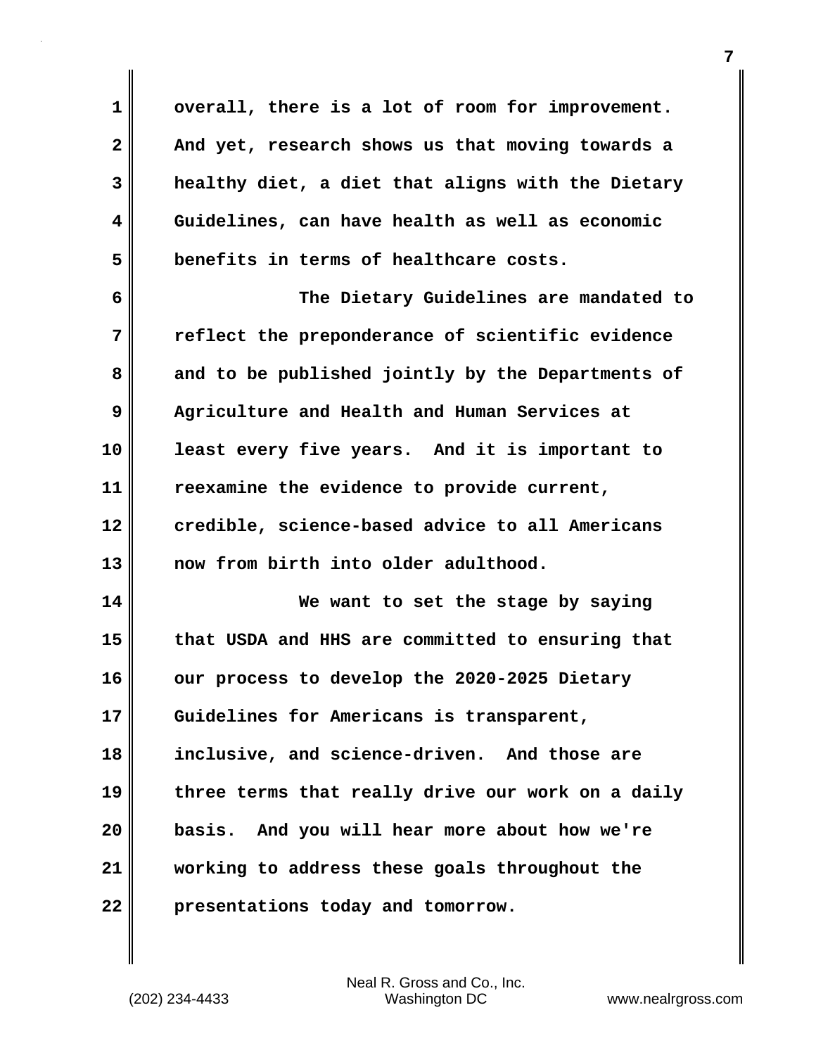overall, there is a lot of room for improvement. And yet, research shows us that moving towards a healthy diet, a diet that aligns with the Dietary Guidelines, can have health as well as economic benefits in terms of healthcare costs.

The Dietary Guidelines are mandated to reflect the preponderance of scientific evidence and to be published jointly by the Departments of Agriculture and Health and Human Services at least every five years. And it is important to reexamine the evidence to provide current, credible, science-based advice to all Americans now from birth into older adulthood.

We want to set the stage by saying that USDA and HHS are committed to ensuring that our process to develop the 2020-2025 Dietary Guidelines for Americans is transparent, inclusive, and science-driven. And those are three terms that really drive our work on a daily basis. And you will hear more about how we're working to address these goals throughout the presentations today and tomorrow.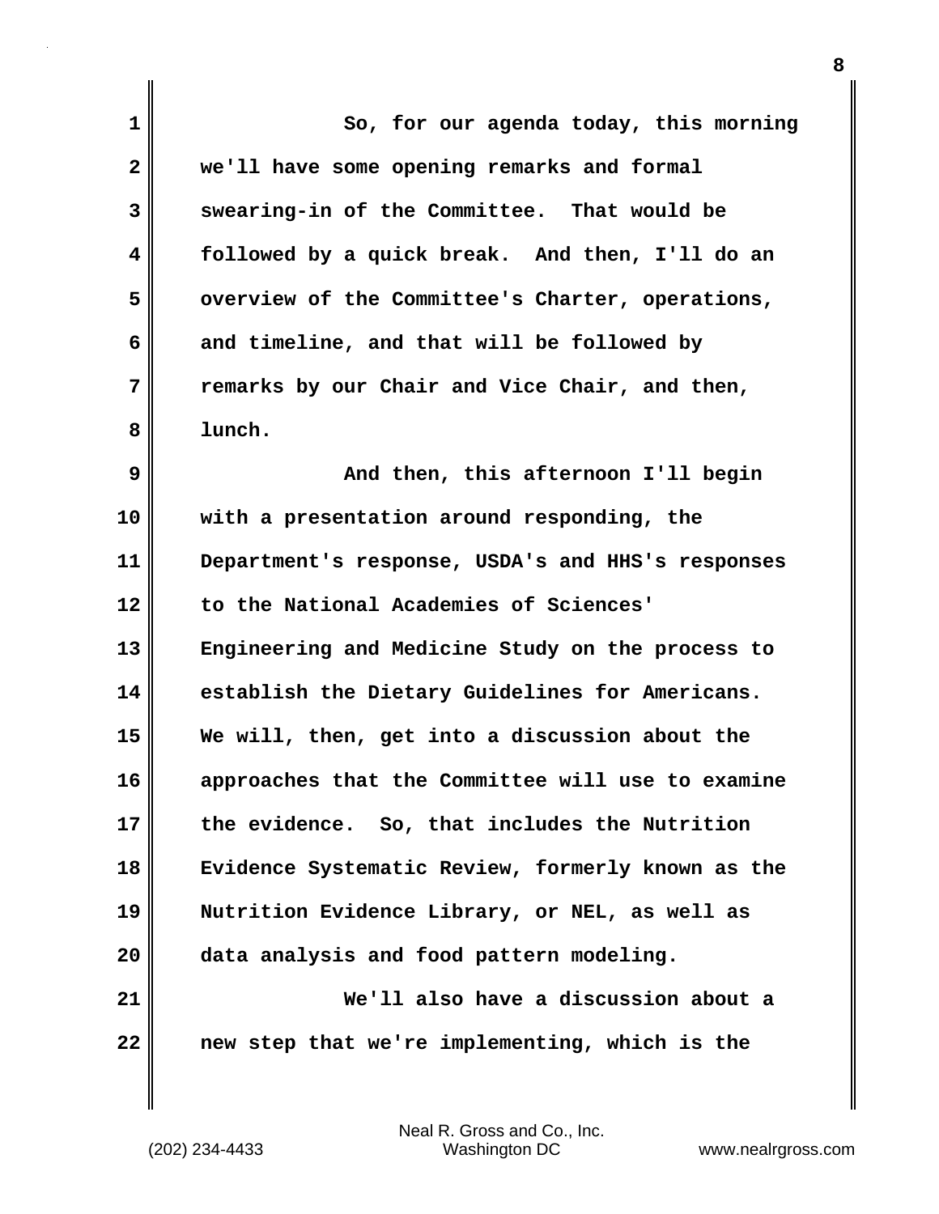So, for our agenda today, this morning we'll have some opening remarks and formal swearing-in of the Committee. That would be followed by a quick break. And then, I'll do an overview of the Committee's Charter, operations, and timeline, and that will be followed by remarks by our Chair and Vice Chair, and then, lunch.

And then, this afternoon I'll begin with a presentation around responding, the Department's response, USDA's and HHS's responses to the National Academies of Sciences' Engineering and Medicine Study on the process to establish the Dietary Guidelines for Americans. We will, then, get into a discussion about the approaches that the Committee will use to examine the evidence. So, that includes the Nutrition Evidence Systematic Review, formerly known as the Nutrition Evidence Library, or NEL, as well as data analysis and food pattern modeling.

We'll also have a discussion about a new step that we're implementing, which is the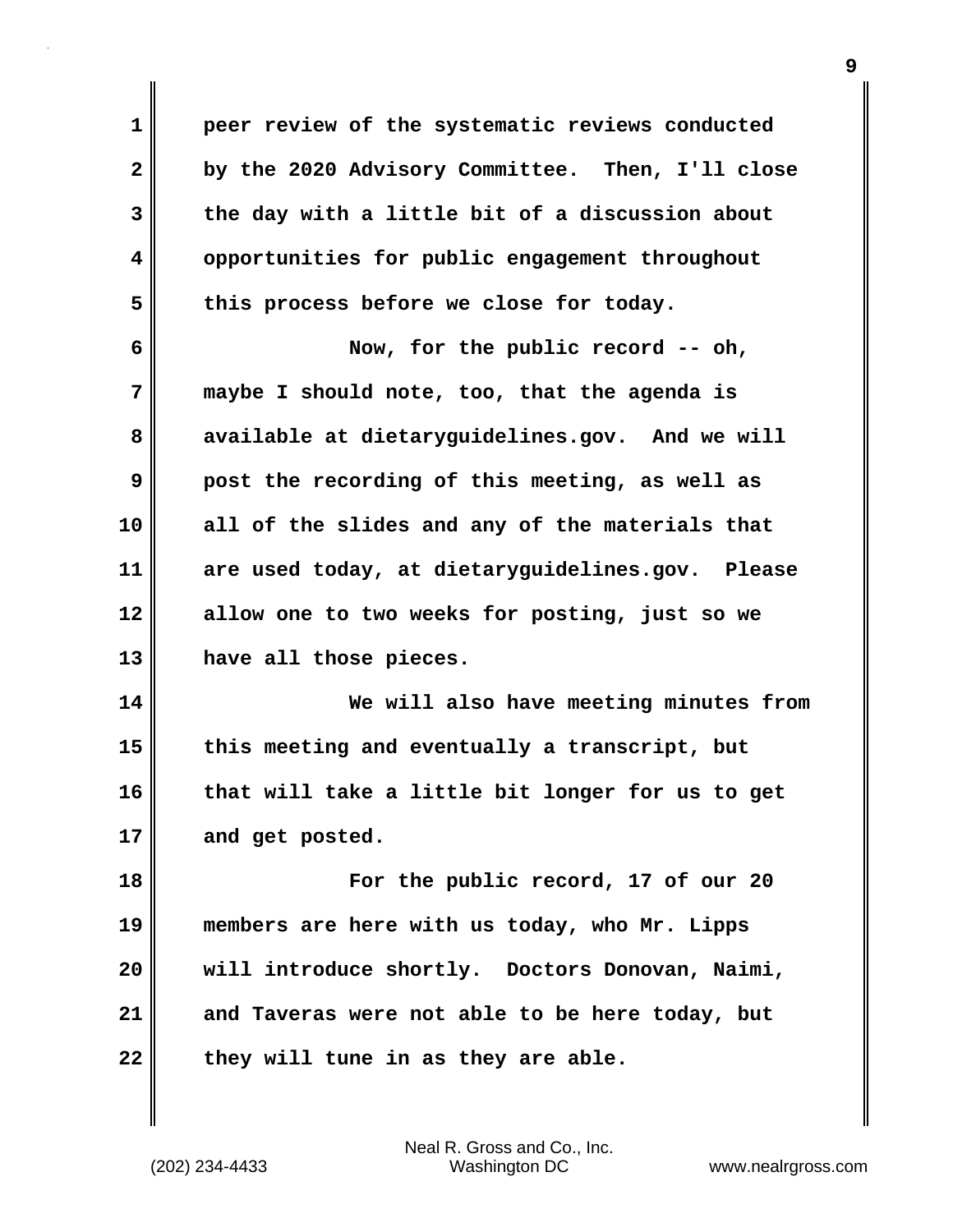peer review of the systematic reviews conducted by the 2020 Advisory Committee. Then, I'll close the day with a little bit of a discussion about opportunities for public engagement throughout this process before we close for today.

Now, for the public record -- oh, maybe I should note, too, that the agenda is available at dietaryguidelines.gov. And we will post the recording of this meeting, as well as all of the slides and any of the materials that are used today, at dietaryguidelines.gov. Please allow one to two weeks for posting, just so we have all those pieces.

We will also have meeting minutes from this meeting and eventually a transcript, but that will take a little bit longer for us to get and get posted.

For the public record, 17 of our 20 members are here with us today, who Mr. Lipps will introduce shortly. Doctors Donovan, Naimi, and Taveras were not able to be here today, but they will tune in as they are able.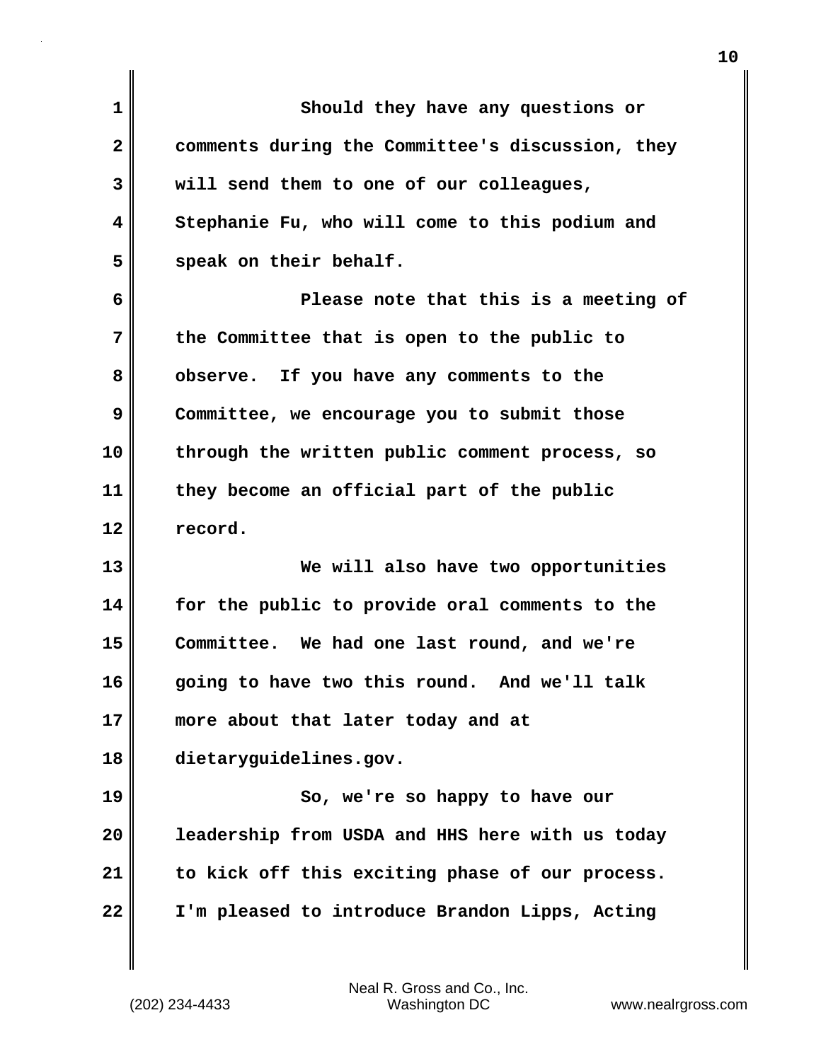Should they have any questions or comments during the Committee's discussion, they will send them to one of our colleagues, Stephanie Fu, who will come to this podium and speak on their behalf.

Please note that this is a meeting of the Committee that is open to the public to observe. If you have any comments to the Committee, we encourage you to submit those through the written public comment process, so they become an official part of the public record.

We will also have two opportunities for the public to provide oral comments to the Committee. We had one last round, and we're going to have two this round. And we'll talk more about that later today and at dietaryguidelines.gov.

So, we're so happy to have our leadership from USDA and HHS here with us today to kick off this exciting phase of our process. I'm pleased to introduce Brandon Lipps, Acting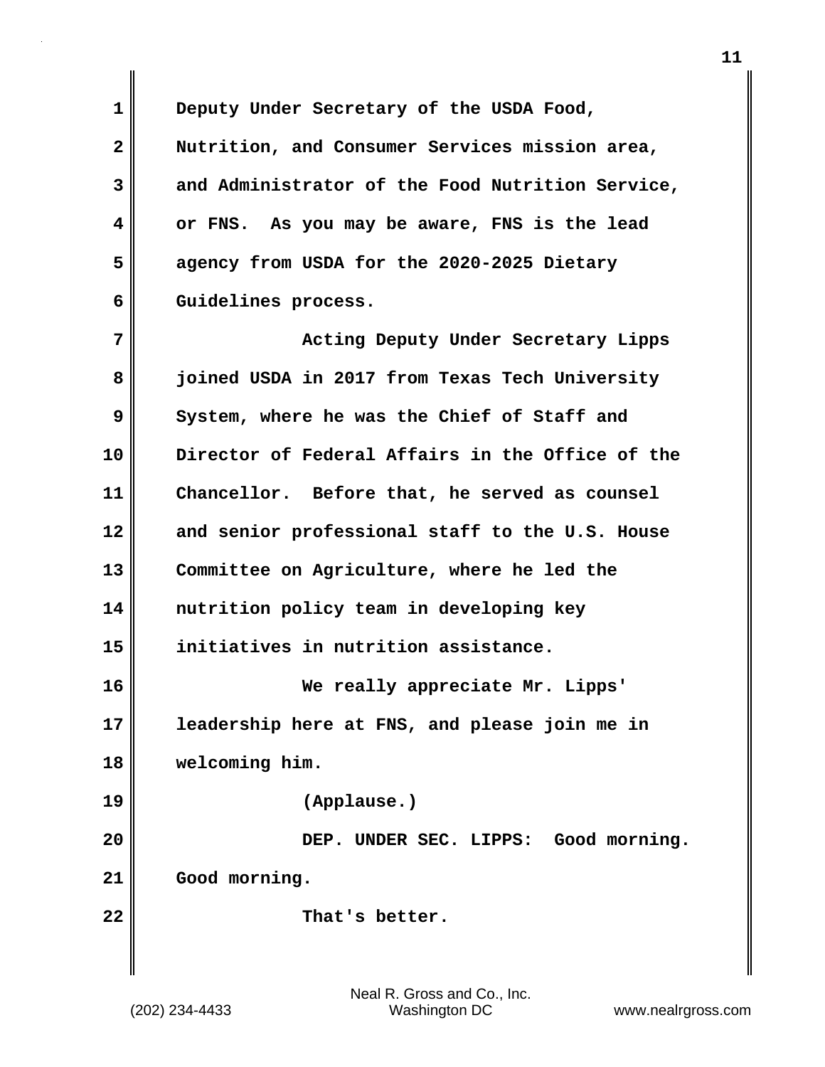Deputy Under Secretary of the USDA Food, Nutrition, and Consumer Services mission area, and Administrator of the Food Nutrition Service, or FNS. As you may be aware, FNS is the lead agency from USDA for the 2020-2025 Dietary Guidelines process.

Acting Deputy Under Secretary Lipps joined USDA in 2017 from Texas Tech University System, where he was the Chief of Staff and Director of Federal Affairs in the Office of the Chancellor. Before that, he served as counsel and senior professional staff to the U.S. House Committee on Agriculture, where he led the nutrition policy team in developing key initiatives in nutrition assistance.

We really appreciate Mr. Lipps' leadership here at FNS, and please join me in welcoming him.

(Applause.)

DEP. UNDER SEC. LIPPS: Good morning. Good morning.

That's better.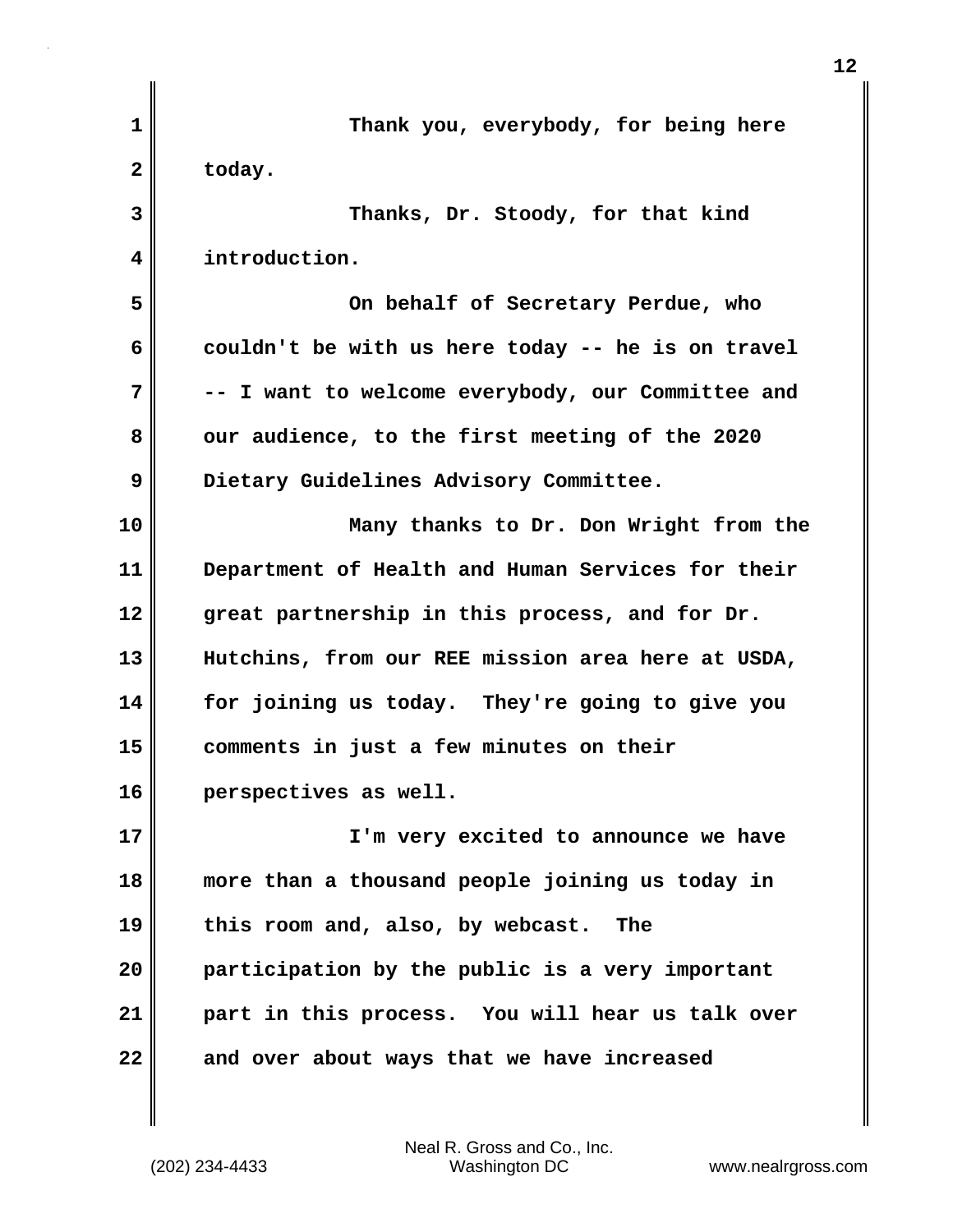Thank you, everybody, for being here today.

Thanks, Dr. Stoody, for that kind introduction.

On behalf of Secretary Perdue, who couldn't be with us here today -- he is on travel -- I want to welcome everybody, our Committee and our audience, to the first meeting of the 2020 Dietary Guidelines Advisory Committee.

Many thanks to Dr. Don Wright from the Department of Health and Human Services for their great partnership in this process, and for Dr. Hutchins, from our REE mission area here at USDA, for joining us today. They're going to give you comments in just a few minutes on their perspectives as well.

I'm very excited to announce we have more than a thousand people joining us today in this room and, also, by webcast. The participation by the public is a very important part in this process. You will hear us talk over and over about ways that we have increased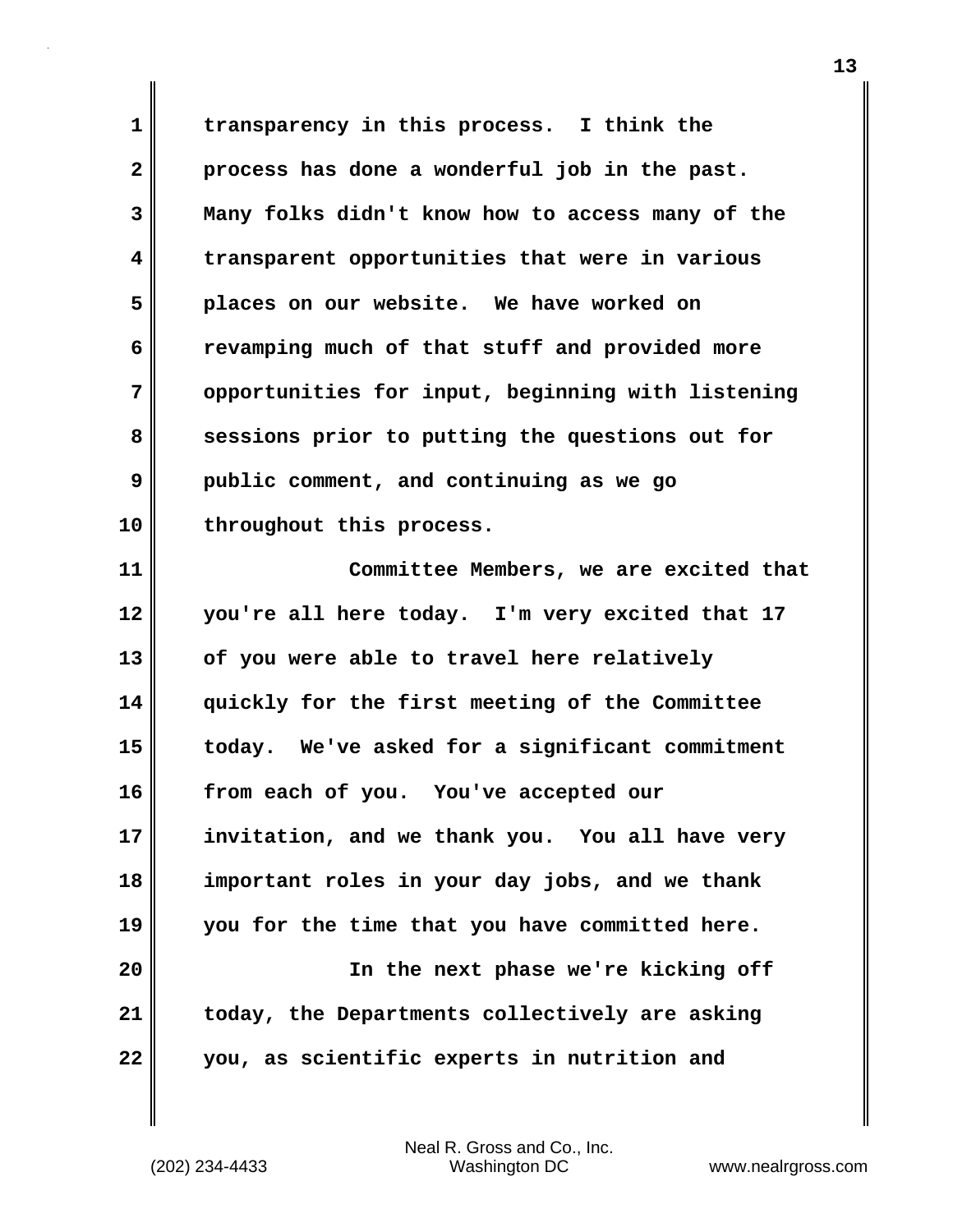transparency in this process. I think the process has done a wonderful job in the past. Many folks didn't know how to access many of the transparent opportunities that were in various places on our website. We have worked on revamping much of that stuff and provided more opportunities for input, beginning with listening sessions prior to putting the questions out for public comment, and continuing as we go throughout this process.

Committee Members, we are excited that you're all here today. I'm very excited that 17 of you were able to travel here relatively quickly for the first meeting of the Committee today. We've asked for a significant commitment from each of you. You've accepted our invitation, and we thank you. You all have very important roles in your day jobs, and we thank you for the time that you have committed here.

In the next phase we're kicking off today, the Departments collectively are asking you, as scientific experts in nutrition and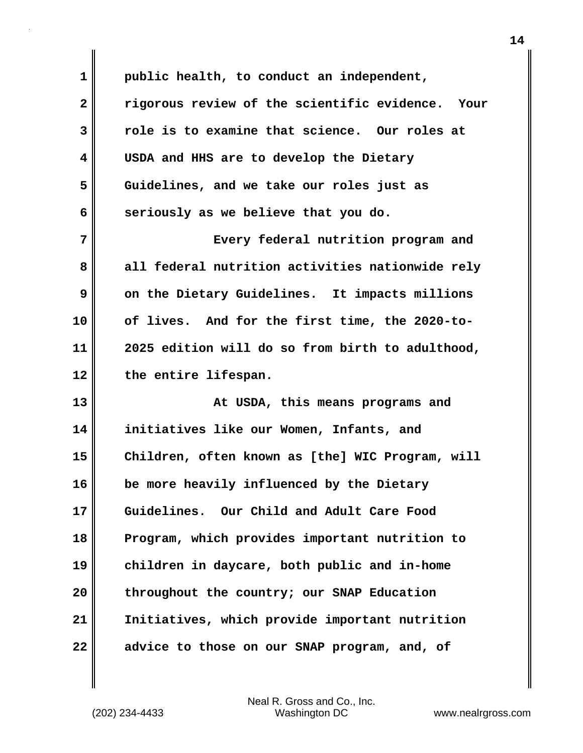public health, to conduct an independent, rigorous review of the scientific evidence. Your role is to examine that science. Our roles at USDA and HHS are to develop the Dietary Guidelines, and we take our roles just as seriously as we believe that you do.

Every federal nutrition program and all federal nutrition activities nationwide rely on the Dietary Guidelines. It impacts millions of lives. And for the first time, the 2020-to-2025 edition will do so from birth to adulthood, the entire lifespan.

At USDA, this means programs and initiatives like our Women, Infants, and Children, often known as [the] WIC Program, will be more heavily influenced by the Dietary Guidelines. Our Child and Adult Care Food Program, which provides important nutrition to children in daycare, both public and in-home throughout the country; our SNAP Education Initiatives, which provide important nutrition advice to those on our SNAP program, and, of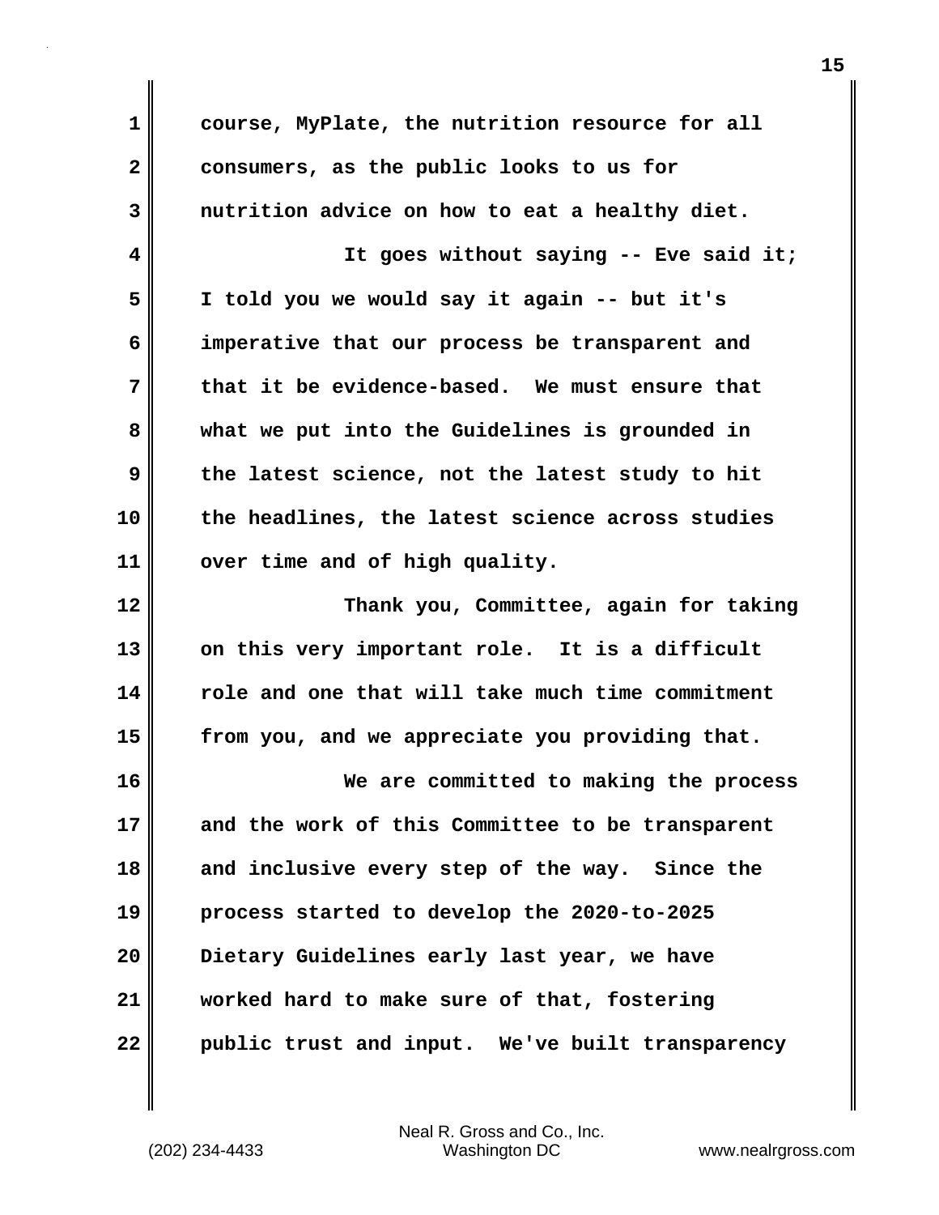course, MyPlate, the nutrition resource for all consumers, as the public looks to us for nutrition advice on how to eat a healthy diet.

It goes without saying -- Eve said it; I told you we would say it again -- but it's imperative that our process be transparent and that it be evidence-based. We must ensure that what we put into the Guidelines is grounded in the latest science, not the latest study to hit the headlines, the latest science across studies over time and of high quality.

Thank you, Committee, again for taking on this very important role. It is a difficult role and one that will take much time commitment from you, and we appreciate you providing that.

We are committed to making the process and the work of this Committee to be transparent and inclusive every step of the way. Since the process started to develop the 2020-to-2025 Dietary Guidelines early last year, we have worked hard to make sure of that, fostering public trust and input. We've built transparency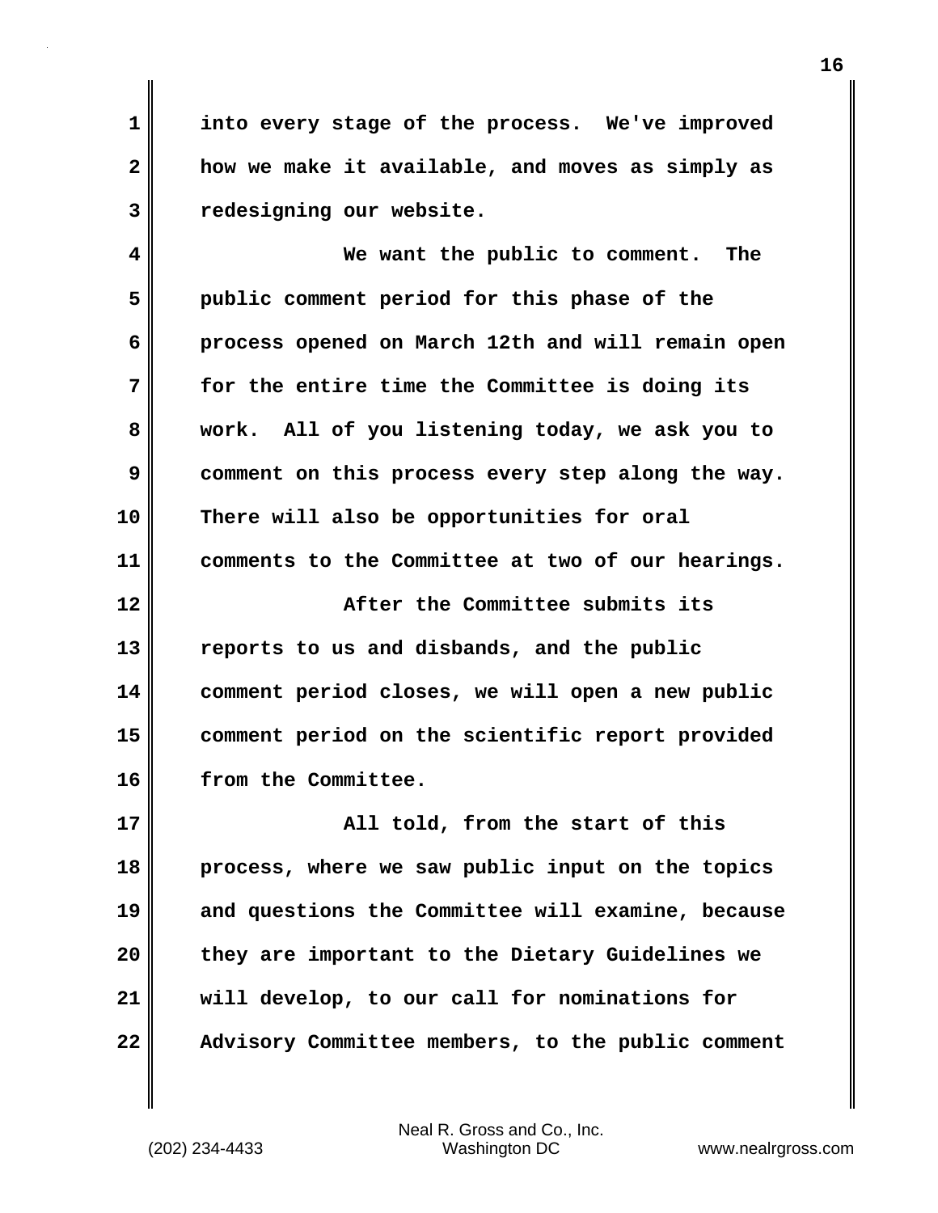into every stage of the process. We've improved how we make it available, and moves as simply as redesigning our website.

We want the public to comment. The public comment period for this phase of the process opened on March 12th and will remain open for the entire time the Committee is doing its work. All of you listening today, we ask you to comment on this process every step along the way. There will also be opportunities for oral comments to the Committee at two of our hearings.

After the Committee submits its reports to us and disbands, and the public comment period closes, we will open a new public comment period on the scientific report provided from the Committee.

All told, from the start of this process, where we saw public input on the topics and questions the Committee will examine, because they are important to the Dietary Guidelines we will develop, to our call for nominations for Advisory Committee members, to the public comment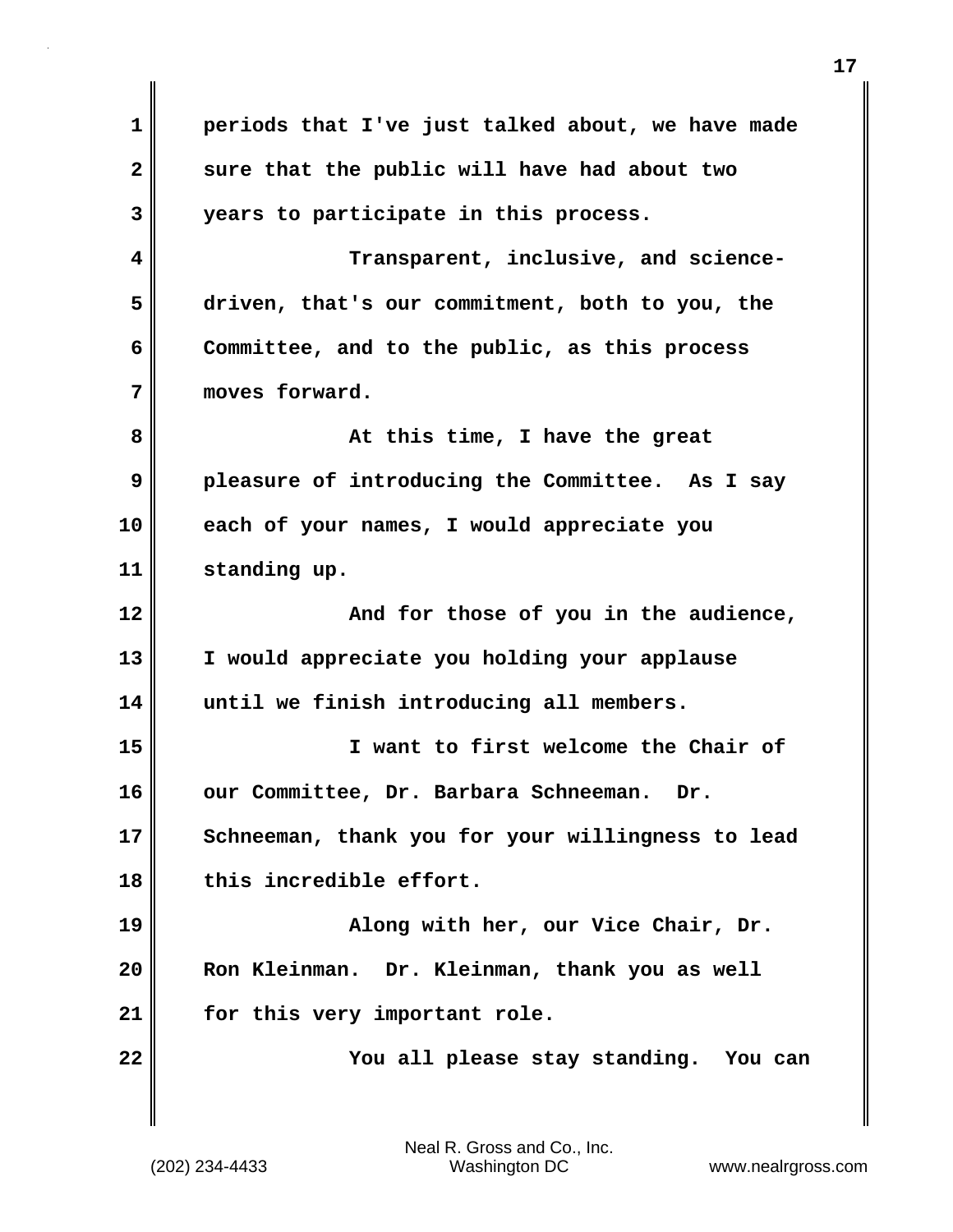periods that I've just talked about, we have made sure that the public will have had about two years to participate in this process.

Transparent, inclusive, and science-driven, that's our commitment, both to you, the Committee, and to the public, as this process moves forward.

At this time, I have the great pleasure of introducing the Committee. As I say each of your names, I would appreciate you standing up.

And for those of you in the audience, I would appreciate you holding your applause until we finish introducing all members.

I want to first welcome the Chair of our Committee, Dr. Barbara Schneeman. Dr. Schneeman, thank you for your willingness to lead this incredible effort.

Along with her, our Vice Chair, Dr. Ron Kleinman. Dr. Kleinman, thank you as well for this very important role.

You all please stay standing. You can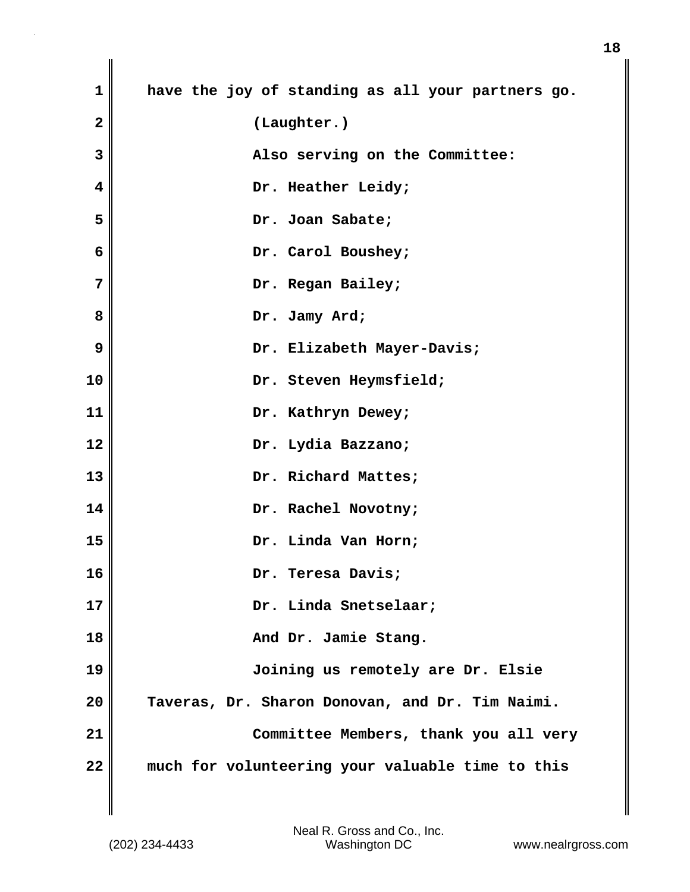have the joy of standing as all your partners go.

(Laughter.)

Also serving on the Committee:

Dr. Heather Leidy;

Dr. Joan Sabate;

Dr. Carol Boushey;

Dr. Regan Bailey;

Dr. Jamy Ard;

Dr. Elizabeth Mayer-Davis;

Dr. Steven Heymsfield;

Dr. Kathryn Dewey;

Dr. Lydia Bazzano;

Dr. Richard Mattes;

Dr. Rachel Novotny;

Dr. Linda Van Horn;

Dr. Teresa Davis;

Dr. Linda Snetselaar;

And Dr. Jamie Stang.

Joining us remotely are Dr. Elsie Taveras, Dr. Sharon Donovan, and Dr. Tim Naimi.

Committee Members, thank you all very much for volunteering your valuable time to this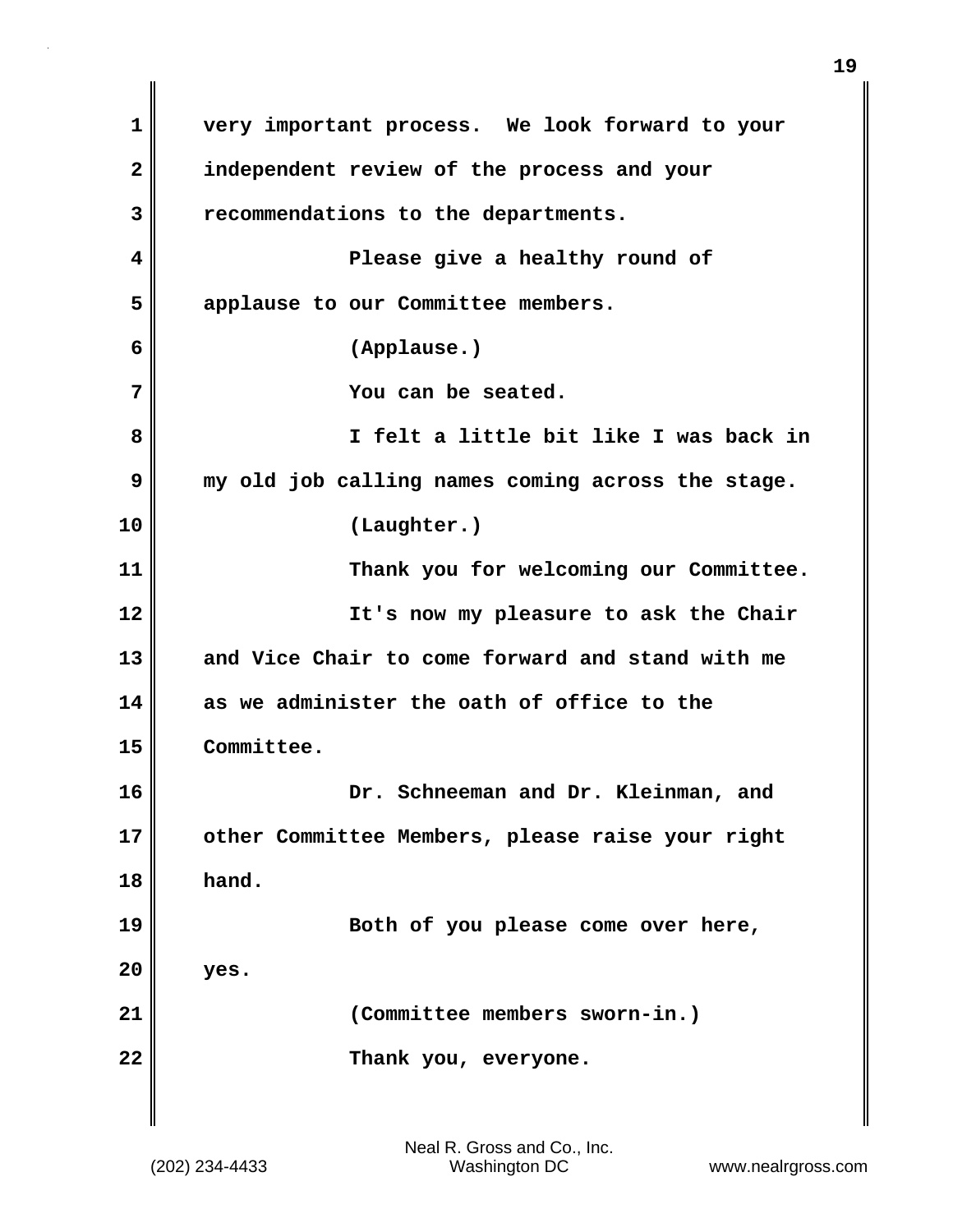very important process. We look forward to your independent review of the process and your recommendations to the departments.

Please give a healthy round of applause to our Committee members.

(Applause.)

You can be seated.

I felt a little bit like I was back in my old job calling names coming across the stage.

(Laughter.)

Thank you for welcoming our Committee.

It's now my pleasure to ask the Chair and Vice Chair to come forward and stand with me as we administer the oath of office to the Committee.

Dr. Schneeman and Dr. Kleinman, and other Committee Members, please raise your right hand.

Both of you please come over here, yes.

(Committee members sworn-in.)

Thank you, everyone.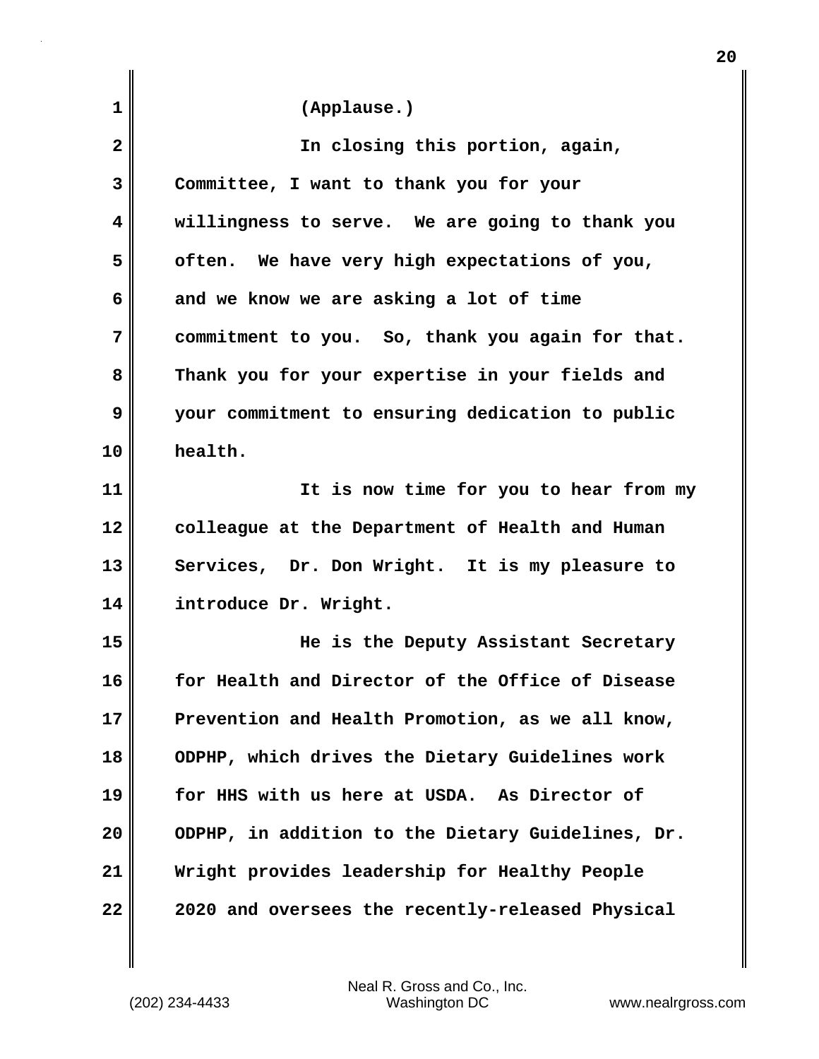(Applause.)

In closing this portion, again, Committee, I want to thank you for your willingness to serve. We are going to thank you often. We have very high expectations of you, and we know we are asking a lot of time commitment to you. So, thank you again for that. Thank you for your expertise in your fields and your commitment to ensuring dedication to public health.

It is now time for you to hear from my colleague at the Department of Health and Human Services, Dr. Don Wright. It is my pleasure to introduce Dr. Wright.

He is the Deputy Assistant Secretary for Health and Director of the Office of Disease Prevention and Health Promotion, as we all know, ODPHP, which drives the Dietary Guidelines work for HHS with us here at USDA. As Director of ODPHP, in addition to the Dietary Guidelines, Dr. Wright provides leadership for Healthy People 2020 and oversees the recently-released Physical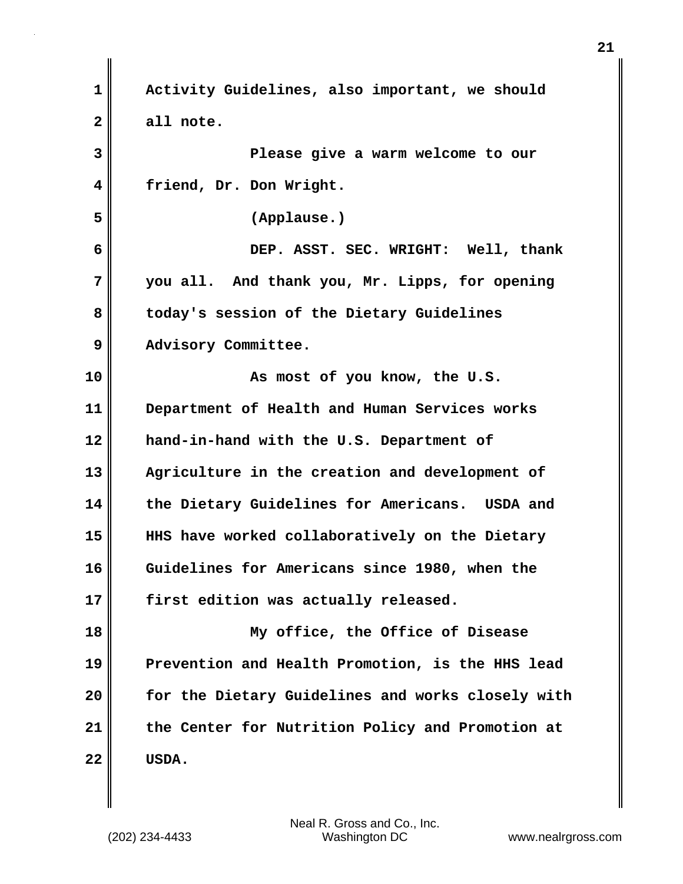Activity Guidelines, also important, we should all note.

Please give a warm welcome to our friend, Dr. Don Wright.

(Applause.)

DEP. ASST. SEC. WRIGHT: Well, thank you all. And thank you, Mr. Lipps, for opening today's session of the Dietary Guidelines Advisory Committee.

As most of you know, the U.S. Department of Health and Human Services works hand-in-hand with the U.S. Department of Agriculture in the creation and development of the Dietary Guidelines for Americans. USDA and HHS have worked collaboratively on the Dietary Guidelines for Americans since 1980, when the first edition was actually released.

My office, the Office of Disease Prevention and Health Promotion, is the HHS lead for the Dietary Guidelines and works closely with the Center for Nutrition Policy and Promotion at USDA.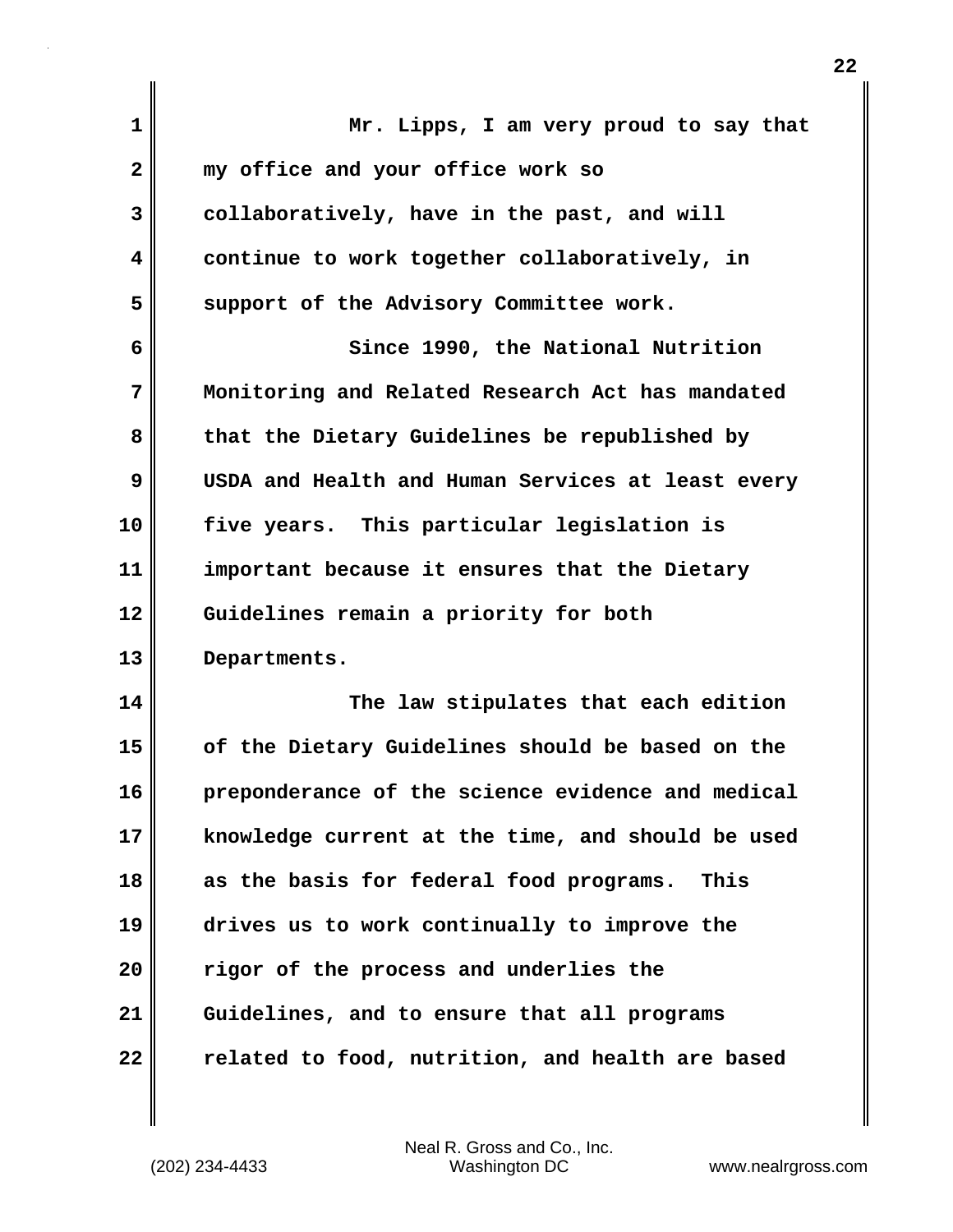Mr. Lipps, I am very proud to say that my office and your office work so collaboratively, have in the past, and will continue to work together collaboratively, in support of the Advisory Committee work.

Since 1990, the National Nutrition Monitoring and Related Research Act has mandated that the Dietary Guidelines be republished by USDA and Health and Human Services at least every five years. This particular legislation is important because it ensures that the Dietary Guidelines remain a priority for both Departments.

The law stipulates that each edition of the Dietary Guidelines should be based on the preponderance of the science evidence and medical knowledge current at the time, and should be used as the basis for federal food programs. This drives us to work continually to improve the rigor of the process and underlies the Guidelines, and to ensure that all programs related to food, nutrition, and health are based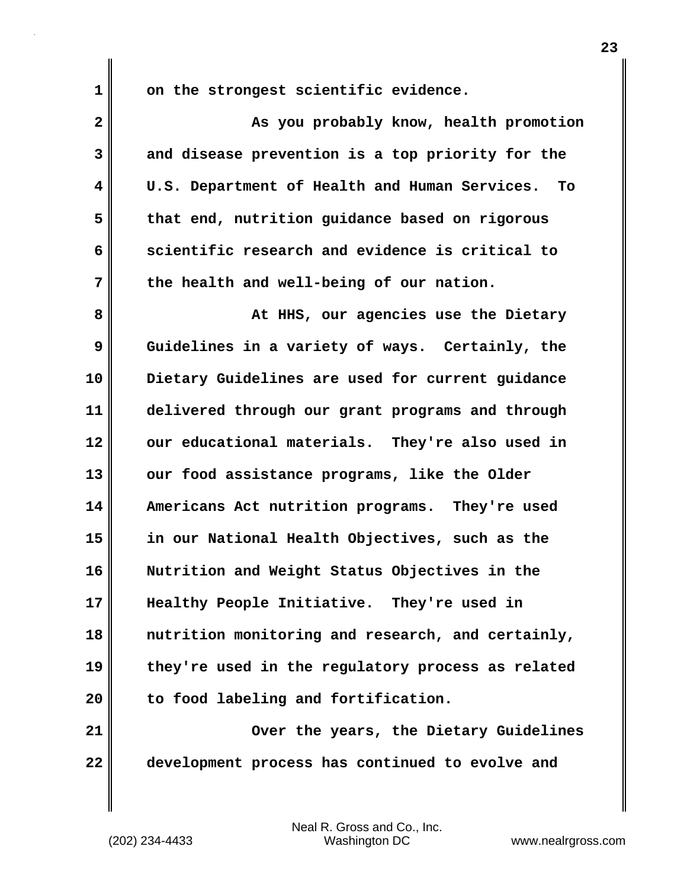on the strongest scientific evidence.

As you probably know, health promotion and disease prevention is a top priority for the U.S. Department of Health and Human Services. To that end, nutrition guidance based on rigorous scientific research and evidence is critical to the health and well-being of our nation.

At HHS, our agencies use the Dietary Guidelines in a variety of ways. Certainly, the Dietary Guidelines are used for current guidance delivered through our grant programs and through our educational materials. They're also used in our food assistance programs, like the Older Americans Act nutrition programs. They're used in our National Health Objectives, such as the Nutrition and Weight Status Objectives in the Healthy People Initiative. They're used in nutrition monitoring and research, and certainly, they're used in the regulatory process as related to food labeling and fortification.

Over the years, the Dietary Guidelines development process has continued to evolve and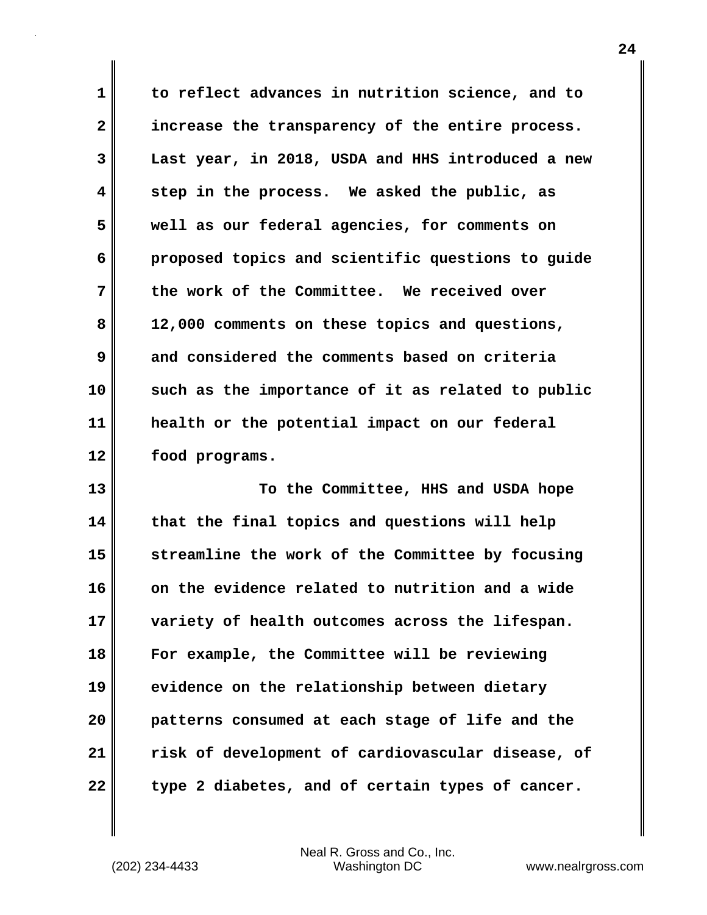to reflect advances in nutrition science, and to increase the transparency of the entire process. Last year, in 2018, USDA and HHS introduced a new step in the process. We asked the public, as well as our federal agencies, for comments on proposed topics and scientific questions to guide the work of the Committee. We received over 12,000 comments on these topics and questions, and considered the comments based on criteria such as the importance of it as related to public health or the potential impact on our federal food programs.

To the Committee, HHS and USDA hope that the final topics and questions will help streamline the work of the Committee by focusing on the evidence related to nutrition and a wide variety of health outcomes across the lifespan. For example, the Committee will be reviewing evidence on the relationship between dietary patterns consumed at each stage of life and the risk of development of cardiovascular disease, of type 2 diabetes, and of certain types of cancer.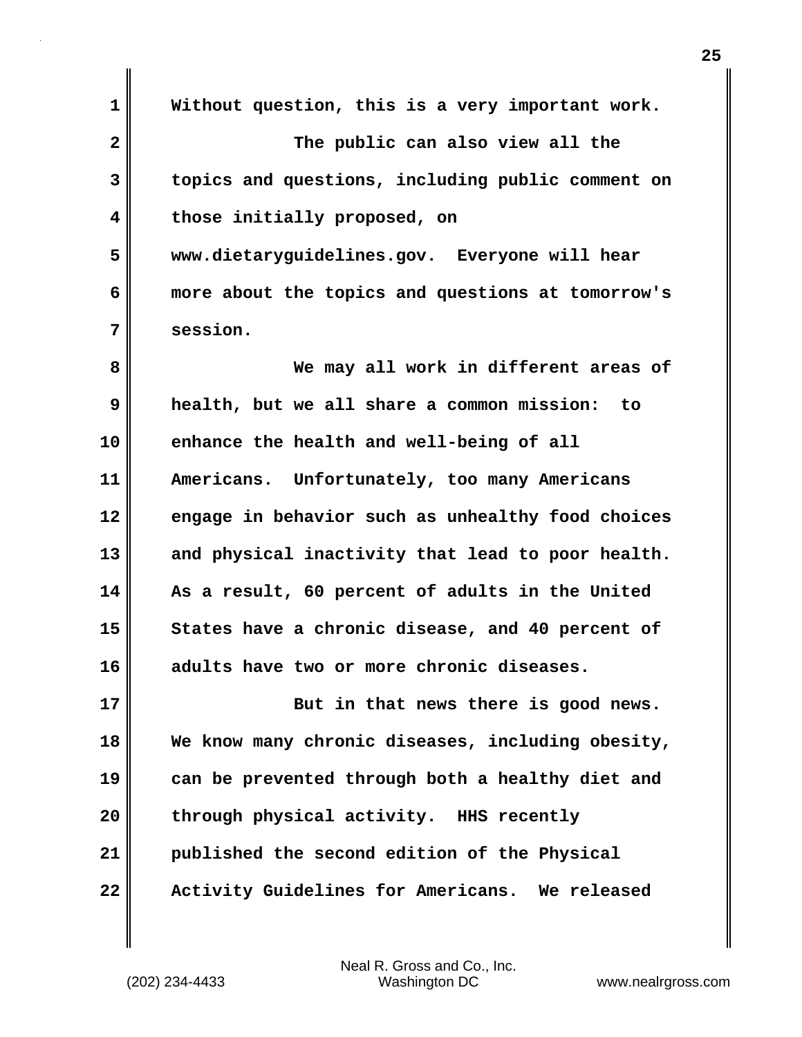Without question, this is a very important work.

The public can also view all the topics and questions, including public comment on those initially proposed, on www.dietaryguidelines.gov. Everyone will hear more about the topics and questions at tomorrow's session.

We may all work in different areas of health, but we all share a common mission: to enhance the health and well-being of all Americans. Unfortunately, too many Americans engage in behavior such as unhealthy food choices and physical inactivity that lead to poor health. As a result, 60 percent of adults in the United States have a chronic disease, and 40 percent of adults have two or more chronic diseases.

But in that news there is good news. We know many chronic diseases, including obesity, can be prevented through both a healthy diet and through physical activity. HHS recently published the second edition of the Physical Activity Guidelines for Americans. We released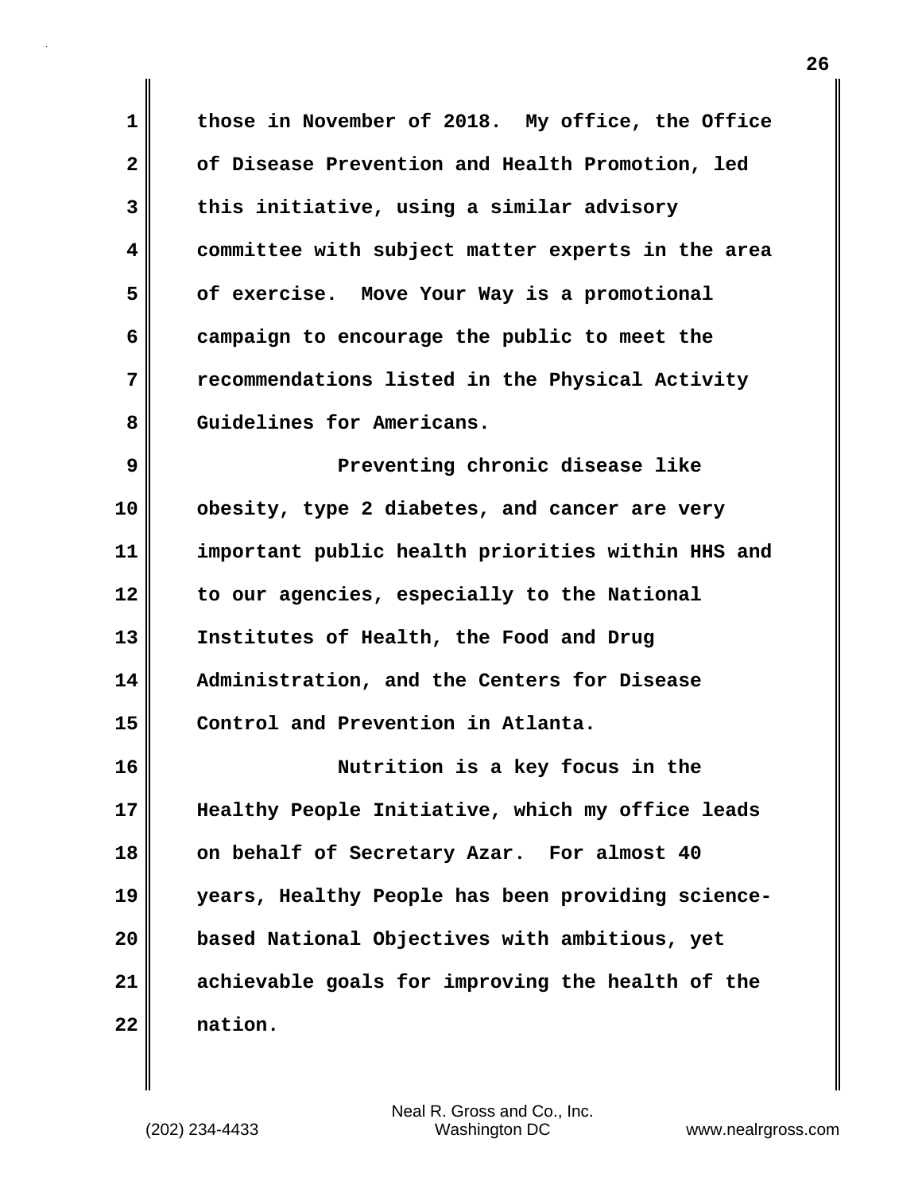those in November of 2018. My office, the Office of Disease Prevention and Health Promotion, led this initiative, using a similar advisory committee with subject matter experts in the area of exercise. Move Your Way is a promotional campaign to encourage the public to meet the recommendations listed in the Physical Activity Guidelines for Americans.

Preventing chronic disease like obesity, type 2 diabetes, and cancer are very important public health priorities within HHS and to our agencies, especially to the National Institutes of Health, the Food and Drug Administration, and the Centers for Disease Control and Prevention in Atlanta.

Nutrition is a key focus in the Healthy People Initiative, which my office leads on behalf of Secretary Azar. For almost 40 years, Healthy People has been providing science-based National Objectives with ambitious, yet achievable goals for improving the health of the nation.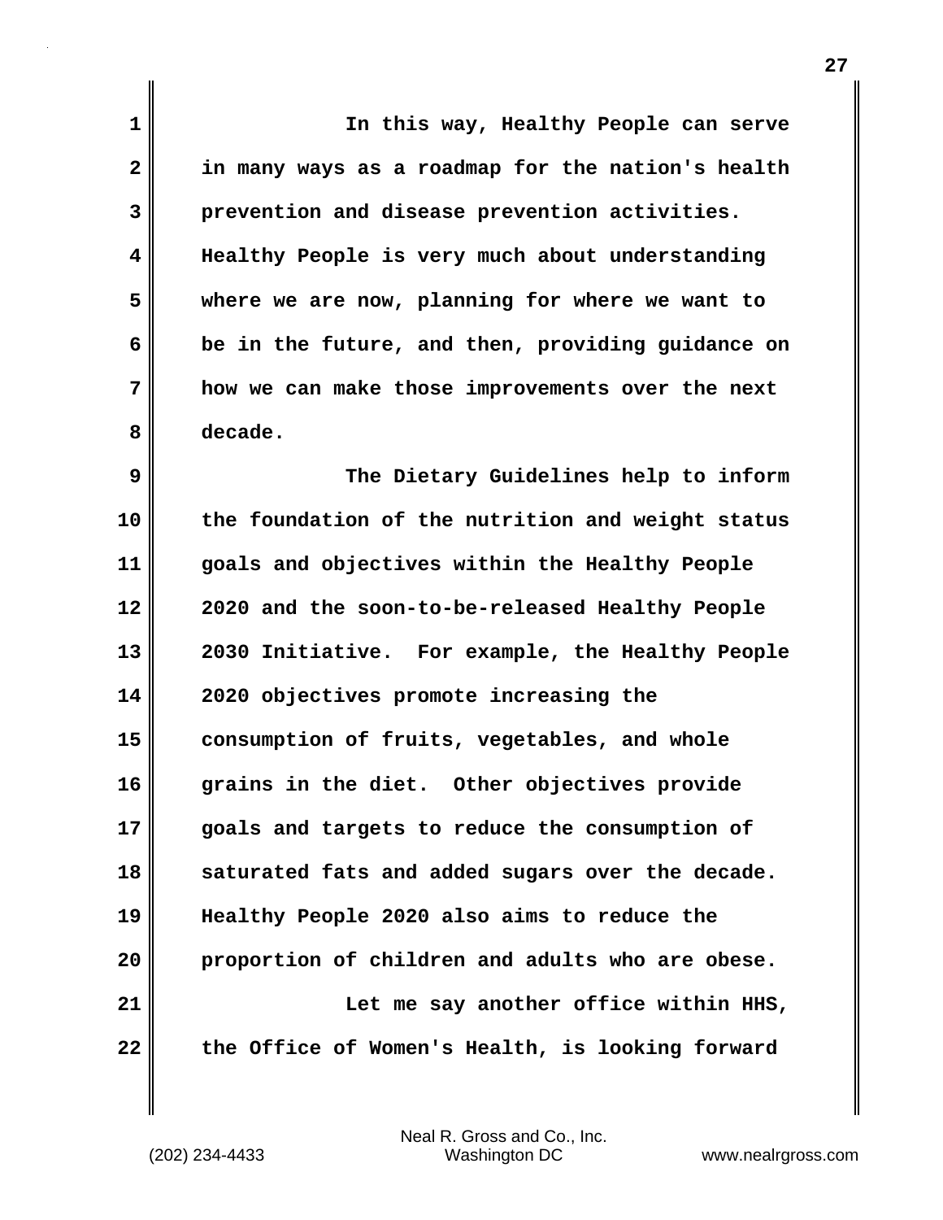In this way, Healthy People can serve in many ways as a roadmap for the nation's health prevention and disease prevention activities. Healthy People is very much about understanding where we are now, planning for where we want to be in the future, and then, providing guidance on how we can make those improvements over the next decade.

The Dietary Guidelines help to inform the foundation of the nutrition and weight status goals and objectives within the Healthy People 2020 and the soon-to-be-released Healthy People 2030 Initiative. For example, the Healthy People 2020 objectives promote increasing the consumption of fruits, vegetables, and whole grains in the diet. Other objectives provide goals and targets to reduce the consumption of saturated fats and added sugars over the decade. Healthy People 2020 also aims to reduce the proportion of children and adults who are obese.

Let me say another office within HHS, the Office of Women's Health, is looking forward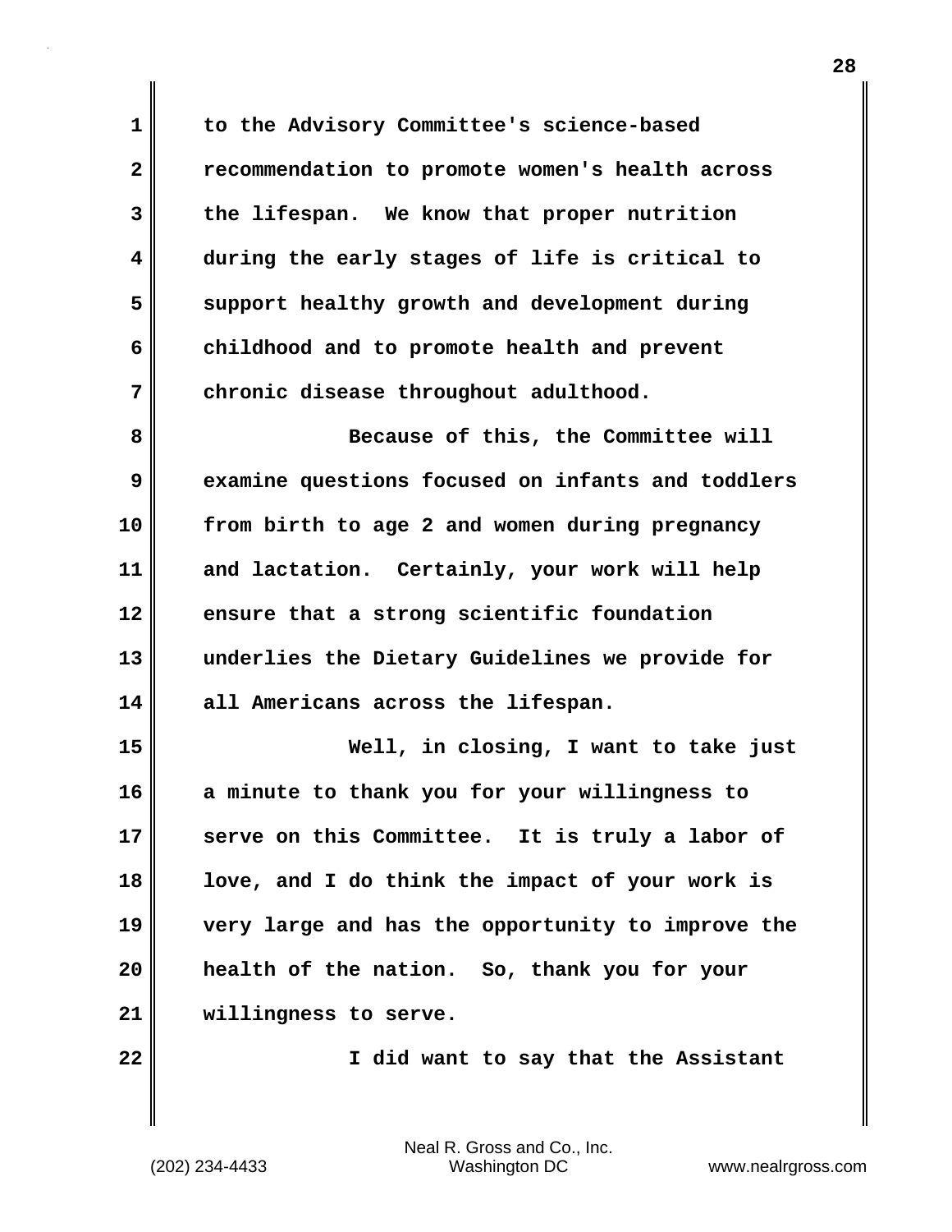to the Advisory Committee's science-based recommendation to promote women's health across the lifespan. We know that proper nutrition during the early stages of life is critical to support healthy growth and development during childhood and to promote health and prevent chronic disease throughout adulthood.

Because of this, the Committee will examine questions focused on infants and toddlers from birth to age 2 and women during pregnancy and lactation. Certainly, your work will help ensure that a strong scientific foundation underlies the Dietary Guidelines we provide for all Americans across the lifespan.

Well, in closing, I want to take just a minute to thank you for your willingness to serve on this Committee. It is truly a labor of love, and I do think the impact of your work is very large and has the opportunity to improve the health of the nation. So, thank you for your willingness to serve.

I did want to say that the Assistant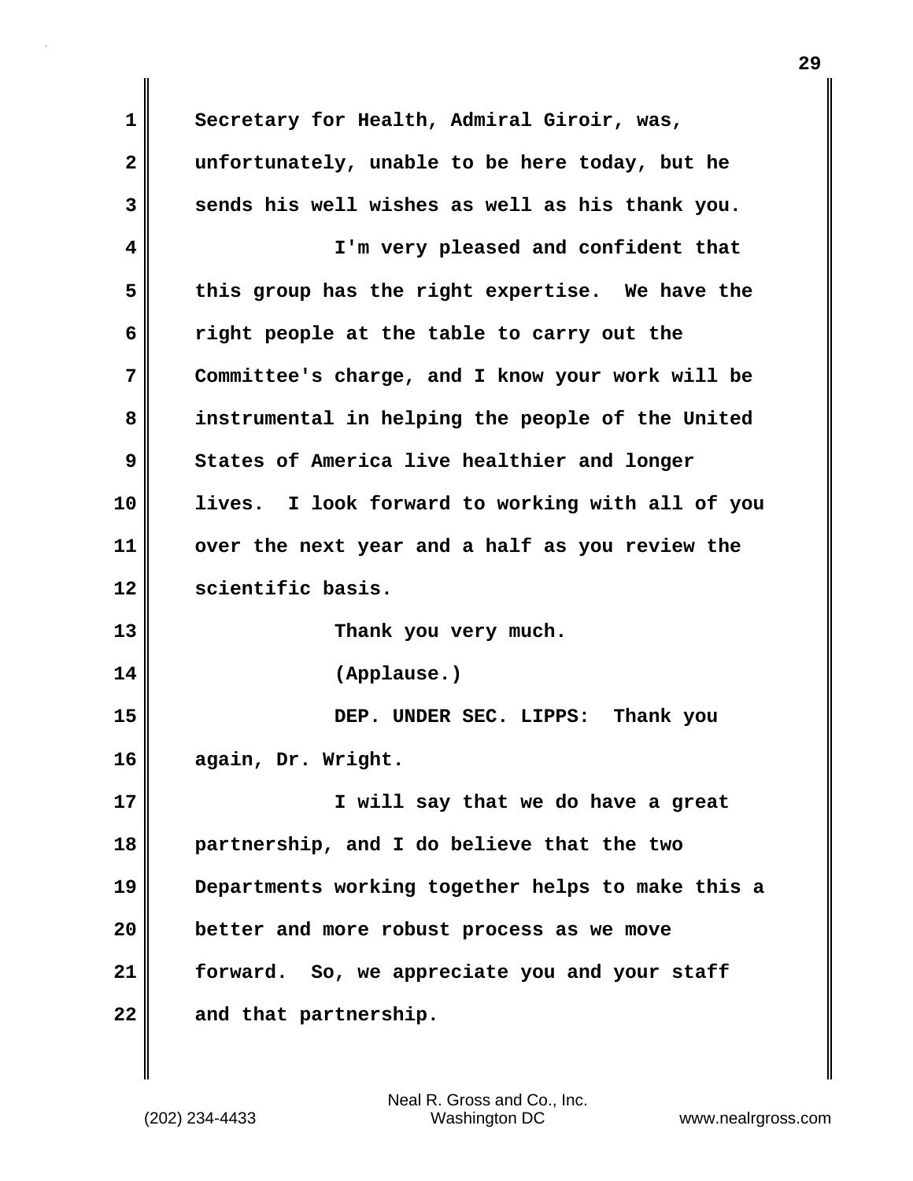Secretary for Health, Admiral Giroir, was, unfortunately, unable to be here today, but he sends his well wishes as well as his thank you.

I'm very pleased and confident that this group has the right expertise. We have the right people at the table to carry out the Committee's charge, and I know your work will be instrumental in helping the people of the United States of America live healthier and longer lives. I look forward to working with all of you over the next year and a half as you review the scientific basis.

Thank you very much.

(Applause.)

DEP. UNDER SEC. LIPPS: Thank you again, Dr. Wright.

I will say that we do have a great partnership, and I do believe that the two Departments working together helps to make this a better and more robust process as we move forward. So, we appreciate you and your staff and that partnership.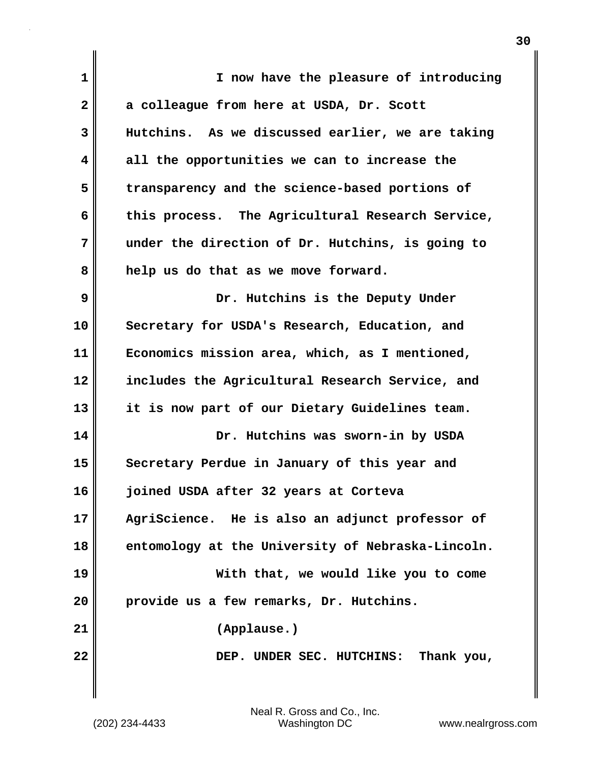I now have the pleasure of introducing a colleague from here at USDA, Dr. Scott Hutchins. As we discussed earlier, we are taking all the opportunities we can to increase the transparency and the science-based portions of this process. The Agricultural Research Service, under the direction of Dr. Hutchins, is going to help us do that as we move forward.

Dr. Hutchins is the Deputy Under Secretary for USDA's Research, Education, and Economics mission area, which, as I mentioned, includes the Agricultural Research Service, and it is now part of our Dietary Guidelines team.

Dr. Hutchins was sworn-in by USDA Secretary Perdue in January of this year and joined USDA after 32 years at Corteva AgriScience. He is also an adjunct professor of entomology at the University of Nebraska-Lincoln.

With that, we would like you to come provide us a few remarks, Dr. Hutchins.

(Applause.)

DEP. UNDER SEC. HUTCHINS: Thank you,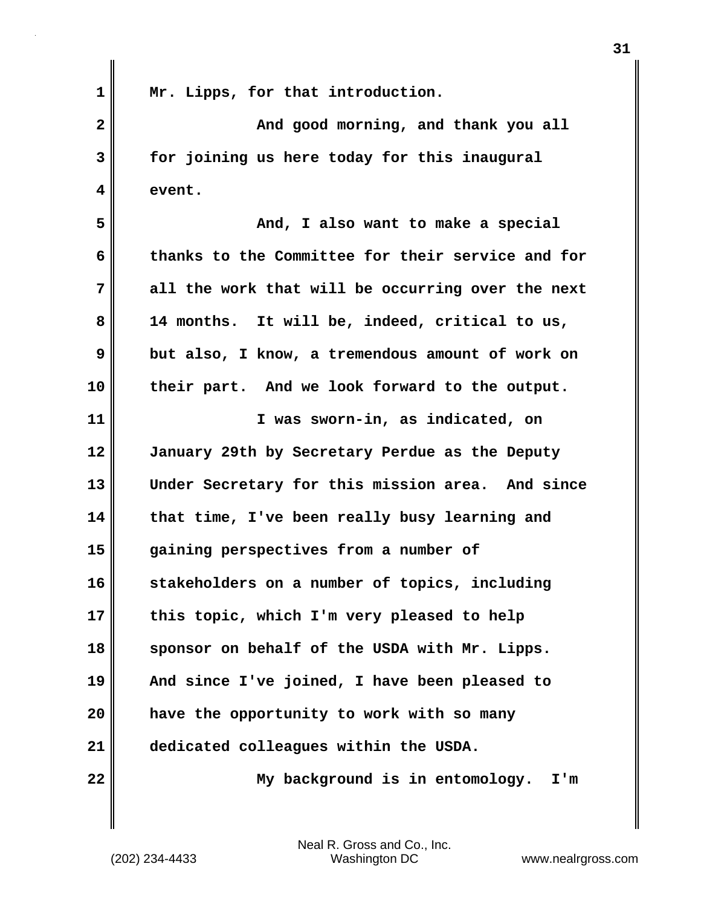Mr. Lipps, for that introduction.

And good morning, and thank you all for joining us here today for this inaugural event.

And, I also want to make a special thanks to the Committee for their service and for all the work that will be occurring over the next 14 months. It will be, indeed, critical to us, but also, I know, a tremendous amount of work on their part. And we look forward to the output.

I was sworn-in, as indicated, on January 29th by Secretary Perdue as the Deputy Under Secretary for this mission area. And since that time, I've been really busy learning and gaining perspectives from a number of stakeholders on a number of topics, including this topic, which I'm very pleased to help sponsor on behalf of the USDA with Mr. Lipps. And since I've joined, I have been pleased to have the opportunity to work with so many dedicated colleagues within the USDA.

My background is in entomology. I'm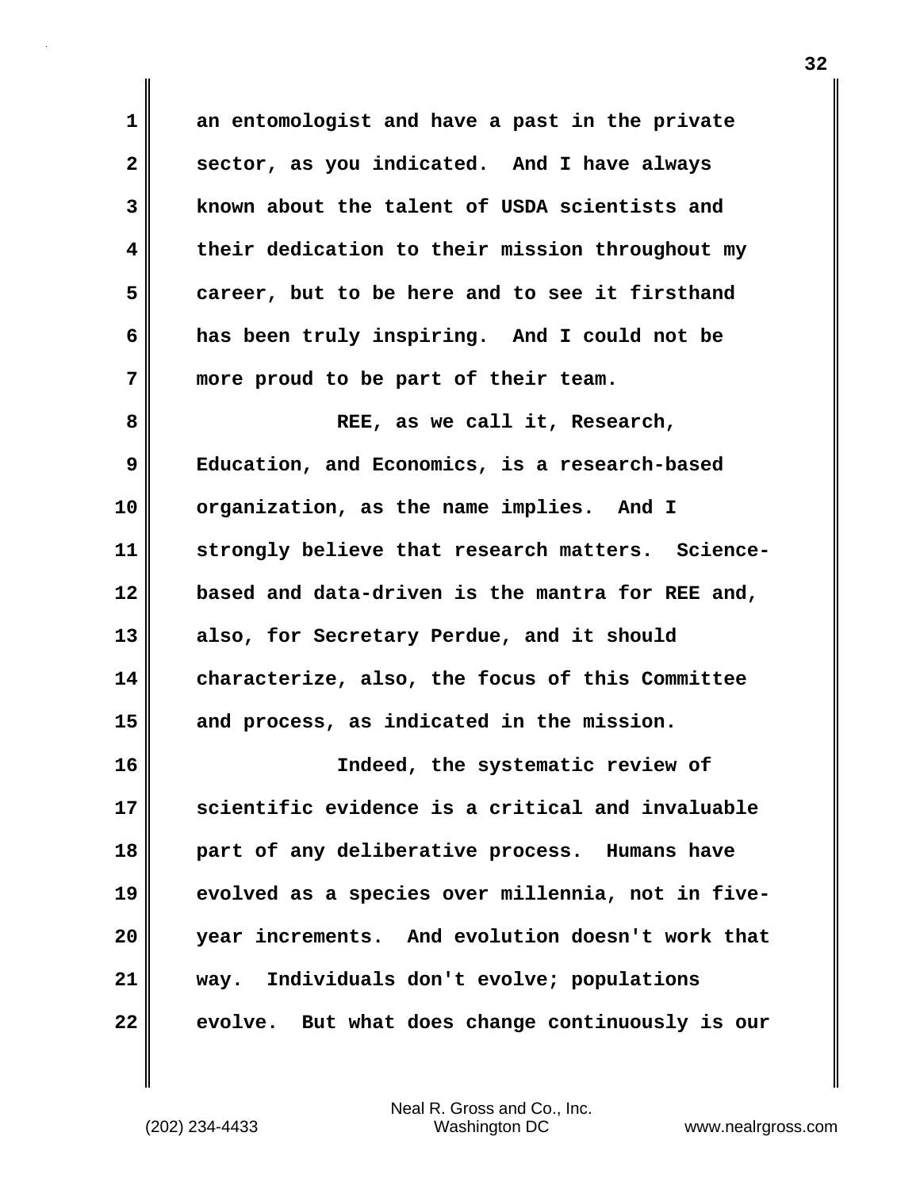an entomologist and have a past in the private sector, as you indicated. And I have always known about the talent of USDA scientists and their dedication to their mission throughout my career, but to be here and to see it firsthand has been truly inspiring. And I could not be more proud to be part of their team.

REE, as we call it, Research, Education, and Economics, is a research-based organization, as the name implies. And I strongly believe that research matters. Science-based and data-driven is the mantra for REE and, also, for Secretary Perdue, and it should characterize, also, the focus of this Committee and process, as indicated in the mission.

Indeed, the systematic review of scientific evidence is a critical and invaluable part of any deliberative process. Humans have evolved as a species over millennia, not in five-year increments. And evolution doesn't work that way. Individuals don't evolve; populations evolve. But what does change continuously is our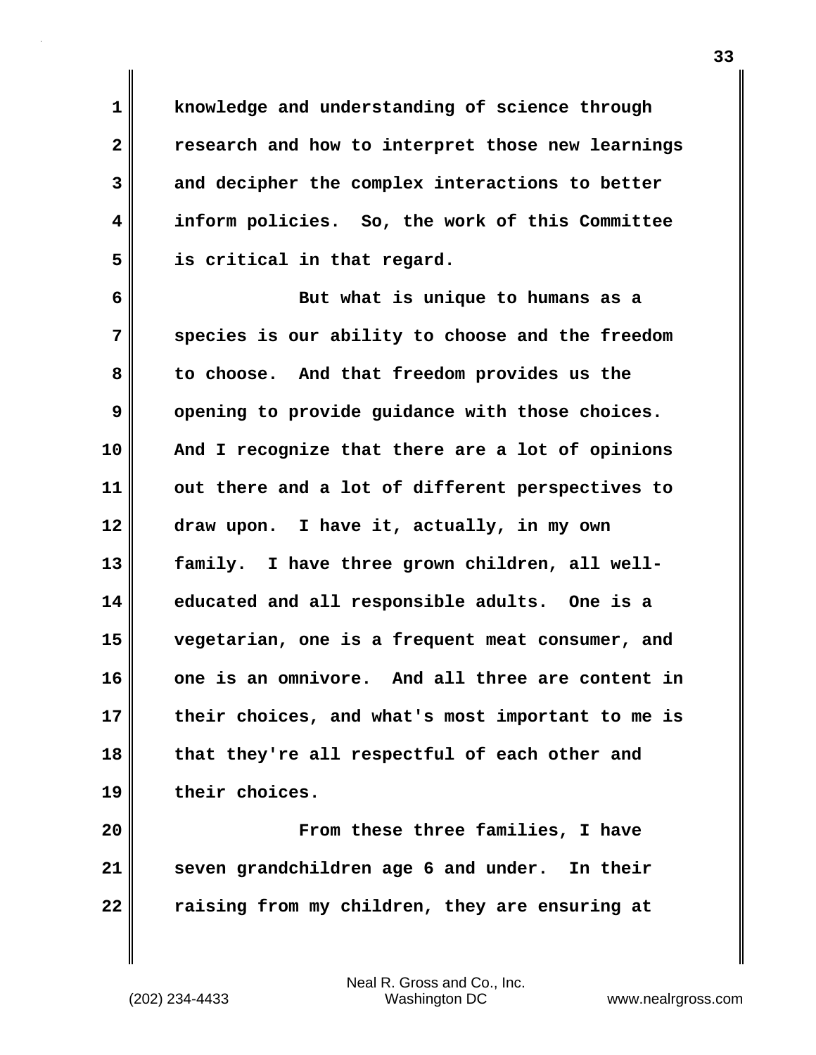knowledge and understanding of science through research and how to interpret those new learnings and decipher the complex interactions to better inform policies. So, the work of this Committee is critical in that regard.

But what is unique to humans as a species is our ability to choose and the freedom to choose. And that freedom provides us the opening to provide guidance with those choices. And I recognize that there are a lot of opinions out there and a lot of different perspectives to draw upon. I have it, actually, in my own family. I have three grown children, all well-educated and all responsible adults. One is a vegetarian, one is a frequent meat consumer, and one is an omnivore. And all three are content in their choices, and what's most important to me is that they're all respectful of each other and their choices.

From these three families, I have seven grandchildren age 6 and under. In their raising from my children, they are ensuring at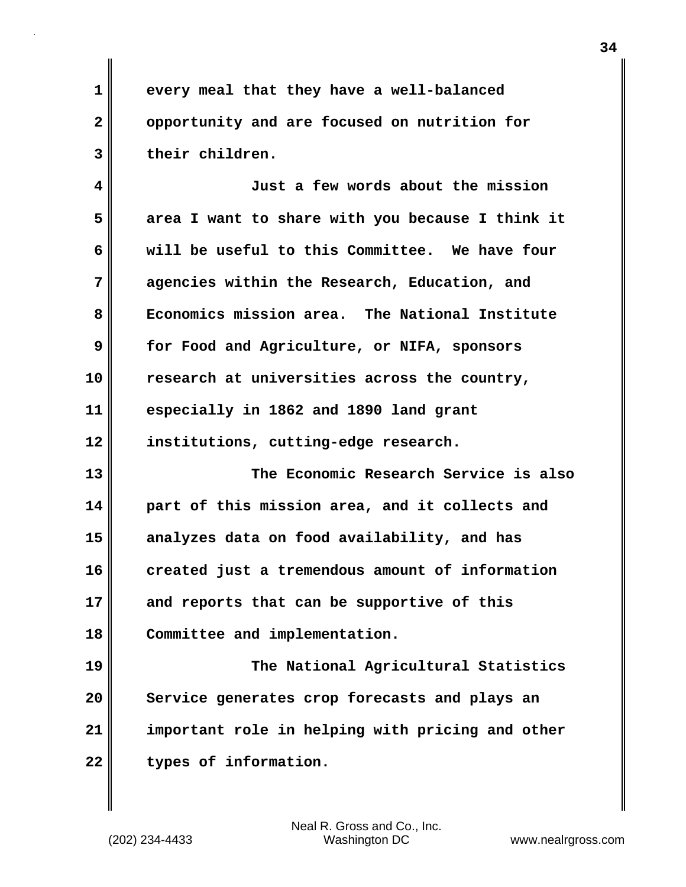every meal that they have a well-balanced opportunity and are focused on nutrition for their children.

Just a few words about the mission area I want to share with you because I think it will be useful to this Committee. We have four agencies within the Research, Education, and Economics mission area. The National Institute for Food and Agriculture, or NIFA, sponsors research at universities across the country, especially in 1862 and 1890 land grant institutions, cutting-edge research.

The Economic Research Service is also part of this mission area, and it collects and analyzes data on food availability, and has created just a tremendous amount of information and reports that can be supportive of this Committee and implementation.

The National Agricultural Statistics Service generates crop forecasts and plays an important role in helping with pricing and other types of information.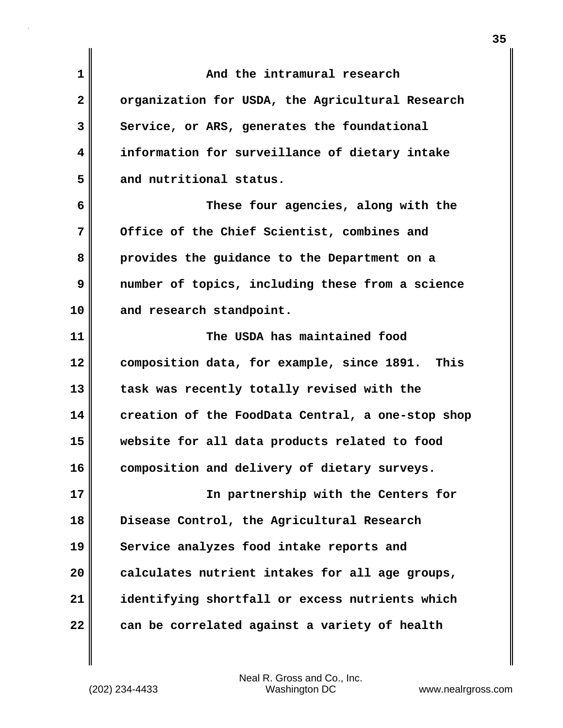And the intramural research organization for USDA, the Agricultural Research Service, or ARS, generates the foundational information for surveillance of dietary intake and nutritional status.

These four agencies, along with the Office of the Chief Scientist, combines and provides the guidance to the Department on a number of topics, including these from a science and research standpoint.

The USDA has maintained food composition data, for example, since 1891. This task was recently totally revised with the creation of the FoodData Central, a one-stop shop website for all data products related to food composition and delivery of dietary surveys.

In partnership with the Centers for Disease Control, the Agricultural Research Service analyzes food intake reports and calculates nutrient intakes for all age groups, identifying shortfall or excess nutrients which can be correlated against a variety of health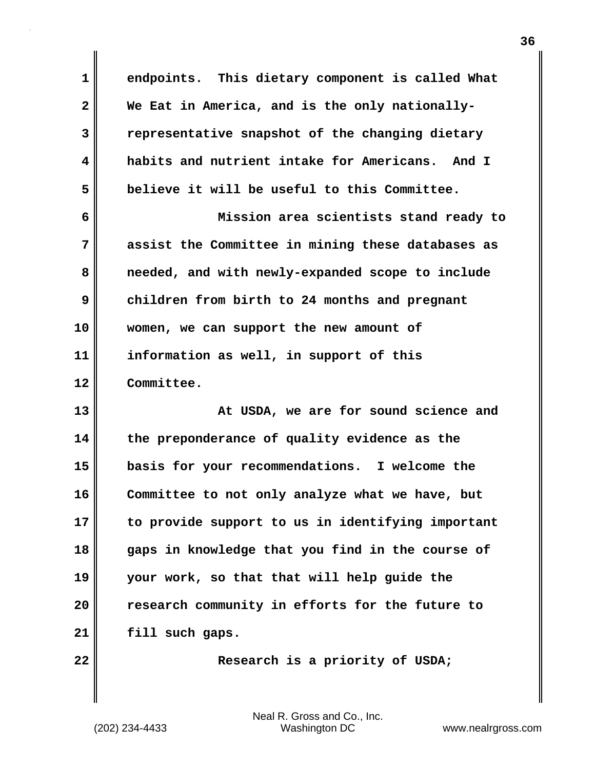endpoints. This dietary component is called What We Eat in America, and is the only nationally-representative snapshot of the changing dietary habits and nutrient intake for Americans. And I believe it will be useful to this Committee.

Mission area scientists stand ready to assist the Committee in mining these databases as needed, and with newly-expanded scope to include children from birth to 24 months and pregnant women, we can support the new amount of information as well, in support of this Committee.

At USDA, we are for sound science and the preponderance of quality evidence as the basis for your recommendations. I welcome the Committee to not only analyze what we have, but to provide support to us in identifying important gaps in knowledge that you find in the course of your work, so that that will help guide the research community in efforts for the future to fill such gaps.

Research is a priority of USDA;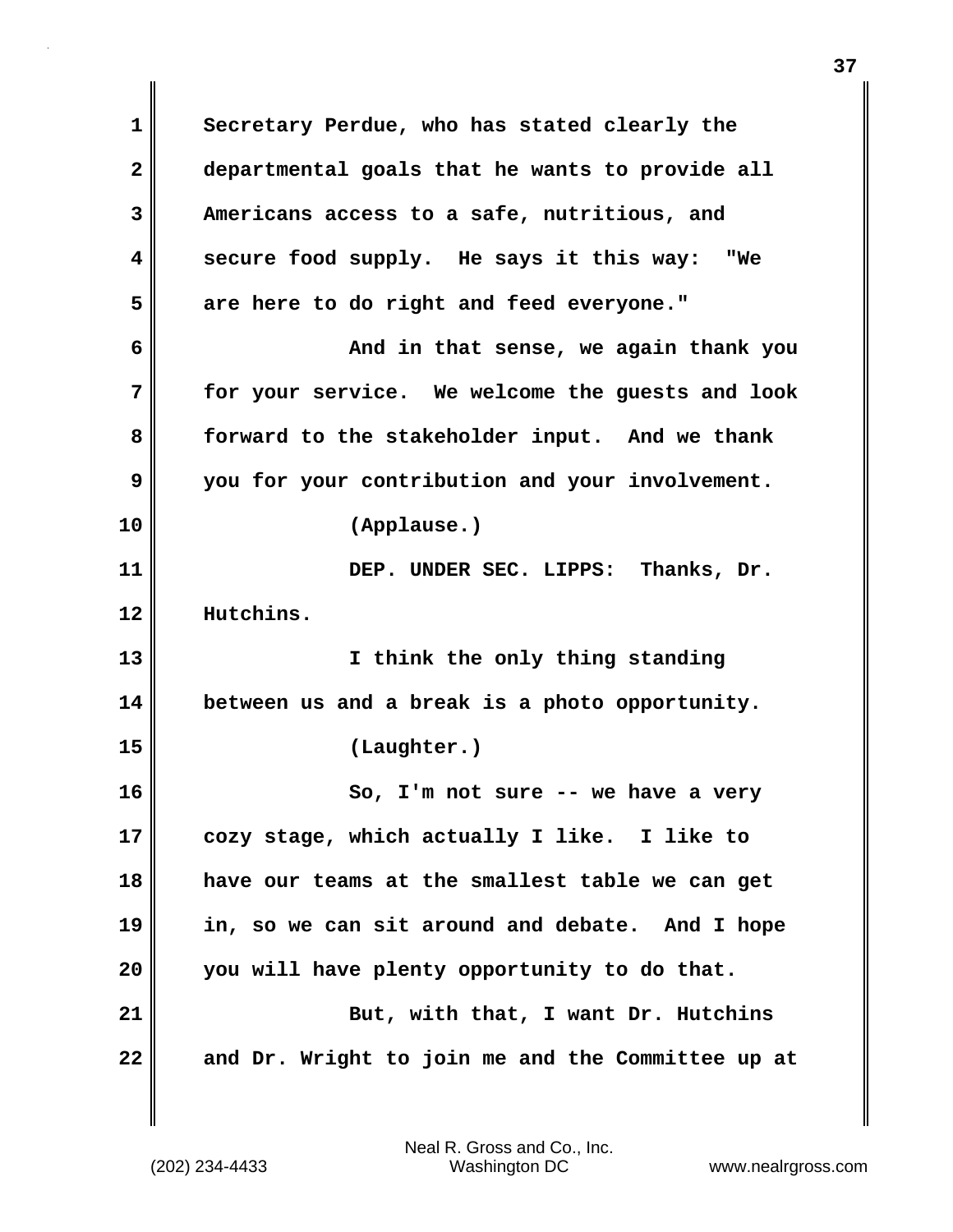Secretary Perdue, who has stated clearly the departmental goals that he wants to provide all Americans access to a safe, nutritious, and secure food supply. He says it this way: "We are here to do right and feed everyone."

And in that sense, we again thank you for your service. We welcome the guests and look forward to the stakeholder input. And we thank you for your contribution and your involvement.

(Applause.)

DEP. UNDER SEC. LIPPS: Thanks, Dr. Hutchins.

I think the only thing standing between us and a break is a photo opportunity.

(Laughter.)

So, I'm not sure -- we have a very cozy stage, which actually I like. I like to have our teams at the smallest table we can get in, so we can sit around and debate. And I hope you will have plenty opportunity to do that.

But, with that, I want Dr. Hutchins and Dr. Wright to join me and the Committee up at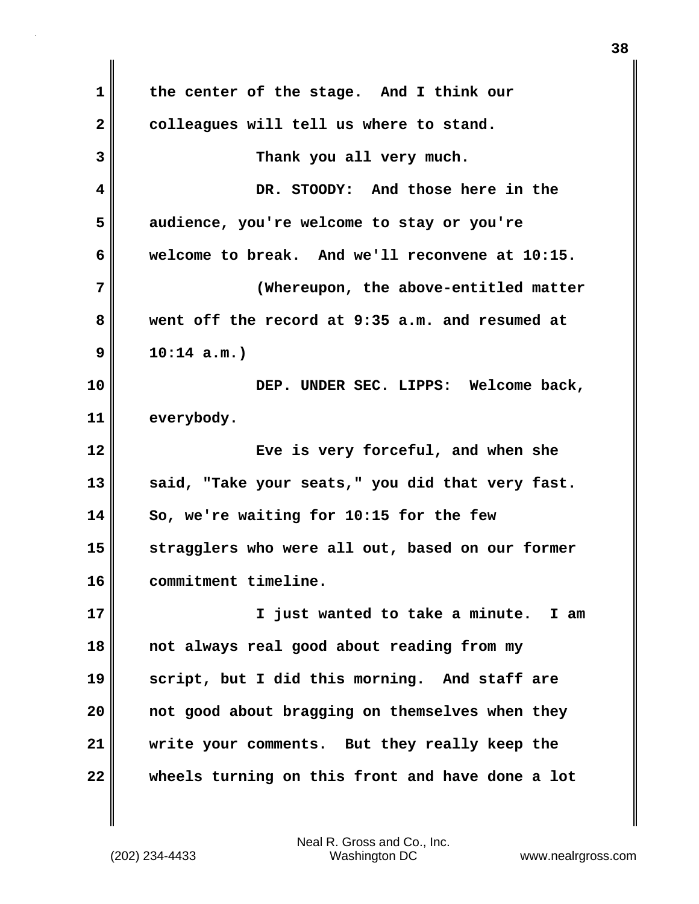the center of the stage. And I think our colleagues will tell us where to stand.

Thank you all very much.

DR. STOODY: And those here in the audience, you're welcome to stay or you're welcome to break. And we'll reconvene at 10:15.

(Whereupon, the above-entitled matter went off the record at 9:35 a.m. and resumed at 10:14 a.m.)

DEP. UNDER SEC. LIPPS: Welcome back, everybody.

Eve is very forceful, and when she said, "Take your seats," you did that very fast. So, we're waiting for 10:15 for the few stragglers who were all out, based on our former commitment timeline.

I just wanted to take a minute. I am not always real good about reading from my script, but I did this morning. And staff are not good about bragging on themselves when they write your comments. But they really keep the wheels turning on this front and have done a lot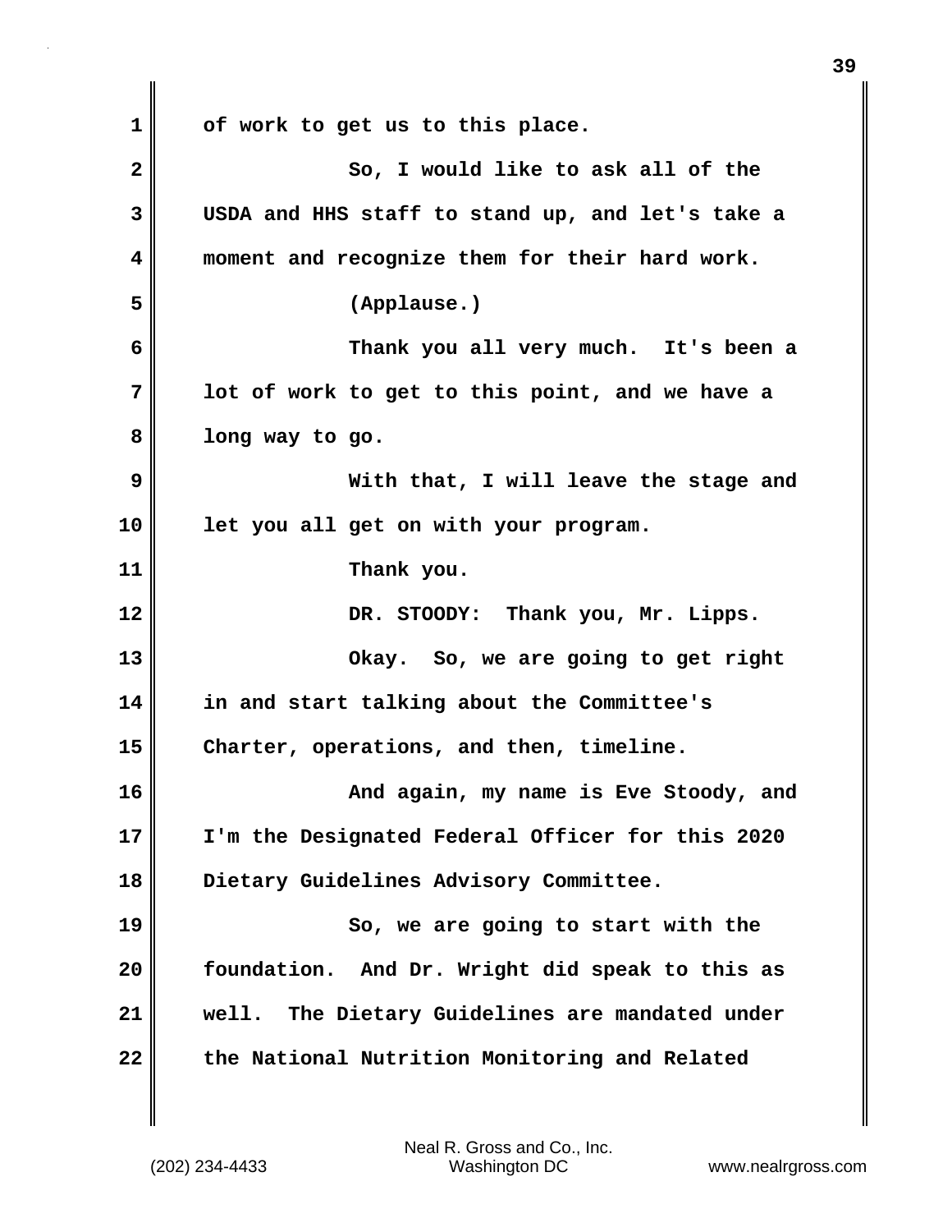of work to get us to this place.

So, I would like to ask all of the USDA and HHS staff to stand up, and let's take a moment and recognize them for their hard work.

(Applause.)

Thank you all very much. It's been a lot of work to get to this point, and we have a long way to go.

With that, I will leave the stage and let you all get on with your program.

Thank you.

DR. STOODY: Thank you, Mr. Lipps.

Okay. So, we are going to get right in and start talking about the Committee's Charter, operations, and then, timeline.

And again, my name is Eve Stoody, and I'm the Designated Federal Officer for this 2020 Dietary Guidelines Advisory Committee.

So, we are going to start with the foundation. And Dr. Wright did speak to this as well. The Dietary Guidelines are mandated under the National Nutrition Monitoring and Related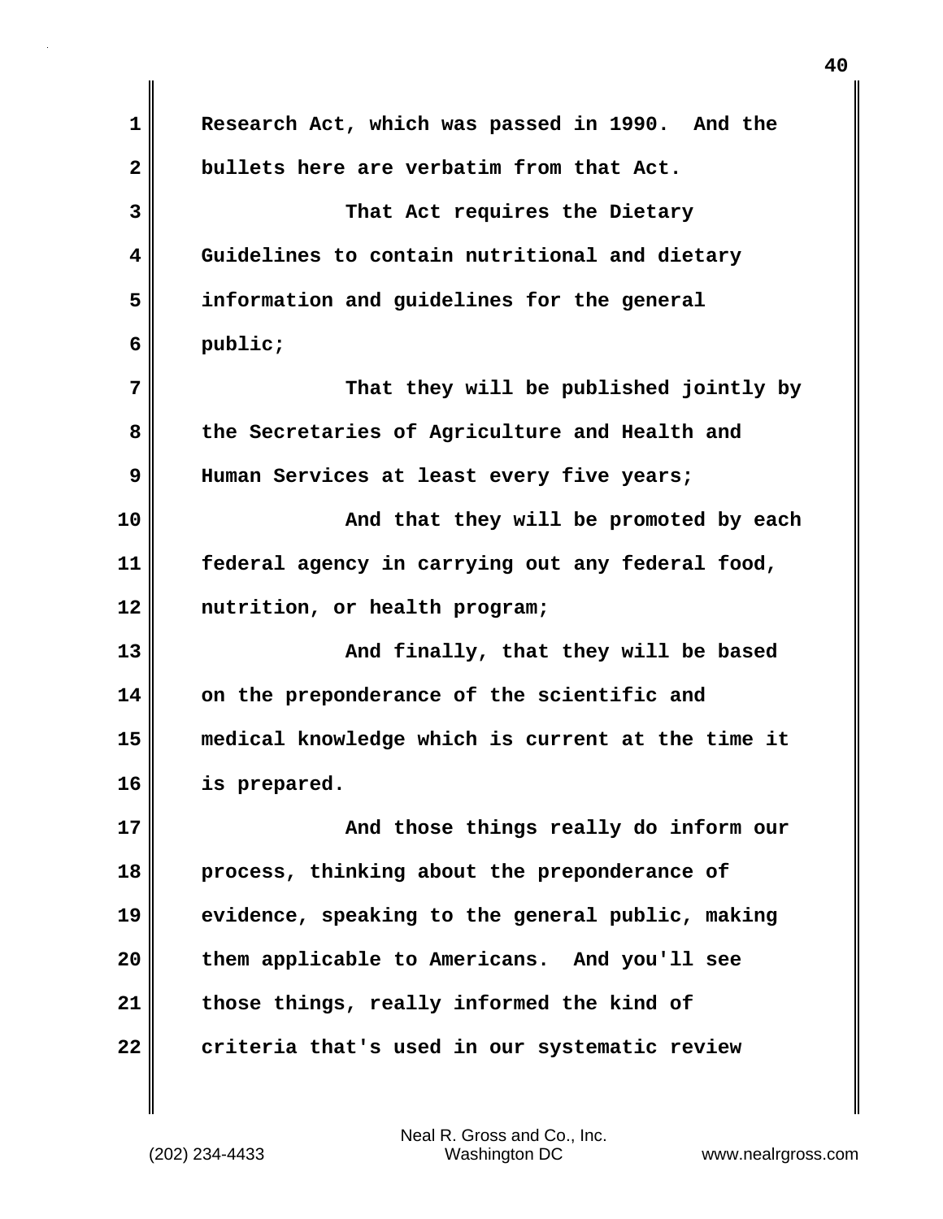Research Act, which was passed in 1990. And the bullets here are verbatim from that Act.

That Act requires the Dietary Guidelines to contain nutritional and dietary information and guidelines for the general public;

That they will be published jointly by the Secretaries of Agriculture and Health and Human Services at least every five years;

And that they will be promoted by each federal agency in carrying out any federal food, nutrition, or health program;

And finally, that they will be based on the preponderance of the scientific and medical knowledge which is current at the time it is prepared.

And those things really do inform our process, thinking about the preponderance of evidence, speaking to the general public, making them applicable to Americans. And you'll see those things, really informed the kind of criteria that's used in our systematic review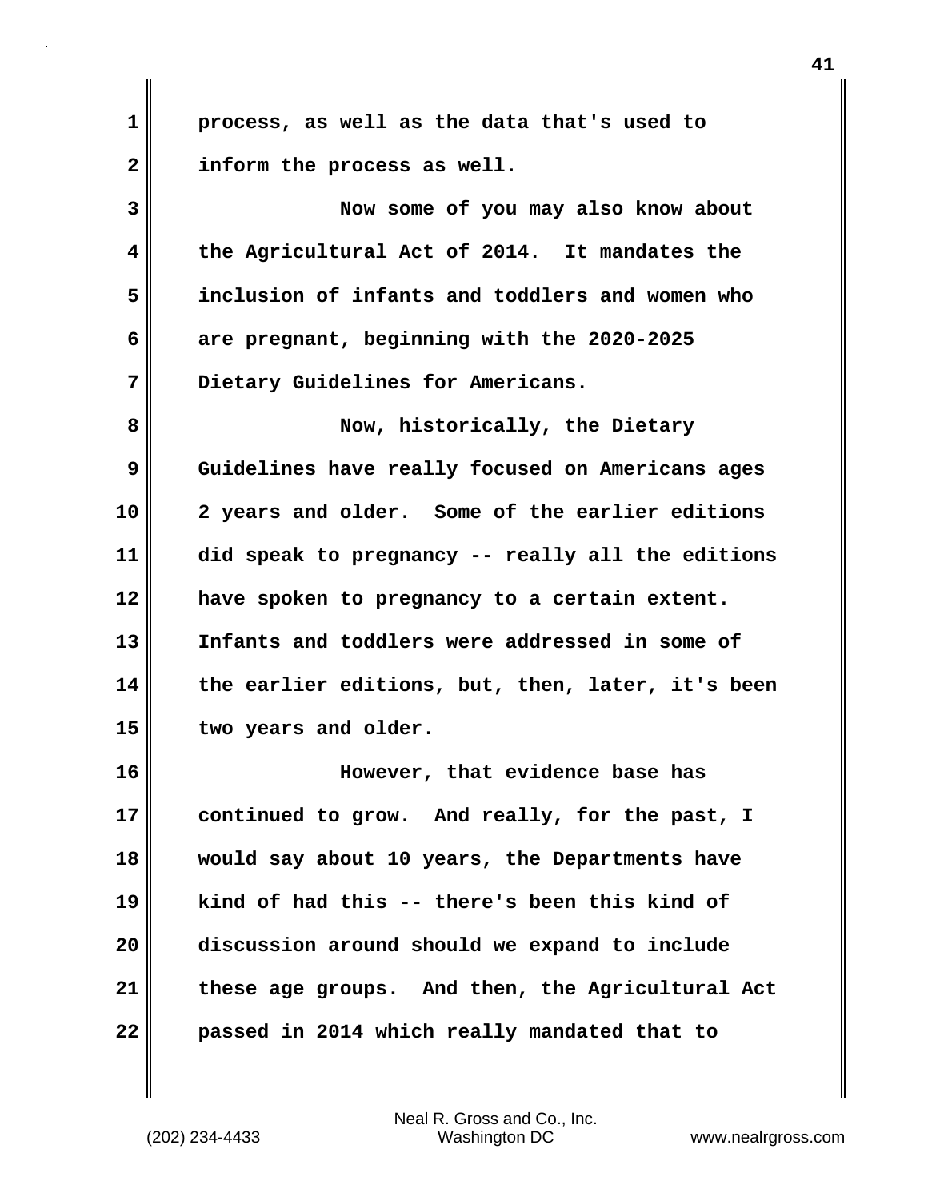process, as well as the data that's used to inform the process as well.

Now some of you may also know about the Agricultural Act of 2014. It mandates the inclusion of infants and toddlers and women who are pregnant, beginning with the 2020-2025 Dietary Guidelines for Americans.

Now, historically, the Dietary Guidelines have really focused on Americans ages 2 years and older. Some of the earlier editions did speak to pregnancy -- really all the editions have spoken to pregnancy to a certain extent. Infants and toddlers were addressed in some of the earlier editions, but, then, later, it's been two years and older.

However, that evidence base has continued to grow. And really, for the past, I would say about 10 years, the Departments have kind of had this -- there's been this kind of discussion around should we expand to include these age groups. And then, the Agricultural Act passed in 2014 which really mandated that to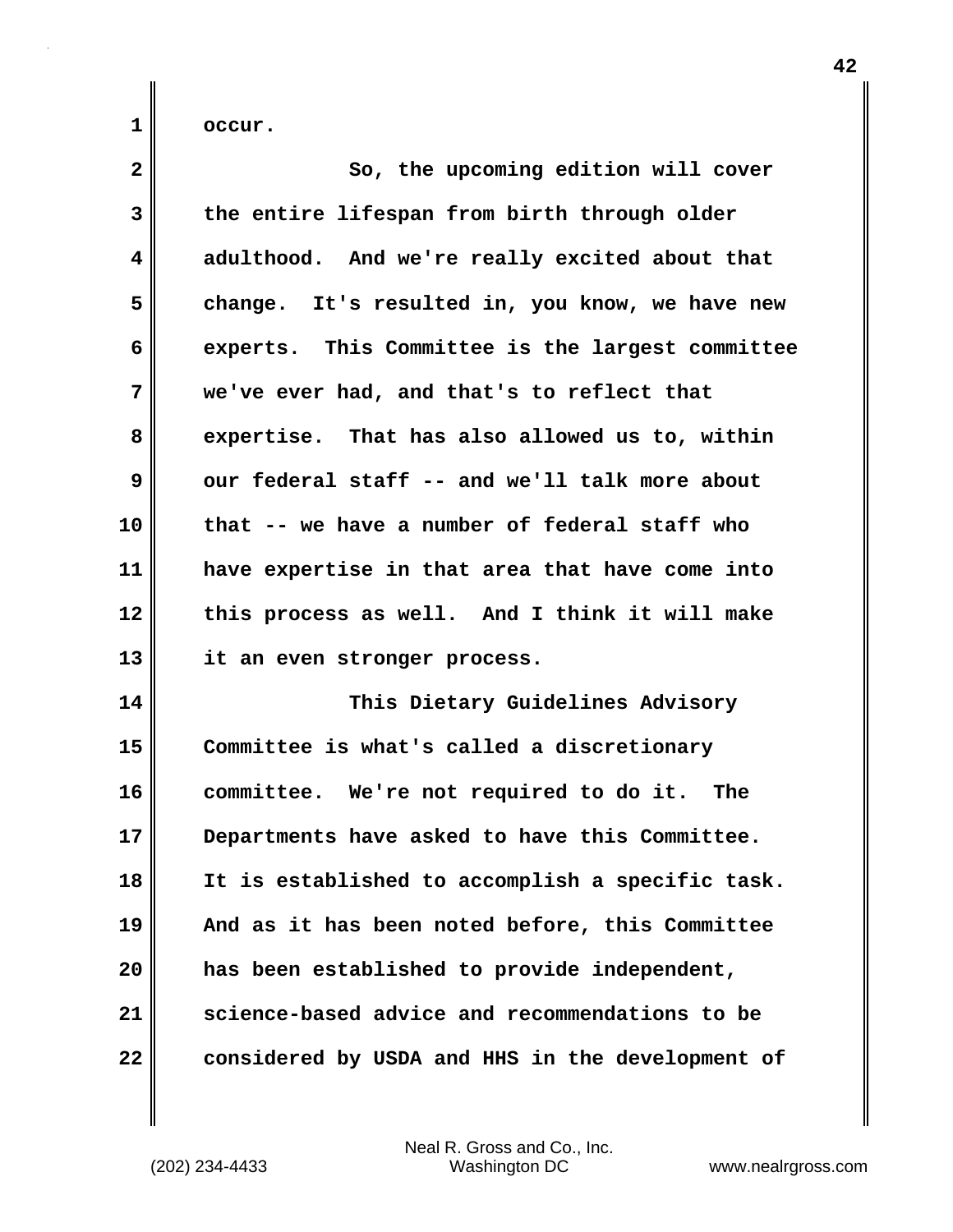occur.

So, the upcoming edition will cover the entire lifespan from birth through older adulthood. And we're really excited about that change. It's resulted in, you know, we have new experts. This Committee is the largest committee we've ever had, and that's to reflect that expertise. That has also allowed us to, within our federal staff -- and we'll talk more about that -- we have a number of federal staff who have expertise in that area that have come into this process as well. And I think it will make it an even stronger process.

This Dietary Guidelines Advisory Committee is what's called a discretionary committee. We're not required to do it. The Departments have asked to have this Committee. It is established to accomplish a specific task. And as it has been noted before, this Committee has been established to provide independent, science-based advice and recommendations to be considered by USDA and HHS in the development of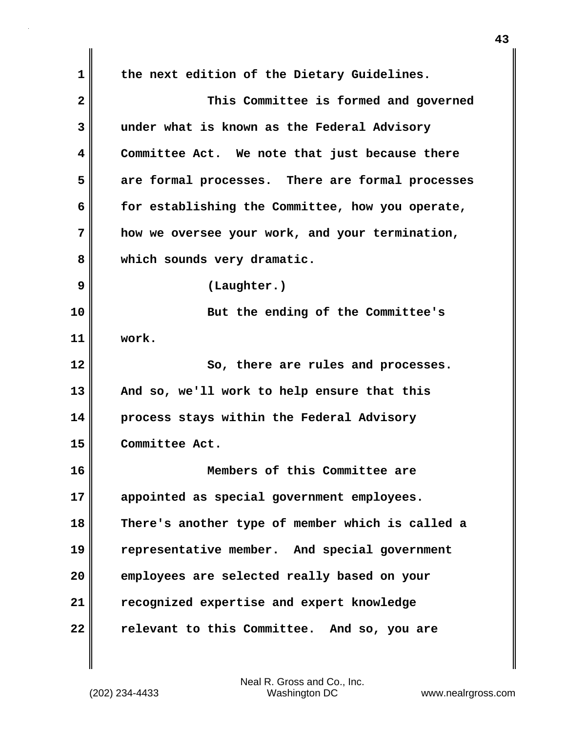the next edition of the Dietary Guidelines.

This Committee is formed and governed under what is known as the Federal Advisory Committee Act. We note that just because there are formal processes. There are formal processes for establishing the Committee, how you operate, how we oversee your work, and your termination, which sounds very dramatic.

(Laughter.)

But the ending of the Committee's work.

So, there are rules and processes. And so, we'll work to help ensure that this process stays within the Federal Advisory Committee Act.

Members of this Committee are appointed as special government employees. There's another type of member which is called a representative member. And special government employees are selected really based on your recognized expertise and expert knowledge relevant to this Committee. And so, you are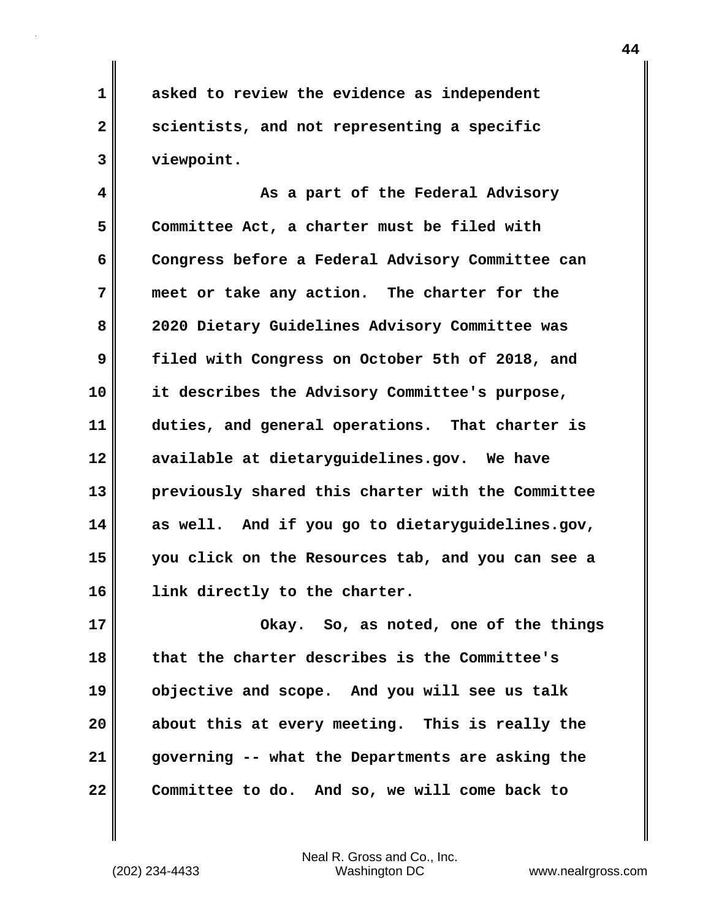asked to review the evidence as independent scientists, and not representing a specific viewpoint.

As a part of the Federal Advisory Committee Act, a charter must be filed with Congress before a Federal Advisory Committee can meet or take any action. The charter for the 2020 Dietary Guidelines Advisory Committee was filed with Congress on October 5th of 2018, and it describes the Advisory Committee's purpose, duties, and general operations. That charter is available at dietaryguidelines.gov. We have previously shared this charter with the Committee as well. And if you go to dietaryguidelines.gov, you click on the Resources tab, and you can see a link directly to the charter.

Okay. So, as noted, one of the things that the charter describes is the Committee's objective and scope. And you will see us talk about this at every meeting. This is really the governing -- what the Departments are asking the Committee to do. And so, we will come back to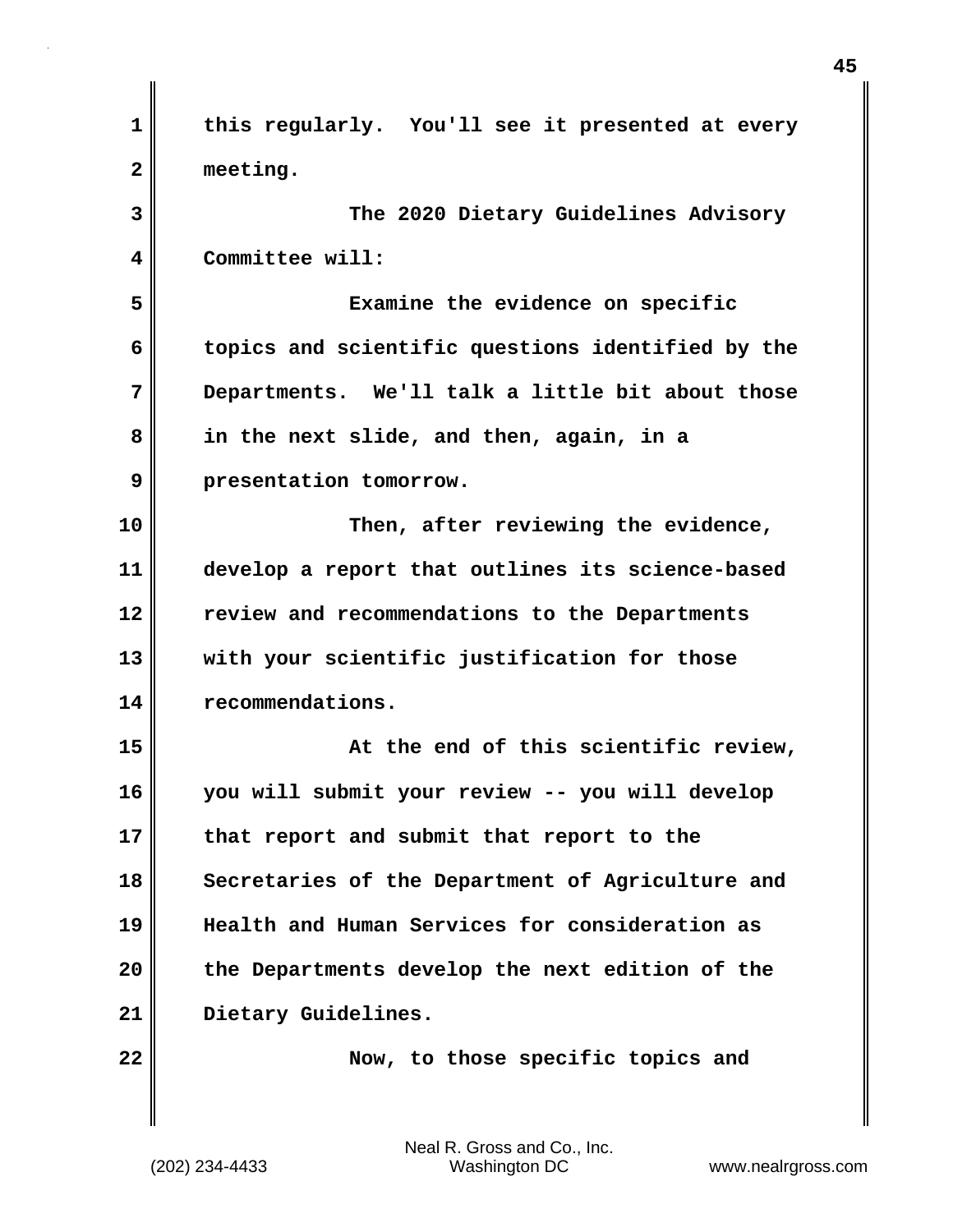this regularly. You'll see it presented at every meeting.

The 2020 Dietary Guidelines Advisory Committee will:

Examine the evidence on specific topics and scientific questions identified by the Departments. We'll talk a little bit about those in the next slide, and then, again, in a presentation tomorrow.

Then, after reviewing the evidence, develop a report that outlines its science-based review and recommendations to the Departments with your scientific justification for those recommendations.

At the end of this scientific review, you will submit your review -- you will develop that report and submit that report to the Secretaries of the Department of Agriculture and Health and Human Services for consideration as the Departments develop the next edition of the Dietary Guidelines.

Now, to those specific topics and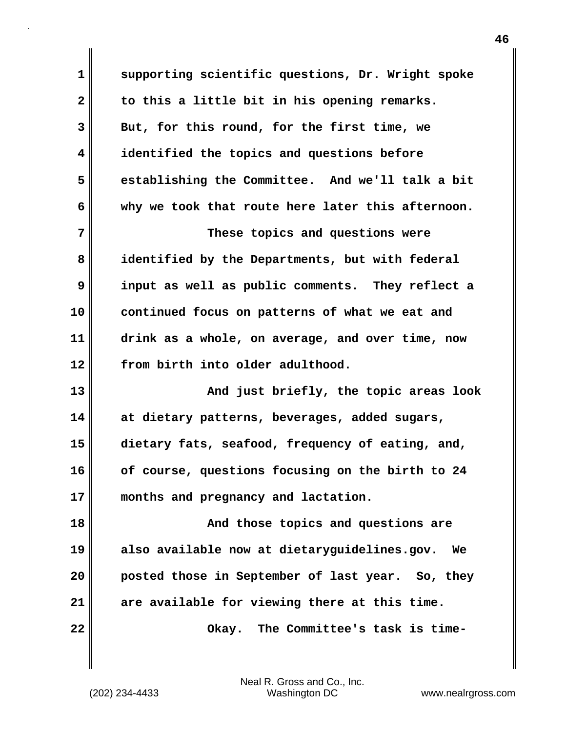supporting scientific questions, Dr. Wright spoke to this a little bit in his opening remarks. But, for this round, for the first time, we identified the topics and questions before establishing the Committee. And we'll talk a bit why we took that route here later this afternoon.

These topics and questions were identified by the Departments, but with federal input as well as public comments. They reflect a continued focus on patterns of what we eat and drink as a whole, on average, and over time, now from birth into older adulthood.

And just briefly, the topic areas look at dietary patterns, beverages, added sugars, dietary fats, seafood, frequency of eating, and, of course, questions focusing on the birth to 24 months and pregnancy and lactation.

And those topics and questions are also available now at dietaryguidelines.gov. We posted those in September of last year. So, they are available for viewing there at this time.

Okay. The Committee's task is time-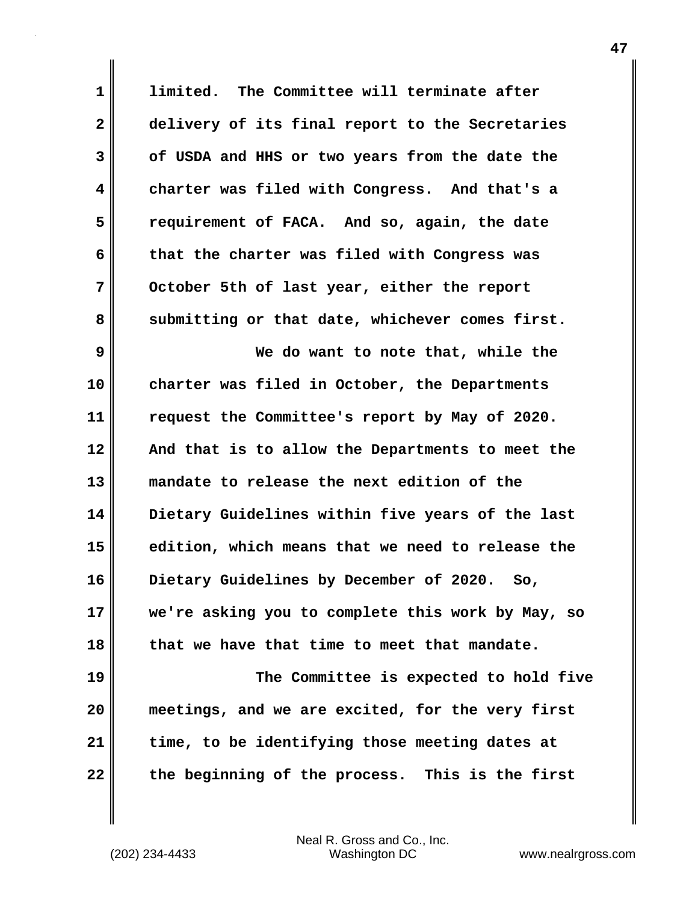limited. The Committee will terminate after delivery of its final report to the Secretaries of USDA and HHS or two years from the date the charter was filed with Congress. And that's a requirement of FACA. And so, again, the date that the charter was filed with Congress was October 5th of last year, either the report submitting or that date, whichever comes first.

We do want to note that, while the charter was filed in October, the Departments request the Committee's report by May of 2020. And that is to allow the Departments to meet the mandate to release the next edition of the Dietary Guidelines within five years of the last edition, which means that we need to release the Dietary Guidelines by December of 2020. So, we're asking you to complete this work by May, so that we have that time to meet that mandate.

The Committee is expected to hold five meetings, and we are excited, for the very first time, to be identifying those meeting dates at the beginning of the process. This is the first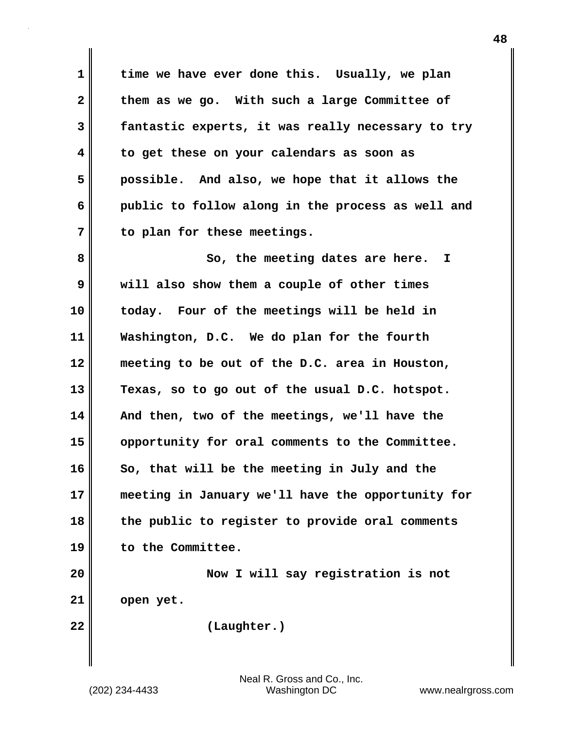time we have ever done this. Usually, we plan them as we go. With such a large Committee of fantastic experts, it was really necessary to try to get these on your calendars as soon as possible. And also, we hope that it allows the public to follow along in the process as well and to plan for these meetings.

So, the meeting dates are here. I will also show them a couple of other times today. Four of the meetings will be held in Washington, D.C. We do plan for the fourth meeting to be out of the D.C. area in Houston, Texas, so to go out of the usual D.C. hotspot. And then, two of the meetings, we'll have the opportunity for oral comments to the Committee. So, that will be the meeting in July and the meeting in January we'll have the opportunity for the public to register to provide oral comments to the Committee.

Now I will say registration is not open yet.

(Laughter.)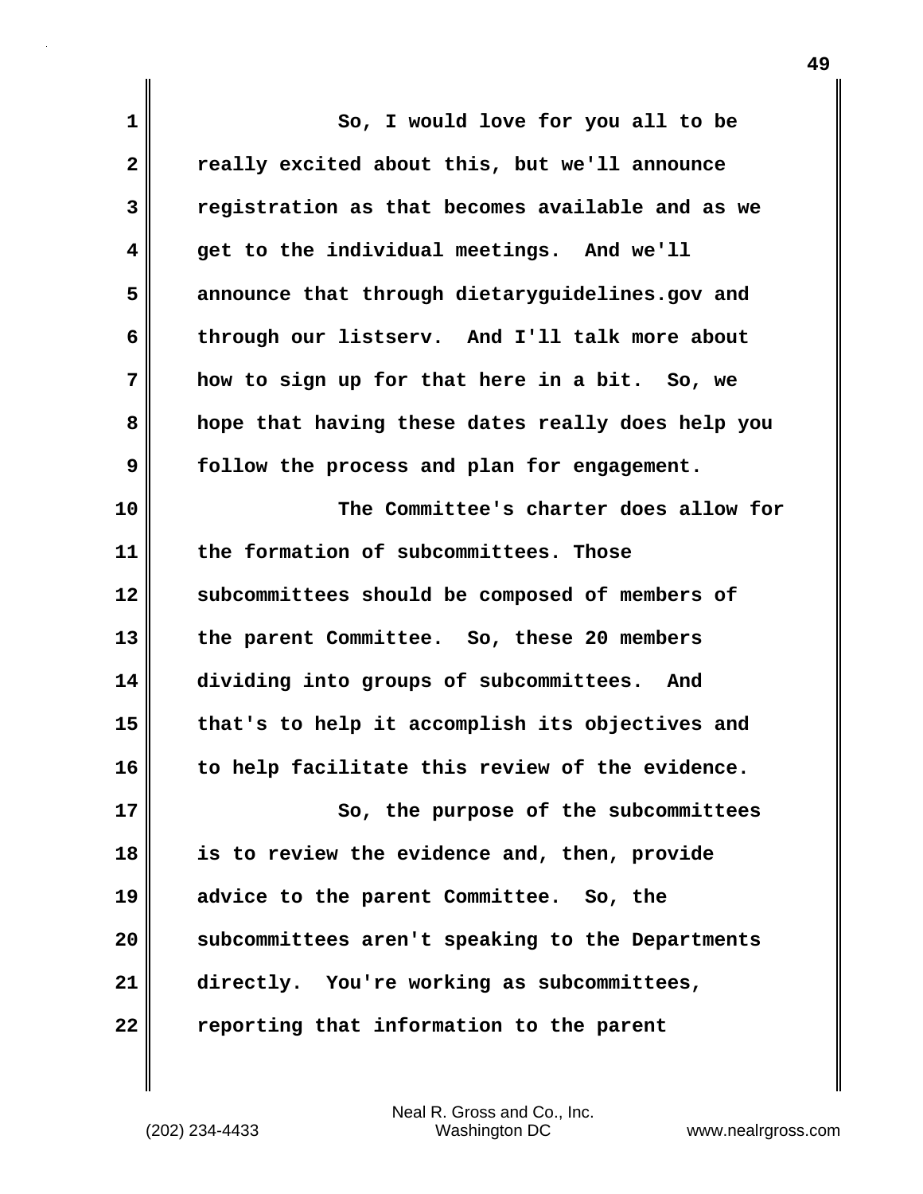So, I would love for you all to be really excited about this, but we'll announce registration as that becomes available and as we get to the individual meetings. And we'll announce that through dietaryguidelines.gov and through our listserv. And I'll talk more about how to sign up for that here in a bit. So, we hope that having these dates really does help you follow the process and plan for engagement.

The Committee's charter does allow for the formation of subcommittees. Those subcommittees should be composed of members of the parent Committee. So, these 20 members dividing into groups of subcommittees. And that's to help it accomplish its objectives and to help facilitate this review of the evidence.

So, the purpose of the subcommittees is to review the evidence and, then, provide advice to the parent Committee. So, the subcommittees aren't speaking to the Departments directly. You're working as subcommittees, reporting that information to the parent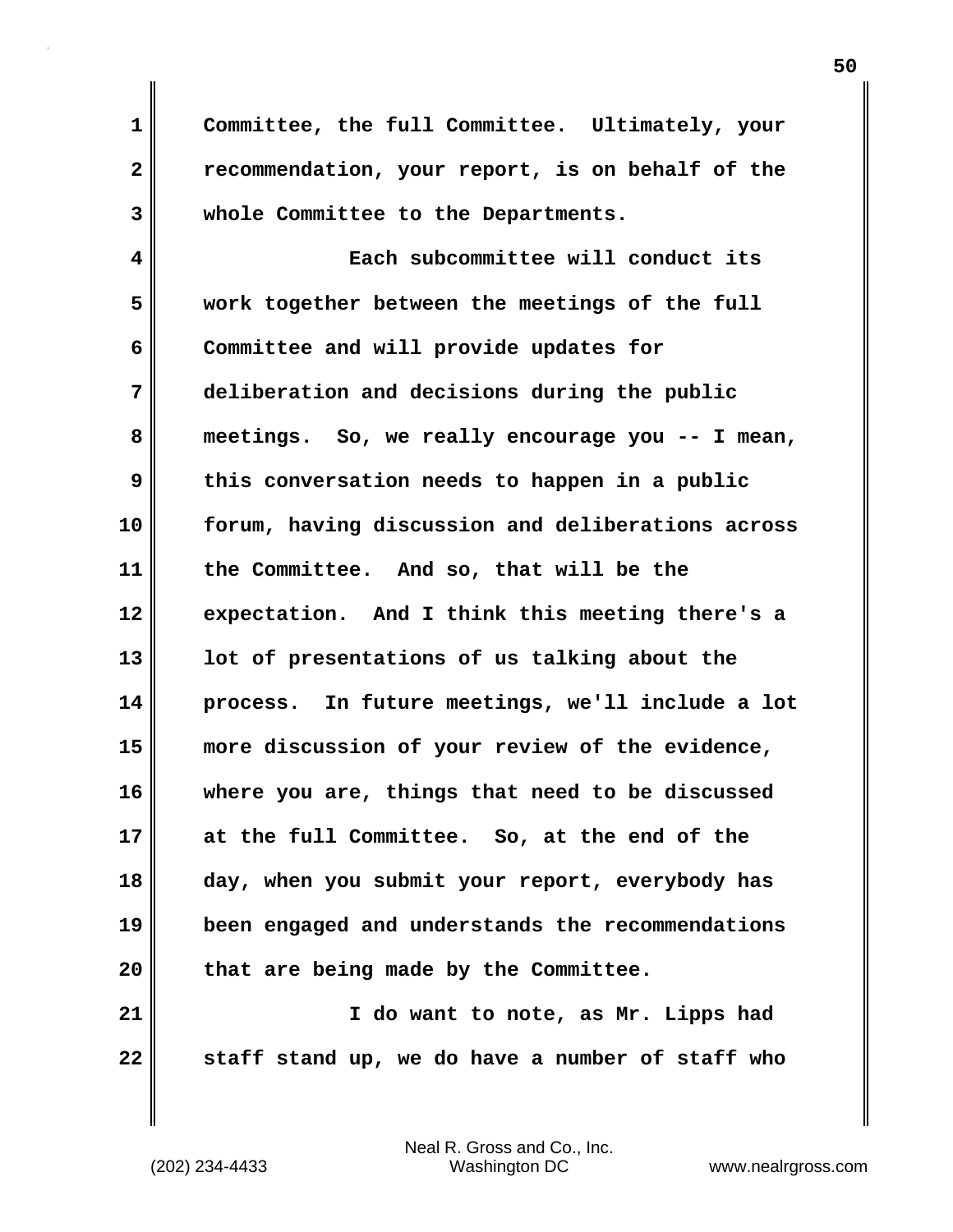Committee, the full Committee. Ultimately, your recommendation, your report, is on behalf of the whole Committee to the Departments.

Each subcommittee will conduct its work together between the meetings of the full Committee and will provide updates for deliberation and decisions during the public meetings. So, we really encourage you -- I mean, this conversation needs to happen in a public forum, having discussion and deliberations across the Committee. And so, that will be the expectation. And I think this meeting there's a lot of presentations of us talking about the process. In future meetings, we'll include a lot more discussion of your review of the evidence, where you are, things that need to be discussed at the full Committee. So, at the end of the day, when you submit your report, everybody has been engaged and understands the recommendations that are being made by the Committee.

I do want to note, as Mr. Lipps had staff stand up, we do have a number of staff who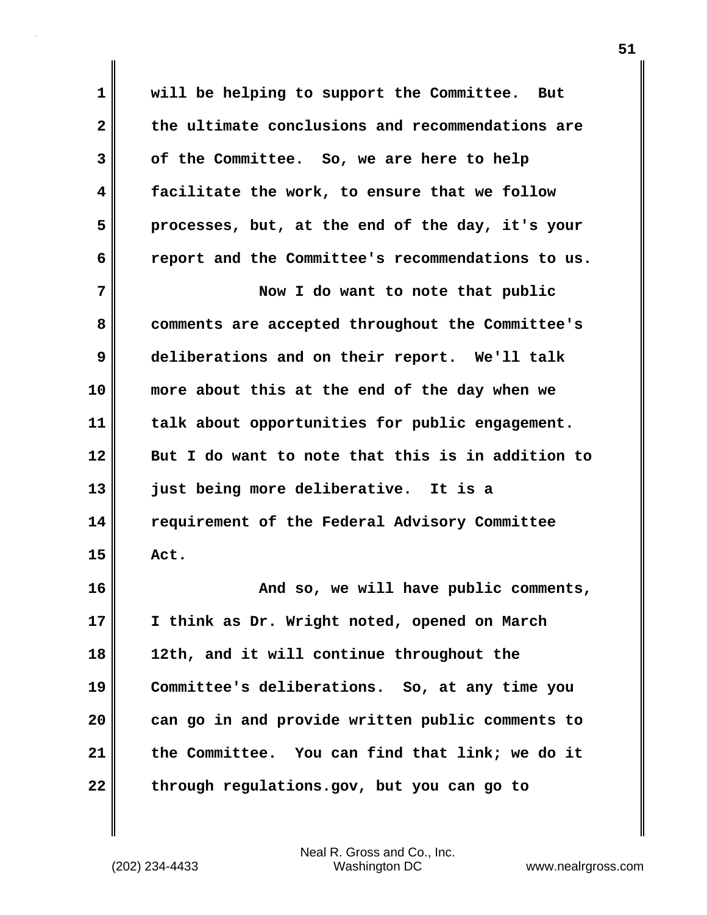will be helping to support the Committee. But the ultimate conclusions and recommendations are of the Committee. So, we are here to help facilitate the work, to ensure that we follow processes, but, at the end of the day, it's your report and the Committee's recommendations to us.

Now I do want to note that public comments are accepted throughout the Committee's deliberations and on their report. We'll talk more about this at the end of the day when we talk about opportunities for public engagement. But I do want to note that this is in addition to just being more deliberative. It is a requirement of the Federal Advisory Committee Act.

And so, we will have public comments, I think as Dr. Wright noted, opened on March 12th, and it will continue throughout the Committee's deliberations. So, at any time you can go in and provide written public comments to the Committee. You can find that link; we do it through regulations.gov, but you can go to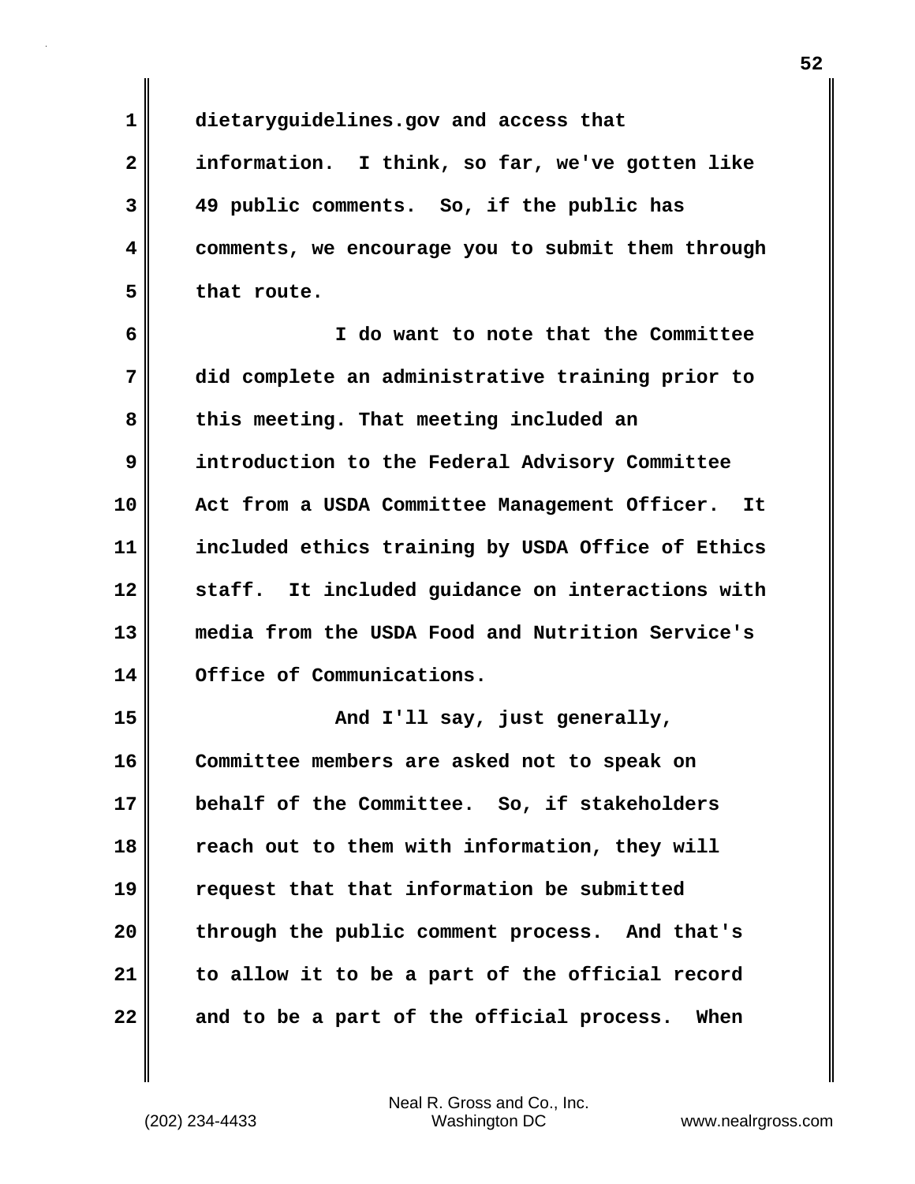dietaryguidelines.gov and access that information. I think, so far, we've gotten like 49 public comments. So, if the public has comments, we encourage you to submit them through that route.

I do want to note that the Committee did complete an administrative training prior to this meeting. That meeting included an introduction to the Federal Advisory Committee Act from a USDA Committee Management Officer. It included ethics training by USDA Office of Ethics staff. It included guidance on interactions with media from the USDA Food and Nutrition Service's Office of Communications.

And I'll say, just generally, Committee members are asked not to speak on behalf of the Committee. So, if stakeholders reach out to them with information, they will request that that information be submitted through the public comment process. And that's to allow it to be a part of the official record and to be a part of the official process. When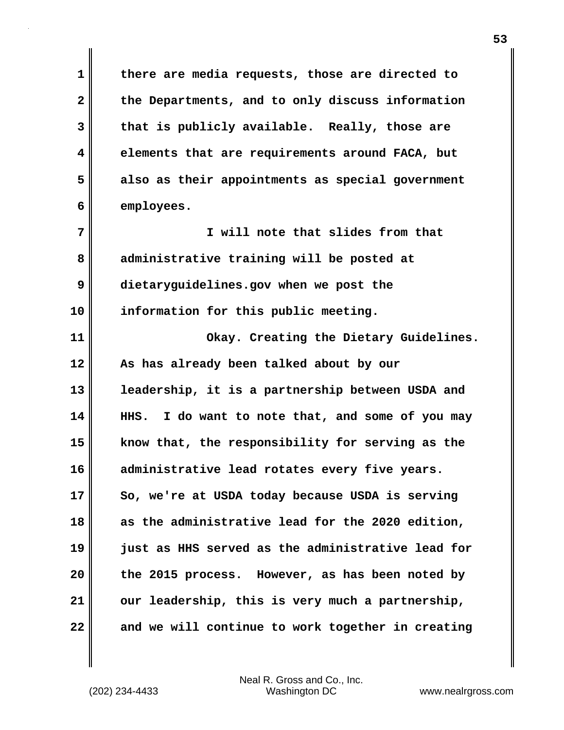there are media requests, those are directed to the Departments, and to only discuss information that is publicly available. Really, those are elements that are requirements around FACA, but also as their appointments as special government employees.

I will note that slides from that administrative training will be posted at dietaryguidelines.gov when we post the information for this public meeting.

Okay. Creating the Dietary Guidelines. As has already been talked about by our leadership, it is a partnership between USDA and HHS. I do want to note that, and some of you may know that, the responsibility for serving as the administrative lead rotates every five years. So, we're at USDA today because USDA is serving as the administrative lead for the 2020 edition, just as HHS served as the administrative lead for the 2015 process. However, as has been noted by our leadership, this is very much a partnership, and we will continue to work together in creating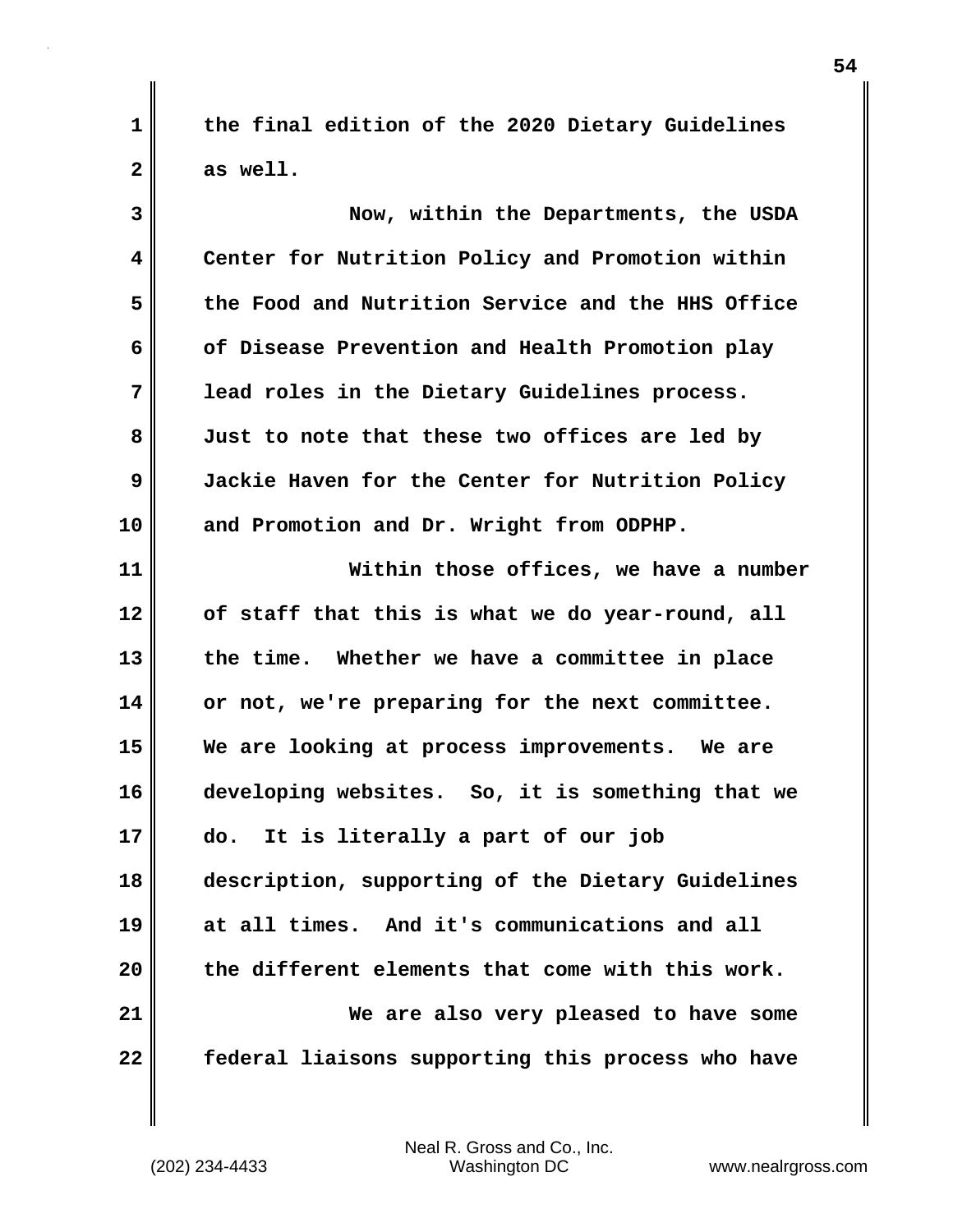the final edition of the 2020 Dietary Guidelines as well.

Now, within the Departments, the USDA Center for Nutrition Policy and Promotion within the Food and Nutrition Service and the HHS Office of Disease Prevention and Health Promotion play lead roles in the Dietary Guidelines process. Just to note that these two offices are led by Jackie Haven for the Center for Nutrition Policy and Promotion and Dr. Wright from ODPHP.

Within those offices, we have a number of staff that this is what we do year-round, all the time. Whether we have a committee in place or not, we're preparing for the next committee. We are looking at process improvements. We are developing websites. So, it is something that we do. It is literally a part of our job description, supporting of the Dietary Guidelines at all times. And it's communications and all the different elements that come with this work.

We are also very pleased to have some federal liaisons supporting this process who have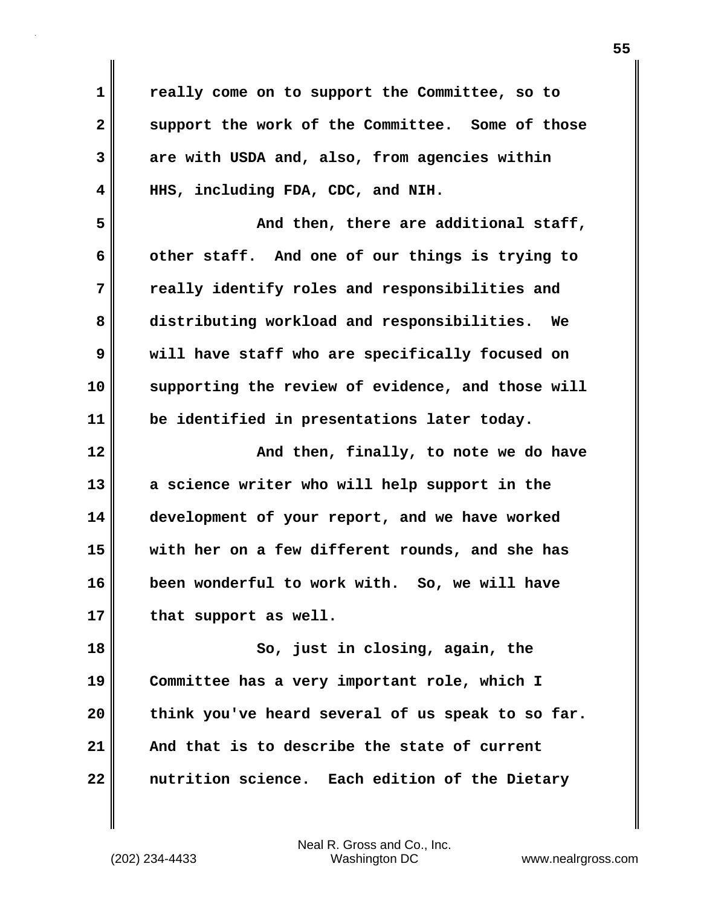really come on to support the Committee, so to support the work of the Committee. Some of those are with USDA and, also, from agencies within HHS, including FDA, CDC, and NIH.

And then, there are additional staff, other staff. And one of our things is trying to really identify roles and responsibilities and distributing workload and responsibilities. We will have staff who are specifically focused on supporting the review of evidence, and those will be identified in presentations later today.

And then, finally, to note we do have a science writer who will help support in the development of your report, and we have worked with her on a few different rounds, and she has been wonderful to work with. So, we will have that support as well.

So, just in closing, again, the Committee has a very important role, which I think you've heard several of us speak to so far. And that is to describe the state of current nutrition science. Each edition of the Dietary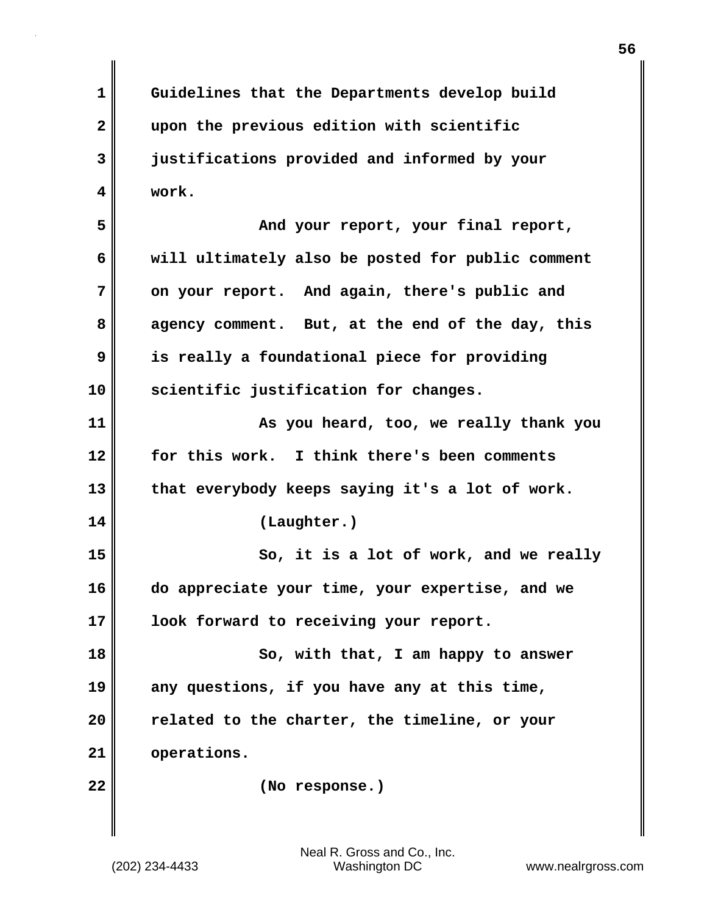Guidelines that the Departments develop build upon the previous edition with scientific justifications provided and informed by your work.

And your report, your final report, will ultimately also be posted for public comment on your report. And again, there's public and agency comment. But, at the end of the day, this is really a foundational piece for providing scientific justification for changes.

As you heard, too, we really thank you for this work. I think there's been comments that everybody keeps saying it's a lot of work.

(Laughter.)

So, it is a lot of work, and we really do appreciate your time, your expertise, and we look forward to receiving your report.

So, with that, I am happy to answer any questions, if you have any at this time, related to the charter, the timeline, or your operations.

(No response.)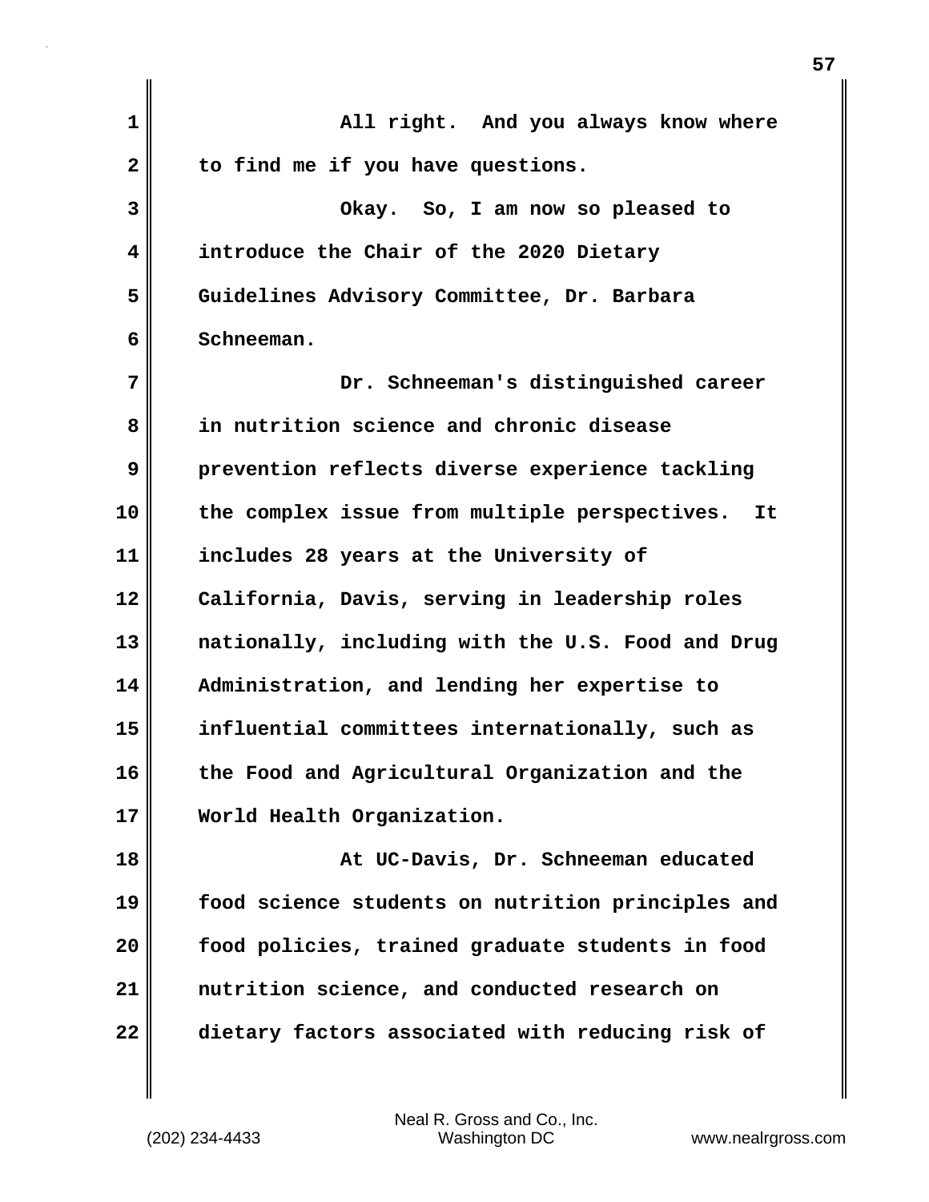All right. And you always know where to find me if you have questions.

Okay. So, I am now so pleased to introduce the Chair of the 2020 Dietary Guidelines Advisory Committee, Dr. Barbara Schneeman.

Dr. Schneeman's distinguished career in nutrition science and chronic disease prevention reflects diverse experience tackling the complex issue from multiple perspectives. It includes 28 years at the University of California, Davis, serving in leadership roles nationally, including with the U.S. Food and Drug Administration, and lending her expertise to influential committees internationally, such as the Food and Agricultural Organization and the World Health Organization.

At UC-Davis, Dr. Schneeman educated food science students on nutrition principles and food policies, trained graduate students in food nutrition science, and conducted research on dietary factors associated with reducing risk of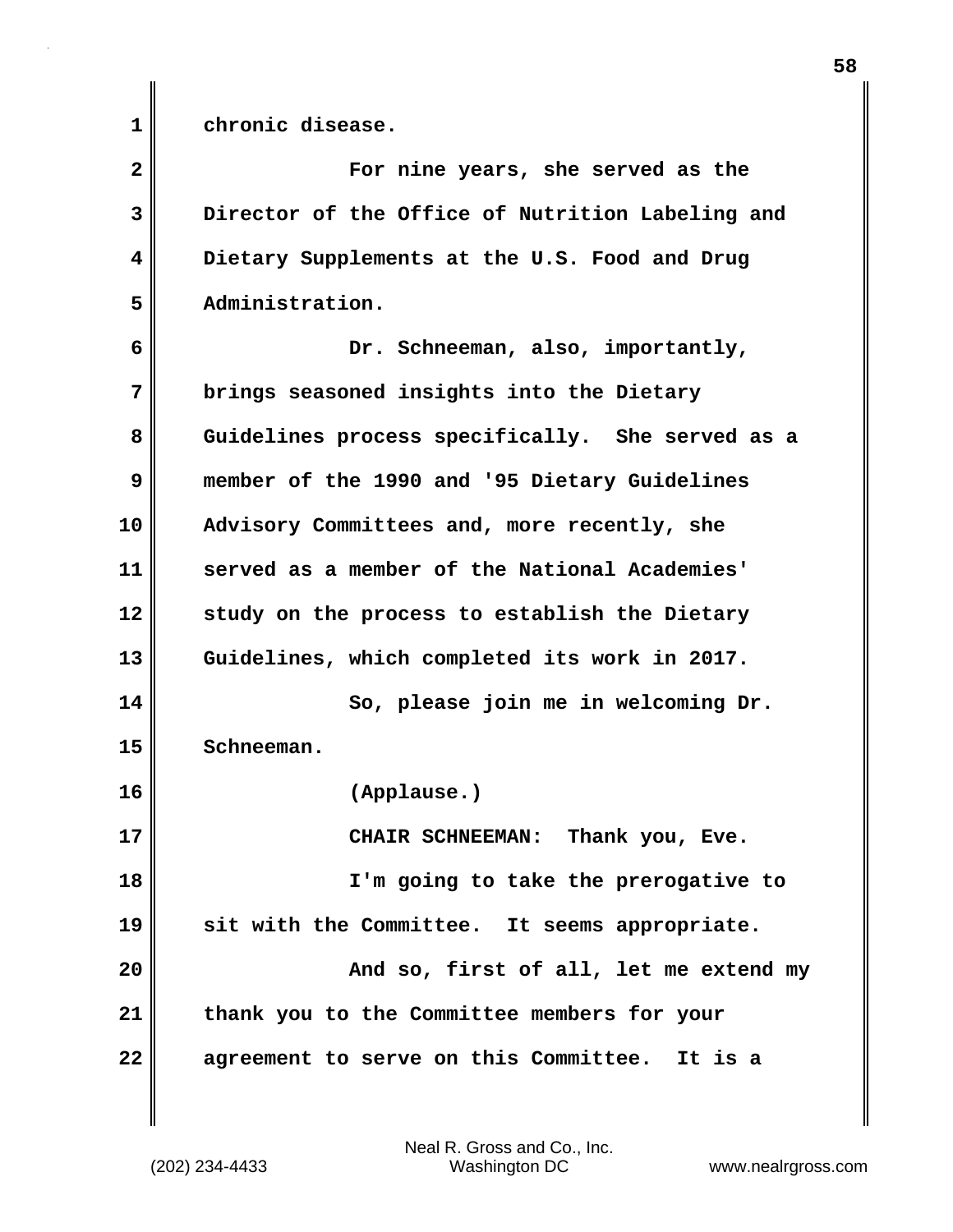chronic disease.

For nine years, she served as the Director of the Office of Nutrition Labeling and Dietary Supplements at the U.S. Food and Drug Administration.

Dr. Schneeman, also, importantly, brings seasoned insights into the Dietary Guidelines process specifically. She served as a member of the 1990 and '95 Dietary Guidelines Advisory Committees and, more recently, she served as a member of the National Academies' study on the process to establish the Dietary Guidelines, which completed its work in 2017.

So, please join me in welcoming Dr. Schneeman.

(Applause.)

CHAIR SCHNEEMAN: Thank you, Eve.

I'm going to take the prerogative to sit with the Committee. It seems appropriate.

And so, first of all, let me extend my thank you to the Committee members for your agreement to serve on this Committee. It is a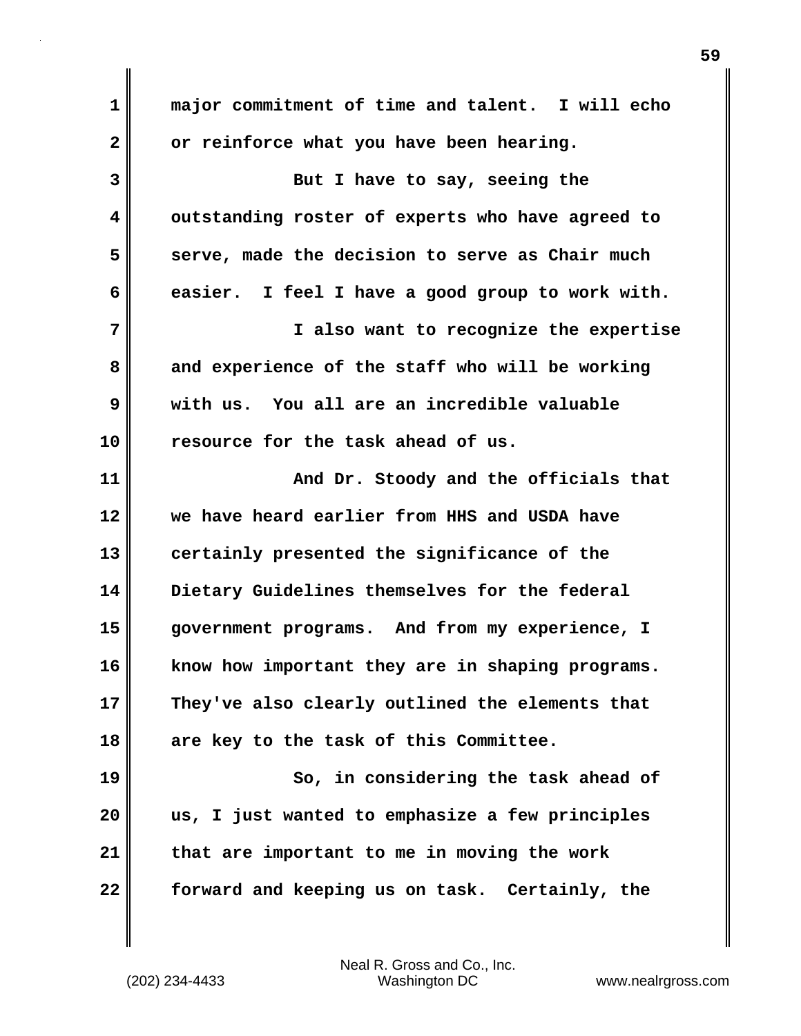major commitment of time and talent. I will echo or reinforce what you have been hearing.

But I have to say, seeing the outstanding roster of experts who have agreed to serve, made the decision to serve as Chair much easier. I feel I have a good group to work with.

I also want to recognize the expertise and experience of the staff who will be working with us. You all are an incredible valuable resource for the task ahead of us.

And Dr. Stoody and the officials that we have heard earlier from HHS and USDA have certainly presented the significance of the Dietary Guidelines themselves for the federal government programs. And from my experience, I know how important they are in shaping programs. They've also clearly outlined the elements that are key to the task of this Committee.

So, in considering the task ahead of us, I just wanted to emphasize a few principles that are important to me in moving the work forward and keeping us on task. Certainly, the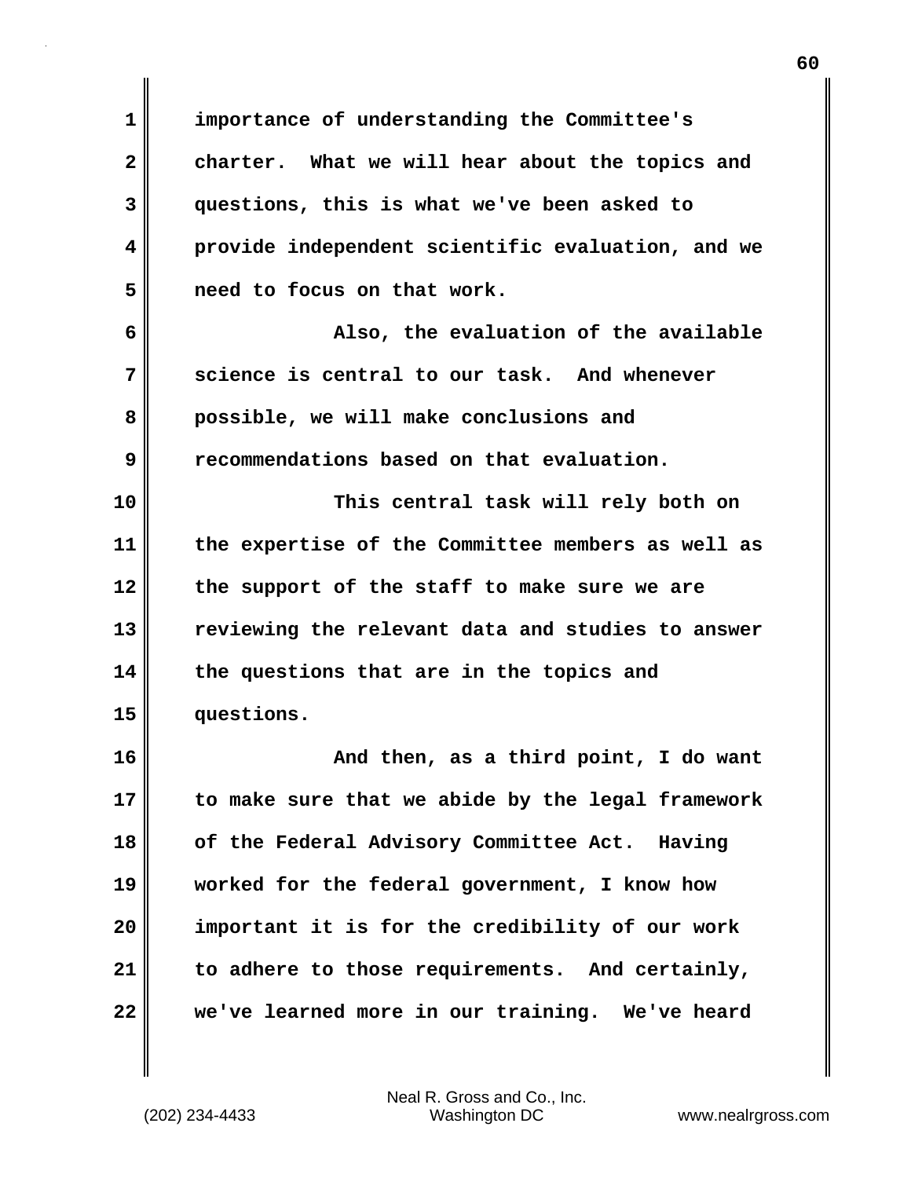importance of understanding the Committee's charter. What we will hear about the topics and questions, this is what we've been asked to provide independent scientific evaluation, and we need to focus on that work.

Also, the evaluation of the available science is central to our task. And whenever possible, we will make conclusions and recommendations based on that evaluation.

This central task will rely both on the expertise of the Committee members as well as the support of the staff to make sure we are reviewing the relevant data and studies to answer the questions that are in the topics and questions.

And then, as a third point, I do want to make sure that we abide by the legal framework of the Federal Advisory Committee Act. Having worked for the federal government, I know how important it is for the credibility of our work to adhere to those requirements. And certainly, we've learned more in our training. We've heard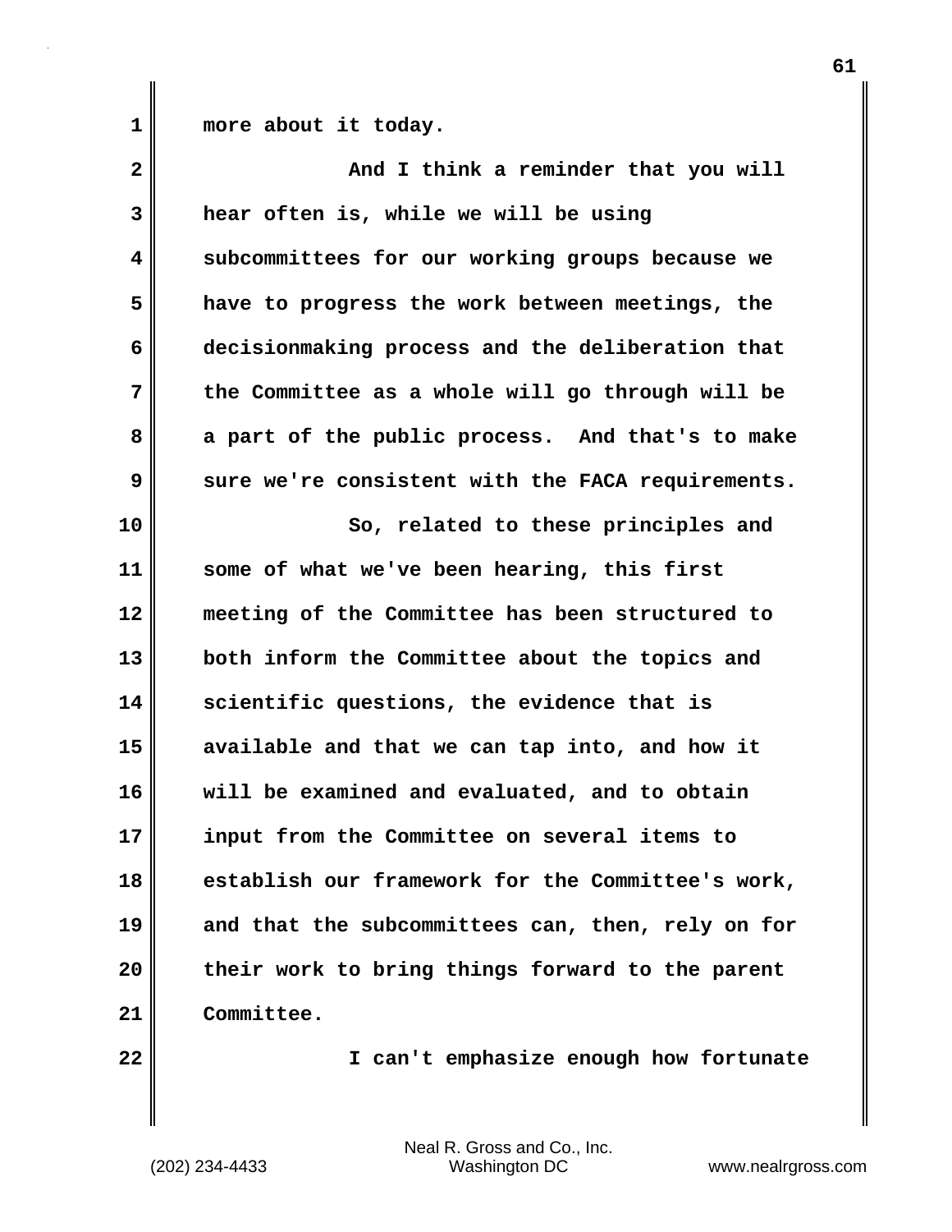more about it today.

And I think a reminder that you will hear often is, while we will be using subcommittees for our working groups because we have to progress the work between meetings, the decisionmaking process and the deliberation that the Committee as a whole will go through will be a part of the public process. And that's to make sure we're consistent with the FACA requirements.

So, related to these principles and some of what we've been hearing, this first meeting of the Committee has been structured to both inform the Committee about the topics and scientific questions, the evidence that is available and that we can tap into, and how it will be examined and evaluated, and to obtain input from the Committee on several items to establish our framework for the Committee's work, and that the subcommittees can, then, rely on for their work to bring things forward to the parent Committee.

I can't emphasize enough how fortunate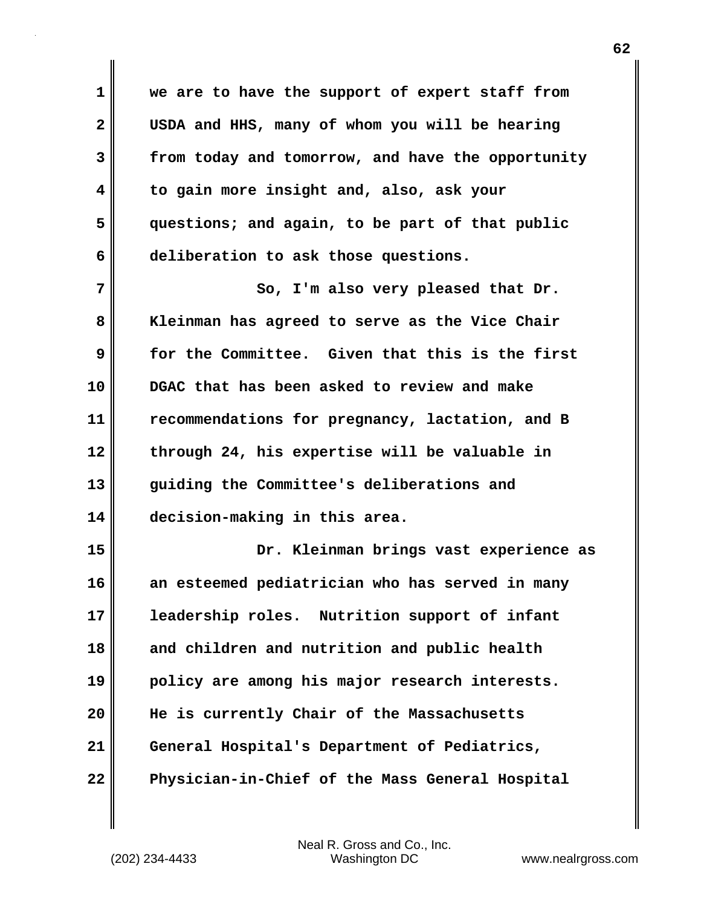we are to have the support of expert staff from USDA and HHS, many of whom you will be hearing from today and tomorrow, and have the opportunity to gain more insight and, also, ask your questions; and again, to be part of that public deliberation to ask those questions.

So, I'm also very pleased that Dr. Kleinman has agreed to serve as the Vice Chair for the Committee. Given that this is the first DGAC that has been asked to review and make recommendations for pregnancy, lactation, and B through 24, his expertise will be valuable in guiding the Committee's deliberations and decision-making in this area.

Dr. Kleinman brings vast experience as an esteemed pediatrician who has served in many leadership roles. Nutrition support of infant and children and nutrition and public health policy are among his major research interests. He is currently Chair of the Massachusetts General Hospital's Department of Pediatrics, Physician-in-Chief of the Mass General Hospital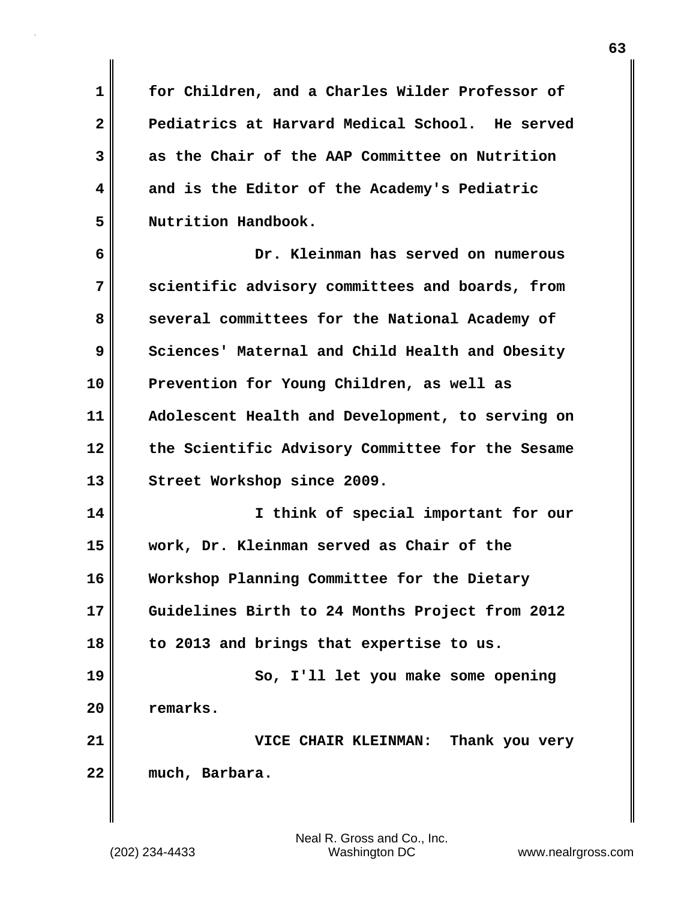for Children, and a Charles Wilder Professor of Pediatrics at Harvard Medical School. He served as the Chair of the AAP Committee on Nutrition and is the Editor of the Academy's Pediatric Nutrition Handbook.

Dr. Kleinman has served on numerous scientific advisory committees and boards, from several committees for the National Academy of Sciences' Maternal and Child Health and Obesity Prevention for Young Children, as well as Adolescent Health and Development, to serving on the Scientific Advisory Committee for the Sesame Street Workshop since 2009.

I think of special important for our work, Dr. Kleinman served as Chair of the Workshop Planning Committee for the Dietary Guidelines Birth to 24 Months Project from 2012 to 2013 and brings that expertise to us.

So, I'll let you make some opening remarks.

VICE CHAIR KLEINMAN: Thank you very much, Barbara.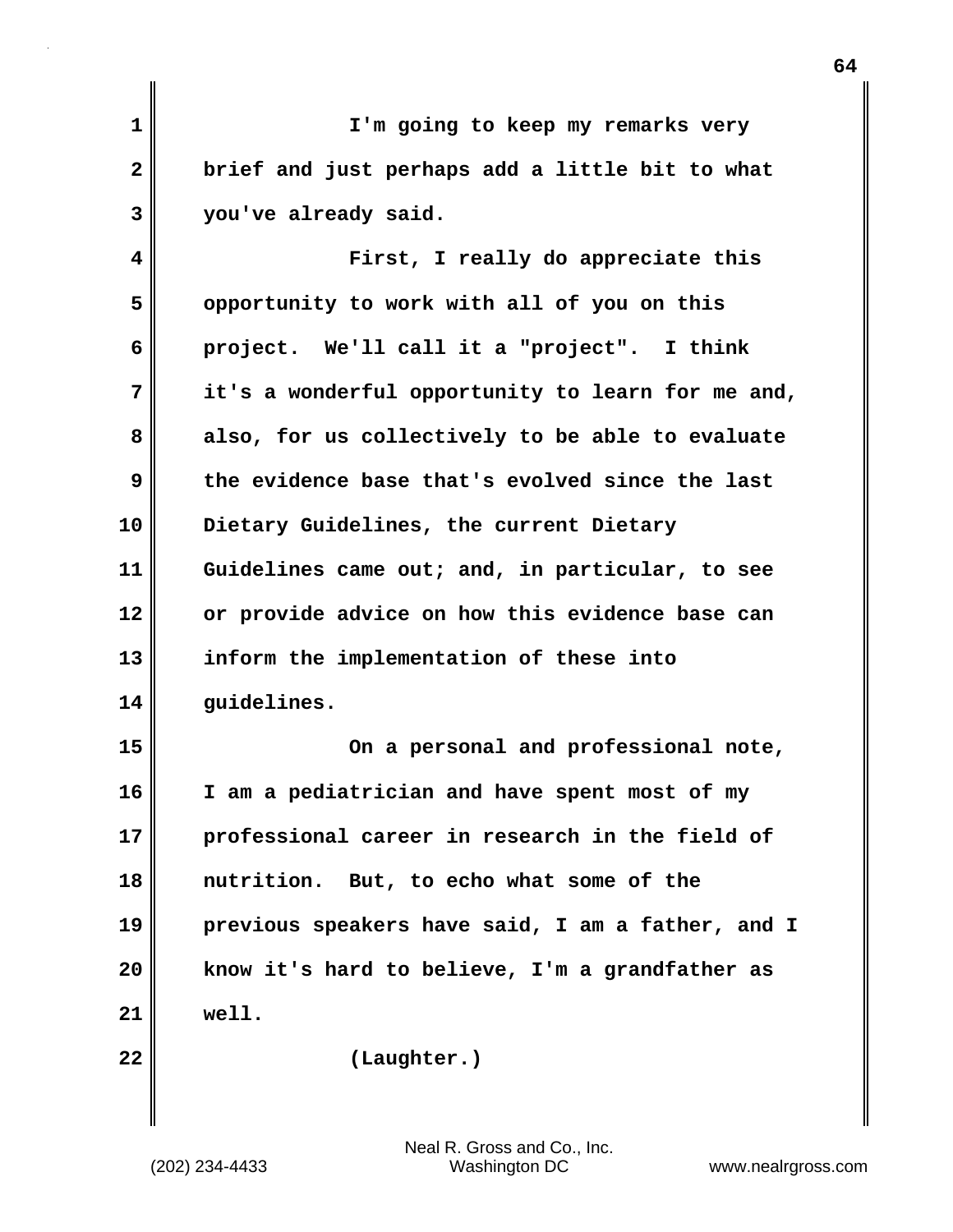I'm going to keep my remarks very brief and just perhaps add a little bit to what you've already said.

First, I really do appreciate this opportunity to work with all of you on this project. We'll call it a "project". I think it's a wonderful opportunity to learn for me and, also, for us collectively to be able to evaluate the evidence base that's evolved since the last Dietary Guidelines, the current Dietary Guidelines came out; and, in particular, to see or provide advice on how this evidence base can inform the implementation of these into guidelines.

On a personal and professional note, I am a pediatrician and have spent most of my professional career in research in the field of nutrition. But, to echo what some of the previous speakers have said, I am a father, and I know it's hard to believe, I'm a grandfather as well.

(Laughter.)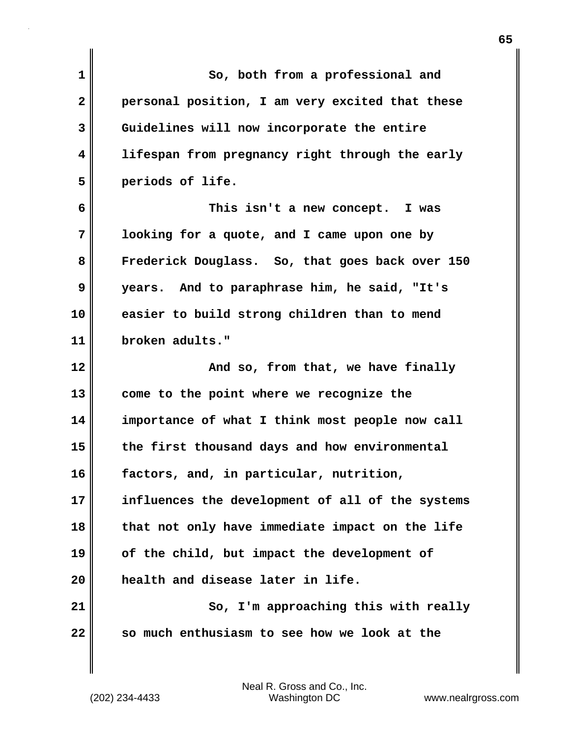So, both from a professional and personal position, I am very excited that these Guidelines will now incorporate the entire lifespan from pregnancy right through the early periods of life.

This isn't a new concept. I was looking for a quote, and I came upon one by Frederick Douglass. So, that goes back over 150 years. And to paraphrase him, he said, "It's easier to build strong children than to mend broken adults."

And so, from that, we have finally come to the point where we recognize the importance of what I think most people now call the first thousand days and how environmental factors, and, in particular, nutrition, influences the development of all of the systems that not only have immediate impact on the life of the child, but impact the development of health and disease later in life.

So, I'm approaching this with really so much enthusiasm to see how we look at the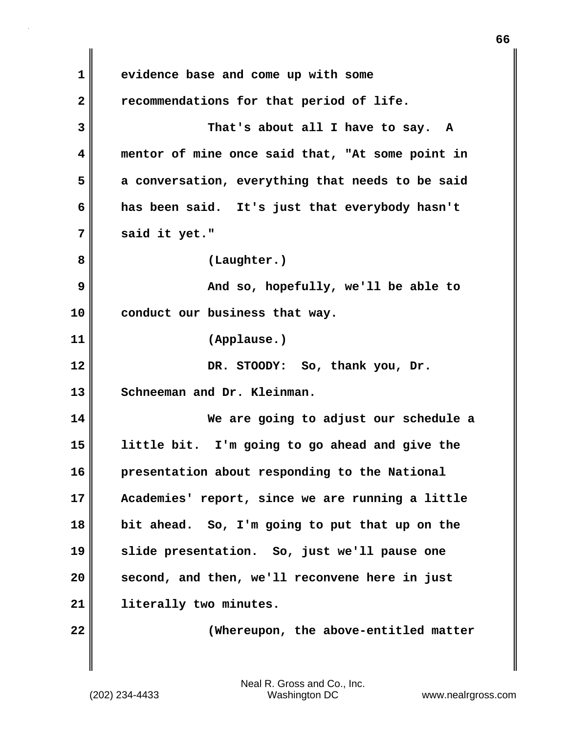evidence base and come up with some recommendations for that period of life.

That's about all I have to say. A mentor of mine once said that, "At some point in a conversation, everything that needs to be said has been said. It's just that everybody hasn't said it yet."

(Laughter.)

And so, hopefully, we'll be able to conduct our business that way.

(Applause.)

DR. STOODY: So, thank you, Dr. Schneeman and Dr. Kleinman.

We are going to adjust our schedule a little bit. I'm going to go ahead and give the presentation about responding to the National Academies' report, since we are running a little bit ahead. So, I'm going to put that up on the slide presentation. So, just we'll pause one second, and then, we'll reconvene here in just literally two minutes.

(Whereupon, the above-entitled matter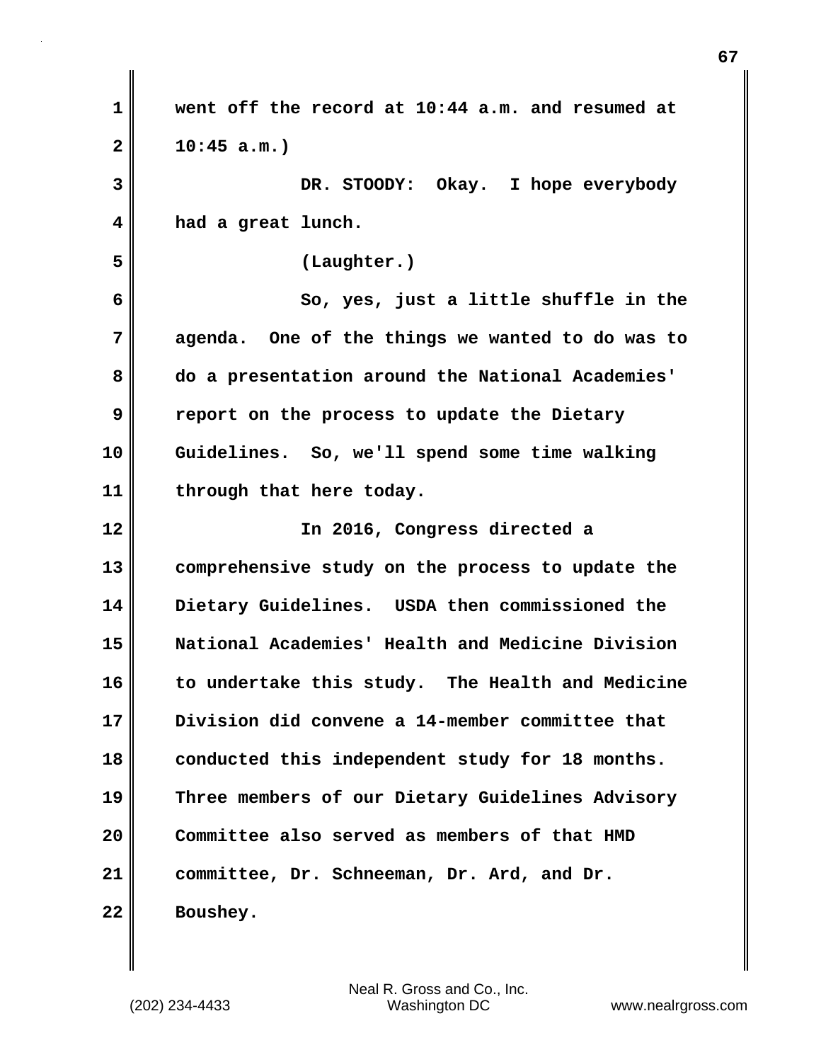went off the record at 10:44 a.m. and resumed at 10:45 a.m.)

DR. STOODY: Okay. I hope everybody had a great lunch.

(Laughter.)

So, yes, just a little shuffle in the agenda. One of the things we wanted to do was to do a presentation around the National Academies' report on the process to update the Dietary Guidelines. So, we'll spend some time walking through that here today.

In 2016, Congress directed a comprehensive study on the process to update the Dietary Guidelines. USDA then commissioned the National Academies' Health and Medicine Division to undertake this study. The Health and Medicine Division did convene a 14-member committee that conducted this independent study for 18 months. Three members of our Dietary Guidelines Advisory Committee also served as members of that HMD committee, Dr. Schneeman, Dr. Ard, and Dr. Boushey.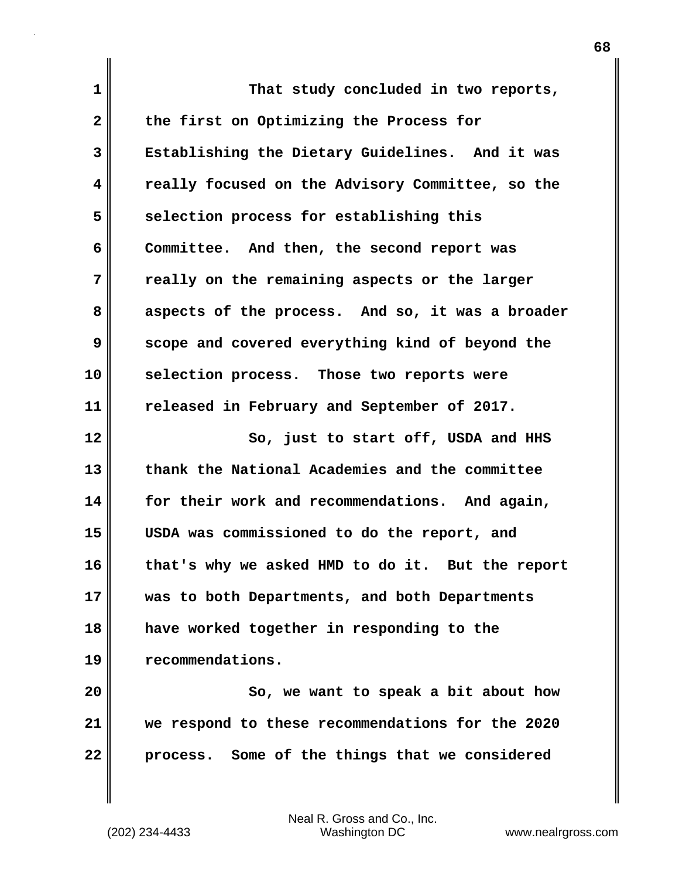That study concluded in two reports, the first on Optimizing the Process for Establishing the Dietary Guidelines. And it was really focused on the Advisory Committee, so the selection process for establishing this Committee. And then, the second report was really on the remaining aspects or the larger aspects of the process. And so, it was a broader scope and covered everything kind of beyond the selection process. Those two reports were released in February and September of 2017.

So, just to start off, USDA and HHS thank the National Academies and the committee for their work and recommendations. And again, USDA was commissioned to do the report, and that's why we asked HMD to do it. But the report was to both Departments, and both Departments have worked together in responding to the recommendations.

So, we want to speak a bit about how we respond to these recommendations for the 2020 process. Some of the things that we considered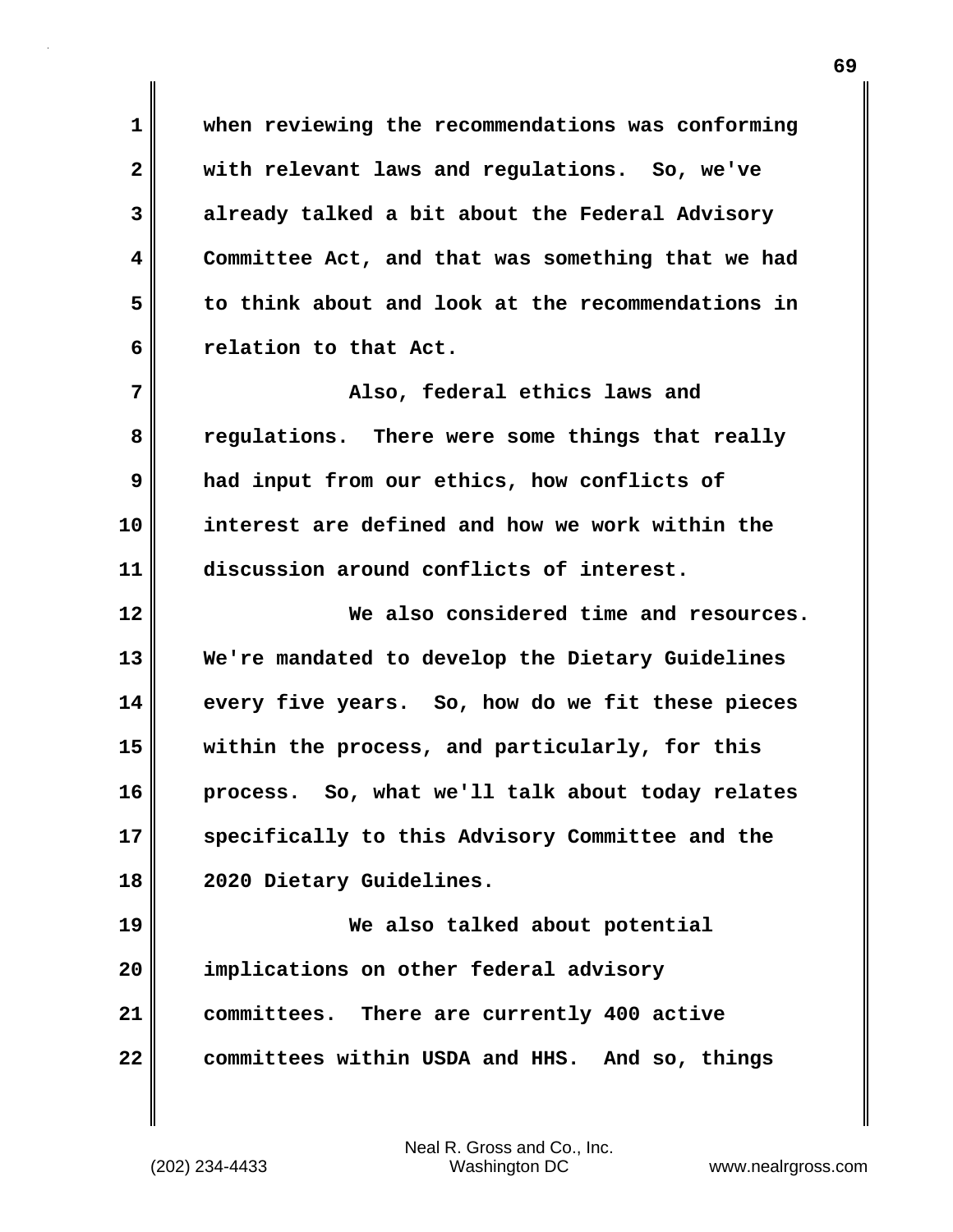when reviewing the recommendations was conforming with relevant laws and regulations. So, we've already talked a bit about the Federal Advisory Committee Act, and that was something that we had to think about and look at the recommendations in relation to that Act.

Also, federal ethics laws and regulations. There were some things that really had input from our ethics, how conflicts of interest are defined and how we work within the discussion around conflicts of interest.

We also considered time and resources. We're mandated to develop the Dietary Guidelines every five years. So, how do we fit these pieces within the process, and particularly, for this process. So, what we'll talk about today relates specifically to this Advisory Committee and the 2020 Dietary Guidelines.

We also talked about potential implications on other federal advisory committees. There are currently 400 active committees within USDA and HHS. And so, things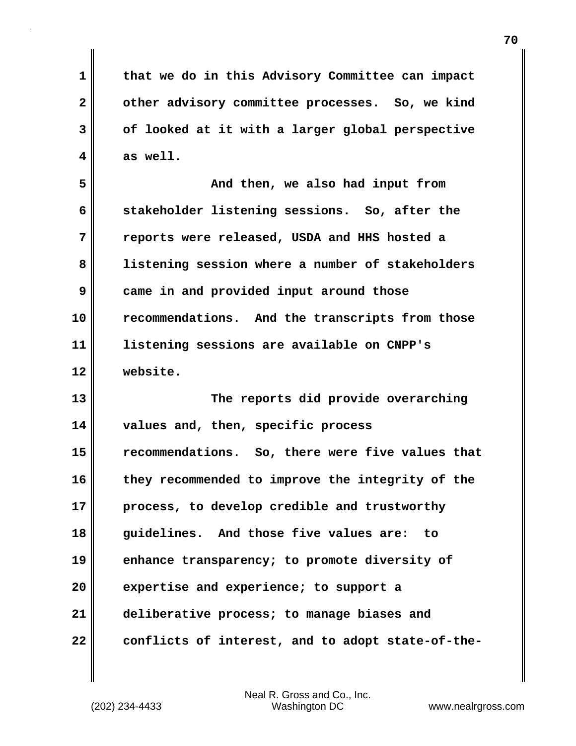that we do in this Advisory Committee can impact other advisory committee processes. So, we kind of looked at it with a larger global perspective as well.

And then, we also had input from stakeholder listening sessions. So, after the reports were released, USDA and HHS hosted a listening session where a number of stakeholders came in and provided input around those recommendations. And the transcripts from those listening sessions are available on CNPP's website.

The reports did provide overarching values and, then, specific process recommendations. So, there were five values that they recommended to improve the integrity of the process, to develop credible and trustworthy guidelines. And those five values are: to enhance transparency; to promote diversity of expertise and experience; to support a deliberative process; to manage biases and conflicts of interest, and to adopt state-of-the-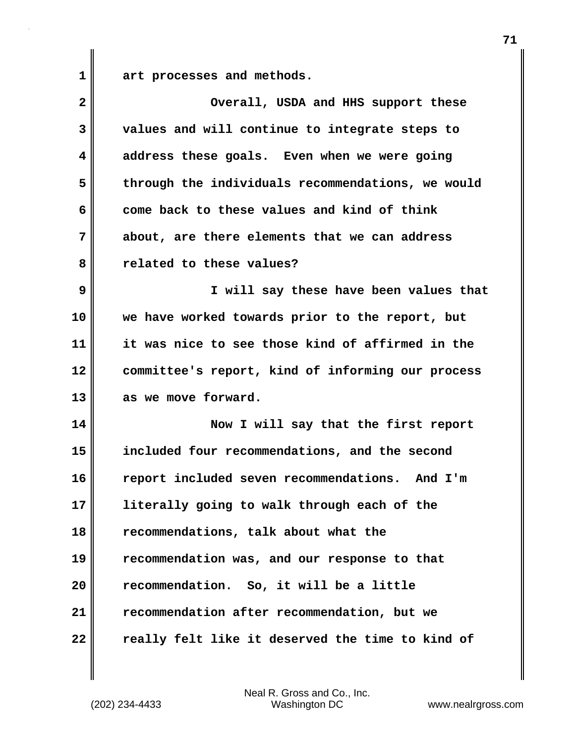art processes and methods.

Overall, USDA and HHS support these values and will continue to integrate steps to address these goals. Even when we were going through the individuals recommendations, we would come back to these values and kind of think about, are there elements that we can address related to these values?

I will say these have been values that we have worked towards prior to the report, but it was nice to see those kind of affirmed in the committee's report, kind of informing our process as we move forward.

Now I will say that the first report included four recommendations, and the second report included seven recommendations. And I'm literally going to walk through each of the recommendations, talk about what the recommendation was, and our response to that recommendation. So, it will be a little recommendation after recommendation, but we really felt like it deserved the time to kind of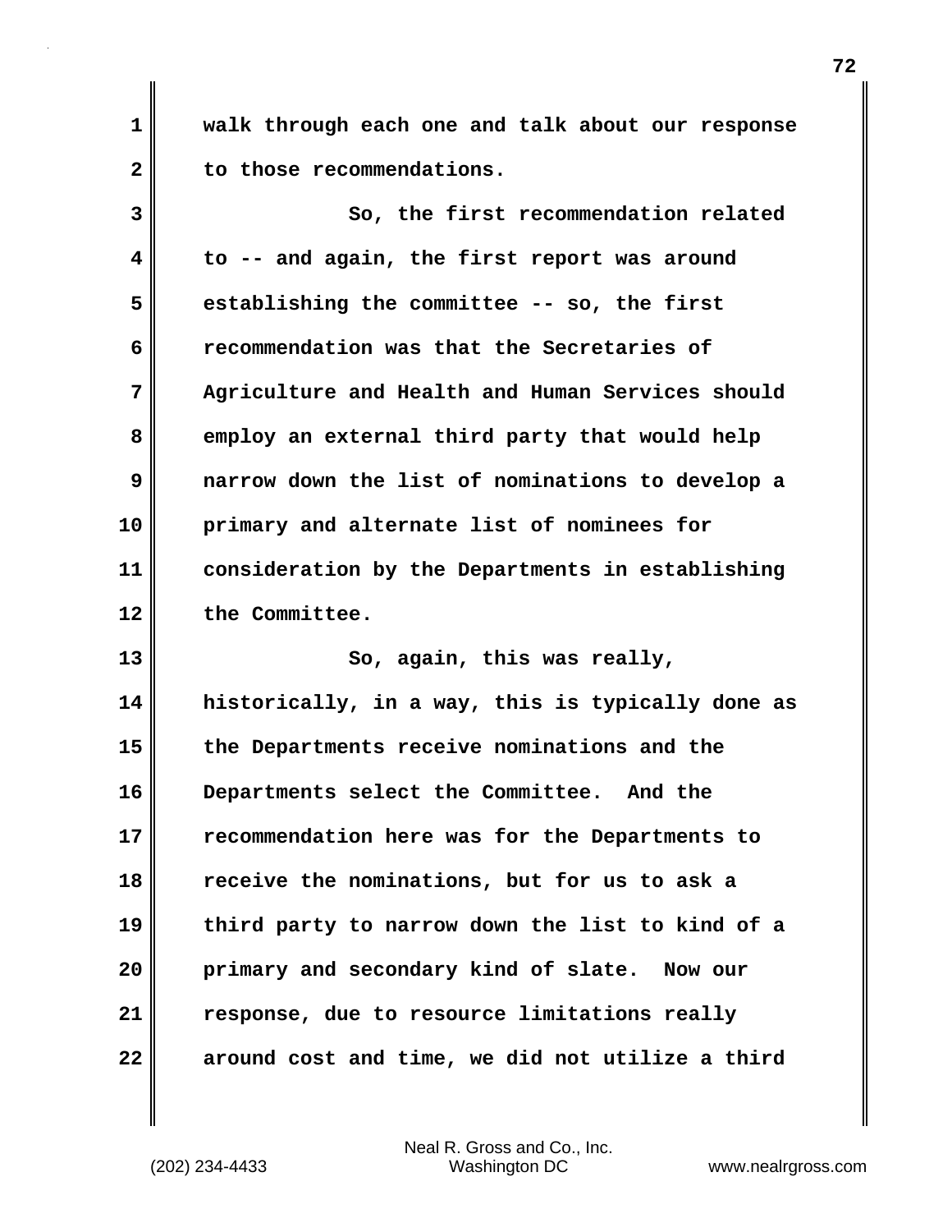walk through each one and talk about our response to those recommendations.

So, the first recommendation related to -- and again, the first report was around establishing the committee -- so, the first recommendation was that the Secretaries of Agriculture and Health and Human Services should employ an external third party that would help narrow down the list of nominations to develop a primary and alternate list of nominees for consideration by the Departments in establishing the Committee.

So, again, this was really, historically, in a way, this is typically done as the Departments receive nominations and the Departments select the Committee. And the recommendation here was for the Departments to receive the nominations, but for us to ask a third party to narrow down the list to kind of a primary and secondary kind of slate. Now our response, due to resource limitations really around cost and time, we did not utilize a third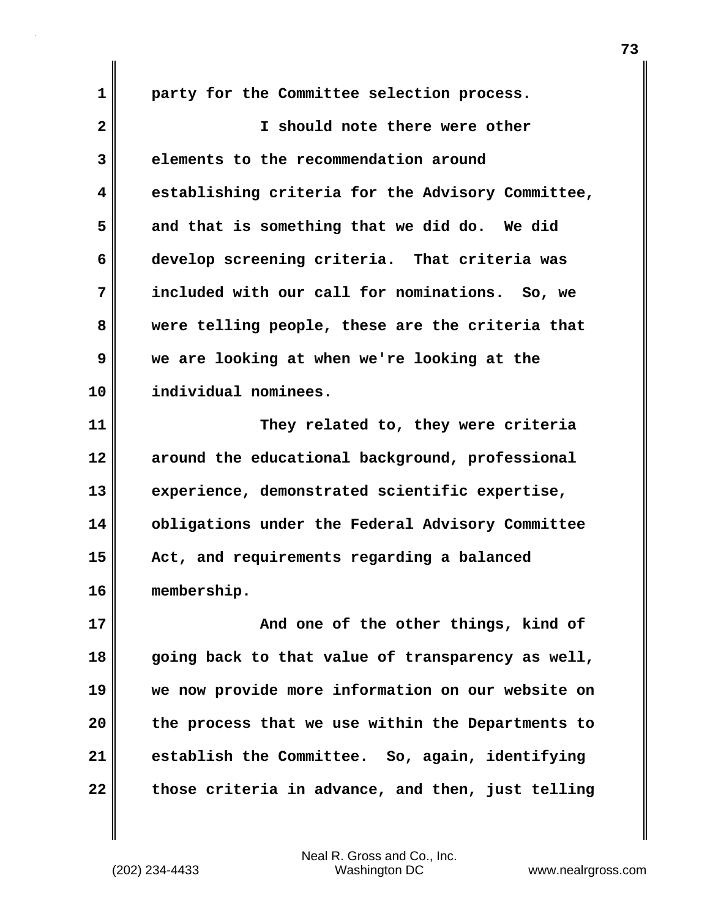party for the Committee selection process.

I should note there were other elements to the recommendation around establishing criteria for the Advisory Committee, and that is something that we did do. We did develop screening criteria. That criteria was included with our call for nominations. So, we were telling people, these are the criteria that we are looking at when we're looking at the individual nominees.

They related to, they were criteria around the educational background, professional experience, demonstrated scientific expertise, obligations under the Federal Advisory Committee Act, and requirements regarding a balanced membership.

And one of the other things, kind of going back to that value of transparency as well, we now provide more information on our website on the process that we use within the Departments to establish the Committee. So, again, identifying those criteria in advance, and then, just telling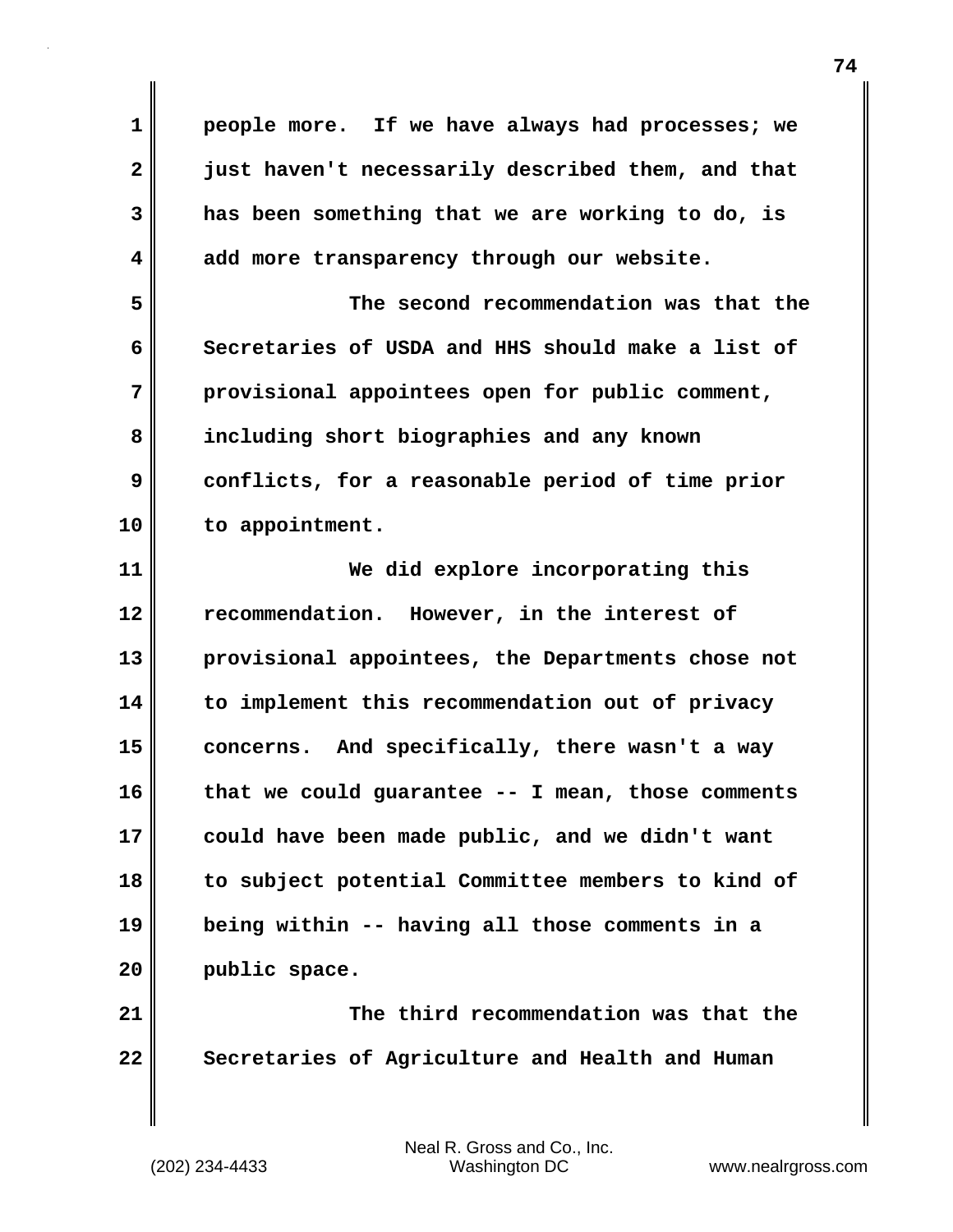people more. If we have always had processes; we just haven't necessarily described them, and that has been something that we are working to do, is add more transparency through our website.

The second recommendation was that the Secretaries of USDA and HHS should make a list of provisional appointees open for public comment, including short biographies and any known conflicts, for a reasonable period of time prior to appointment.

We did explore incorporating this recommendation. However, in the interest of provisional appointees, the Departments chose not to implement this recommendation out of privacy concerns. And specifically, there wasn't a way that we could guarantee -- I mean, those comments could have been made public, and we didn't want to subject potential Committee members to kind of being within -- having all those comments in a public space.

The third recommendation was that the Secretaries of Agriculture and Health and Human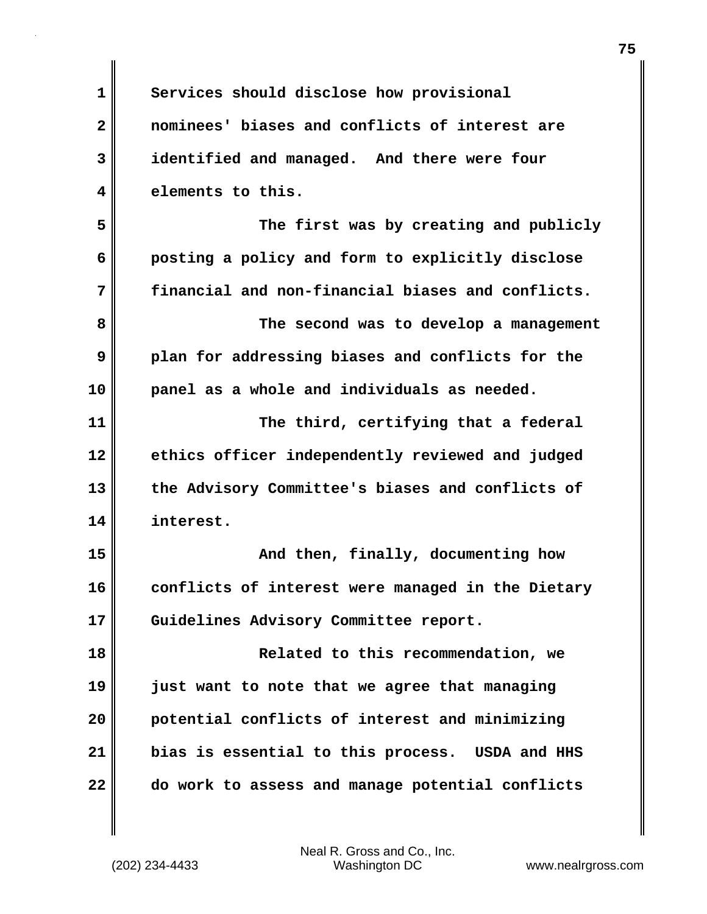Services should disclose how provisional nominees' biases and conflicts of interest are identified and managed. And there were four elements to this.

The first was by creating and publicly posting a policy and form to explicitly disclose financial and non-financial biases and conflicts.

The second was to develop a management plan for addressing biases and conflicts for the panel as a whole and individuals as needed.

The third, certifying that a federal ethics officer independently reviewed and judged the Advisory Committee's biases and conflicts of interest.

And then, finally, documenting how conflicts of interest were managed in the Dietary Guidelines Advisory Committee report.

Related to this recommendation, we just want to note that we agree that managing potential conflicts of interest and minimizing bias is essential to this process. USDA and HHS do work to assess and manage potential conflicts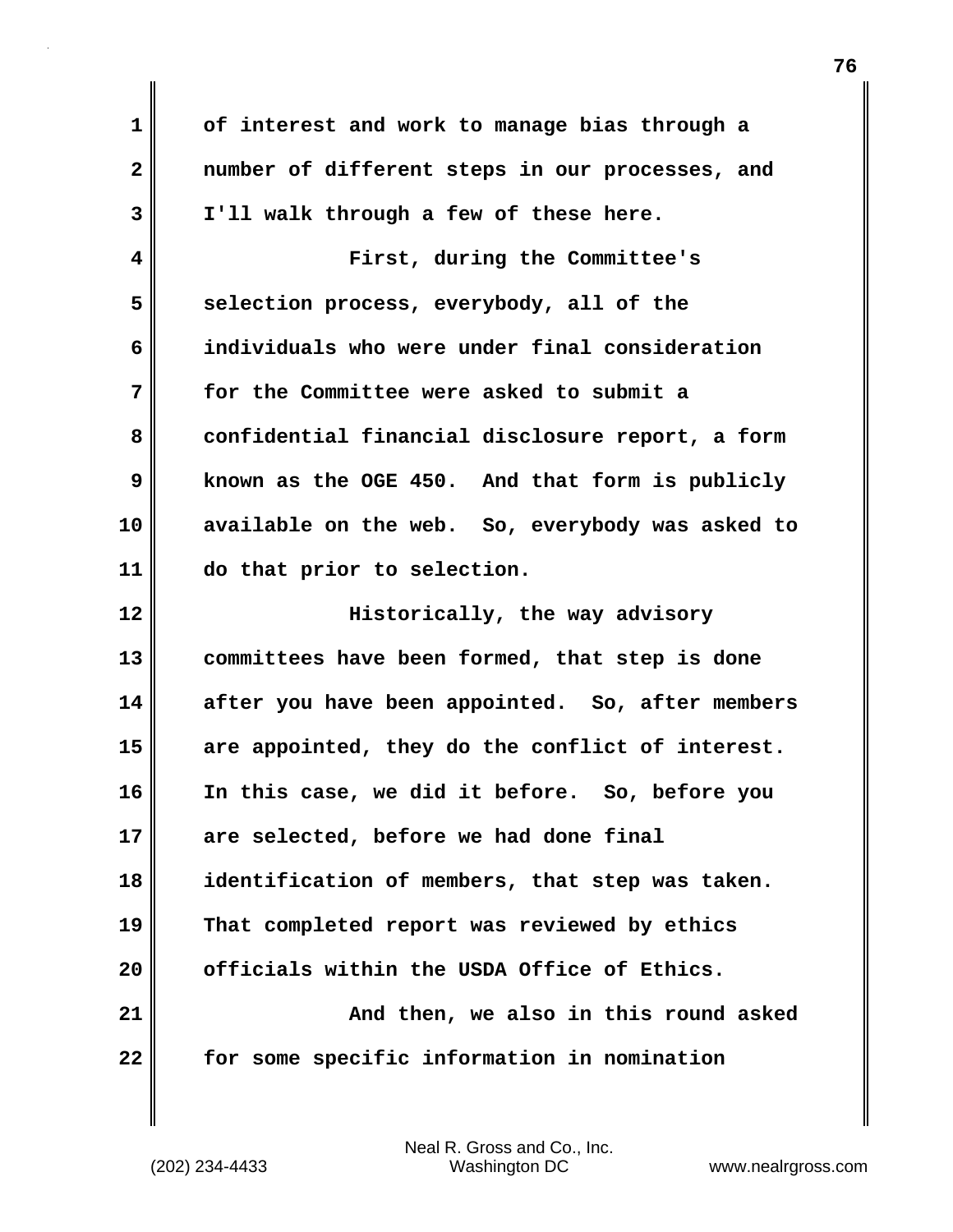of interest and work to manage bias through a number of different steps in our processes, and I'll walk through a few of these here.

First, during the Committee's selection process, everybody, all of the individuals who were under final consideration for the Committee were asked to submit a confidential financial disclosure report, a form known as the OGE 450. And that form is publicly available on the web. So, everybody was asked to do that prior to selection.

Historically, the way advisory committees have been formed, that step is done after you have been appointed. So, after members are appointed, they do the conflict of interest. In this case, we did it before. So, before you are selected, before we had done final identification of members, that step was taken. That completed report was reviewed by ethics officials within the USDA Office of Ethics.

And then, we also in this round asked for some specific information in nomination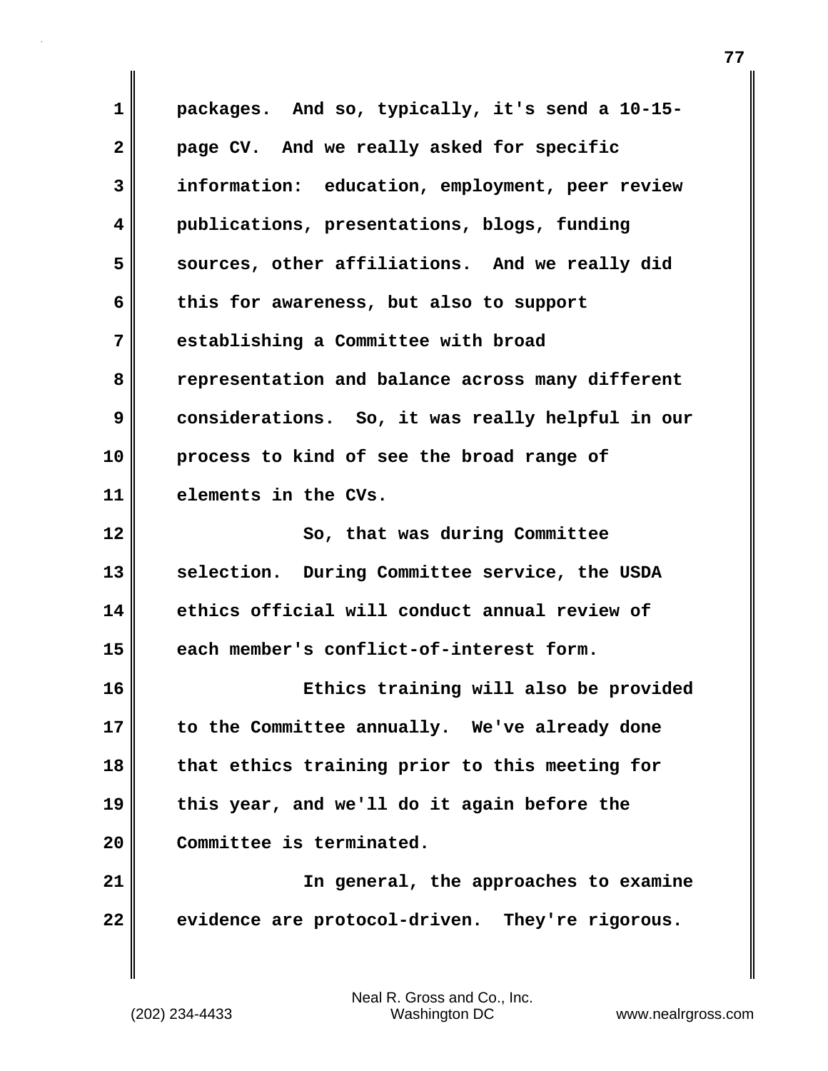packages. And so, typically, it's send a 10-15-page CV. And we really asked for specific information: education, employment, peer review publications, presentations, blogs, funding sources, other affiliations. And we really did this for awareness, but also to support establishing a Committee with broad representation and balance across many different considerations. So, it was really helpful in our process to kind of see the broad range of elements in the CVs.

So, that was during Committee selection. During Committee service, the USDA ethics official will conduct annual review of each member's conflict-of-interest form.

Ethics training will also be provided to the Committee annually. We've already done that ethics training prior to this meeting for this year, and we'll do it again before the Committee is terminated.

In general, the approaches to examine evidence are protocol-driven. They're rigorous.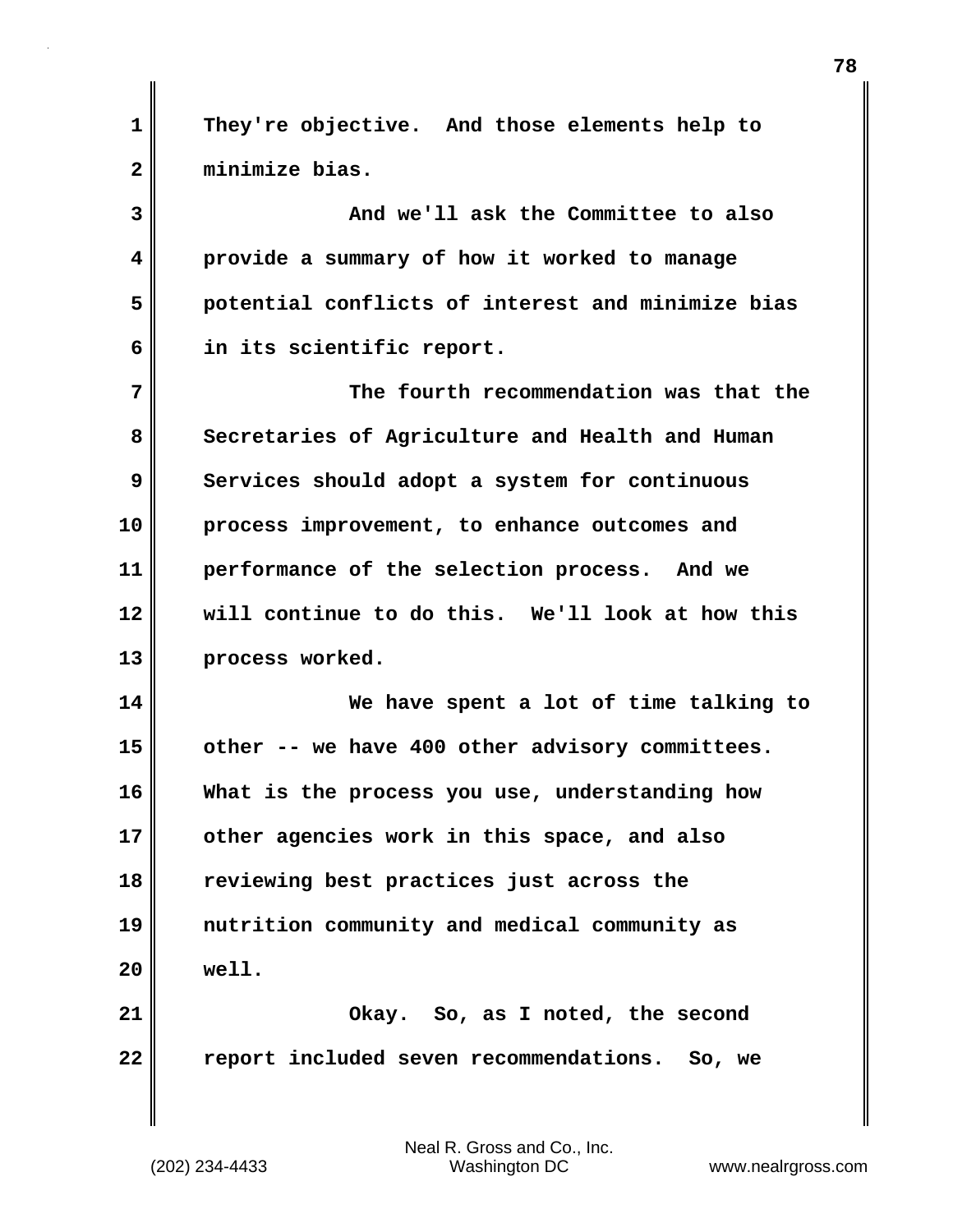They're objective. And those elements help to minimize bias.

And we'll ask the Committee to also provide a summary of how it worked to manage potential conflicts of interest and minimize bias in its scientific report.

The fourth recommendation was that the Secretaries of Agriculture and Health and Human Services should adopt a system for continuous process improvement, to enhance outcomes and performance of the selection process. And we will continue to do this. We'll look at how this process worked.

We have spent a lot of time talking to other -- we have 400 other advisory committees. What is the process you use, understanding how other agencies work in this space, and also reviewing best practices just across the nutrition community and medical community as well.

Okay. So, as I noted, the second report included seven recommendations. So, we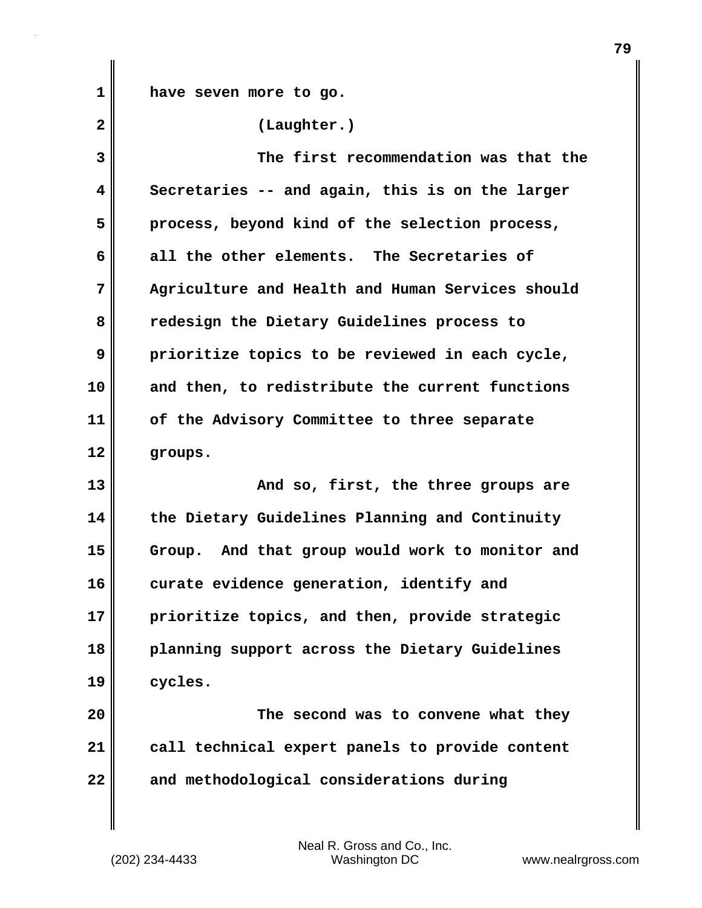have seven more to go.

(Laughter.)

The first recommendation was that the Secretaries -- and again, this is on the larger process, beyond kind of the selection process, all the other elements. The Secretaries of Agriculture and Health and Human Services should redesign the Dietary Guidelines process to prioritize topics to be reviewed in each cycle, and then, to redistribute the current functions of the Advisory Committee to three separate groups.

And so, first, the three groups are the Dietary Guidelines Planning and Continuity Group. And that group would work to monitor and curate evidence generation, identify and prioritize topics, and then, provide strategic planning support across the Dietary Guidelines cycles.

The second was to convene what they call technical expert panels to provide content and methodological considerations during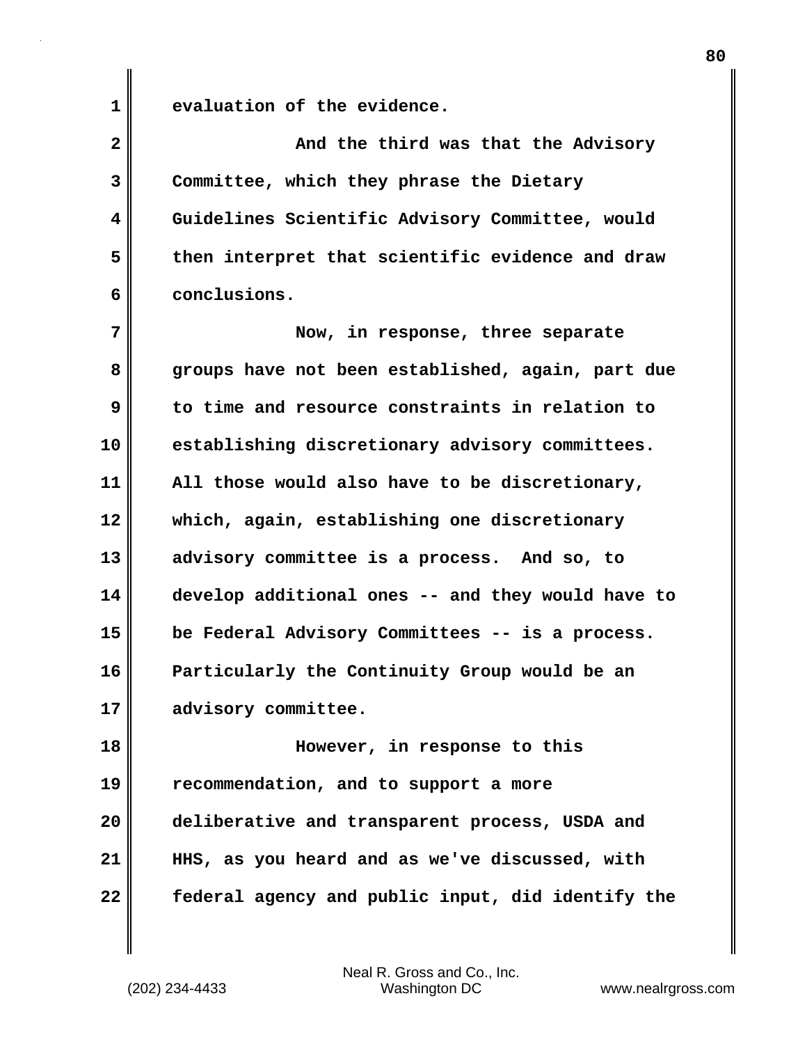evaluation of the evidence.

And the third was that the Advisory Committee, which they phrase the Dietary Guidelines Scientific Advisory Committee, would then interpret that scientific evidence and draw conclusions.

Now, in response, three separate groups have not been established, again, part due to time and resource constraints in relation to establishing discretionary advisory committees. All those would also have to be discretionary, which, again, establishing one discretionary advisory committee is a process. And so, to develop additional ones -- and they would have to be Federal Advisory Committees -- is a process. Particularly the Continuity Group would be an advisory committee.

However, in response to this recommendation, and to support a more deliberative and transparent process, USDA and HHS, as you heard and as we've discussed, with federal agency and public input, did identify the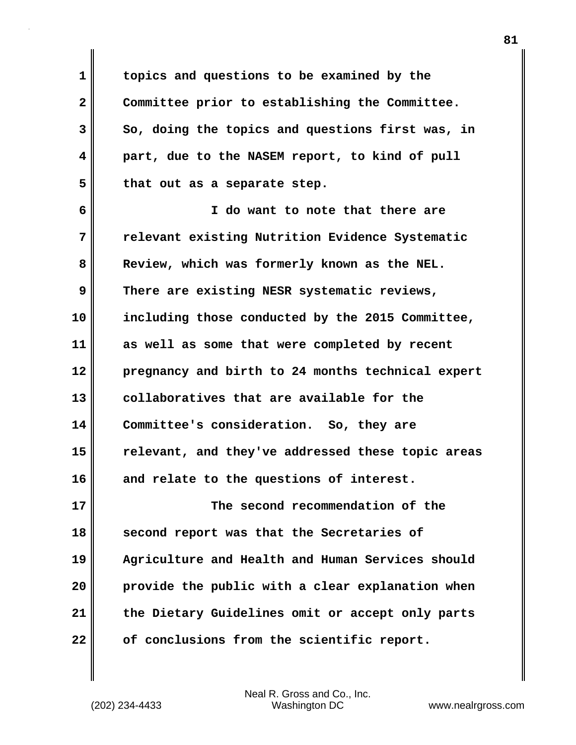topics and questions to be examined by the Committee prior to establishing the Committee. So, doing the topics and questions first was, in part, due to the NASEM report, to kind of pull that out as a separate step.

I do want to note that there are relevant existing Nutrition Evidence Systematic Review, which was formerly known as the NEL. There are existing NESR systematic reviews, including those conducted by the 2015 Committee, as well as some that were completed by recent pregnancy and birth to 24 months technical expert collaboratives that are available for the Committee's consideration. So, they are relevant, and they've addressed these topic areas and relate to the questions of interest.

The second recommendation of the second report was that the Secretaries of Agriculture and Health and Human Services should provide the public with a clear explanation when the Dietary Guidelines omit or accept only parts of conclusions from the scientific report.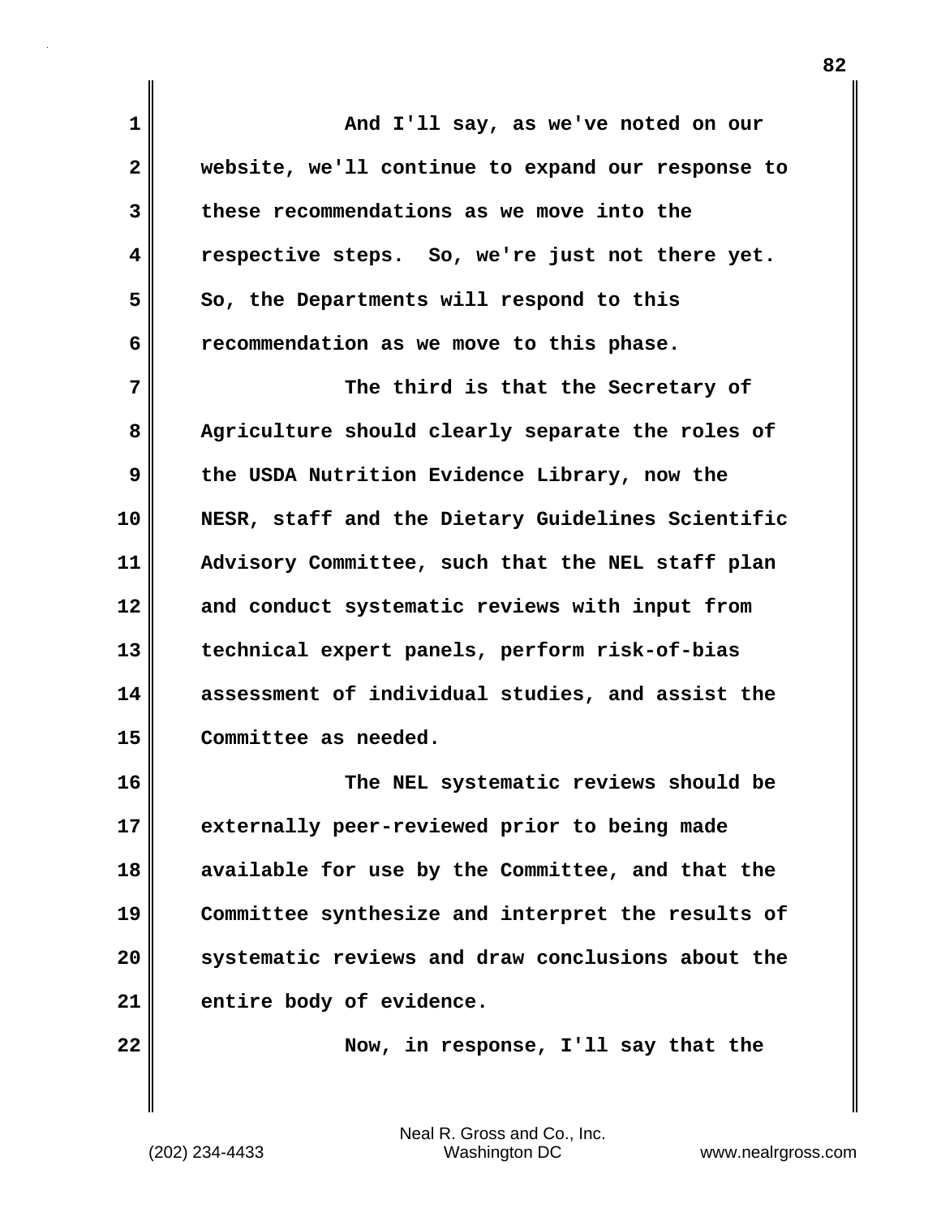And I'll say, as we've noted on our website, we'll continue to expand our response to these recommendations as we move into the respective steps. So, we're just not there yet. So, the Departments will respond to this recommendation as we move to this phase.

The third is that the Secretary of Agriculture should clearly separate the roles of the USDA Nutrition Evidence Library, now the NESR, staff and the Dietary Guidelines Scientific Advisory Committee, such that the NEL staff plan and conduct systematic reviews with input from technical expert panels, perform risk-of-bias assessment of individual studies, and assist the Committee as needed.

The NEL systematic reviews should be externally peer-reviewed prior to being made available for use by the Committee, and that the Committee synthesize and interpret the results of systematic reviews and draw conclusions about the entire body of evidence.

Now, in response, I'll say that the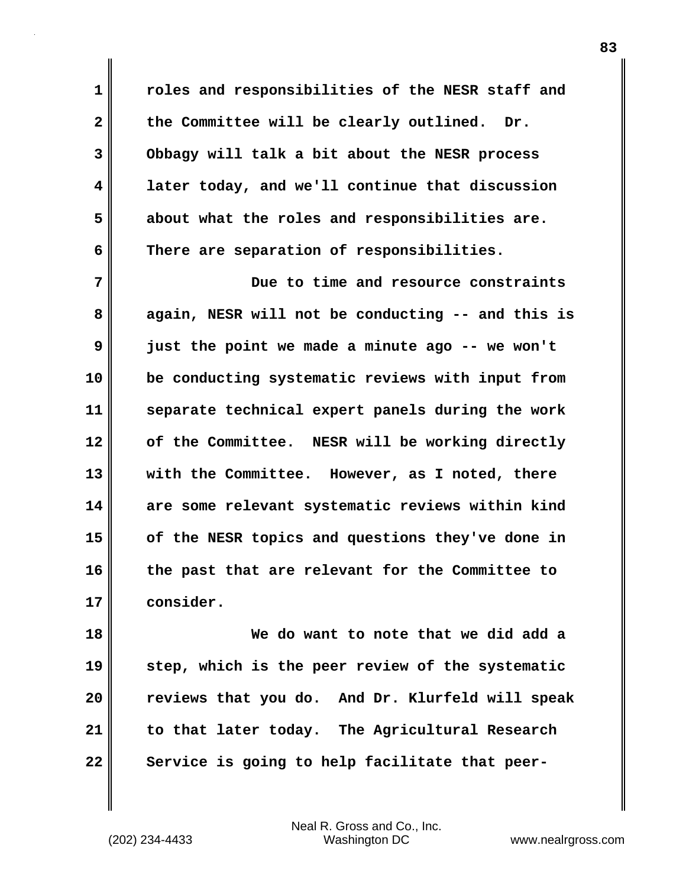roles and responsibilities of the NESR staff and the Committee will be clearly outlined. Dr. Obbagy will talk a bit about the NESR process later today, and we'll continue that discussion about what the roles and responsibilities are. There are separation of responsibilities.

Due to time and resource constraints again, NESR will not be conducting -- and this is just the point we made a minute ago -- we won't be conducting systematic reviews with input from separate technical expert panels during the work of the Committee. NESR will be working directly with the Committee. However, as I noted, there are some relevant systematic reviews within kind of the NESR topics and questions they've done in the past that are relevant for the Committee to consider.

We do want to note that we did add a step, which is the peer review of the systematic reviews that you do. And Dr. Klurfeld will speak to that later today. The Agricultural Research Service is going to help facilitate that peer-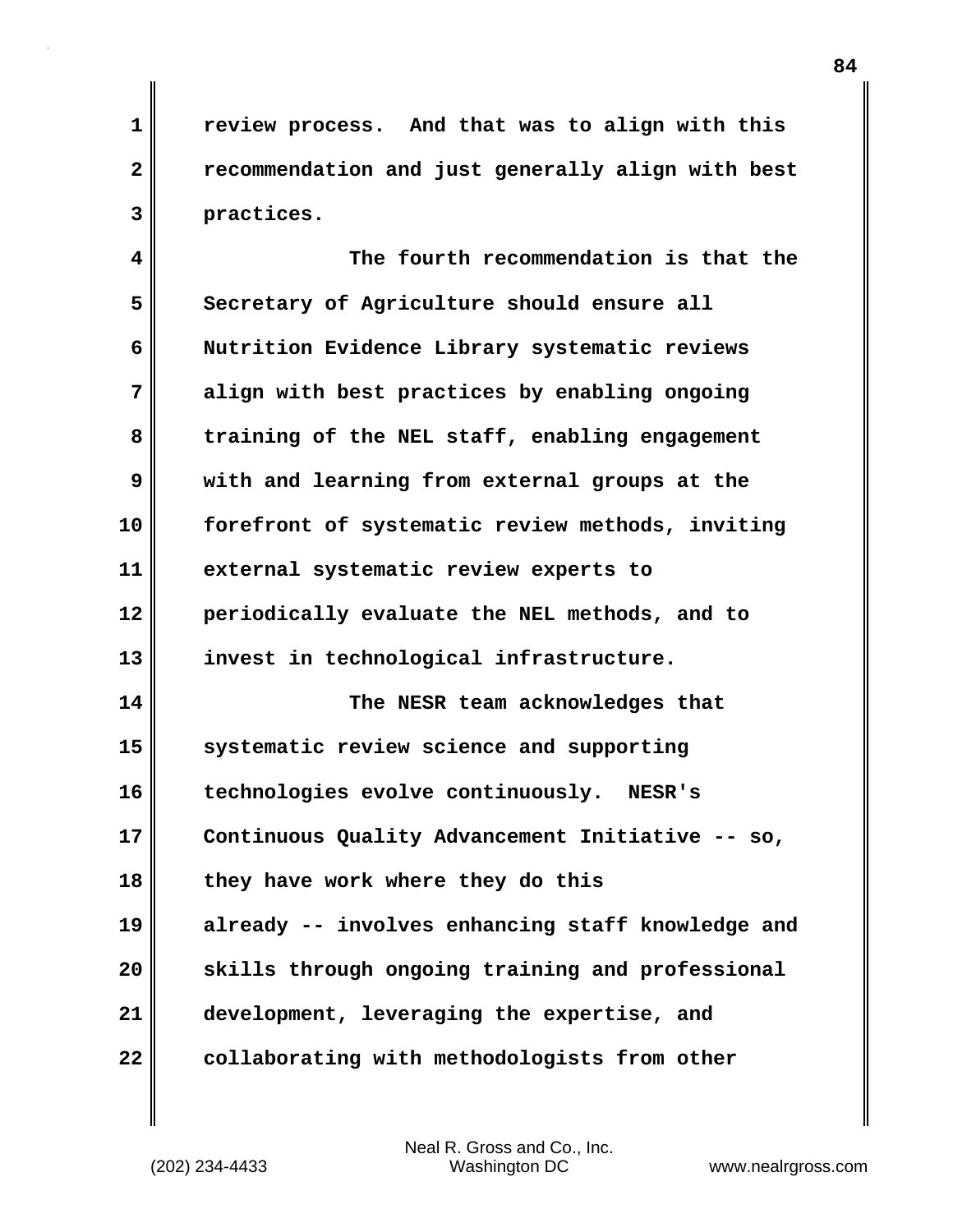review process. And that was to align with this recommendation and just generally align with best practices.

The fourth recommendation is that the Secretary of Agriculture should ensure all Nutrition Evidence Library systematic reviews align with best practices by enabling ongoing training of the NEL staff, enabling engagement with and learning from external groups at the forefront of systematic review methods, inviting external systematic review experts to periodically evaluate the NEL methods, and to invest in technological infrastructure.

The NESR team acknowledges that systematic review science and supporting technologies evolve continuously. NESR's Continuous Quality Advancement Initiative -- so, they have work where they do this already -- involves enhancing staff knowledge and skills through ongoing training and professional development, leveraging the expertise, and collaborating with methodologists from other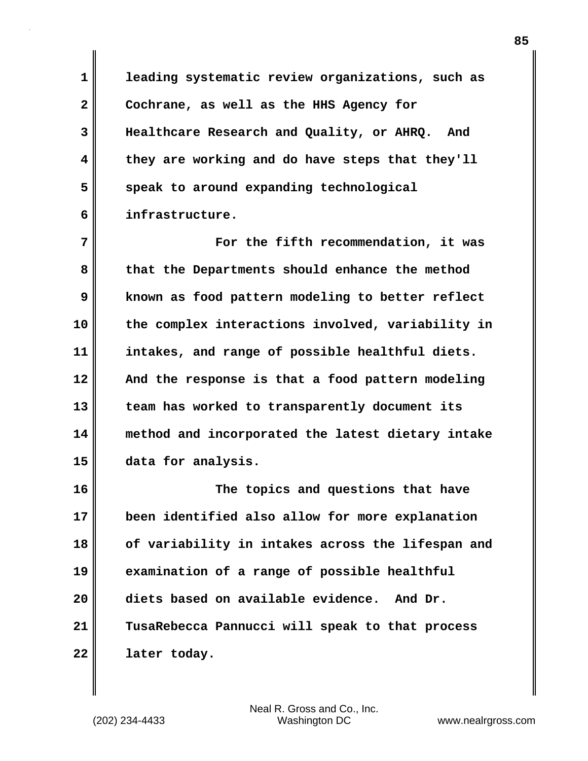leading systematic review organizations, such as Cochrane, as well as the HHS Agency for Healthcare Research and Quality, or AHRQ. And they are working and do have steps that they'll speak to around expanding technological infrastructure.

For the fifth recommendation, it was that the Departments should enhance the method known as food pattern modeling to better reflect the complex interactions involved, variability in intakes, and range of possible healthful diets. And the response is that a food pattern modeling team has worked to transparently document its method and incorporated the latest dietary intake data for analysis.

The topics and questions that have been identified also allow for more explanation of variability in intakes across the lifespan and examination of a range of possible healthful diets based on available evidence. And Dr. TusaRebecca Pannucci will speak to that process later today.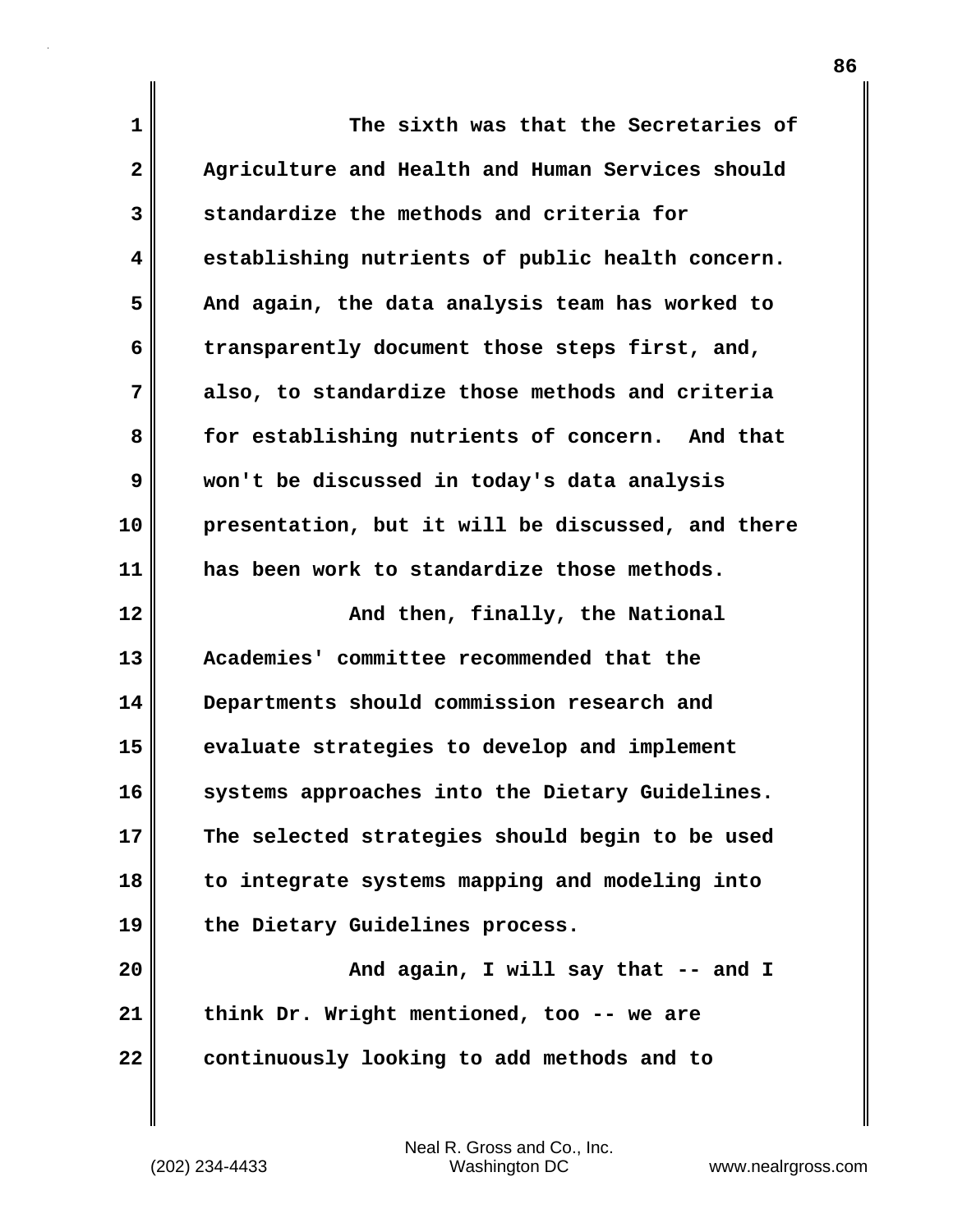The sixth was that the Secretaries of Agriculture and Health and Human Services should standardize the methods and criteria for establishing nutrients of public health concern. And again, the data analysis team has worked to transparently document those steps first, and, also, to standardize those methods and criteria for establishing nutrients of concern. And that won't be discussed in today's data analysis presentation, but it will be discussed, and there has been work to standardize those methods.

And then, finally, the National Academies' committee recommended that the Departments should commission research and evaluate strategies to develop and implement systems approaches into the Dietary Guidelines. The selected strategies should begin to be used to integrate systems mapping and modeling into the Dietary Guidelines process.

And again, I will say that -- and I think Dr. Wright mentioned, too -- we are continuously looking to add methods and to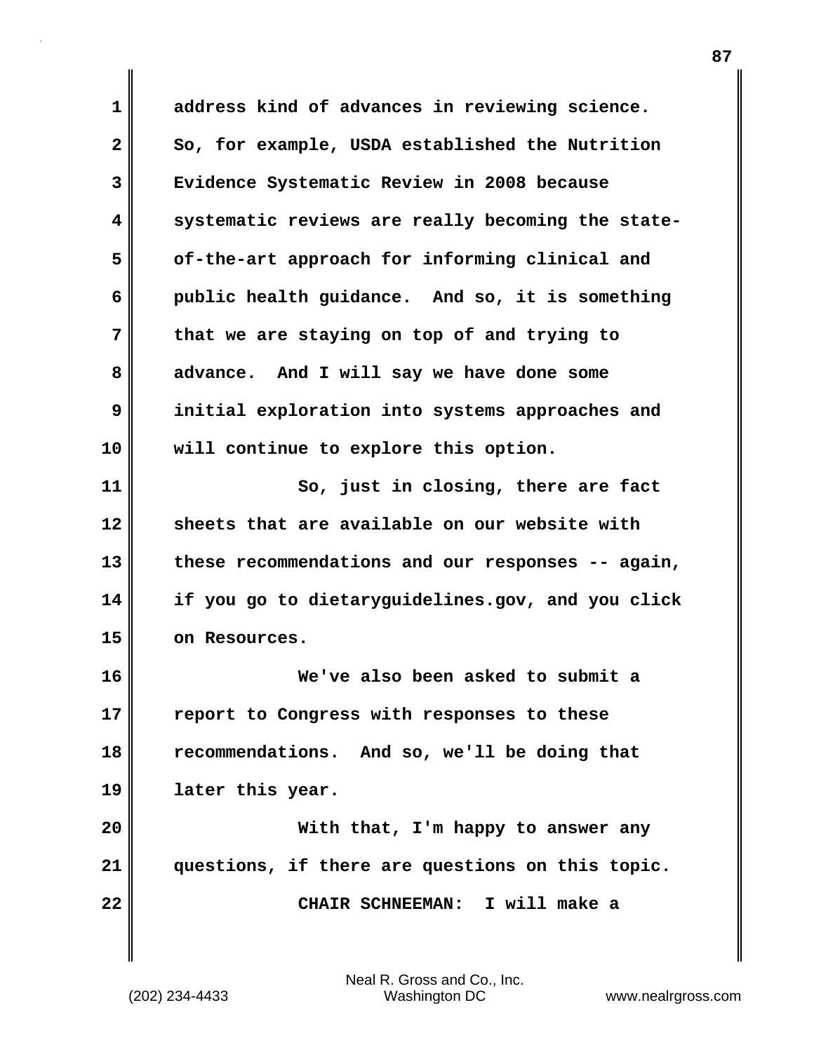address kind of advances in reviewing science. So, for example, USDA established the Nutrition Evidence Systematic Review in 2008 because systematic reviews are really becoming the state-of-the-art approach for informing clinical and public health guidance. And so, it is something that we are staying on top of and trying to advance. And I will say we have done some initial exploration into systems approaches and will continue to explore this option.

So, just in closing, there are fact sheets that are available on our website with these recommendations and our responses -- again, if you go to dietaryguidelines.gov, and you click on Resources.

We've also been asked to submit a report to Congress with responses to these recommendations. And so, we'll be doing that later this year.

With that, I'm happy to answer any questions, if there are questions on this topic.

**CHAIR SCHNEEMAN:** I will make a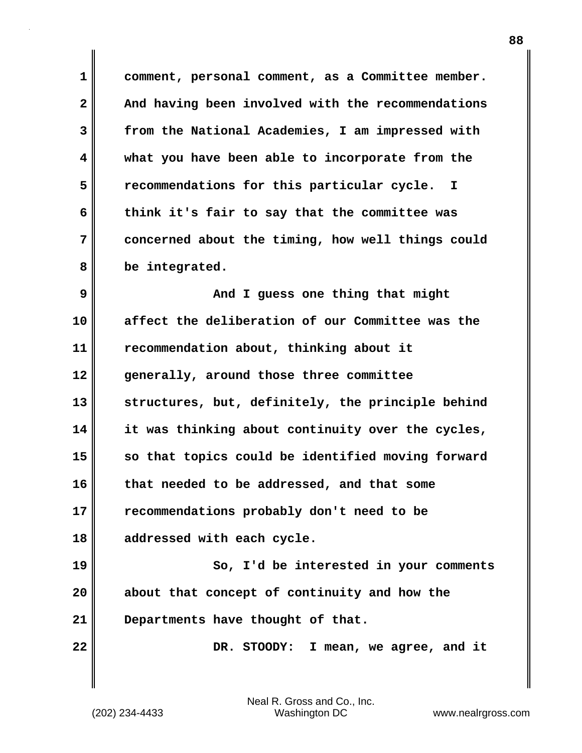comment, personal comment, as a Committee member. And having been involved with the recommendations from the National Academies, I am impressed with what you have been able to incorporate from the recommendations for this particular cycle. I think it's fair to say that the committee was concerned about the timing, how well things could be integrated.

And I guess one thing that might affect the deliberation of our Committee was the recommendation about, thinking about it generally, around those three committee structures, but, definitely, the principle behind it was thinking about continuity over the cycles, so that topics could be identified moving forward that needed to be addressed, and that some recommendations probably don't need to be addressed with each cycle.

So, I'd be interested in your comments about that concept of continuity and how the Departments have thought of that.

DR. STOODY: I mean, we agree, and it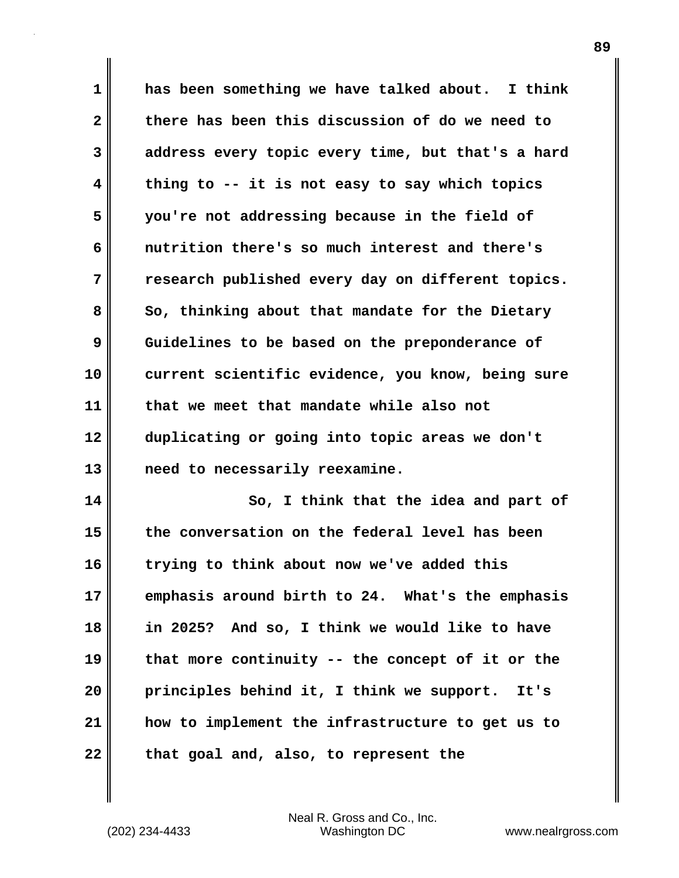has been something we have talked about. I think there has been this discussion of do we need to address every topic every time, but that's a hard thing to -- it is not easy to say which topics you're not addressing because in the field of nutrition there's so much interest and there's research published every day on different topics. So, thinking about that mandate for the Dietary Guidelines to be based on the preponderance of current scientific evidence, you know, being sure that we meet that mandate while also not duplicating or going into topic areas we don't need to necessarily reexamine.

So, I think that the idea and part of the conversation on the federal level has been trying to think about now we've added this emphasis around birth to 24. What's the emphasis in 2025? And so, I think we would like to have that more continuity -- the concept of it or the principles behind it, I think we support. It's how to implement the infrastructure to get us to that goal and, also, to represent the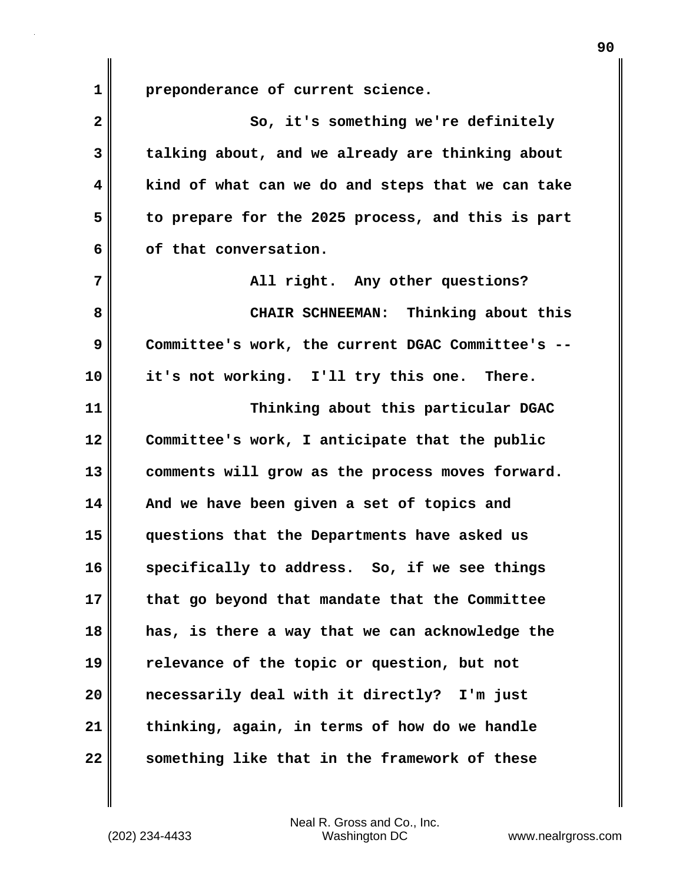preponderance of current science.

So, it's something we're definitely talking about, and we already are thinking about kind of what can we do and steps that we can take to prepare for the 2025 process, and this is part of that conversation.

All right. Any other questions?

CHAIR SCHNEEMAN: Thinking about this Committee's work, the current DGAC Committee's -- it's not working. I'll try this one. There.

Thinking about this particular DGAC Committee's work, I anticipate that the public comments will grow as the process moves forward. And we have been given a set of topics and questions that the Departments have asked us specifically to address. So, if we see things that go beyond that mandate that the Committee has, is there a way that we can acknowledge the relevance of the topic or question, but not necessarily deal with it directly? I'm just thinking, again, in terms of how do we handle something like that in the framework of these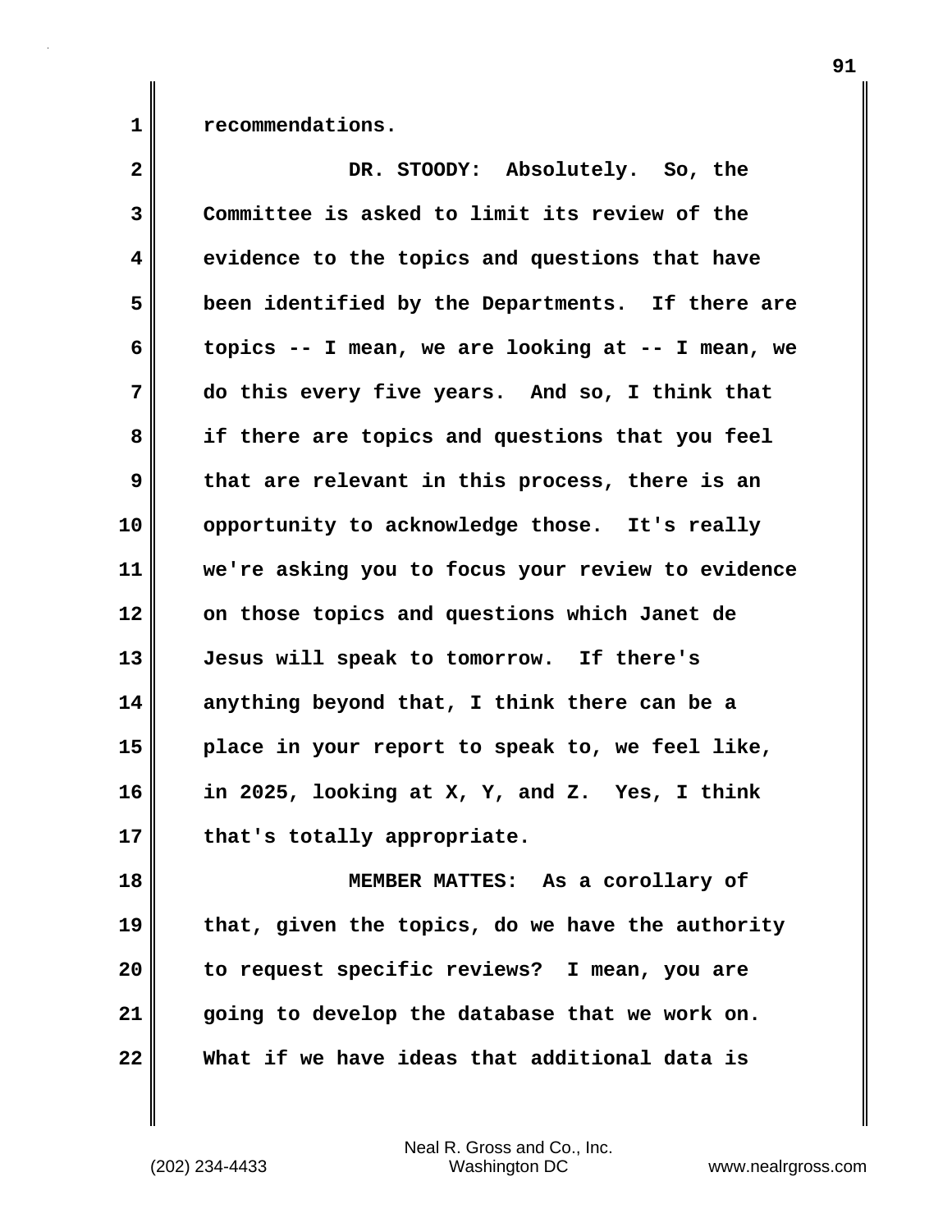recommendations.

DR. STOODY: Absolutely. So, the Committee is asked to limit its review of the evidence to the topics and questions that have been identified by the Departments. If there are topics -- I mean, we are looking at -- I mean, we do this every five years. And so, I think that if there are topics and questions that you feel that are relevant in this process, there is an opportunity to acknowledge those. It's really we're asking you to focus your review to evidence on those topics and questions which Janet de Jesus will speak to tomorrow. If there's anything beyond that, I think there can be a place in your report to speak to, we feel like, in 2025, looking at X, Y, and Z. Yes, I think that's totally appropriate.

MEMBER MATTES: As a corollary of that, given the topics, do we have the authority to request specific reviews? I mean, you are going to develop the database that we work on. What if we have ideas that additional data is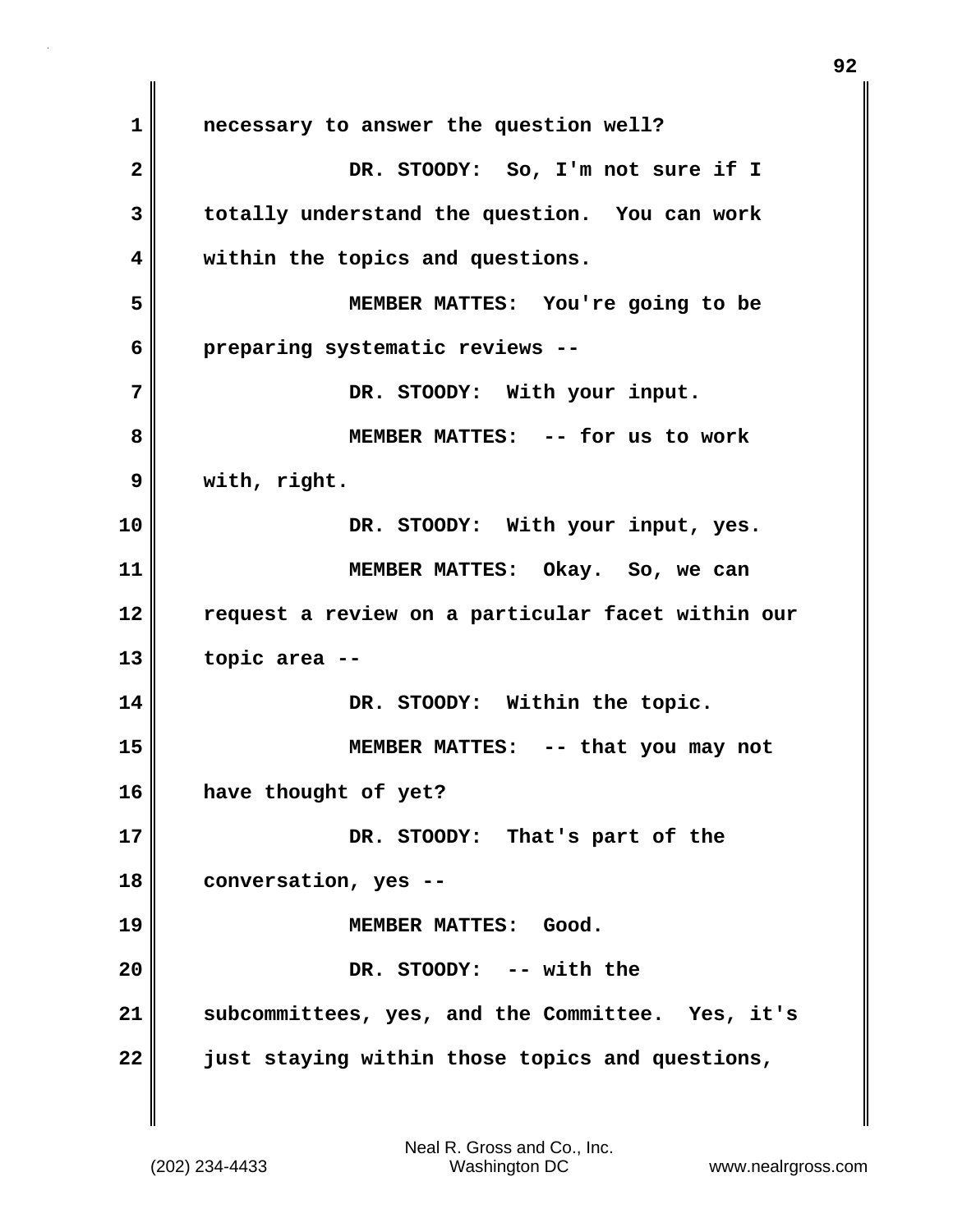necessary to answer the question well?

DR. STOODY: So, I'm not sure if I totally understand the question. You can work within the topics and questions.

MEMBER MATTES: You're going to be preparing systematic reviews --

DR. STOODY: With your input.

MEMBER MATTES: -- for us to work with, right.

DR. STOODY: With your input, yes.

MEMBER MATTES: Okay. So, we can request a review on a particular facet within our topic area --

DR. STOODY: Within the topic.

MEMBER MATTES: -- that you may not have thought of yet?

DR. STOODY: That's part of the conversation, yes --

MEMBER MATTES: Good.

DR. STOODY: -- with the subcommittees, yes, and the Committee. Yes, it's just staying within those topics and questions,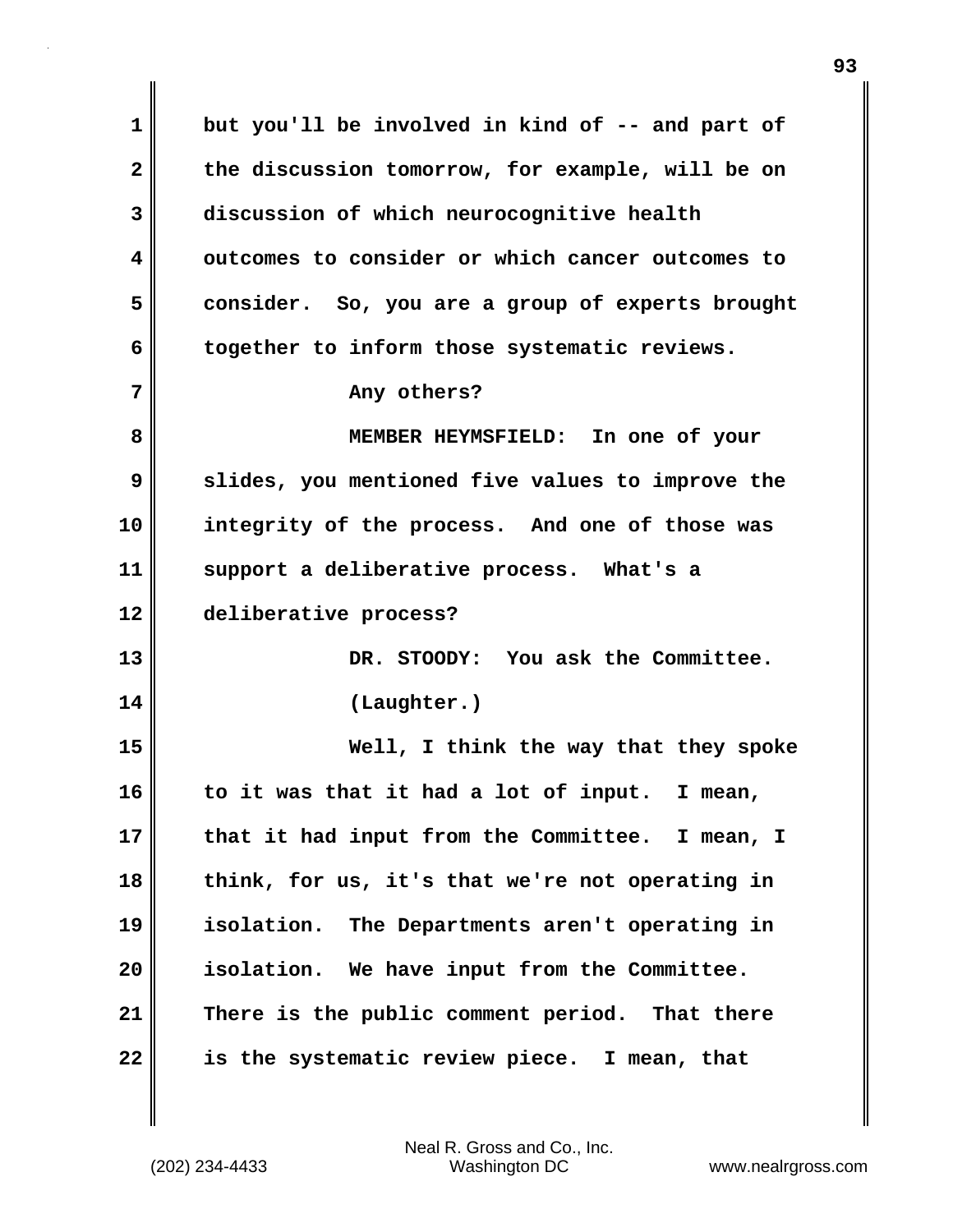but you'll be involved in kind of -- and part of the discussion tomorrow, for example, will be on discussion of which neurocognitive health outcomes to consider or which cancer outcomes to consider. So, you are a group of experts brought together to inform those systematic reviews.

Any others?

MEMBER HEYMSFIELD: In one of your slides, you mentioned five values to improve the integrity of the process. And one of those was support a deliberative process. What's a deliberative process?

DR. STOODY: You ask the Committee.

(Laughter.)

Well, I think the way that they spoke to it was that it had a lot of input. I mean, that it had input from the Committee. I mean, I think, for us, it's that we're not operating in isolation. The Departments aren't operating in isolation. We have input from the Committee. There is the public comment period. That there is the systematic review piece. I mean, that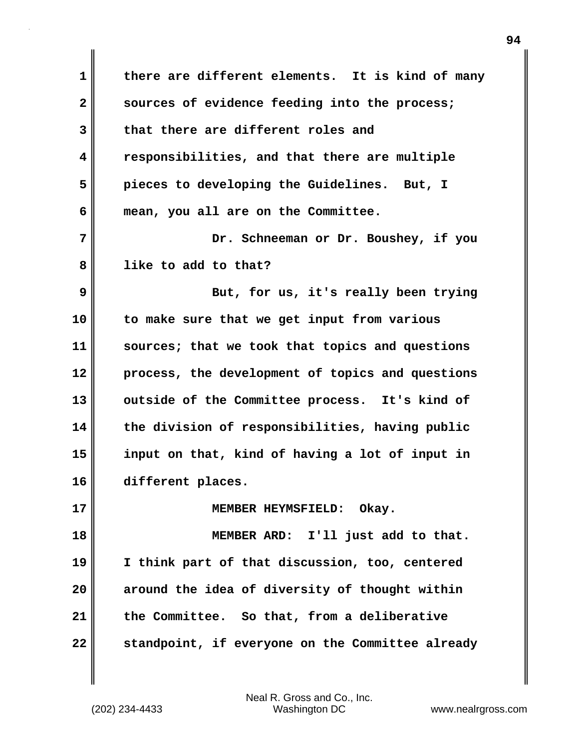there are different elements. It is kind of many sources of evidence feeding into the process; that there are different roles and responsibilities, and that there are multiple pieces to developing the Guidelines. But, I mean, you all are on the Committee.

Dr. Schneeman or Dr. Boushey, if you like to add to that?

But, for us, it's really been trying to make sure that we get input from various sources; that we took that topics and questions process, the development of topics and questions outside of the Committee process. It's kind of the division of responsibilities, having public input on that, kind of having a lot of input in different places.

MEMBER HEYMSFIELD: Okay.

MEMBER ARD: I'll just add to that. I think part of that discussion, too, centered around the idea of diversity of thought within the Committee. So that, from a deliberative standpoint, if everyone on the Committee already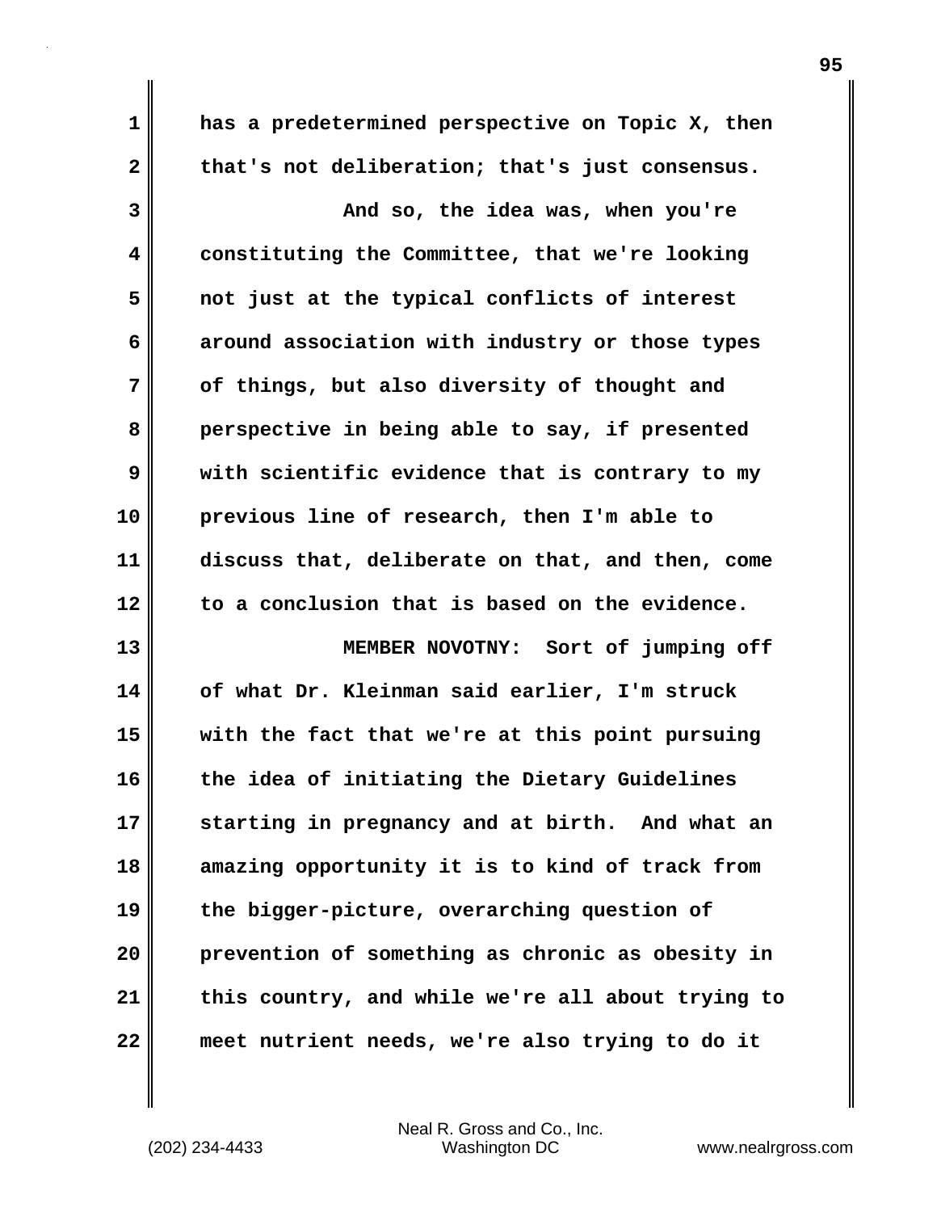has a predetermined perspective on Topic X, then that's not deliberation; that's just consensus.

And so, the idea was, when you're constituting the Committee, that we're looking not just at the typical conflicts of interest around association with industry or those types of things, but also diversity of thought and perspective in being able to say, if presented with scientific evidence that is contrary to my previous line of research, then I'm able to discuss that, deliberate on that, and then, come to a conclusion that is based on the evidence.

MEMBER NOVOTNY: Sort of jumping off of what Dr. Kleinman said earlier, I'm struck with the fact that we're at this point pursuing the idea of initiating the Dietary Guidelines starting in pregnancy and at birth. And what an amazing opportunity it is to kind of track from the bigger-picture, overarching question of prevention of something as chronic as obesity in this country, and while we're all about trying to meet nutrient needs, we're also trying to do it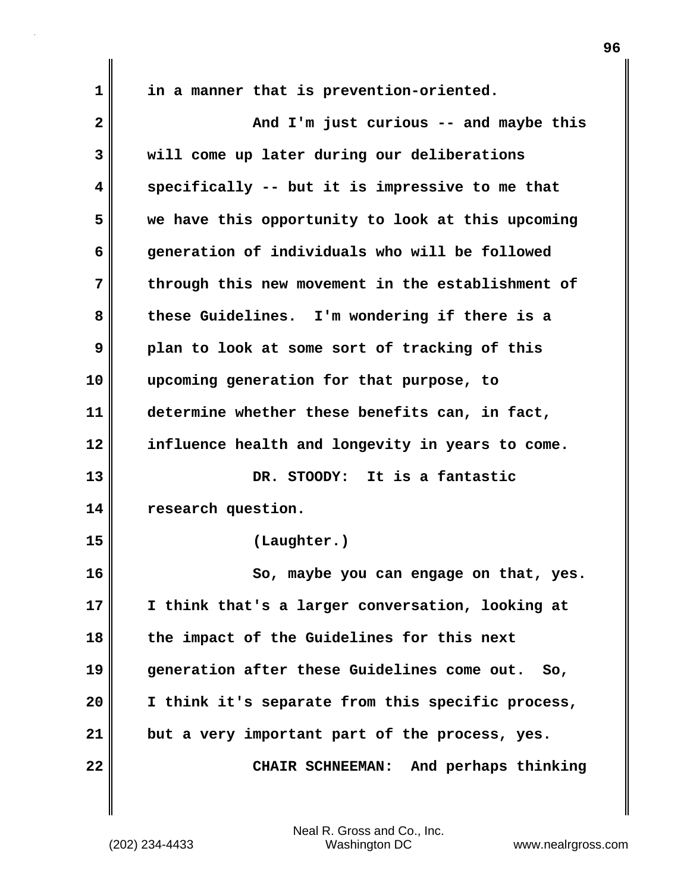in a manner that is prevention-oriented.

And I'm just curious -- and maybe this will come up later during our deliberations specifically -- but it is impressive to me that we have this opportunity to look at this upcoming generation of individuals who will be followed through this new movement in the establishment of these Guidelines. I'm wondering if there is a plan to look at some sort of tracking of this upcoming generation for that purpose, to determine whether these benefits can, in fact, influence health and longevity in years to come.

**DR. STOODY:** It is a fantastic research question.

(Laughter.)

So, maybe you can engage on that, yes. I think that's a larger conversation, looking at the impact of the Guidelines for this next generation after these Guidelines come out. So, I think it's separate from this specific process, but a very important part of the process, yes.

**CHAIR SCHNEEMAN:** And perhaps thinking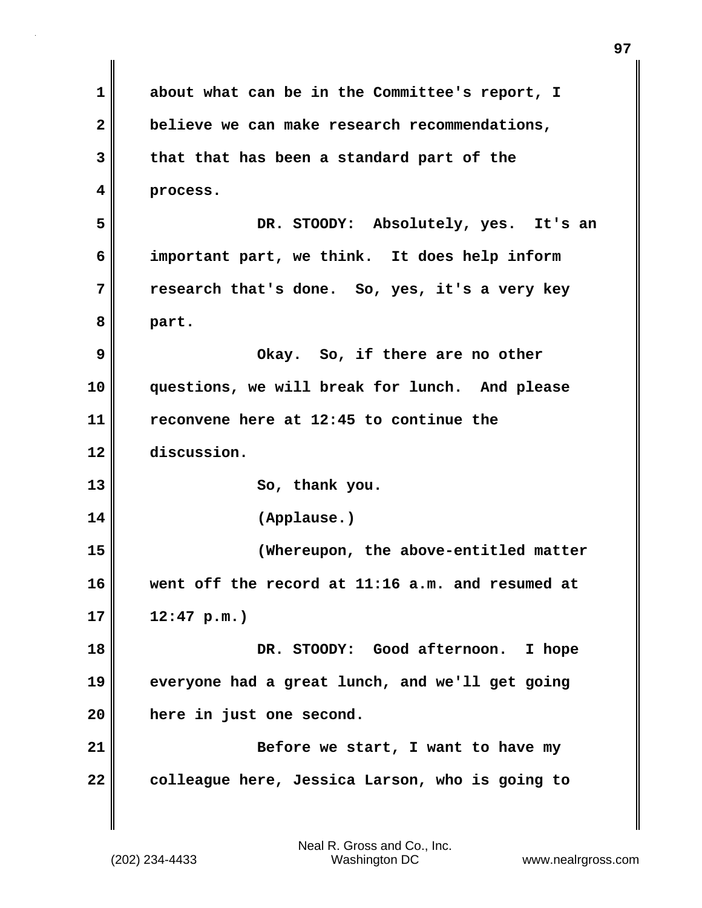about what can be in the Committee's report, I believe we can make research recommendations, that that has been a standard part of the process.

DR. STOODY: Absolutely, yes. It's an important part, we think. It does help inform research that's done. So, yes, it's a very key part.

Okay. So, if there are no other questions, we will break for lunch. And please reconvene here at 12:45 to continue the discussion.

So, thank you.

(Applause.)

(Whereupon, the above-entitled matter went off the record at 11:16 a.m. and resumed at 12:47 p.m.)

DR. STOODY: Good afternoon. I hope everyone had a great lunch, and we'll get going here in just one second.

Before we start, I want to have my colleague here, Jessica Larson, who is going to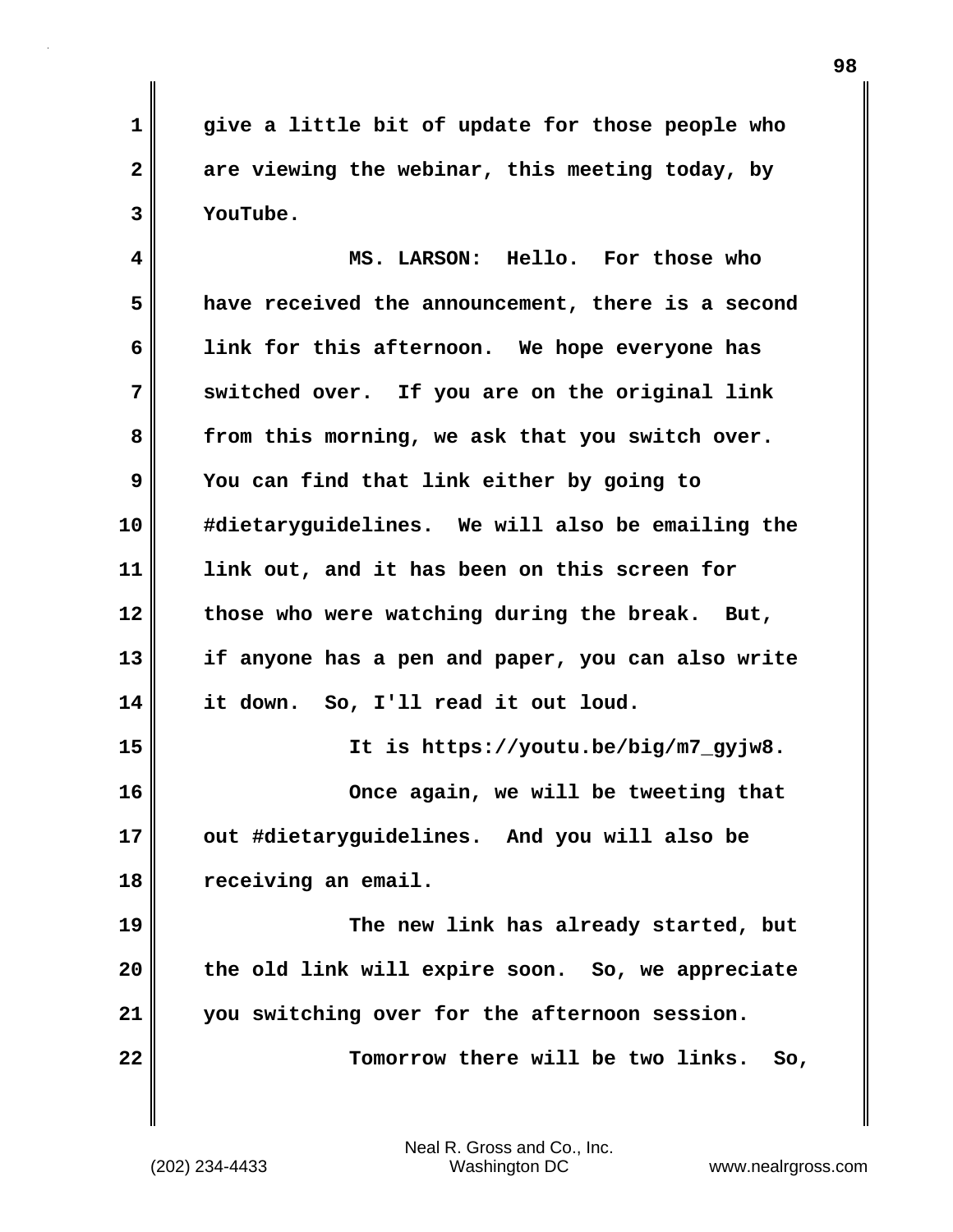give a little bit of update for those people who are viewing the webinar, this meeting today, by YouTube.

MS. LARSON: Hello. For those who have received the announcement, there is a second link for this afternoon. We hope everyone has switched over. If you are on the original link from this morning, we ask that you switch over. You can find that link either by going to #dietaryguidelines. We will also be emailing the link out, and it has been on this screen for those who were watching during the break. But, if anyone has a pen and paper, you can also write it down. So, I'll read it out loud.

It is https://youtu.be/big/m7_gyjw8.

Once again, we will be tweeting that out #dietaryguidelines. And you will also be receiving an email.

The new link has already started, but the old link will expire soon. So, we appreciate you switching over for the afternoon session.

Tomorrow there will be two links. So,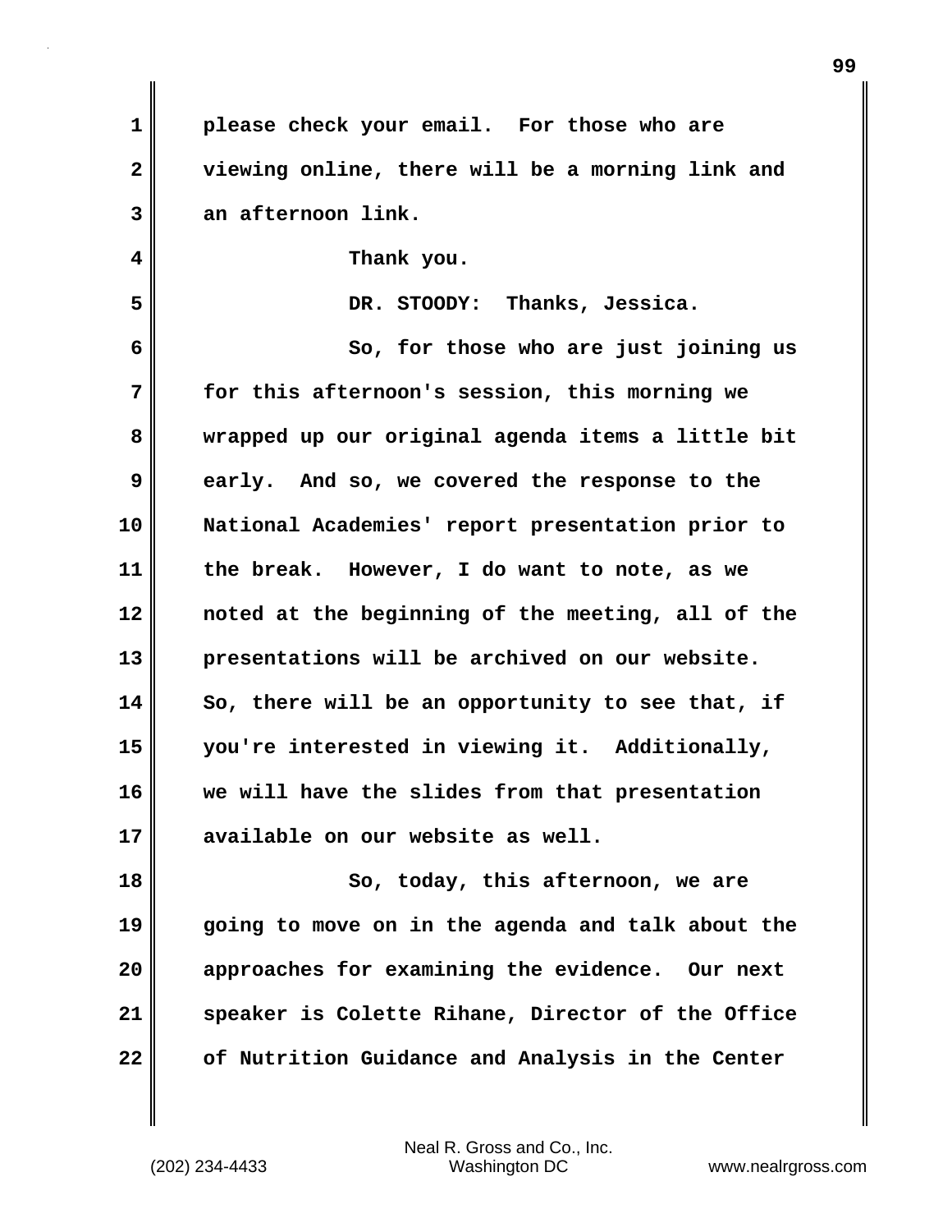please check your email. For those who are viewing online, there will be a morning link and an afternoon link.

Thank you.

DR. STOODY: Thanks, Jessica.

So, for those who are just joining us for this afternoon's session, this morning we wrapped up our original agenda items a little bit early. And so, we covered the response to the National Academies' report presentation prior to the break. However, I do want to note, as we noted at the beginning of the meeting, all of the presentations will be archived on our website. So, there will be an opportunity to see that, if you're interested in viewing it. Additionally, we will have the slides from that presentation available on our website as well.

So, today, this afternoon, we are going to move on in the agenda and talk about the approaches for examining the evidence. Our next speaker is Colette Rihane, Director of the Office of Nutrition Guidance and Analysis in the Center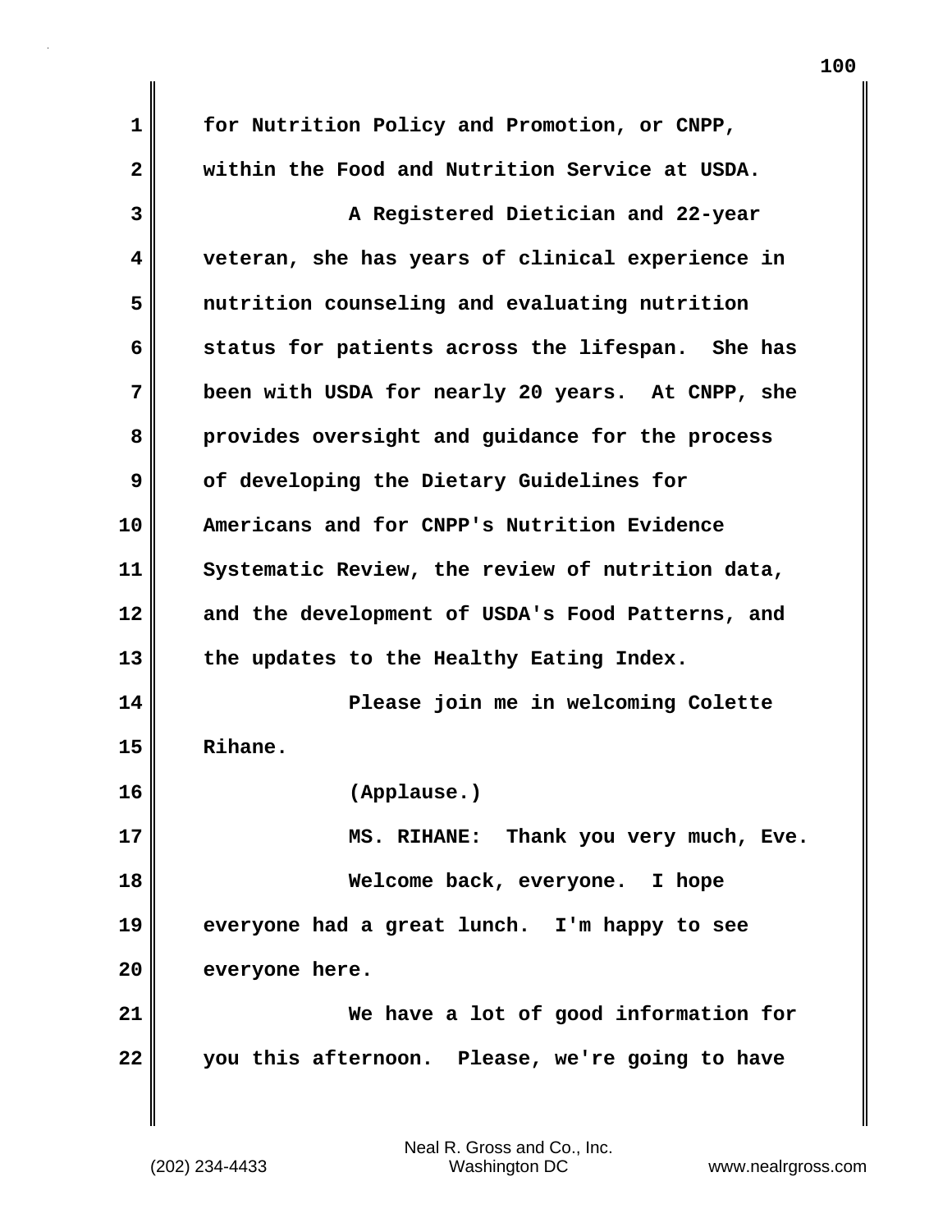for Nutrition Policy and Promotion, or CNPP, within the Food and Nutrition Service at USDA.

A Registered Dietician and 22-year veteran, she has years of clinical experience in nutrition counseling and evaluating nutrition status for patients across the lifespan. She has been with USDA for nearly 20 years. At CNPP, she provides oversight and guidance for the process of developing the Dietary Guidelines for Americans and for CNPP's Nutrition Evidence Systematic Review, the review of nutrition data, and the development of USDA's Food Patterns, and the updates to the Healthy Eating Index.

Please join me in welcoming Colette Rihane.

(Applause.)

MS. RIHANE: Thank you very much, Eve.

Welcome back, everyone. I hope everyone had a great lunch. I'm happy to see everyone here.

We have a lot of good information for you this afternoon. Please, we're going to have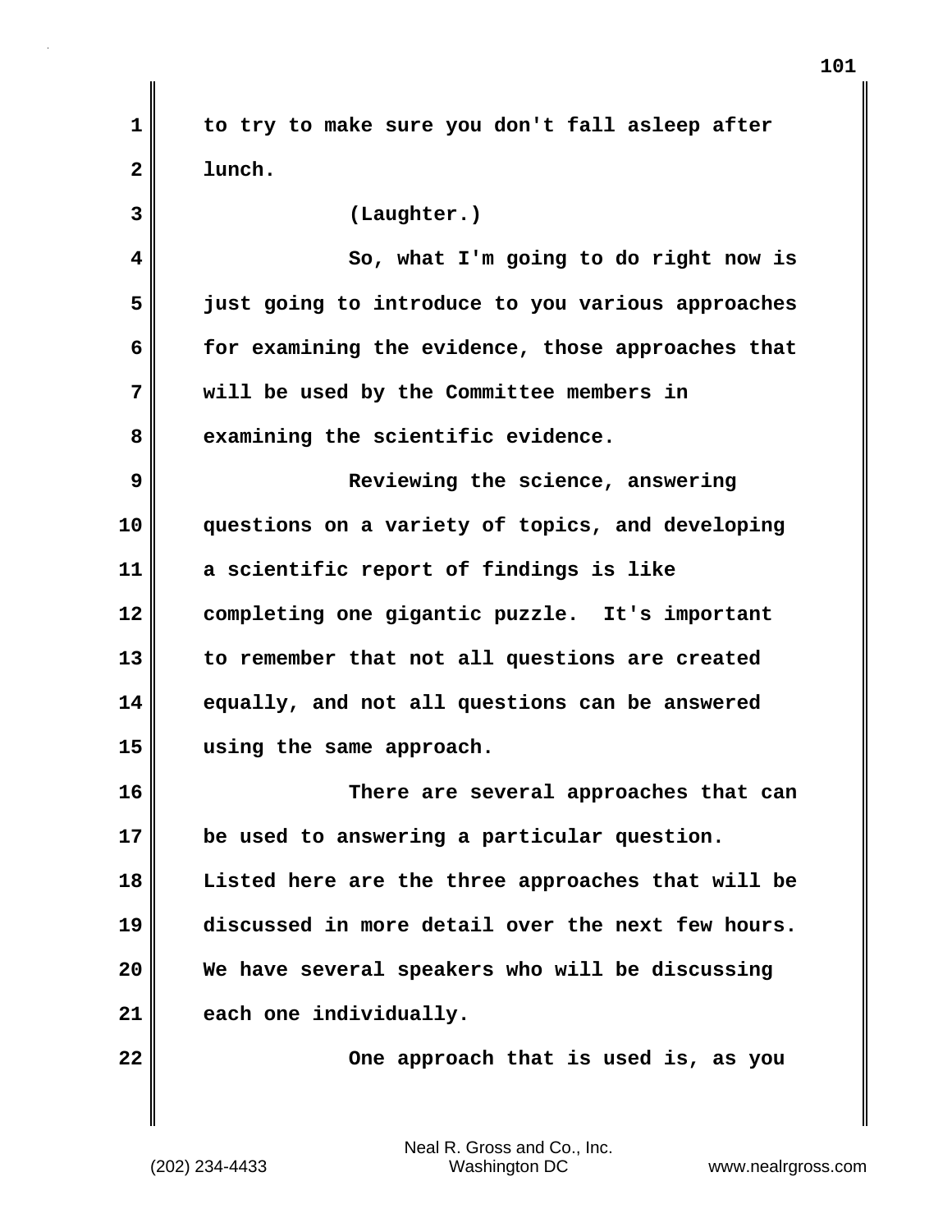to try to make sure you don't fall asleep after lunch.

(Laughter.)

So, what I'm going to do right now is just going to introduce to you various approaches for examining the evidence, those approaches that will be used by the Committee members in examining the scientific evidence.

Reviewing the science, answering questions on a variety of topics, and developing a scientific report of findings is like completing one gigantic puzzle. It's important to remember that not all questions are created equally, and not all questions can be answered using the same approach.

There are several approaches that can be used to answering a particular question. Listed here are the three approaches that will be discussed in more detail over the next few hours. We have several speakers who will be discussing each one individually.

One approach that is used is, as you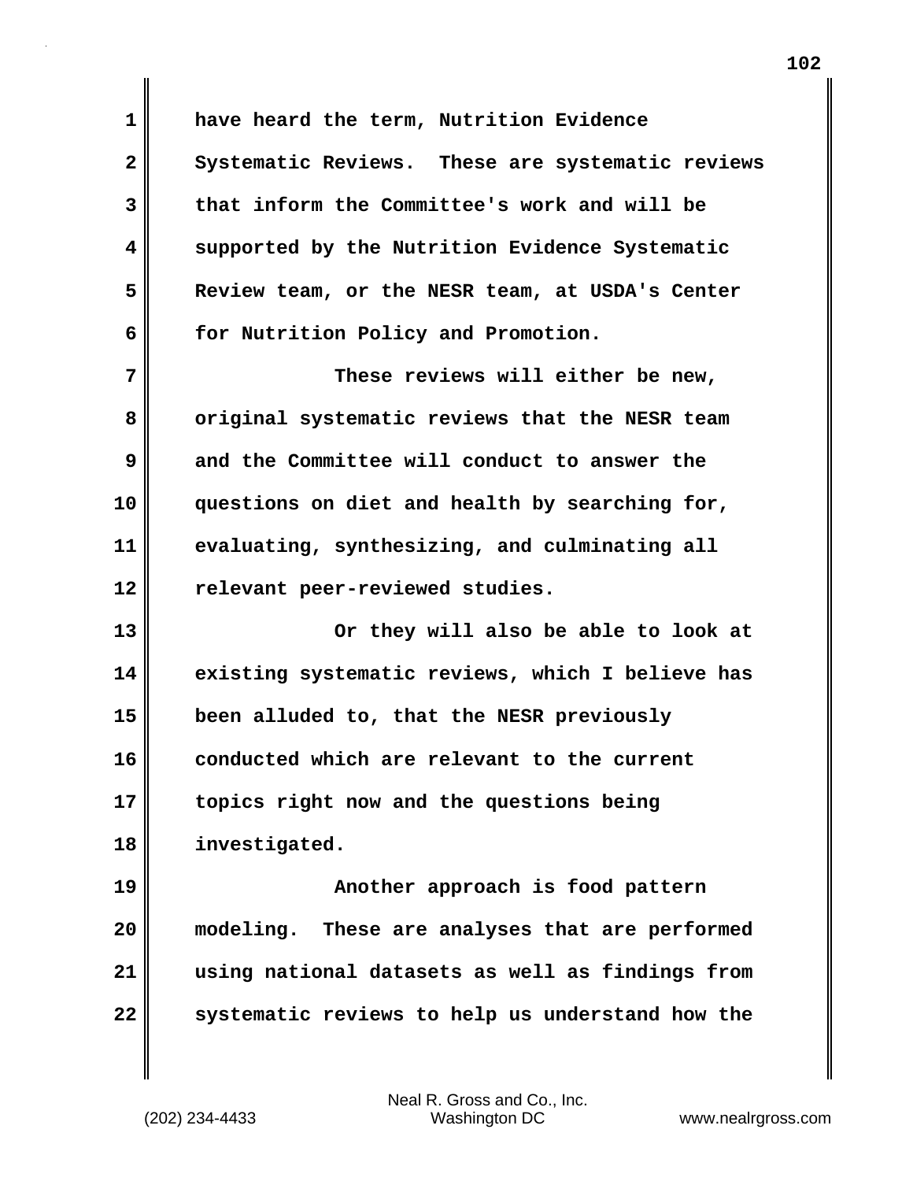have heard the term, Nutrition Evidence Systematic Reviews. These are systematic reviews that inform the Committee's work and will be supported by the Nutrition Evidence Systematic Review team, or the NESR team, at USDA's Center for Nutrition Policy and Promotion.

These reviews will either be new, original systematic reviews that the NESR team and the Committee will conduct to answer the questions on diet and health by searching for, evaluating, synthesizing, and culminating all relevant peer-reviewed studies.

Or they will also be able to look at existing systematic reviews, which I believe has been alluded to, that the NESR previously conducted which are relevant to the current topics right now and the questions being investigated.

Another approach is food pattern modeling. These are analyses that are performed using national datasets as well as findings from systematic reviews to help us understand how the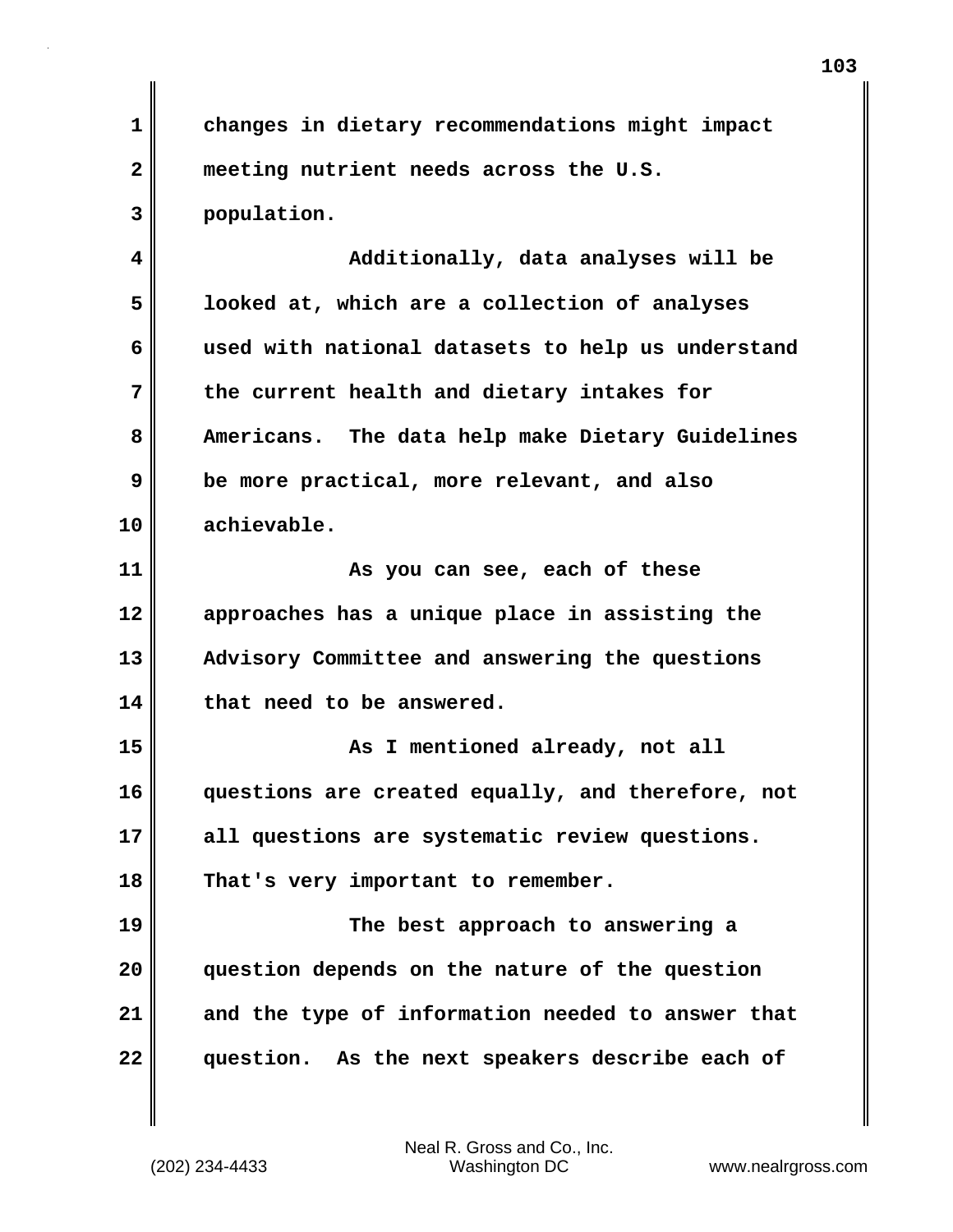changes in dietary recommendations might impact meeting nutrient needs across the U.S. population.

Additionally, data analyses will be looked at, which are a collection of analyses used with national datasets to help us understand the current health and dietary intakes for Americans. The data help make Dietary Guidelines be more practical, more relevant, and also achievable.

As you can see, each of these approaches has a unique place in assisting the Advisory Committee and answering the questions that need to be answered.

As I mentioned already, not all questions are created equally, and therefore, not all questions are systematic review questions. That's very important to remember.

The best approach to answering a question depends on the nature of the question and the type of information needed to answer that question. As the next speakers describe each of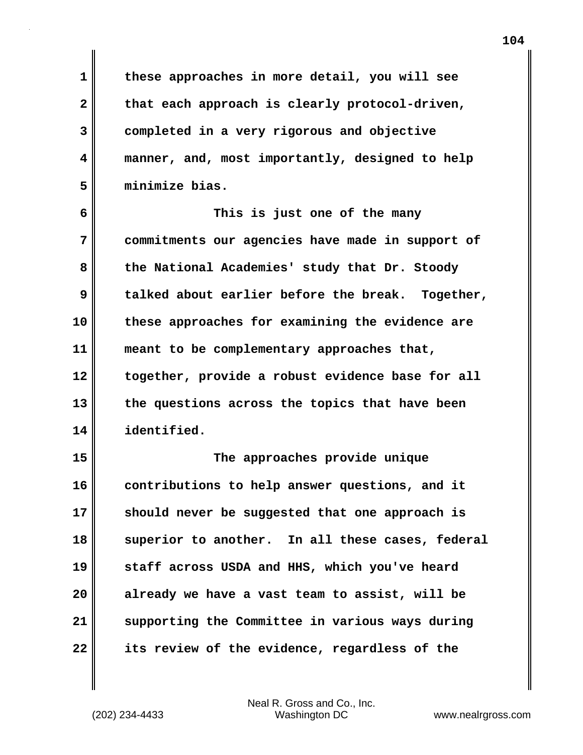these approaches in more detail, you will see that each approach is clearly protocol-driven, completed in a very rigorous and objective manner, and, most importantly, designed to help minimize bias.

This is just one of the many commitments our agencies have made in support of the National Academies' study that Dr. Stoody talked about earlier before the break. Together, these approaches for examining the evidence are meant to be complementary approaches that, together, provide a robust evidence base for all the questions across the topics that have been identified.

The approaches provide unique contributions to help answer questions, and it should never be suggested that one approach is superior to another. In all these cases, federal staff across USDA and HHS, which you've heard already we have a vast team to assist, will be supporting the Committee in various ways during its review of the evidence, regardless of the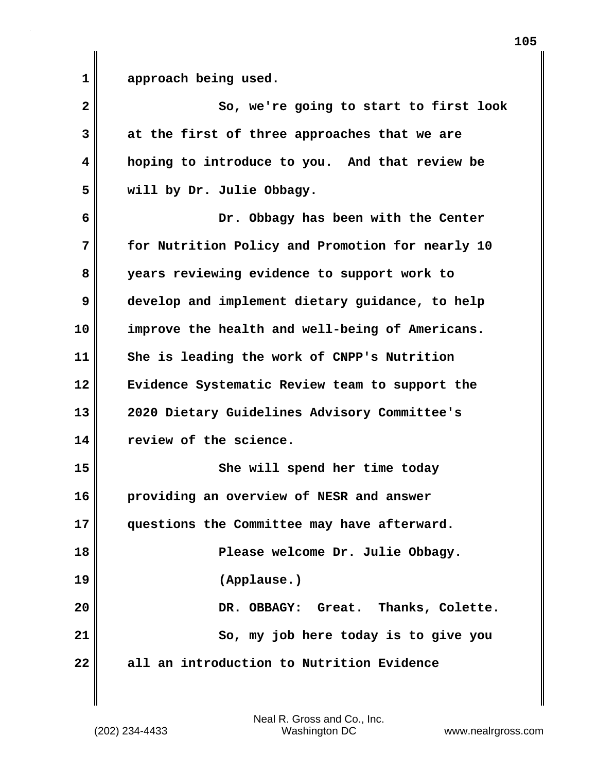approach being used.

So, we're going to start to first look at the first of three approaches that we are hoping to introduce to you. And that review be will by Dr. Julie Obbagy.

Dr. Obbagy has been with the Center for Nutrition Policy and Promotion for nearly 10 years reviewing evidence to support work to develop and implement dietary guidance, to help improve the health and well-being of Americans. She is leading the work of CNPP's Nutrition Evidence Systematic Review team to support the 2020 Dietary Guidelines Advisory Committee's review of the science.

She will spend her time today providing an overview of NESR and answer questions the Committee may have afterward.

Please welcome Dr. Julie Obbagy.

(Applause.)

DR. OBBAGY: Great. Thanks, Colette.

So, my job here today is to give you all an introduction to Nutrition Evidence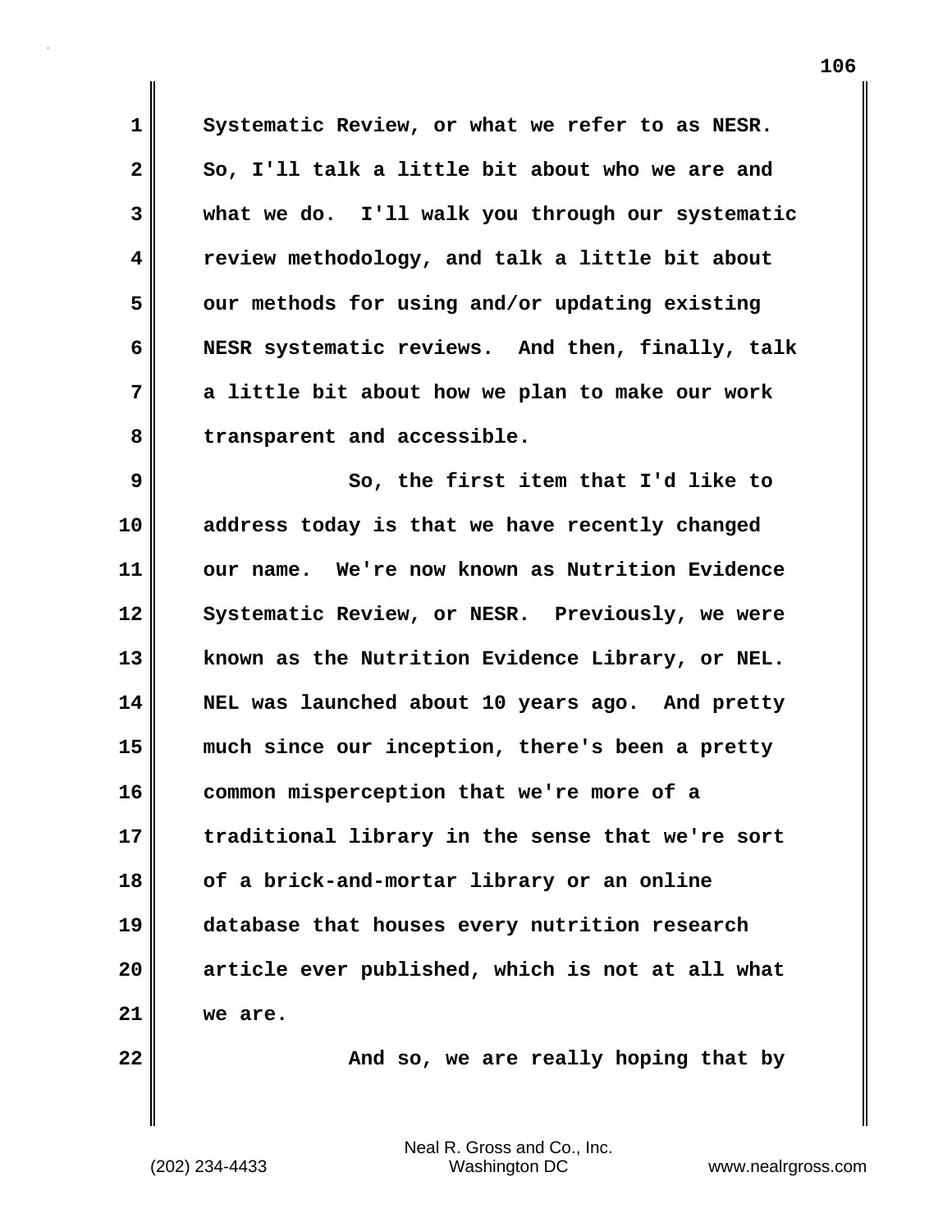Systematic Review, or what we refer to as NESR. So, I'll talk a little bit about who we are and what we do. I'll walk you through our systematic review methodology, and talk a little bit about our methods for using and/or updating existing NESR systematic reviews. And then, finally, talk a little bit about how we plan to make our work transparent and accessible.

So, the first item that I'd like to address today is that we have recently changed our name. We're now known as Nutrition Evidence Systematic Review, or NESR. Previously, we were known as the Nutrition Evidence Library, or NEL. NEL was launched about 10 years ago. And pretty much since our inception, there's been a pretty common misperception that we're more of a traditional library in the sense that we're sort of a brick-and-mortar library or an online database that houses every nutrition research article ever published, which is not at all what we are.

And so, we are really hoping that by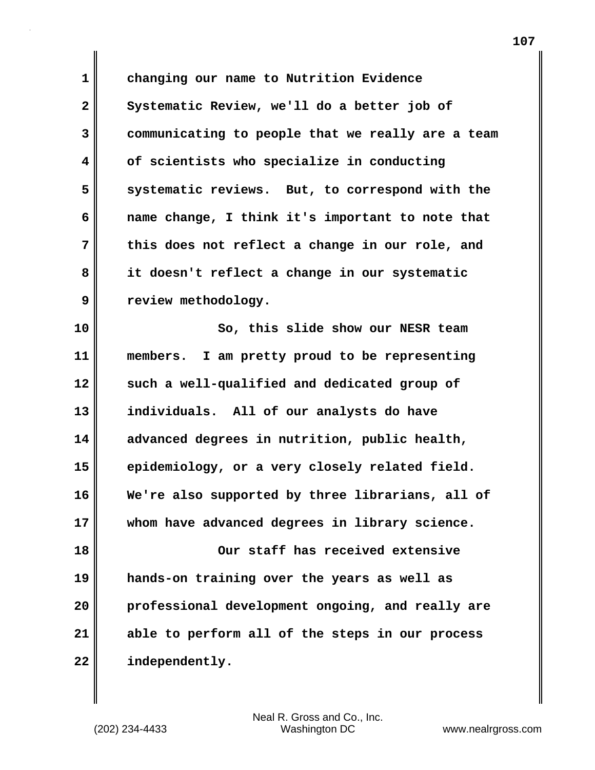changing our name to Nutrition Evidence Systematic Review, we'll do a better job of communicating to people that we really are a team of scientists who specialize in conducting systematic reviews. But, to correspond with the name change, I think it's important to note that this does not reflect a change in our role, and it doesn't reflect a change in our systematic review methodology.

So, this slide show our NESR team members. I am pretty proud to be representing such a well-qualified and dedicated group of individuals. All of our analysts do have advanced degrees in nutrition, public health, epidemiology, or a very closely related field. We're also supported by three librarians, all of whom have advanced degrees in library science.

Our staff has received extensive hands-on training over the years as well as professional development ongoing, and really are able to perform all of the steps in our process independently.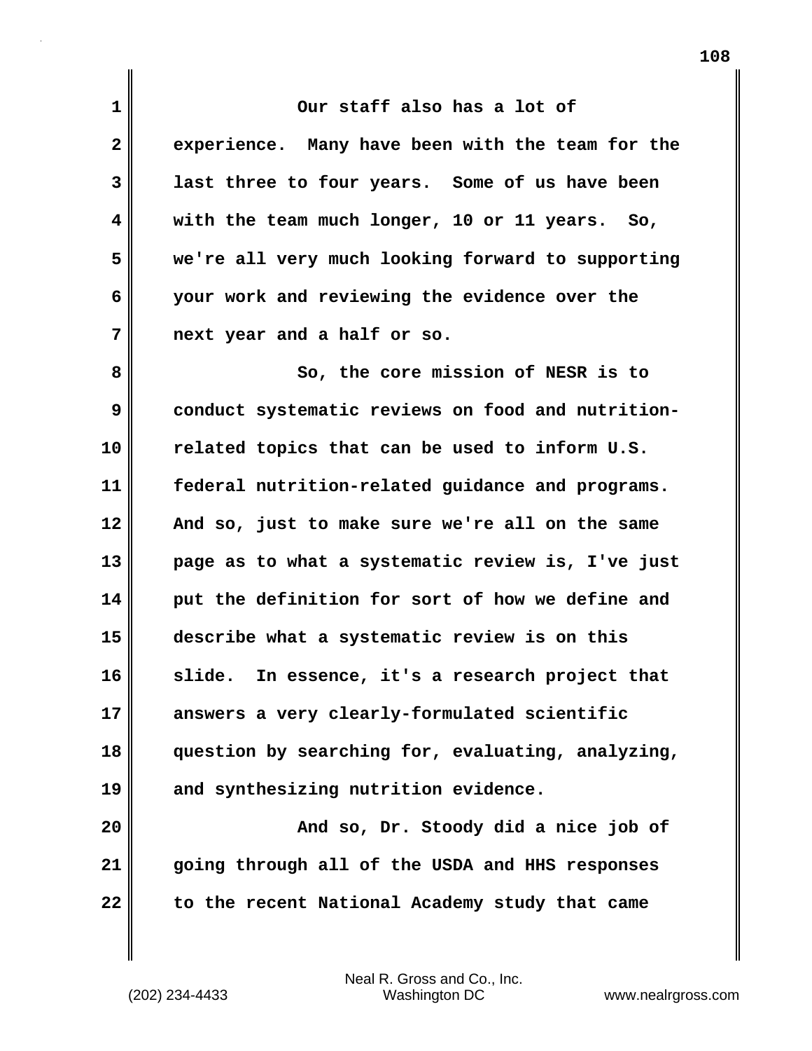Our staff also has a lot of experience. Many have been with the team for the last three to four years. Some of us have been with the team much longer, 10 or 11 years. So, we're all very much looking forward to supporting your work and reviewing the evidence over the next year and a half or so.

So, the core mission of NESR is to conduct systematic reviews on food and nutrition-related topics that can be used to inform U.S. federal nutrition-related guidance and programs. And so, just to make sure we're all on the same page as to what a systematic review is, I've just put the definition for sort of how we define and describe what a systematic review is on this slide. In essence, it's a research project that answers a very clearly-formulated scientific question by searching for, evaluating, analyzing, and synthesizing nutrition evidence.

And so, Dr. Stoody did a nice job of going through all of the USDA and HHS responses to the recent National Academy study that came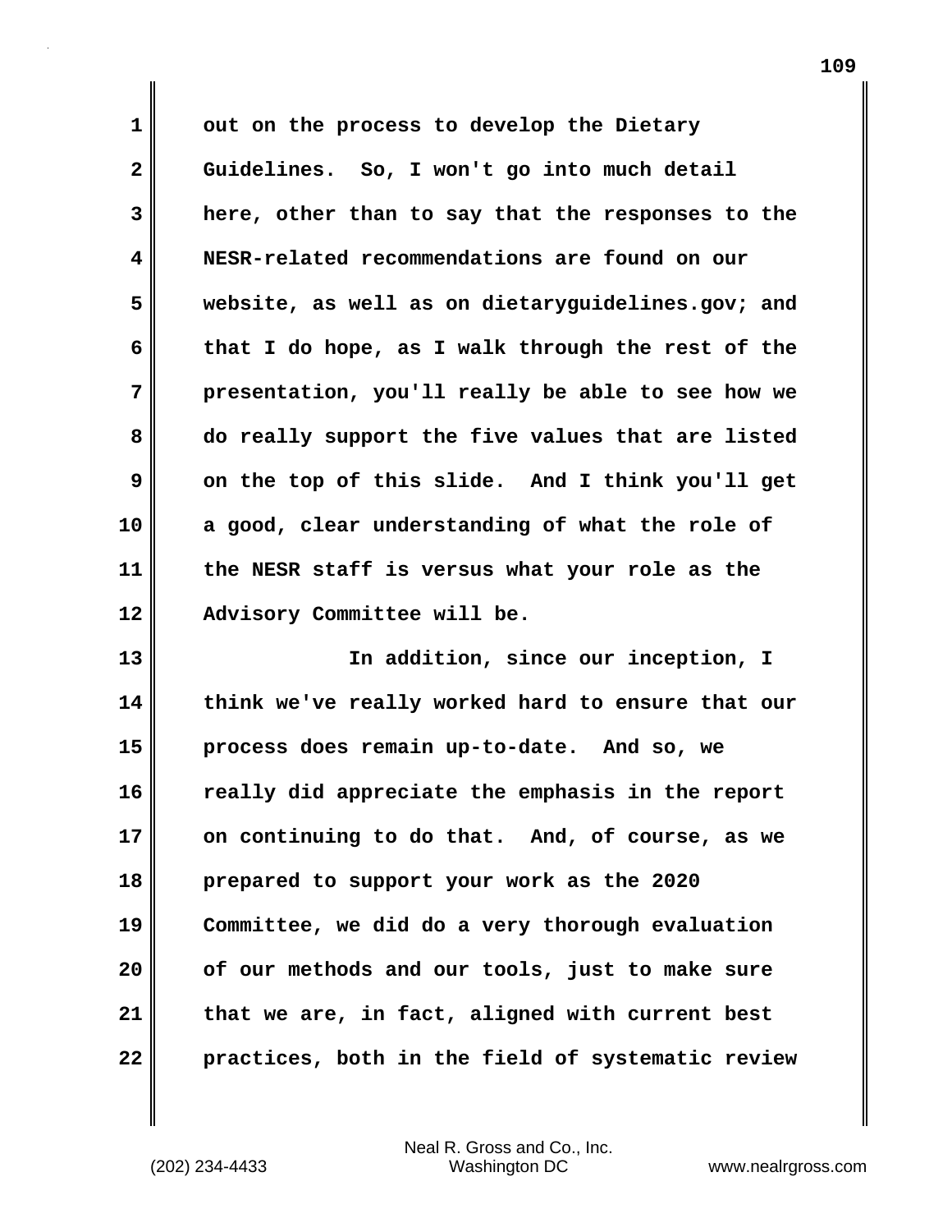out on the process to develop the Dietary Guidelines. So, I won't go into much detail here, other than to say that the responses to the NESR-related recommendations are found on our website, as well as on dietaryguidelines.gov; and that I do hope, as I walk through the rest of the presentation, you'll really be able to see how we do really support the five values that are listed on the top of this slide. And I think you'll get a good, clear understanding of what the role of the NESR staff is versus what your role as the Advisory Committee will be.

In addition, since our inception, I think we've really worked hard to ensure that our process does remain up-to-date. And so, we really did appreciate the emphasis in the report on continuing to do that. And, of course, as we prepared to support your work as the 2020 Committee, we did do a very thorough evaluation of our methods and our tools, just to make sure that we are, in fact, aligned with current best practices, both in the field of systematic review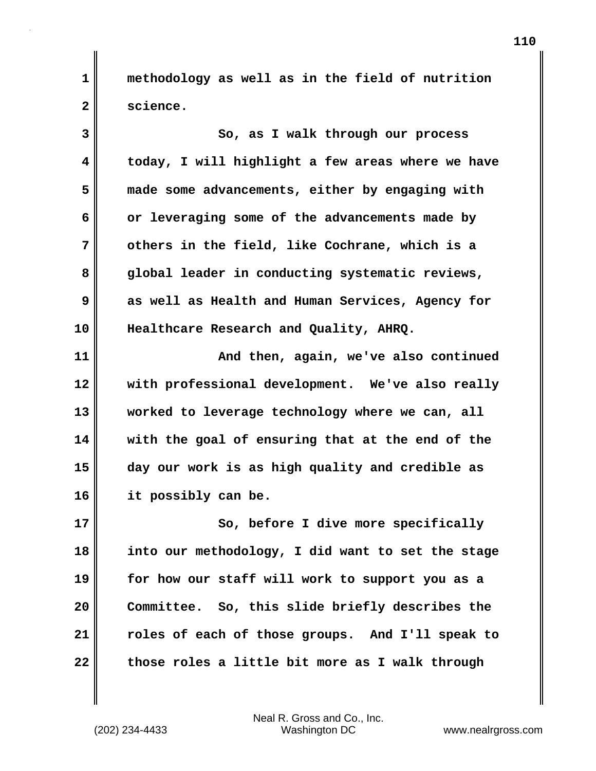methodology as well as in the field of nutrition science.

So, as I walk through our process today, I will highlight a few areas where we have made some advancements, either by engaging with or leveraging some of the advancements made by others in the field, like Cochrane, which is a global leader in conducting systematic reviews, as well as Health and Human Services, Agency for Healthcare Research and Quality, AHRQ.

And then, again, we've also continued with professional development. We've also really worked to leverage technology where we can, all with the goal of ensuring that at the end of the day our work is as high quality and credible as it possibly can be.

So, before I dive more specifically into our methodology, I did want to set the stage for how our staff will work to support you as a Committee. So, this slide briefly describes the roles of each of those groups. And I'll speak to those roles a little bit more as I walk through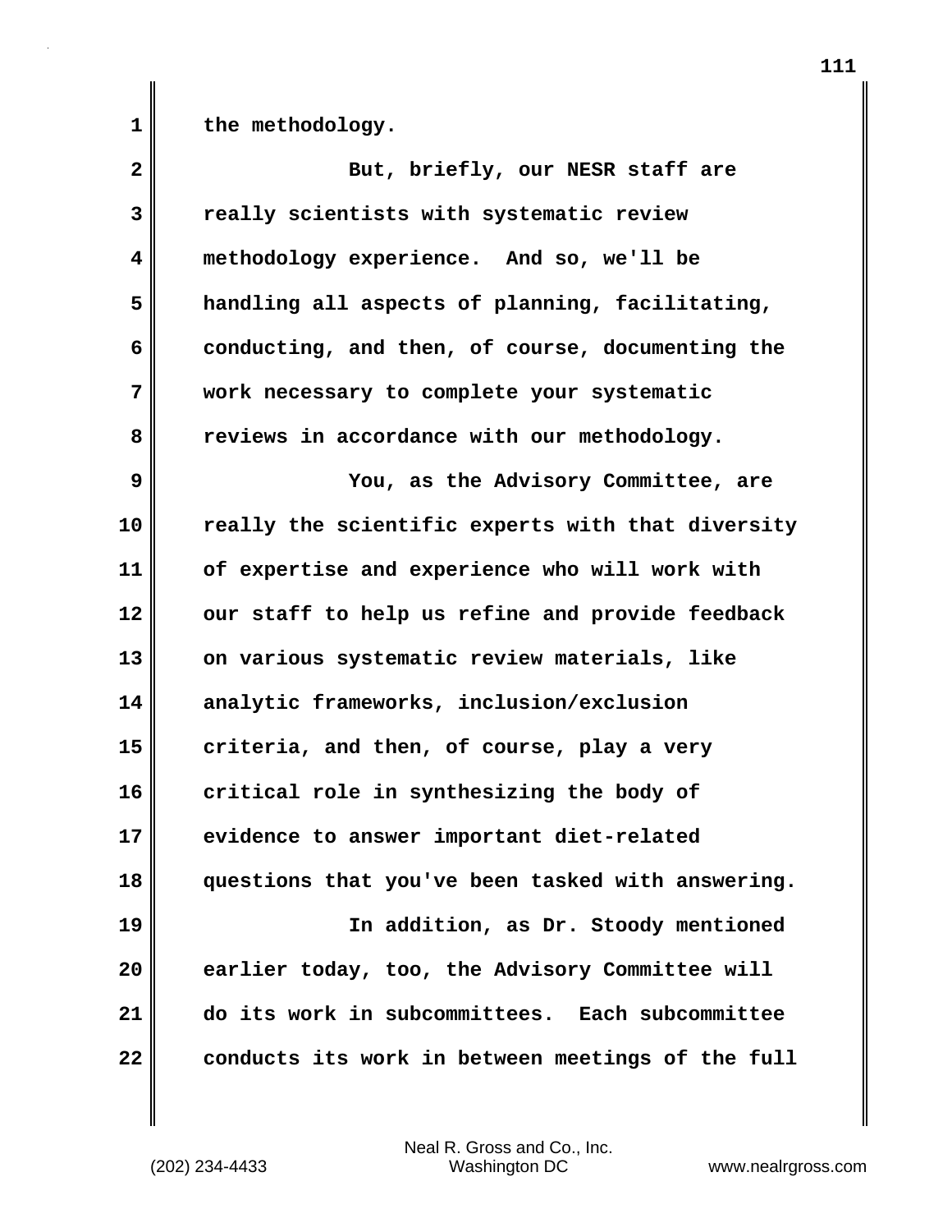the methodology.

But, briefly, our NESR staff are really scientists with systematic review methodology experience. And so, we'll be handling all aspects of planning, facilitating, conducting, and then, of course, documenting the work necessary to complete your systematic reviews in accordance with our methodology.

You, as the Advisory Committee, are really the scientific experts with that diversity of expertise and experience who will work with our staff to help us refine and provide feedback on various systematic review materials, like analytic frameworks, inclusion/exclusion criteria, and then, of course, play a very critical role in synthesizing the body of evidence to answer important diet-related questions that you've been tasked with answering.

In addition, as Dr. Stoody mentioned earlier today, too, the Advisory Committee will do its work in subcommittees. Each subcommittee conducts its work in between meetings of the full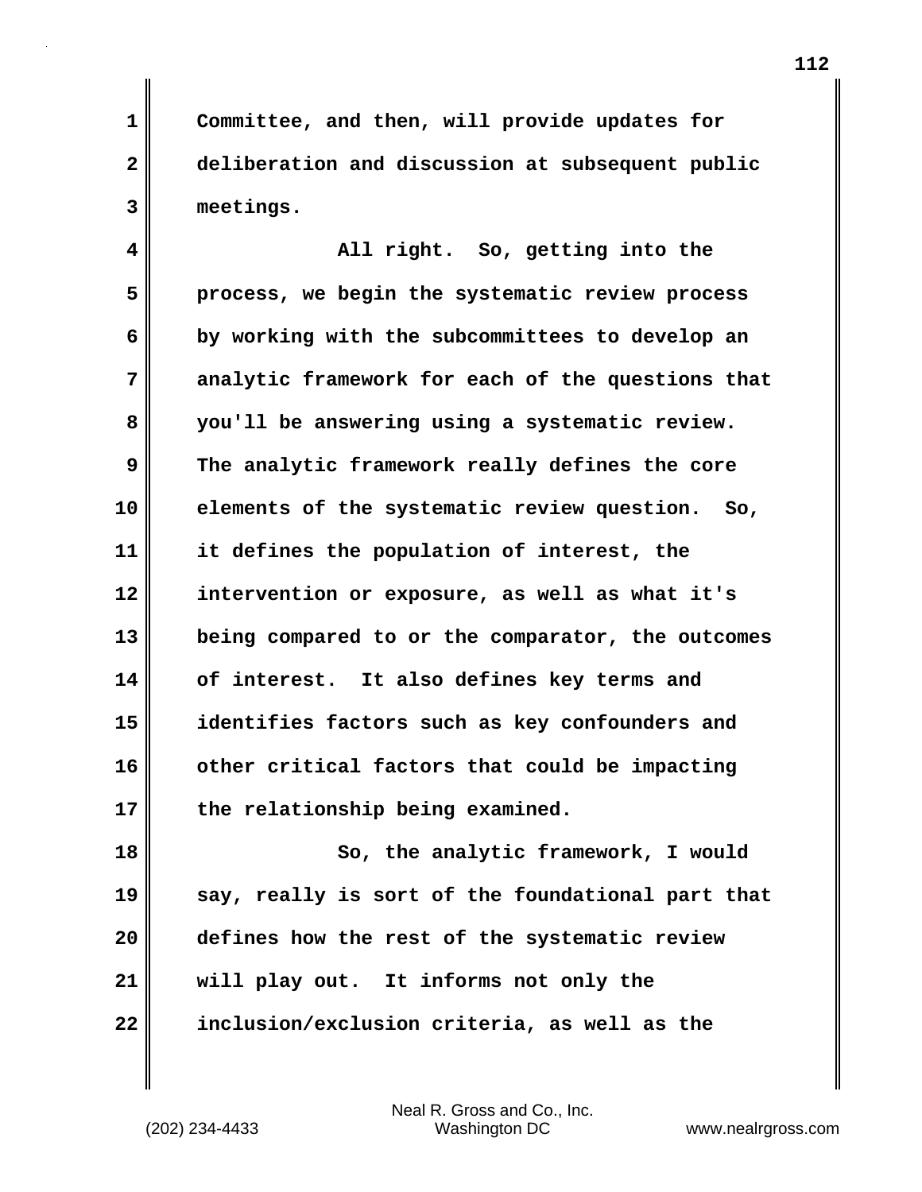Committee, and then, will provide updates for deliberation and discussion at subsequent public meetings.

All right. So, getting into the process, we begin the systematic review process by working with the subcommittees to develop an analytic framework for each of the questions that you'll be answering using a systematic review. The analytic framework really defines the core elements of the systematic review question. So, it defines the population of interest, the intervention or exposure, as well as what it's being compared to or the comparator, the outcomes of interest. It also defines key terms and identifies factors such as key confounders and other critical factors that could be impacting the relationship being examined.

So, the analytic framework, I would say, really is sort of the foundational part that defines how the rest of the systematic review will play out. It informs not only the inclusion/exclusion criteria, as well as the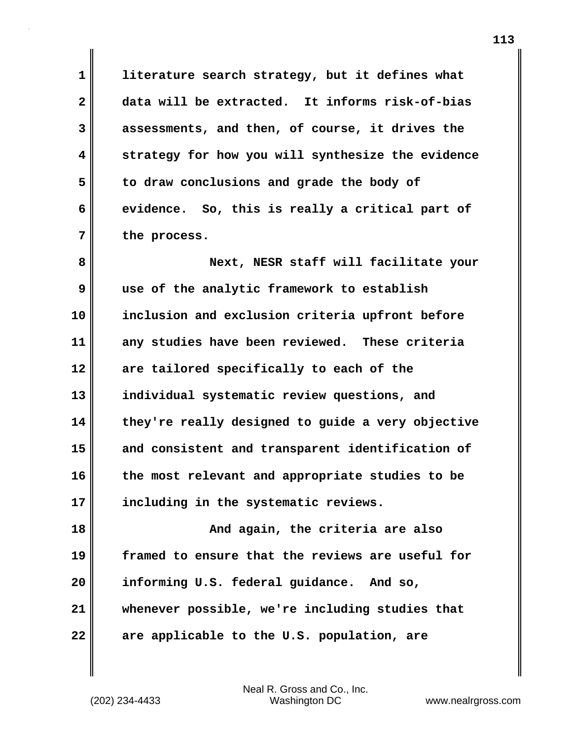literature search strategy, but it defines what data will be extracted. It informs risk-of-bias assessments, and then, of course, it drives the strategy for how you will synthesize the evidence to draw conclusions and grade the body of evidence. So, this is really a critical part of the process.

Next, NESR staff will facilitate your use of the analytic framework to establish inclusion and exclusion criteria upfront before any studies have been reviewed. These criteria are tailored specifically to each of the individual systematic review questions, and they're really designed to guide a very objective and consistent and transparent identification of the most relevant and appropriate studies to be including in the systematic reviews.

And again, the criteria are also framed to ensure that the reviews are useful for informing U.S. federal guidance. And so, whenever possible, we're including studies that are applicable to the U.S. population, are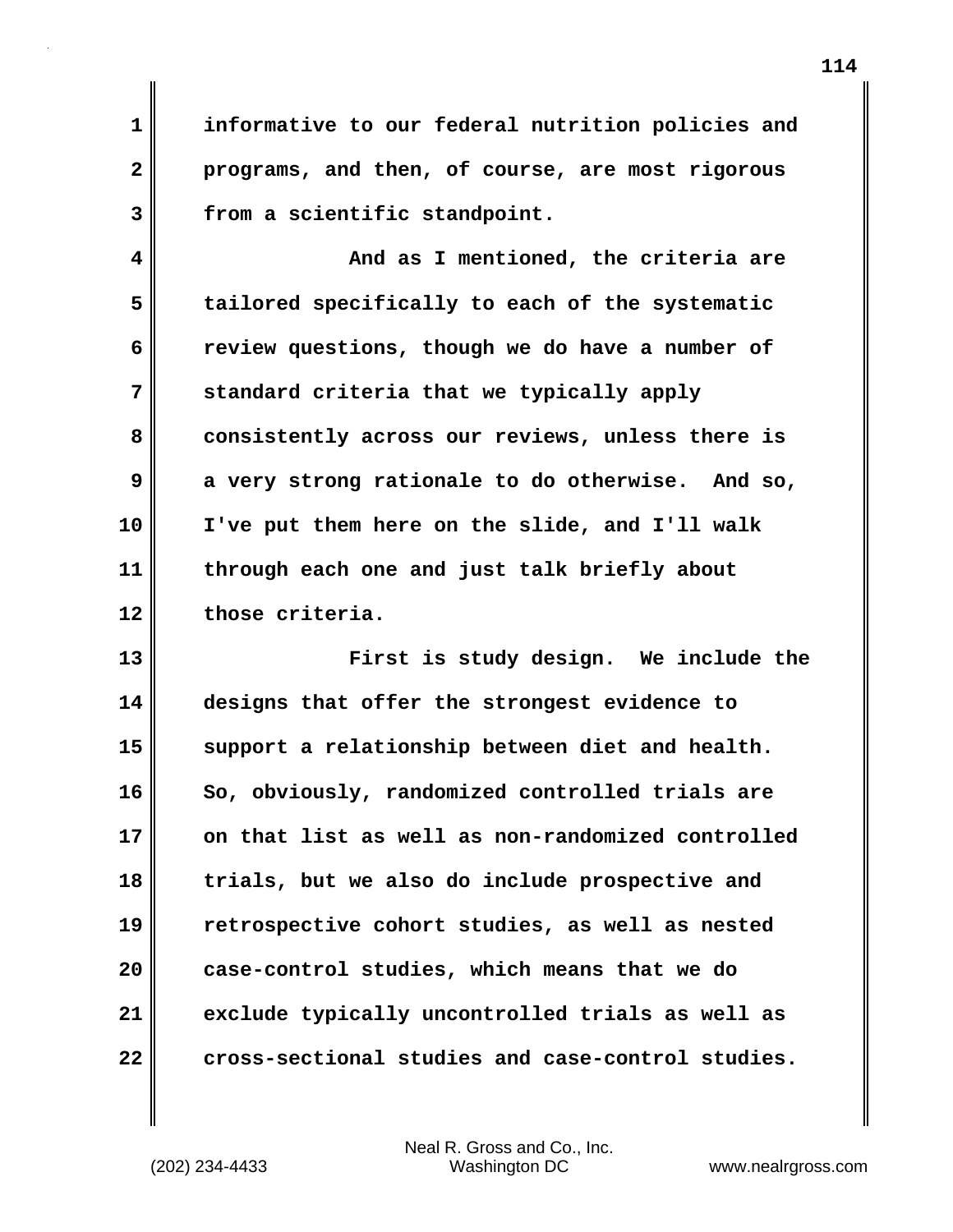informative to our federal nutrition policies and programs, and then, of course, are most rigorous from a scientific standpoint.

And as I mentioned, the criteria are tailored specifically to each of the systematic review questions, though we do have a number of standard criteria that we typically apply consistently across our reviews, unless there is a very strong rationale to do otherwise. And so, I've put them here on the slide, and I'll walk through each one and just talk briefly about those criteria.

First is study design. We include the designs that offer the strongest evidence to support a relationship between diet and health. So, obviously, randomized controlled trials are on that list as well as non-randomized controlled trials, but we also do include prospective and retrospective cohort studies, as well as nested case-control studies, which means that we do exclude typically uncontrolled trials as well as cross-sectional studies and case-control studies.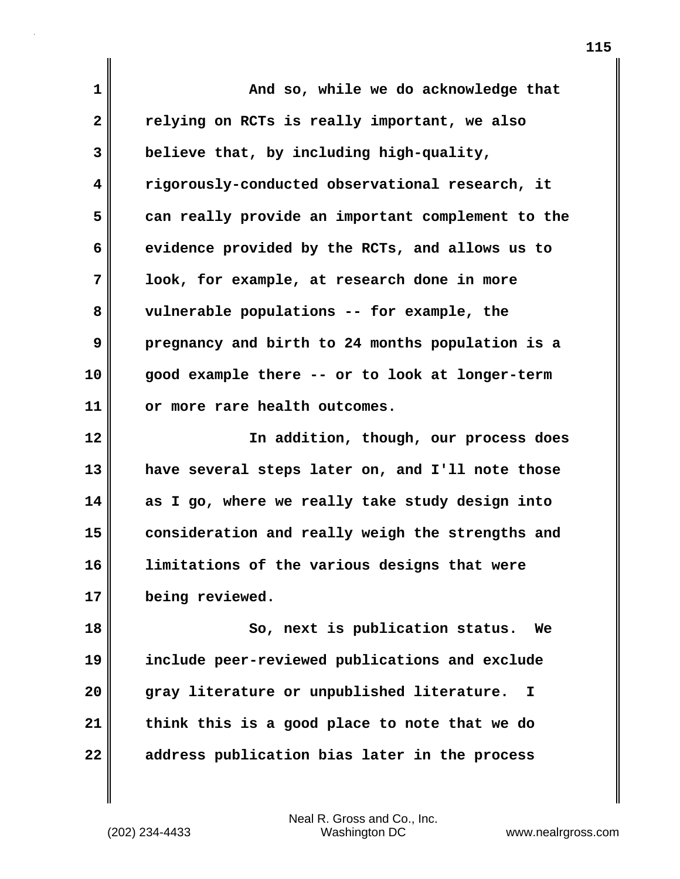And so, while we do acknowledge that relying on RCTs is really important, we also believe that, by including high-quality, rigorously-conducted observational research, it can really provide an important complement to the evidence provided by the RCTs, and allows us to look, for example, at research done in more vulnerable populations -- for example, the pregnancy and birth to 24 months population is a good example there -- or to look at longer-term or more rare health outcomes.

In addition, though, our process does have several steps later on, and I'll note those as I go, where we really take study design into consideration and really weigh the strengths and limitations of the various designs that were being reviewed.

So, next is publication status. We include peer-reviewed publications and exclude gray literature or unpublished literature. I think this is a good place to note that we do address publication bias later in the process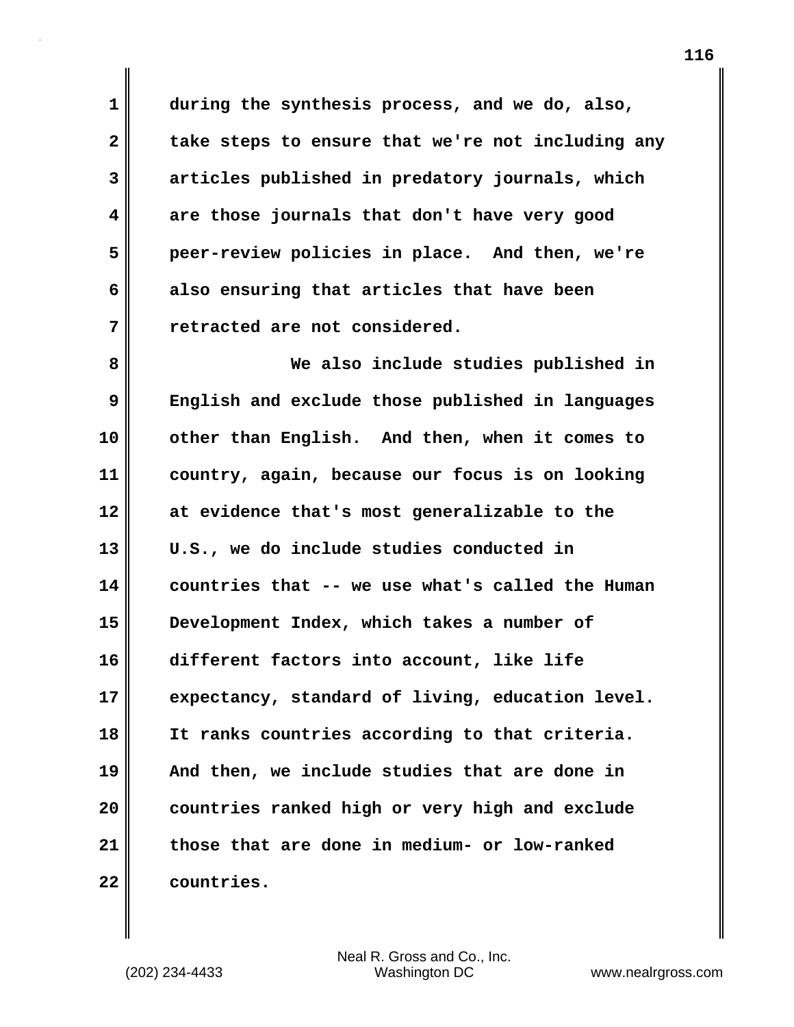during the synthesis process, and we do, also, take steps to ensure that we're not including any articles published in predatory journals, which are those journals that don't have very good peer-review policies in place. And then, we're also ensuring that articles that have been retracted are not considered.

We also include studies published in English and exclude those published in languages other than English. And then, when it comes to country, again, because our focus is on looking at evidence that's most generalizable to the U.S., we do include studies conducted in countries that -- we use what's called the Human Development Index, which takes a number of different factors into account, like life expectancy, standard of living, education level. It ranks countries according to that criteria. And then, we include studies that are done in countries ranked high or very high and exclude those that are done in medium- or low-ranked countries.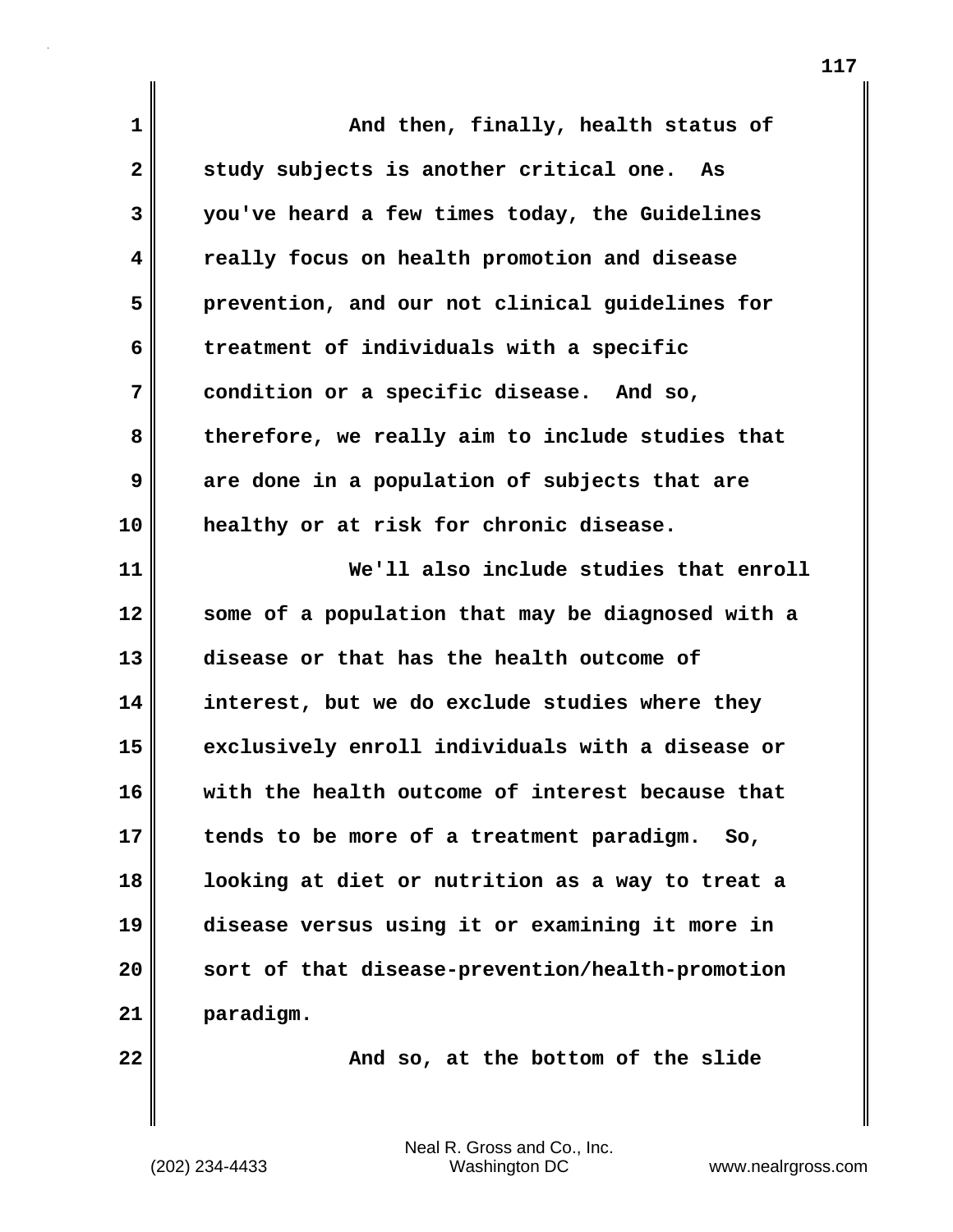And then, finally, health status of study subjects is another critical one. As you've heard a few times today, the Guidelines really focus on health promotion and disease prevention, and our not clinical guidelines for treatment of individuals with a specific condition or a specific disease. And so, therefore, we really aim to include studies that are done in a population of subjects that are healthy or at risk for chronic disease.

We'll also include studies that enroll some of a population that may be diagnosed with a disease or that has the health outcome of interest, but we do exclude studies where they exclusively enroll individuals with a disease or with the health outcome of interest because that tends to be more of a treatment paradigm. So, looking at diet or nutrition as a way to treat a disease versus using it or examining it more in sort of that disease-prevention/health-promotion paradigm.

And so, at the bottom of the slide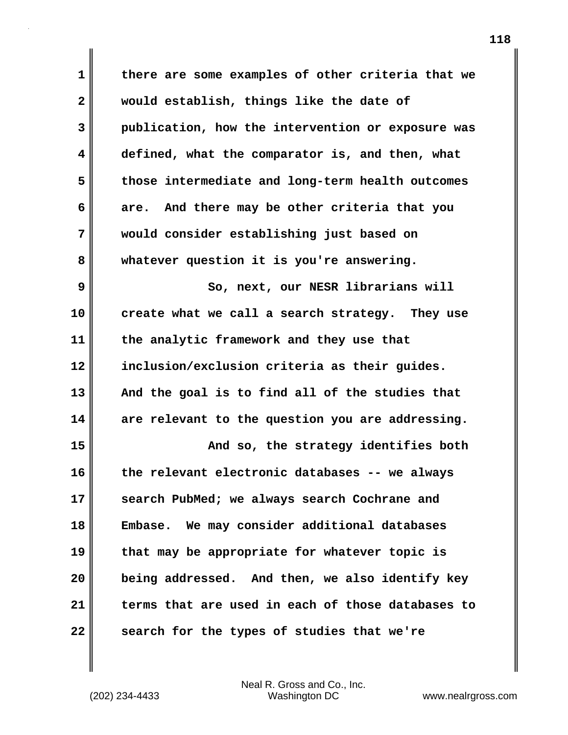there are some examples of other criteria that we would establish, things like the date of publication, how the intervention or exposure was defined, what the comparator is, and then, what those intermediate and long-term health outcomes are. And there may be other criteria that you would consider establishing just based on whatever question it is you're answering.

So, next, our NESR librarians will create what we call a search strategy. They use the analytic framework and they use that inclusion/exclusion criteria as their guides. And the goal is to find all of the studies that are relevant to the question you are addressing.

And so, the strategy identifies both the relevant electronic databases -- we always search PubMed; we always search Cochrane and Embase. We may consider additional databases that may be appropriate for whatever topic is being addressed. And then, we also identify key terms that are used in each of those databases to search for the types of studies that we're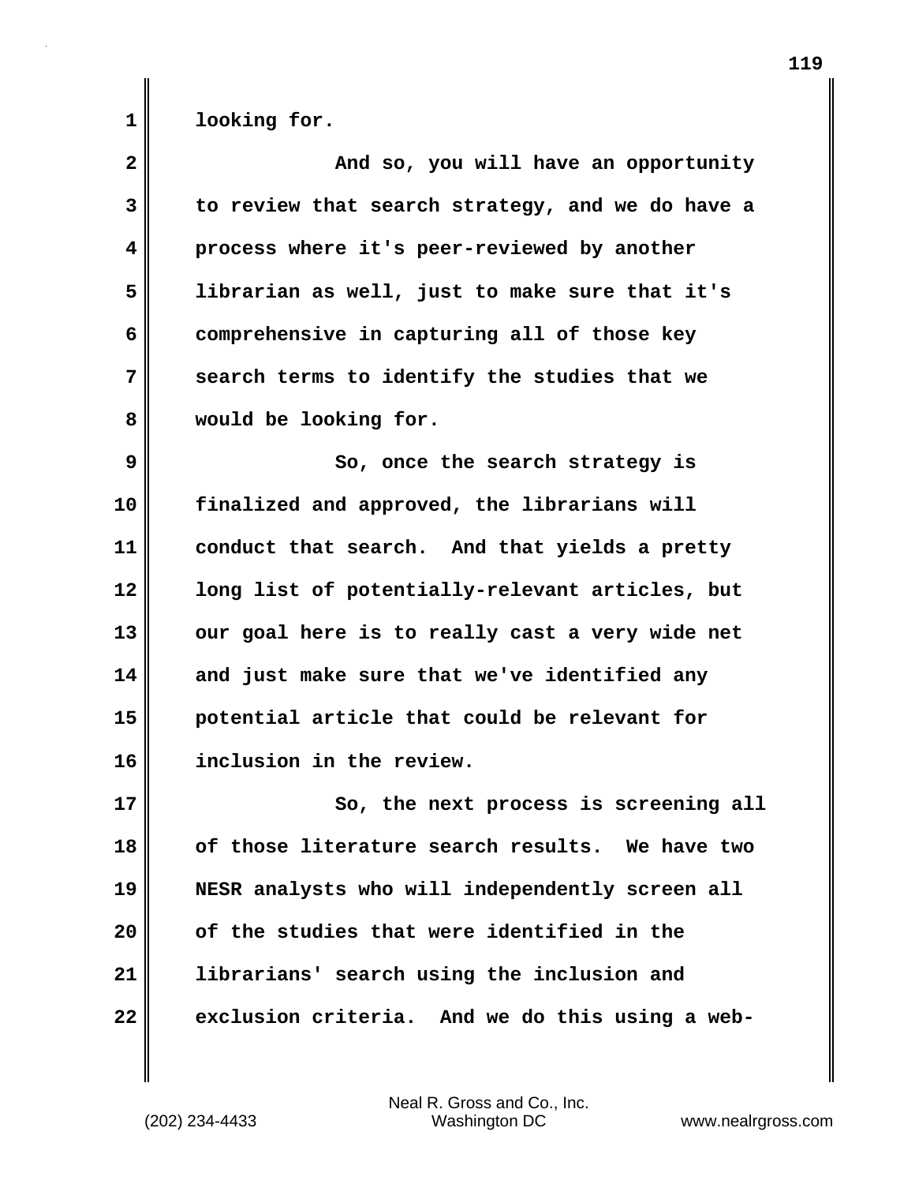looking for.

And so, you will have an opportunity to review that search strategy, and we do have a process where it's peer-reviewed by another librarian as well, just to make sure that it's comprehensive in capturing all of those key search terms to identify the studies that we would be looking for.

So, once the search strategy is finalized and approved, the librarians will conduct that search. And that yields a pretty long list of potentially-relevant articles, but our goal here is to really cast a very wide net and just make sure that we've identified any potential article that could be relevant for inclusion in the review.

So, the next process is screening all of those literature search results. We have two NESR analysts who will independently screen all of the studies that were identified in the librarians' search using the inclusion and exclusion criteria. And we do this using a web-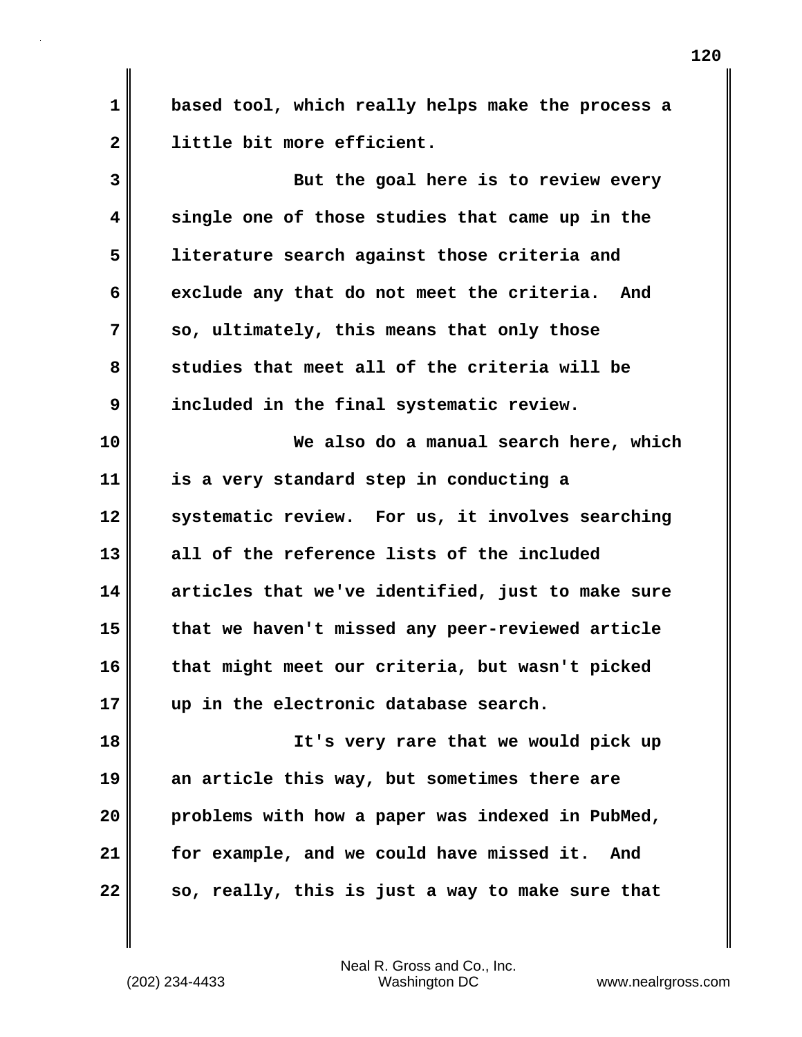based tool, which really helps make the process a little bit more efficient.

But the goal here is to review every single one of those studies that came up in the literature search against those criteria and exclude any that do not meet the criteria. And so, ultimately, this means that only those studies that meet all of the criteria will be included in the final systematic review.

We also do a manual search here, which is a very standard step in conducting a systematic review. For us, it involves searching all of the reference lists of the included articles that we've identified, just to make sure that we haven't missed any peer-reviewed article that might meet our criteria, but wasn't picked up in the electronic database search.

It's very rare that we would pick up an article this way, but sometimes there are problems with how a paper was indexed in PubMed, for example, and we could have missed it. And so, really, this is just a way to make sure that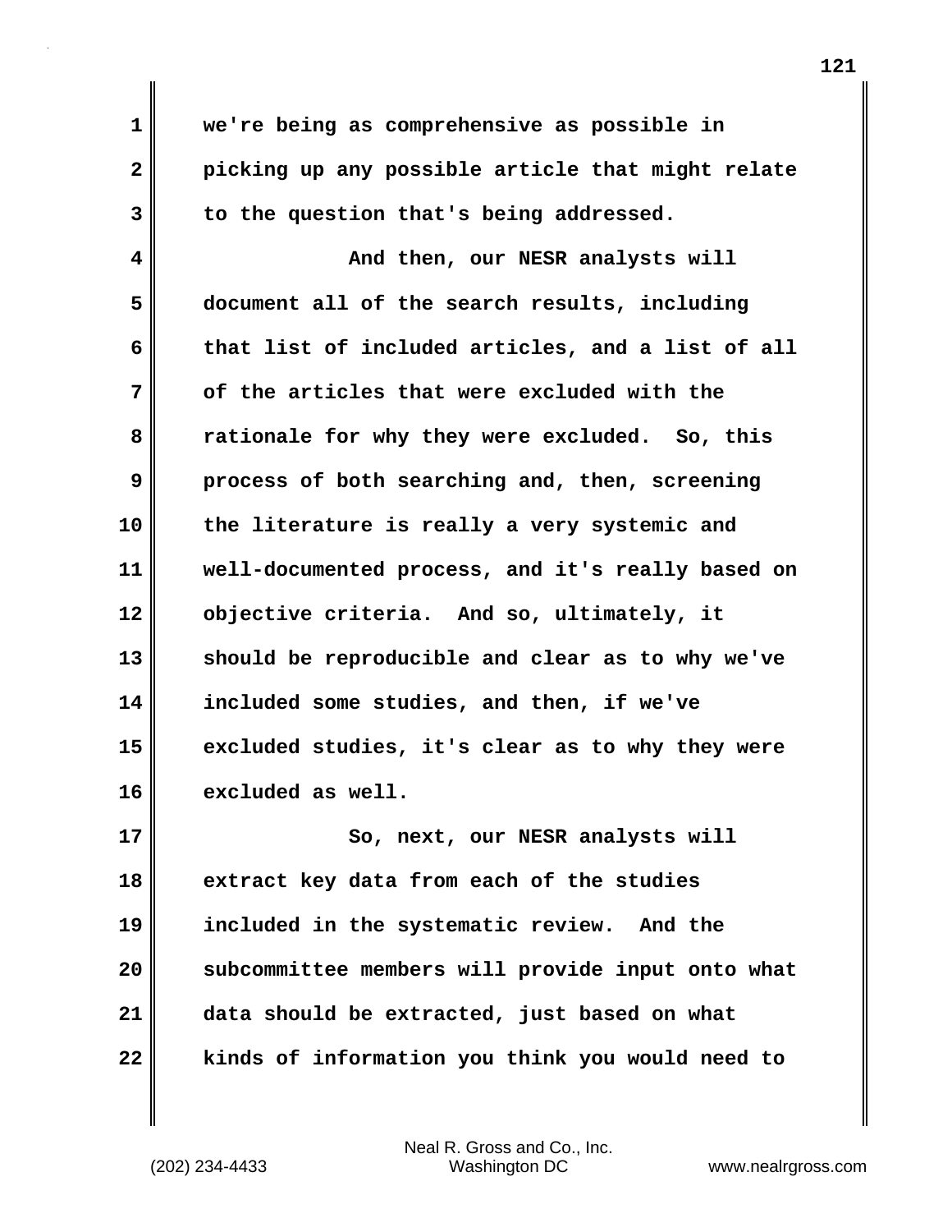we're being as comprehensive as possible in picking up any possible article that might relate to the question that's being addressed.

And then, our NESR analysts will document all of the search results, including that list of included articles, and a list of all of the articles that were excluded with the rationale for why they were excluded. So, this process of both searching and, then, screening the literature is really a very systemic and well-documented process, and it's really based on objective criteria. And so, ultimately, it should be reproducible and clear as to why we've included some studies, and then, if we've excluded studies, it's clear as to why they were excluded as well.

So, next, our NESR analysts will extract key data from each of the studies included in the systematic review. And the subcommittee members will provide input onto what data should be extracted, just based on what kinds of information you think you would need to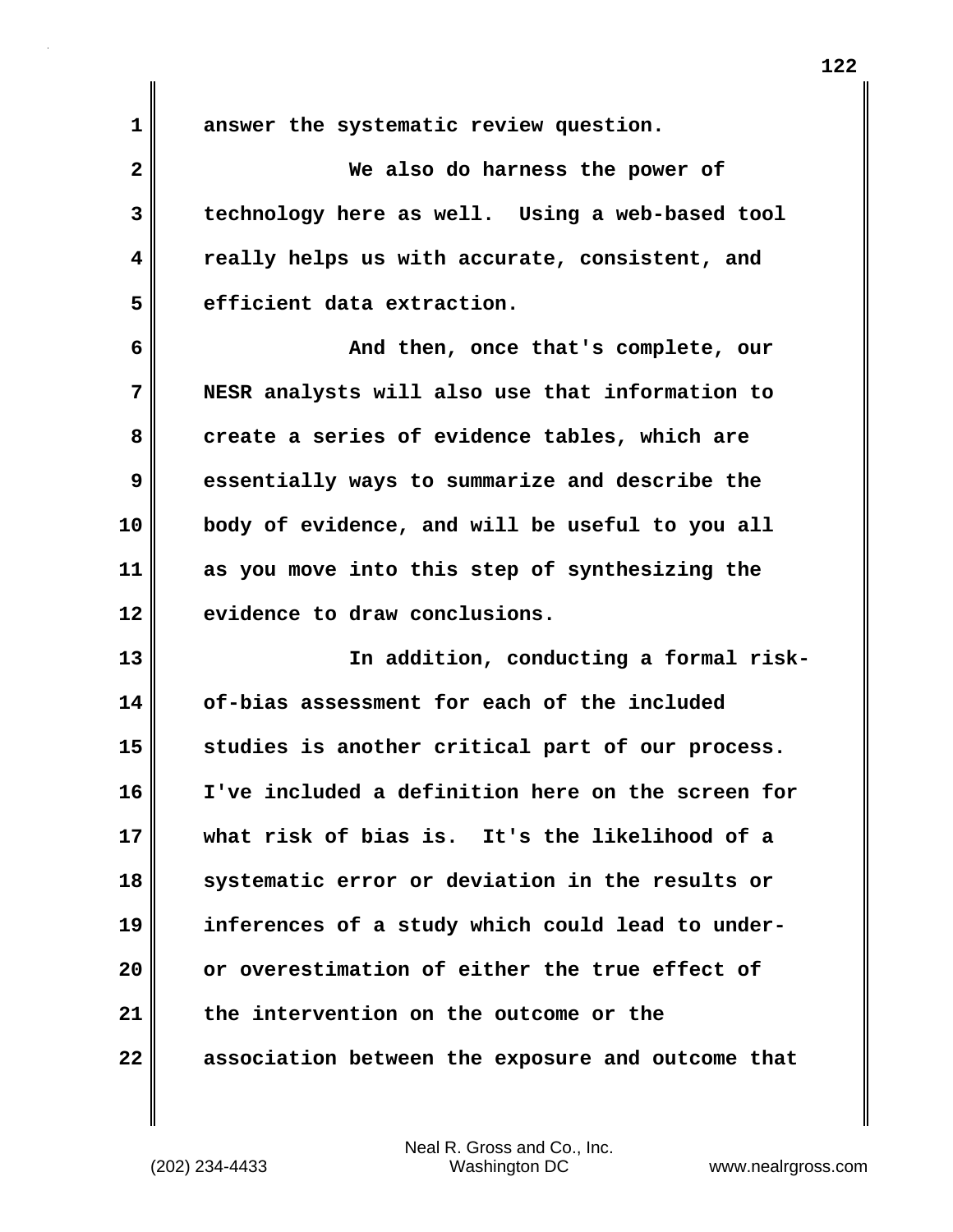answer the systematic review question.

We also do harness the power of technology here as well. Using a web-based tool really helps us with accurate, consistent, and efficient data extraction.

And then, once that's complete, our NESR analysts will also use that information to create a series of evidence tables, which are essentially ways to summarize and describe the body of evidence, and will be useful to you all as you move into this step of synthesizing the evidence to draw conclusions.

In addition, conducting a formal risk-of-bias assessment for each of the included studies is another critical part of our process. I've included a definition here on the screen for what risk of bias is. It's the likelihood of a systematic error or deviation in the results or inferences of a study which could lead to under- or overestimation of either the true effect of the intervention on the outcome or the association between the exposure and outcome that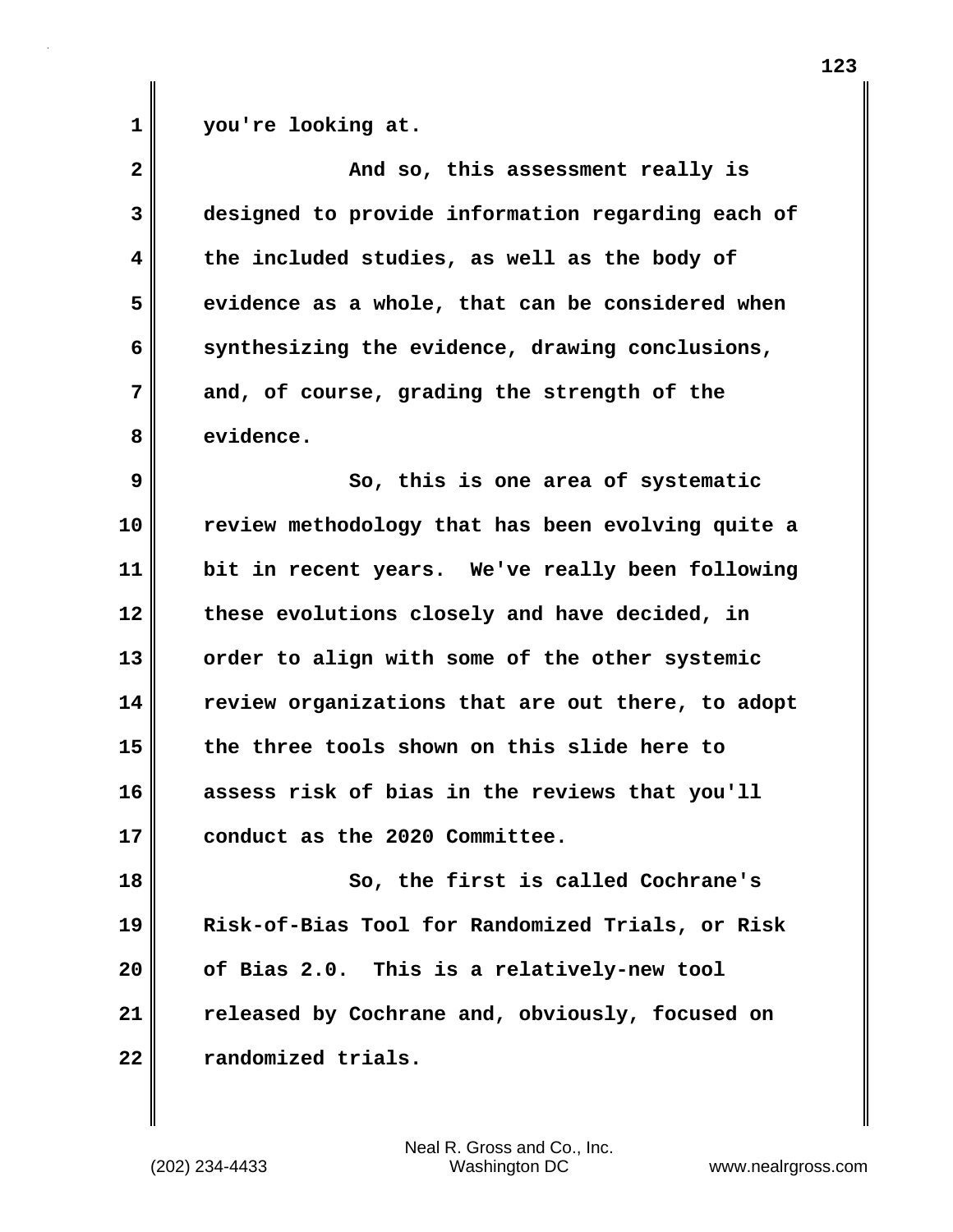you're looking at.

And so, this assessment really is designed to provide information regarding each of the included studies, as well as the body of evidence as a whole, that can be considered when synthesizing the evidence, drawing conclusions, and, of course, grading the strength of the evidence.

So, this is one area of systematic review methodology that has been evolving quite a bit in recent years. We've really been following these evolutions closely and have decided, in order to align with some of the other systemic review organizations that are out there, to adopt the three tools shown on this slide here to assess risk of bias in the reviews that you'll conduct as the 2020 Committee.

So, the first is called Cochrane's Risk-of-Bias Tool for Randomized Trials, or Risk of Bias 2.0. This is a relatively-new tool released by Cochrane and, obviously, focused on randomized trials.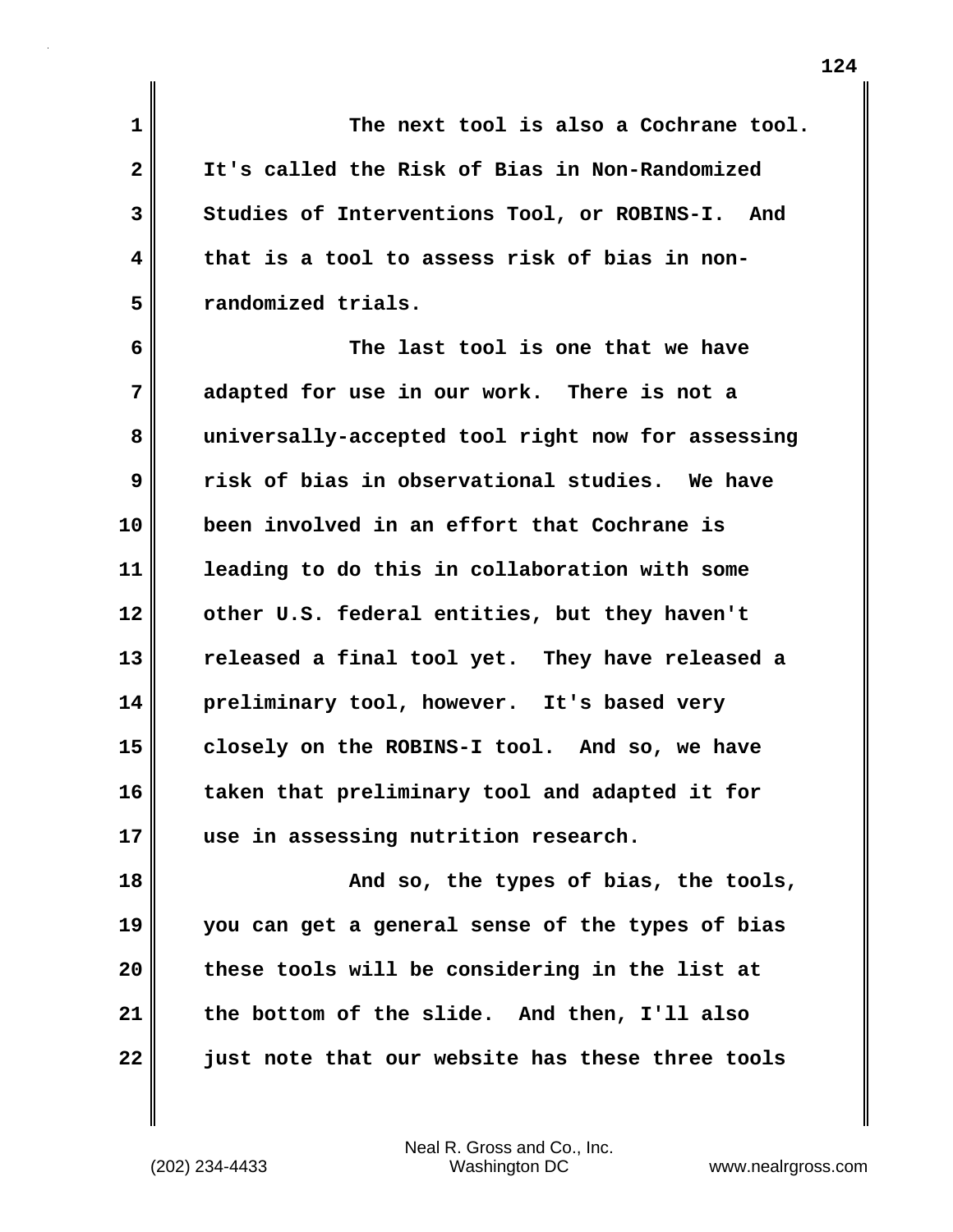The next tool is also a Cochrane tool. It's called the Risk of Bias in Non-Randomized Studies of Interventions Tool, or ROBINS-I. And that is a tool to assess risk of bias in non-randomized trials.

The last tool is one that we have adapted for use in our work. There is not a universally-accepted tool right now for assessing risk of bias in observational studies. We have been involved in an effort that Cochrane is leading to do this in collaboration with some other U.S. federal entities, but they haven't released a final tool yet. They have released a preliminary tool, however. It's based very closely on the ROBINS-I tool. And so, we have taken that preliminary tool and adapted it for use in assessing nutrition research.

And so, the types of bias, the tools, you can get a general sense of the types of bias these tools will be considering in the list at the bottom of the slide. And then, I'll also just note that our website has these three tools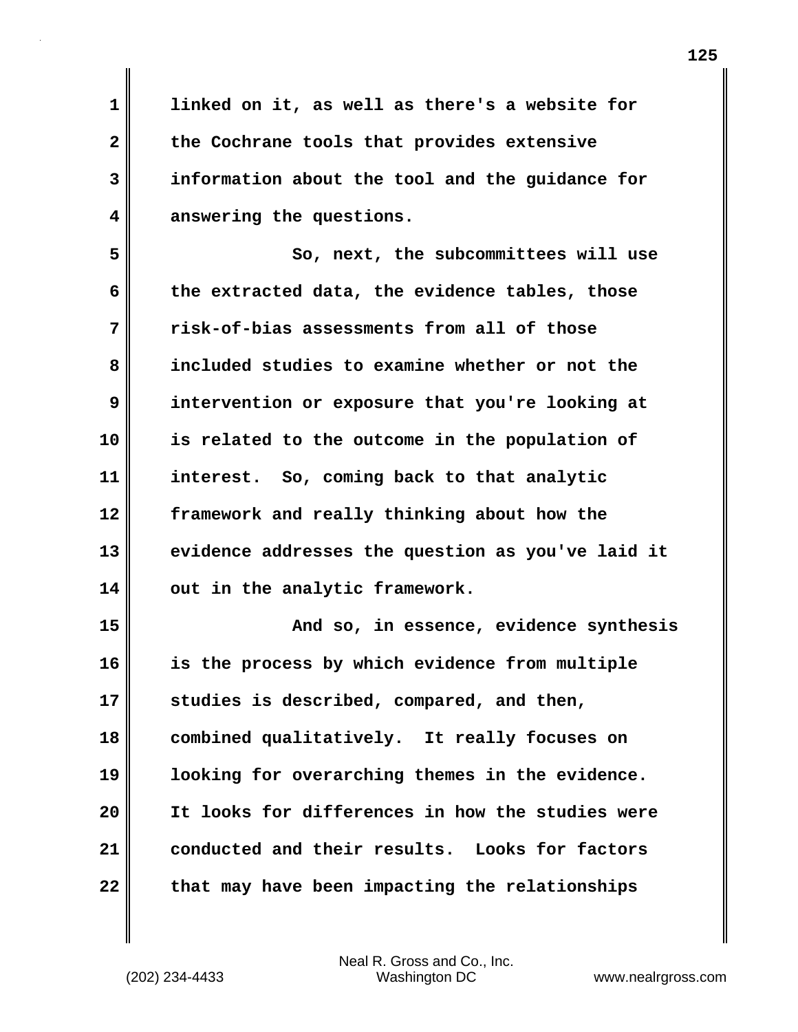linked on it, as well as there's a website for the Cochrane tools that provides extensive information about the tool and the guidance for answering the questions.

So, next, the subcommittees will use the extracted data, the evidence tables, those risk-of-bias assessments from all of those included studies to examine whether or not the intervention or exposure that you're looking at is related to the outcome in the population of interest. So, coming back to that analytic framework and really thinking about how the evidence addresses the question as you've laid it out in the analytic framework.

And so, in essence, evidence synthesis is the process by which evidence from multiple studies is described, compared, and then, combined qualitatively. It really focuses on looking for overarching themes in the evidence. It looks for differences in how the studies were conducted and their results. Looks for factors that may have been impacting the relationships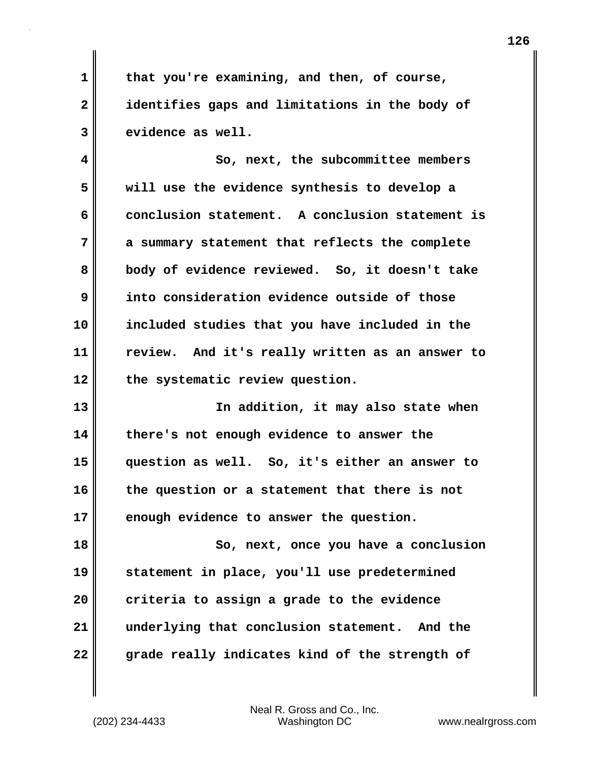that you're examining, and then, of course, identifies gaps and limitations in the body of evidence as well.

So, next, the subcommittee members will use the evidence synthesis to develop a conclusion statement. A conclusion statement is a summary statement that reflects the complete body of evidence reviewed. So, it doesn't take into consideration evidence outside of those included studies that you have included in the review. And it's really written as an answer to the systematic review question.

In addition, it may also state when there's not enough evidence to answer the question as well. So, it's either an answer to the question or a statement that there is not enough evidence to answer the question.

So, next, once you have a conclusion statement in place, you'll use predetermined criteria to assign a grade to the evidence underlying that conclusion statement. And the grade really indicates kind of the strength of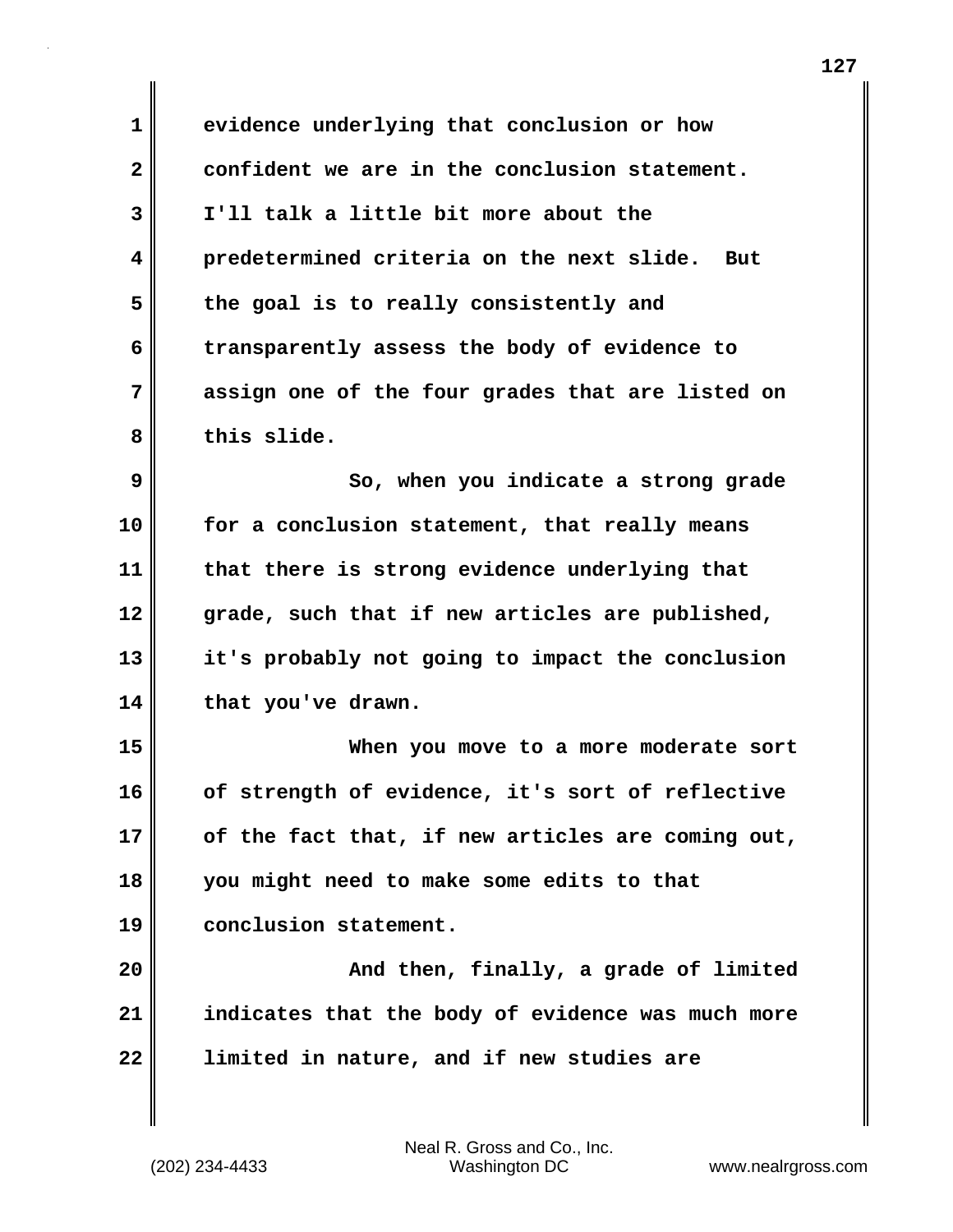evidence underlying that conclusion or how confident we are in the conclusion statement. I'll talk a little bit more about the predetermined criteria on the next slide. But the goal is to really consistently and transparently assess the body of evidence to assign one of the four grades that are listed on this slide.

So, when you indicate a strong grade for a conclusion statement, that really means that there is strong evidence underlying that grade, such that if new articles are published, it's probably not going to impact the conclusion that you've drawn.

When you move to a more moderate sort of strength of evidence, it's sort of reflective of the fact that, if new articles are coming out, you might need to make some edits to that conclusion statement.

And then, finally, a grade of limited indicates that the body of evidence was much more limited in nature, and if new studies are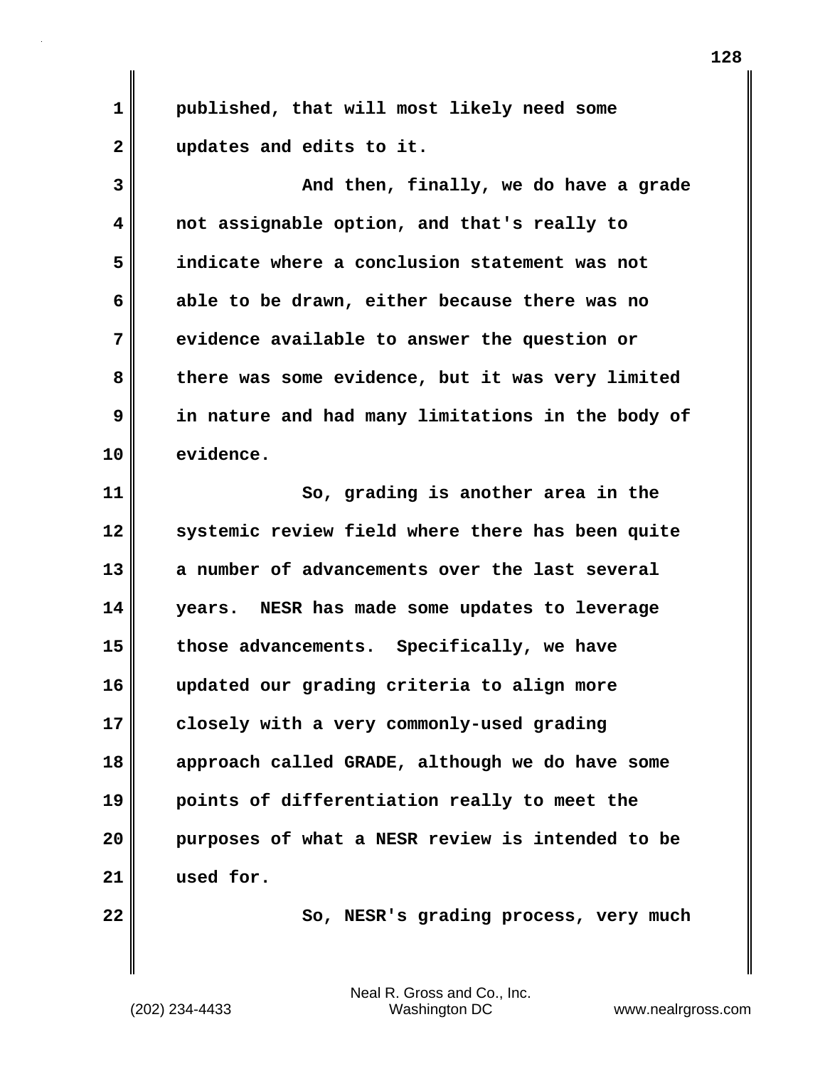published, that will most likely need some updates and edits to it.

And then, finally, we do have a grade not assignable option, and that's really to indicate where a conclusion statement was not able to be drawn, either because there was no evidence available to answer the question or there was some evidence, but it was very limited in nature and had many limitations in the body of evidence.

So, grading is another area in the systemic review field where there has been quite a number of advancements over the last several years. NESR has made some updates to leverage those advancements. Specifically, we have updated our grading criteria to align more closely with a very commonly-used grading approach called GRADE, although we do have some points of differentiation really to meet the purposes of what a NESR review is intended to be used for.

So, NESR's grading process, very much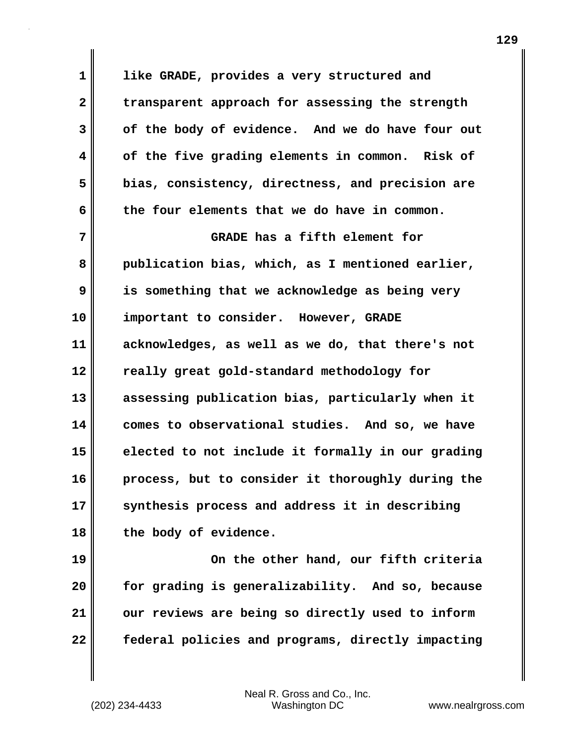like GRADE, provides a very structured and transparent approach for assessing the strength of the body of evidence. And we do have four out of the five grading elements in common. Risk of bias, consistency, directness, and precision are the four elements that we do have in common.

GRADE has a fifth element for publication bias, which, as I mentioned earlier, is something that we acknowledge as being very important to consider. However, GRADE acknowledges, as well as we do, that there's not really great gold-standard methodology for assessing publication bias, particularly when it comes to observational studies. And so, we have elected to not include it formally in our grading process, but to consider it thoroughly during the synthesis process and address it in describing the body of evidence.

On the other hand, our fifth criteria for grading is generalizability. And so, because our reviews are being so directly used to inform federal policies and programs, directly impacting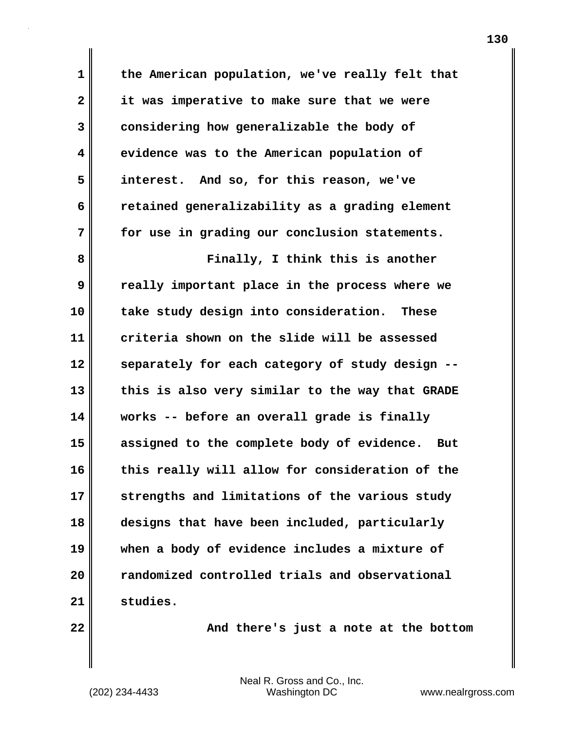the American population, we've really felt that it was imperative to make sure that we were considering how generalizable the body of evidence was to the American population of interest. And so, for this reason, we've retained generalizability as a grading element for use in grading our conclusion statements.

Finally, I think this is another really important place in the process where we take study design into consideration. These criteria shown on the slide will be assessed separately for each category of study design -- this is also very similar to the way that GRADE works -- before an overall grade is finally assigned to the complete body of evidence. But this really will allow for consideration of the strengths and limitations of the various study designs that have been included, particularly when a body of evidence includes a mixture of randomized controlled trials and observational studies.

And there's just a note at the bottom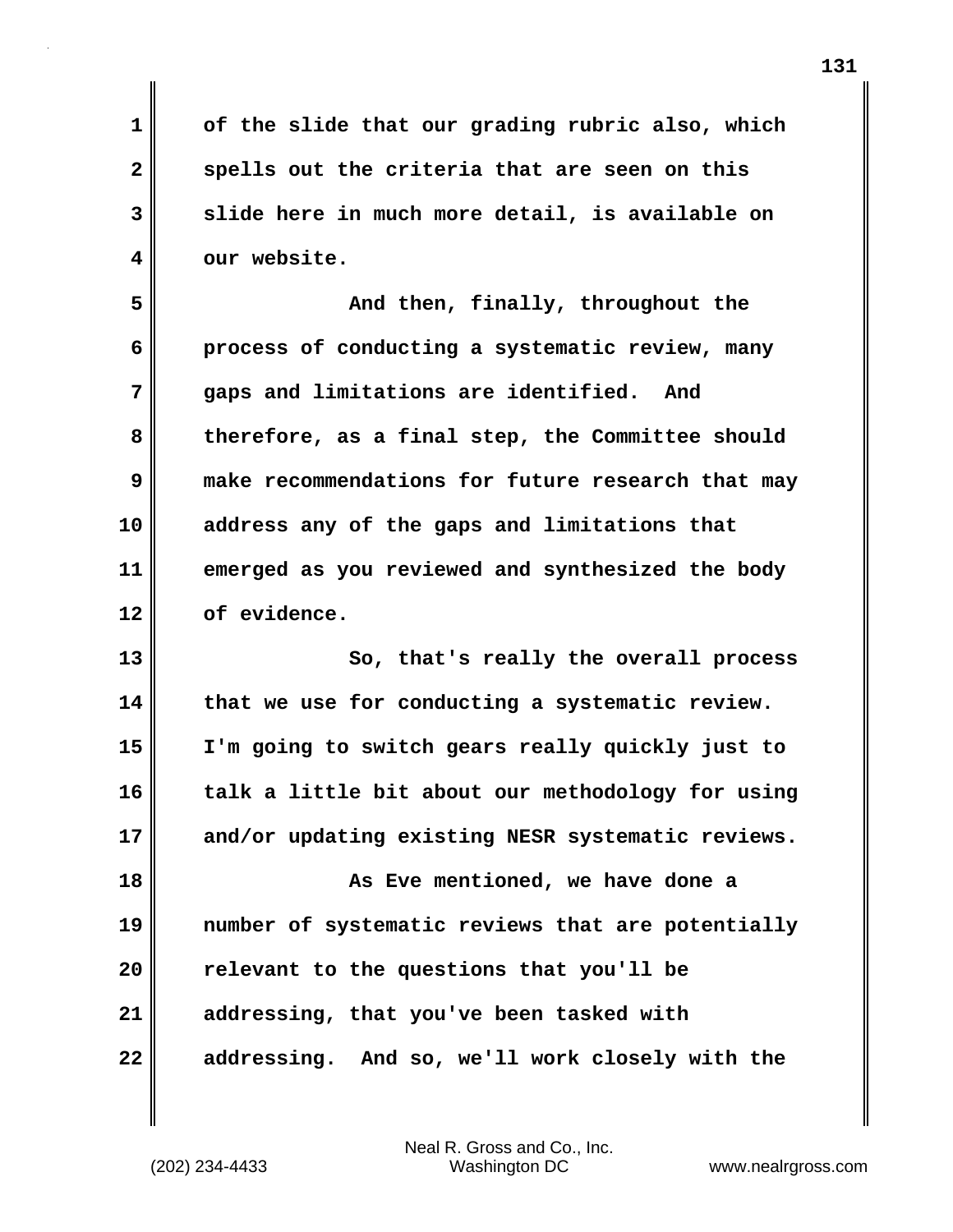of the slide that our grading rubric also, which spells out the criteria that are seen on this slide here in much more detail, is available on our website.

And then, finally, throughout the process of conducting a systematic review, many gaps and limitations are identified. And therefore, as a final step, the Committee should make recommendations for future research that may address any of the gaps and limitations that emerged as you reviewed and synthesized the body of evidence.

So, that's really the overall process that we use for conducting a systematic review. I'm going to switch gears really quickly just to talk a little bit about our methodology for using and/or updating existing NESR systematic reviews.

As Eve mentioned, we have done a number of systematic reviews that are potentially relevant to the questions that you'll be addressing, that you've been tasked with addressing. And so, we'll work closely with the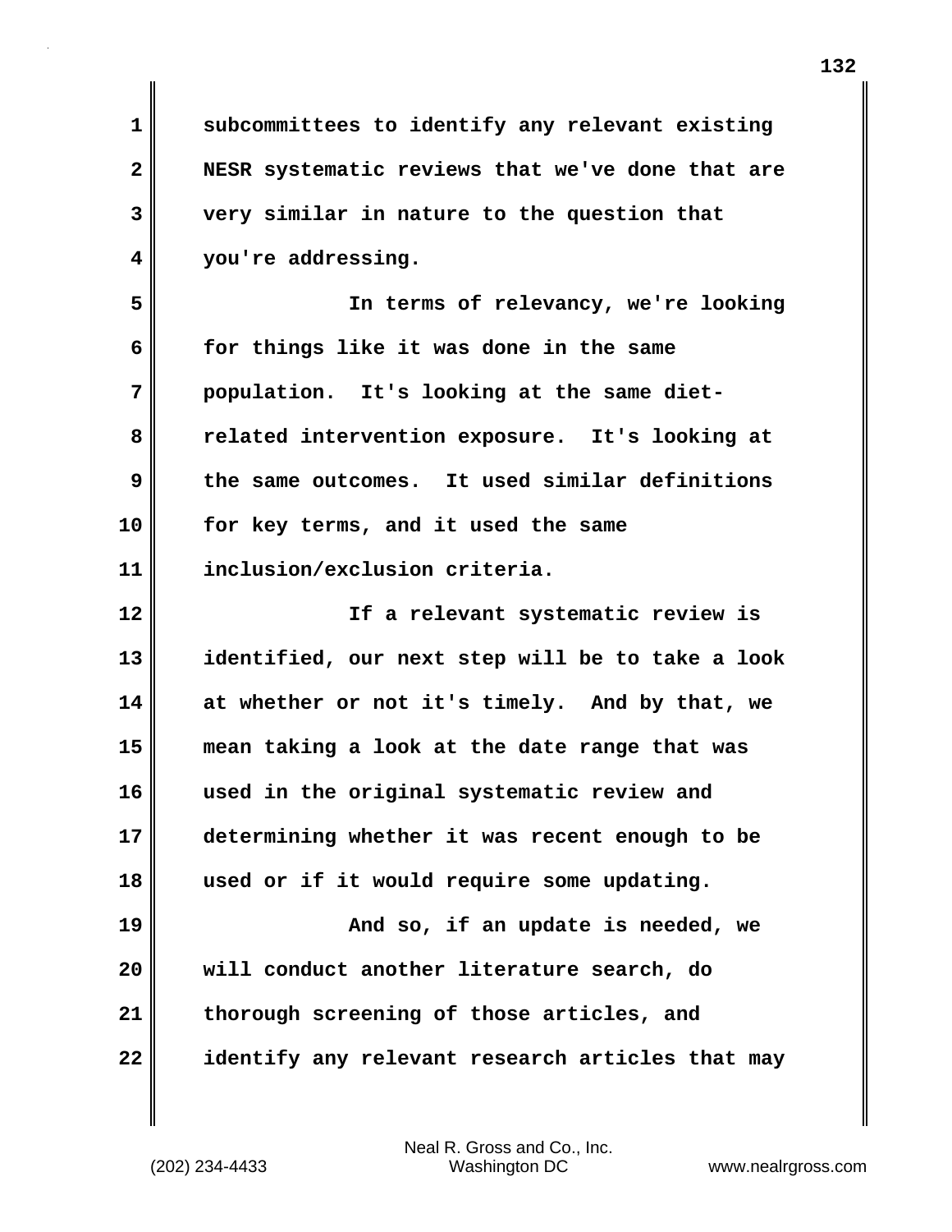subcommittees to identify any relevant existing NESR systematic reviews that we've done that are very similar in nature to the question that you're addressing.

In terms of relevancy, we're looking for things like it was done in the same population. It's looking at the same diet-related intervention exposure. It's looking at the same outcomes. It used similar definitions for key terms, and it used the same inclusion/exclusion criteria.

If a relevant systematic review is identified, our next step will be to take a look at whether or not it's timely. And by that, we mean taking a look at the date range that was used in the original systematic review and determining whether it was recent enough to be used or if it would require some updating.

And so, if an update is needed, we will conduct another literature search, do thorough screening of those articles, and identify any relevant research articles that may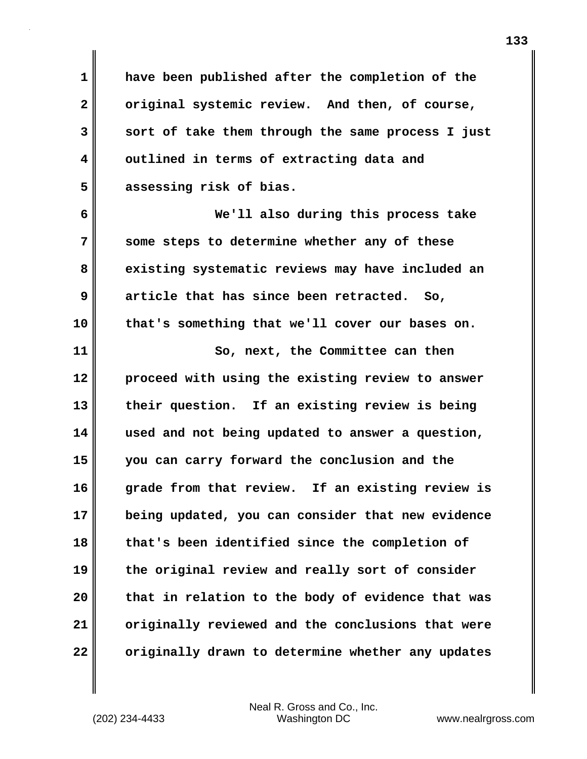have been published after the completion of the original systemic review. And then, of course, sort of take them through the same process I just outlined in terms of extracting data and assessing risk of bias.

We'll also during this process take some steps to determine whether any of these existing systematic reviews may have included an article that has since been retracted. So, that's something that we'll cover our bases on.

So, next, the Committee can then proceed with using the existing review to answer their question. If an existing review is being used and not being updated to answer a question, you can carry forward the conclusion and the grade from that review. If an existing review is being updated, you can consider that new evidence that's been identified since the completion of the original review and really sort of consider that in relation to the body of evidence that was originally reviewed and the conclusions that were originally drawn to determine whether any updates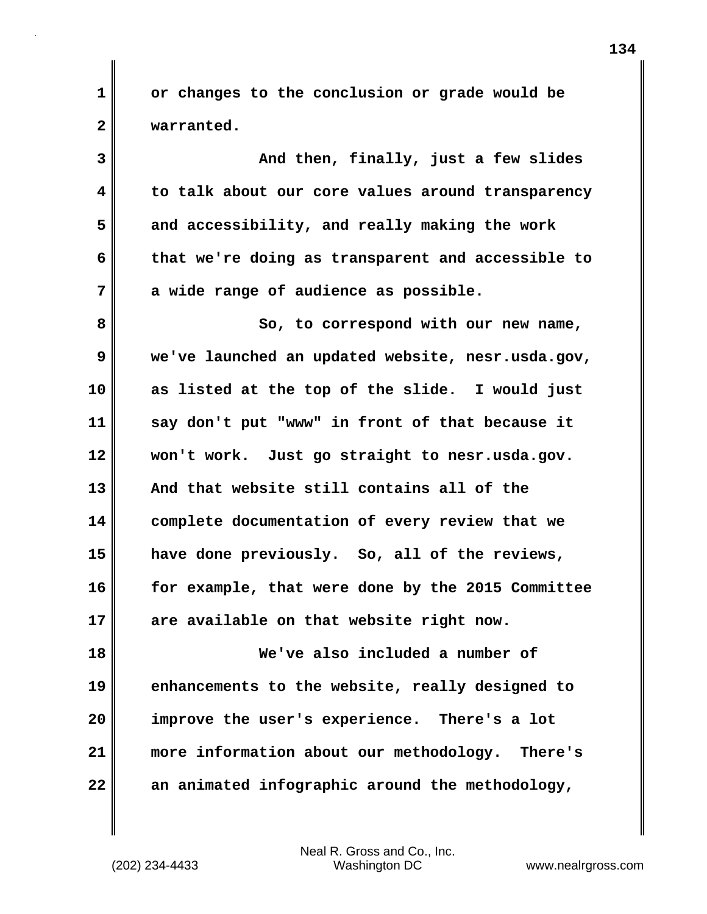or changes to the conclusion or grade would be warranted.

And then, finally, just a few slides to talk about our core values around transparency and accessibility, and really making the work that we're doing as transparent and accessible to a wide range of audience as possible.

So, to correspond with our new name, we've launched an updated website, nesr.usda.gov, as listed at the top of the slide. I would just say don't put "www" in front of that because it won't work. Just go straight to nesr.usda.gov. And that website still contains all of the complete documentation of every review that we have done previously. So, all of the reviews, for example, that were done by the 2015 Committee are available on that website right now.

We've also included a number of enhancements to the website, really designed to improve the user's experience. There's a lot more information about our methodology. There's an animated infographic around the methodology,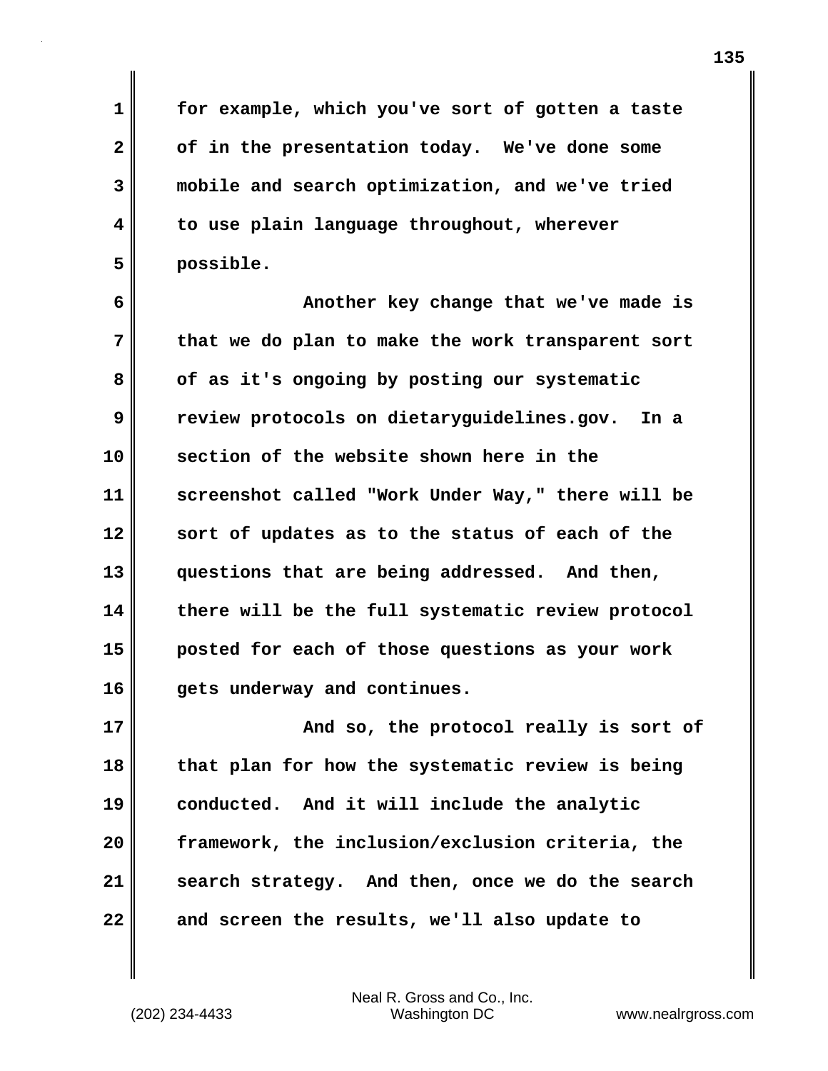for example, which you've sort of gotten a taste of in the presentation today. We've done some mobile and search optimization, and we've tried to use plain language throughout, wherever possible.

Another key change that we've made is that we do plan to make the work transparent sort of as it's ongoing by posting our systematic review protocols on dietaryguidelines.gov. In a section of the website shown here in the screenshot called "Work Under Way," there will be sort of updates as to the status of each of the questions that are being addressed. And then, there will be the full systematic review protocol posted for each of those questions as your work gets underway and continues.

And so, the protocol really is sort of that plan for how the systematic review is being conducted. And it will include the analytic framework, the inclusion/exclusion criteria, the search strategy. And then, once we do the search and screen the results, we'll also update to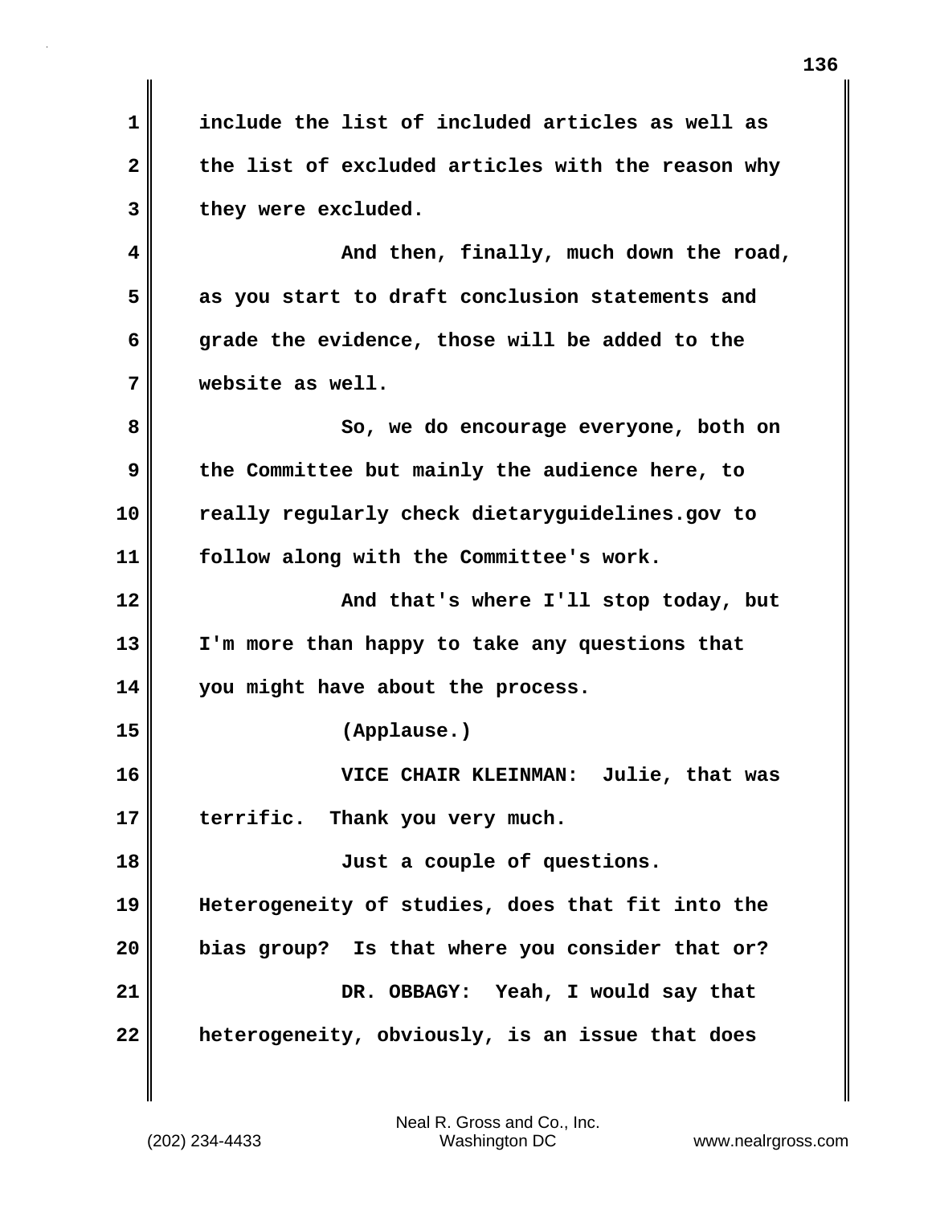include the list of included articles as well as the list of excluded articles with the reason why they were excluded.

And then, finally, much down the road, as you start to draft conclusion statements and grade the evidence, those will be added to the website as well.

So, we do encourage everyone, both on the Committee but mainly the audience here, to really regularly check dietaryguidelines.gov to follow along with the Committee's work.

And that's where I'll stop today, but I'm more than happy to take any questions that you might have about the process.

(Applause.)

VICE CHAIR KLEINMAN: Julie, that was terrific. Thank you very much.

Just a couple of questions. Heterogeneity of studies, does that fit into the bias group? Is that where you consider that or?

DR. OBBAGY: Yeah, I would say that heterogeneity, obviously, is an issue that does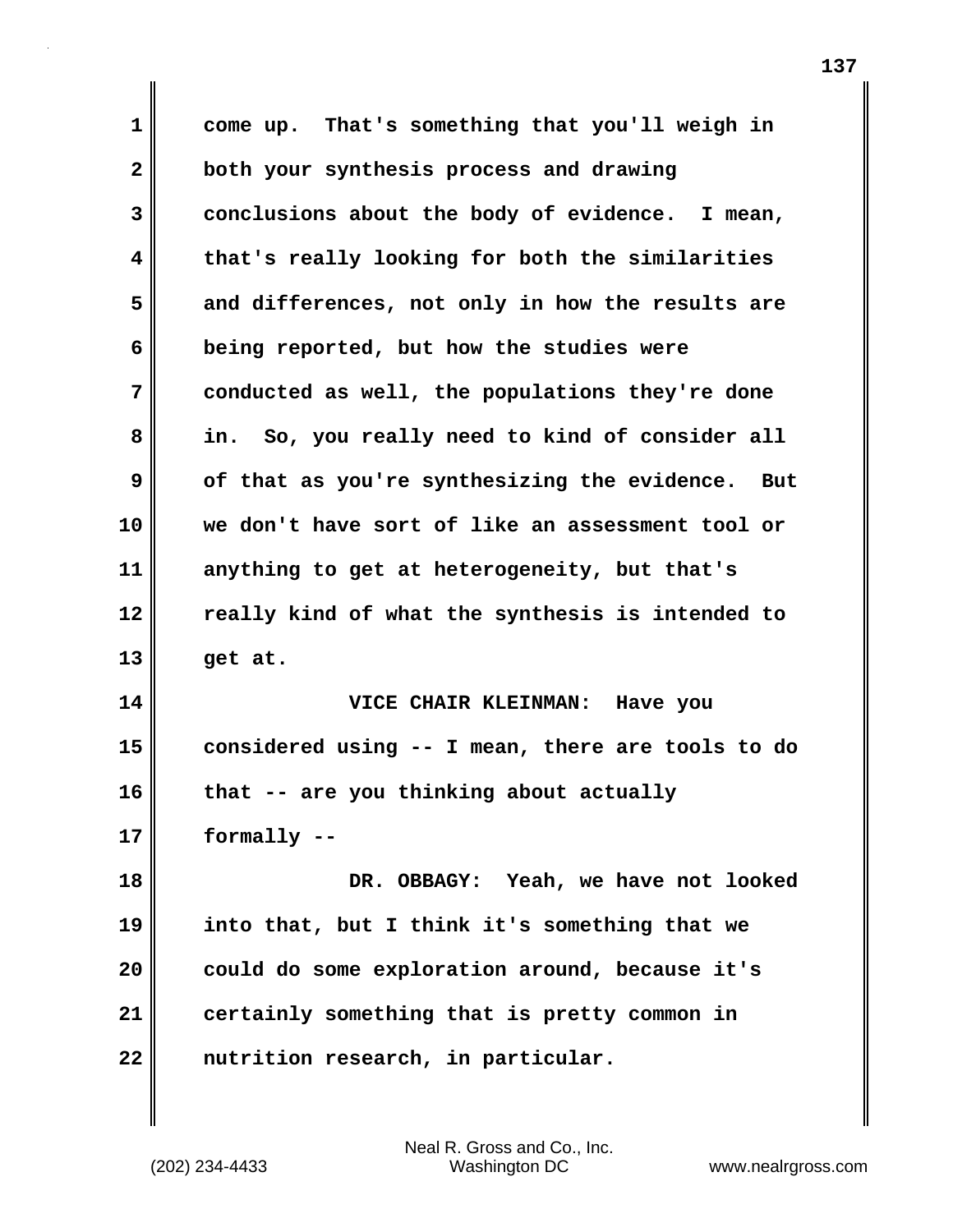come up. That's something that you'll weigh in both your synthesis process and drawing conclusions about the body of evidence. I mean, that's really looking for both the similarities and differences, not only in how the results are being reported, but how the studies were conducted as well, the populations they're done in. So, you really need to kind of consider all of that as you're synthesizing the evidence. But we don't have sort of like an assessment tool or anything to get at heterogeneity, but that's really kind of what the synthesis is intended to get at.

VICE CHAIR KLEINMAN: Have you considered using -- I mean, there are tools to do that -- are you thinking about actually formally --

DR. OBBAGY: Yeah, we have not looked into that, but I think it's something that we could do some exploration around, because it's certainly something that is pretty common in nutrition research, in particular.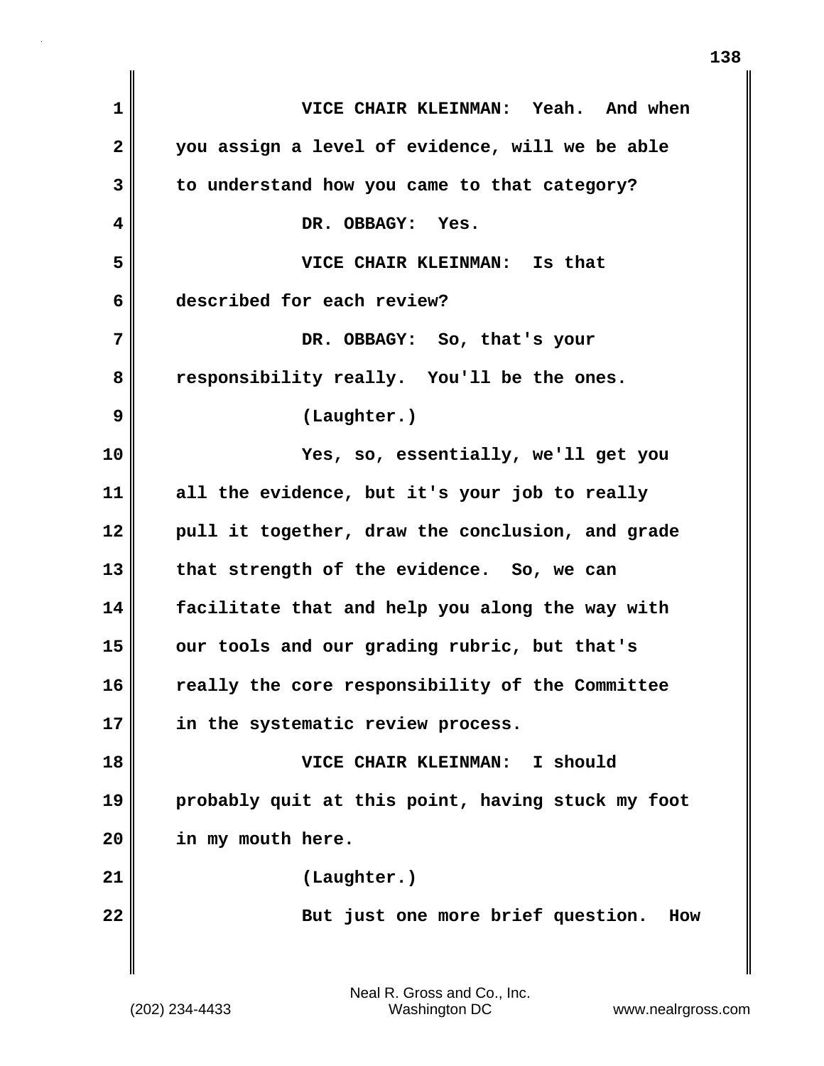VICE CHAIR KLEINMAN: Yeah. And when you assign a level of evidence, will we be able to understand how you came to that category?

DR. OBBAGY: Yes.

VICE CHAIR KLEINMAN: Is that described for each review?

DR. OBBAGY: So, that's your responsibility really. You'll be the ones.

(Laughter.)

Yes, so, essentially, we'll get you all the evidence, but it's your job to really pull it together, draw the conclusion, and grade that strength of the evidence. So, we can facilitate that and help you along the way with our tools and our grading rubric, but that's really the core responsibility of the Committee in the systematic review process.

VICE CHAIR KLEINMAN: I should probably quit at this point, having stuck my foot in my mouth here.

(Laughter.)

But just one more brief question. How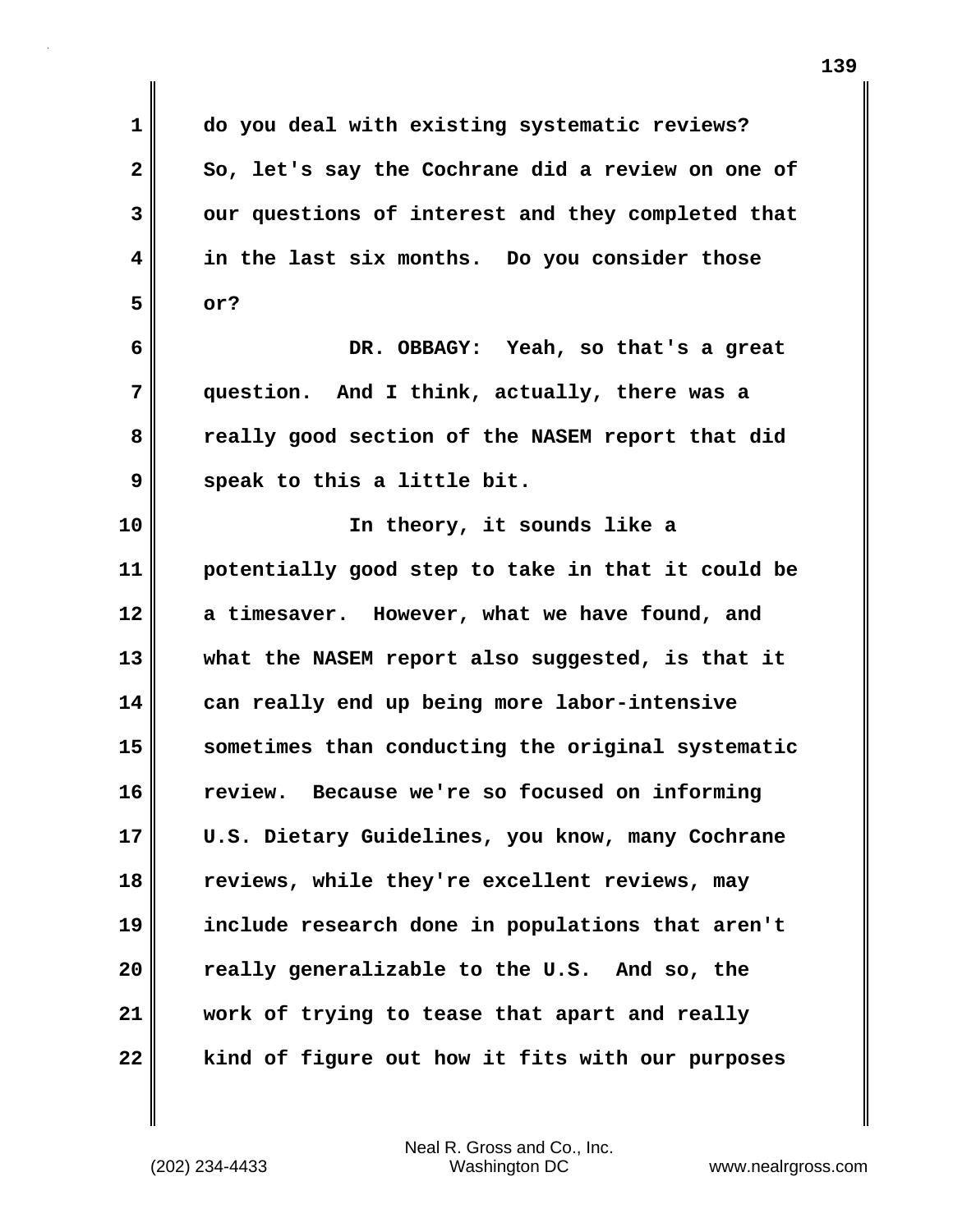do you deal with existing systematic reviews? So, let's say the Cochrane did a review on one of our questions of interest and they completed that in the last six months. Do you consider those or?

DR. OBBAGY: Yeah, so that's a great question. And I think, actually, there was a really good section of the NASEM report that did speak to this a little bit.

In theory, it sounds like a potentially good step to take in that it could be a timesaver. However, what we have found, and what the NASEM report also suggested, is that it can really end up being more labor-intensive sometimes than conducting the original systematic review. Because we're so focused on informing U.S. Dietary Guidelines, you know, many Cochrane reviews, while they're excellent reviews, may include research done in populations that aren't really generalizable to the U.S. And so, the work of trying to tease that apart and really kind of figure out how it fits with our purposes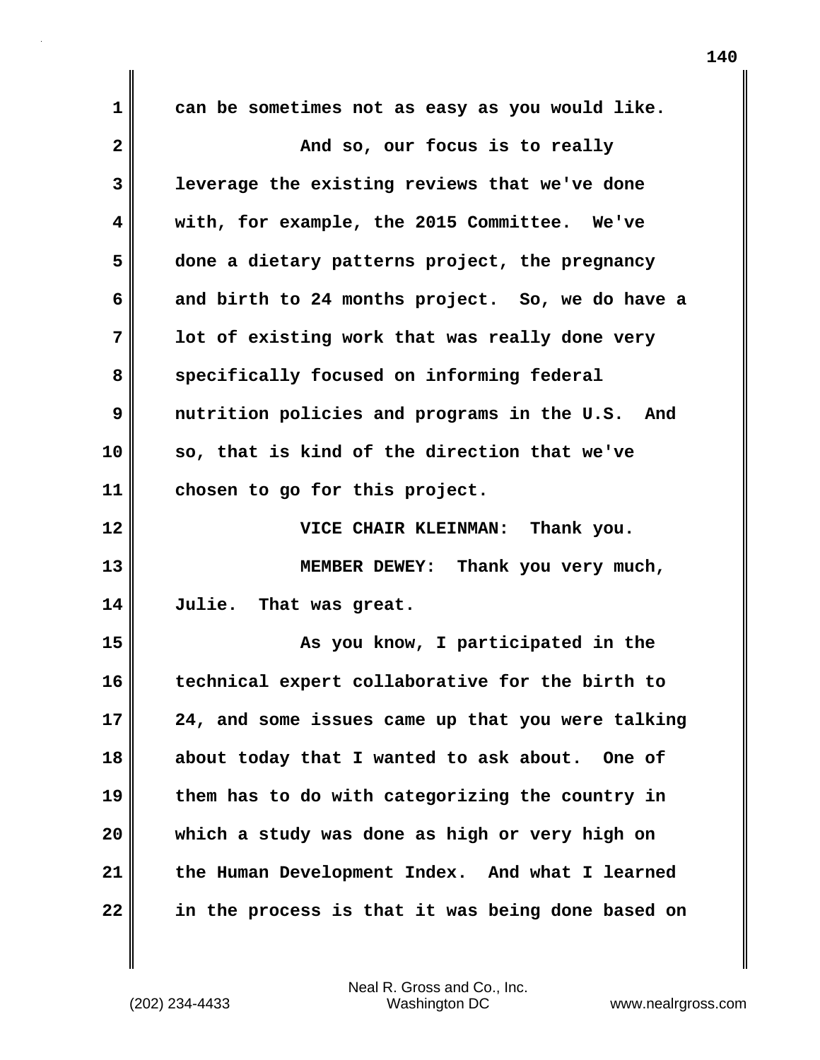can be sometimes not as easy as you would like.

And so, our focus is to really leverage the existing reviews that we've done with, for example, the 2015 Committee. We've done a dietary patterns project, the pregnancy and birth to 24 months project. So, we do have a lot of existing work that was really done very specifically focused on informing federal nutrition policies and programs in the U.S. And so, that is kind of the direction that we've chosen to go for this project.

VICE CHAIR KLEINMAN: Thank you.

MEMBER DEWEY: Thank you very much, Julie. That was great.

As you know, I participated in the technical expert collaborative for the birth to 24, and some issues came up that you were talking about today that I wanted to ask about. One of them has to do with categorizing the country in which a study was done as high or very high on the Human Development Index. And what I learned in the process is that it was being done based on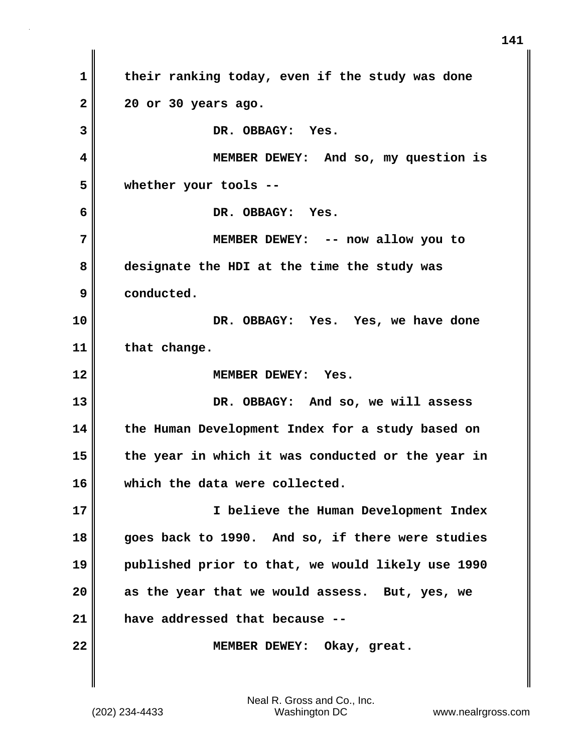their ranking today, even if the study was done 20 or 30 years ago.

DR. OBBAGY: Yes.

MEMBER DEWEY: And so, my question is whether your tools --

DR. OBBAGY: Yes.

MEMBER DEWEY: -- now allow you to designate the HDI at the time the study was conducted.

DR. OBBAGY: Yes. Yes, we have done that change.

MEMBER DEWEY: Yes.

DR. OBBAGY: And so, we will assess the Human Development Index for a study based on the year in which it was conducted or the year in which the data were collected.

I believe the Human Development Index goes back to 1990. And so, if there were studies published prior to that, we would likely use 1990 as the year that we would assess. But, yes, we have addressed that because --

MEMBER DEWEY: Okay, great.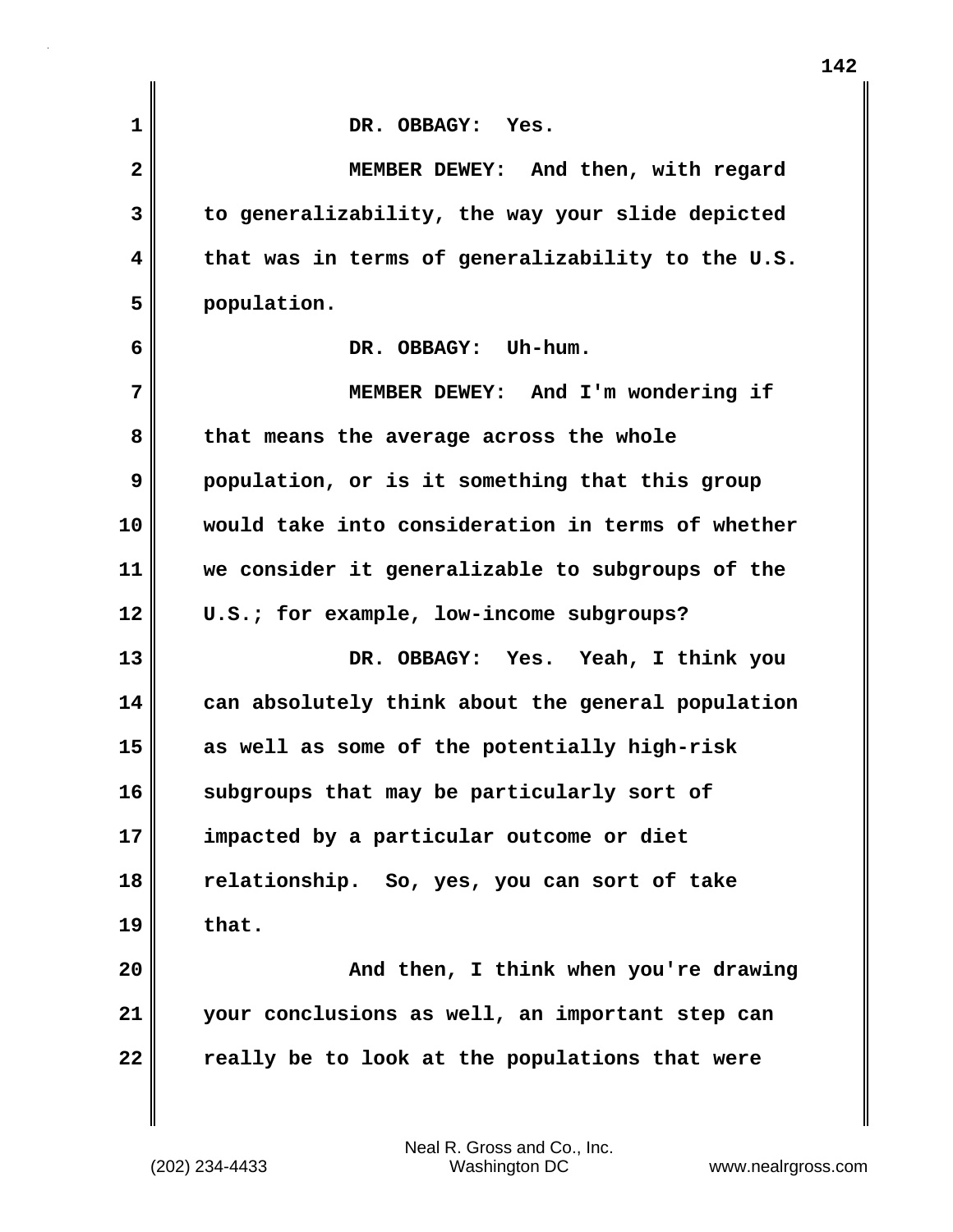DR. OBBAGY: Yes.

MEMBER DEWEY: And then, with regard to generalizability, the way your slide depicted that was in terms of generalizability to the U.S. population.

DR. OBBAGY: Uh-hum.

MEMBER DEWEY: And I'm wondering if that means the average across the whole population, or is it something that this group would take into consideration in terms of whether we consider it generalizable to subgroups of the U.S.; for example, low-income subgroups?

DR. OBBAGY: Yes. Yeah, I think you can absolutely think about the general population as well as some of the potentially high-risk subgroups that may be particularly sort of impacted by a particular outcome or diet relationship. So, yes, you can sort of take that.

And then, I think when you're drawing your conclusions as well, an important step can really be to look at the populations that were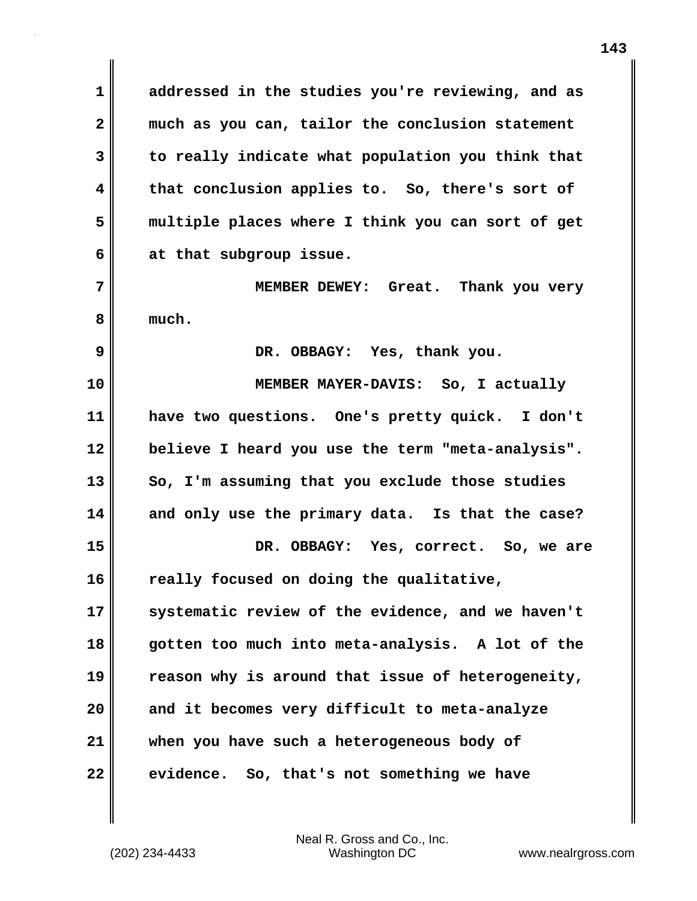addressed in the studies you're reviewing, and as much as you can, tailor the conclusion statement to really indicate what population you think that that conclusion applies to. So, there's sort of multiple places where I think you can sort of get at that subgroup issue.

MEMBER DEWEY: Great. Thank you very much.

DR. OBBAGY: Yes, thank you.

MEMBER MAYER-DAVIS: So, I actually have two questions. One's pretty quick. I don't believe I heard you use the term "meta-analysis". So, I'm assuming that you exclude those studies and only use the primary data. Is that the case?

DR. OBBAGY: Yes, correct. So, we are really focused on doing the qualitative, systematic review of the evidence, and we haven't gotten too much into meta-analysis. A lot of the reason why is around that issue of heterogeneity, and it becomes very difficult to meta-analyze when you have such a heterogeneous body of evidence. So, that's not something we have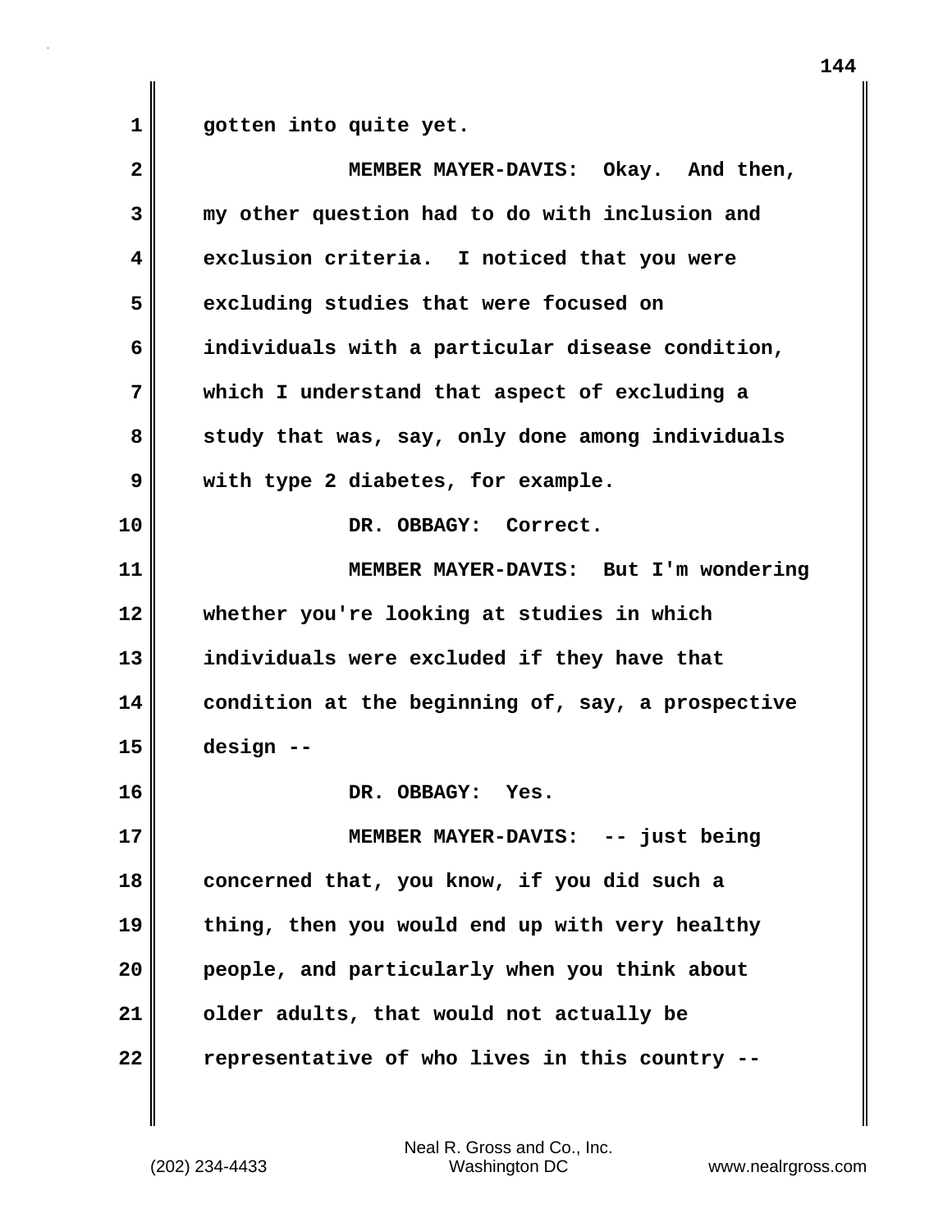gotten into quite yet.

MEMBER MAYER-DAVIS: Okay. And then, my other question had to do with inclusion and exclusion criteria. I noticed that you were excluding studies that were focused on individuals with a particular disease condition, which I understand that aspect of excluding a study that was, say, only done among individuals with type 2 diabetes, for example.

DR. OBBAGY: Correct.

MEMBER MAYER-DAVIS: But I'm wondering whether you're looking at studies in which individuals were excluded if they have that condition at the beginning of, say, a prospective design --

DR. OBBAGY: Yes.

MEMBER MAYER-DAVIS: -- just being concerned that, you know, if you did such a thing, then you would end up with very healthy people, and particularly when you think about older adults, that would not actually be representative of who lives in this country --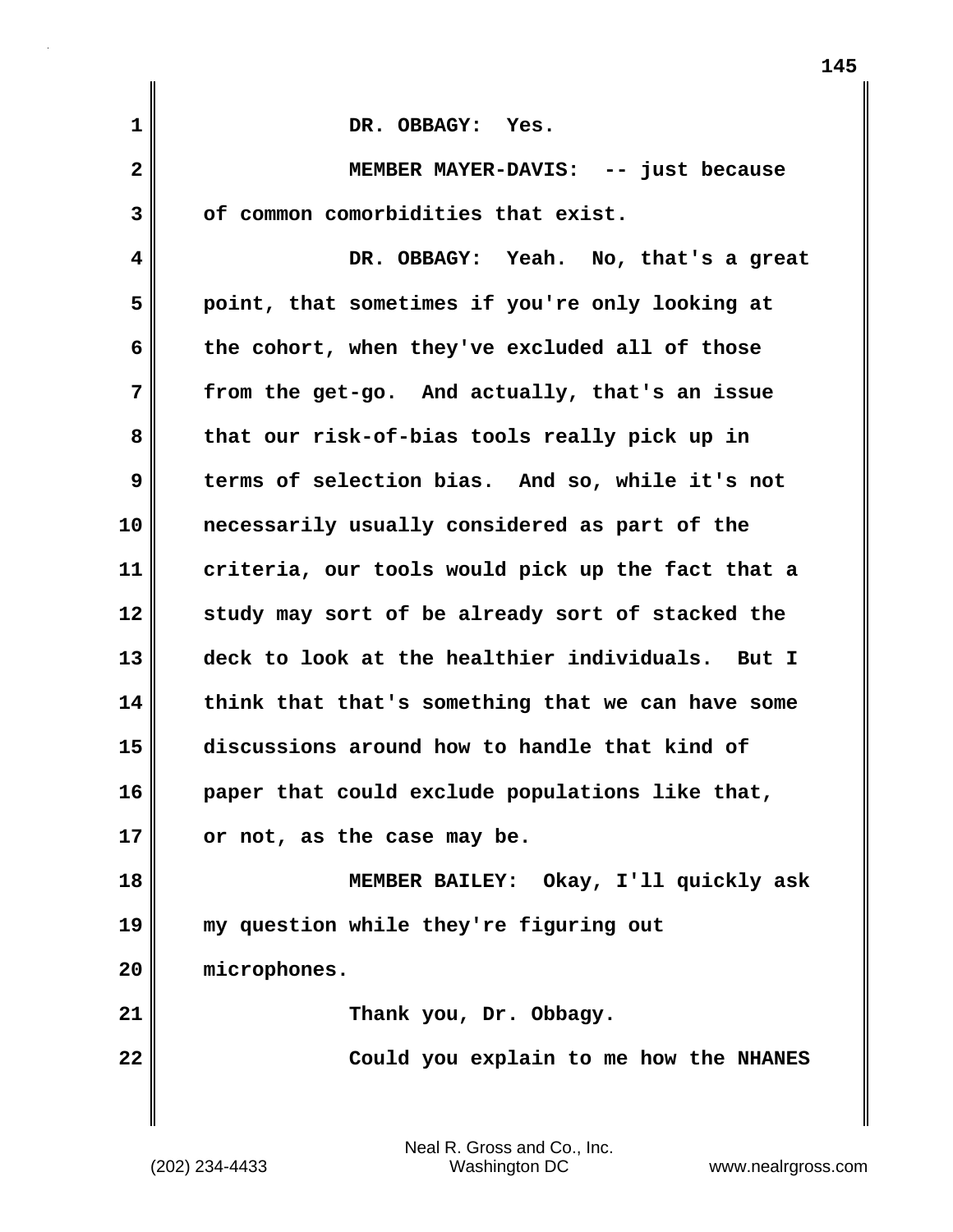DR. OBBAGY: Yes.

MEMBER MAYER-DAVIS: -- just because of common comorbidities that exist.

DR. OBBAGY: Yeah. No, that's a great point, that sometimes if you're only looking at the cohort, when they've excluded all of those from the get-go. And actually, that's an issue that our risk-of-bias tools really pick up in terms of selection bias. And so, while it's not necessarily usually considered as part of the criteria, our tools would pick up the fact that a study may sort of be already sort of stacked the deck to look at the healthier individuals. But I think that that's something that we can have some discussions around how to handle that kind of paper that could exclude populations like that, or not, as the case may be.

MEMBER BAILEY: Okay, I'll quickly ask my question while they're figuring out microphones.

Thank you, Dr. Obbagy.

Could you explain to me how the NHANES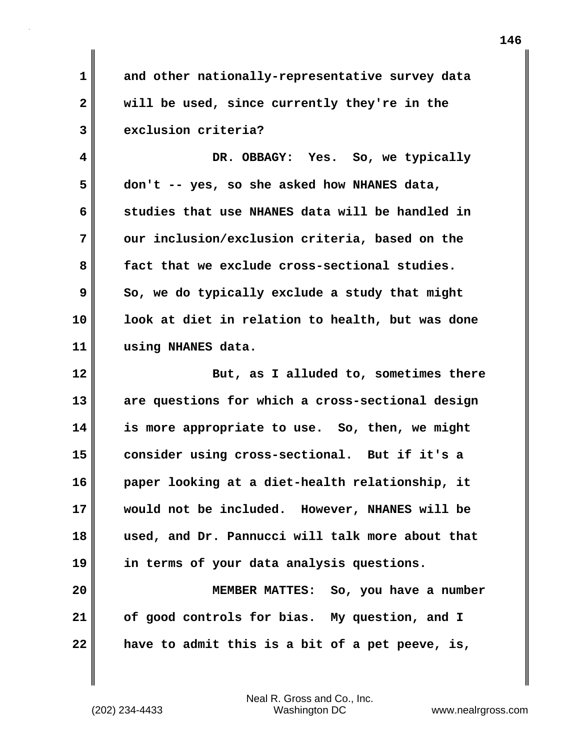and other nationally-representative survey data will be used, since currently they're in the exclusion criteria?

DR. OBBAGY: Yes. So, we typically don't -- yes, so she asked how NHANES data, studies that use NHANES data will be handled in our inclusion/exclusion criteria, based on the fact that we exclude cross-sectional studies. So, we do typically exclude a study that might look at diet in relation to health, but was done using NHANES data.

But, as I alluded to, sometimes there are questions for which a cross-sectional design is more appropriate to use. So, then, we might consider using cross-sectional. But if it's a paper looking at a diet-health relationship, it would not be included. However, NHANES will be used, and Dr. Pannucci will talk more about that in terms of your data analysis questions.

MEMBER MATTES: So, you have a number of good controls for bias. My question, and I have to admit this is a bit of a pet peeve, is,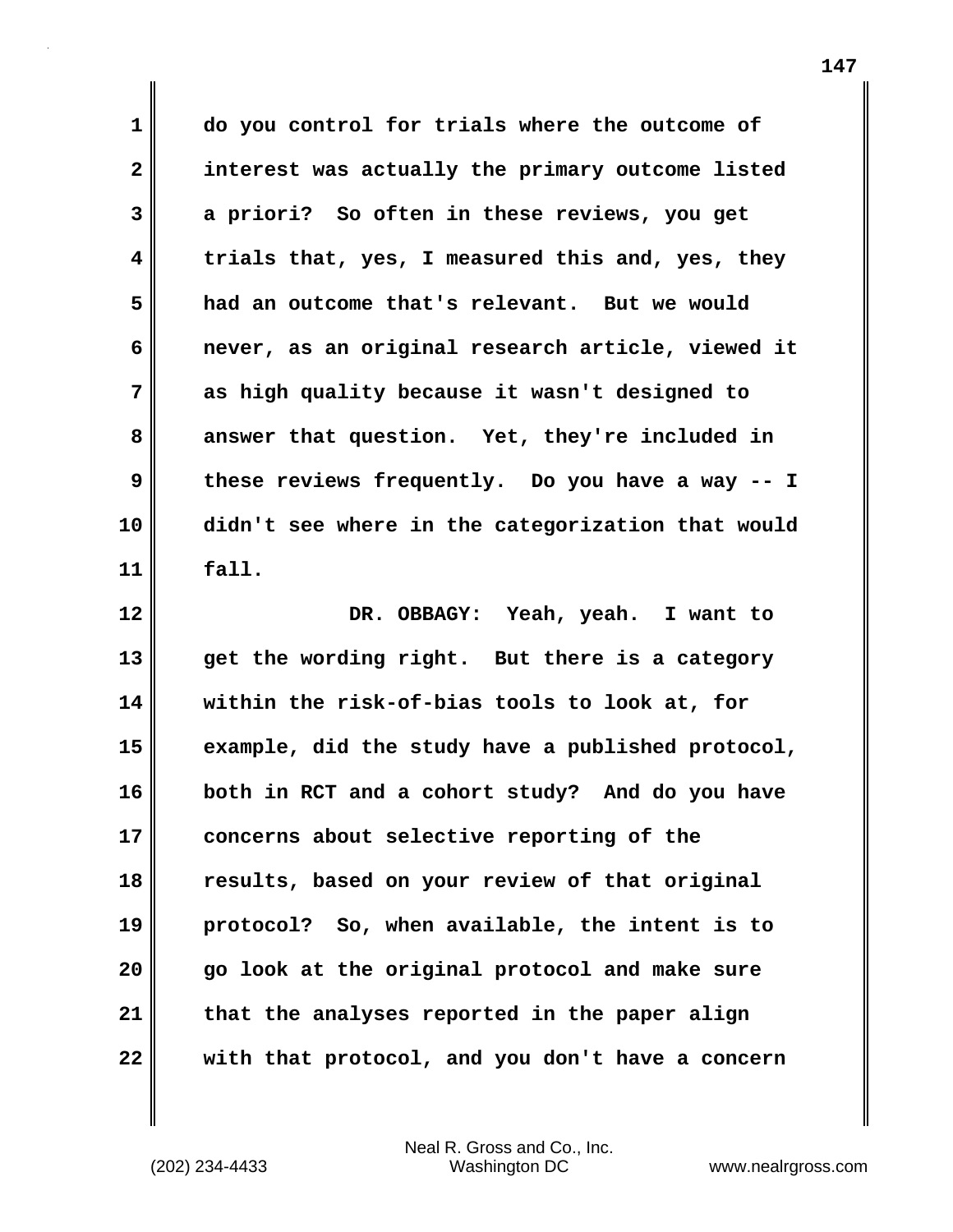do you control for trials where the outcome of interest was actually the primary outcome listed a priori? So often in these reviews, you get trials that, yes, I measured this and, yes, they had an outcome that's relevant. But we would never, as an original research article, viewed it as high quality because it wasn't designed to answer that question. Yet, they're included in these reviews frequently. Do you have a way -- I didn't see where in the categorization that would fall.

DR. OBBAGY: Yeah, yeah. I want to get the wording right. But there is a category within the risk-of-bias tools to look at, for example, did the study have a published protocol, both in RCT and a cohort study? And do you have concerns about selective reporting of the results, based on your review of that original protocol? So, when available, the intent is to go look at the original protocol and make sure that the analyses reported in the paper align with that protocol, and you don't have a concern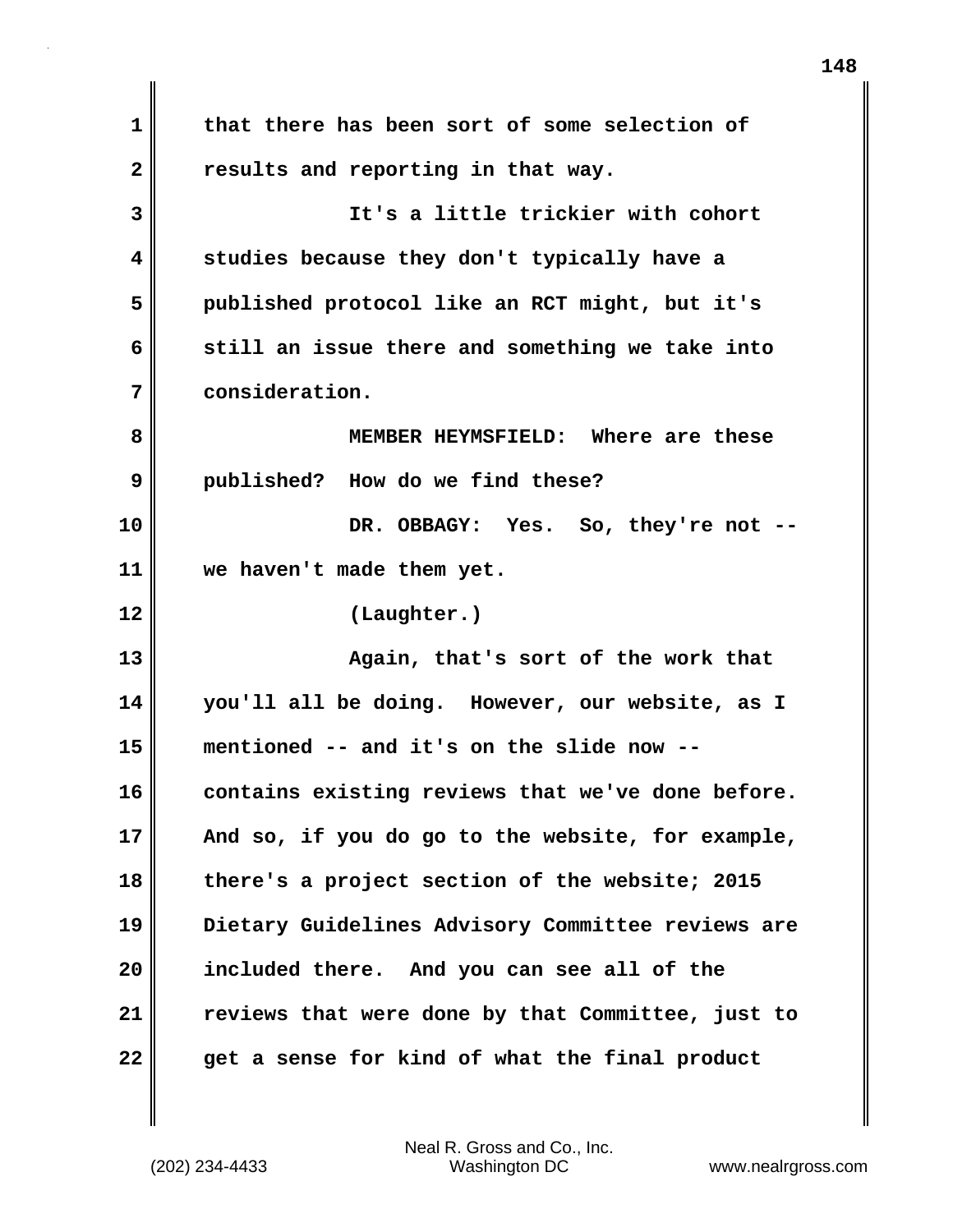that there has been sort of some selection of results and reporting in that way.

It's a little trickier with cohort studies because they don't typically have a published protocol like an RCT might, but it's still an issue there and something we take into consideration.

MEMBER HEYMSFIELD: Where are these published? How do we find these?

DR. OBBAGY: Yes. So, they're not -- we haven't made them yet.

(Laughter.)

Again, that's sort of the work that you'll all be doing. However, our website, as I mentioned -- and it's on the slide now -- contains existing reviews that we've done before. And so, if you do go to the website, for example, there's a project section of the website; 2015 Dietary Guidelines Advisory Committee reviews are included there. And you can see all of the reviews that were done by that Committee, just to get a sense for kind of what the final product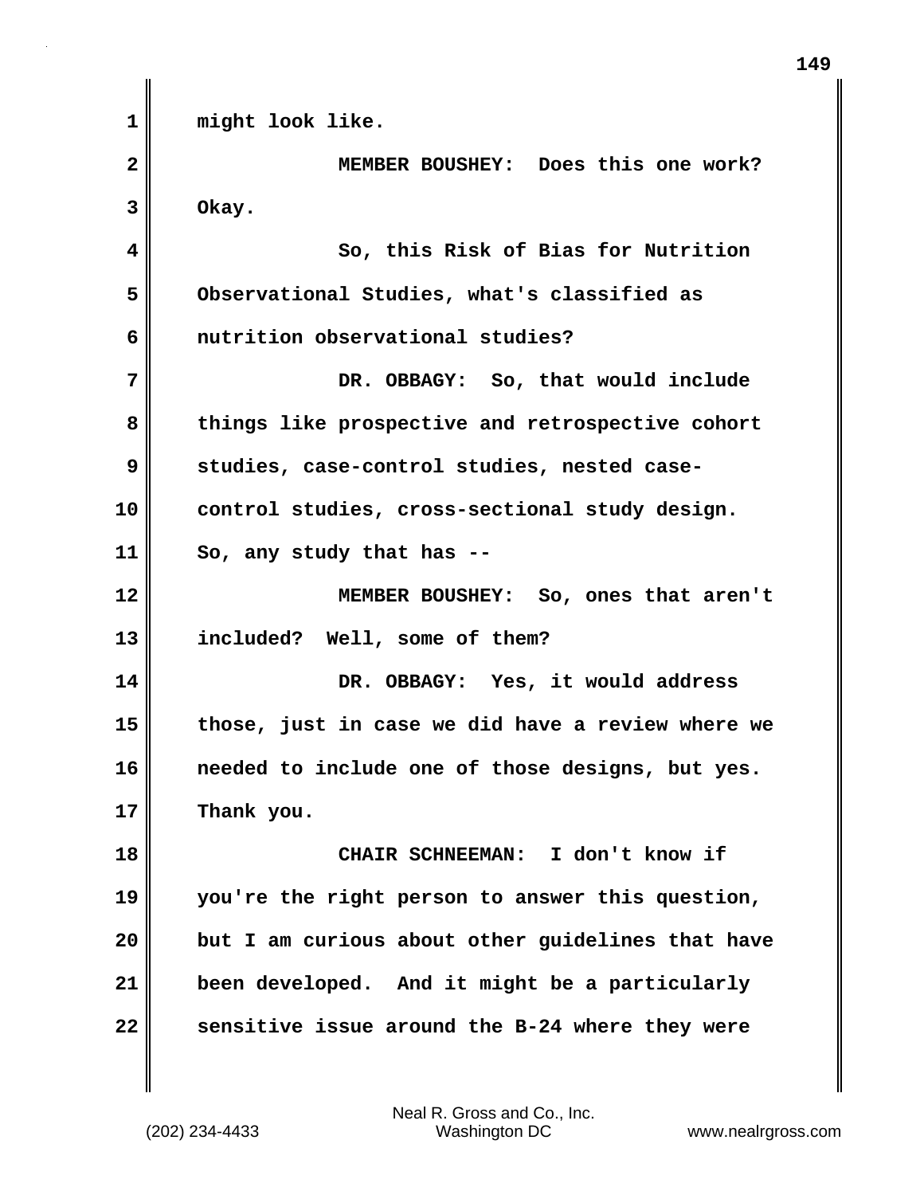might look like.

MEMBER BOUSHEY: Does this one work? Okay.

So, this Risk of Bias for Nutrition Observational Studies, what's classified as nutrition observational studies?

DR. OBBAGY: So, that would include things like prospective and retrospective cohort studies, case-control studies, nested case-control studies, cross-sectional study design. So, any study that has --

MEMBER BOUSHEY: So, ones that aren't included? Well, some of them?

DR. OBBAGY: Yes, it would address those, just in case we did have a review where we needed to include one of those designs, but yes. Thank you.

CHAIR SCHNEEMAN: I don't know if you're the right person to answer this question, but I am curious about other guidelines that have been developed. And it might be a particularly sensitive issue around the B-24 where they were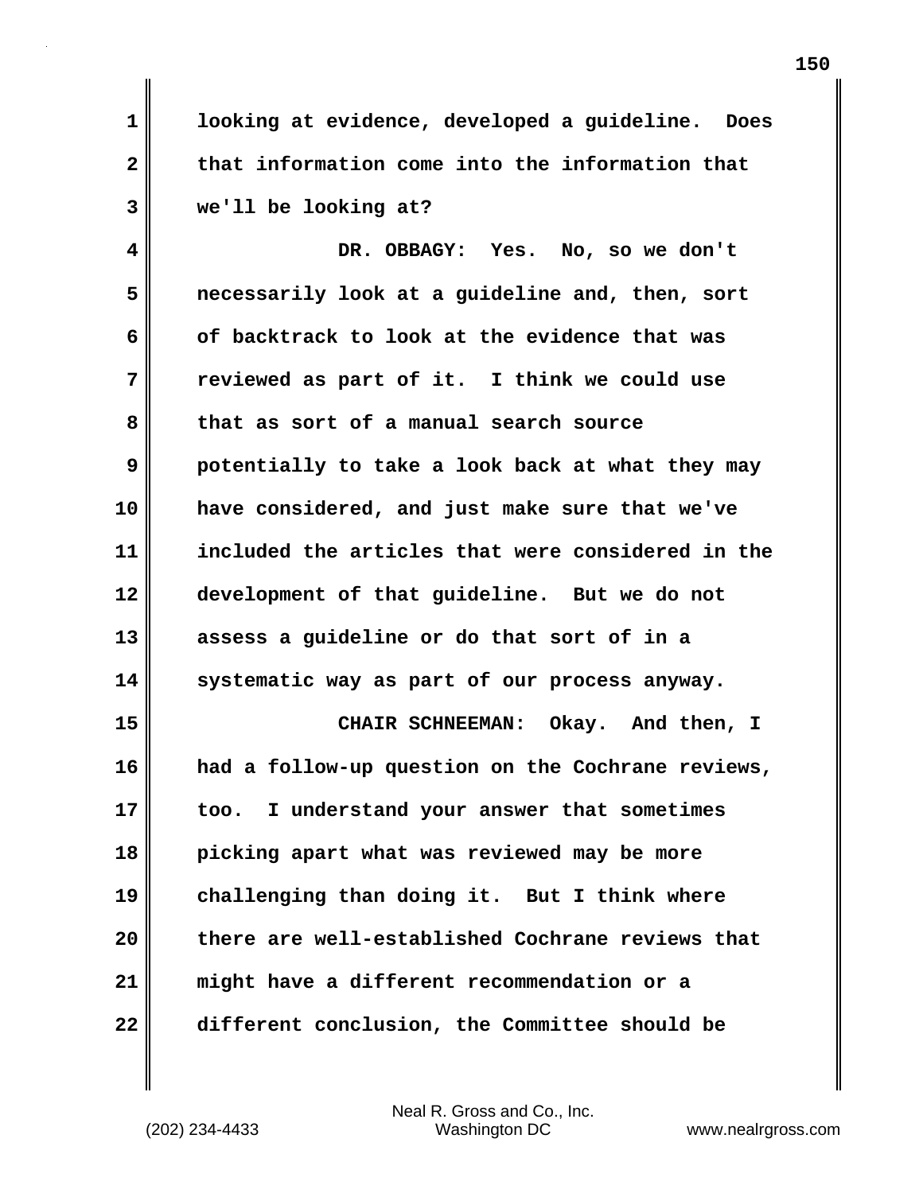looking at evidence, developed a guideline. Does that information come into the information that we'll be looking at?

DR. OBBAGY: Yes. No, so we don't necessarily look at a guideline and, then, sort of backtrack to look at the evidence that was reviewed as part of it. I think we could use that as sort of a manual search source potentially to take a look back at what they may have considered, and just make sure that we've included the articles that were considered in the development of that guideline. But we do not assess a guideline or do that sort of in a systematic way as part of our process anyway.

CHAIR SCHNEEMAN: Okay. And then, I had a follow-up question on the Cochrane reviews, too. I understand your answer that sometimes picking apart what was reviewed may be more challenging than doing it. But I think where there are well-established Cochrane reviews that might have a different recommendation or a different conclusion, the Committee should be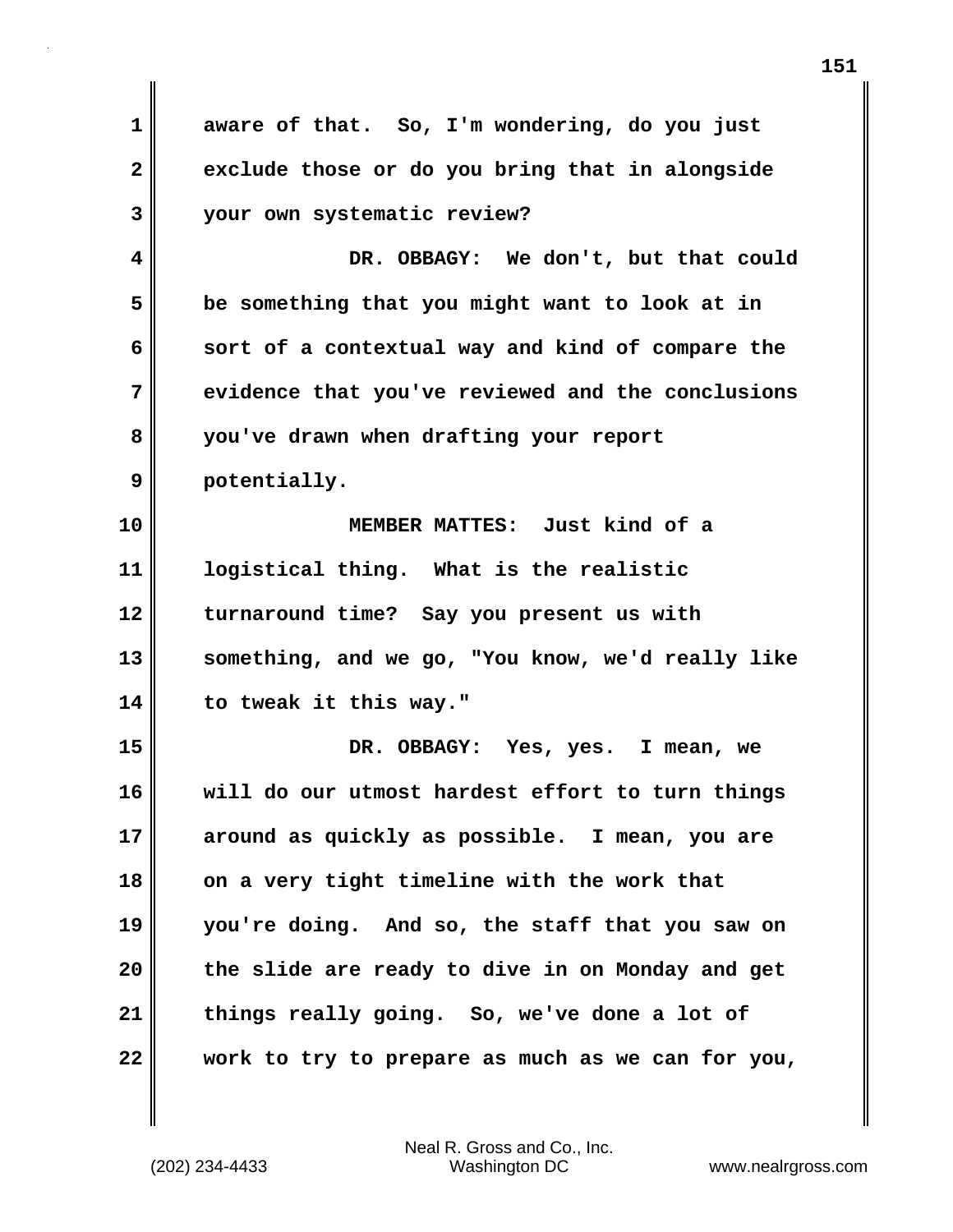aware of that. So, I'm wondering, do you just exclude those or do you bring that in alongside your own systematic review?

DR. OBBAGY: We don't, but that could be something that you might want to look at in sort of a contextual way and kind of compare the evidence that you've reviewed and the conclusions you've drawn when drafting your report potentially.

MEMBER MATTES: Just kind of a logistical thing. What is the realistic turnaround time? Say you present us with something, and we go, "You know, we'd really like to tweak it this way."

DR. OBBAGY: Yes, yes. I mean, we will do our utmost hardest effort to turn things around as quickly as possible. I mean, you are on a very tight timeline with the work that you're doing. And so, the staff that you saw on the slide are ready to dive in on Monday and get things really going. So, we've done a lot of work to try to prepare as much as we can for you,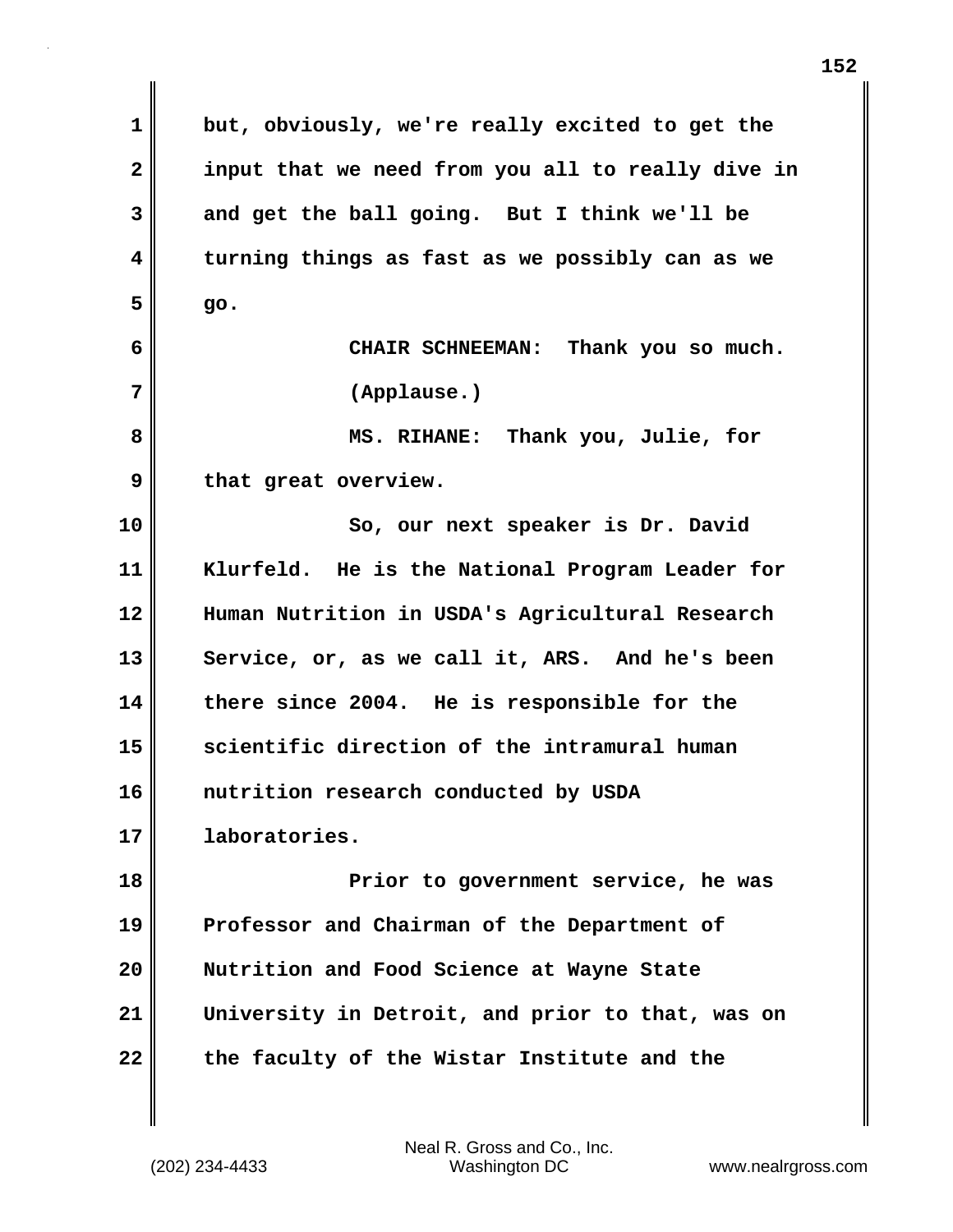but, obviously, we're really excited to get the input that we need from you all to really dive in and get the ball going. But I think we'll be turning things as fast as we possibly can as we go.

CHAIR SCHNEEMAN: Thank you so much.

(Applause.)

MS. RIHANE: Thank you, Julie, for that great overview.

So, our next speaker is Dr. David Klurfeld. He is the National Program Leader for Human Nutrition in USDA's Agricultural Research Service, or, as we call it, ARS. And he's been there since 2004. He is responsible for the scientific direction of the intramural human nutrition research conducted by USDA laboratories.

Prior to government service, he was Professor and Chairman of the Department of Nutrition and Food Science at Wayne State University in Detroit, and prior to that, was on the faculty of the Wistar Institute and the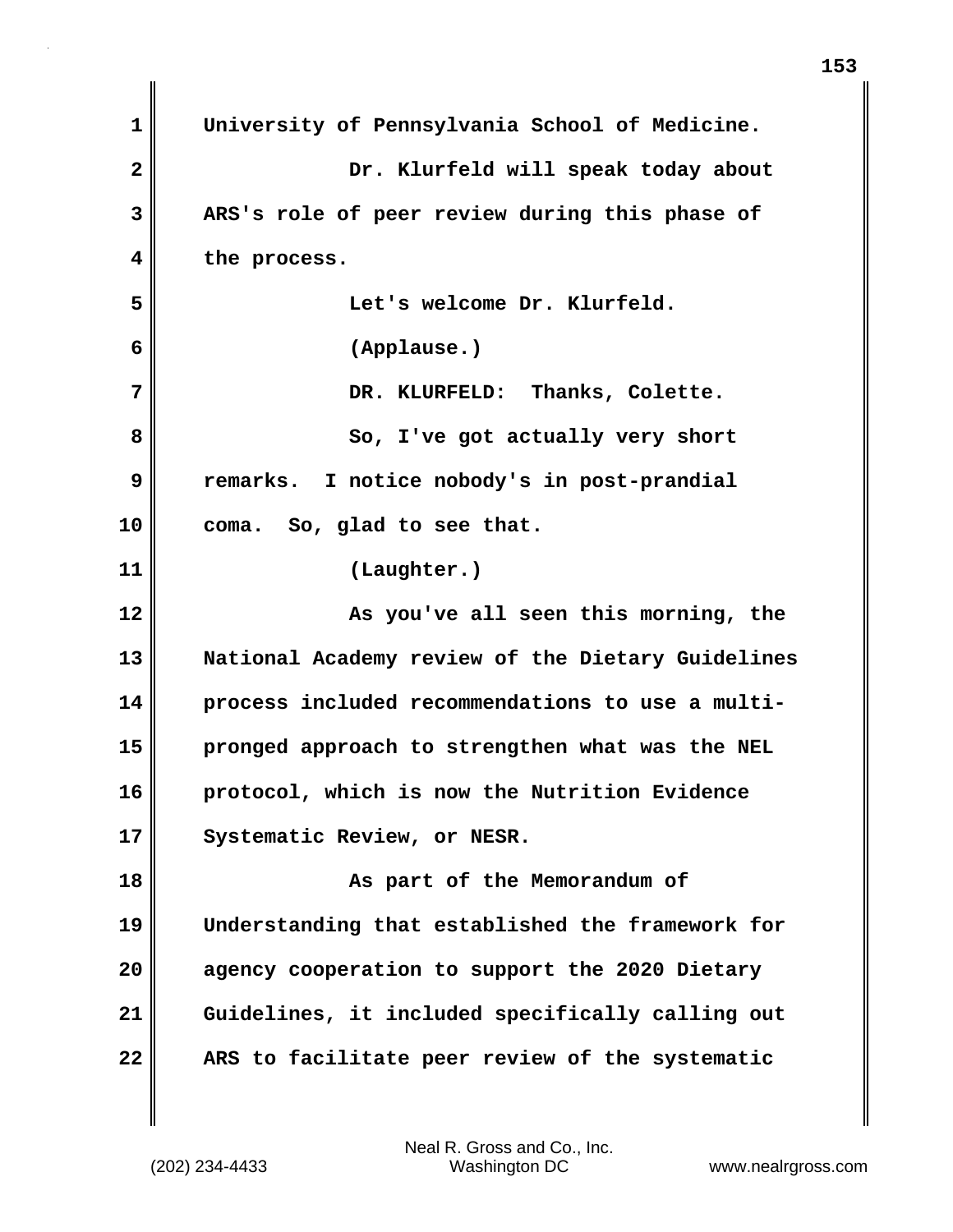University of Pennsylvania School of Medicine.

Dr. Klurfeld will speak today about ARS's role of peer review during this phase of the process.

Let's welcome Dr. Klurfeld.

(Applause.)

DR. KLURFELD: Thanks, Colette.

So, I've got actually very short remarks. I notice nobody's in post-prandial coma. So, glad to see that.

(Laughter.)

As you've all seen this morning, the National Academy review of the Dietary Guidelines process included recommendations to use a multi-pronged approach to strengthen what was the NEL protocol, which is now the Nutrition Evidence Systematic Review, or NESR.

As part of the Memorandum of Understanding that established the framework for agency cooperation to support the 2020 Dietary Guidelines, it included specifically calling out ARS to facilitate peer review of the systematic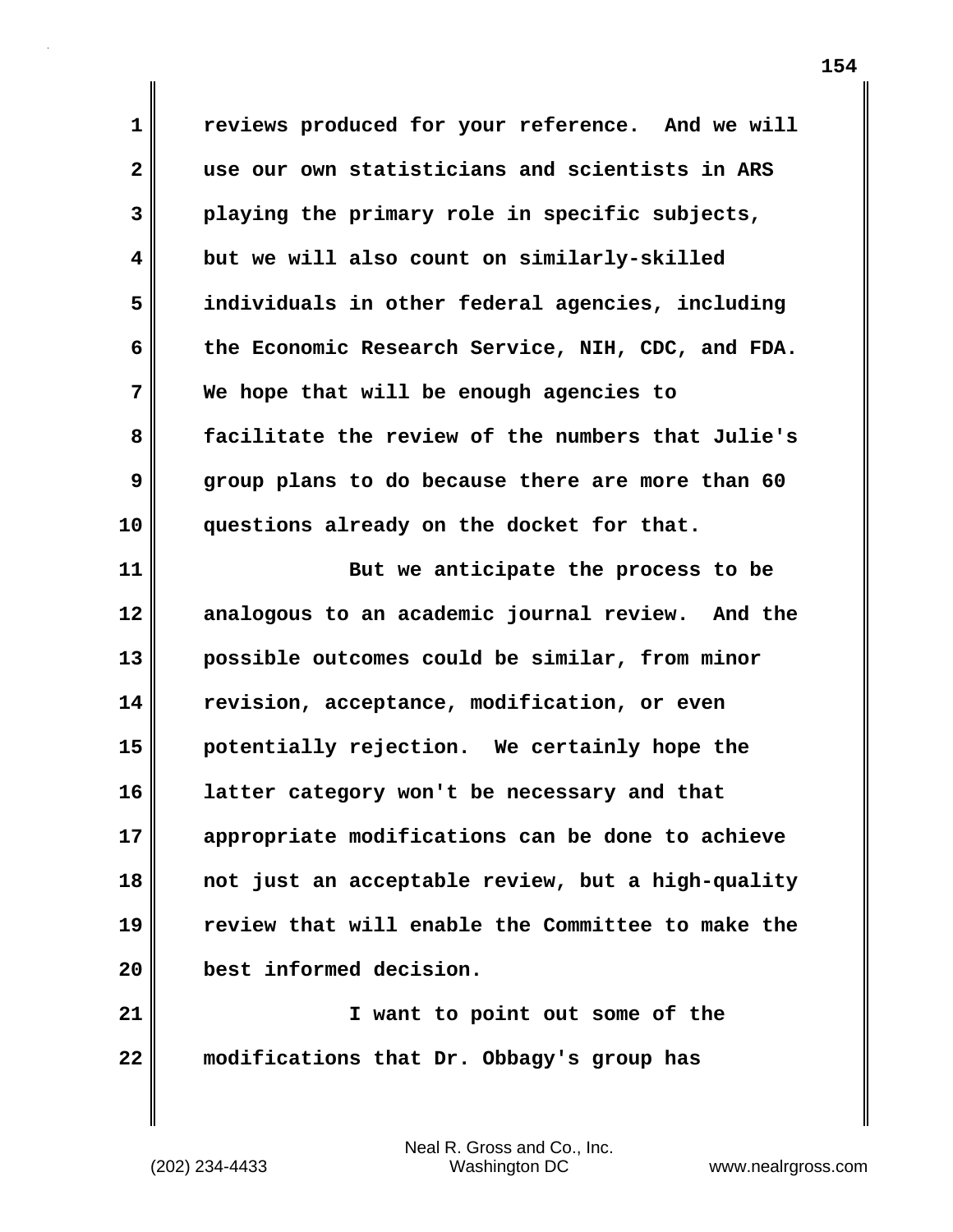reviews produced for your reference. And we will use our own statisticians and scientists in ARS playing the primary role in specific subjects, but we will also count on similarly-skilled individuals in other federal agencies, including the Economic Research Service, NIH, CDC, and FDA. We hope that will be enough agencies to facilitate the review of the numbers that Julie's group plans to do because there are more than 60 questions already on the docket for that.

But we anticipate the process to be analogous to an academic journal review. And the possible outcomes could be similar, from minor revision, acceptance, modification, or even potentially rejection. We certainly hope the latter category won't be necessary and that appropriate modifications can be done to achieve not just an acceptable review, but a high-quality review that will enable the Committee to make the best informed decision.

I want to point out some of the modifications that Dr. Obbagy's group has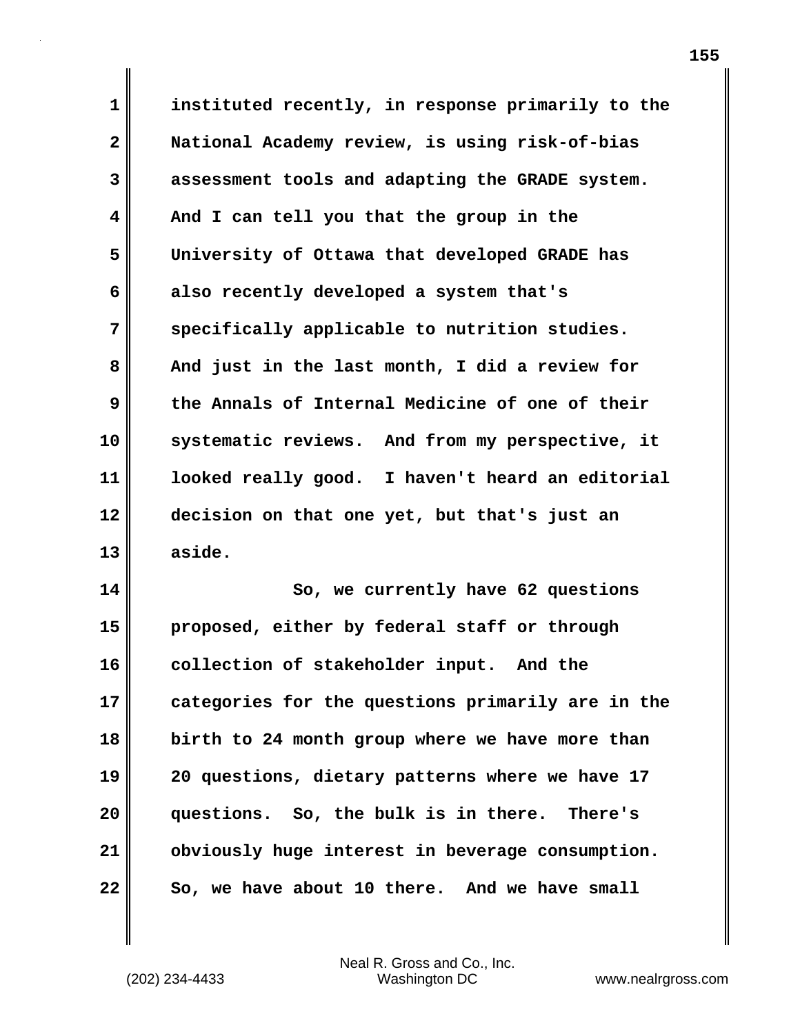instituted recently, in response primarily to the National Academy review, is using risk-of-bias assessment tools and adapting the GRADE system. And I can tell you that the group in the University of Ottawa that developed GRADE has also recently developed a system that's specifically applicable to nutrition studies. And just in the last month, I did a review for the Annals of Internal Medicine of one of their systematic reviews. And from my perspective, it looked really good. I haven't heard an editorial decision on that one yet, but that's just an aside.

So, we currently have 62 questions proposed, either by federal staff or through collection of stakeholder input. And the categories for the questions primarily are in the birth to 24 month group where we have more than 20 questions, dietary patterns where we have 17 questions. So, the bulk is in there. There's obviously huge interest in beverage consumption. So, we have about 10 there. And we have small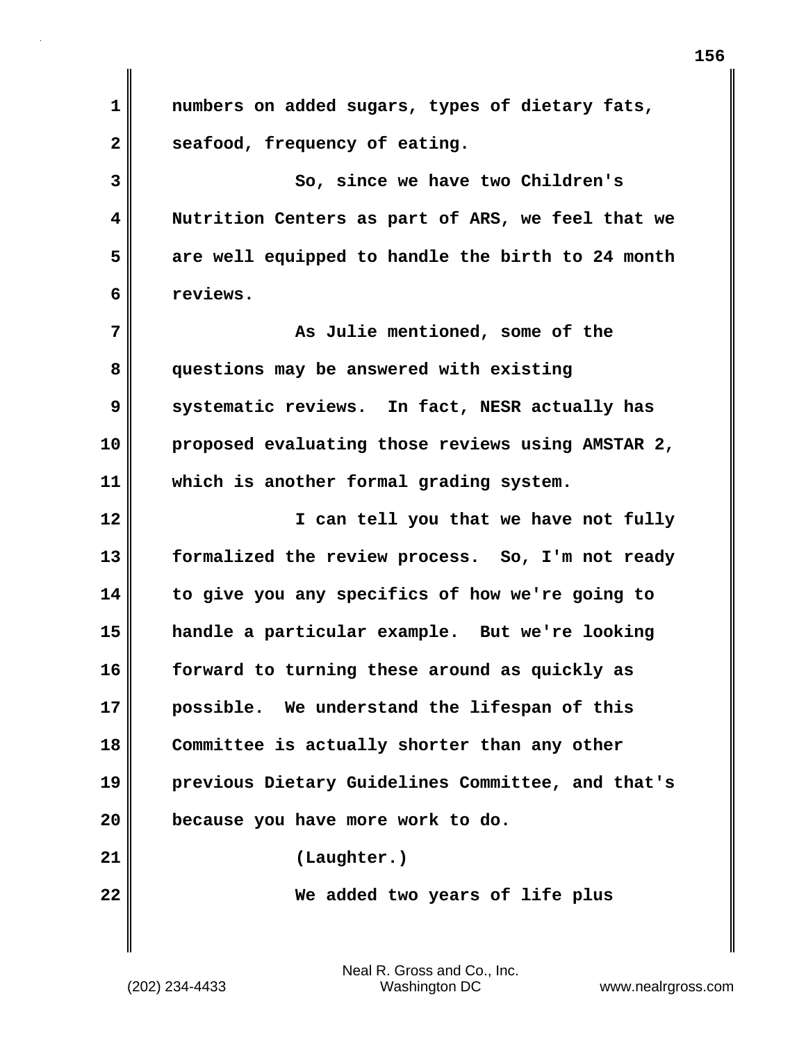numbers on added sugars, types of dietary fats, seafood, frequency of eating.

So, since we have two Children's Nutrition Centers as part of ARS, we feel that we are well equipped to handle the birth to 24 month reviews.

As Julie mentioned, some of the questions may be answered with existing systematic reviews. In fact, NESR actually has proposed evaluating those reviews using AMSTAR 2, which is another formal grading system.

I can tell you that we have not fully formalized the review process. So, I'm not ready to give you any specifics of how we're going to handle a particular example. But we're looking forward to turning these around as quickly as possible. We understand the lifespan of this Committee is actually shorter than any other previous Dietary Guidelines Committee, and that's because you have more work to do.

(Laughter.)

We added two years of life plus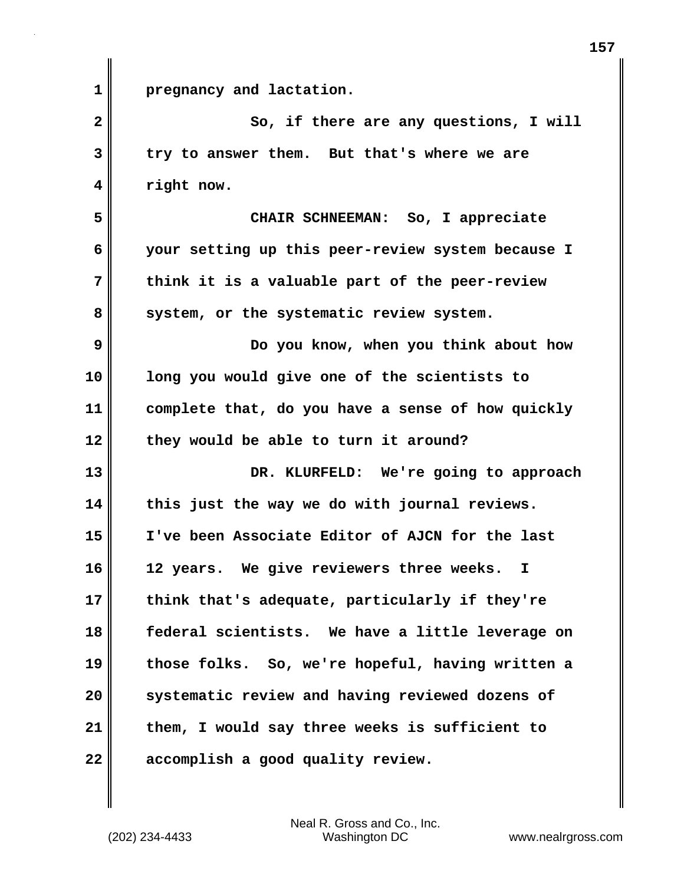pregnancy and lactation.

So, if there are any questions, I will try to answer them. But that's where we are right now.

CHAIR SCHNEEMAN: So, I appreciate your setting up this peer-review system because I think it is a valuable part of the peer-review system, or the systematic review system.

Do you know, when you think about how long you would give one of the scientists to complete that, do you have a sense of how quickly they would be able to turn it around?

DR. KLURFELD: We're going to approach this just the way we do with journal reviews. I've been Associate Editor of AJCN for the last 12 years. We give reviewers three weeks. I think that's adequate, particularly if they're federal scientists. We have a little leverage on those folks. So, we're hopeful, having written a systematic review and having reviewed dozens of them, I would say three weeks is sufficient to accomplish a good quality review.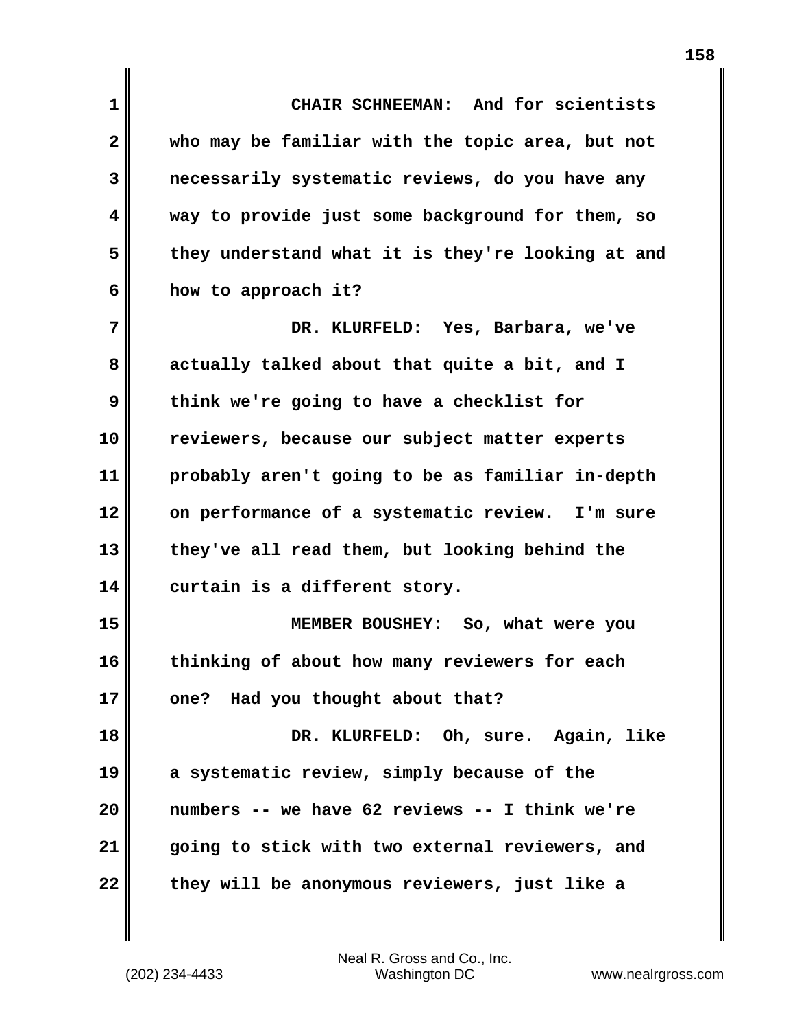CHAIR SCHNEEMAN: And for scientists who may be familiar with the topic area, but not necessarily systematic reviews, do you have any way to provide just some background for them, so they understand what it is they're looking at and how to approach it?

DR. KLURFELD: Yes, Barbara, we've actually talked about that quite a bit, and I think we're going to have a checklist for reviewers, because our subject matter experts probably aren't going to be as familiar in-depth on performance of a systematic review. I'm sure they've all read them, but looking behind the curtain is a different story.

MEMBER BOUSHEY: So, what were you thinking of about how many reviewers for each one? Had you thought about that?

DR. KLURFELD: Oh, sure. Again, like a systematic review, simply because of the numbers -- we have 62 reviews -- I think we're going to stick with two external reviewers, and they will be anonymous reviewers, just like a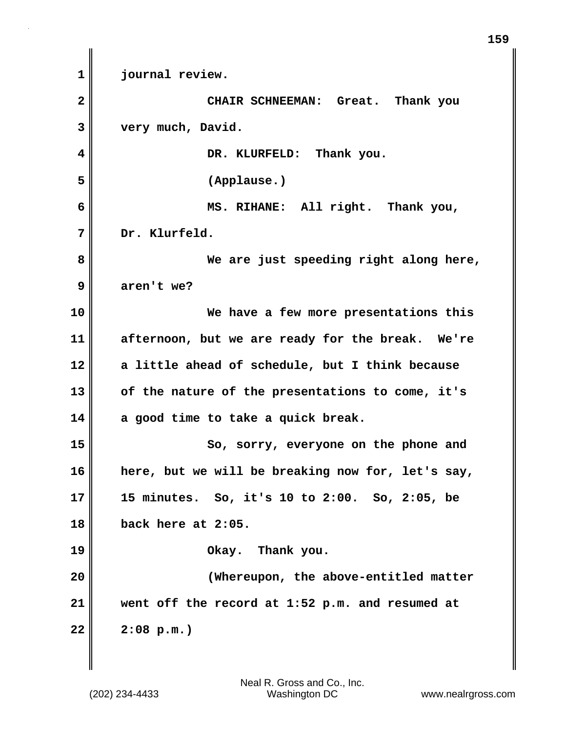journal review.

CHAIR SCHNEEMAN: Great. Thank you very much, David.

DR. KLURFELD: Thank you.

(Applause.)

MS. RIHANE: All right. Thank you, Dr. Klurfeld.

We are just speeding right along here, aren't we?

We have a few more presentations this afternoon, but we are ready for the break. We're a little ahead of schedule, but I think because of the nature of the presentations to come, it's a good time to take a quick break.

So, sorry, everyone on the phone and here, but we will be breaking now for, let's say, 15 minutes. So, it's 10 to 2:00. So, 2:05, be back here at 2:05.

Okay. Thank you.

(Whereupon, the above-entitled matter went off the record at 1:52 p.m. and resumed at 2:08 p.m.)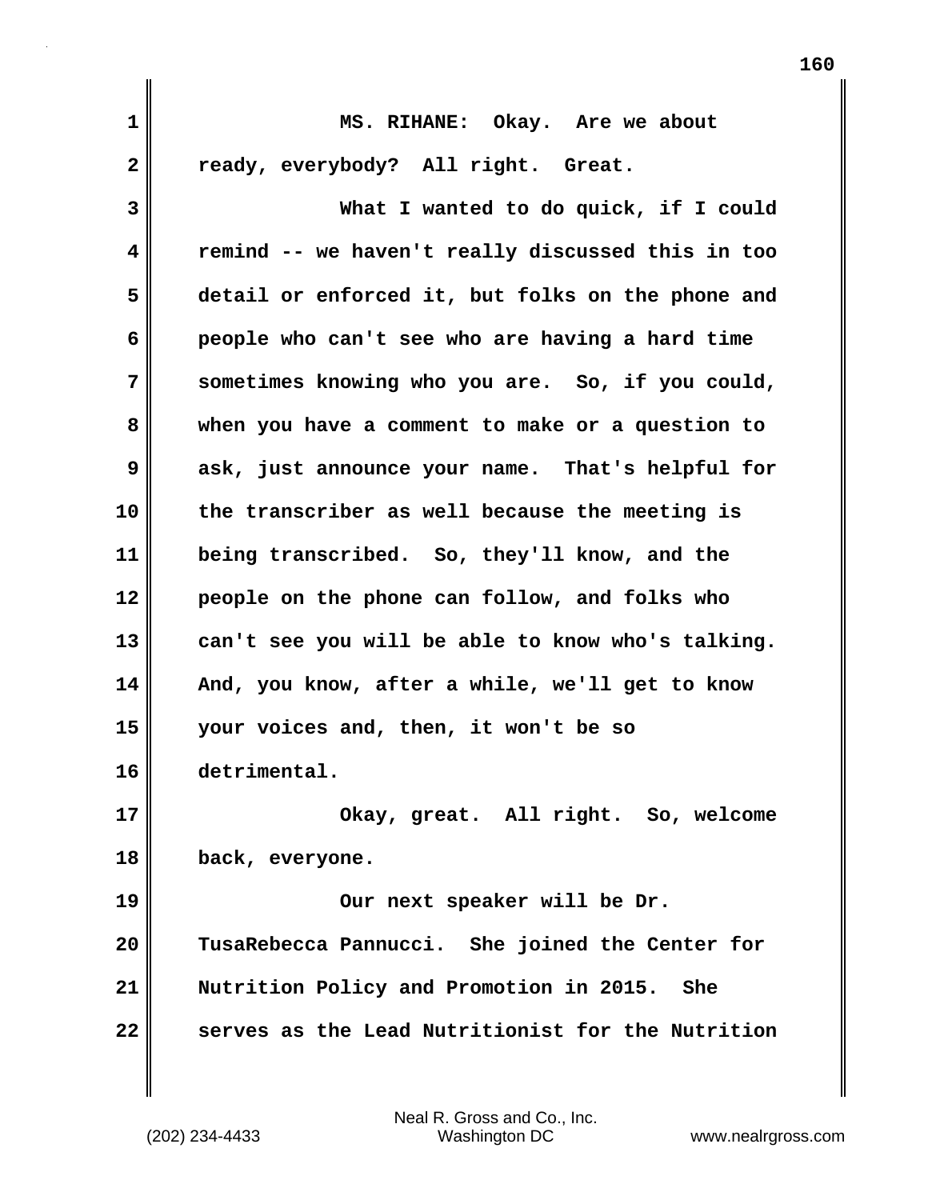MS. RIHANE: Okay. Are we about ready, everybody? All right. Great.

What I wanted to do quick, if I could remind -- we haven't really discussed this in too detail or enforced it, but folks on the phone and people who can't see who are having a hard time sometimes knowing who you are. So, if you could, when you have a comment to make or a question to ask, just announce your name. That's helpful for the transcriber as well because the meeting is being transcribed. So, they'll know, and the people on the phone can follow, and folks who can't see you will be able to know who's talking. And, you know, after a while, we'll get to know your voices and, then, it won't be so detrimental.

Okay, great. All right. So, welcome back, everyone.

Our next speaker will be Dr. TusaRebecca Pannucci. She joined the Center for Nutrition Policy and Promotion in 2015. She serves as the Lead Nutritionist for the Nutrition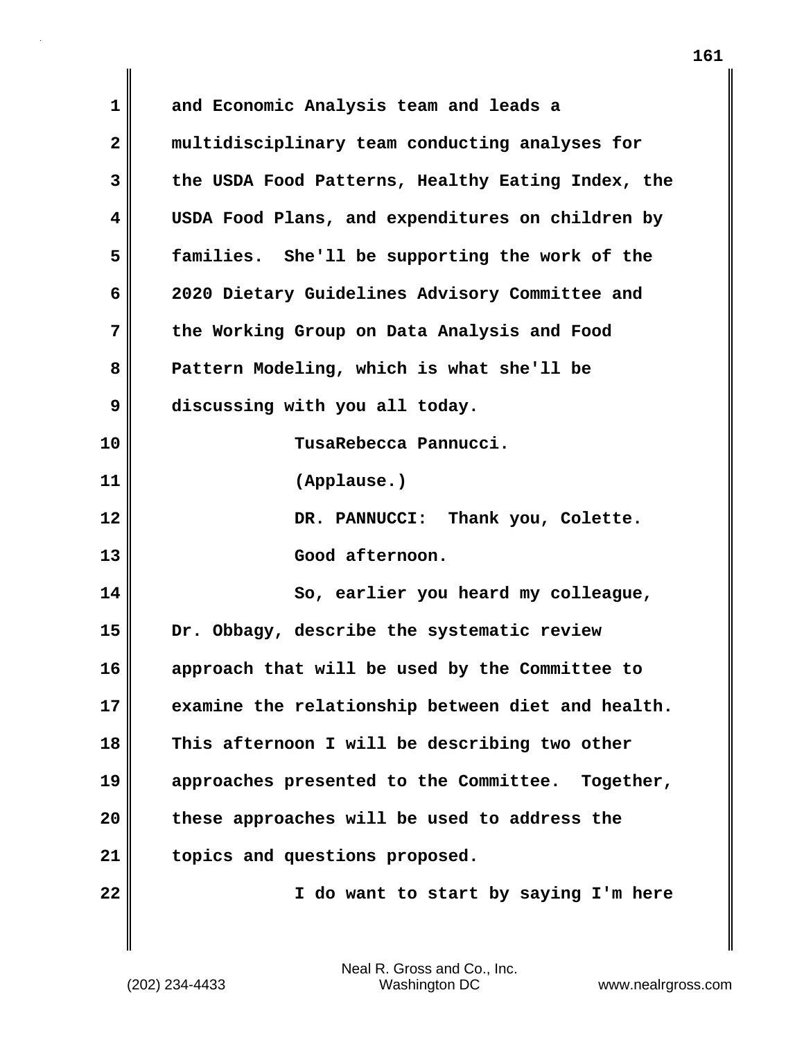and Economic Analysis team and leads a multidisciplinary team conducting analyses for the USDA Food Patterns, Healthy Eating Index, the USDA Food Plans, and expenditures on children by families. She'll be supporting the work of the 2020 Dietary Guidelines Advisory Committee and the Working Group on Data Analysis and Food Pattern Modeling, which is what she'll be discussing with you all today.

TusaRebecca Pannucci.

(Applause.)

DR. PANNUCCI: Thank you, Colette.

Good afternoon.

So, earlier you heard my colleague, Dr. Obbagy, describe the systematic review approach that will be used by the Committee to examine the relationship between diet and health. This afternoon I will be describing two other approaches presented to the Committee. Together, these approaches will be used to address the topics and questions proposed.

I do want to start by saying I'm here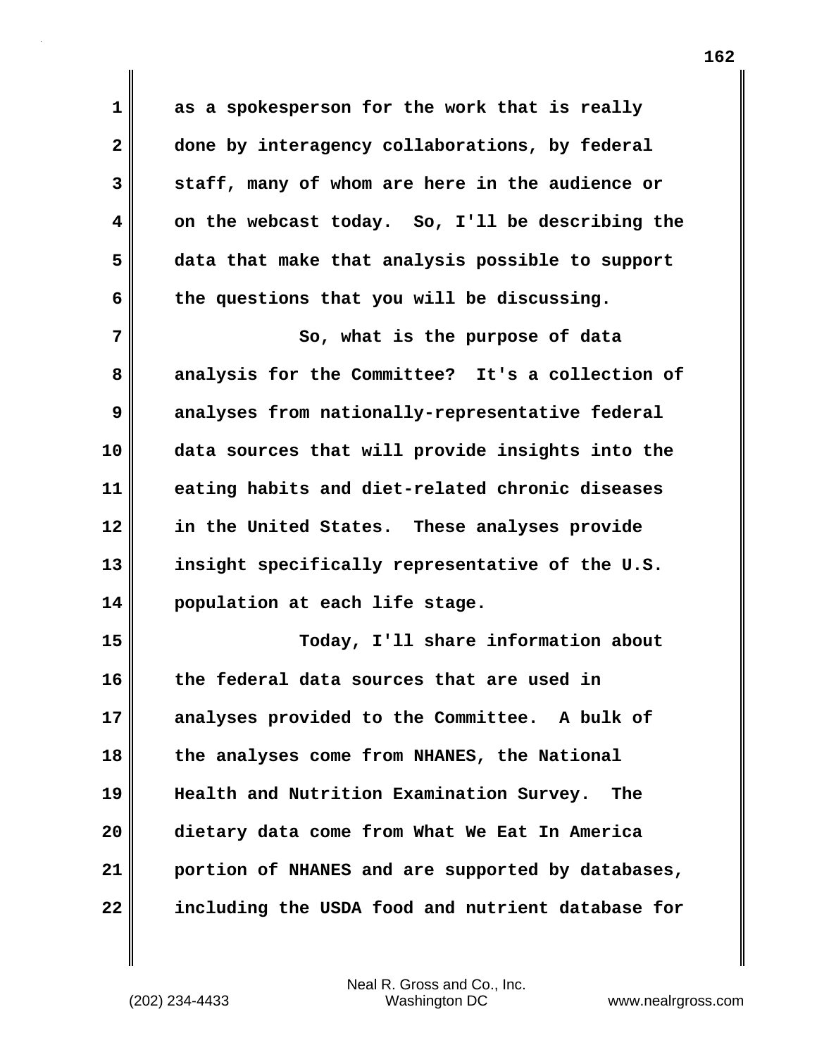as a spokesperson for the work that is really done by interagency collaborations, by federal staff, many of whom are here in the audience or on the webcast today. So, I'll be describing the data that make that analysis possible to support the questions that you will be discussing.

So, what is the purpose of data analysis for the Committee? It's a collection of analyses from nationally-representative federal data sources that will provide insights into the eating habits and diet-related chronic diseases in the United States. These analyses provide insight specifically representative of the U.S. population at each life stage.

Today, I'll share information about the federal data sources that are used in analyses provided to the Committee. A bulk of the analyses come from NHANES, the National Health and Nutrition Examination Survey. The dietary data come from What We Eat In America portion of NHANES and are supported by databases, including the USDA food and nutrient database for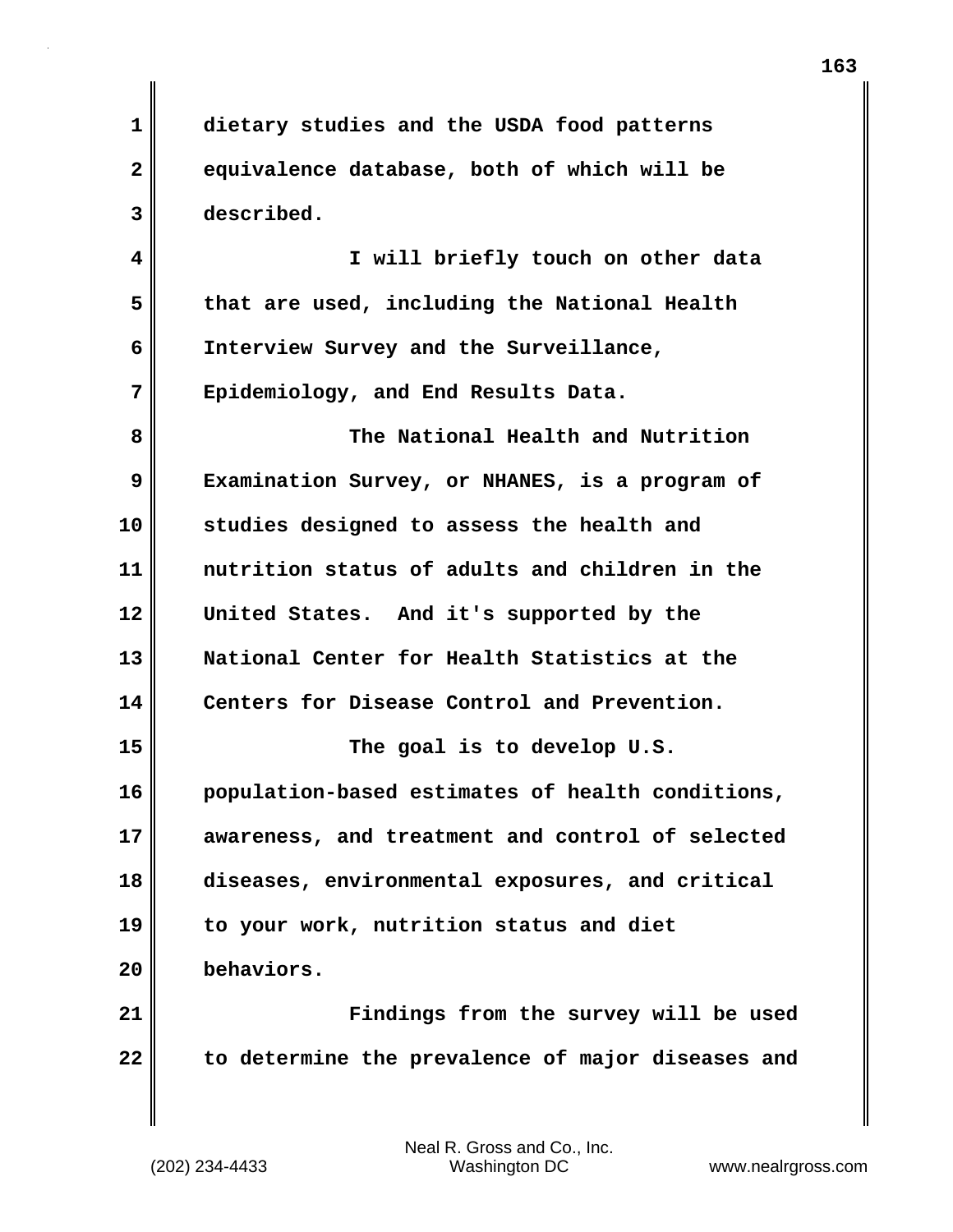dietary studies and the USDA food patterns equivalence database, both of which will be described.

I will briefly touch on other data that are used, including the National Health Interview Survey and the Surveillance, Epidemiology, and End Results Data.

The National Health and Nutrition Examination Survey, or NHANES, is a program of studies designed to assess the health and nutrition status of adults and children in the United States. And it's supported by the National Center for Health Statistics at the Centers for Disease Control and Prevention.

The goal is to develop U.S. population-based estimates of health conditions, awareness, and treatment and control of selected diseases, environmental exposures, and critical to your work, nutrition status and diet behaviors.

Findings from the survey will be used to determine the prevalence of major diseases and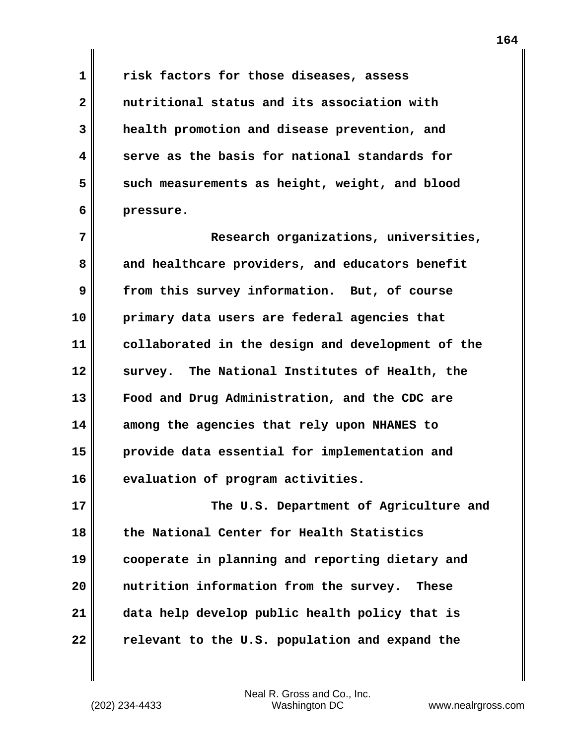risk factors for those diseases, assess nutritional status and its association with health promotion and disease prevention, and serve as the basis for national standards for such measurements as height, weight, and blood pressure.

Research organizations, universities, and healthcare providers, and educators benefit from this survey information. But, of course primary data users are federal agencies that collaborated in the design and development of the survey. The National Institutes of Health, the Food and Drug Administration, and the CDC are among the agencies that rely upon NHANES to provide data essential for implementation and evaluation of program activities.

The U.S. Department of Agriculture and the National Center for Health Statistics cooperate in planning and reporting dietary and nutrition information from the survey. These data help develop public health policy that is relevant to the U.S. population and expand the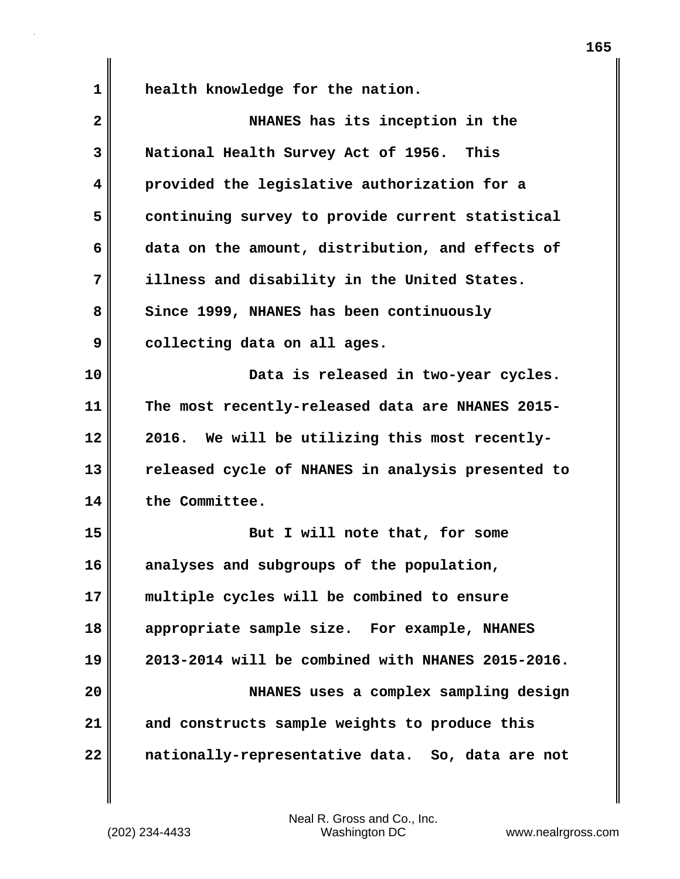health knowledge for the nation.

NHANES has its inception in the National Health Survey Act of 1956. This provided the legislative authorization for a continuing survey to provide current statistical data on the amount, distribution, and effects of illness and disability in the United States. Since 1999, NHANES has been continuously collecting data on all ages.

Data is released in two-year cycles. The most recently-released data are NHANES 2015-2016. We will be utilizing this most recently-released cycle of NHANES in analysis presented to the Committee.

But I will note that, for some analyses and subgroups of the population, multiple cycles will be combined to ensure appropriate sample size. For example, NHANES 2013-2014 will be combined with NHANES 2015-2016.

NHANES uses a complex sampling design and constructs sample weights to produce this nationally-representative data. So, data are not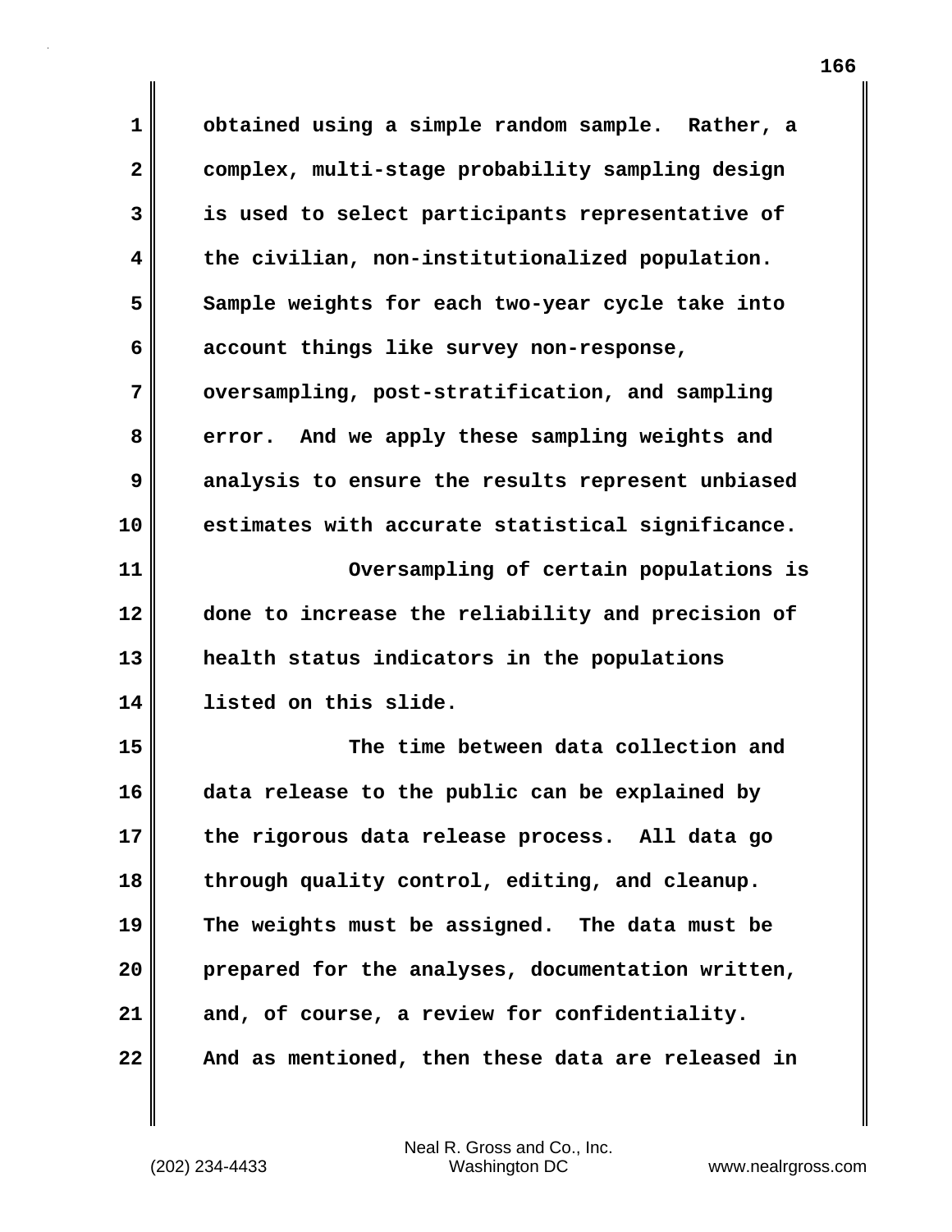obtained using a simple random sample. Rather, a complex, multi-stage probability sampling design is used to select participants representative of the civilian, non-institutionalized population. Sample weights for each two-year cycle take into account things like survey non-response, oversampling, post-stratification, and sampling error. And we apply these sampling weights and analysis to ensure the results represent unbiased estimates with accurate statistical significance.

Oversampling of certain populations is done to increase the reliability and precision of health status indicators in the populations listed on this slide.

The time between data collection and data release to the public can be explained by the rigorous data release process. All data go through quality control, editing, and cleanup. The weights must be assigned. The data must be prepared for the analyses, documentation written, and, of course, a review for confidentiality. And as mentioned, then these data are released in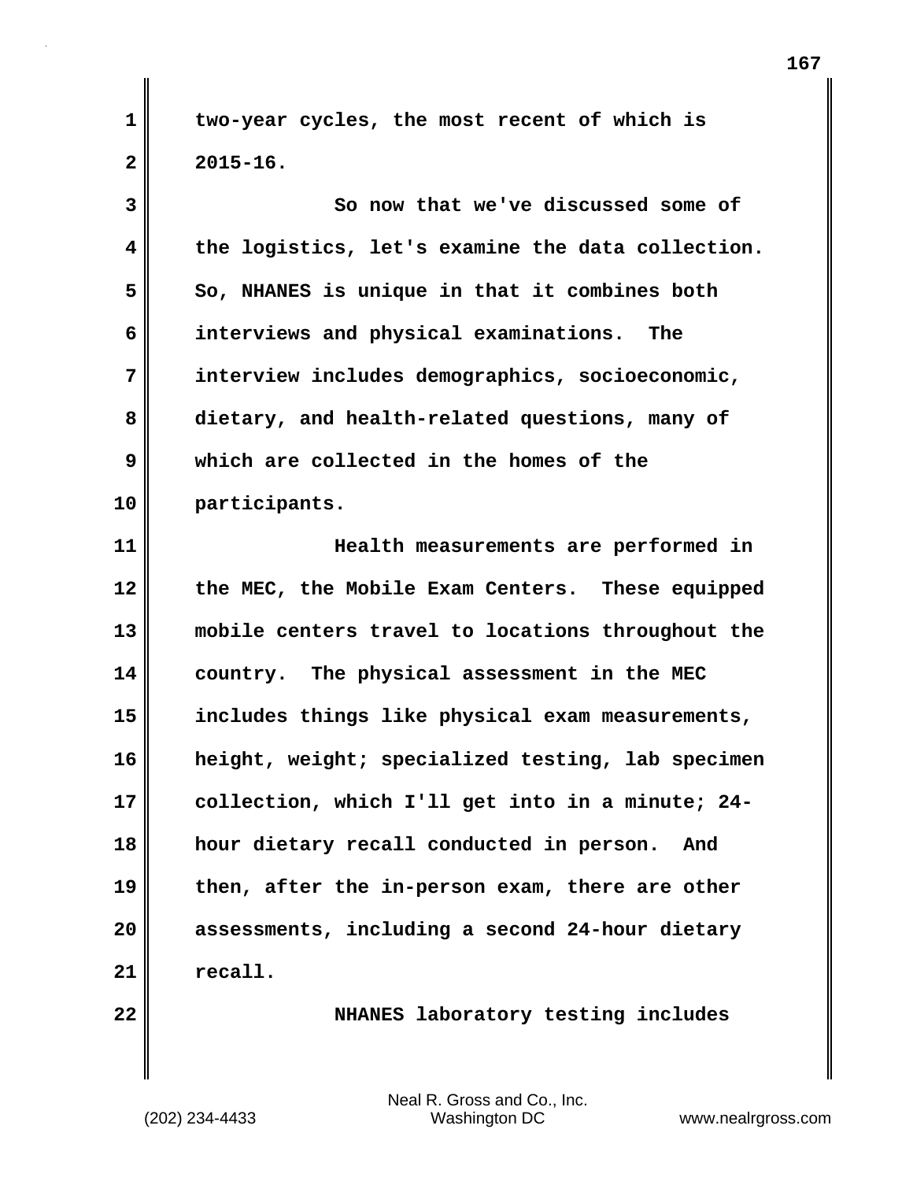two-year cycles, the most recent of which is 2015-16.

So now that we've discussed some of the logistics, let's examine the data collection. So, NHANES is unique in that it combines both interviews and physical examinations. The interview includes demographics, socioeconomic, dietary, and health-related questions, many of which are collected in the homes of the participants.

Health measurements are performed in the MEC, the Mobile Exam Centers. These equipped mobile centers travel to locations throughout the country. The physical assessment in the MEC includes things like physical exam measurements, height, weight; specialized testing, lab specimen collection, which I'll get into in a minute; 24-hour dietary recall conducted in person. And then, after the in-person exam, there are other assessments, including a second 24-hour dietary recall.

NHANES laboratory testing includes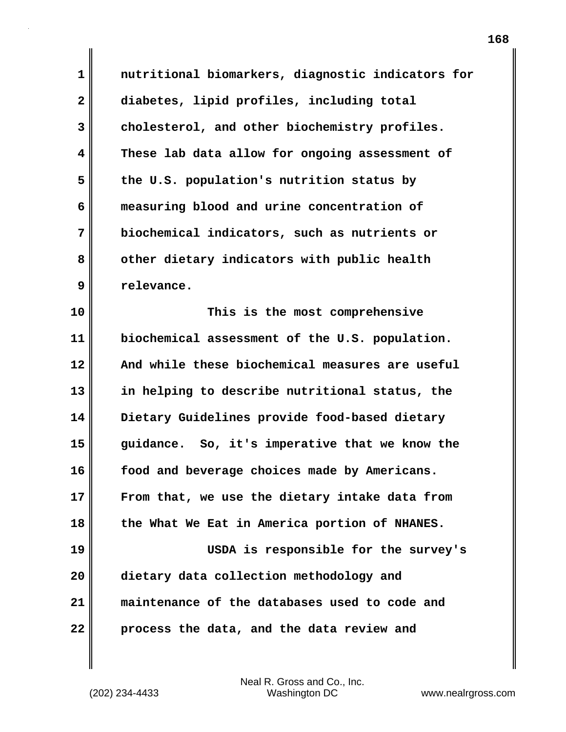nutritional biomarkers, diagnostic indicators for diabetes, lipid profiles, including total cholesterol, and other biochemistry profiles. These lab data allow for ongoing assessment of the U.S. population's nutrition status by measuring blood and urine concentration of biochemical indicators, such as nutrients or other dietary indicators with public health relevance.

This is the most comprehensive biochemical assessment of the U.S. population. And while these biochemical measures are useful in helping to describe nutritional status, the Dietary Guidelines provide food-based dietary guidance. So, it's imperative that we know the food and beverage choices made by Americans. From that, we use the dietary intake data from the What We Eat in America portion of NHANES.

USDA is responsible for the survey's dietary data collection methodology and maintenance of the databases used to code and process the data, and the data review and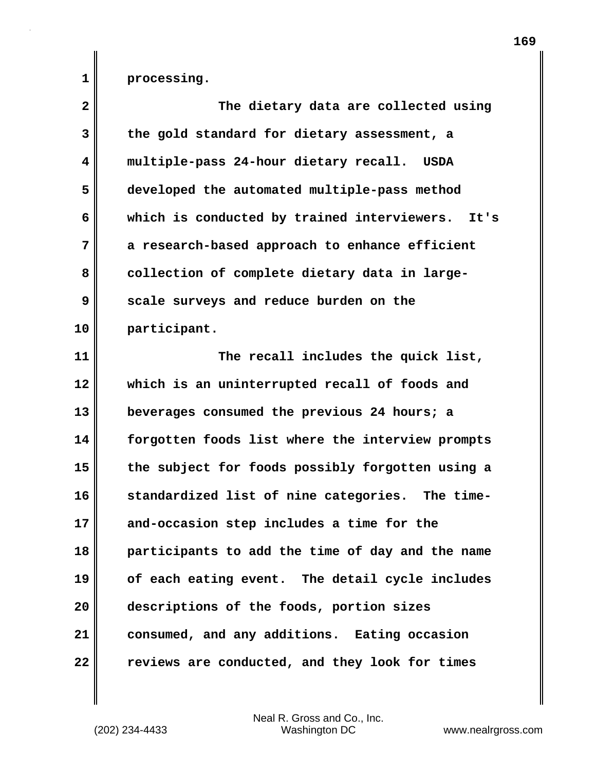processing.

The dietary data are collected using the gold standard for dietary assessment, a multiple-pass 24-hour dietary recall. USDA developed the automated multiple-pass method which is conducted by trained interviewers. It's a research-based approach to enhance efficient collection of complete dietary data in large-scale surveys and reduce burden on the participant.

The recall includes the quick list, which is an uninterrupted recall of foods and beverages consumed the previous 24 hours; a forgotten foods list where the interview prompts the subject for foods possibly forgotten using a standardized list of nine categories. The time-and-occasion step includes a time for the participants to add the time of day and the name of each eating event. The detail cycle includes descriptions of the foods, portion sizes consumed, and any additions. Eating occasion reviews are conducted, and they look for times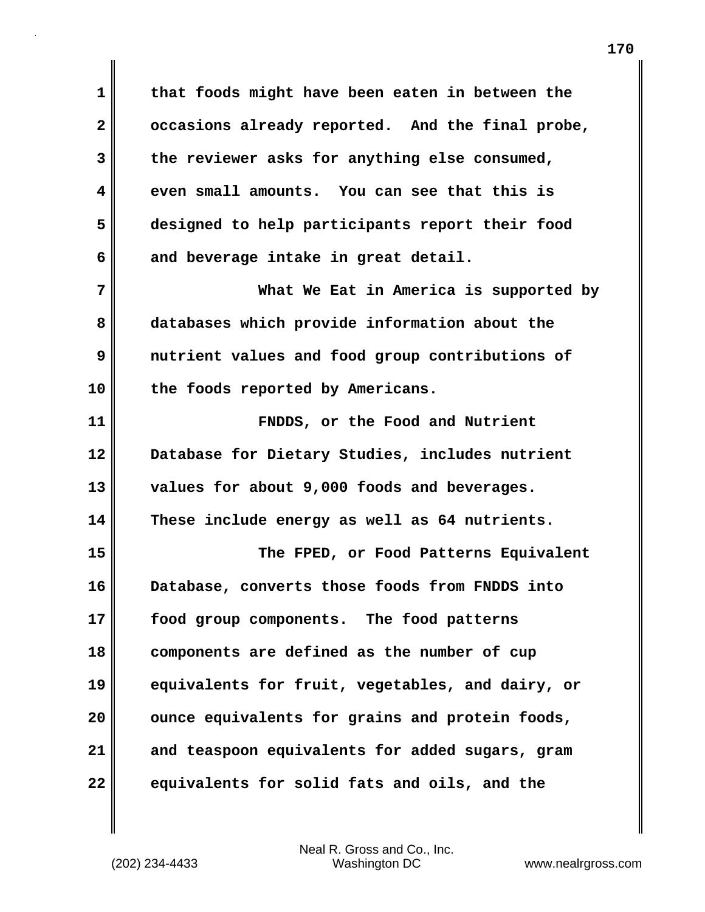that foods might have been eaten in between the occasions already reported. And the final probe, the reviewer asks for anything else consumed, even small amounts. You can see that this is designed to help participants report their food and beverage intake in great detail.

What We Eat in America is supported by databases which provide information about the nutrient values and food group contributions of the foods reported by Americans.

FNDDS, or the Food and Nutrient Database for Dietary Studies, includes nutrient values for about 9,000 foods and beverages. These include energy as well as 64 nutrients.

The FPED, or Food Patterns Equivalent Database, converts those foods from FNDDS into food group components. The food patterns components are defined as the number of cup equivalents for fruit, vegetables, and dairy, or ounce equivalents for grains and protein foods, and teaspoon equivalents for added sugars, gram equivalents for solid fats and oils, and the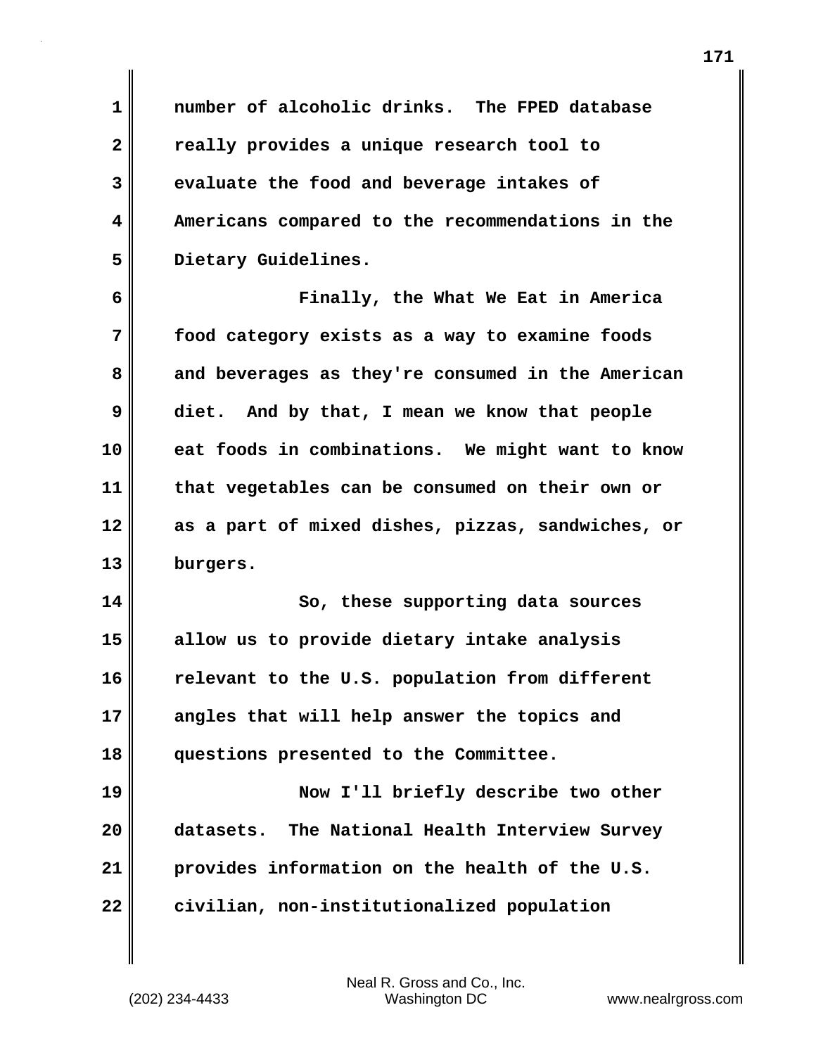number of alcoholic drinks. The FPED database really provides a unique research tool to evaluate the food and beverage intakes of Americans compared to the recommendations in the Dietary Guidelines.

Finally, the What We Eat in America food category exists as a way to examine foods and beverages as they're consumed in the American diet. And by that, I mean we know that people eat foods in combinations. We might want to know that vegetables can be consumed on their own or as a part of mixed dishes, pizzas, sandwiches, or burgers.

So, these supporting data sources allow us to provide dietary intake analysis relevant to the U.S. population from different angles that will help answer the topics and questions presented to the Committee.

Now I'll briefly describe two other datasets. The National Health Interview Survey provides information on the health of the U.S. civilian, non-institutionalized population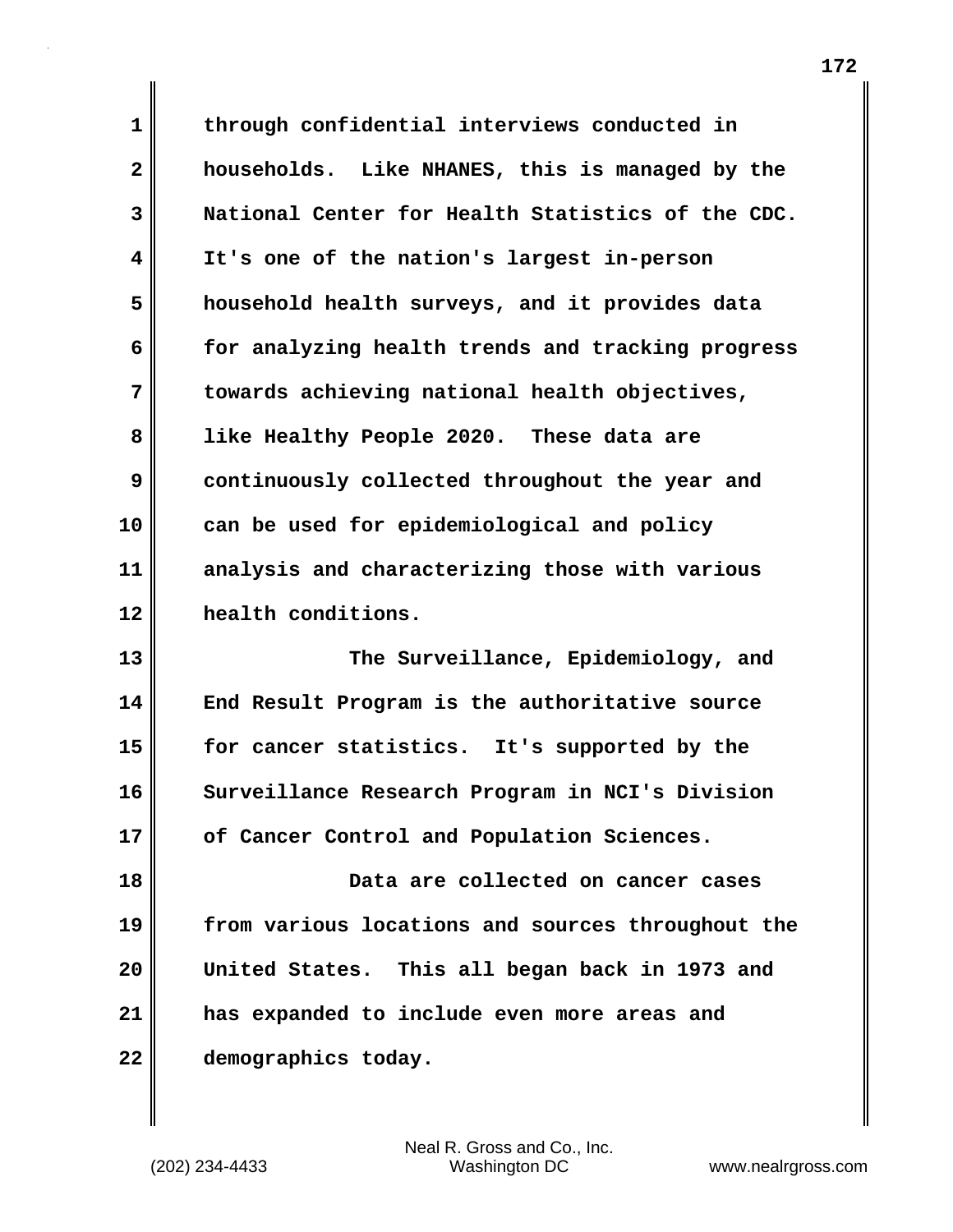through confidential interviews conducted in households. Like NHANES, this is managed by the National Center for Health Statistics of the CDC. It's one of the nation's largest in-person household health surveys, and it provides data for analyzing health trends and tracking progress towards achieving national health objectives, like Healthy People 2020. These data are continuously collected throughout the year and can be used for epidemiological and policy analysis and characterizing those with various health conditions.

The Surveillance, Epidemiology, and End Result Program is the authoritative source for cancer statistics. It's supported by the Surveillance Research Program in NCI's Division of Cancer Control and Population Sciences.

Data are collected on cancer cases from various locations and sources throughout the United States. This all began back in 1973 and has expanded to include even more areas and demographics today.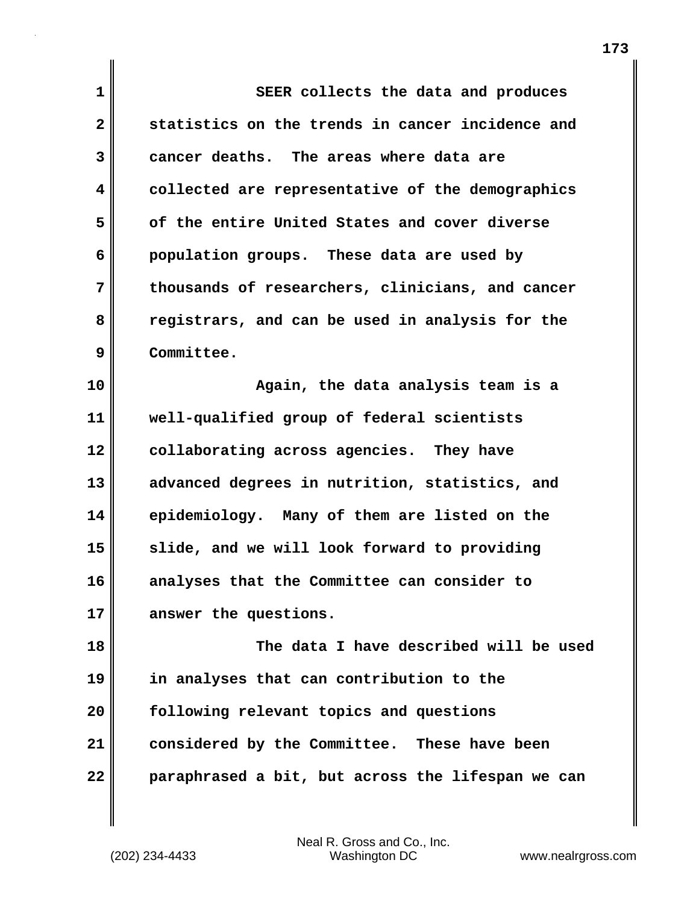SEER collects the data and produces statistics on the trends in cancer incidence and cancer deaths. The areas where data are collected are representative of the demographics of the entire United States and cover diverse population groups. These data are used by thousands of researchers, clinicians, and cancer registrars, and can be used in analysis for the Committee.

Again, the data analysis team is a well-qualified group of federal scientists collaborating across agencies. They have advanced degrees in nutrition, statistics, and epidemiology. Many of them are listed on the slide, and we will look forward to providing analyses that the Committee can consider to answer the questions.

The data I have described will be used in analyses that can contribution to the following relevant topics and questions considered by the Committee. These have been paraphrased a bit, but across the lifespan we can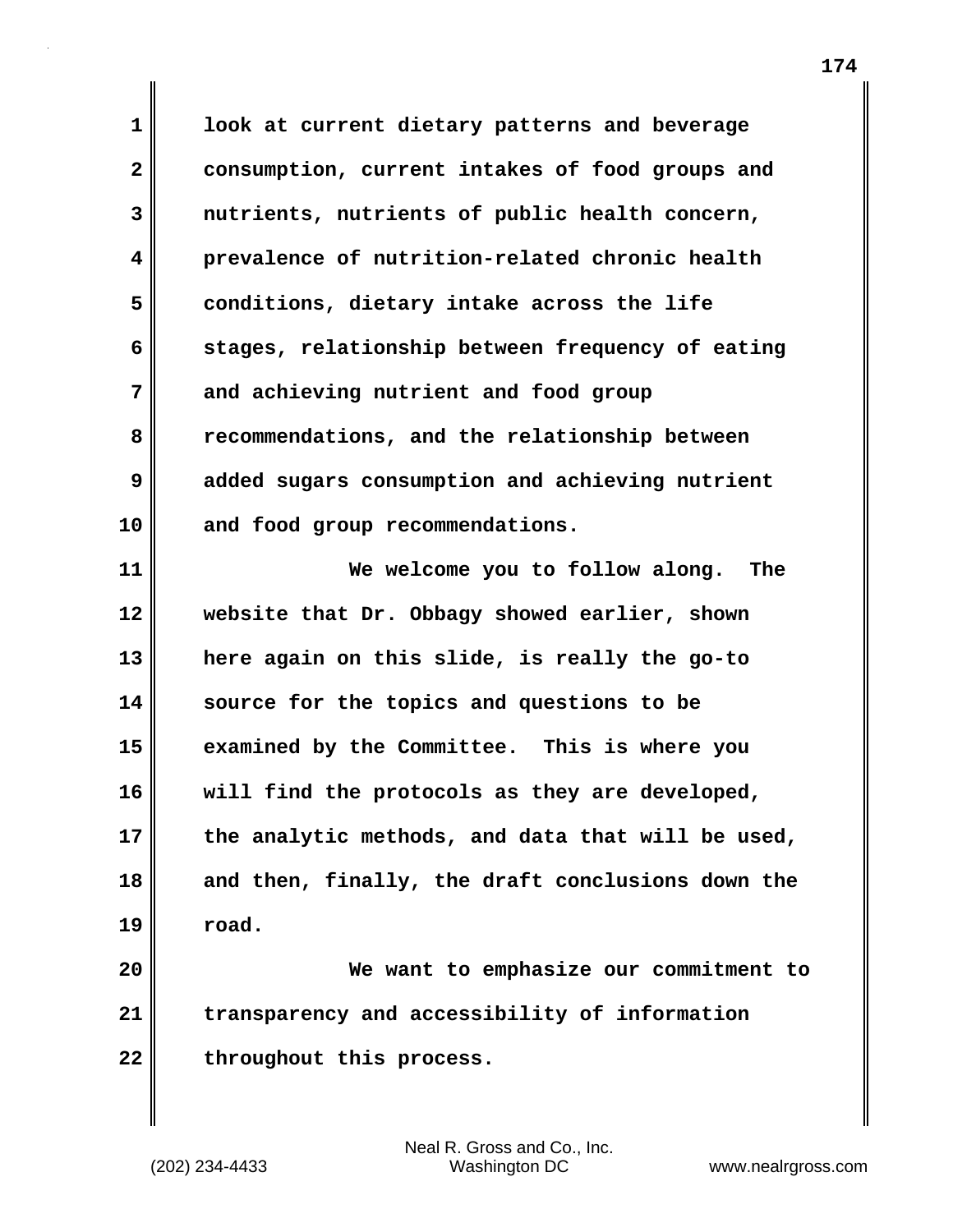look at current dietary patterns and beverage consumption, current intakes of food groups and nutrients, nutrients of public health concern, prevalence of nutrition-related chronic health conditions, dietary intake across the life stages, relationship between frequency of eating and achieving nutrient and food group recommendations, and the relationship between added sugars consumption and achieving nutrient and food group recommendations.

We welcome you to follow along. The website that Dr. Obbagy showed earlier, shown here again on this slide, is really the go-to source for the topics and questions to be examined by the Committee. This is where you will find the protocols as they are developed, the analytic methods, and data that will be used, and then, finally, the draft conclusions down the road.

We want to emphasize our commitment to transparency and accessibility of information throughout this process.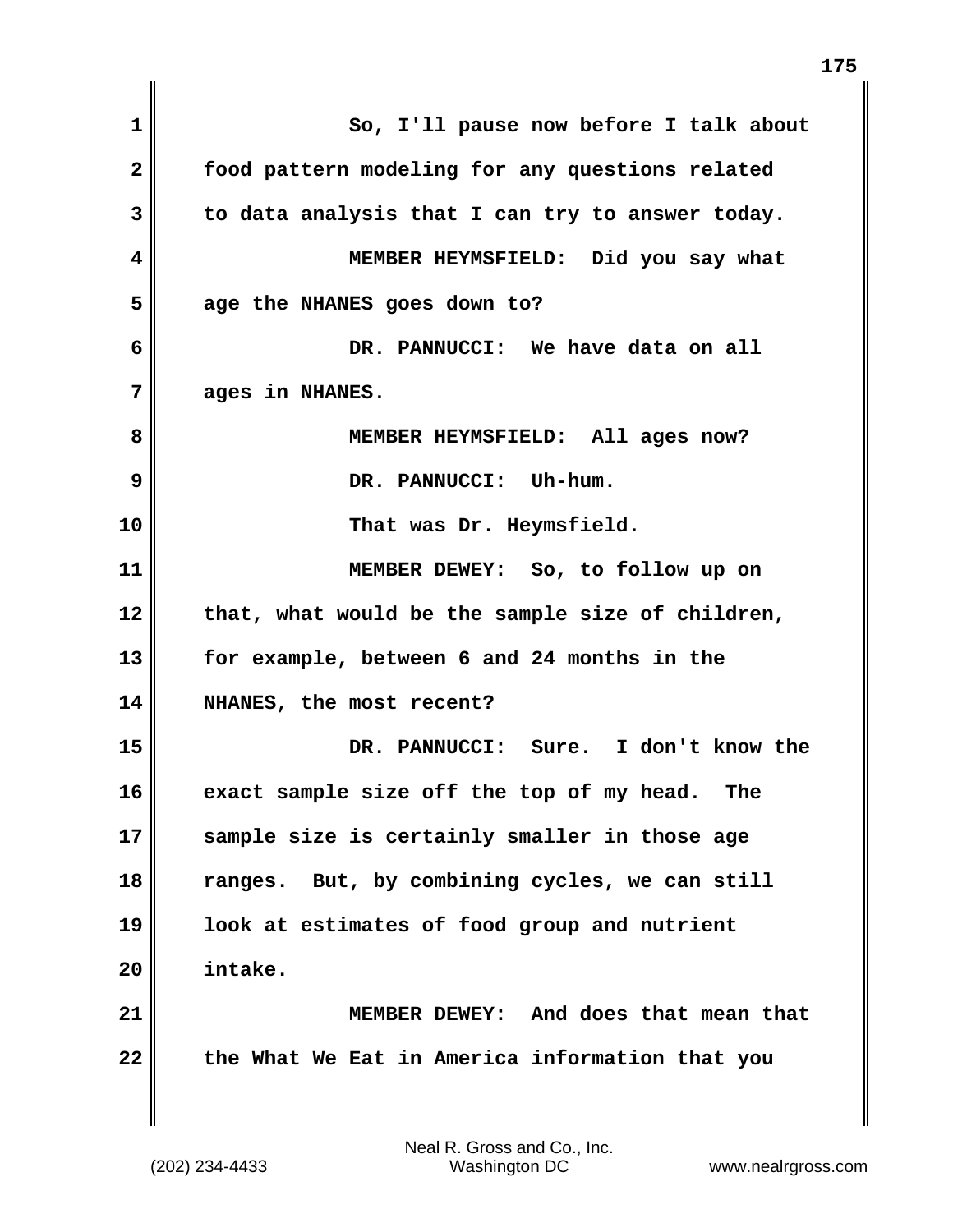So, I'll pause now before I talk about food pattern modeling for any questions related to data analysis that I can try to answer today.

MEMBER HEYMSFIELD: Did you say what age the NHANES goes down to?

DR. PANNUCCI: We have data on all ages in NHANES.

MEMBER HEYMSFIELD: All ages now?

DR. PANNUCCI: Uh-hum.

That was Dr. Heymsfield.

MEMBER DEWEY: So, to follow up on that, what would be the sample size of children, for example, between 6 and 24 months in the NHANES, the most recent?

DR. PANNUCCI: Sure. I don't know the exact sample size off the top of my head. The sample size is certainly smaller in those age ranges. But, by combining cycles, we can still look at estimates of food group and nutrient intake.

MEMBER DEWEY: And does that mean that the What We Eat in America information that you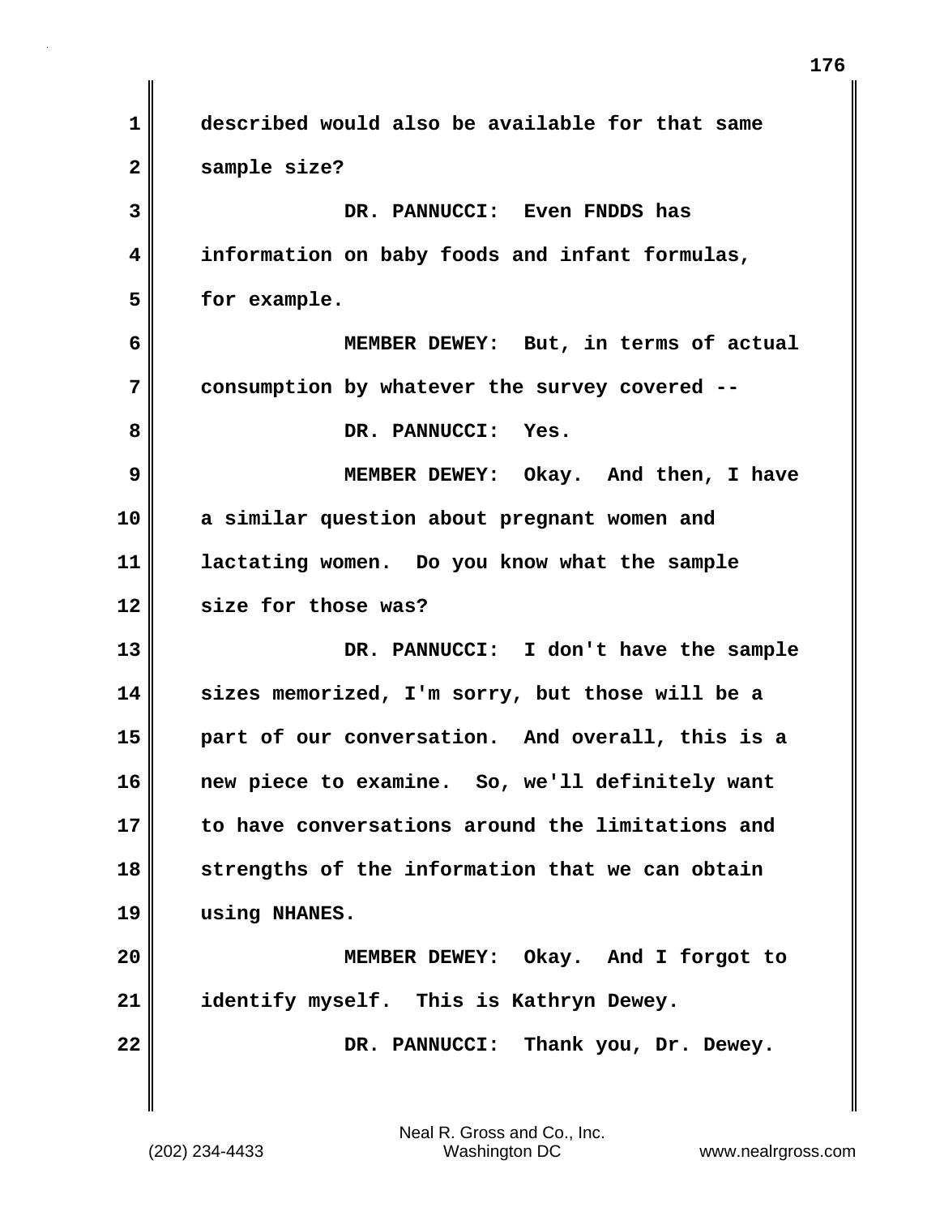described would also be available for that same sample size?

DR. PANNUCCI: Even FNDDS has information on baby foods and infant formulas, for example.

MEMBER DEWEY: But, in terms of actual consumption by whatever the survey covered --

DR. PANNUCCI: Yes.

MEMBER DEWEY: Okay. And then, I have a similar question about pregnant women and lactating women. Do you know what the sample size for those was?

DR. PANNUCCI: I don't have the sample sizes memorized, I'm sorry, but those will be a part of our conversation. And overall, this is a new piece to examine. So, we'll definitely want to have conversations around the limitations and strengths of the information that we can obtain using NHANES.

MEMBER DEWEY: Okay. And I forgot to identify myself. This is Kathryn Dewey.

DR. PANNUCCI: Thank you, Dr. Dewey.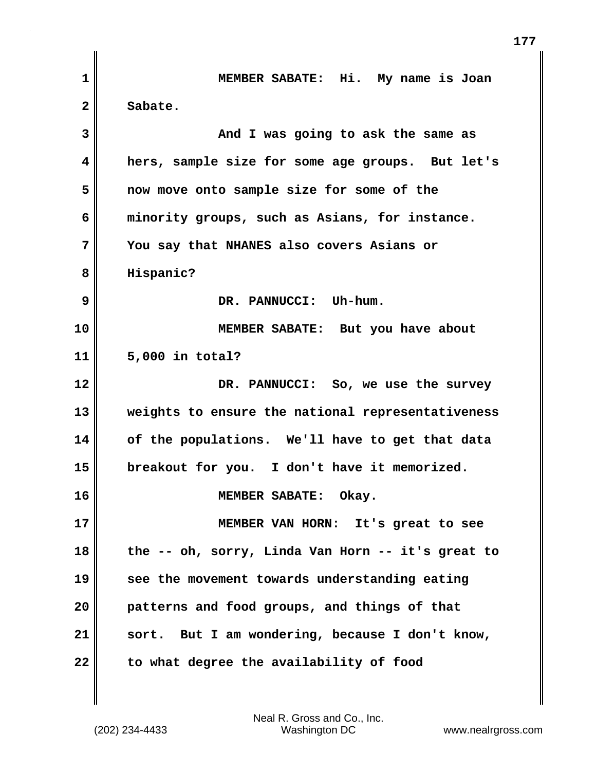MEMBER SABATE: Hi. My name is Joan Sabate.

And I was going to ask the same as hers, sample size for some age groups. But let's now move onto sample size for some of the minority groups, such as Asians, for instance. You say that NHANES also covers Asians or Hispanic?

DR. PANNUCCI: Uh-hum.

MEMBER SABATE: But you have about 5,000 in total?

DR. PANNUCCI: So, we use the survey weights to ensure the national representativeness of the populations. We'll have to get that data breakout for you. I don't have it memorized.

MEMBER SABATE: Okay.

MEMBER VAN HORN: It's great to see the -- oh, sorry, Linda Van Horn -- it's great to see the movement towards understanding eating patterns and food groups, and things of that sort. But I am wondering, because I don't know, to what degree the availability of food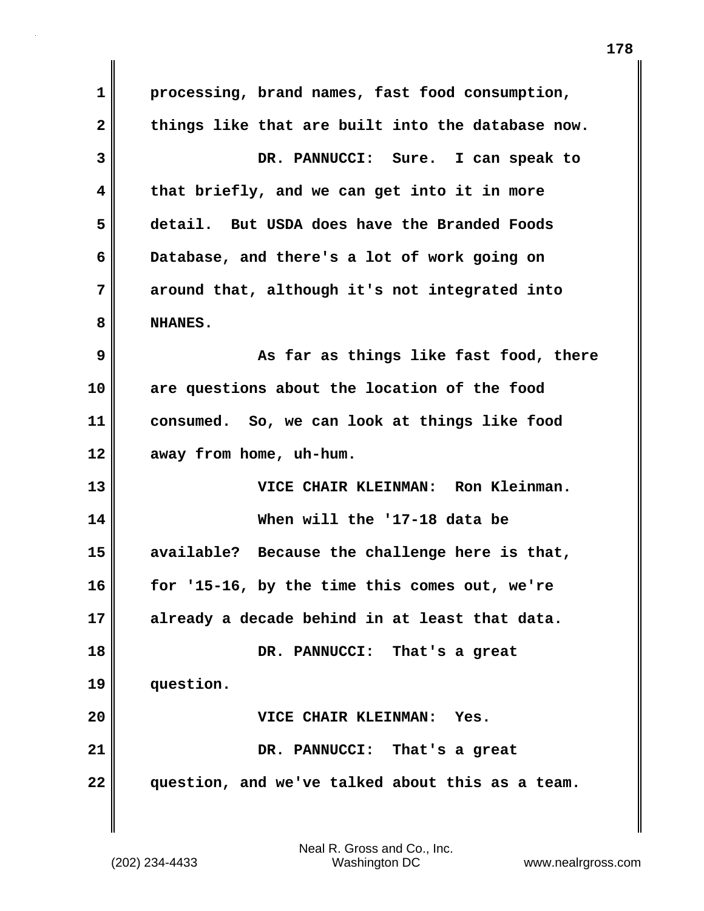processing, brand names, fast food consumption, things like that are built into the database now.

DR. PANNUCCI: Sure. I can speak to that briefly, and we can get into it in more detail. But USDA does have the Branded Foods Database, and there's a lot of work going on around that, although it's not integrated into NHANES.

As far as things like fast food, there are questions about the location of the food consumed. So, we can look at things like food away from home, uh-hum.

VICE CHAIR KLEINMAN: Ron Kleinman.

When will the '17-18 data be available? Because the challenge here is that, for '15-16, by the time this comes out, we're already a decade behind in at least that data.

DR. PANNUCCI: That's a great question.

VICE CHAIR KLEINMAN: Yes.

DR. PANNUCCI: That's a great question, and we've talked about this as a team.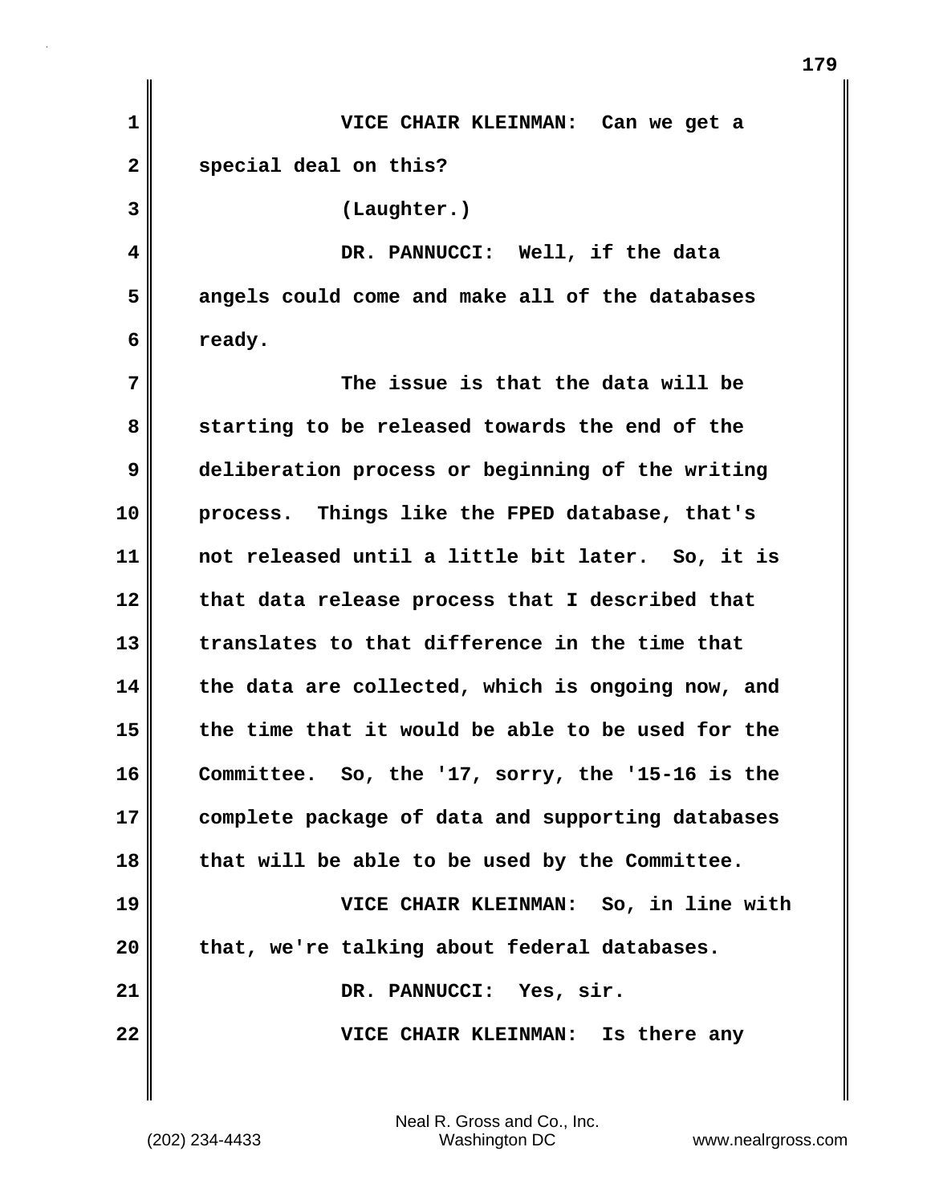VICE CHAIR KLEINMAN: Can we get a special deal on this?

(Laughter.)

DR. PANNUCCI: Well, if the data angels could come and make all of the databases ready.

The issue is that the data will be starting to be released towards the end of the deliberation process or beginning of the writing process. Things like the FPED database, that's not released until a little bit later. So, it is that data release process that I described that translates to that difference in the time that the data are collected, which is ongoing now, and the time that it would be able to be used for the Committee. So, the '17, sorry, the '15-16 is the complete package of data and supporting databases that will be able to be used by the Committee.

VICE CHAIR KLEINMAN: So, in line with that, we're talking about federal databases.

DR. PANNUCCI: Yes, sir.

VICE CHAIR KLEINMAN: Is there any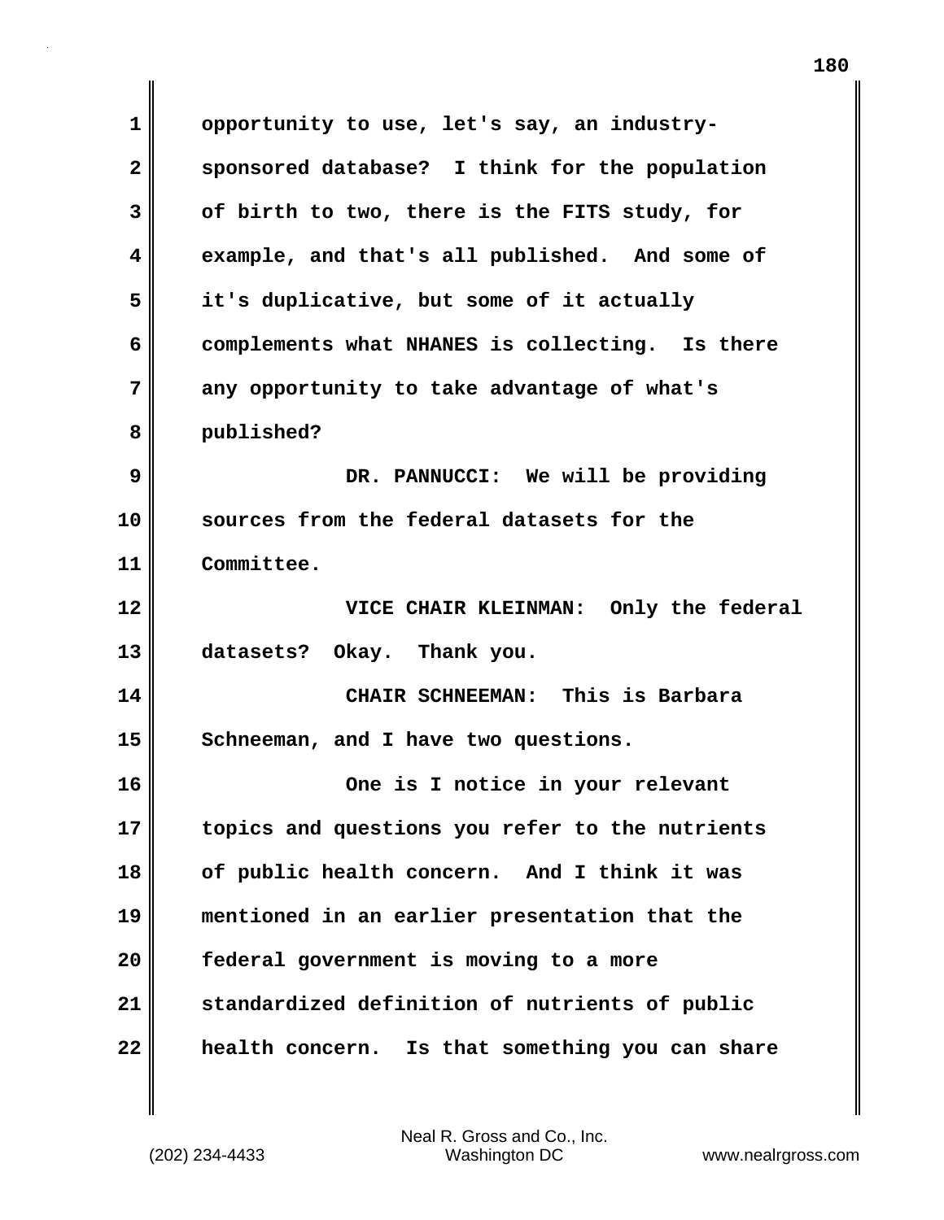opportunity to use, let's say, an industry-sponsored database? I think for the population of birth to two, there is the FITS study, for example, and that's all published. And some of it's duplicative, but some of it actually complements what NHANES is collecting. Is there any opportunity to take advantage of what's published?

DR. PANNUCCI: We will be providing sources from the federal datasets for the Committee.

VICE CHAIR KLEINMAN: Only the federal datasets? Okay. Thank you.

CHAIR SCHNEEMAN: This is Barbara Schneeman, and I have two questions.

One is I notice in your relevant topics and questions you refer to the nutrients of public health concern. And I think it was mentioned in an earlier presentation that the federal government is moving to a more standardized definition of nutrients of public health concern. Is that something you can share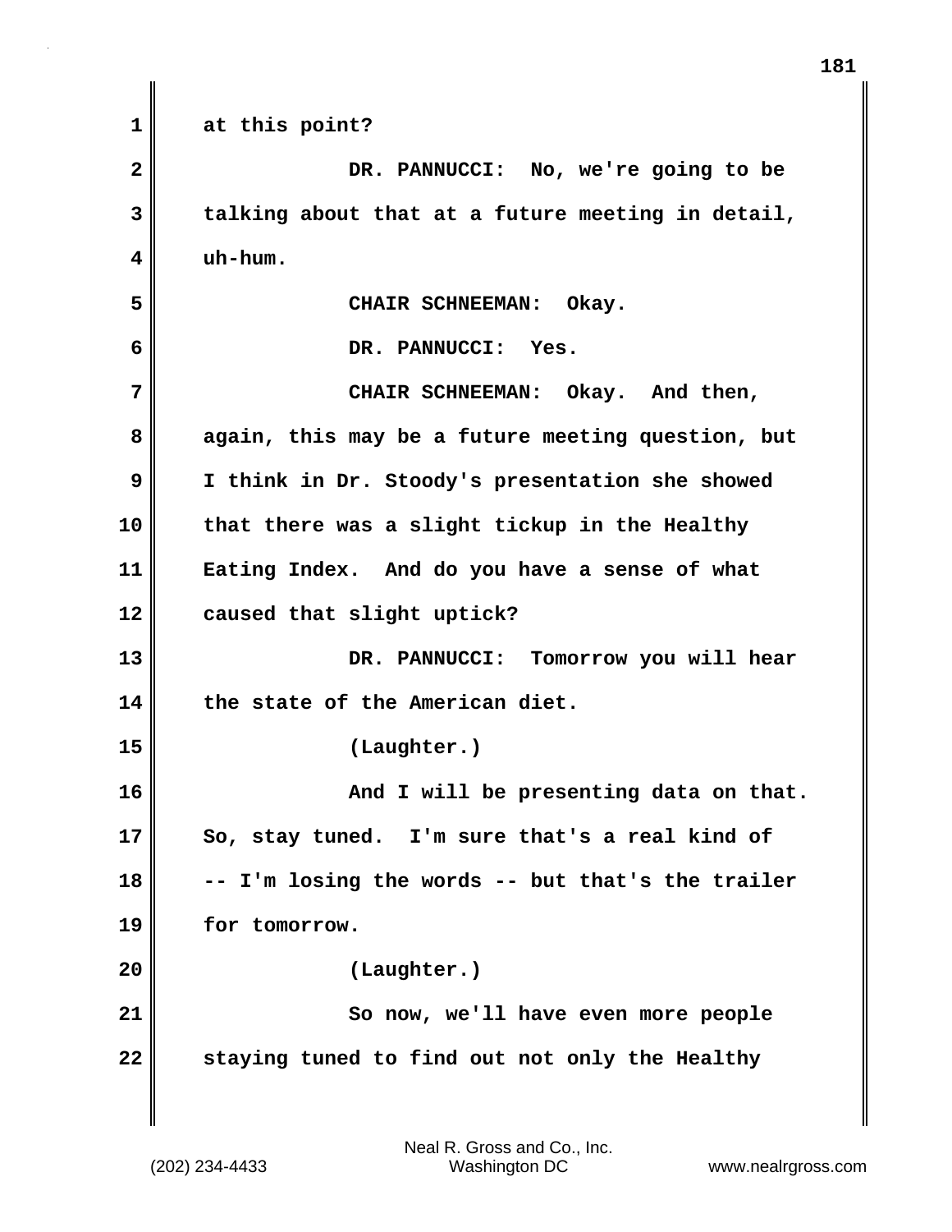at this point?

DR. PANNUCCI: No, we're going to be talking about that at a future meeting in detail, uh-hum.

CHAIR SCHNEEMAN: Okay.

DR. PANNUCCI: Yes.

CHAIR SCHNEEMAN: Okay. And then, again, this may be a future meeting question, but I think in Dr. Stoody's presentation she showed that there was a slight tickup in the Healthy Eating Index. And do you have a sense of what caused that slight uptick?

DR. PANNUCCI: Tomorrow you will hear the state of the American diet.

(Laughter.)

And I will be presenting data on that. So, stay tuned. I'm sure that's a real kind of -- I'm losing the words -- but that's the trailer for tomorrow.

(Laughter.)

So now, we'll have even more people staying tuned to find out not only the Healthy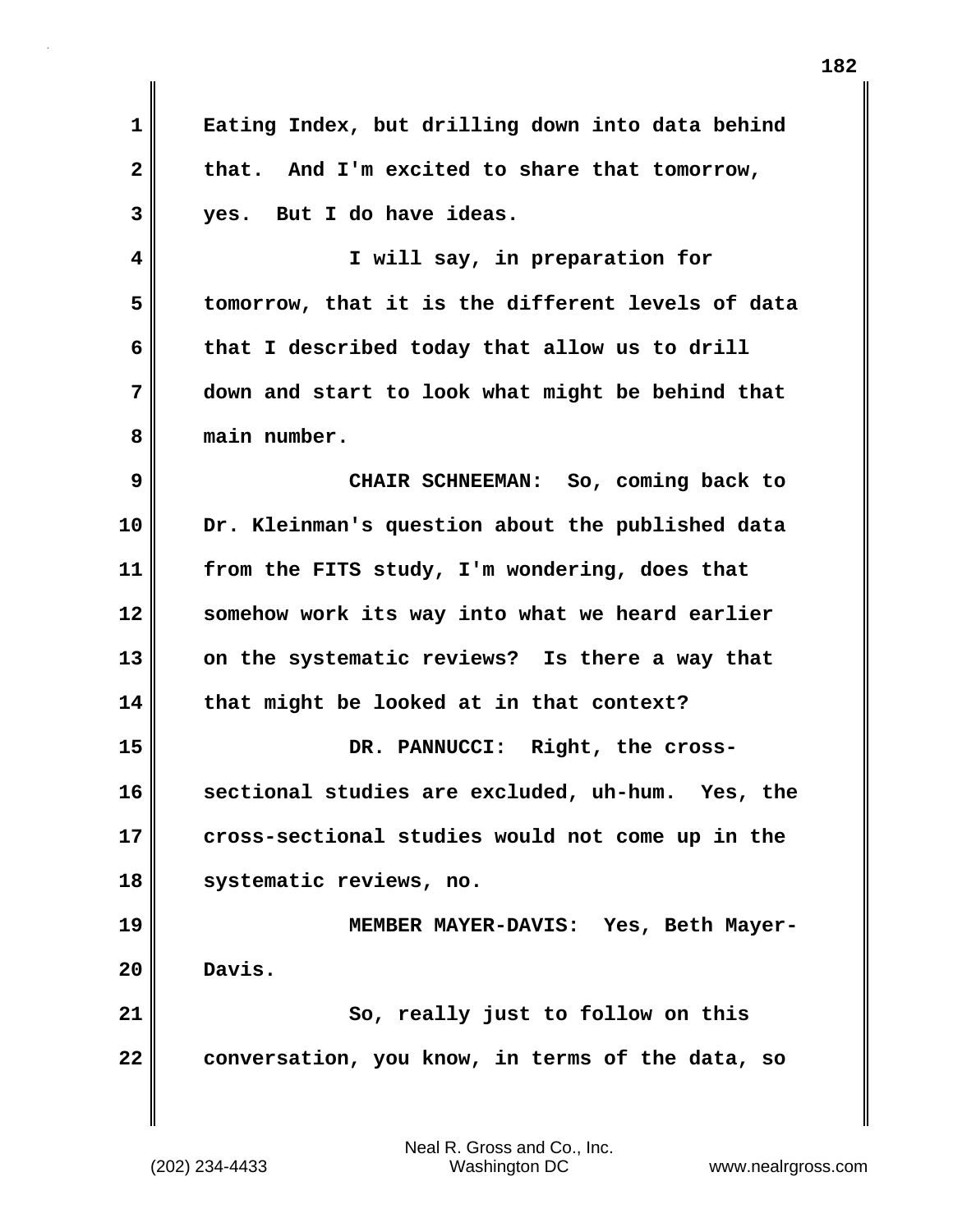Eating Index, but drilling down into data behind that. And I'm excited to share that tomorrow, yes. But I do have ideas.

I will say, in preparation for tomorrow, that it is the different levels of data that I described today that allow us to drill down and start to look what might be behind that main number.

CHAIR SCHNEEMAN: So, coming back to Dr. Kleinman's question about the published data from the FITS study, I'm wondering, does that somehow work its way into what we heard earlier on the systematic reviews? Is there a way that that might be looked at in that context?

DR. PANNUCCI: Right, the cross-sectional studies are excluded, uh-hum. Yes, the cross-sectional studies would not come up in the systematic reviews, no.

MEMBER MAYER-DAVIS: Yes, Beth Mayer-Davis.

So, really just to follow on this conversation, you know, in terms of the data, so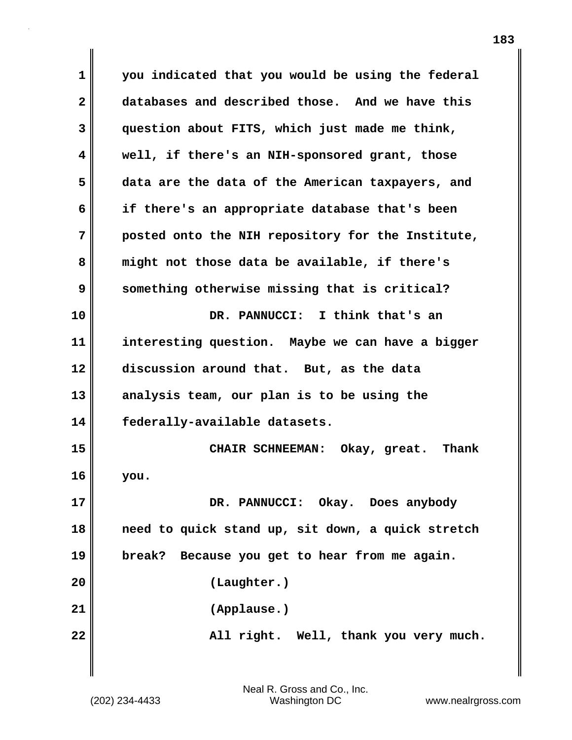you indicated that you would be using the federal databases and described those. And we have this question about FITS, which just made me think, well, if there's an NIH-sponsored grant, those data are the data of the American taxpayers, and if there's an appropriate database that's been posted onto the NIH repository for the Institute, might not those data be available, if there's something otherwise missing that is critical?

DR. PANNUCCI: I think that's an interesting question. Maybe we can have a bigger discussion around that. But, as the data analysis team, our plan is to be using the federally-available datasets.

CHAIR SCHNEEMAN: Okay, great. Thank you.

DR. PANNUCCI: Okay. Does anybody need to quick stand up, sit down, a quick stretch break? Because you get to hear from me again.

(Laughter.)

(Applause.)

All right. Well, thank you very much.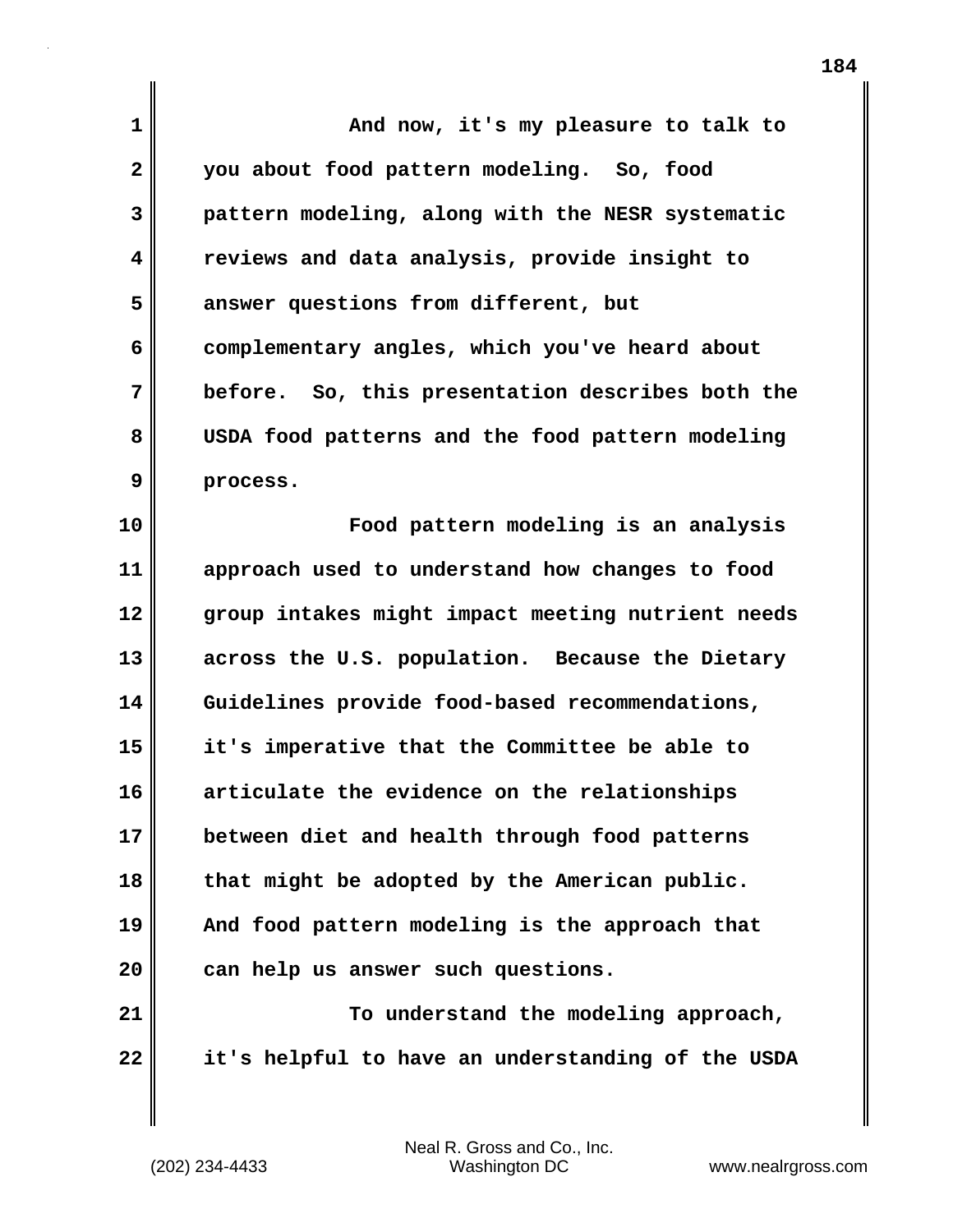And now, it's my pleasure to talk to you about food pattern modeling. So, food pattern modeling, along with the NESR systematic reviews and data analysis, provide insight to answer questions from different, but complementary angles, which you've heard about before. So, this presentation describes both the USDA food patterns and the food pattern modeling process.

Food pattern modeling is an analysis approach used to understand how changes to food group intakes might impact meeting nutrient needs across the U.S. population. Because the Dietary Guidelines provide food-based recommendations, it's imperative that the Committee be able to articulate the evidence on the relationships between diet and health through food patterns that might be adopted by the American public. And food pattern modeling is the approach that can help us answer such questions.

To understand the modeling approach, it's helpful to have an understanding of the USDA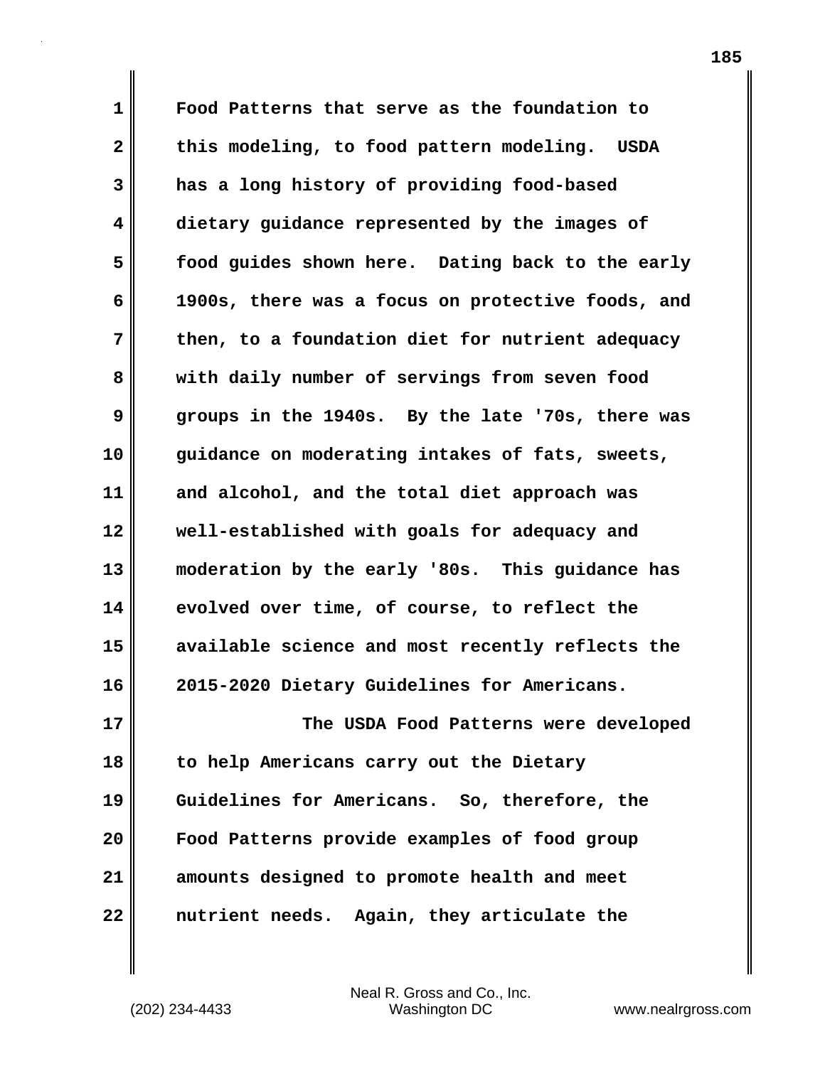Food Patterns that serve as the foundation to this modeling, to food pattern modeling. USDA has a long history of providing food-based dietary guidance represented by the images of food guides shown here. Dating back to the early 1900s, there was a focus on protective foods, and then, to a foundation diet for nutrient adequacy with daily number of servings from seven food groups in the 1940s. By the late '70s, there was guidance on moderating intakes of fats, sweets, and alcohol, and the total diet approach was well-established with goals for adequacy and moderation by the early '80s. This guidance has evolved over time, of course, to reflect the available science and most recently reflects the 2015-2020 Dietary Guidelines for Americans.

The USDA Food Patterns were developed to help Americans carry out the Dietary Guidelines for Americans. So, therefore, the Food Patterns provide examples of food group amounts designed to promote health and meet nutrient needs. Again, they articulate the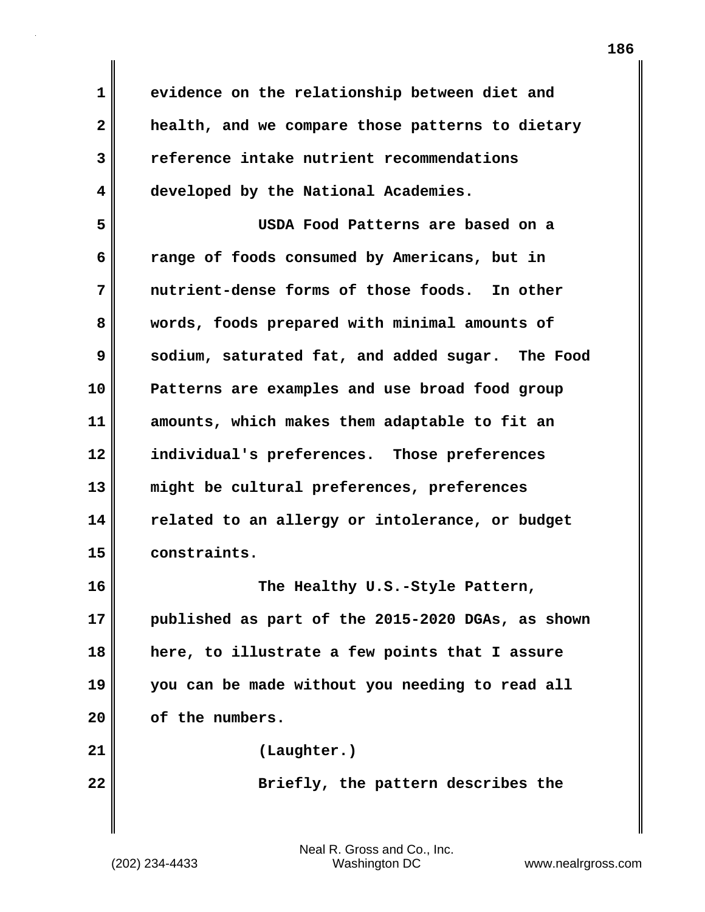evidence on the relationship between diet and health, and we compare those patterns to dietary reference intake nutrient recommendations developed by the National Academies.

USDA Food Patterns are based on a range of foods consumed by Americans, but in nutrient-dense forms of those foods. In other words, foods prepared with minimal amounts of sodium, saturated fat, and added sugar. The Food Patterns are examples and use broad food group amounts, which makes them adaptable to fit an individual's preferences. Those preferences might be cultural preferences, preferences related to an allergy or intolerance, or budget constraints.

The Healthy U.S.-Style Pattern, published as part of the 2015-2020 DGAs, as shown here, to illustrate a few points that I assure you can be made without you needing to read all of the numbers.

(Laughter.)

Briefly, the pattern describes the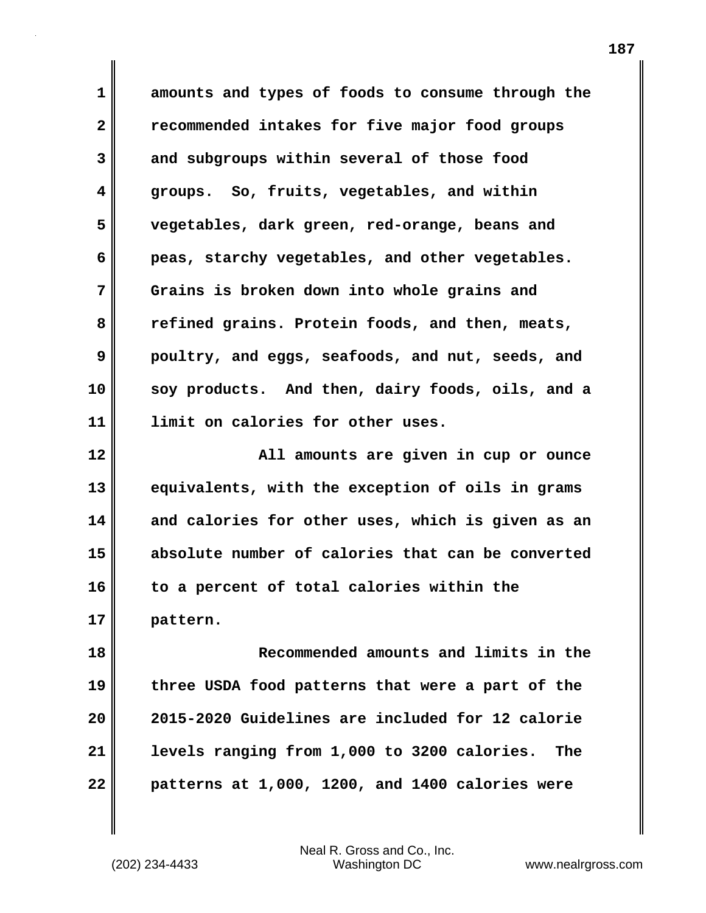amounts and types of foods to consume through the recommended intakes for five major food groups and subgroups within several of those food groups. So, fruits, vegetables, and within vegetables, dark green, red-orange, beans and peas, starchy vegetables, and other vegetables. Grains is broken down into whole grains and refined grains. Protein foods, and then, meats, poultry, and eggs, seafoods, and nut, seeds, and soy products. And then, dairy foods, oils, and a limit on calories for other uses.

All amounts are given in cup or ounce equivalents, with the exception of oils in grams and calories for other uses, which is given as an absolute number of calories that can be converted to a percent of total calories within the pattern.

Recommended amounts and limits in the three USDA food patterns that were a part of the 2015-2020 Guidelines are included for 12 calorie levels ranging from 1,000 to 3200 calories. The patterns at 1,000, 1200, and 1400 calories were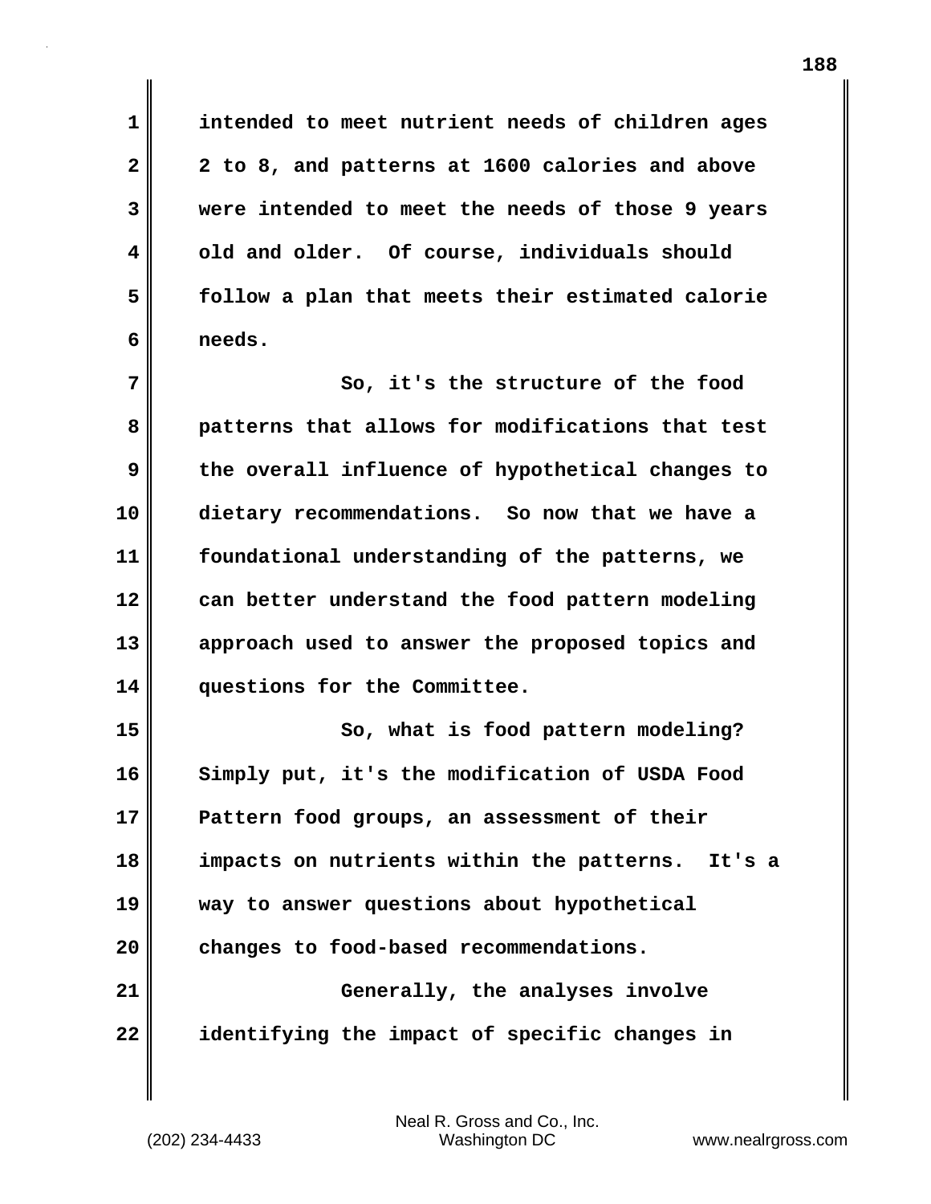intended to meet nutrient needs of children ages 2 to 8, and patterns at 1600 calories and above were intended to meet the needs of those 9 years old and older. Of course, individuals should follow a plan that meets their estimated calorie needs.

So, it's the structure of the food patterns that allows for modifications that test the overall influence of hypothetical changes to dietary recommendations. So now that we have a foundational understanding of the patterns, we can better understand the food pattern modeling approach used to answer the proposed topics and questions for the Committee.

So, what is food pattern modeling? Simply put, it's the modification of USDA Food Pattern food groups, an assessment of their impacts on nutrients within the patterns. It's a way to answer questions about hypothetical changes to food-based recommendations.

Generally, the analyses involve identifying the impact of specific changes in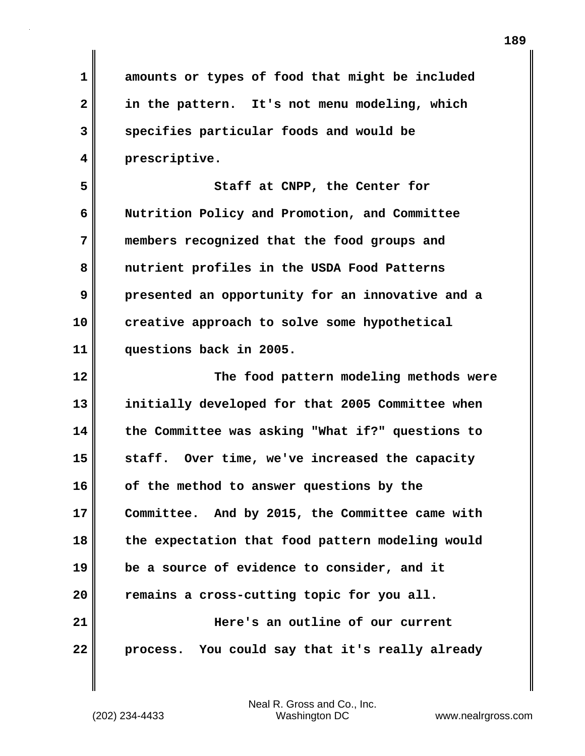amounts or types of food that might be included in the pattern. It's not menu modeling, which specifies particular foods and would be prescriptive.

Staff at CNPP, the Center for Nutrition Policy and Promotion, and Committee members recognized that the food groups and nutrient profiles in the USDA Food Patterns presented an opportunity for an innovative and a creative approach to solve some hypothetical questions back in 2005.

The food pattern modeling methods were initially developed for that 2005 Committee when the Committee was asking "What if?" questions to staff. Over time, we've increased the capacity of the method to answer questions by the Committee. And by 2015, the Committee came with the expectation that food pattern modeling would be a source of evidence to consider, and it remains a cross-cutting topic for you all.

Here's an outline of our current process. You could say that it's really already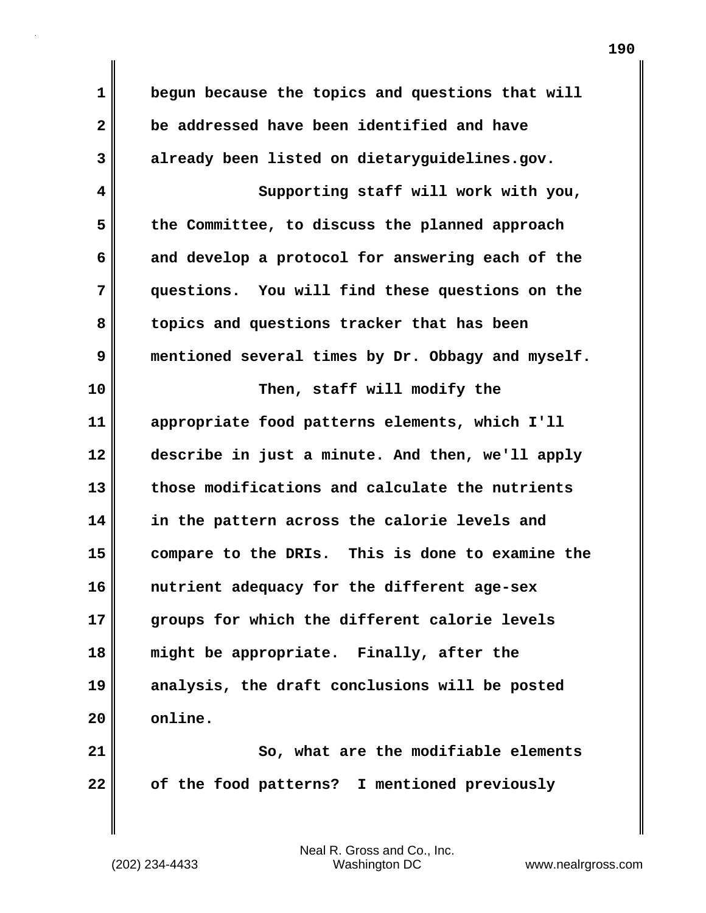begun because the topics and questions that will be addressed have been identified and have already been listed on dietaryguidelines.gov.

Supporting staff will work with you, the Committee, to discuss the planned approach and develop a protocol for answering each of the questions. You will find these questions on the topics and questions tracker that has been mentioned several times by Dr. Obbagy and myself.

Then, staff will modify the appropriate food patterns elements, which I'll describe in just a minute. And then, we'll apply those modifications and calculate the nutrients in the pattern across the calorie levels and compare to the DRIs. This is done to examine the nutrient adequacy for the different age-sex groups for which the different calorie levels might be appropriate. Finally, after the analysis, the draft conclusions will be posted online.

So, what are the modifiable elements of the food patterns? I mentioned previously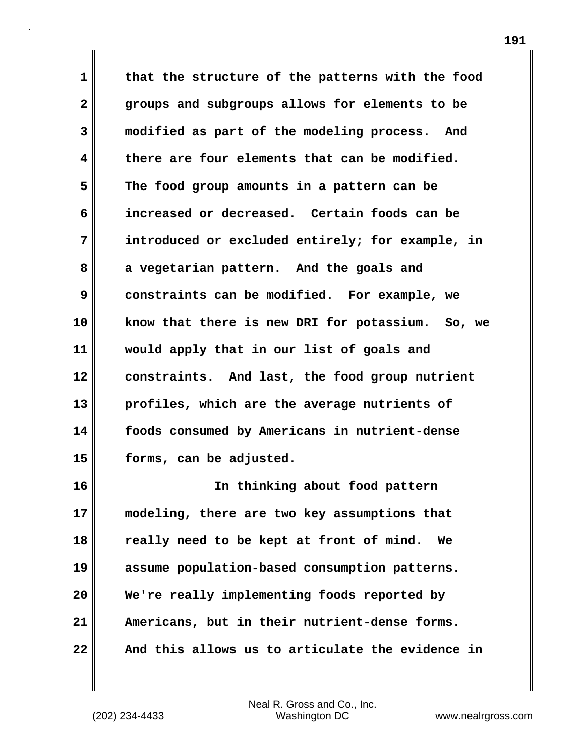that the structure of the patterns with the food groups and subgroups allows for elements to be modified as part of the modeling process. And there are four elements that can be modified. The food group amounts in a pattern can be increased or decreased. Certain foods can be introduced or excluded entirely; for example, in a vegetarian pattern. And the goals and constraints can be modified. For example, we know that there is new DRI for potassium. So, we would apply that in our list of goals and constraints. And last, the food group nutrient profiles, which are the average nutrients of foods consumed by Americans in nutrient-dense forms, can be adjusted.

In thinking about food pattern modeling, there are two key assumptions that really need to be kept at front of mind. We assume population-based consumption patterns. We're really implementing foods reported by Americans, but in their nutrient-dense forms. And this allows us to articulate the evidence in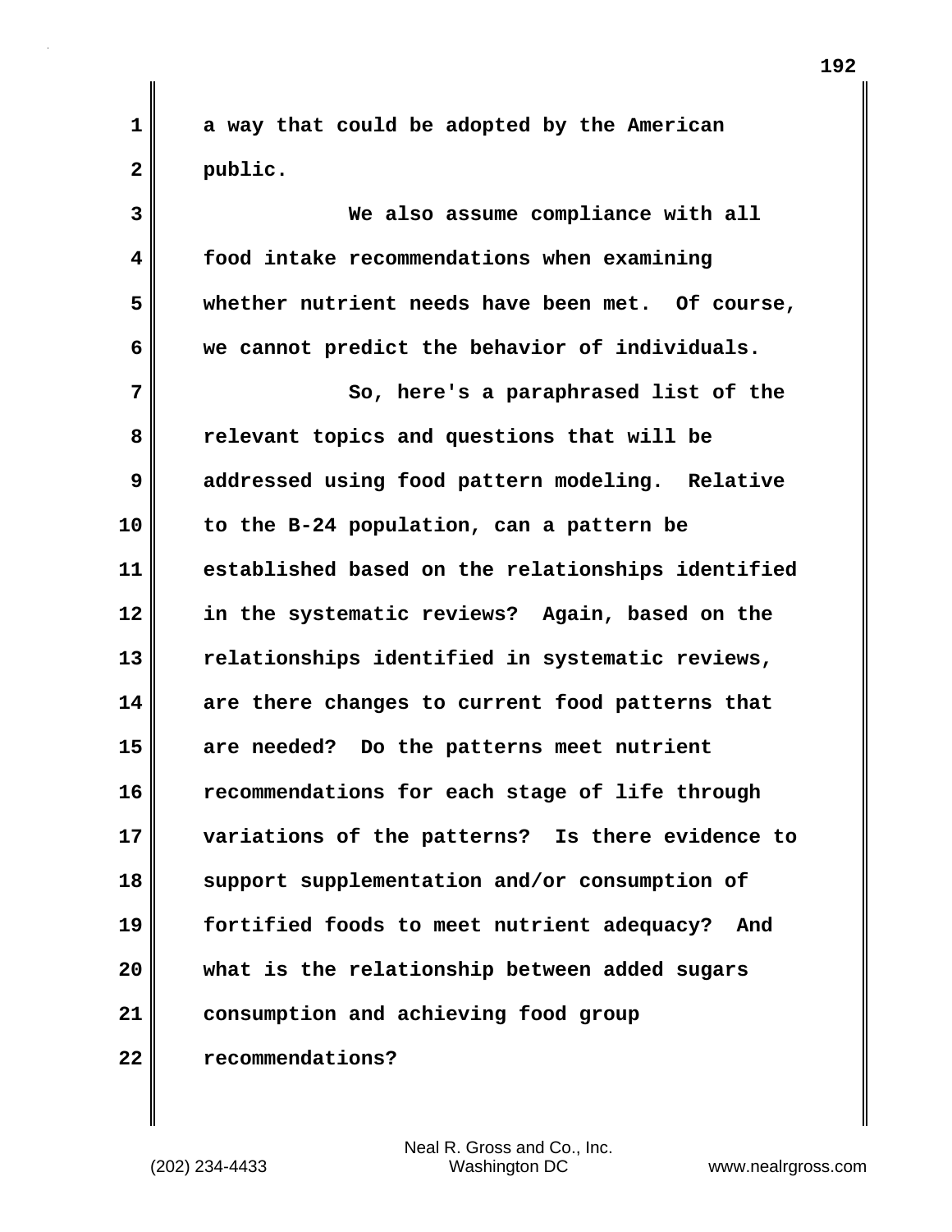a way that could be adopted by the American public.

We also assume compliance with all food intake recommendations when examining whether nutrient needs have been met. Of course, we cannot predict the behavior of individuals.

So, here's a paraphrased list of the relevant topics and questions that will be addressed using food pattern modeling. Relative to the B-24 population, can a pattern be established based on the relationships identified in the systematic reviews? Again, based on the relationships identified in systematic reviews, are there changes to current food patterns that are needed? Do the patterns meet nutrient recommendations for each stage of life through variations of the patterns? Is there evidence to support supplementation and/or consumption of fortified foods to meet nutrient adequacy? And what is the relationship between added sugars consumption and achieving food group recommendations?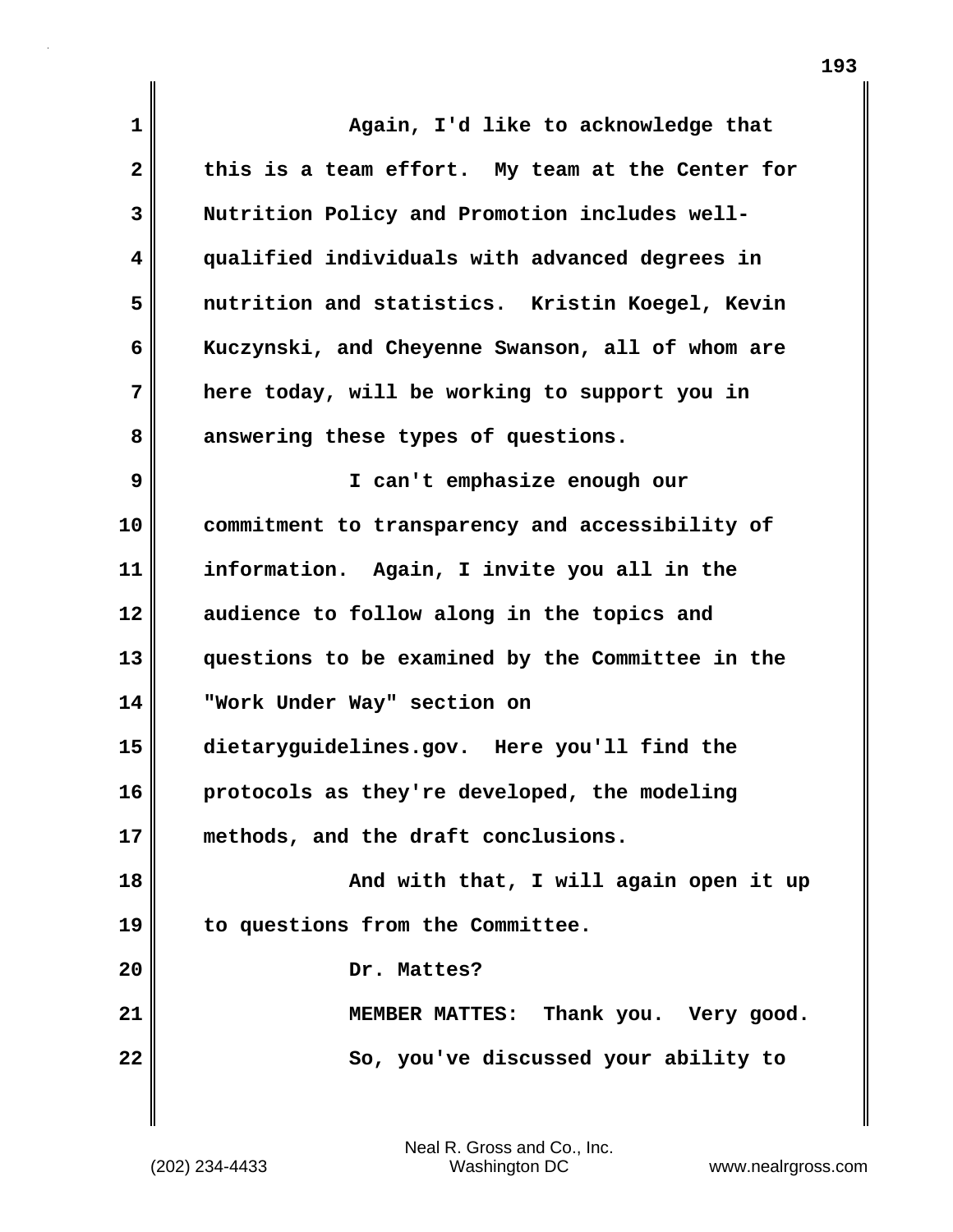Again, I'd like to acknowledge that this is a team effort. My team at the Center for Nutrition Policy and Promotion includes well-qualified individuals with advanced degrees in nutrition and statistics. Kristin Koegel, Kevin Kuczynski, and Cheyenne Swanson, all of whom are here today, will be working to support you in answering these types of questions.

I can't emphasize enough our commitment to transparency and accessibility of information. Again, I invite you all in the audience to follow along in the topics and questions to be examined by the Committee in the "Work Under Way" section on dietaryguidelines.gov. Here you'll find the protocols as they're developed, the modeling methods, and the draft conclusions.

And with that, I will again open it up to questions from the Committee.

Dr. Mattes?

MEMBER MATTES: Thank you. Very good.

So, you've discussed your ability to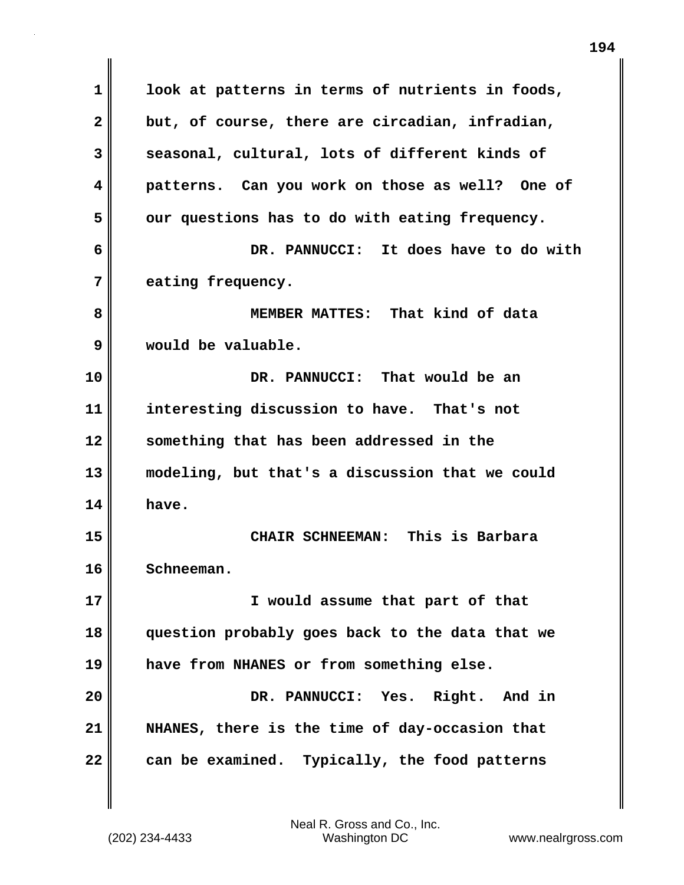look at patterns in terms of nutrients in foods, but, of course, there are circadian, infradian, seasonal, cultural, lots of different kinds of patterns. Can you work on those as well? One of our questions has to do with eating frequency.

DR. PANNUCCI: It does have to do with eating frequency.

MEMBER MATTES: That kind of data would be valuable.

DR. PANNUCCI: That would be an interesting discussion to have. That's not something that has been addressed in the modeling, but that's a discussion that we could have.

CHAIR SCHNEEMAN: This is Barbara Schneeman.

I would assume that part of that question probably goes back to the data that we have from NHANES or from something else.

DR. PANNUCCI: Yes. Right. And in NHANES, there is the time of day-occasion that can be examined. Typically, the food patterns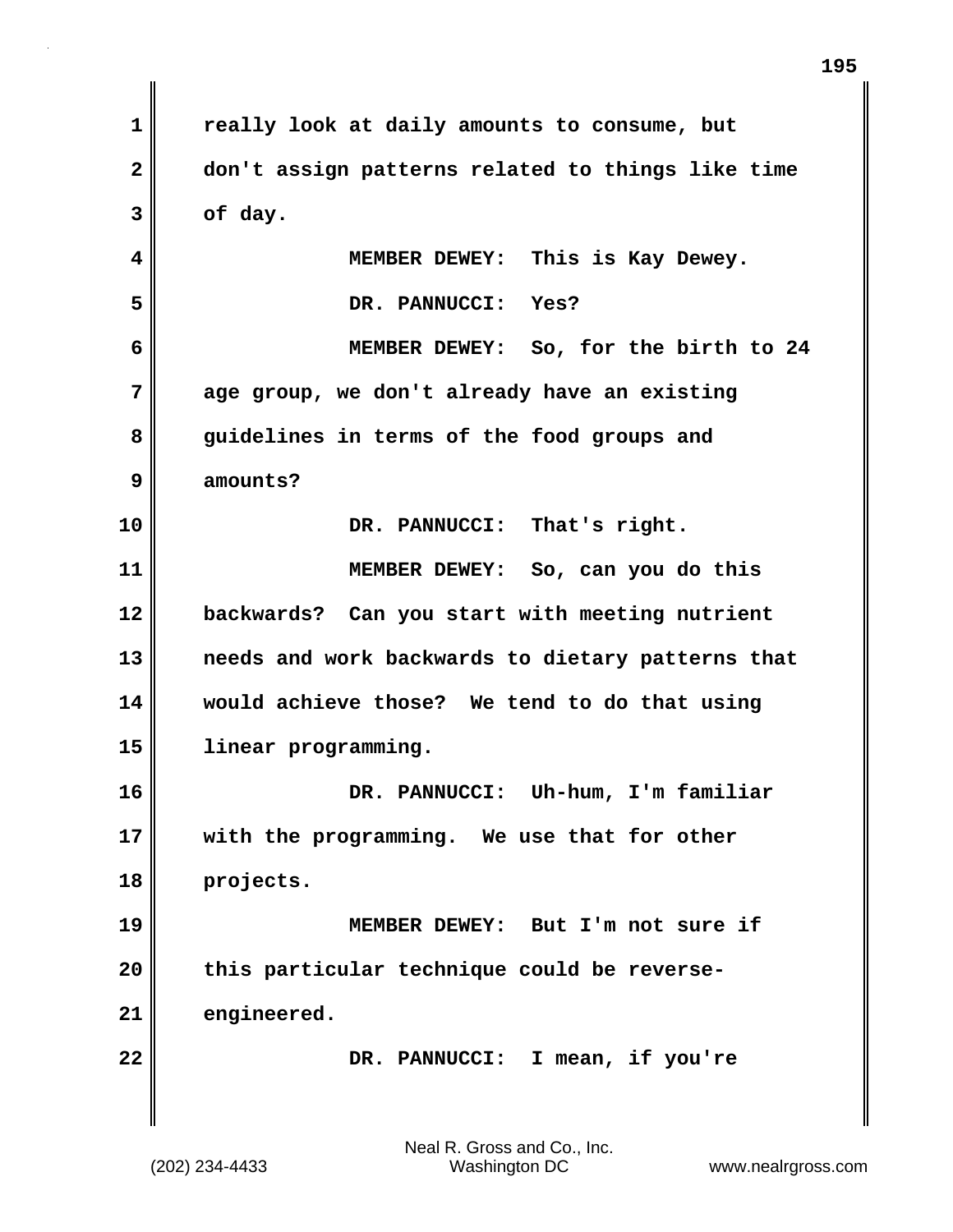really look at daily amounts to consume, but don't assign patterns related to things like time of day.

MEMBER DEWEY: This is Kay Dewey.

DR. PANNUCCI: Yes?

MEMBER DEWEY: So, for the birth to 24 age group, we don't already have an existing guidelines in terms of the food groups and amounts?

DR. PANNUCCI: That's right.

MEMBER DEWEY: So, can you do this backwards? Can you start with meeting nutrient needs and work backwards to dietary patterns that would achieve those? We tend to do that using linear programming.

DR. PANNUCCI: Uh-hum, I'm familiar with the programming. We use that for other projects.

MEMBER DEWEY: But I'm not sure if this particular technique could be reverse-engineered.

DR. PANNUCCI: I mean, if you're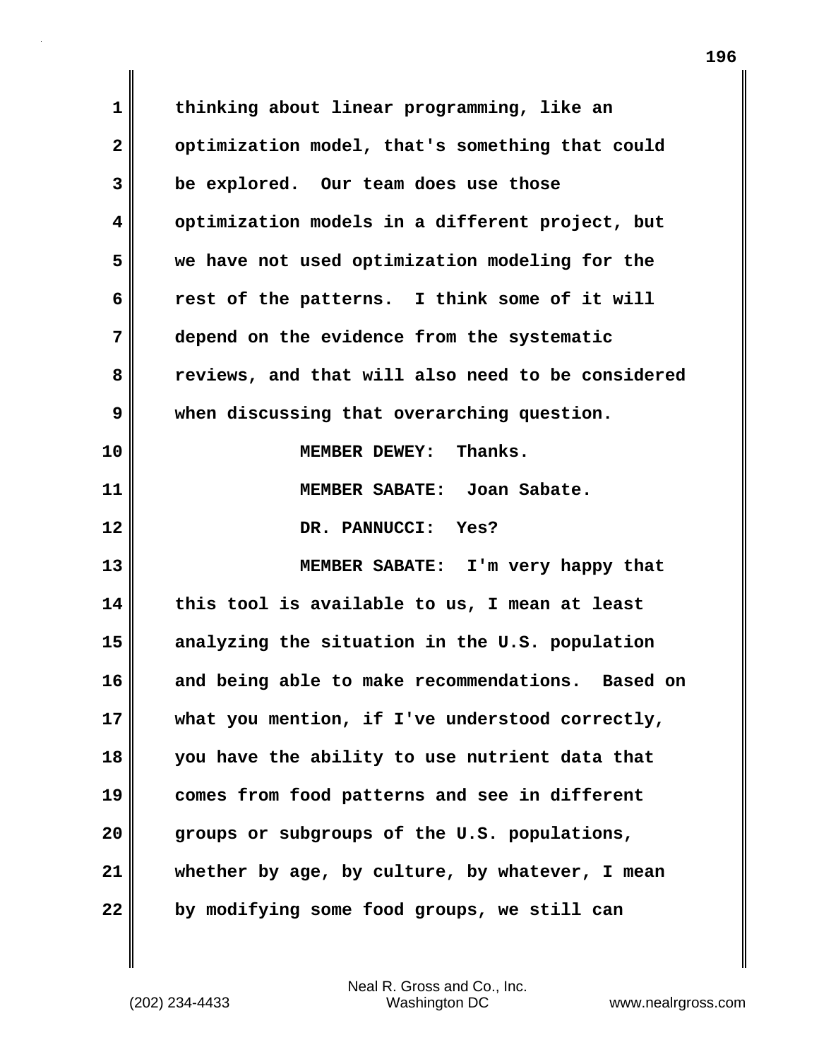thinking about linear programming, like an optimization model, that's something that could be explored. Our team does use those optimization models in a different project, but we have not used optimization modeling for the rest of the patterns. I think some of it will depend on the evidence from the systematic reviews, and that will also need to be considered when discussing that overarching question.

MEMBER DEWEY: Thanks.

MEMBER SABATE: Joan Sabate.

DR. PANNUCCI: Yes?

MEMBER SABATE: I'm very happy that this tool is available to us, I mean at least analyzing the situation in the U.S. population and being able to make recommendations. Based on what you mention, if I've understood correctly, you have the ability to use nutrient data that comes from food patterns and see in different groups or subgroups of the U.S. populations, whether by age, by culture, by whatever, I mean by modifying some food groups, we still can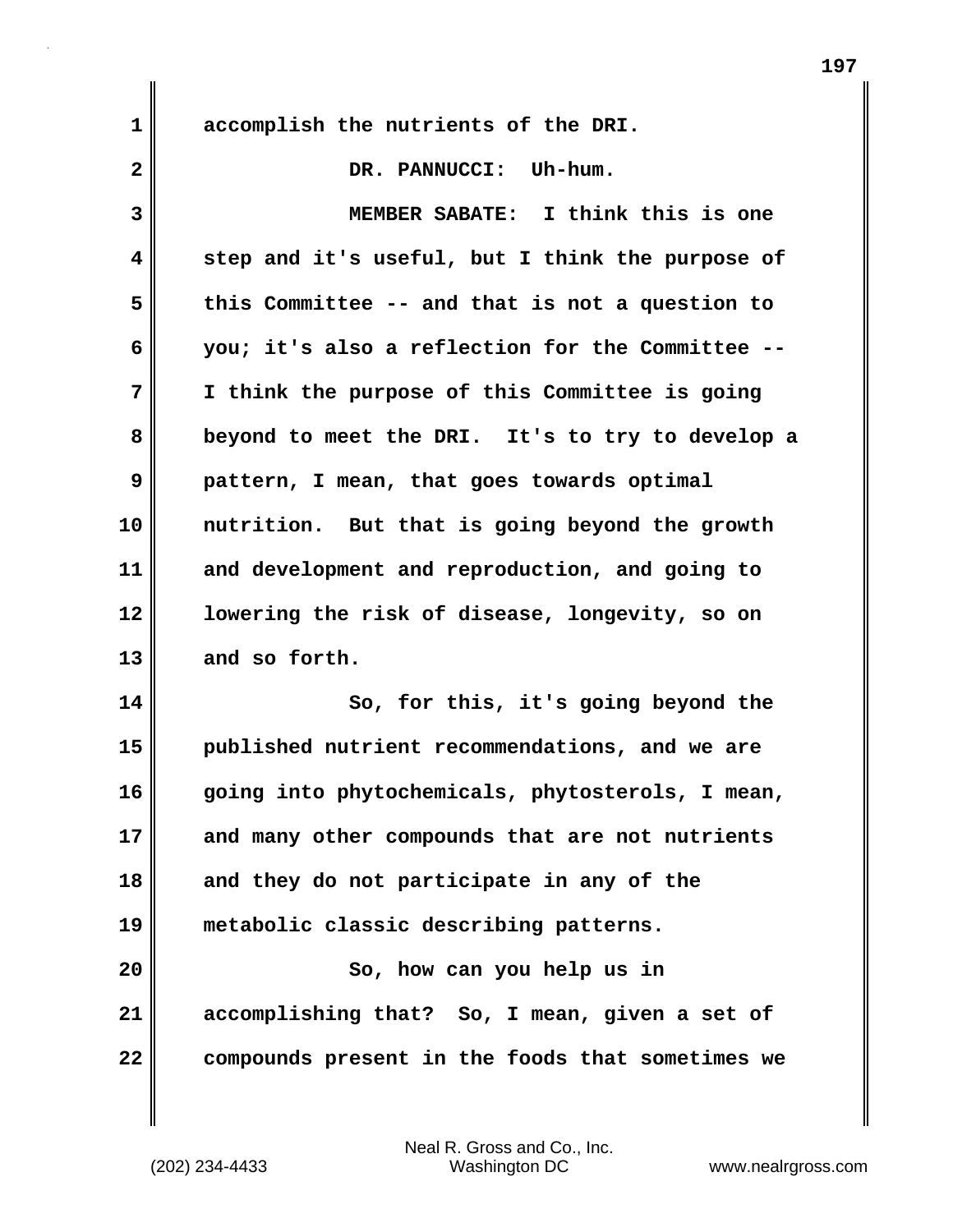accomplish the nutrients of the DRI.

DR. PANNUCCI: Uh-hum.

MEMBER SABATE: I think this is one step and it's useful, but I think the purpose of this Committee -- and that is not a question to you; it's also a reflection for the Committee -- I think the purpose of this Committee is going beyond to meet the DRI. It's to try to develop a pattern, I mean, that goes towards optimal nutrition. But that is going beyond the growth and development and reproduction, and going to lowering the risk of disease, longevity, so on and so forth.

So, for this, it's going beyond the published nutrient recommendations, and we are going into phytochemicals, phytosterols, I mean, and many other compounds that are not nutrients and they do not participate in any of the metabolic classic describing patterns.

So, how can you help us in accomplishing that? So, I mean, given a set of compounds present in the foods that sometimes we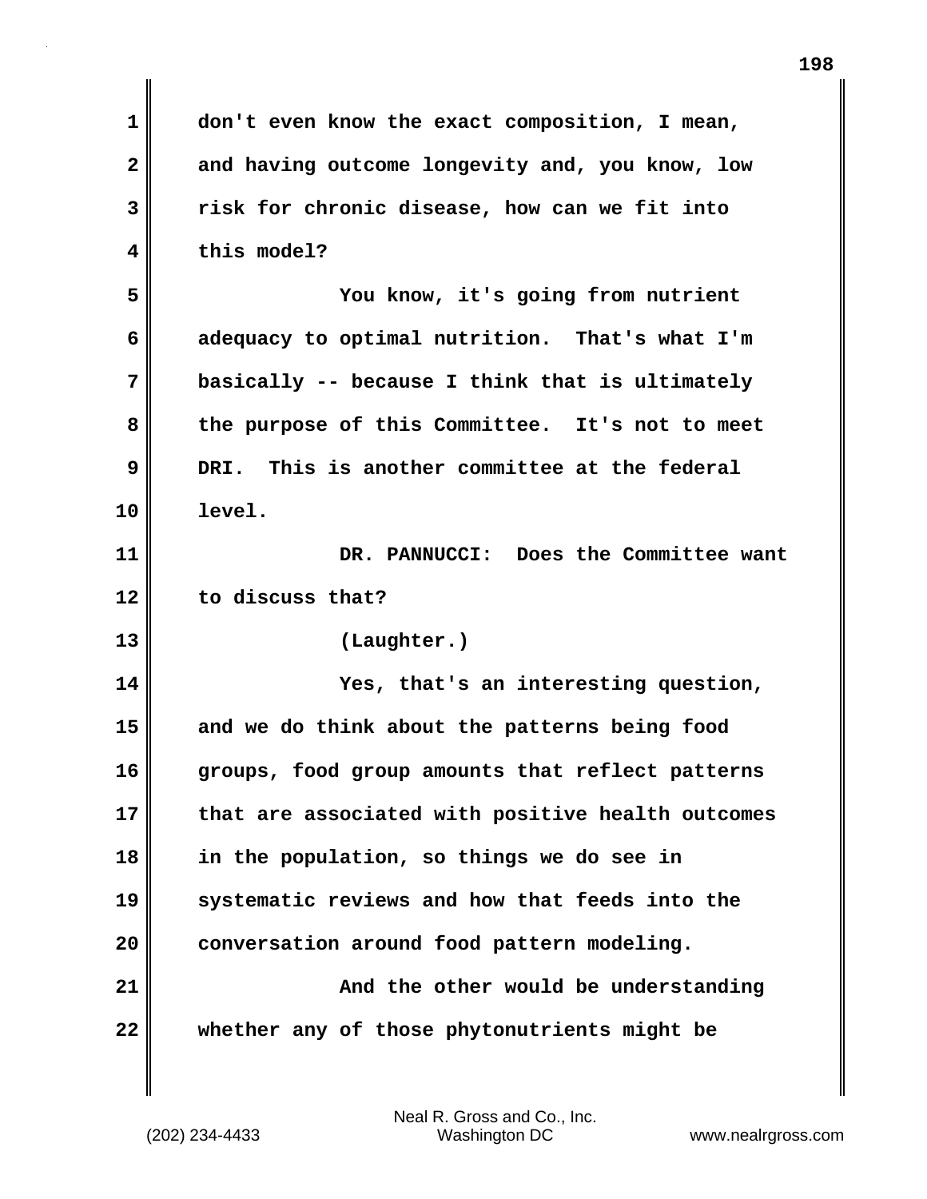don't even know the exact composition, I mean, and having outcome longevity and, you know, low risk for chronic disease, how can we fit into this model?

You know, it's going from nutrient adequacy to optimal nutrition. That's what I'm basically -- because I think that is ultimately the purpose of this Committee. It's not to meet DRI. This is another committee at the federal level.

DR. PANNUCCI: Does the Committee want to discuss that?

(Laughter.)

Yes, that's an interesting question, and we do think about the patterns being food groups, food group amounts that reflect patterns that are associated with positive health outcomes in the population, so things we do see in systematic reviews and how that feeds into the conversation around food pattern modeling.

And the other would be understanding whether any of those phytonutrients might be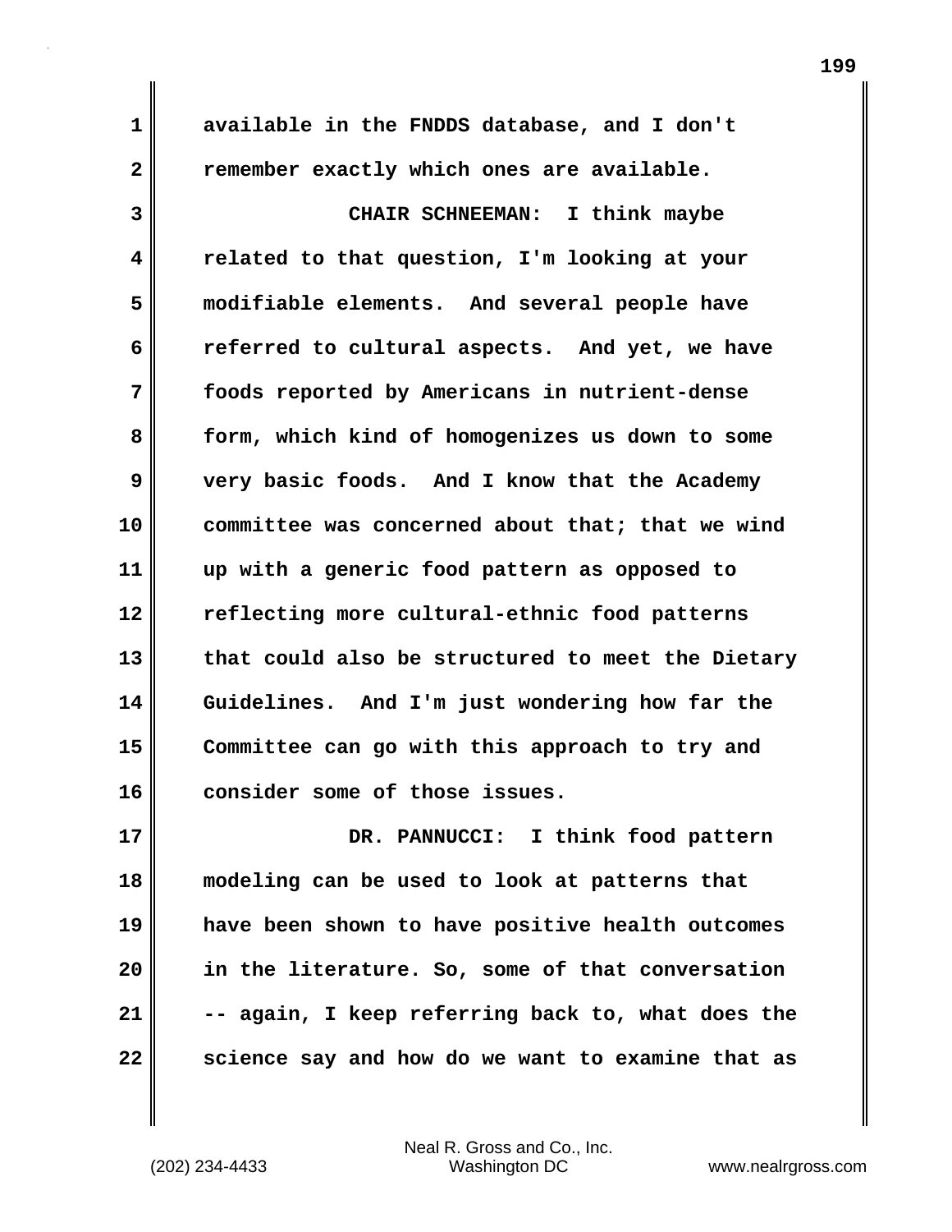available in the FNDDS database, and I don't remember exactly which ones are available.

CHAIR SCHNEEMAN: I think maybe related to that question, I'm looking at your modifiable elements. And several people have referred to cultural aspects. And yet, we have foods reported by Americans in nutrient-dense form, which kind of homogenizes us down to some very basic foods. And I know that the Academy committee was concerned about that; that we wind up with a generic food pattern as opposed to reflecting more cultural-ethnic food patterns that could also be structured to meet the Dietary Guidelines. And I'm just wondering how far the Committee can go with this approach to try and consider some of those issues.

DR. PANNUCCI: I think food pattern modeling can be used to look at patterns that have been shown to have positive health outcomes in the literature. So, some of that conversation -- again, I keep referring back to, what does the science say and how do we want to examine that as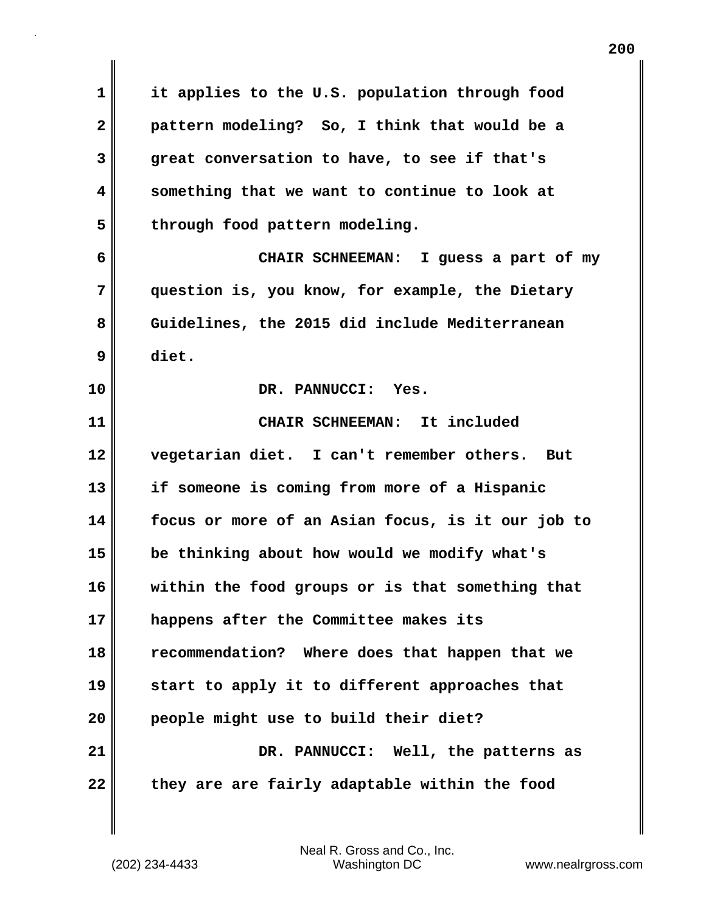it applies to the U.S. population through food pattern modeling? So, I think that would be a great conversation to have, to see if that's something that we want to continue to look at through food pattern modeling.

CHAIR SCHNEEMAN: I guess a part of my question is, you know, for example, the Dietary Guidelines, the 2015 did include Mediterranean diet.

DR. PANNUCCI: Yes.

CHAIR SCHNEEMAN: It included vegetarian diet. I can't remember others. But if someone is coming from more of a Hispanic focus or more of an Asian focus, is it our job to be thinking about how would we modify what's within the food groups or is that something that happens after the Committee makes its recommendation? Where does that happen that we start to apply it to different approaches that people might use to build their diet?

DR. PANNUCCI: Well, the patterns as they are are fairly adaptable within the food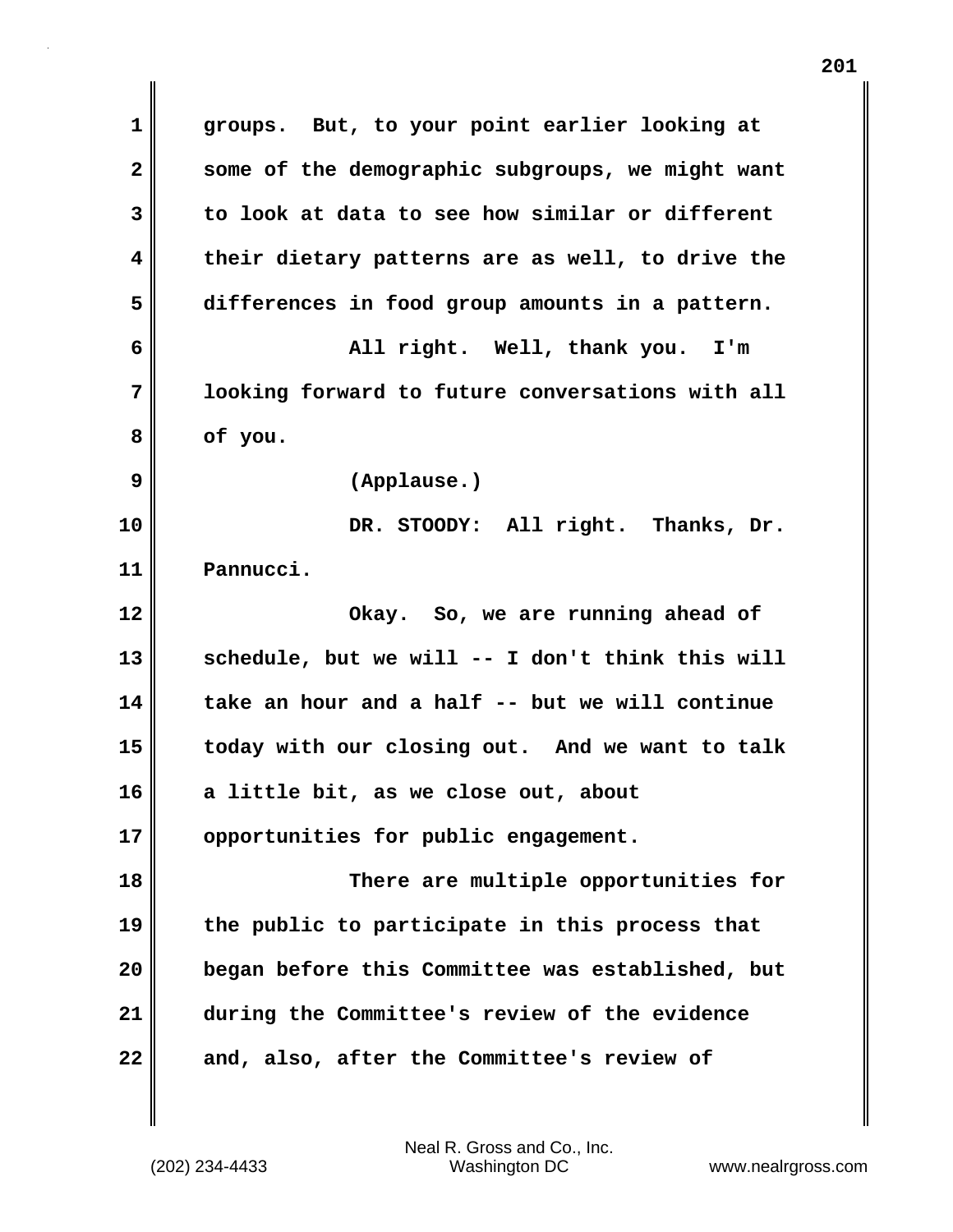groups. But, to your point earlier looking at some of the demographic subgroups, we might want to look at data to see how similar or different their dietary patterns are as well, to drive the differences in food group amounts in a pattern.

All right. Well, thank you. I'm looking forward to future conversations with all of you.

(Applause.)

DR. STOODY: All right. Thanks, Dr. Pannucci.

Okay. So, we are running ahead of schedule, but we will -- I don't think this will take an hour and a half -- but we will continue today with our closing out. And we want to talk a little bit, as we close out, about opportunities for public engagement.

There are multiple opportunities for the public to participate in this process that began before this Committee was established, but during the Committee's review of the evidence and, also, after the Committee's review of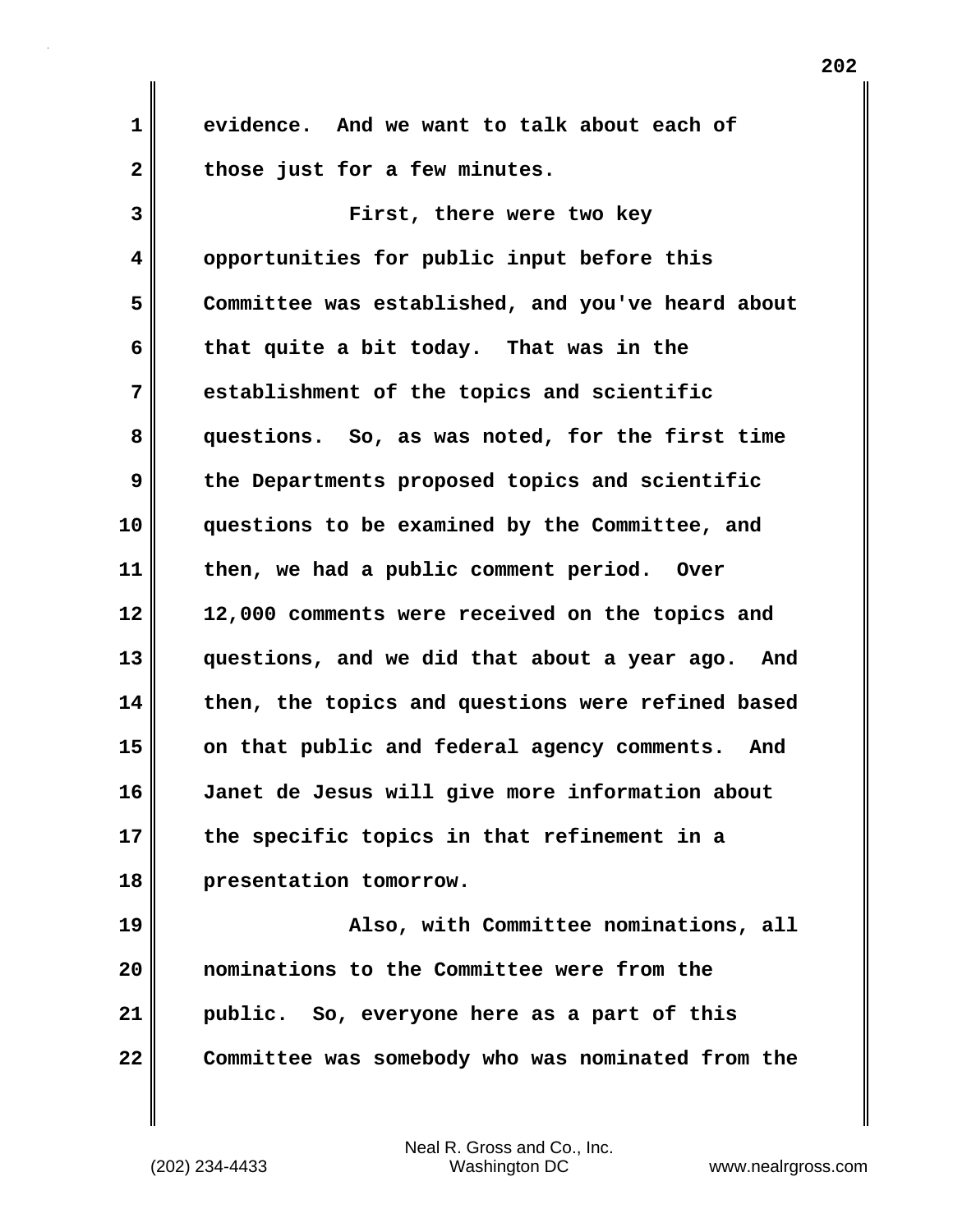evidence. And we want to talk about each of those just for a few minutes.

First, there were two key opportunities for public input before this Committee was established, and you've heard about that quite a bit today. That was in the establishment of the topics and scientific questions. So, as was noted, for the first time the Departments proposed topics and scientific questions to be examined by the Committee, and then, we had a public comment period. Over 12,000 comments were received on the topics and questions, and we did that about a year ago. And then, the topics and questions were refined based on that public and federal agency comments. And Janet de Jesus will give more information about the specific topics in that refinement in a presentation tomorrow.

Also, with Committee nominations, all nominations to the Committee were from the public. So, everyone here as a part of this Committee was somebody who was nominated from the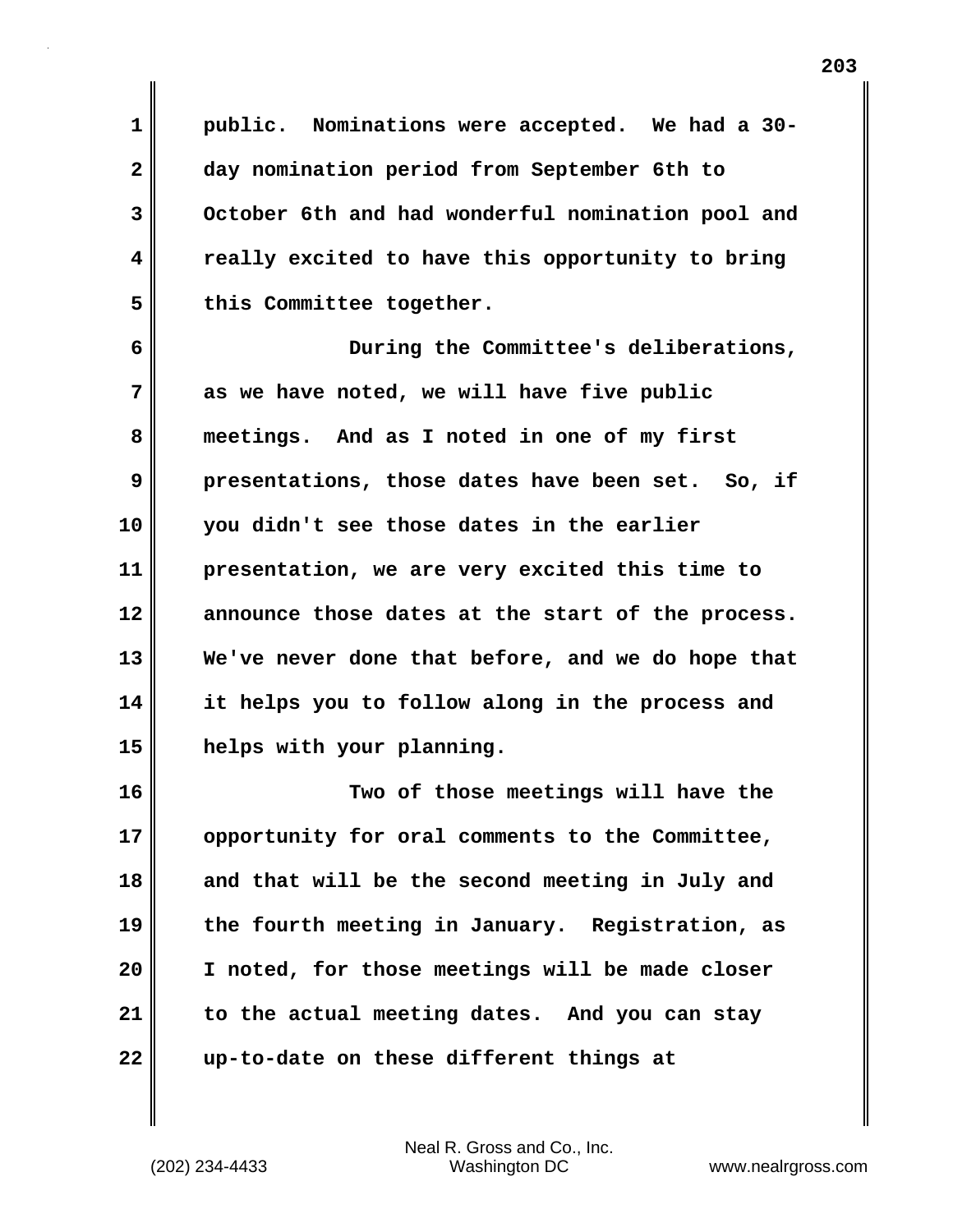public. Nominations were accepted. We had a 30-day nomination period from September 6th to October 6th and had wonderful nomination pool and really excited to have this opportunity to bring this Committee together.

During the Committee's deliberations, as we have noted, we will have five public meetings. And as I noted in one of my first presentations, those dates have been set. So, if you didn't see those dates in the earlier presentation, we are very excited this time to announce those dates at the start of the process. We've never done that before, and we do hope that it helps you to follow along in the process and helps with your planning.

Two of those meetings will have the opportunity for oral comments to the Committee, and that will be the second meeting in July and the fourth meeting in January. Registration, as I noted, for those meetings will be made closer to the actual meeting dates. And you can stay up-to-date on these different things at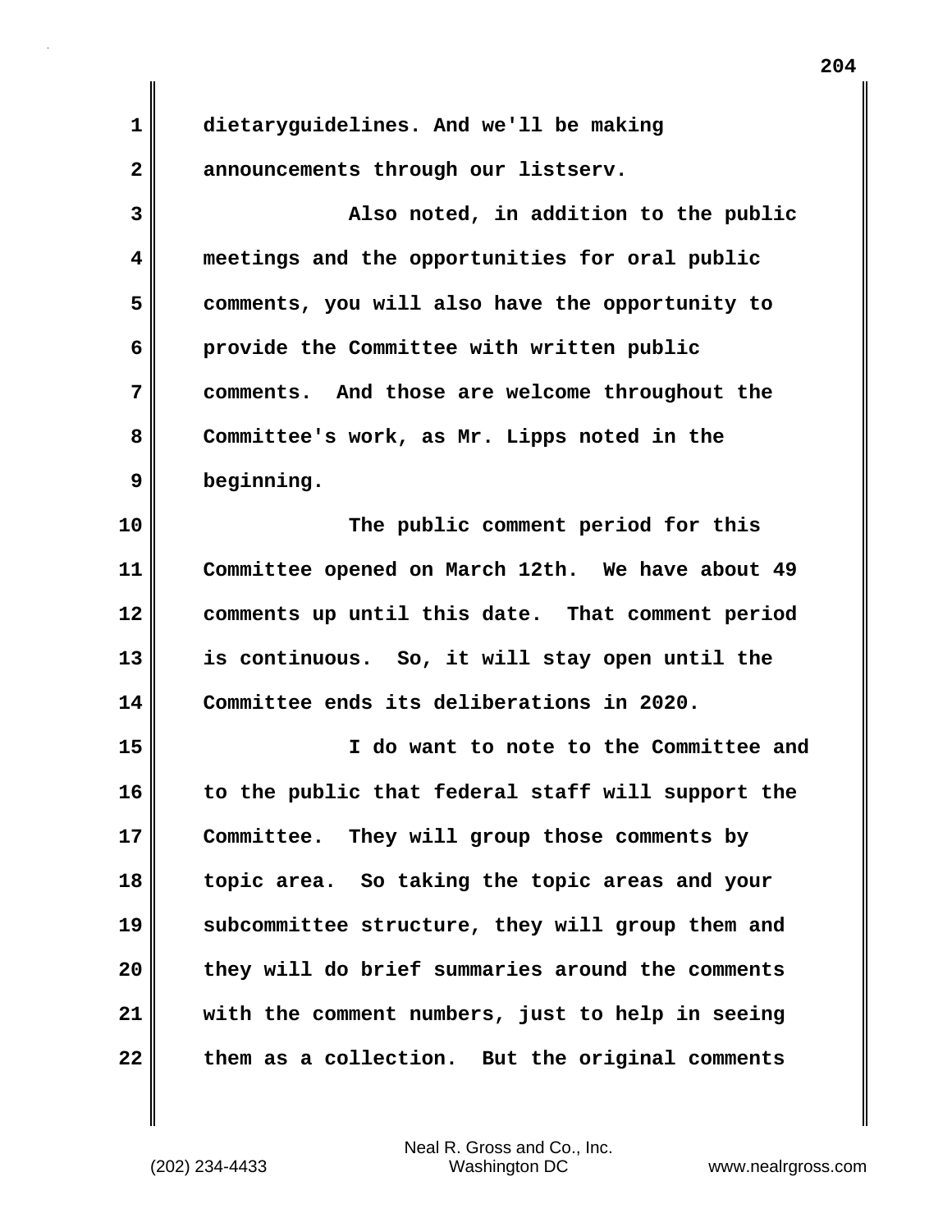dietaryguidelines. And we'll be making announcements through our listserv.

Also noted, in addition to the public meetings and the opportunities for oral public comments, you will also have the opportunity to provide the Committee with written public comments. And those are welcome throughout the Committee's work, as Mr. Lipps noted in the beginning.

The public comment period for this Committee opened on March 12th. We have about 49 comments up until this date. That comment period is continuous. So, it will stay open until the Committee ends its deliberations in 2020.

I do want to note to the Committee and to the public that federal staff will support the Committee. They will group those comments by topic area. So taking the topic areas and your subcommittee structure, they will group them and they will do brief summaries around the comments with the comment numbers, just to help in seeing them as a collection. But the original comments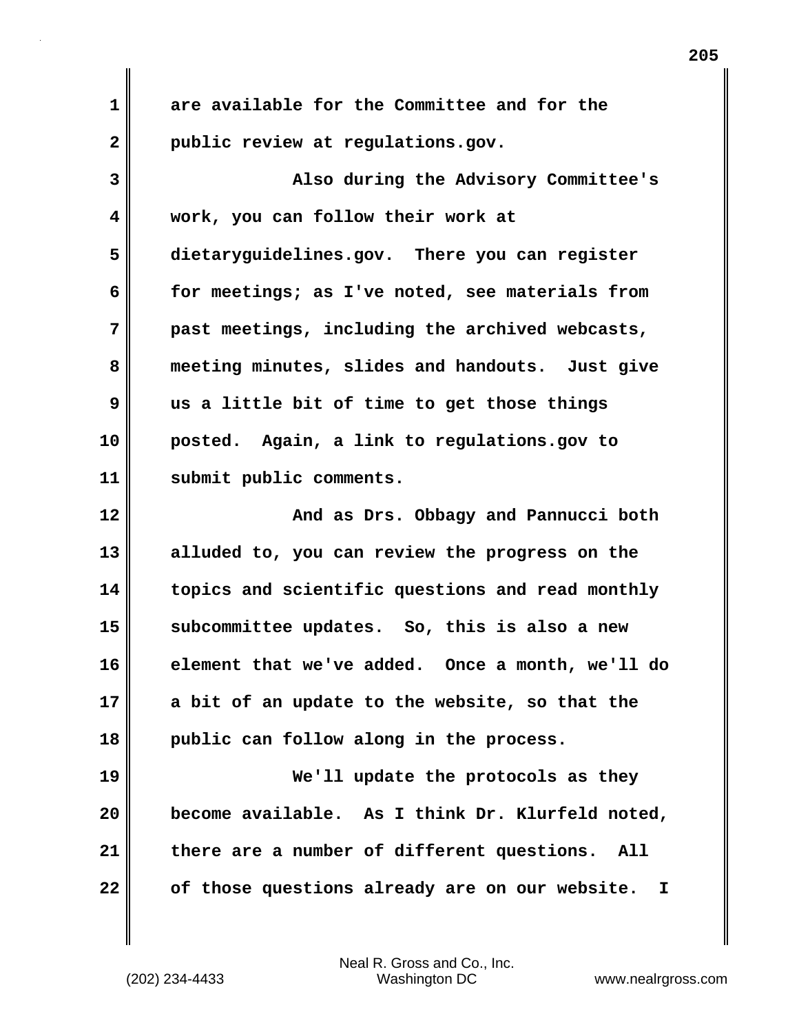are available for the Committee and for the public review at regulations.gov.

Also during the Advisory Committee's work, you can follow their work at dietaryguidelines.gov. There you can register for meetings; as I've noted, see materials from past meetings, including the archived webcasts, meeting minutes, slides and handouts. Just give us a little bit of time to get those things posted. Again, a link to regulations.gov to submit public comments.

And as Drs. Obbagy and Pannucci both alluded to, you can review the progress on the topics and scientific questions and read monthly subcommittee updates. So, this is also a new element that we've added. Once a month, we'll do a bit of an update to the website, so that the public can follow along in the process.

We'll update the protocols as they become available. As I think Dr. Klurfeld noted, there are a number of different questions. All of those questions already are on our website. I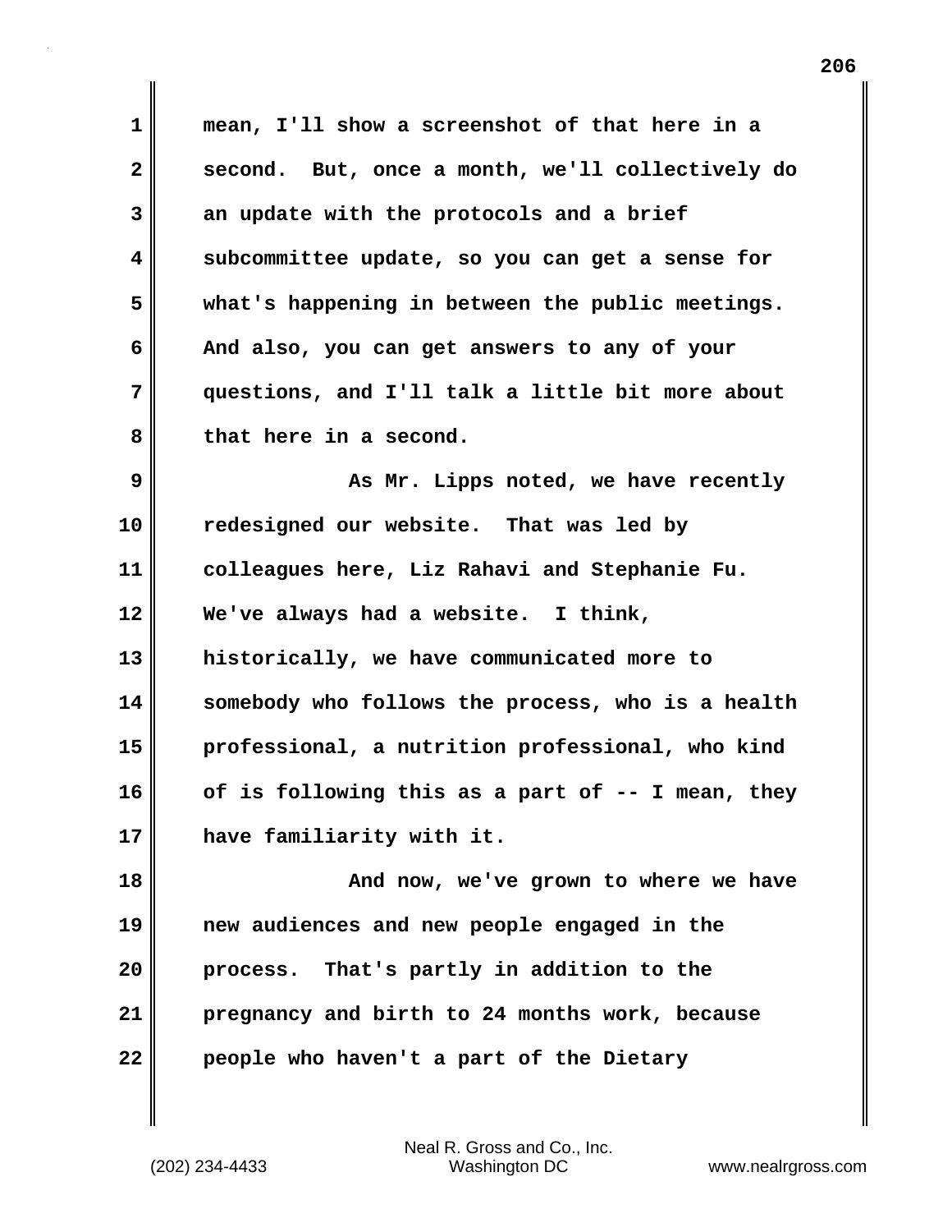mean, I'll show a screenshot of that here in a second. But, once a month, we'll collectively do an update with the protocols and a brief subcommittee update, so you can get a sense for what's happening in between the public meetings. And also, you can get answers to any of your questions, and I'll talk a little bit more about that here in a second.

As Mr. Lipps noted, we have recently redesigned our website. That was led by colleagues here, Liz Rahavi and Stephanie Fu. We've always had a website. I think, historically, we have communicated more to somebody who follows the process, who is a health professional, a nutrition professional, who kind of is following this as a part of -- I mean, they have familiarity with it.

And now, we've grown to where we have new audiences and new people engaged in the process. That's partly in addition to the pregnancy and birth to 24 months work, because people who haven't a part of the Dietary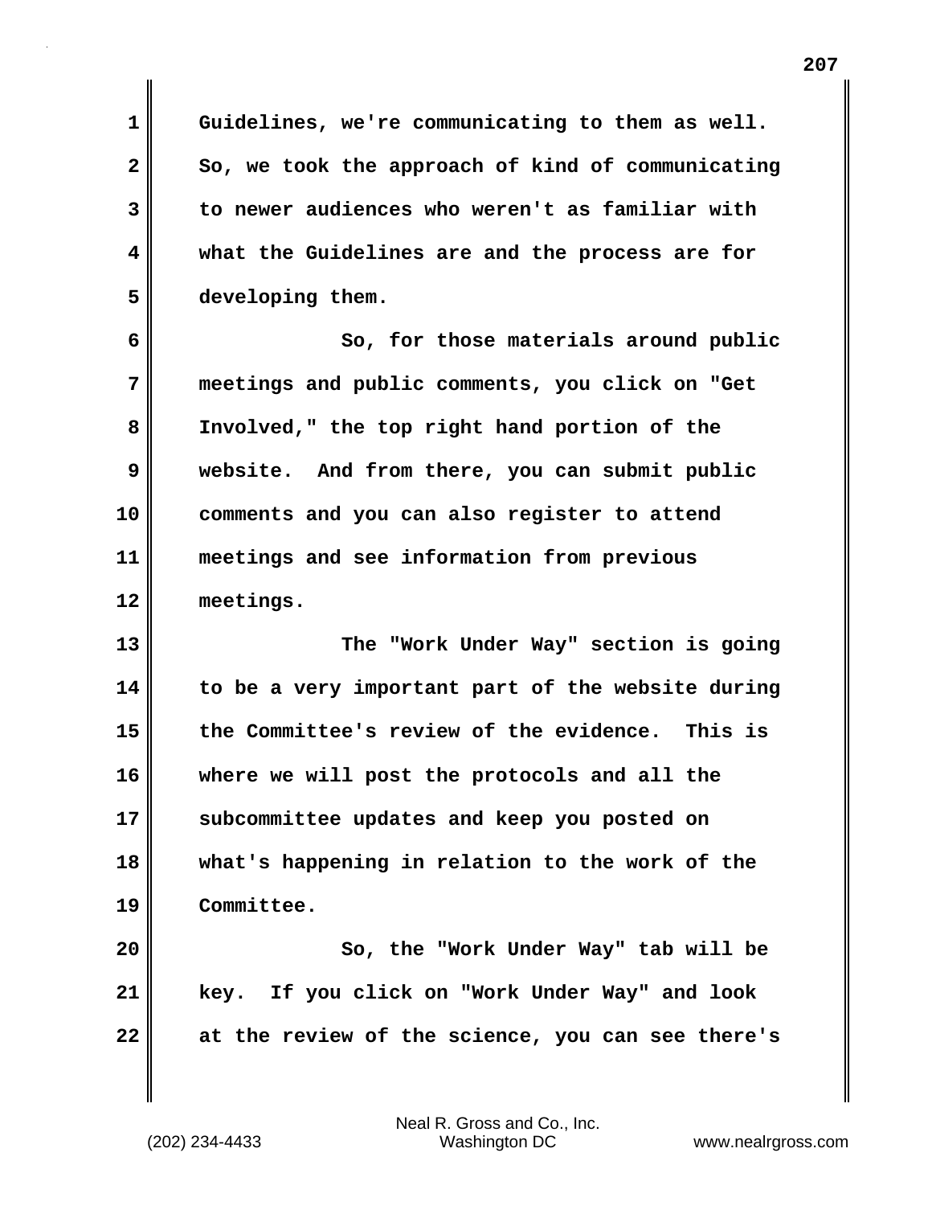Guidelines, we're communicating to them as well. So, we took the approach of kind of communicating to newer audiences who weren't as familiar with what the Guidelines are and the process are for developing them.

So, for those materials around public meetings and public comments, you click on "Get Involved," the top right hand portion of the website. And from there, you can submit public comments and you can also register to attend meetings and see information from previous meetings.

The "Work Under Way" section is going to be a very important part of the website during the Committee's review of the evidence. This is where we will post the protocols and all the subcommittee updates and keep you posted on what's happening in relation to the work of the Committee.

So, the "Work Under Way" tab will be key. If you click on "Work Under Way" and look at the review of the science, you can see there's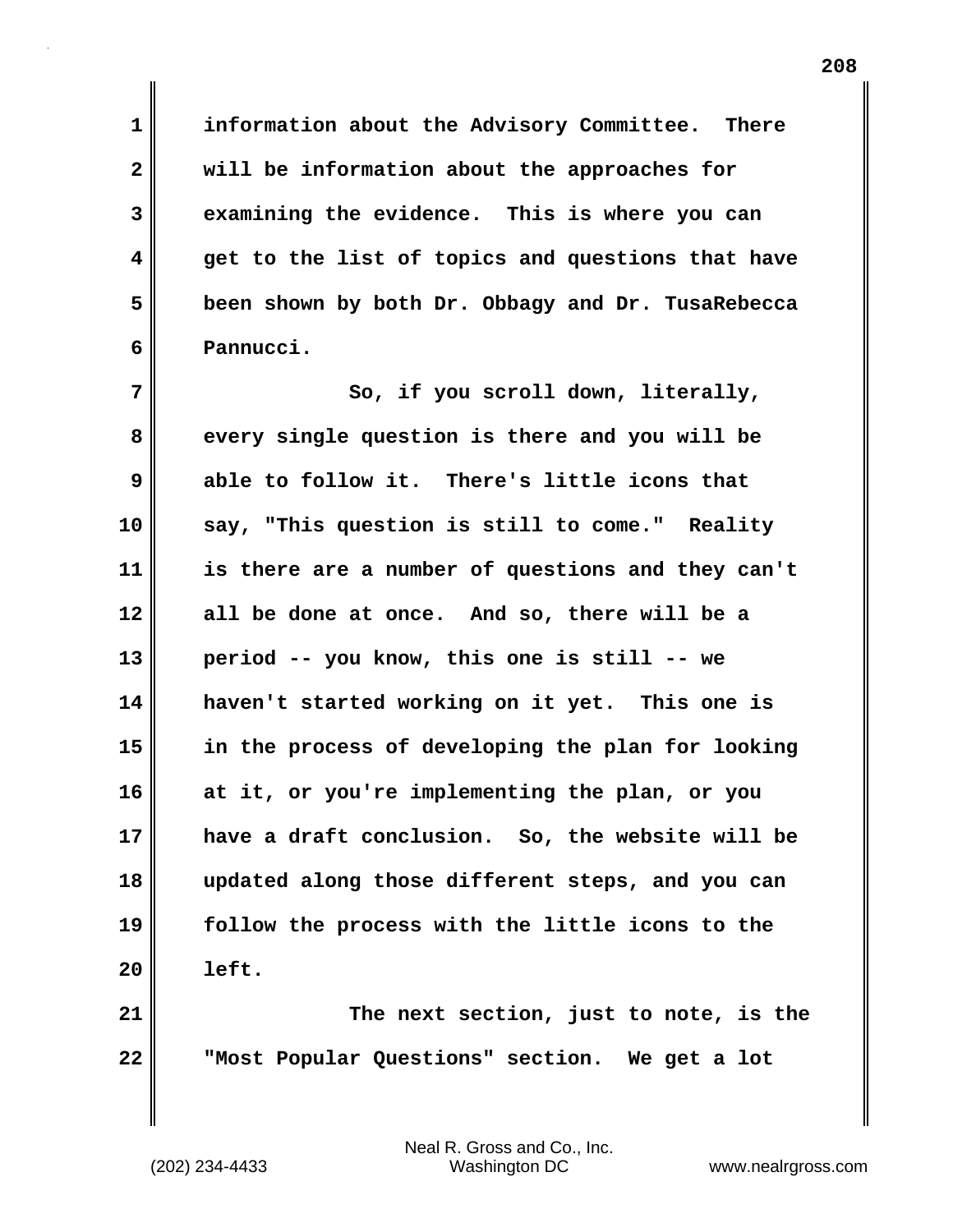information about the Advisory Committee. There will be information about the approaches for examining the evidence. This is where you can get to the list of topics and questions that have been shown by both Dr. Obbagy and Dr. TusaRebecca Pannucci.

So, if you scroll down, literally, every single question is there and you will be able to follow it. There's little icons that say, "This question is still to come." Reality is there are a number of questions and they can't all be done at once. And so, there will be a period -- you know, this one is still -- we haven't started working on it yet. This one is in the process of developing the plan for looking at it, or you're implementing the plan, or you have a draft conclusion. So, the website will be updated along those different steps, and you can follow the process with the little icons to the left.

The next section, just to note, is the "Most Popular Questions" section. We get a lot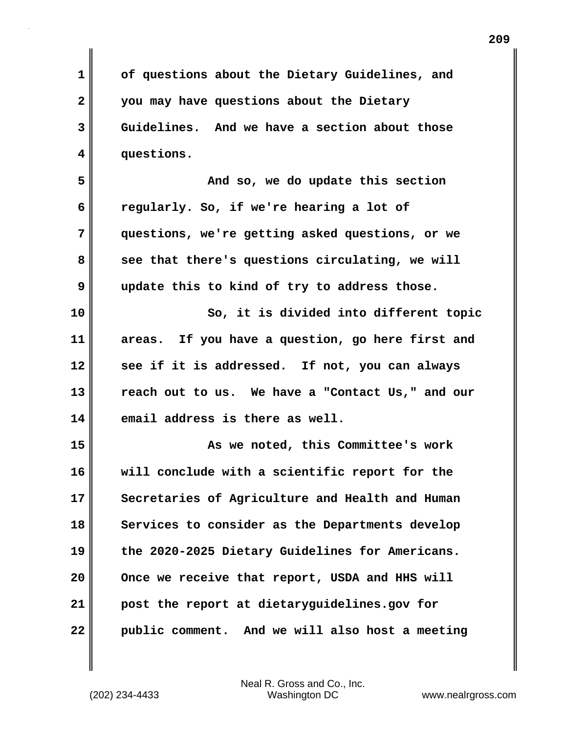of questions about the Dietary Guidelines, and you may have questions about the Dietary Guidelines. And we have a section about those questions.

And so, we do update this section regularly. So, if we're hearing a lot of questions, we're getting asked questions, or we see that there's questions circulating, we will update this to kind of try to address those.

So, it is divided into different topic areas. If you have a question, go here first and see if it is addressed. If not, you can always reach out to us. We have a "Contact Us," and our email address is there as well.

As we noted, this Committee's work will conclude with a scientific report for the Secretaries of Agriculture and Health and Human Services to consider as the Departments develop the 2020-2025 Dietary Guidelines for Americans. Once we receive that report, USDA and HHS will post the report at dietaryguidelines.gov for public comment. And we will also host a meeting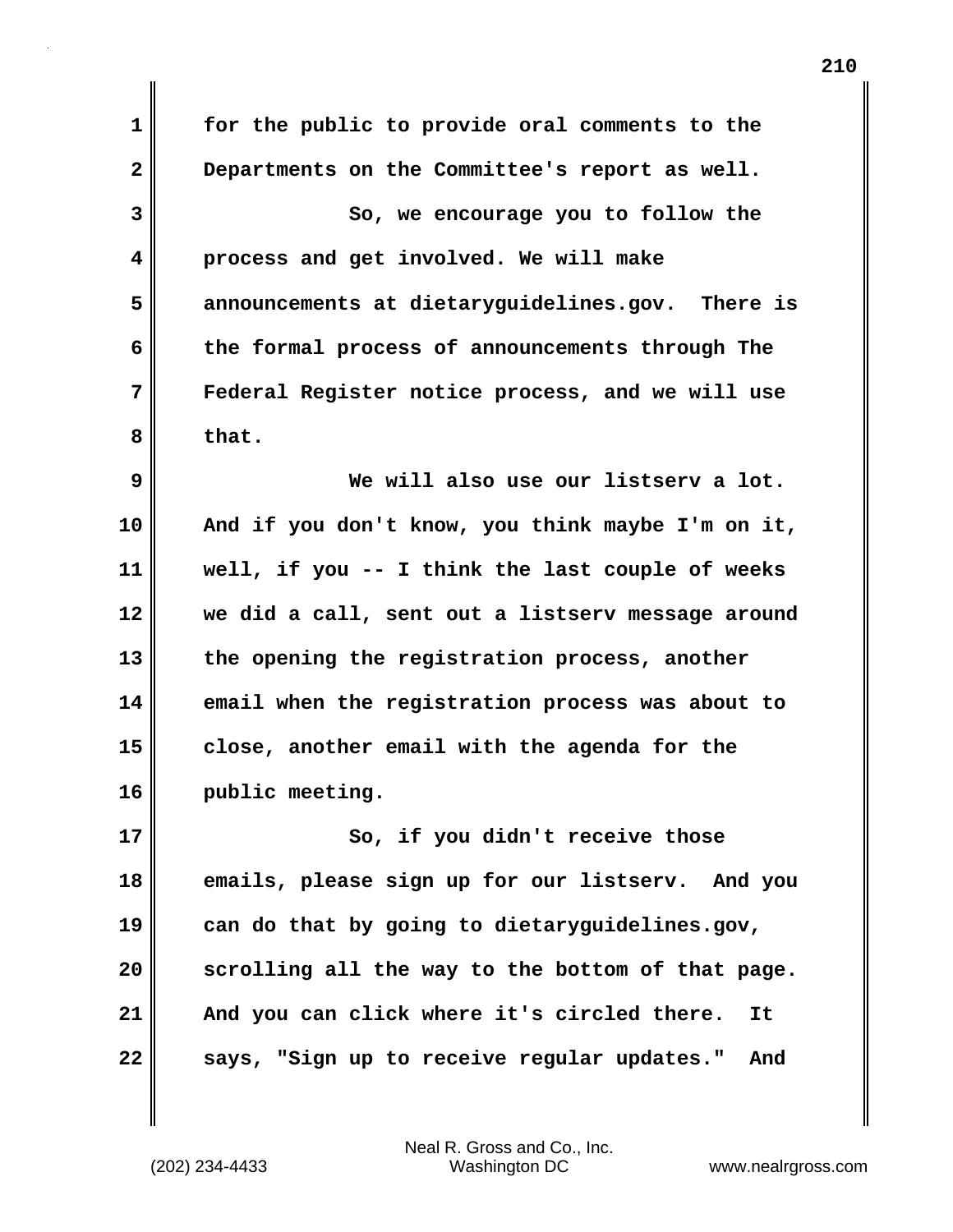for the public to provide oral comments to the Departments on the Committee's report as well.

So, we encourage you to follow the process and get involved. We will make announcements at dietaryguidelines.gov. There is the formal process of announcements through The Federal Register notice process, and we will use that.

We will also use our listserv a lot. And if you don't know, you think maybe I'm on it, well, if you -- I think the last couple of weeks we did a call, sent out a listserv message around the opening the registration process, another email when the registration process was about to close, another email with the agenda for the public meeting.

So, if you didn't receive those emails, please sign up for our listserv. And you can do that by going to dietaryguidelines.gov, scrolling all the way to the bottom of that page. And you can click where it's circled there. It says, "Sign up to receive regular updates." And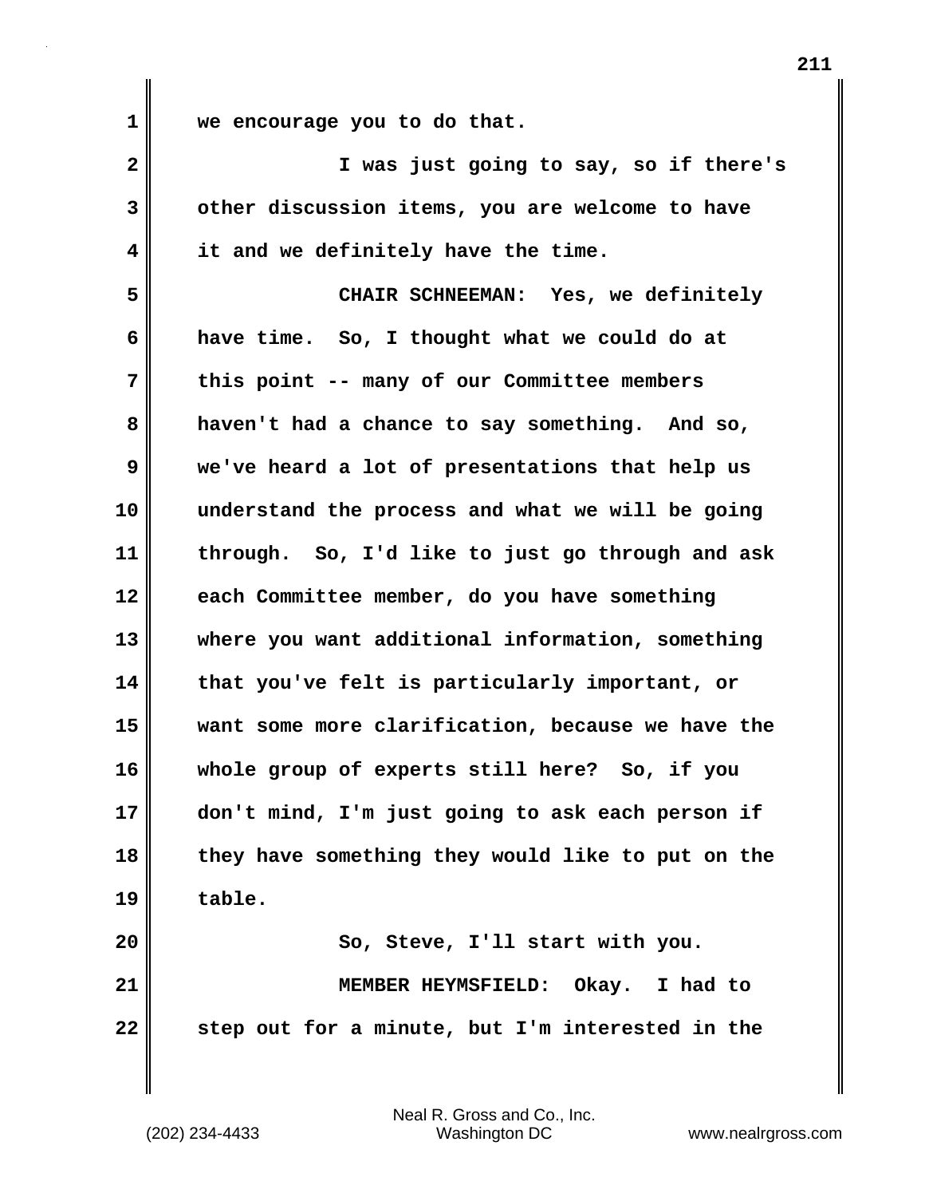we encourage you to do that.

I was just going to say, so if there's other discussion items, you are welcome to have it and we definitely have the time.

**CHAIR SCHNEEMAN:** Yes, we definitely have time. So, I thought what we could do at this point -- many of our Committee members haven't had a chance to say something. And so, we've heard a lot of presentations that help us understand the process and what we will be going through. So, I'd like to just go through and ask each Committee member, do you have something where you want additional information, something that you've felt is particularly important, or want some more clarification, because we have the whole group of experts still here? So, if you don't mind, I'm just going to ask each person if they have something they would like to put on the table.

So, Steve, I'll start with you.

**MEMBER HEYMSFIELD:** Okay. I had to step out for a minute, but I'm interested in the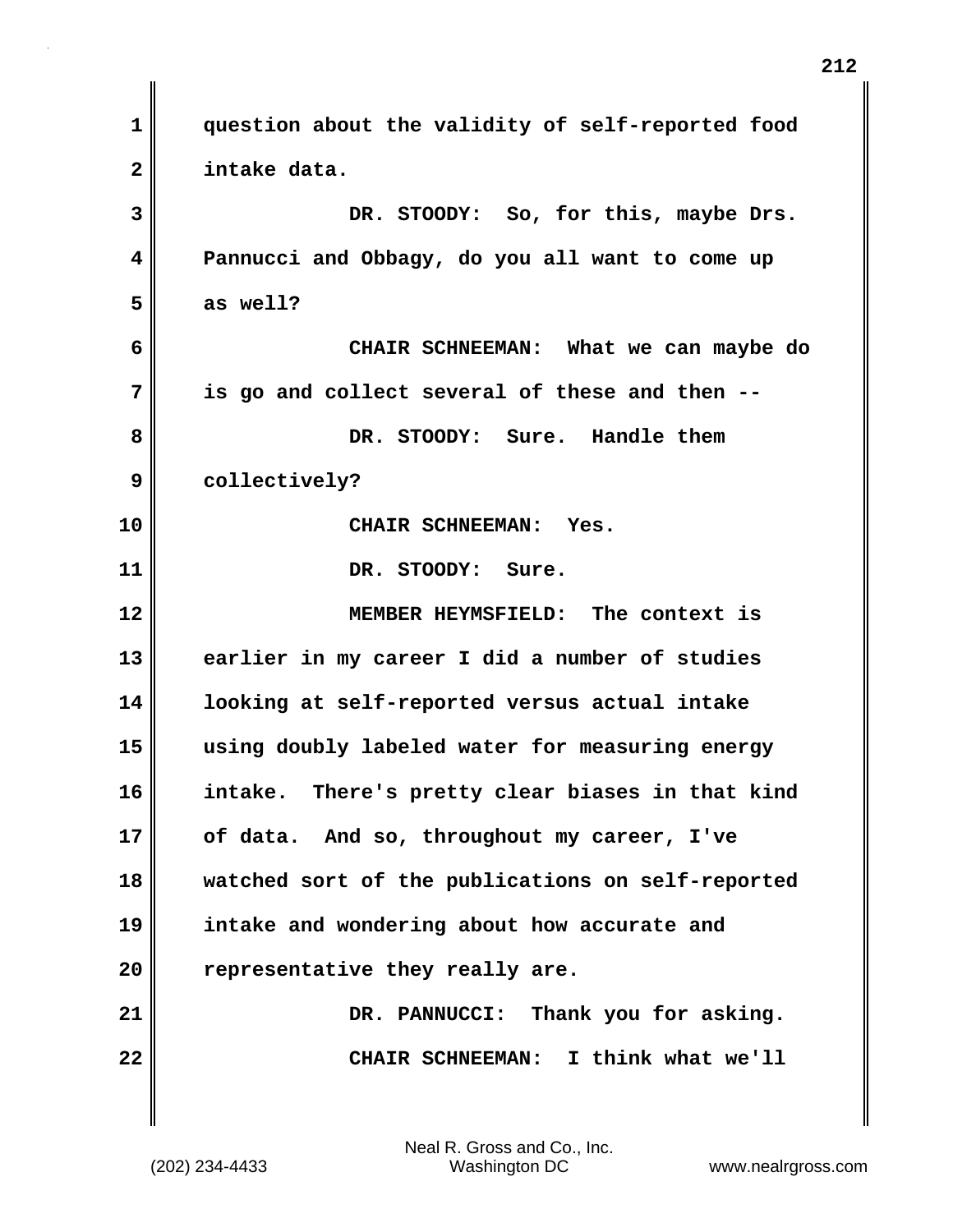question about the validity of self-reported food intake data.

DR. STOODY: So, for this, maybe Drs. Pannucci and Obbagy, do you all want to come up as well?

CHAIR SCHNEEMAN: What we can maybe do is go and collect several of these and then --

DR. STOODY: Sure. Handle them collectively?

CHAIR SCHNEEMAN: Yes.

DR. STOODY: Sure.

MEMBER HEYMSFIELD: The context is earlier in my career I did a number of studies looking at self-reported versus actual intake using doubly labeled water for measuring energy intake. There's pretty clear biases in that kind of data. And so, throughout my career, I've watched sort of the publications on self-reported intake and wondering about how accurate and representative they really are.

DR. PANNUCCI: Thank you for asking.

CHAIR SCHNEEMAN: I think what we'll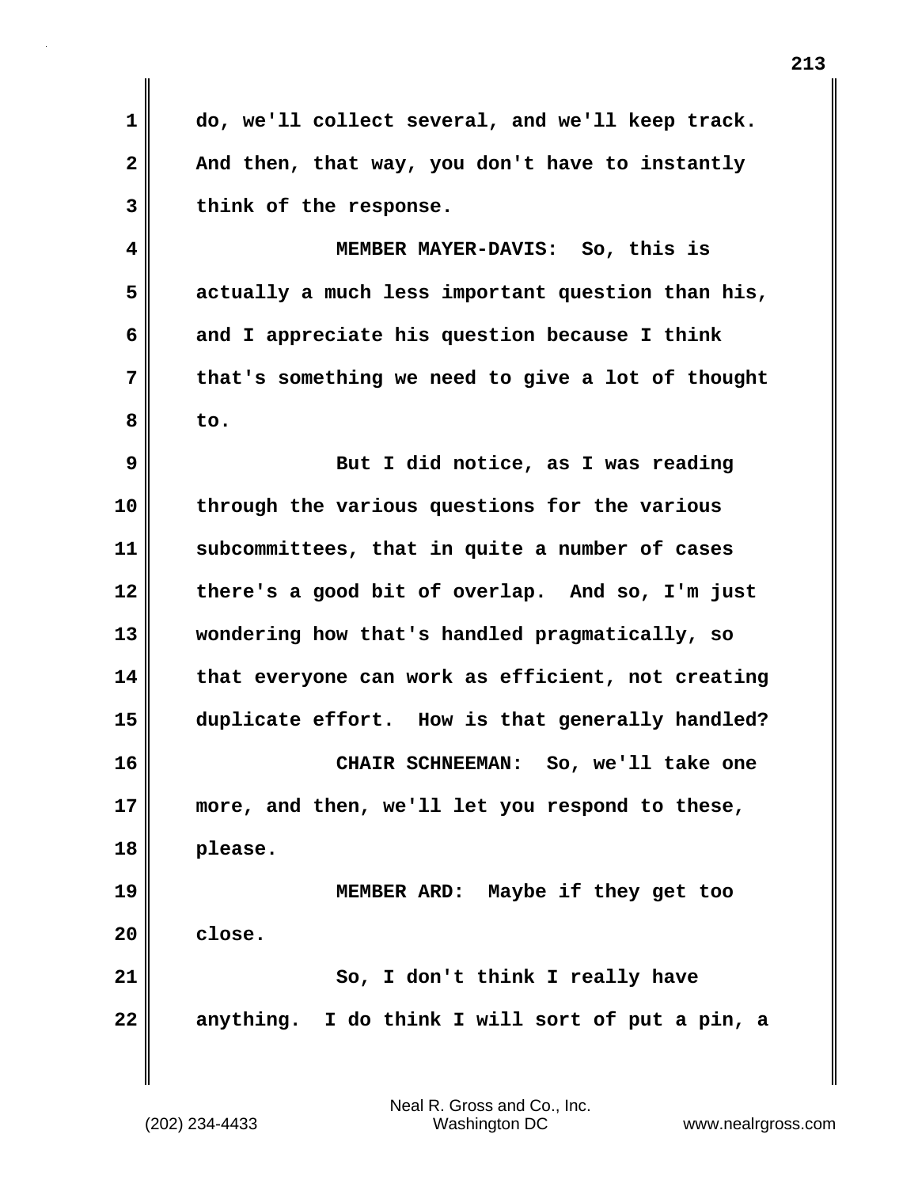do, we'll collect several, and we'll keep track. And then, that way, you don't have to instantly think of the response.

MEMBER MAYER-DAVIS: So, this is actually a much less important question than his, and I appreciate his question because I think that's something we need to give a lot of thought to.

But I did notice, as I was reading through the various questions for the various subcommittees, that in quite a number of cases there's a good bit of overlap. And so, I'm just wondering how that's handled pragmatically, so that everyone can work as efficient, not creating duplicate effort. How is that generally handled?

CHAIR SCHNEEMAN: So, we'll take one more, and then, we'll let you respond to these, please.

MEMBER ARD: Maybe if they get too close.

So, I don't think I really have anything. I do think I will sort of put a pin, a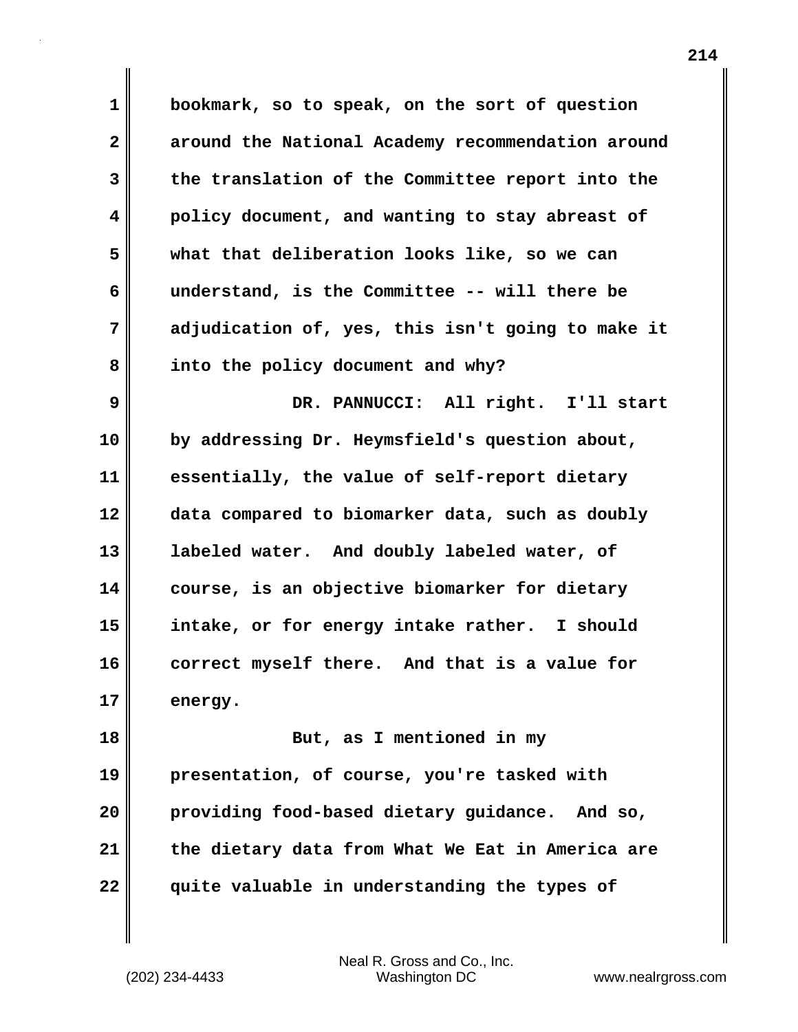bookmark, so to speak, on the sort of question around the National Academy recommendation around the translation of the Committee report into the policy document, and wanting to stay abreast of what that deliberation looks like, so we can understand, is the Committee -- will there be adjudication of, yes, this isn't going to make it into the policy document and why?

DR. PANNUCCI: All right. I'll start by addressing Dr. Heymsfield's question about, essentially, the value of self-report dietary data compared to biomarker data, such as doubly labeled water. And doubly labeled water, of course, is an objective biomarker for dietary intake, or for energy intake rather. I should correct myself there. And that is a value for energy.

But, as I mentioned in my presentation, of course, you're tasked with providing food-based dietary guidance. And so, the dietary data from What We Eat in America are quite valuable in understanding the types of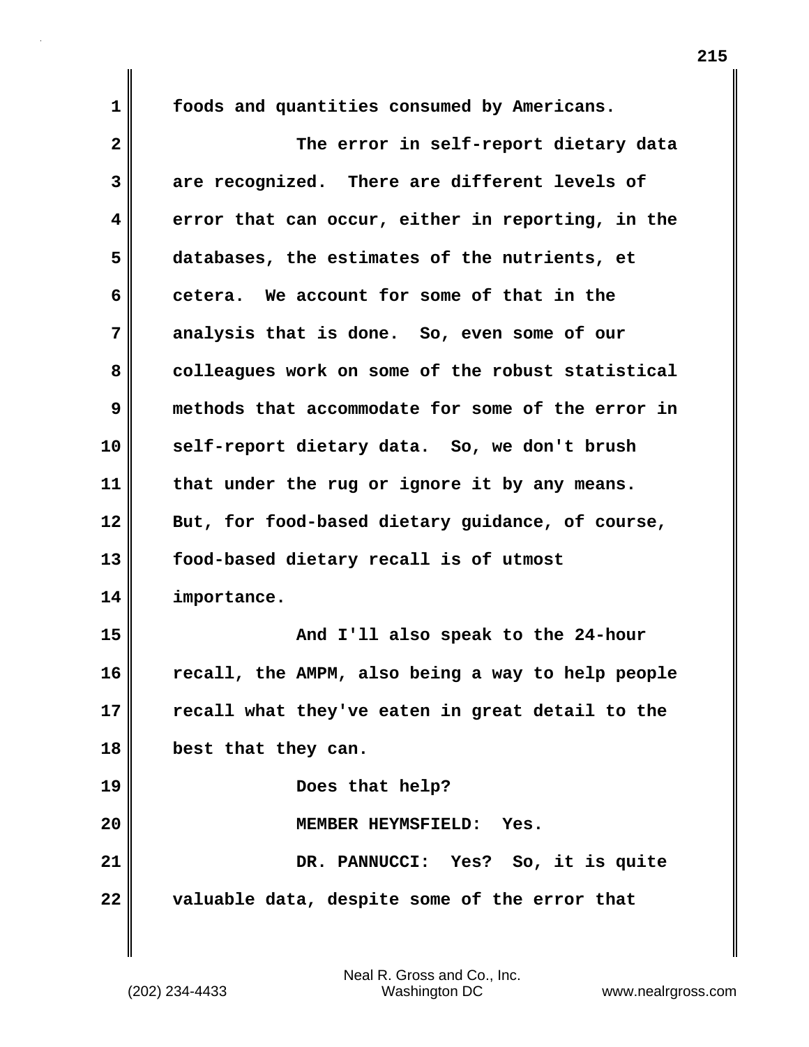foods and quantities consumed by Americans.

The error in self-report dietary data are recognized. There are different levels of error that can occur, either in reporting, in the databases, the estimates of the nutrients, et cetera. We account for some of that in the analysis that is done. So, even some of our colleagues work on some of the robust statistical methods that accommodate for some of the error in self-report dietary data. So, we don't brush that under the rug or ignore it by any means. But, for food-based dietary guidance, of course, food-based dietary recall is of utmost importance.

And I'll also speak to the 24-hour recall, the AMPM, also being a way to help people recall what they've eaten in great detail to the best that they can.

Does that help?

MEMBER HEYMSFIELD: Yes.

DR. PANNUCCI: Yes? So, it is quite valuable data, despite some of the error that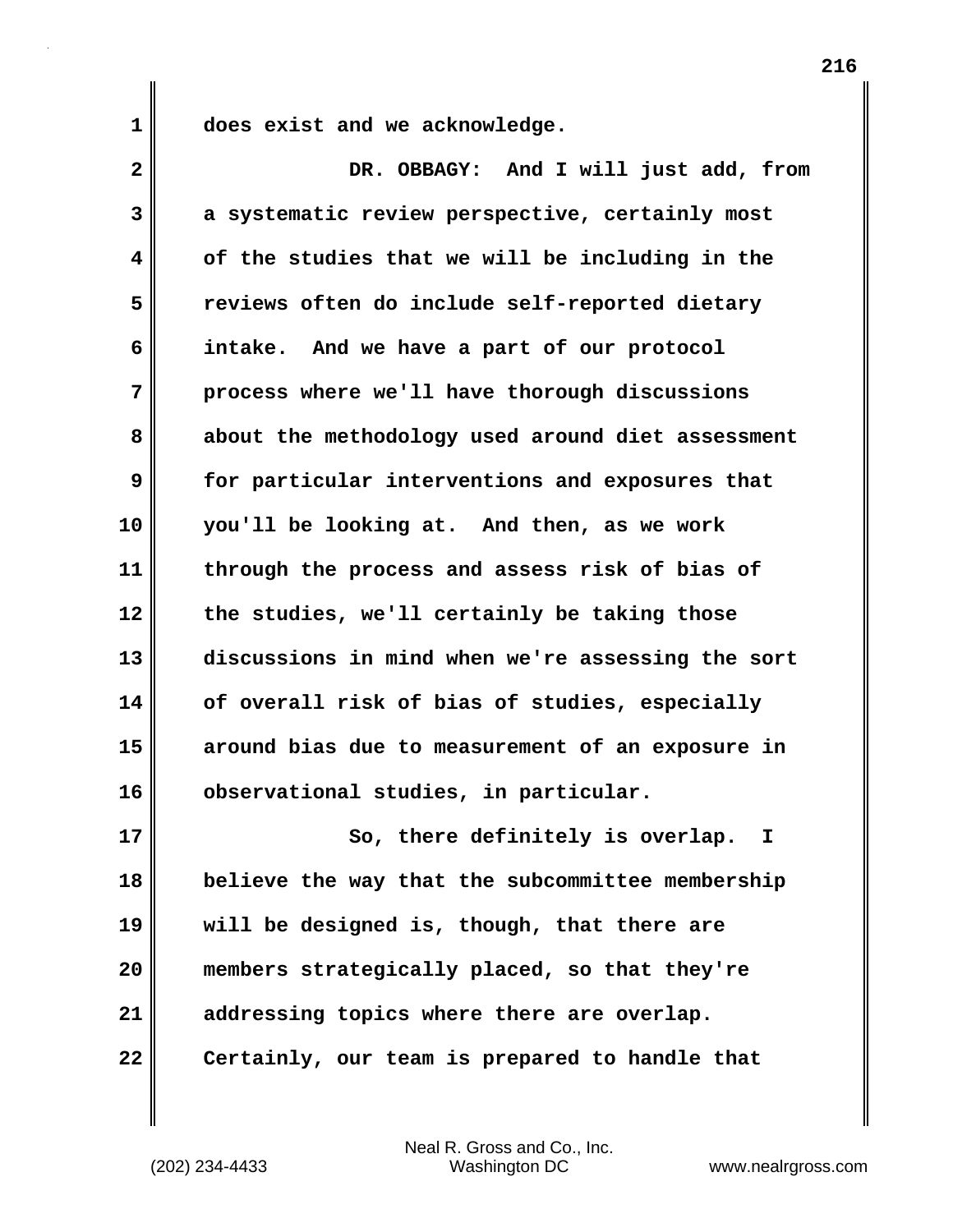does exist and we acknowledge.

DR. OBBAGY: And I will just add, from a systematic review perspective, certainly most of the studies that we will be including in the reviews often do include self-reported dietary intake. And we have a part of our protocol process where we'll have thorough discussions about the methodology used around diet assessment for particular interventions and exposures that you'll be looking at. And then, as we work through the process and assess risk of bias of the studies, we'll certainly be taking those discussions in mind when we're assessing the sort of overall risk of bias of studies, especially around bias due to measurement of an exposure in observational studies, in particular.

So, there definitely is overlap. I believe the way that the subcommittee membership will be designed is, though, that there are members strategically placed, so that they're addressing topics where there are overlap. Certainly, our team is prepared to handle that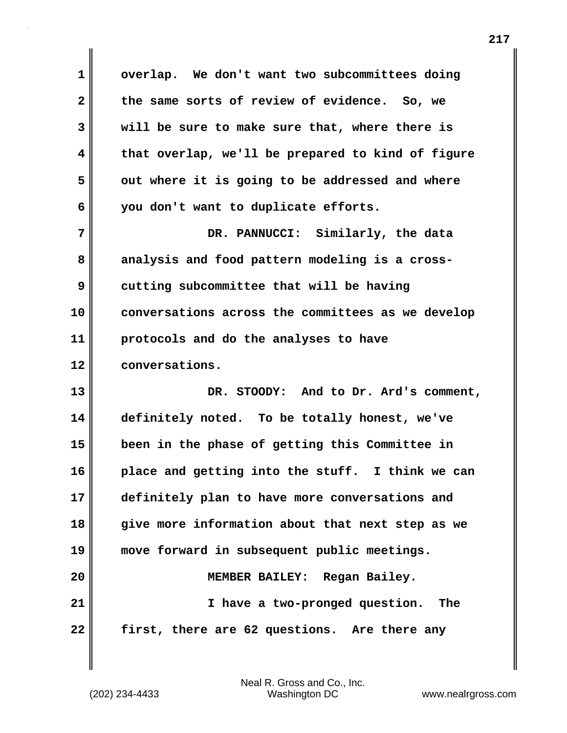overlap. We don't want two subcommittees doing the same sorts of review of evidence. So, we will be sure to make sure that, where there is that overlap, we'll be prepared to kind of figure out where it is going to be addressed and where you don't want to duplicate efforts.

DR. PANNUCCI: Similarly, the data analysis and food pattern modeling is a cross-cutting subcommittee that will be having conversations across the committees as we develop protocols and do the analyses to have conversations.

DR. STOODY: And to Dr. Ard's comment, definitely noted. To be totally honest, we've been in the phase of getting this Committee in place and getting into the stuff. I think we can definitely plan to have more conversations and give more information about that next step as we move forward in subsequent public meetings.

MEMBER BAILEY: Regan Bailey.

I have a two-pronged question. The first, there are 62 questions. Are there any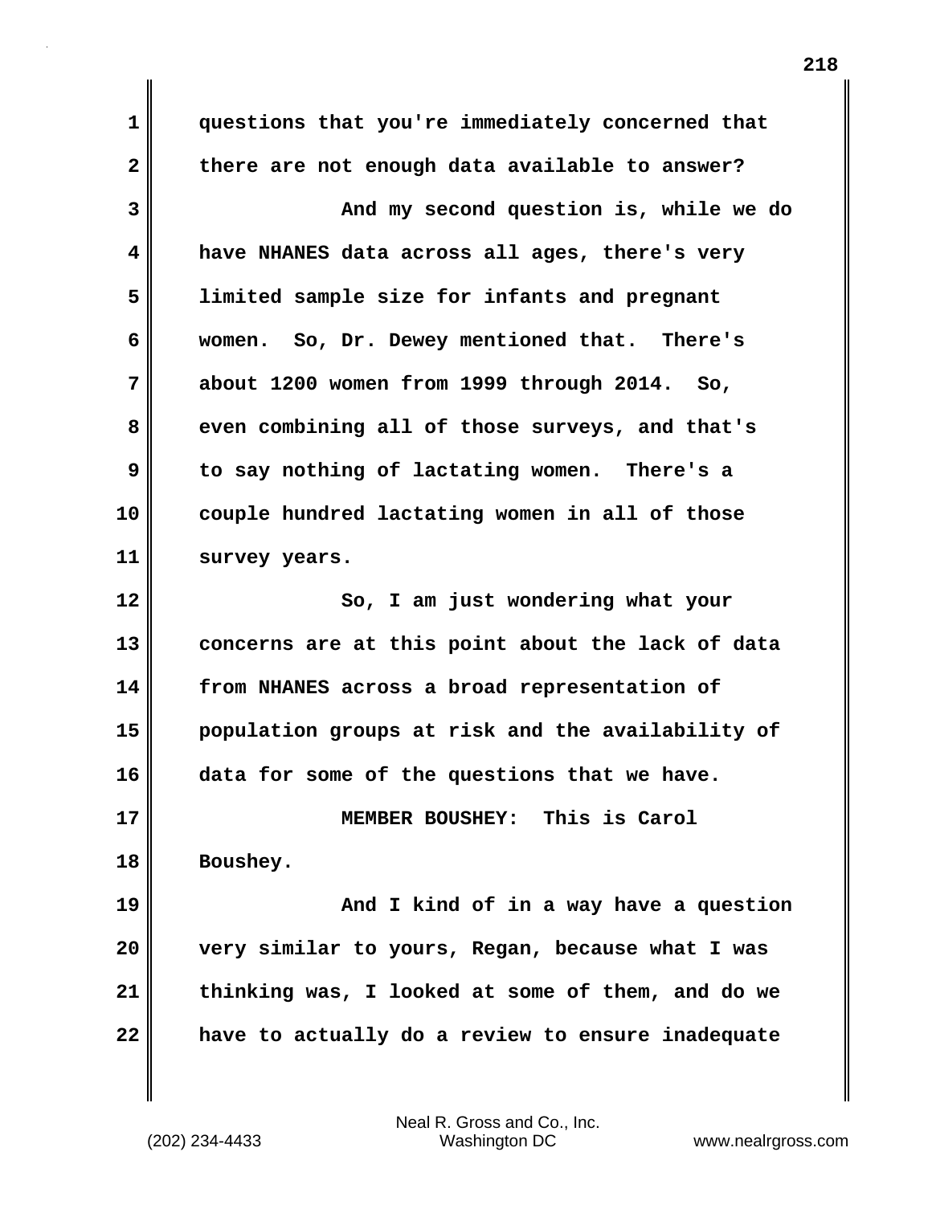questions that you're immediately concerned that there are not enough data available to answer?

And my second question is, while we do have NHANES data across all ages, there's very limited sample size for infants and pregnant women. So, Dr. Dewey mentioned that. There's about 1200 women from 1999 through 2014. So, even combining all of those surveys, and that's to say nothing of lactating women. There's a couple hundred lactating women in all of those survey years.

So, I am just wondering what your concerns are at this point about the lack of data from NHANES across a broad representation of population groups at risk and the availability of data for some of the questions that we have.

MEMBER BOUSHEY: This is Carol Boushey.

And I kind of in a way have a question very similar to yours, Regan, because what I was thinking was, I looked at some of them, and do we have to actually do a review to ensure inadequate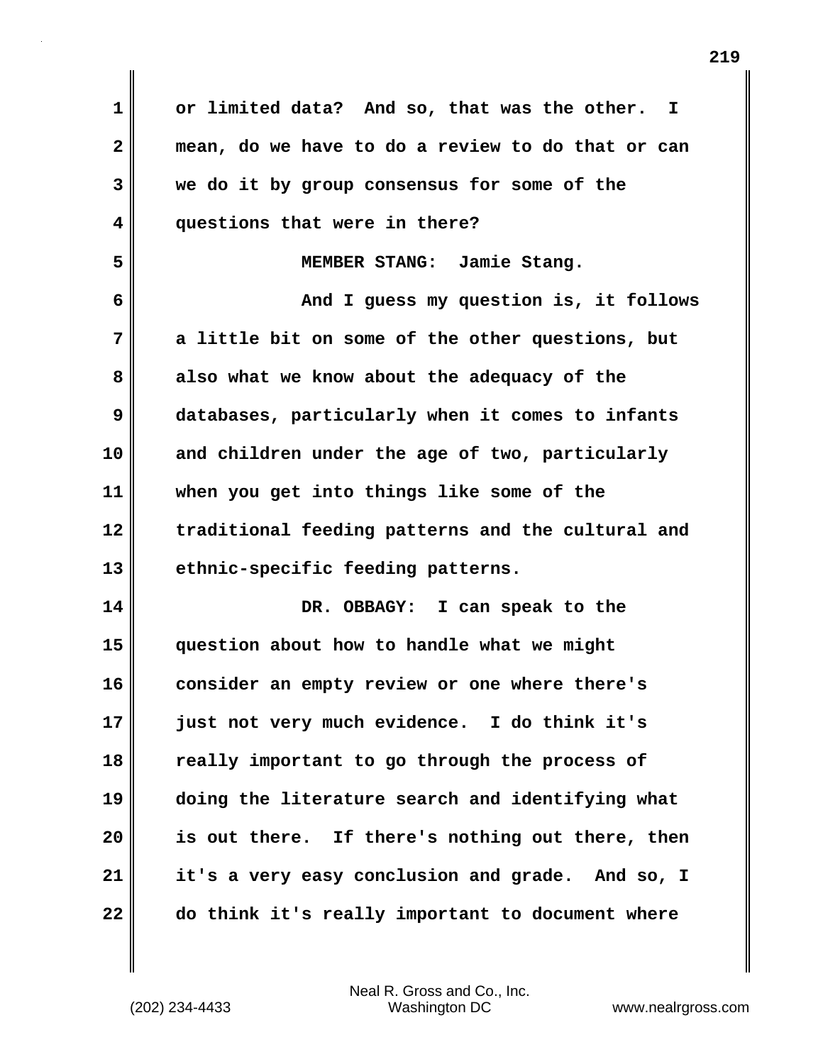or limited data? And so, that was the other. I mean, do we have to do a review to do that or can we do it by group consensus for some of the questions that were in there?

MEMBER STANG: Jamie Stang.

And I guess my question is, it follows a little bit on some of the other questions, but also what we know about the adequacy of the databases, particularly when it comes to infants and children under the age of two, particularly when you get into things like some of the traditional feeding patterns and the cultural and ethnic-specific feeding patterns.

DR. OBBAGY: I can speak to the question about how to handle what we might consider an empty review or one where there's just not very much evidence. I do think it's really important to go through the process of doing the literature search and identifying what is out there. If there's nothing out there, then it's a very easy conclusion and grade. And so, I do think it's really important to document where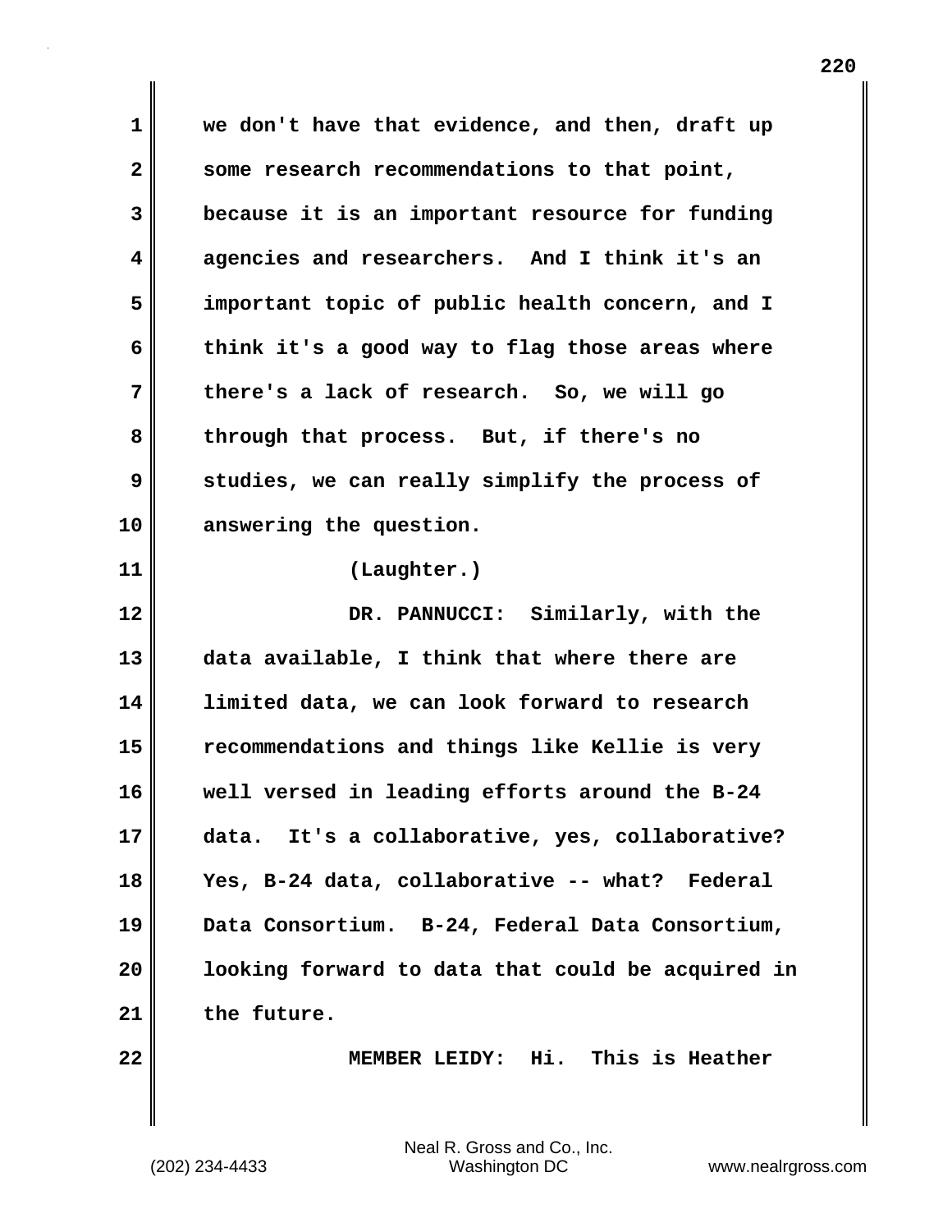we don't have that evidence, and then, draft up some research recommendations to that point, because it is an important resource for funding agencies and researchers. And I think it's an important topic of public health concern, and I think it's a good way to flag those areas where there's a lack of research. So, we will go through that process. But, if there's no studies, we can really simplify the process of answering the question.

(Laughter.)

DR. PANNUCCI: Similarly, with the data available, I think that where there are limited data, we can look forward to research recommendations and things like Kellie is very well versed in leading efforts around the B-24 data. It's a collaborative, yes, collaborative? Yes, B-24 data, collaborative -- what? Federal Data Consortium. B-24, Federal Data Consortium, looking forward to data that could be acquired in the future.

MEMBER LEIDY: Hi. This is Heather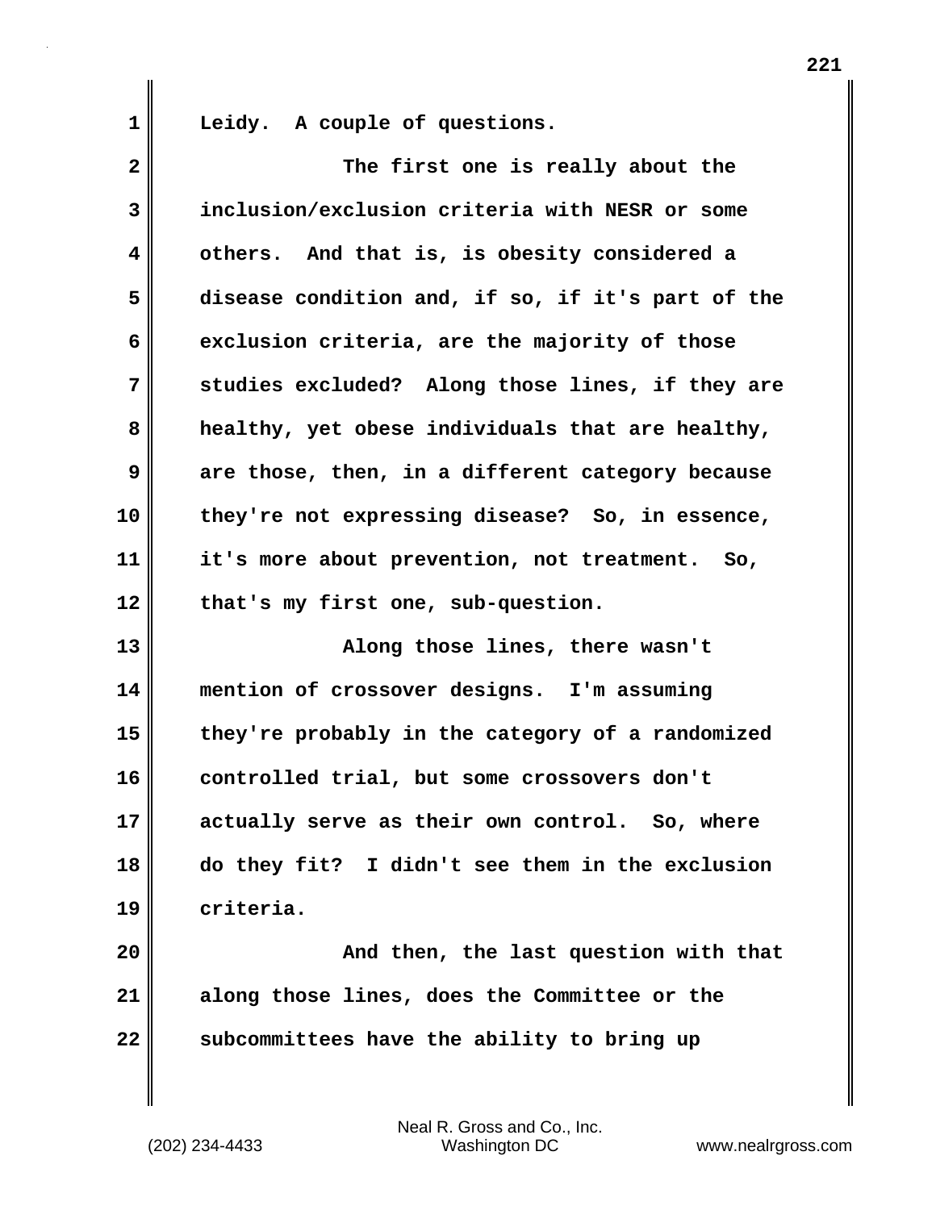Leidy. A couple of questions.

The first one is really about the inclusion/exclusion criteria with NESR or some others. And that is, is obesity considered a disease condition and, if so, if it's part of the exclusion criteria, are the majority of those studies excluded? Along those lines, if they are healthy, yet obese individuals that are healthy, are those, then, in a different category because they're not expressing disease? So, in essence, it's more about prevention, not treatment. So, that's my first one, sub-question.

Along those lines, there wasn't mention of crossover designs. I'm assuming they're probably in the category of a randomized controlled trial, but some crossovers don't actually serve as their own control. So, where do they fit? I didn't see them in the exclusion criteria.

And then, the last question with that along those lines, does the Committee or the subcommittees have the ability to bring up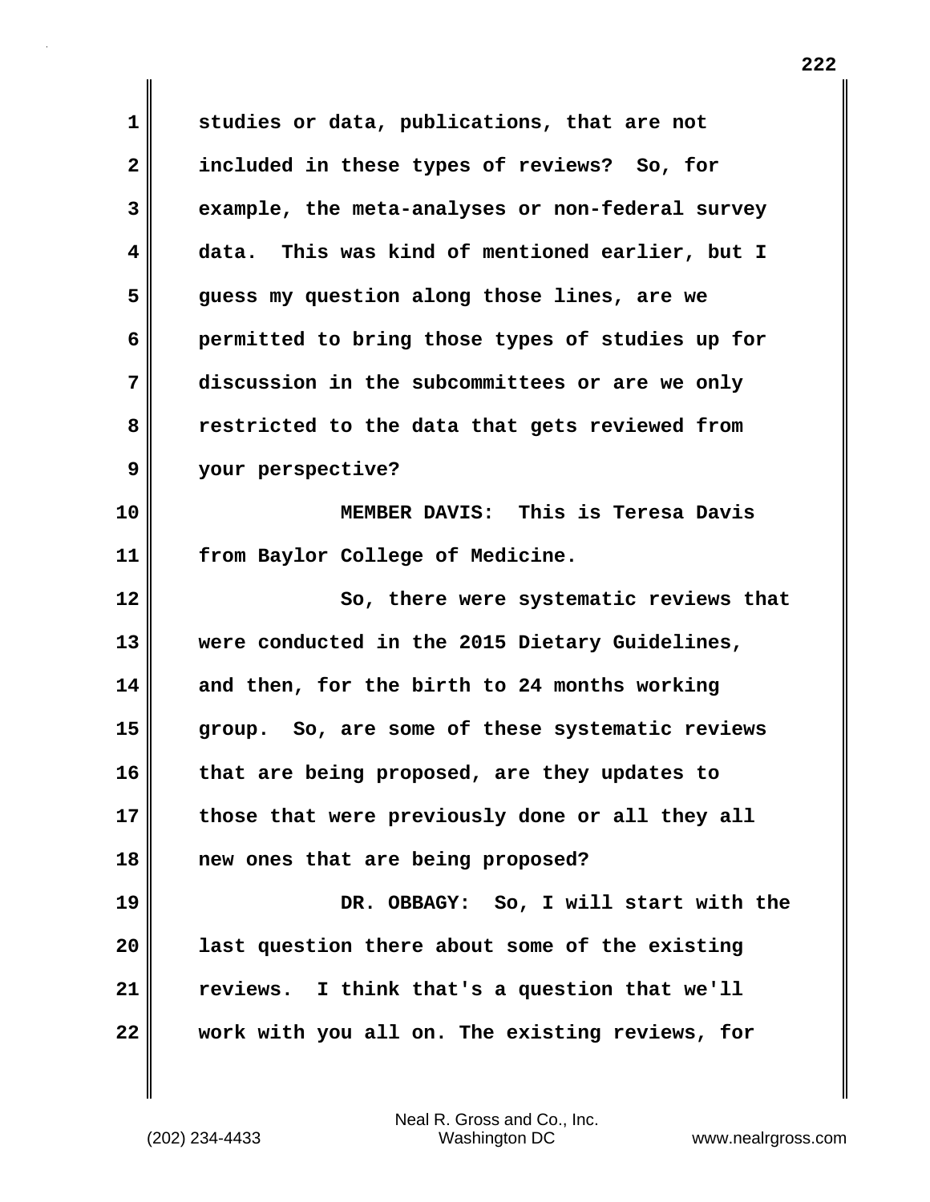studies or data, publications, that are not included in these types of reviews? So, for example, the meta-analyses or non-federal survey data. This was kind of mentioned earlier, but I guess my question along those lines, are we permitted to bring those types of studies up for discussion in the subcommittees or are we only restricted to the data that gets reviewed from your perspective?

MEMBER DAVIS: This is Teresa Davis from Baylor College of Medicine.

So, there were systematic reviews that were conducted in the 2015 Dietary Guidelines, and then, for the birth to 24 months working group. So, are some of these systematic reviews that are being proposed, are they updates to those that were previously done or all they all new ones that are being proposed?

DR. OBBAGY: So, I will start with the last question there about some of the existing reviews. I think that's a question that we'll work with you all on. The existing reviews, for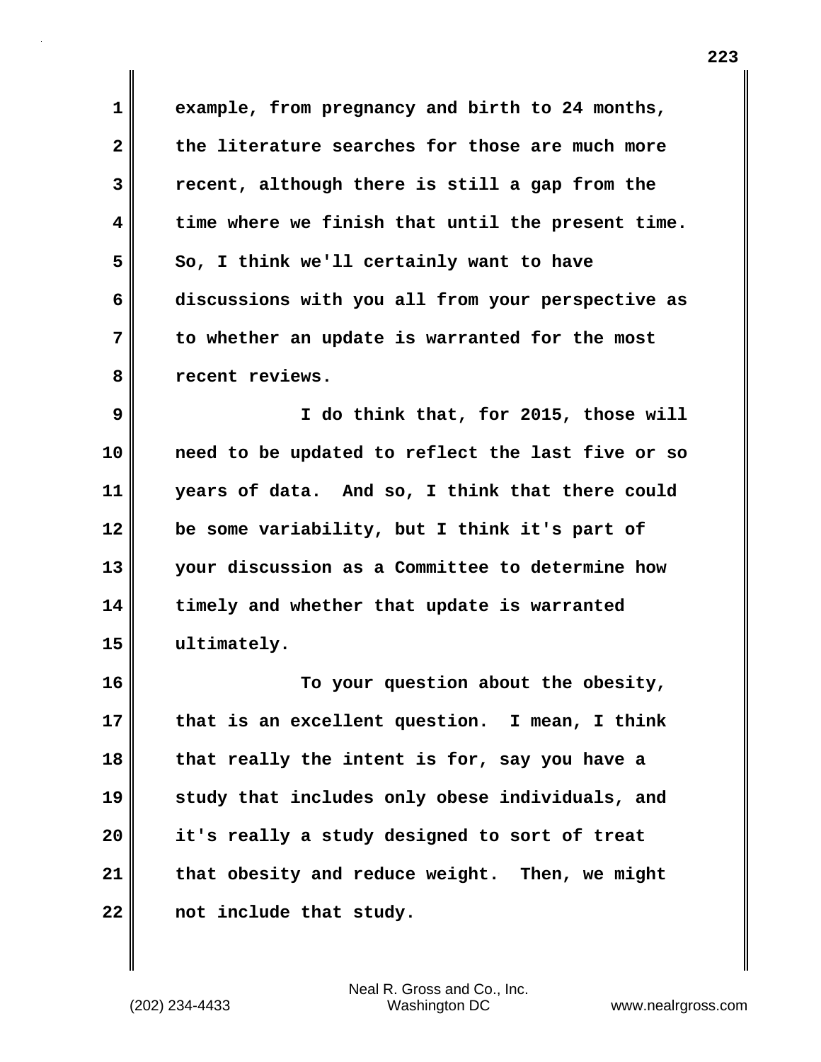example, from pregnancy and birth to 24 months, the literature searches for those are much more recent, although there is still a gap from the time where we finish that until the present time. So, I think we'll certainly want to have discussions with you all from your perspective as to whether an update is warranted for the most recent reviews.

I do think that, for 2015, those will need to be updated to reflect the last five or so years of data. And so, I think that there could be some variability, but I think it's part of your discussion as a Committee to determine how timely and whether that update is warranted ultimately.

To your question about the obesity, that is an excellent question. I mean, I think that really the intent is for, say you have a study that includes only obese individuals, and it's really a study designed to sort of treat that obesity and reduce weight. Then, we might not include that study.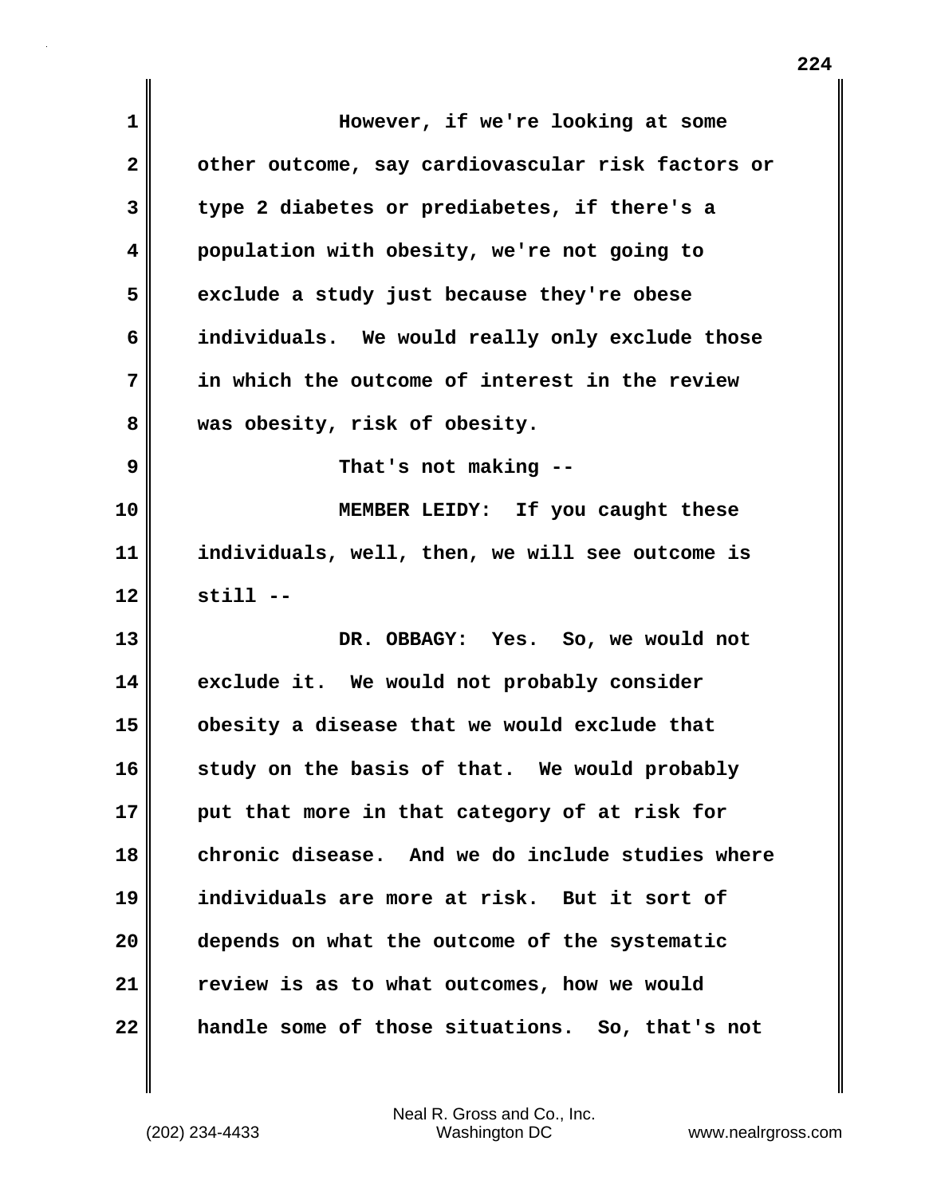However, if we're looking at some other outcome, say cardiovascular risk factors or type 2 diabetes or prediabetes, if there's a population with obesity, we're not going to exclude a study just because they're obese individuals. We would really only exclude those in which the outcome of interest in the review was obesity, risk of obesity.

That's not making --

**MEMBER LEIDY:** If you caught these individuals, well, then, we will see outcome is still --

**DR. OBBAGY:** Yes. So, we would not exclude it. We would not probably consider obesity a disease that we would exclude that study on the basis of that. We would probably put that more in that category of at risk for chronic disease. And we do include studies where individuals are more at risk. But it sort of depends on what the outcome of the systematic review is as to what outcomes, how we would handle some of those situations. So, that's not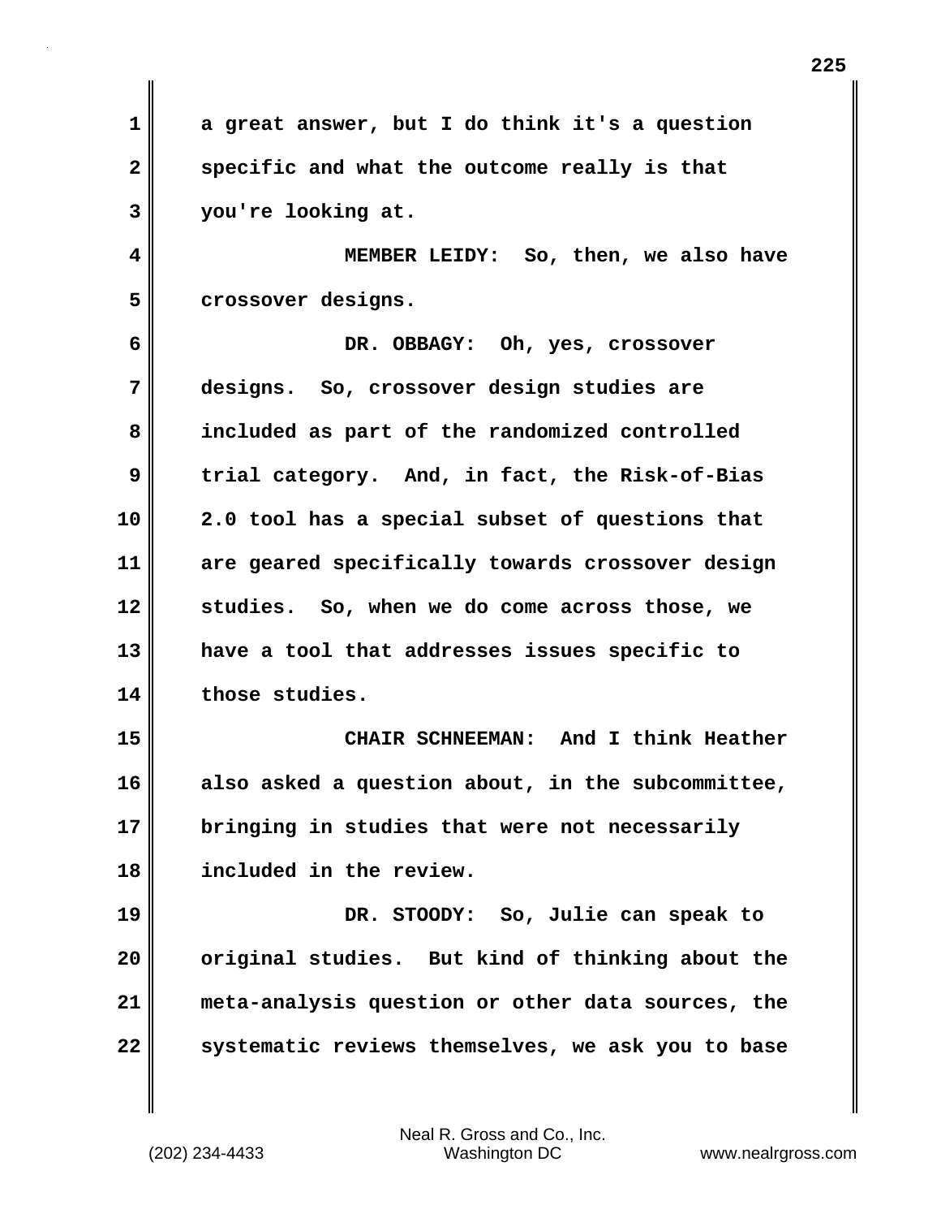a great answer, but I do think it's a question specific and what the outcome really is that you're looking at.

MEMBER LEIDY: So, then, we also have crossover designs.

DR. OBBAGY: Oh, yes, crossover designs. So, crossover design studies are included as part of the randomized controlled trial category. And, in fact, the Risk-of-Bias 2.0 tool has a special subset of questions that are geared specifically towards crossover design studies. So, when we do come across those, we have a tool that addresses issues specific to those studies.

CHAIR SCHNEEMAN: And I think Heather also asked a question about, in the subcommittee, bringing in studies that were not necessarily included in the review.

DR. STOODY: So, Julie can speak to original studies. But kind of thinking about the meta-analysis question or other data sources, the systematic reviews themselves, we ask you to base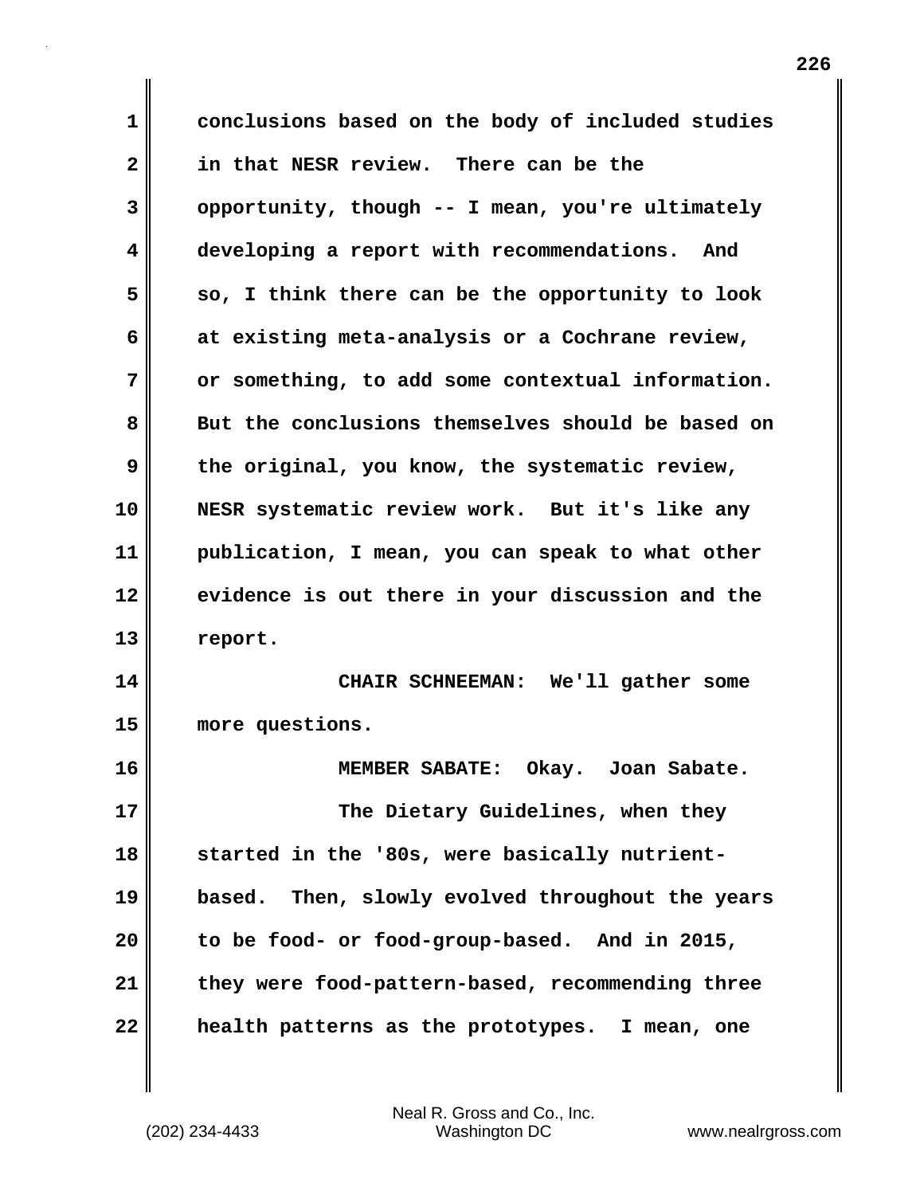conclusions based on the body of included studies in that NESR review. There can be the opportunity, though -- I mean, you're ultimately developing a report with recommendations. And so, I think there can be the opportunity to look at existing meta-analysis or a Cochrane review, or something, to add some contextual information. But the conclusions themselves should be based on the original, you know, the systematic review, NESR systematic review work. But it's like any publication, I mean, you can speak to what other evidence is out there in your discussion and the report.

CHAIR SCHNEEMAN: We'll gather some more questions.

MEMBER SABATE: Okay. Joan Sabate.

The Dietary Guidelines, when they started in the '80s, were basically nutrient-based. Then, slowly evolved throughout the years to be food- or food-group-based. And in 2015, they were food-pattern-based, recommending three health patterns as the prototypes. I mean, one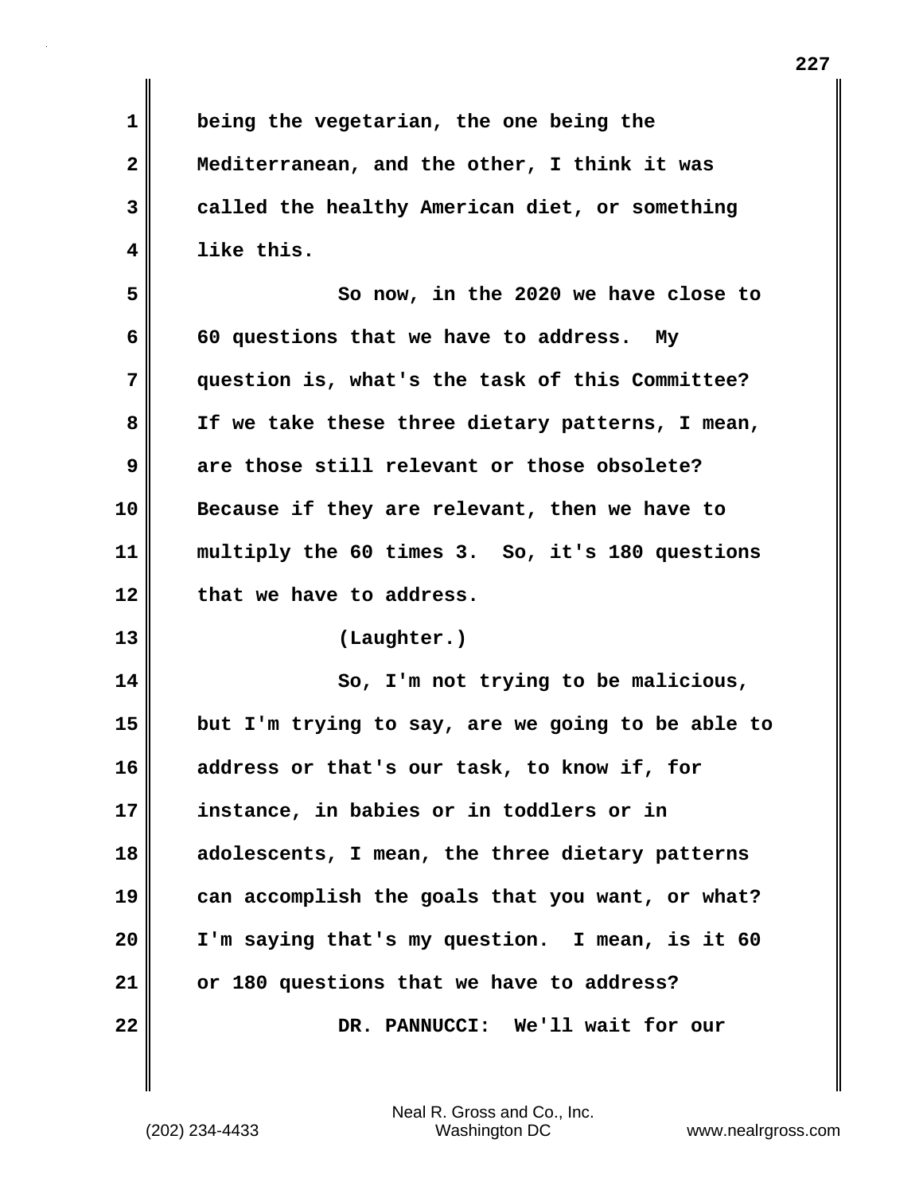being the vegetarian, the one being the Mediterranean, and the other, I think it was called the healthy American diet, or something like this.

So now, in the 2020 we have close to 60 questions that we have to address. My question is, what's the task of this Committee? If we take these three dietary patterns, I mean, are those still relevant or those obsolete? Because if they are relevant, then we have to multiply the 60 times 3. So, it's 180 questions that we have to address.

(Laughter.)

So, I'm not trying to be malicious, but I'm trying to say, are we going to be able to address or that's our task, to know if, for instance, in babies or in toddlers or in adolescents, I mean, the three dietary patterns can accomplish the goals that you want, or what? I'm saying that's my question. I mean, is it 60 or 180 questions that we have to address?

DR. PANNUCCI: We'll wait for our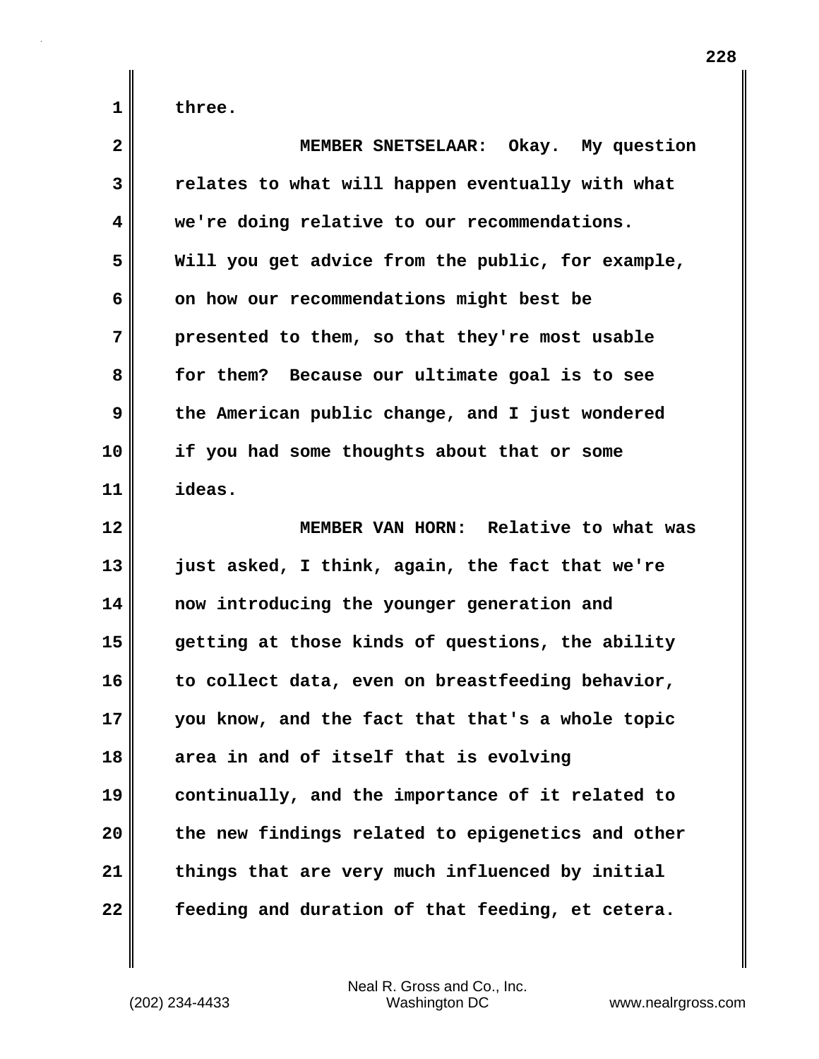three.

MEMBER SNETSELAAR: Okay. My question relates to what will happen eventually with what we're doing relative to our recommendations. Will you get advice from the public, for example, on how our recommendations might best be presented to them, so that they're most usable for them? Because our ultimate goal is to see the American public change, and I just wondered if you had some thoughts about that or some ideas.

MEMBER VAN HORN: Relative to what was just asked, I think, again, the fact that we're now introducing the younger generation and getting at those kinds of questions, the ability to collect data, even on breastfeeding behavior, you know, and the fact that that's a whole topic area in and of itself that is evolving continually, and the importance of it related to the new findings related to epigenetics and other things that are very much influenced by initial feeding and duration of that feeding, et cetera.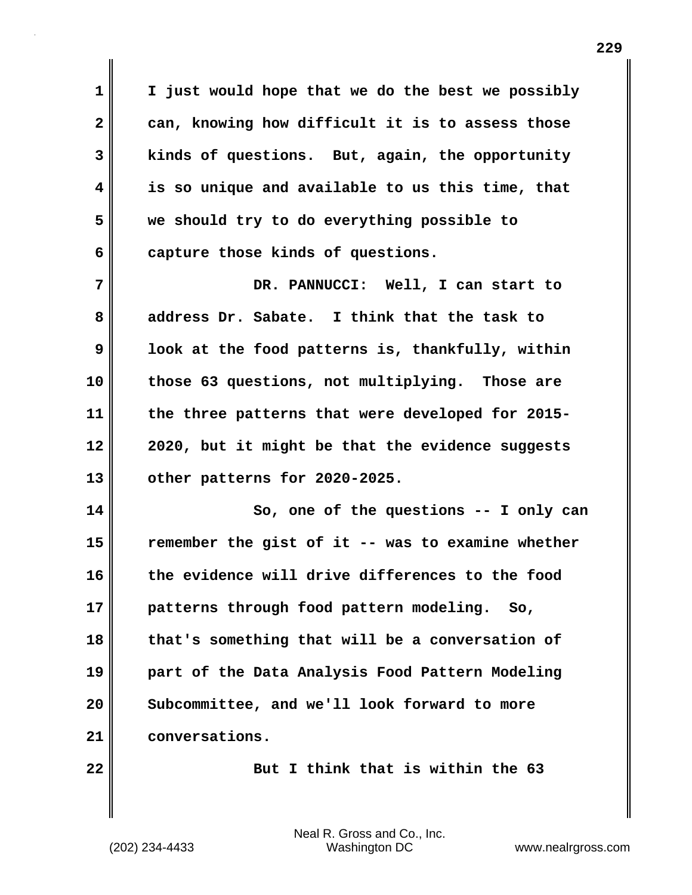I just would hope that we do the best we possibly can, knowing how difficult it is to assess those kinds of questions. But, again, the opportunity is so unique and available to us this time, that we should try to do everything possible to capture those kinds of questions.

DR. PANNUCCI: Well, I can start to address Dr. Sabate. I think that the task to look at the food patterns is, thankfully, within those 63 questions, not multiplying. Those are the three patterns that were developed for 2015-2020, but it might be that the evidence suggests other patterns for 2020-2025.

So, one of the questions -- I only can remember the gist of it -- was to examine whether the evidence will drive differences to the food patterns through food pattern modeling. So, that's something that will be a conversation of part of the Data Analysis Food Pattern Modeling Subcommittee, and we'll look forward to more conversations.

But I think that is within the 63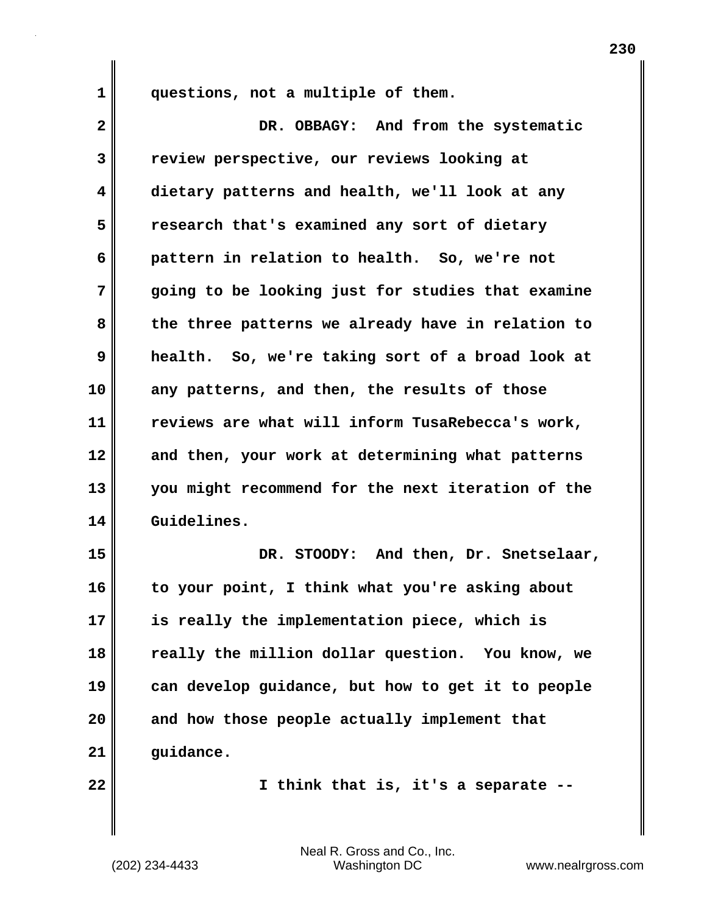questions, not a multiple of them.

DR. OBBAGY: And from the systematic review perspective, our reviews looking at dietary patterns and health, we'll look at any research that's examined any sort of dietary pattern in relation to health. So, we're not going to be looking just for studies that examine the three patterns we already have in relation to health. So, we're taking sort of a broad look at any patterns, and then, the results of those reviews are what will inform TusaRebecca's work, and then, your work at determining what patterns you might recommend for the next iteration of the Guidelines.

DR. STOODY: And then, Dr. Snetselaar, to your point, I think what you're asking about is really the implementation piece, which is really the million dollar question. You know, we can develop guidance, but how to get it to people and how those people actually implement that guidance.

I think that is, it's a separate --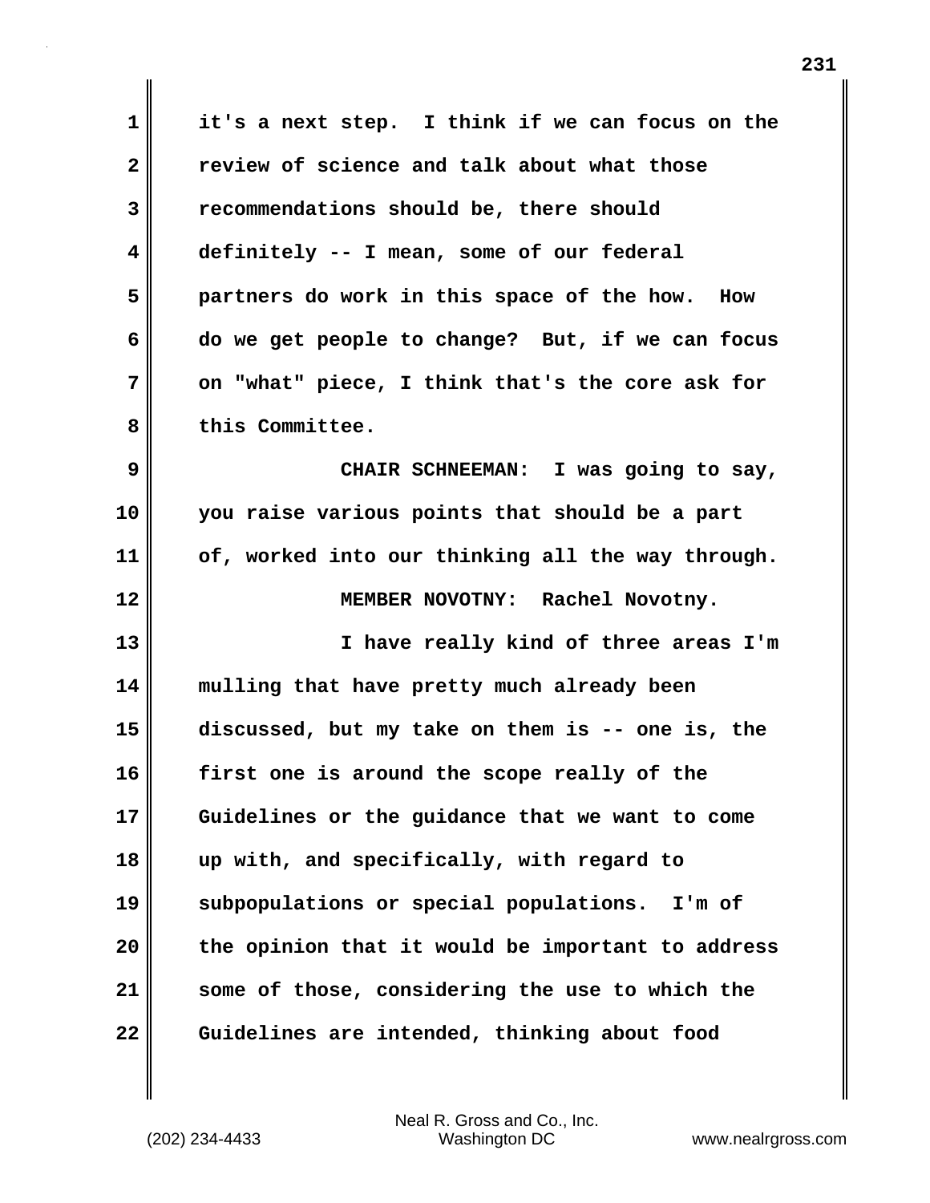it's a next step. I think if we can focus on the review of science and talk about what those recommendations should be, there should definitely -- I mean, some of our federal partners do work in this space of the how. How do we get people to change? But, if we can focus on "what" piece, I think that's the core ask for this Committee.

CHAIR SCHNEEMAN: I was going to say, you raise various points that should be a part of, worked into our thinking all the way through.

MEMBER NOVOTNY: Rachel Novotny.

I have really kind of three areas I'm mulling that have pretty much already been discussed, but my take on them is -- one is, the first one is around the scope really of the Guidelines or the guidance that we want to come up with, and specifically, with regard to subpopulations or special populations. I'm of the opinion that it would be important to address some of those, considering the use to which the Guidelines are intended, thinking about food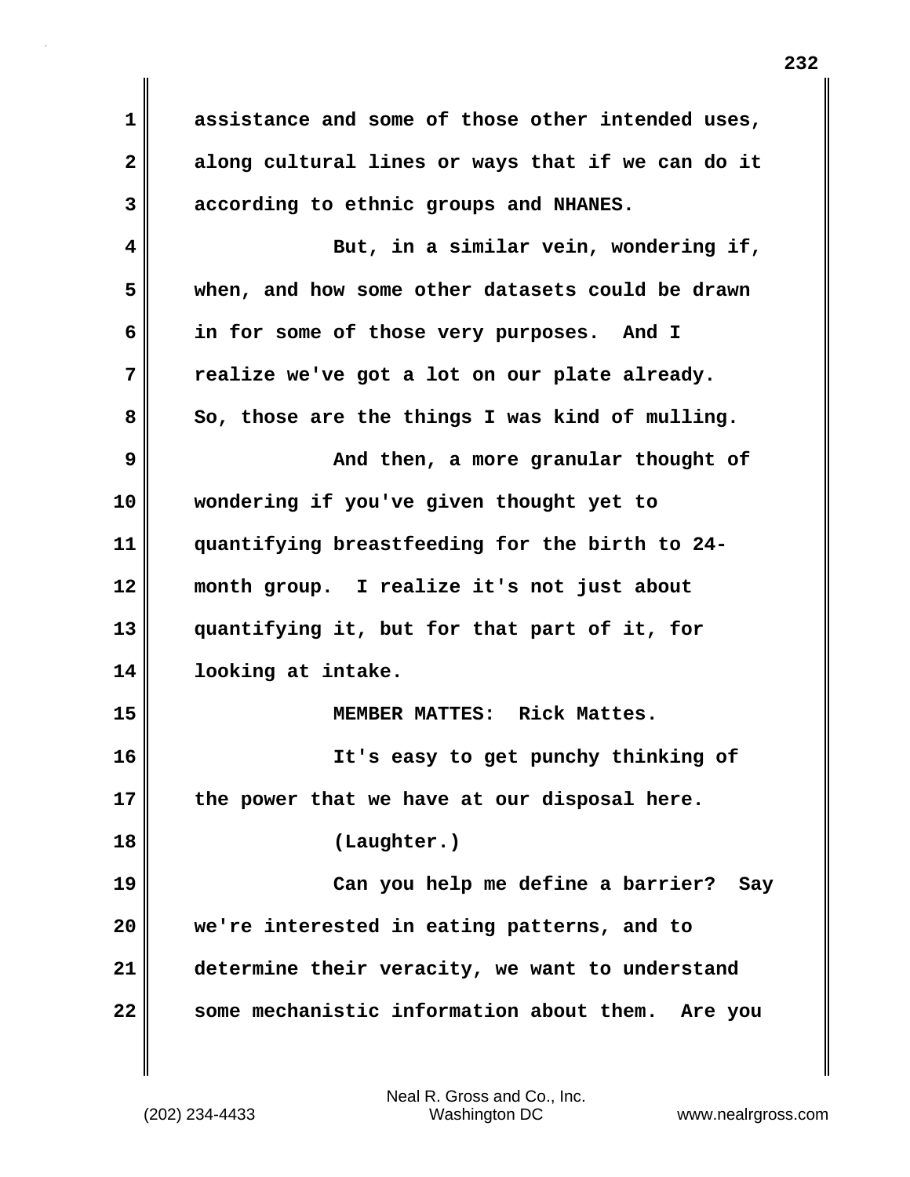assistance and some of those other intended uses, along cultural lines or ways that if we can do it according to ethnic groups and NHANES.

But, in a similar vein, wondering if, when, and how some other datasets could be drawn in for some of those very purposes. And I realize we've got a lot on our plate already. So, those are the things I was kind of mulling.

And then, a more granular thought of wondering if you've given thought yet to quantifying breastfeeding for the birth to 24-month group. I realize it's not just about quantifying it, but for that part of it, for looking at intake.

MEMBER MATTES: Rick Mattes.

It's easy to get punchy thinking of the power that we have at our disposal here.

(Laughter.)

Can you help me define a barrier? Say we're interested in eating patterns, and to determine their veracity, we want to understand some mechanistic information about them. Are you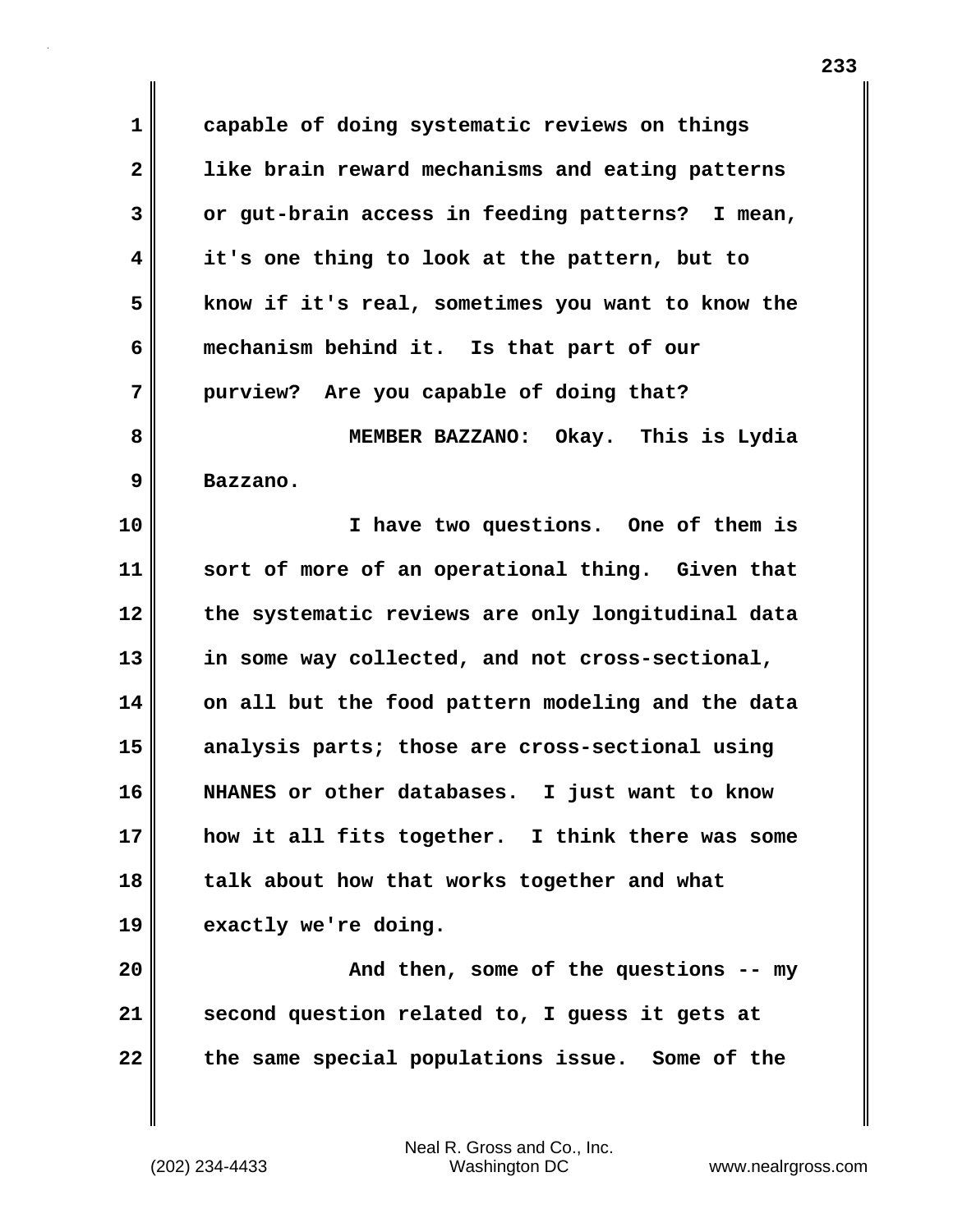capable of doing systematic reviews on things like brain reward mechanisms and eating patterns or gut-brain access in feeding patterns? I mean, it's one thing to look at the pattern, but to know if it's real, sometimes you want to know the mechanism behind it. Is that part of our purview? Are you capable of doing that?

MEMBER BAZZANO: Okay. This is Lydia Bazzano.

I have two questions. One of them is sort of more of an operational thing. Given that the systematic reviews are only longitudinal data in some way collected, and not cross-sectional, on all but the food pattern modeling and the data analysis parts; those are cross-sectional using NHANES or other databases. I just want to know how it all fits together. I think there was some talk about how that works together and what exactly we're doing.

And then, some of the questions -- my second question related to, I guess it gets at the same special populations issue. Some of the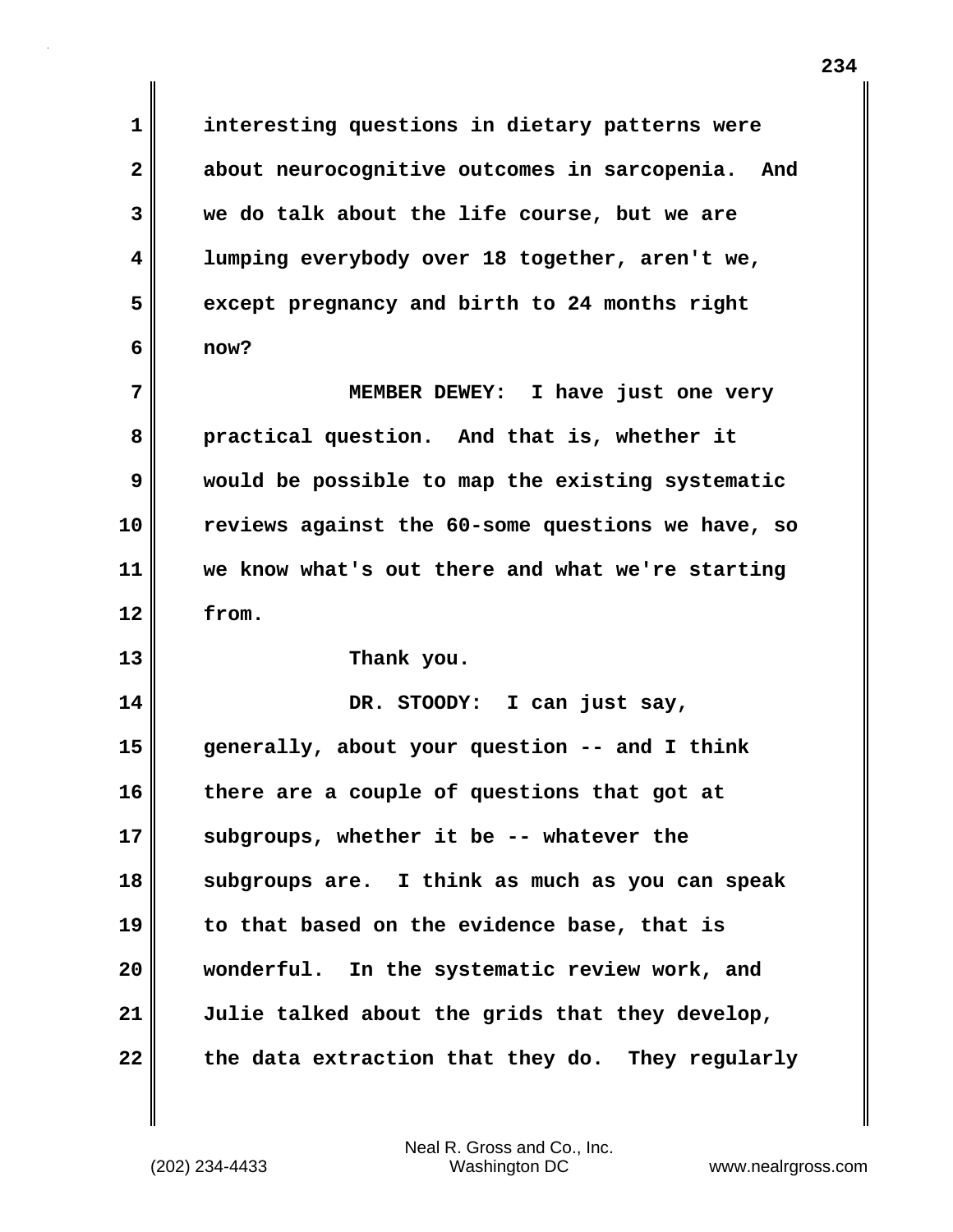interesting questions in dietary patterns were about neurocognitive outcomes in sarcopenia. And we do talk about the life course, but we are lumping everybody over 18 together, aren't we, except pregnancy and birth to 24 months right now?

MEMBER DEWEY: I have just one very practical question. And that is, whether it would be possible to map the existing systematic reviews against the 60-some questions we have, so we know what's out there and what we're starting from.

Thank you.

DR. STOODY: I can just say, generally, about your question -- and I think there are a couple of questions that got at subgroups, whether it be -- whatever the subgroups are. I think as much as you can speak to that based on the evidence base, that is wonderful. In the systematic review work, and Julie talked about the grids that they develop, the data extraction that they do. They regularly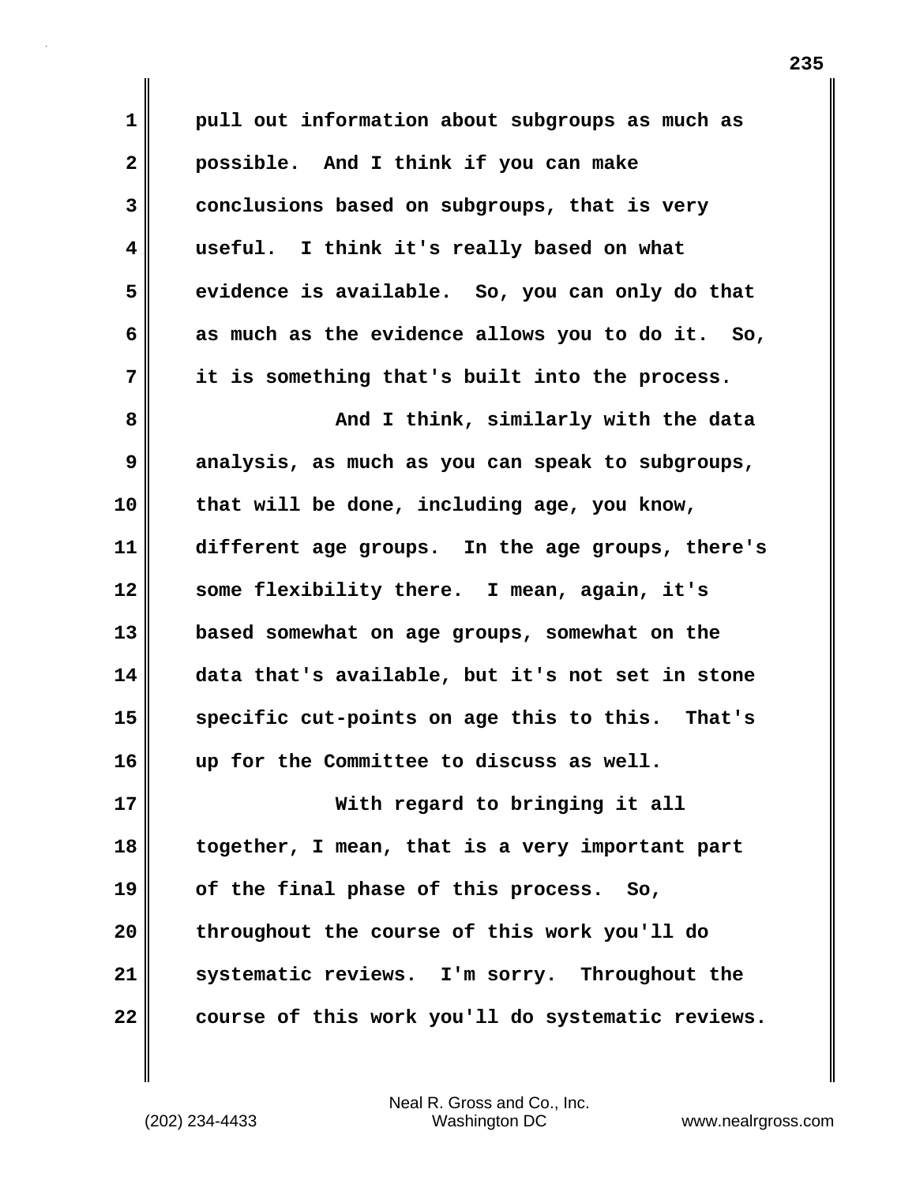pull out information about subgroups as much as possible. And I think if you can make conclusions based on subgroups, that is very useful. I think it's really based on what evidence is available. So, you can only do that as much as the evidence allows you to do it. So, it is something that's built into the process.

And I think, similarly with the data analysis, as much as you can speak to subgroups, that will be done, including age, you know, different age groups. In the age groups, there's some flexibility there. I mean, again, it's based somewhat on age groups, somewhat on the data that's available, but it's not set in stone specific cut-points on age this to this. That's up for the Committee to discuss as well.

With regard to bringing it all together, I mean, that is a very important part of the final phase of this process. So, throughout the course of this work you'll do systematic reviews. I'm sorry. Throughout the course of this work you'll do systematic reviews.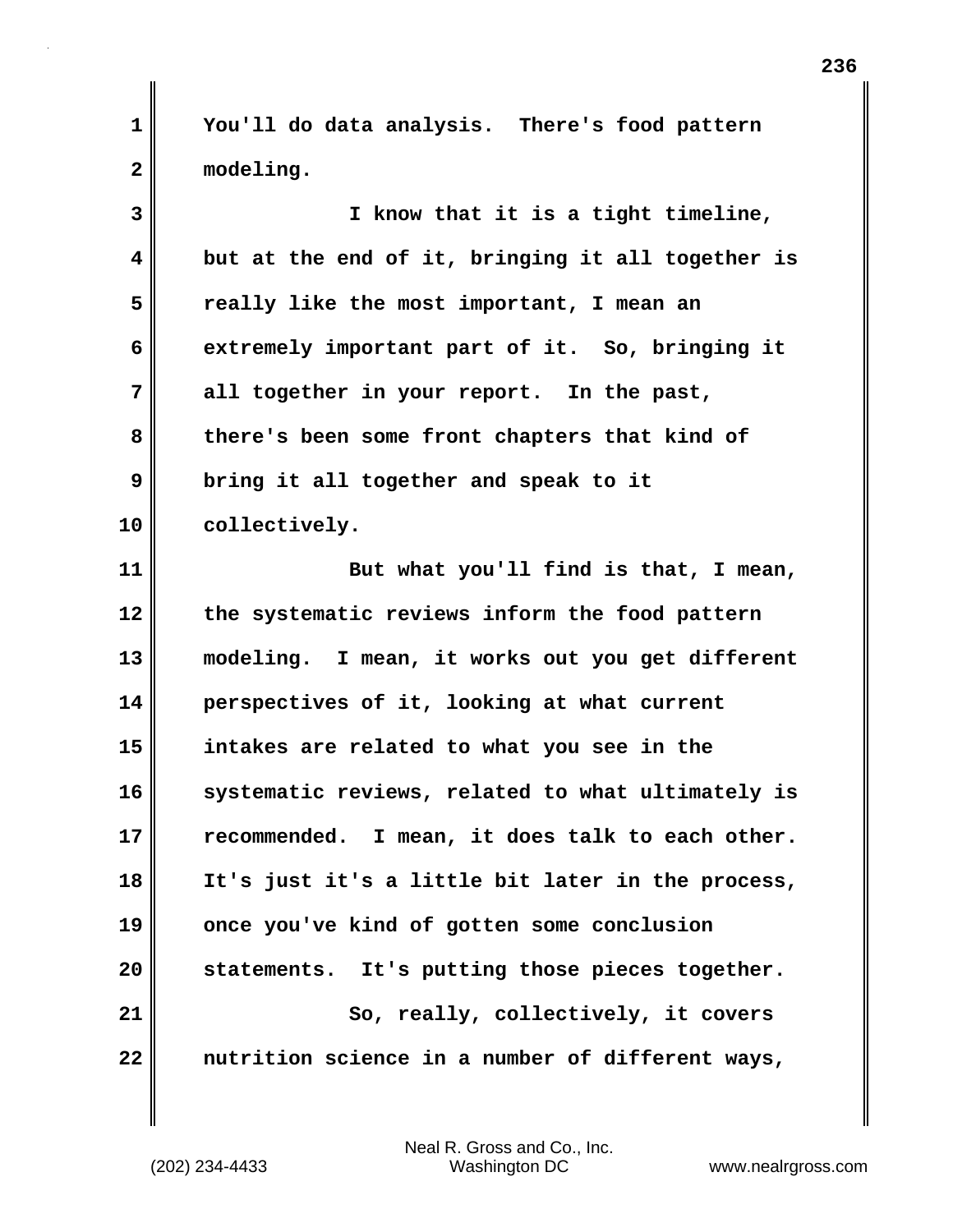You'll do data analysis. There's food pattern modeling.

I know that it is a tight timeline, but at the end of it, bringing it all together is really like the most important, I mean an extremely important part of it. So, bringing it all together in your report. In the past, there's been some front chapters that kind of bring it all together and speak to it collectively.

But what you'll find is that, I mean, the systematic reviews inform the food pattern modeling. I mean, it works out you get different perspectives of it, looking at what current intakes are related to what you see in the systematic reviews, related to what ultimately is recommended. I mean, it does talk to each other. It's just it's a little bit later in the process, once you've kind of gotten some conclusion statements. It's putting those pieces together.

So, really, collectively, it covers nutrition science in a number of different ways,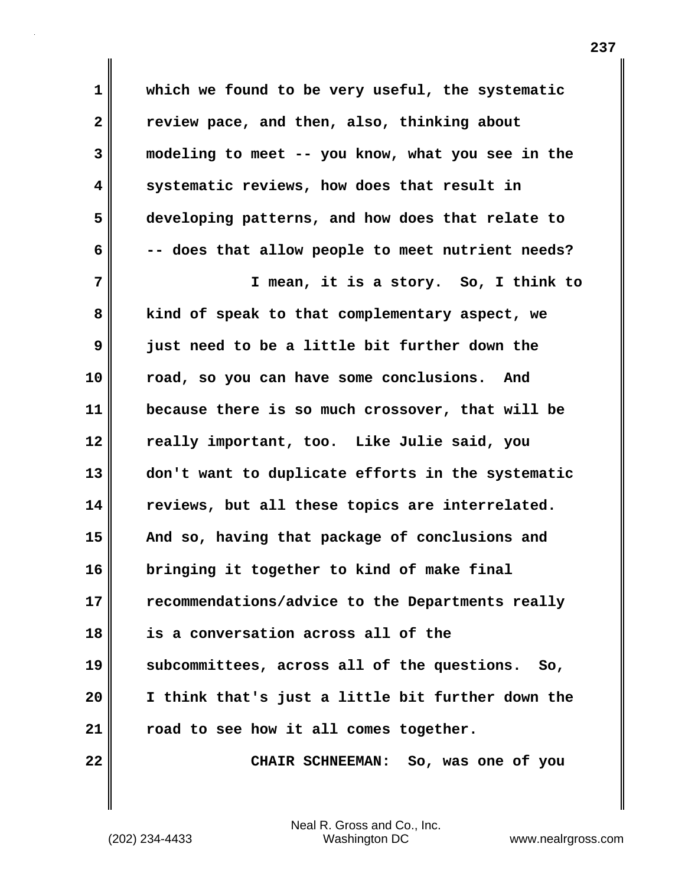which we found to be very useful, the systematic review pace, and then, also, thinking about modeling to meet -- you know, what you see in the systematic reviews, how does that result in developing patterns, and how does that relate to -- does that allow people to meet nutrient needs?

I mean, it is a story. So, I think to kind of speak to that complementary aspect, we just need to be a little bit further down the road, so you can have some conclusions. And because there is so much crossover, that will be really important, too. Like Julie said, you don't want to duplicate efforts in the systematic reviews, but all these topics are interrelated. And so, having that package of conclusions and bringing it together to kind of make final recommendations/advice to the Departments really is a conversation across all of the subcommittees, across all of the questions. So, I think that's just a little bit further down the road to see how it all comes together.

CHAIR SCHNEEMAN: So, was one of you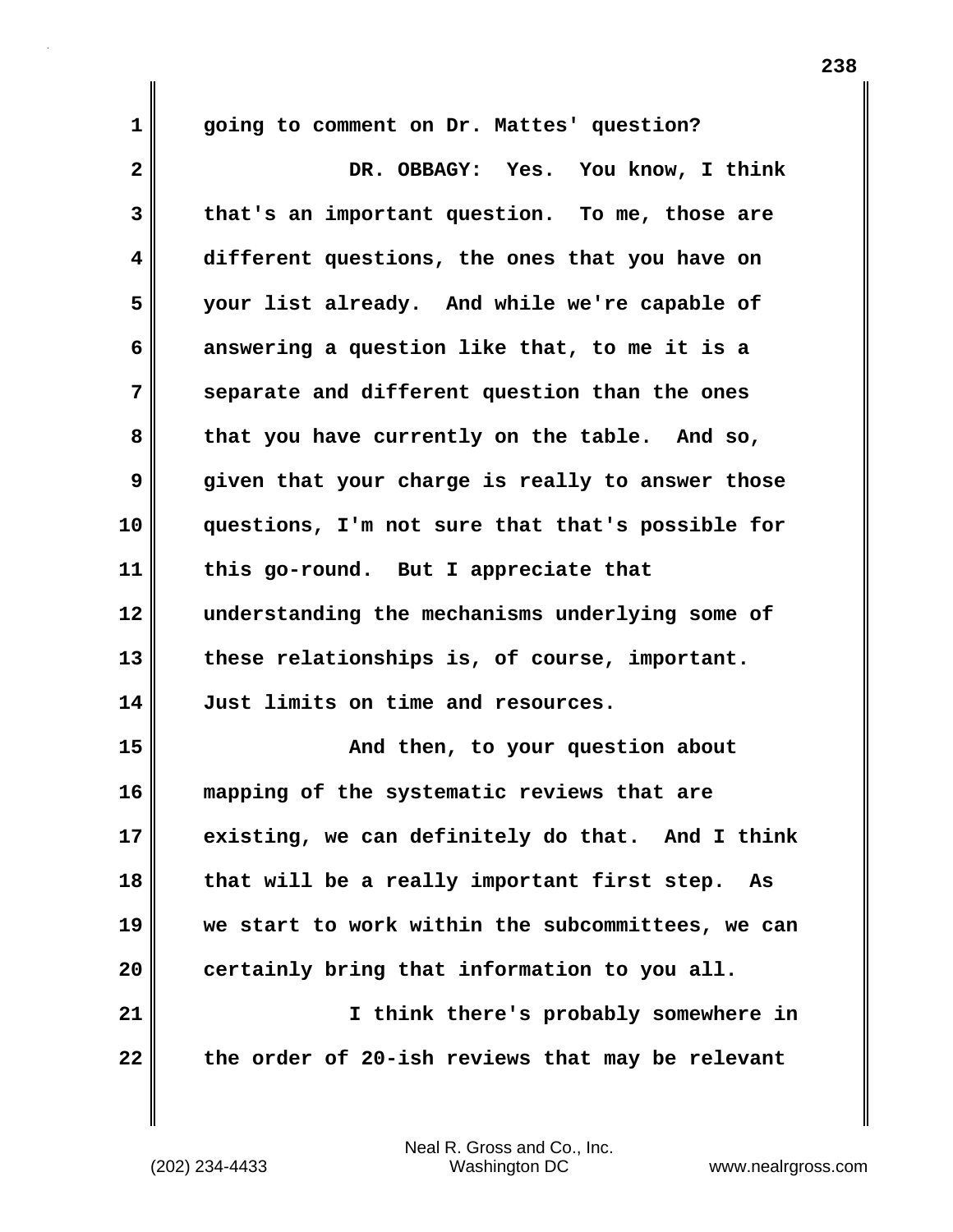going to comment on Dr. Mattes' question?

DR. OBBAGY: Yes. You know, I think that's an important question. To me, those are different questions, the ones that you have on your list already. And while we're capable of answering a question like that, to me it is a separate and different question than the ones that you have currently on the table. And so, given that your charge is really to answer those questions, I'm not sure that that's possible for this go-round. But I appreciate that understanding the mechanisms underlying some of these relationships is, of course, important. Just limits on time and resources.

And then, to your question about mapping of the systematic reviews that are existing, we can definitely do that. And I think that will be a really important first step. As we start to work within the subcommittees, we can certainly bring that information to you all.

I think there's probably somewhere in the order of 20-ish reviews that may be relevant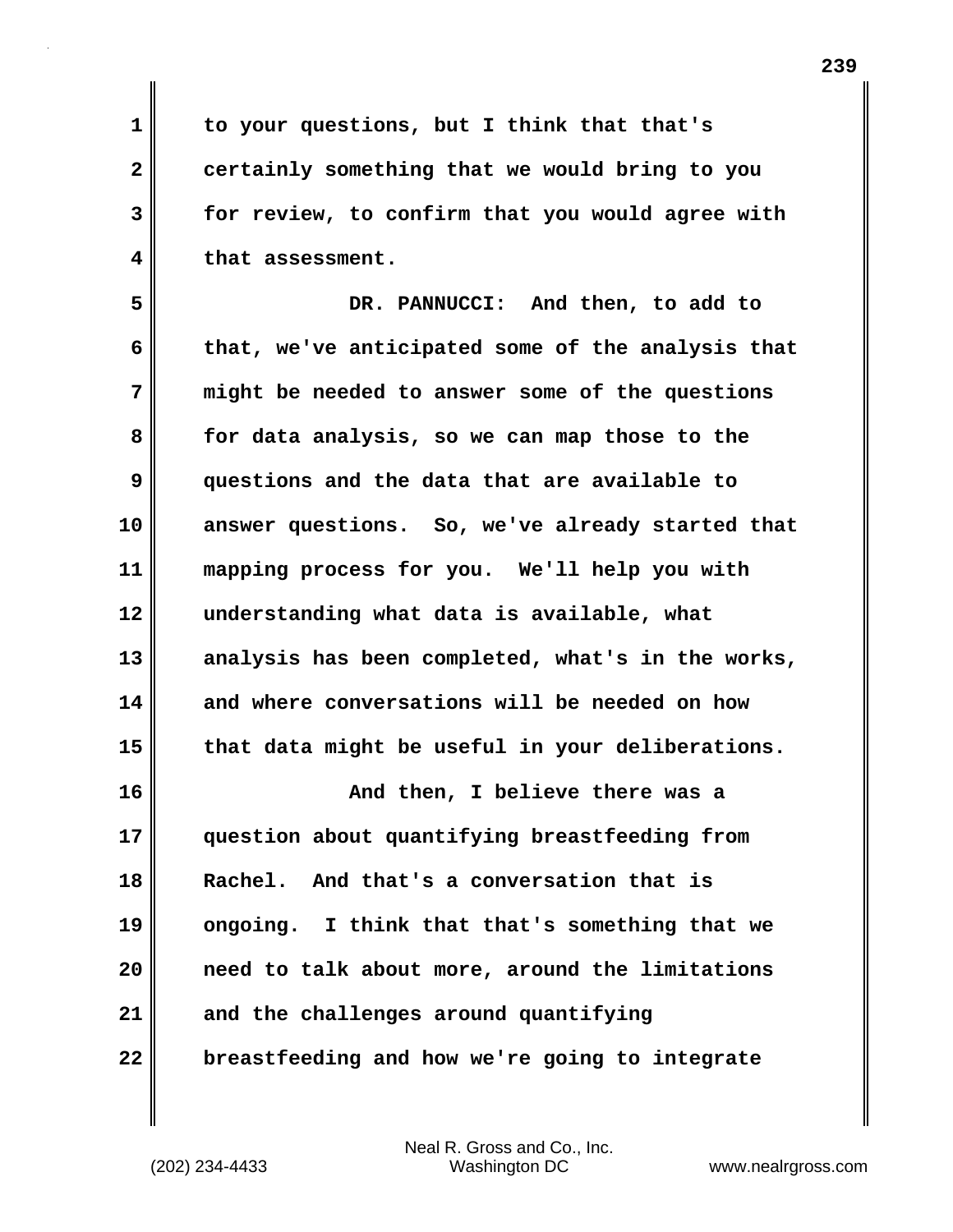to your questions, but I think that that's certainly something that we would bring to you for review, to confirm that you would agree with that assessment.

DR. PANNUCCI: And then, to add to that, we've anticipated some of the analysis that might be needed to answer some of the questions for data analysis, so we can map those to the questions and the data that are available to answer questions. So, we've already started that mapping process for you. We'll help you with understanding what data is available, what analysis has been completed, what's in the works, and where conversations will be needed on how that data might be useful in your deliberations.

And then, I believe there was a question about quantifying breastfeeding from Rachel. And that's a conversation that is ongoing. I think that that's something that we need to talk about more, around the limitations and the challenges around quantifying breastfeeding and how we're going to integrate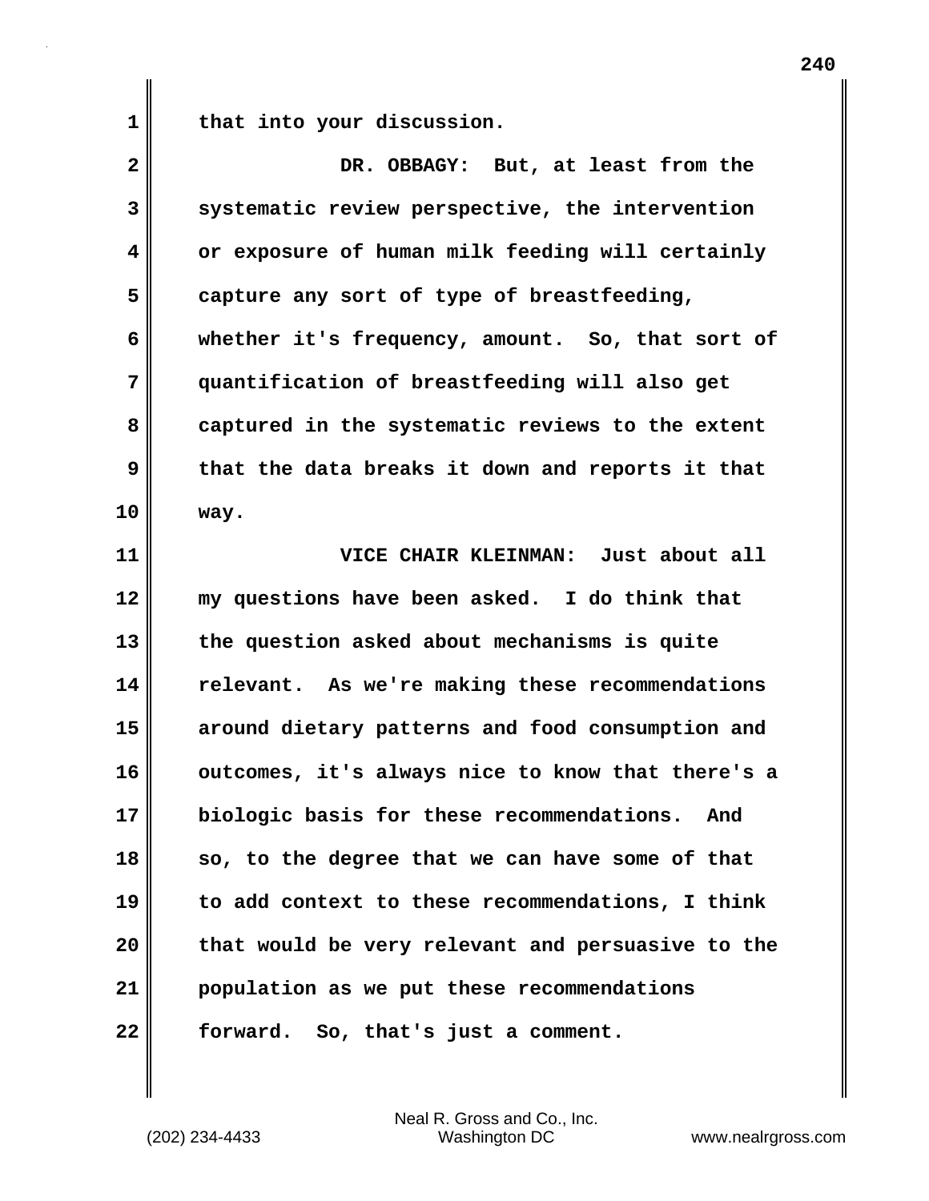that into your discussion.

DR. OBBAGY: But, at least from the systematic review perspective, the intervention or exposure of human milk feeding will certainly capture any sort of type of breastfeeding, whether it's frequency, amount. So, that sort of quantification of breastfeeding will also get captured in the systematic reviews to the extent that the data breaks it down and reports it that way.

VICE CHAIR KLEINMAN: Just about all my questions have been asked. I do think that the question asked about mechanisms is quite relevant. As we're making these recommendations around dietary patterns and food consumption and outcomes, it's always nice to know that there's a biologic basis for these recommendations. And so, to the degree that we can have some of that to add context to these recommendations, I think that would be very relevant and persuasive to the population as we put these recommendations forward. So, that's just a comment.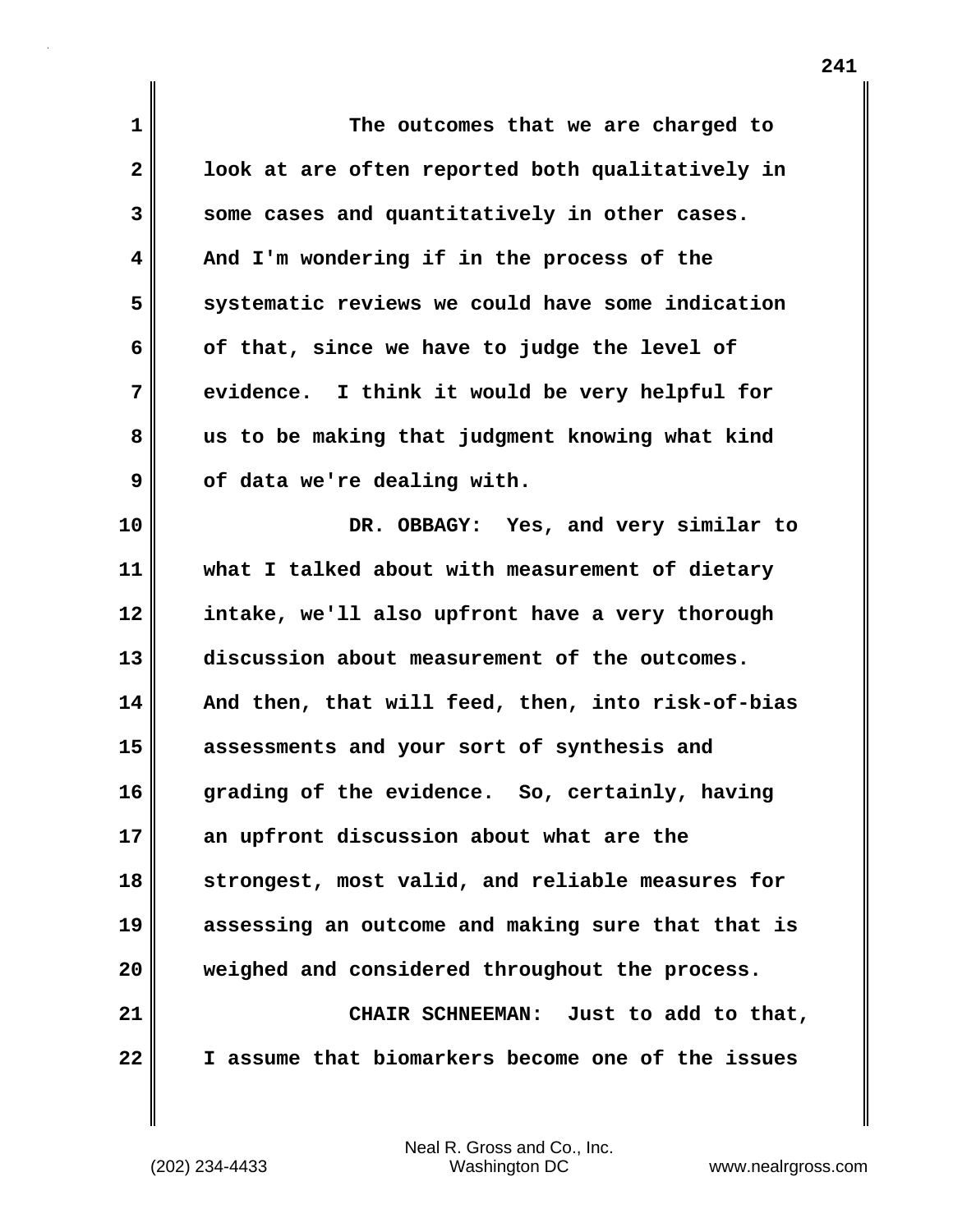The outcomes that we are charged to look at are often reported both qualitatively in some cases and quantitatively in other cases. And I'm wondering if in the process of the systematic reviews we could have some indication of that, since we have to judge the level of evidence. I think it would be very helpful for us to be making that judgment knowing what kind of data we're dealing with.

DR. OBBAGY: Yes, and very similar to what I talked about with measurement of dietary intake, we'll also upfront have a very thorough discussion about measurement of the outcomes. And then, that will feed, then, into risk-of-bias assessments and your sort of synthesis and grading of the evidence. So, certainly, having an upfront discussion about what are the strongest, most valid, and reliable measures for assessing an outcome and making sure that that is weighed and considered throughout the process.

CHAIR SCHNEEMAN: Just to add to that, I assume that biomarkers become one of the issues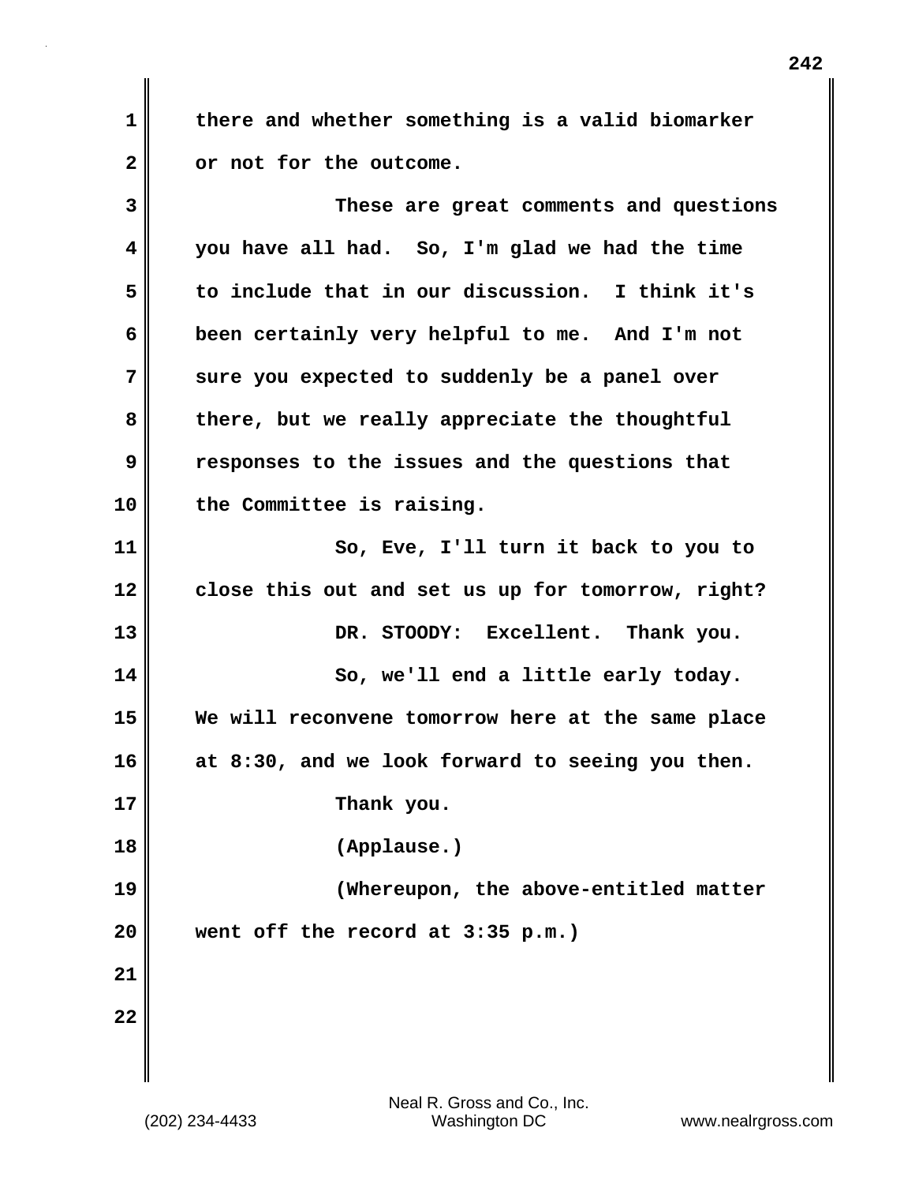there and whether something is a valid biomarker or not for the outcome.

These are great comments and questions you have all had. So, I'm glad we had the time to include that in our discussion. I think it's been certainly very helpful to me. And I'm not sure you expected to suddenly be a panel over there, but we really appreciate the thoughtful responses to the issues and the questions that the Committee is raising.

So, Eve, I'll turn it back to you to close this out and set us up for tomorrow, right?

DR. STOODY: Excellent. Thank you.

So, we'll end a little early today. We will reconvene tomorrow here at the same place at 8:30, and we look forward to seeing you then.

Thank you.

(Applause.)

(Whereupon, the above-entitled matter went off the record at 3:35 p.m.)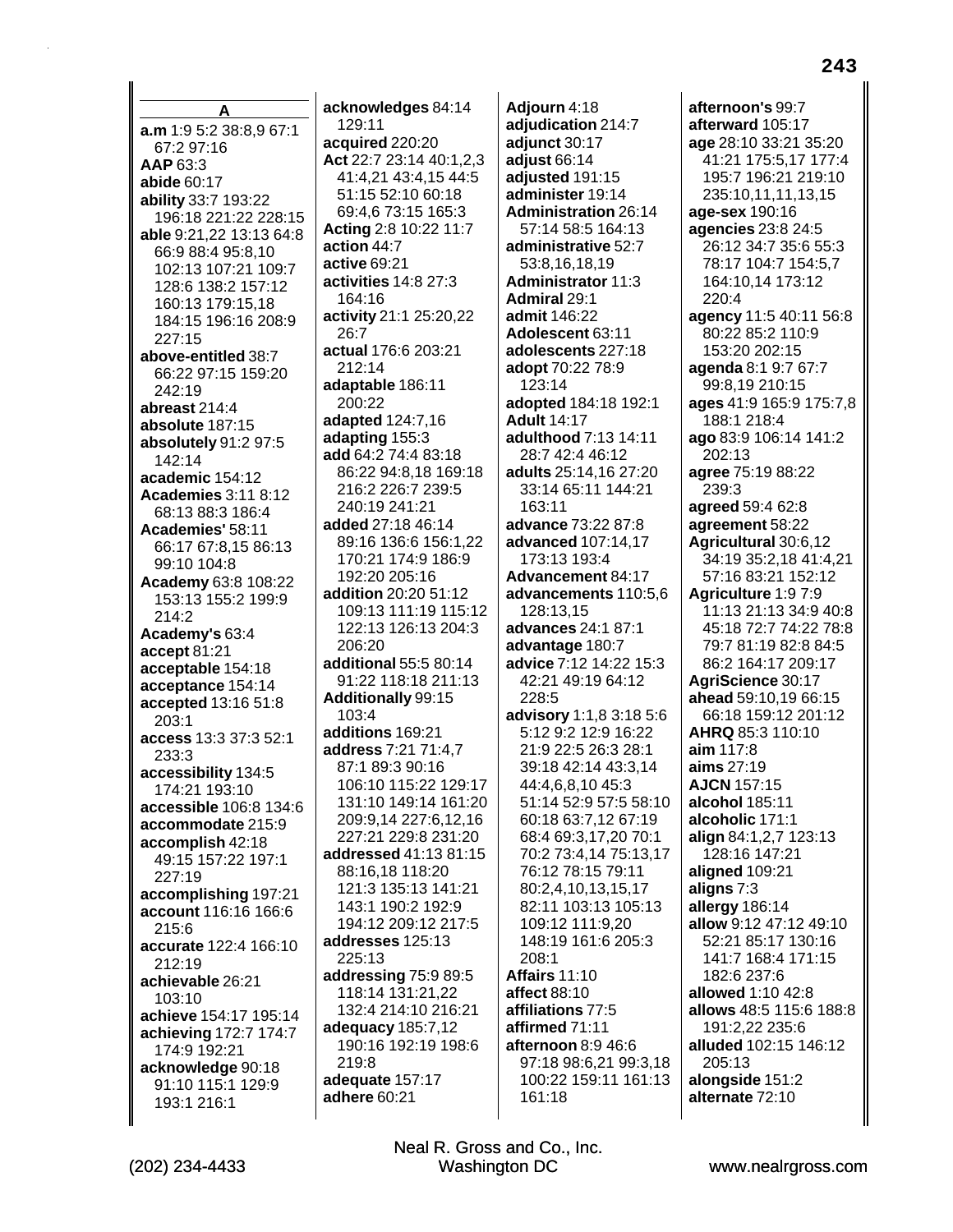## A

**a.m** 1:9 5:2 38:8,9 67:1 67:2 97:16
**AAP** 63:3
**abide** 60:17
**ability** 33:7 193:22 196:18 221:22 228:15
**able** 9:21,22 13:13 64:8 66:9 88:4 95:8,10 102:13 107:21 109:7 128:6 138:2 157:12 160:13 179:15,18 184:15 196:16 208:9 227:15
**above-entitled** 38:7 66:22 97:15 159:20 242:19
**abreast** 214:4
**absolute** 187:15
**absolutely** 91:2 97:5 142:14
**academic** 154:12
**Academies** 3:11 8:12 68:13 88:3 186:4
**Academies'** 58:11 66:17 67:8,15 86:13 99:10 104:8
**Academy** 63:8 108:22 153:13 155:2 199:9 214:2
**Academy's** 63:4
**accept** 81:21
**acceptable** 154:18
**acceptance** 154:14
**accepted** 13:16 51:8 203:1
**access** 13:3 37:3 52:1 233:3
**accessibility** 134:5 174:21 193:10
**accessible** 106:8 134:6
**accommodate** 215:9
**accomplish** 42:18 49:15 157:22 197:1 227:19
**accomplishing** 197:21
**account** 116:16 166:6 215:6
**accurate** 122:4 166:10 212:19
**achievable** 26:21 103:10
**achieve** 154:17 195:14
**achieving** 172:7 174:7 174:9 192:21
**acknowledge** 90:18 91:10 115:1 129:9 193:1 216:1
**acknowledges** 84:14 129:11
**acquired** 220:20
**Act** 22:7 23:14 40:1,2,3 41:4,21 43:4,15 44:5 51:15 52:10 60:18 69:4,6 73:15 165:3
**Acting** 2:8 10:22 11:7
**action** 44:7
**active** 69:21
**activities** 14:8 27:3 164:16
**activity** 21:1 25:20,22 26:7
**actual** 176:6 203:21 212:14
**adaptable** 186:11 200:22
**adapted** 124:7,16
**adapting** 155:3
**add** 64:2 74:4 83:18 86:22 94:8,18 169:18 216:2 226:7 239:5 240:19 241:21
**added** 27:18 46:14 89:16 136:6 156:1,22 170:21 174:9 186:9 192:20 205:16
**addition** 20:20 51:12 109:13 111:19 115:12 122:13 126:13 204:3 206:20
**additional** 55:5 80:14 91:22 118:18 211:13
**Additionally** 99:15 103:4
**additions** 169:21
**address** 7:21 71:4,7 87:1 89:3 90:16 106:10 115:22 129:17 131:10 149:14 161:20 209:9,14 227:6,12,16 227:21 229:8 231:20
**addressed** 41:13 81:15 88:16,18 118:20 121:3 135:13 141:21 143:1 190:2 192:9 194:12 209:12 217:5
**addresses** 125:13 225:13
**addressing** 75:9 89:5 118:14 131:21,22 132:4 214:10 216:21
**adequacy** 185:7,12 190:16 192:19 198:6 219:8
**adequate** 157:17
**adhere** 60:21
**Adjourn** 4:18
**adjudication** 214:7
**adjunct** 30:17
**adjust** 66:14
**adjusted** 191:15
**administer** 19:14
**Administration** 26:14 57:14 58:5 164:13
**administrative** 52:7 53:8,16,18,19
**Administrator** 11:3
**Admiral** 29:1
**admit** 146:22
**Adolescent** 63:11
**adolescents** 227:18
**adopt** 70:22 78:9 123:14
**adopted** 184:18 192:1
**Adult** 14:17
**adulthood** 7:13 14:11 28:7 42:4 46:12
**adults** 25:14,16 27:20 33:14 65:11 144:21 163:11
**advance** 73:22 87:8
**advanced** 107:14,17 173:13 193:4
**Advancement** 84:17
**advancements** 110:5,6 128:13,15
**advances** 24:1 87:1
**advantage** 180:7
**advice** 7:12 14:22 15:3 42:21 49:19 64:12 228:5
**advisory** 1:1,8 3:18 5:6 5:12 9:2 12:9 16:22 21:9 22:5 26:3 28:1 39:18 42:14 43:3,14 44:4,6,8,10 45:3 51:14 52:9 57:5 58:10 60:18 63:7,12 67:19 68:4 69:3,17,20 70:1 70:2 73:4,14 75:13,17 76:12 78:15 79:11 80:2,4,10,13,15,17 82:11 103:13 105:13 109:12 111:9,20 148:19 161:6 205:3 208:1
**Affairs** 11:10
**affect** 88:10
**affiliations** 77:5
**affirmed** 71:11
**afternoon** 8:9 46:6 97:18 98:6,21 99:3,18 100:22 159:11 161:13 161:18
**afternoon's** 99:7
**afterward** 105:17
**age** 28:10 33:21 35:20 41:21 175:5,17 177:4 195:7 196:21 219:10 235:10,11,11,13,15
**age-sex** 190:16
**agencies** 23:8 24:5 26:12 34:7 35:6 55:3 78:17 104:7 154:5,7 164:10,14 173:12 220:4
**agency** 11:5 40:11 56:8 80:22 85:2 110:9 153:20 202:15
**agenda** 8:1 9:7 67:7 99:8,19 210:15
**ages** 41:9 165:9 175:7,8 188:1 218:4
**ago** 83:9 106:14 141:2 202:13
**agree** 75:19 88:22 239:3
**agreed** 59:4 62:8
**agreement** 58:22
**Agricultural** 30:6,12 34:19 35:2,18 41:4,21 57:16 83:21 152:12
**Agriculture** 1:9 7:9 11:13 21:13 34:9 40:8 45:18 72:7 74:22 78:8 79:7 81:19 82:8 84:5 86:2 164:17 209:17
**AgriScience** 30:17
**ahead** 59:10,19 66:15 66:18 159:12 201:12
**AHRQ** 85:3 110:10
**aim** 117:8
**aims** 27:19
**AJCN** 157:15
**alcohol** 185:11
**alcoholic** 171:1
**align** 84:1,2,7 123:13 128:16 147:21
**aligned** 109:21
**aligns** 7:3
**allergy** 186:14
**allow** 9:12 47:12 49:10 52:21 85:17 130:16 141:7 168:4 171:15 182:6 237:6
**allowed** 1:10 42:8
**allows** 48:5 115:6 188:8 191:2,22 235:6
**alluded** 102:15 146:12 205:13
**alongside** 151:2
**alternate** 72:10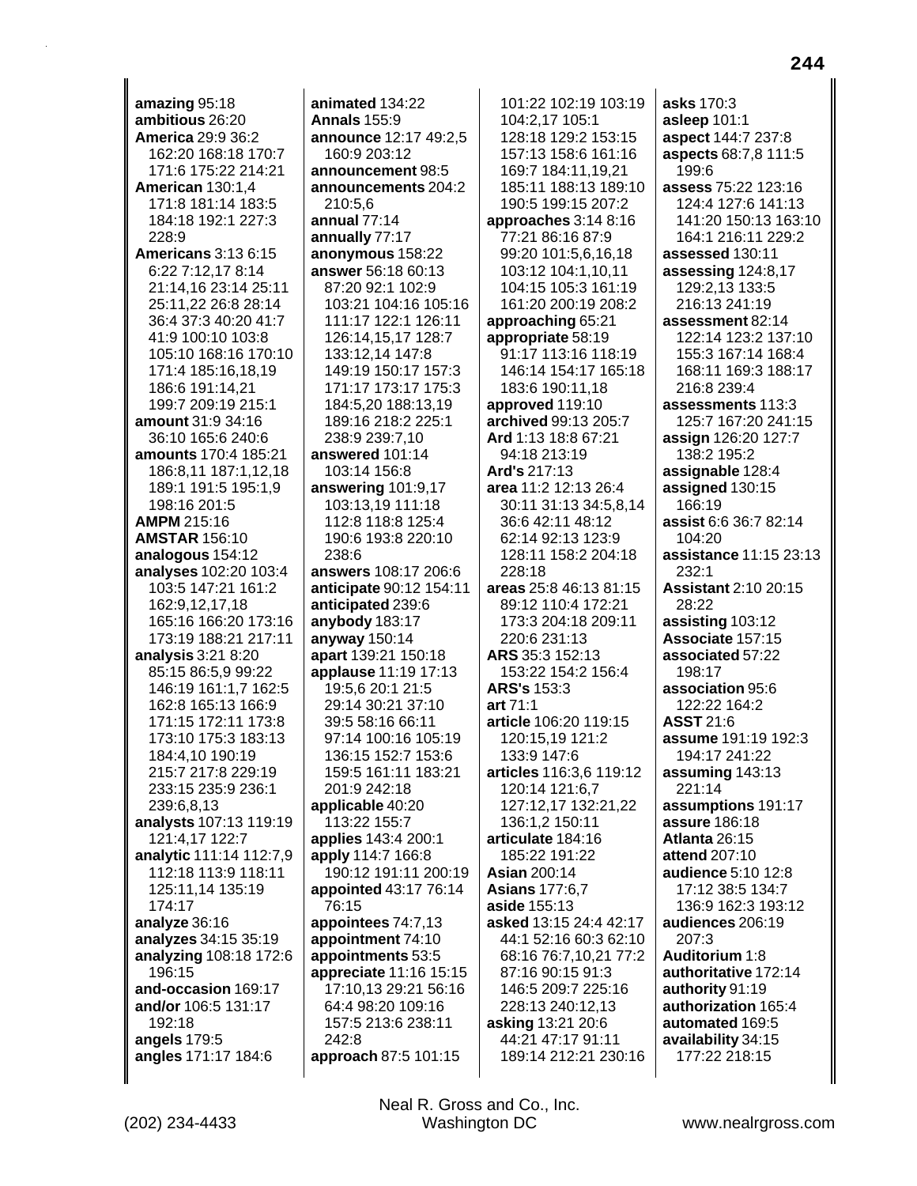**amazing** 95:18
**ambitious** 26:20
**America** 29:9 36:2 162:20 168:18 170:7 171:6 175:22 214:21
**American** 130:1,4 171:8 181:14 183:5 184:18 192:1 227:3 228:9
**Americans** 3:13 6:15 6:22 7:12,17 8:14 21:14,16 23:14 25:11 25:11,22 26:8 28:14 36:4 37:3 40:20 41:7 41:9 100:10 103:8 105:10 168:16 170:10 171:4 185:16,18,19 186:6 191:14,21 199:7 209:19 215:1
**amount** 31:9 34:16 36:10 165:6 240:6
**amounts** 170:4 185:21 186:8,11 187:1,12,18 189:1 191:5 195:1,9 198:16 201:5
**AMPM** 215:16
**AMSTAR** 156:10
**analogous** 154:12
**analyses** 102:20 103:4 103:5 147:21 161:2 162:9,12,17,18 165:16 166:20 173:16 173:19 188:21 217:11
**analysis** 3:21 8:20 85:15 86:5,9 99:22 146:19 161:1,7 162:5 162:8 165:13 166:9 171:15 172:11 173:8 173:10 175:3 183:13 184:4,10 190:19 215:7 217:8 229:19 233:15 235:9 236:1 239:6,8,13
**analysts** 107:13 119:19 121:4,17 122:7
**analytic** 111:14 112:7,9 112:18 113:9 118:11 125:11,14 135:19 174:17
**analyze** 36:16
**analyzes** 34:15 35:19
**analyzing** 108:18 172:6 196:15
**and-occasion** 169:17
**and/or** 106:5 131:17 192:18
**angels** 179:5
**angles** 171:17 184:6
**animated** 134:22
**Annals** 155:9
**announce** 12:17 49:2,5 160:9 203:12
**announcement** 98:5
**announcements** 204:2 210:5,6
**annual** 77:14
**annually** 77:17
**anonymous** 158:22
**answer** 56:18 60:13 87:20 92:1 102:9 103:21 104:16 105:16 111:17 122:1 126:11 126:14,15,17 128:7 133:12,14 147:8 149:19 150:17 157:3 171:17 173:17 175:3 184:5,20 188:13,19 189:16 218:2 225:1 238:9 239:7,10
**answered** 101:14 103:14 156:8
**answering** 101:9,17 103:13,19 111:18 112:8 118:8 125:4 190:6 193:8 220:10 238:6
**answers** 108:17 206:6
**anticipate** 90:12 154:11
**anticipated** 239:6
**anybody** 183:17
**anyway** 150:14
**apart** 139:21 150:18
**applause** 11:19 17:13 19:5,6 20:1 21:5 29:14 30:21 37:10 39:5 58:16 66:11 97:14 100:16 105:19 136:15 152:7 153:6 159:5 161:11 183:21 201:9 242:18
**applicable** 40:20 113:22 155:7
**applies** 143:4 200:1
**apply** 114:7 166:8 190:12 191:11 200:19
**appointed** 43:17 76:14 76:15
**appointees** 74:7,13
**appointment** 74:10
**appointments** 53:5
**appreciate** 11:16 15:15 17:10,13 29:21 56:16 64:4 98:20 109:16 157:5 213:6 238:11 242:8
**approach** 87:5 101:15 101:22 102:19 103:19 104:2,17 105:1 128:18 129:2 153:15 157:13 158:6 161:16 169:7 184:11,19,21 185:11 188:13 189:10 190:5 199:15 207:2
**approaches** 3:14 8:16 77:21 86:16 87:9 99:20 101:5,6,16,18 103:12 104:1,10,11 104:15 105:3 161:19 161:20 200:19 208:2
**approaching** 65:21
**appropriate** 58:19 91:17 113:16 118:19 146:14 154:17 165:18 183:6 190:11,18
**approved** 119:10
**archived** 99:13 205:7
**Ard** 1:13 18:8 67:21 94:18 213:19
**Ard's** 217:13
**area** 11:2 12:13 26:4 30:11 31:13 34:5,8,14 36:6 42:11 48:12 62:14 92:13 123:9 128:11 158:2 204:18 228:18
**areas** 25:8 46:13 81:15 89:12 110:4 172:21 173:3 204:18 209:11 220:6 231:13
**ARS** 35:3 152:13 153:22 154:2 156:4
**ARS's** 153:3
**art** 71:1
**article** 106:20 119:15 120:15,19 121:2 133:9 147:6
**articles** 116:3,6 119:12 120:14 121:6,7 127:12,17 132:21,22 136:1,2 150:11
**articulate** 184:16 185:22 191:22
**Asian** 200:14
**Asians** 177:6,7
**aside** 155:13
**asked** 13:15 24:4 42:17 44:1 52:16 60:3 62:10 68:16 76:7,10,21 77:2 87:16 90:15 91:3 146:5 209:7 225:16 228:13 240:12,13
**asking** 13:21 20:6 44:21 47:17 91:11 189:14 212:21 230:16
**asks** 170:3
**asleep** 101:1
**aspect** 144:7 237:8
**aspects** 68:7,8 111:5 199:6
**assess** 75:22 123:16 124:4 127:6 141:13 141:20 150:13 163:10 164:1 216:11 229:2
**assessed** 130:11
**assessing** 124:8,17 129:2,13 133:5 216:13 241:19
**assessment** 82:14 122:14 123:2 137:10 155:3 167:14 168:4 168:11 169:3 188:17 216:8 239:4
**assessments** 113:3 125:7 167:20 241:15
**assign** 126:20 127:7 138:2 195:2
**assignable** 128:4
**assigned** 130:15 166:19
**assist** 6:6 36:7 82:14 104:20
**assistance** 11:15 23:13 232:1
**Assistant** 2:10 20:15 28:22
**assisting** 103:12
**Associate** 157:15
**associated** 57:22 198:17
**association** 95:6 122:22 164:2
**ASST** 21:6
**assume** 191:19 192:3 194:17 241:22
**assuming** 143:13 221:14
**assumptions** 191:17
**assure** 186:18
**Atlanta** 26:15
**attend** 207:10
**audience** 5:10 12:8 17:12 38:5 134:7 136:9 162:3 193:12
**audiences** 206:19 207:3
**Auditorium** 1:8
**authoritative** 172:14
**authority** 91:19
**authorization** 165:4
**automated** 169:5
**availability** 34:15 177:22 218:15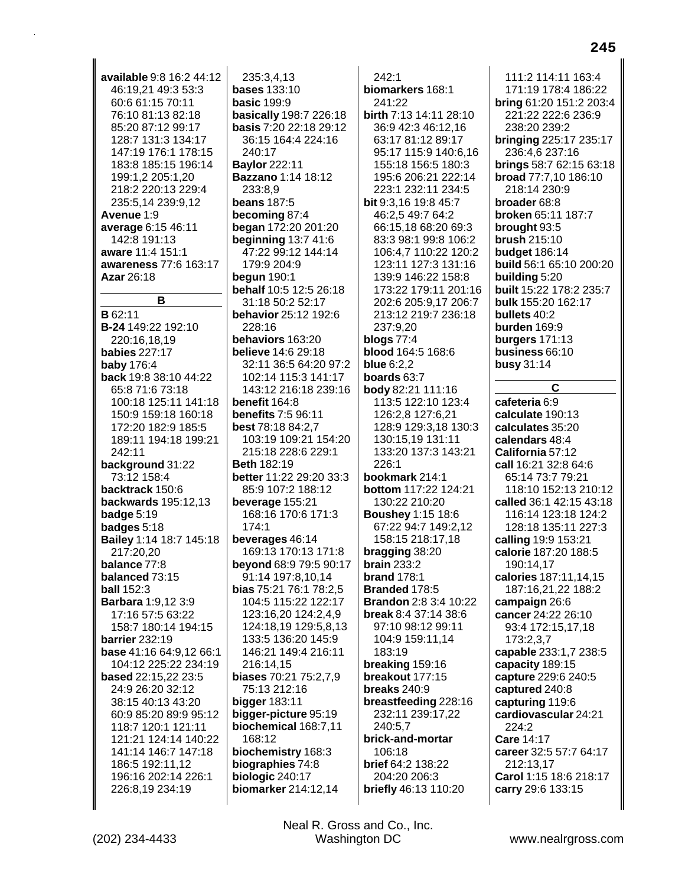**available** 9:8 16:2 44:12 46:19,21 49:3 53:3 60:6 61:15 70:11 76:10 81:13 82:18 85:20 87:12 99:17 128:7 131:3 134:17 147:19 176:1 178:15 183:8 185:15 196:14 199:1,2 205:1,20 218:2 220:13 229:4 235:5,14 239:9,12
**Avenue** 1:9
**average** 6:15 46:11 142:8 191:13
**aware** 11:4 151:1
**awareness** 77:6 163:17
**Azar** 26:18

## B

**B** 62:11
**B-24** 149:22 192:10 220:16,18,19
**babies** 227:17
**baby** 176:4
**back** 19:8 38:10 44:22 65:8 71:6 73:18 100:18 125:11 141:18 150:9 159:18 160:18 172:20 182:9 185:5 189:11 194:18 199:21 242:11
**background** 31:22 73:12 158:4
**backtrack** 150:6
**backwards** 195:12,13
**badge** 5:19
**badges** 5:18
**Bailey** 1:14 18:7 145:18 217:20,20
**balance** 77:8
**balanced** 73:15
**ball** 152:3
**Barbara** 1:9,12 3:9 17:16 57:5 63:22 158:7 180:14 194:15
**barrier** 232:19
**base** 41:16 64:9,12 66:1 104:12 225:22 234:19
**based** 22:15,22 23:5 24:9 26:20 32:12 38:15 40:13 43:20 60:9 85:20 89:9 95:12 118:7 120:1 121:11 121:21 124:14 140:22 141:14 146:7 147:18 186:5 192:11,12 196:16 202:14 226:1 226:8,19 234:19
235:3,4,13
**bases** 133:10
**basic** 199:9
**basically** 198:7 226:18
**basis** 7:20 22:18 29:12 36:15 164:4 224:16 240:17
**Baylor** 222:11
**Bazzano** 1:14 18:12 233:8,9
**beans** 187:5
**becoming** 87:4
**began** 172:20 201:20
**beginning** 13:7 41:6 47:22 99:12 144:14 179:9 204:9
**begun** 190:1
**behalf** 10:5 12:5 26:18 31:18 50:2 52:17
**behavior** 25:12 192:6 228:16
**behaviors** 163:20
**believe** 14:6 29:18 32:11 36:5 64:20 97:2 102:14 115:3 141:17 143:12 216:18 239:16
**benefit** 164:8
**benefits** 7:5 96:11
**best** 78:18 84:2,7 103:19 109:21 154:20 215:18 228:6 229:1
**Beth** 182:19
**better** 11:22 29:20 33:3 85:9 107:2 188:12
**beverage** 155:21 168:16 170:6 171:3 174:1
**beverages** 46:14 169:13 170:13 171:8
**beyond** 68:9 79:5 90:17 91:14 197:8,10,14
**bias** 75:21 76:1 78:2,5 104:5 115:22 122:17 123:16,20 124:2,4,9 124:18,19 129:5,8,13 133:5 136:20 145:9 146:21 149:4 216:11 216:14,15
**biases** 70:21 75:2,7,9 75:13 212:16
**bigger** 183:11
**bigger-picture** 95:19
**biochemical** 168:7,11 168:12
**biochemistry** 168:3
**biographies** 74:8
**biologic** 240:17
**biomarker** 214:12,14
242:1
**biomarkers** 168:1 241:22
**birth** 7:13 14:11 28:10 36:9 42:3 46:12,16 63:17 81:12 89:17 95:17 115:9 140:6,16 155:18 156:5 180:3 195:6 206:21 222:14 223:1 232:11 234:5
**bit** 9:3,16 19:8 45:7 46:2,5 49:7 64:2 66:15,18 68:20 69:3 83:3 98:1 99:8 106:2 106:4,7 110:22 120:2 123:11 127:3 131:16 139:9 146:22 158:8 173:22 179:11 201:16 202:6 205:9,17 206:7 213:12 219:7 236:18 237:9,20
**blogs** 77:4
**blood** 164:5 168:6
**blue** 6:2,2
**boards** 63:7
**body** 82:21 111:16 113:5 122:10 123:4 126:2,8 127:6,21 128:9 129:3,18 130:3 130:15,19 131:11 133:20 137:3 143:21 226:1
**bookmark** 214:1
**bottom** 117:22 124:21 130:22 210:20
**Boushey** 1:15 18:6 67:22 94:7 149:2,12 158:15 218:17,18
**bragging** 38:20
**brain** 233:2
**brand** 178:1
**Branded** 178:5
**Brandon** 2:8 3:4 10:22
**break** 8:4 37:14 38:6 97:10 98:12 99:11 104:9 159:11,14 183:19
**breaking** 159:16
**breakout** 177:15
**breaks** 240:9
**breastfeeding** 228:16 232:11 239:17,22 240:5,7
**brick-and-mortar** 106:18
**brief** 64:2 138:22 204:20 206:3
**briefly** 46:13 110:20
111:2 114:11 163:4 171:19 178:4 186:22
**bring** 61:20 151:2 203:4 221:22 222:6 236:9 238:20 239:2
**bringing** 225:17 235:17 236:4,6 237:16
**brings** 58:7 62:15 63:18
**broad** 77:7,10 186:10 218:14 230:9
**broader** 68:8
**broken** 65:11 187:7
**brought** 93:5
**brush** 215:10
**budget** 186:14
**build** 56:1 65:10 200:20
**building** 5:20
**built** 15:22 178:2 235:7
**bulk** 155:20 162:17
**bullets** 40:2
**burden** 169:9
**burgers** 171:13
**business** 66:10
**busy** 31:14

## C

**cafeteria** 6:9
**calculate** 190:13
**calculates** 35:20
**calendars** 48:4
**California** 57:12
**call** 16:21 32:8 64:6 65:14 73:7 79:21 118:10 152:13 210:12
**called** 36:1 42:15 43:18 116:14 123:18 124:2 128:18 135:11 227:3
**calling** 19:9 153:21
**calorie** 187:20 188:5 190:14,17
**calories** 187:11,14,15 187:16,21,22 188:2
**campaign** 26:6
**cancer** 24:22 26:10 93:4 172:15,17,18 173:2,3,7
**capable** 233:1,7 238:5
**capacity** 189:15
**capture** 229:6 240:5
**captured** 240:8
**capturing** 119:6
**cardiovascular** 24:21 224:2
**Care** 14:17
**career** 32:5 57:7 64:17 212:13,17
**Carol** 1:15 18:6 218:17
**carry** 29:6 133:15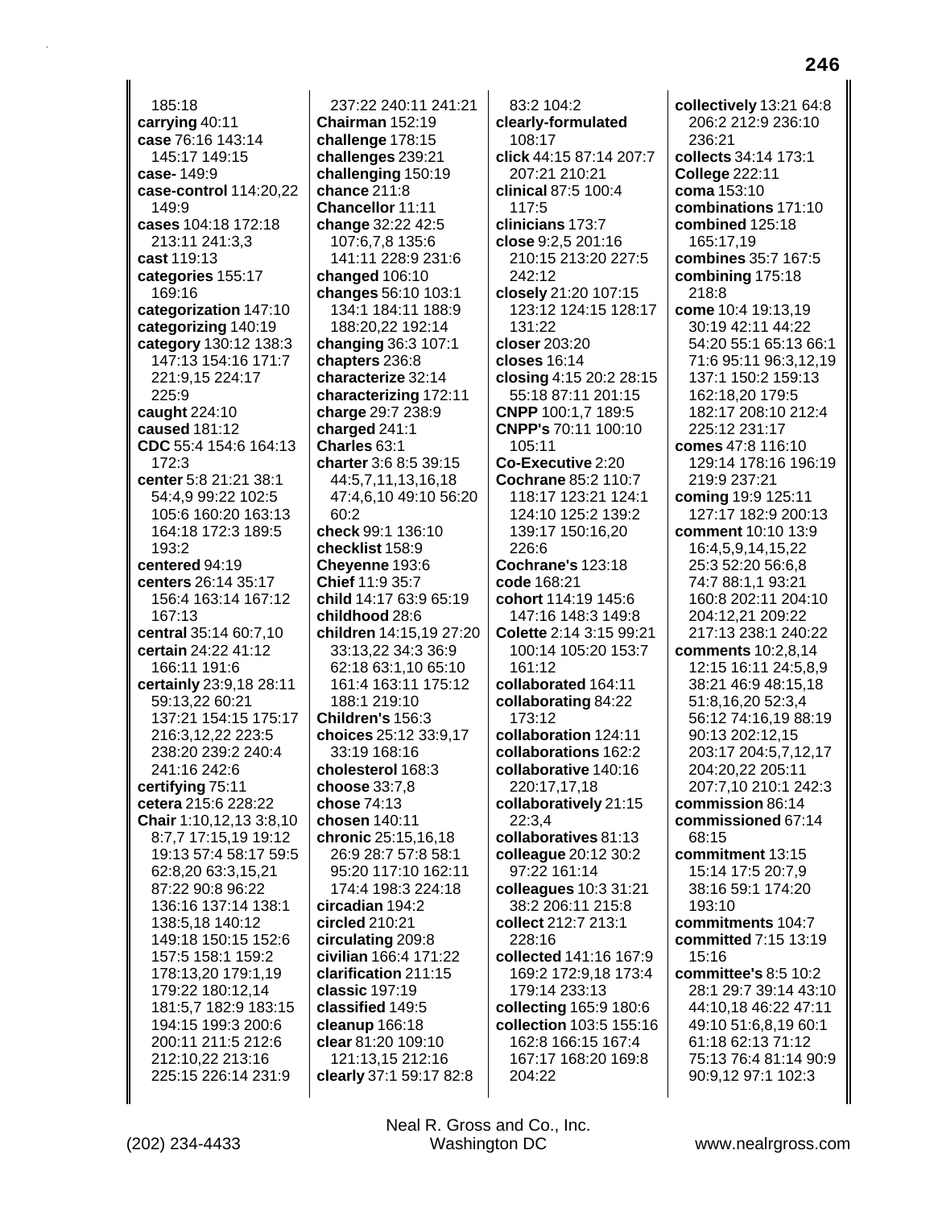185:18
**carrying** 40:11
**case** 76:16 143:14 145:17 149:15
**case-** 149:9
**case-control** 114:20,22 149:9
**cases** 104:18 172:18 213:11 241:3,3
**cast** 119:13
**categories** 155:17 169:16
**categorization** 147:10
**categorizing** 140:19
**category** 130:12 138:3 147:13 154:16 171:7 221:9,15 224:17 225:9
**caught** 224:10
**caused** 181:12
**CDC** 55:4 154:6 164:13 172:3
**center** 5:8 21:21 38:1 54:4,9 99:22 102:5 105:6 160:20 163:13 164:18 172:3 189:5 193:2
**centered** 94:19
**centers** 26:14 35:17 156:4 163:14 167:12 167:13
**central** 35:14 60:7,10
**certain** 24:22 41:12 166:11 191:6
**certainly** 23:9,18 28:11 59:13,22 60:21 137:21 154:15 175:17 216:3,12,22 223:5 238:20 239:2 240:4 241:16 242:6
**certifying** 75:11
**cetera** 215:6 228:22
**Chair** 1:10,12,13 3:8,10 8:7,7 17:15,19 19:12 19:13 57:4 58:17 59:5 62:8,20 63:3,15,21 87:22 90:8 96:22 136:16 137:14 138:1 138:5,18 140:12 149:18 150:15 152:6 157:5 158:1 159:2 178:13,20 179:1,19 179:22 180:12,14 181:5,7 182:9 183:15 194:15 199:3 200:6 200:11 211:5 212:6 212:10,22 213:16 225:15 226:14 231:9
237:22 240:11 241:21
**Chairman** 152:19
**challenge** 178:15
**challenges** 239:21
**challenging** 150:19
**chance** 211:8
**Chancellor** 11:11
**change** 32:22 42:5 107:6,7,8 135:6 141:11 228:9 231:6
**changed** 106:10
**changes** 56:10 103:1 134:1 184:11 188:9 188:20,22 192:14
**changing** 36:3 107:1
**chapters** 236:8
**characterize** 32:14
**characterizing** 172:11
**charge** 29:7 238:9
**charged** 241:1
**Charles** 63:1
**charter** 3:6 8:5 39:15 44:5,7,11,13,16,18 47:4,6,10 49:10 56:20 60:2
**check** 99:1 136:10
**checklist** 158:9
**Cheyenne** 193:6
**Chief** 11:9 35:7
**child** 14:17 63:9 65:19
**childhood** 28:6
**children** 14:15,19 27:20 33:13,22 34:3 36:9 62:18 63:1,10 65:10 161:4 163:11 175:12 188:1 219:10
**Children's** 156:3
**choices** 25:12 33:9,17 33:19 168:16
**cholesterol** 168:3
**choose** 33:7,8
**chose** 74:13
**chosen** 140:11
**chronic** 25:15,16,18 26:9 28:7 57:8 58:1 95:20 117:10 162:11 174:4 198:3 224:18
**circadian** 194:2
**circled** 210:21
**circulating** 209:8
**civilian** 166:4 171:22
**clarification** 211:15
**classic** 197:19
**classified** 149:5
**cleanup** 166:18
**clear** 81:20 109:10 121:13,15 212:16
**clearly** 37:1 59:17 82:8
83:2 104:2
**clearly-formulated** 108:17
**click** 44:15 87:14 207:7 207:21 210:21
**clinical** 87:5 100:4 117:5
**clinicians** 173:7
**close** 9:2,5 201:16 210:15 213:20 227:5 242:12
**closely** 21:20 107:15 123:12 124:15 128:17 131:22
**closer** 203:20
**closes** 16:14
**closing** 4:15 20:2 28:15 55:18 87:11 201:15
**CNPP** 100:1,7 189:5
**CNPP's** 70:11 100:10 105:11
**Co-Executive** 2:20
**Cochrane** 85:2 110:7 118:17 123:21 124:1 124:10 125:2 139:2 139:17 150:16,20 226:6
**Cochrane's** 123:18
**code** 168:21
**cohort** 114:19 145:6 147:16 148:3 149:8
**Colette** 2:14 3:15 99:21 100:14 105:20 153:7 161:12
**collaborated** 164:11
**collaborating** 84:22 173:12
**collaboration** 124:11
**collaborations** 162:2
**collaborative** 140:16 220:17,17,18
**collaboratively** 21:15 22:3,4
**collaboratives** 81:13
**colleague** 20:12 30:2 97:22 161:14
**colleagues** 10:3 31:21 38:2 206:11 215:8
**collect** 212:7 213:1 228:16
**collected** 141:16 167:9 169:2 172:9,18 173:4 179:14 233:13
**collecting** 165:9 180:6
**collection** 103:5 155:16 162:8 166:15 167:4 167:17 168:20 169:8 204:22
**collectively** 13:21 64:8 206:2 212:9 236:10 236:21
**collects** 34:14 173:1
**College** 222:11
**coma** 153:10
**combinations** 171:10
**combined** 125:18 165:17,19
**combines** 35:7 167:5
**combining** 175:18 218:8
**come** 10:4 19:13,19 30:19 42:11 44:22 54:20 55:1 65:13 66:1 71:6 95:11 96:3,12,19 137:1 150:2 159:13 162:18,20 179:5 182:17 208:10 212:4 225:12 231:17
**comes** 47:8 116:10 129:14 178:16 196:19 219:9 237:21
**coming** 19:9 125:11 127:17 182:9 200:13
**comment** 10:10 13:9 16:4,5,9,14,15,22 25:3 52:20 56:6,8 74:7 88:1,1 93:21 160:8 202:11 204:10 204:12,21 209:22 217:13 238:1 240:22
**comments** 10:2,8,14 12:15 16:11 24:5,8,9 38:21 46:9 48:15,18 51:8,16,20 52:3,4 56:12 74:16,19 88:19 90:13 202:12,15 203:17 204:5,7,12,17 204:20,22 205:11 207:7,10 210:1 242:3
**commission** 86:14
**commissioned** 67:14 68:15
**commitment** 13:15 15:14 17:5 20:7,9 38:16 59:1 174:20 193:10
**commitments** 104:7
**committed** 7:15 13:19 15:16
**committee's** 8:5 10:2 28:1 29:7 39:14 43:10 44:10,18 46:22 47:11 49:10 51:6,8,19 60:1 61:18 62:13 71:12 75:13 76:4 81:14 90:9 90:9,12 97:1 102:3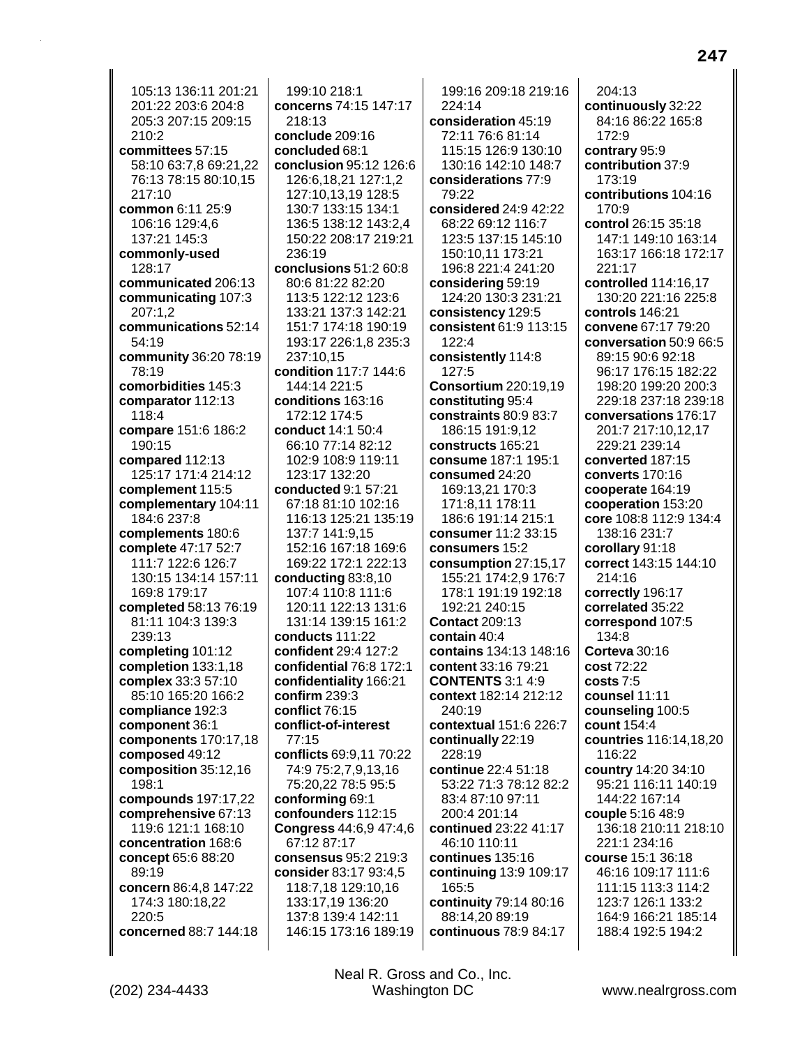105:13 136:11 201:21 201:22 203:6 204:8 205:3 207:15 209:15 210:2
**committees** 57:15 58:10 63:7,8 69:21,22 76:13 78:15 80:10,15 217:10
**common** 6:11 25:9 106:16 129:4,6 137:21 145:3
**commonly-used** 128:17
**communicated** 206:13
**communicating** 107:3 207:1,2
**communications** 52:14 54:19
**community** 36:20 78:19 78:19
**comorbidities** 145:3
**comparator** 112:13 118:4
**compare** 151:6 186:2 190:15
**compared** 112:13 125:17 171:4 214:12
**complement** 115:5
**complementary** 104:11 184:6 237:8
**complements** 180:6
**complete** 47:17 52:7 111:7 122:6 126:7 130:15 134:14 157:11 169:8 179:17
**completed** 58:13 76:19 81:11 104:3 139:3 239:13
**completing** 101:12
**completion** 133:1,18
**complex** 33:3 57:10 85:10 165:20 166:2
**compliance** 192:3
**component** 36:1
**components** 170:17,18
**composed** 49:12
**composition** 35:12,16 198:1
**compounds** 197:17,22
**comprehensive** 67:13 119:6 121:1 168:10
**concentration** 168:6
**concept** 65:6 88:20 89:19
**concern** 86:4,8 147:22 174:3 180:18,22 220:5
**concerned** 88:7 144:18 199:10 218:1
**concerns** 74:15 147:17 218:13
**conclude** 209:16
**concluded** 68:1
**conclusion** 95:12 126:6 126:6,18,21 127:1,2 127:10,13,19 128:5 130:7 133:15 134:1 136:5 138:12 143:2,4 150:22 208:17 219:21 236:19
**conclusions** 51:2 60:8 80:6 81:22 82:20 113:5 122:12 123:6 133:21 137:3 142:21 151:7 174:18 190:19 193:17 226:1,8 235:3 237:10,15
**condition** 117:7 144:6 144:14 221:5
**conditions** 163:16 172:12 174:5
**conduct** 14:1 50:4 66:10 77:14 82:12 102:9 108:9 119:11 123:17 132:20
**conducted** 9:1 57:21 67:18 81:10 102:16 116:13 125:21 135:19 137:7 141:9,15 152:16 167:18 169:6 169:22 172:1 222:13
**conducting** 83:8,10 107:4 110:8 111:6 120:11 122:13 131:6 131:14 139:15 161:2
**conducts** 111:22
**confident** 29:4 127:2
**confidential** 76:8 172:1
**confidentiality** 166:21
**confirm** 239:3
**conflict** 76:15
**conflict-of-interest** 77:15
**conflicts** 69:9,11 70:22 74:9 75:2,7,9,13,16 75:20,22 78:5 95:5
**conforming** 69:1
**confounders** 112:15
**Congress** 44:6,9 47:4,6 67:12 87:17
**consensus** 95:2 219:3
**consider** 83:17 93:4,5 118:7,18 129:10,16 133:17,19 136:20 137:8 139:4 142:11 146:15 173:16 189:19 199:16 209:18 219:16 224:14
**consideration** 45:19 72:11 76:6 81:14 115:15 126:9 130:10 130:16 142:10 148:7
**considerations** 77:9 79:22
**considered** 24:9 42:22 68:22 69:12 116:7 123:5 137:15 145:10 150:10,11 173:21 196:8 221:4 241:20
**considering** 59:19 124:20 130:3 231:21
**consistency** 129:5
**consistent** 61:9 113:15 122:4
**consistently** 114:8 127:5
**Consortium** 220:19,19
**constituting** 95:4
**constraints** 80:9 83:7 186:15 191:9,12
**constructs** 165:21
**consume** 187:1 195:1
**consumed** 24:20 169:13,21 170:3 171:8,11 178:11 186:6 191:14 215:1
**consumer** 11:2 33:15
**consumers** 15:2
**consumption** 27:15,17 155:21 174:2,9 176:7 178:1 191:19 192:18 192:21 240:15
**Contact** 209:13
**contain** 40:4
**contains** 134:13 148:16
**content** 33:16 79:21
**CONTENTS** 3:1 4:9
**context** 182:14 212:12 240:19
**contextual** 151:6 226:7
**continually** 22:19 228:19
**continue** 22:4 51:18 53:22 71:3 78:12 82:2 83:4 87:10 97:11 200:4 201:14
**continued** 23:22 41:17 46:10 110:11
**continues** 135:16
**continuing** 13:9 109:17 165:5
**continuity** 79:14 80:16 88:14,20 89:19
**continuous** 78:9 84:17 204:13
**continuously** 32:22 84:16 86:22 165:8 172:9
**contrary** 95:9
**contribution** 37:9 173:19
**contributions** 104:16 170:9
**control** 26:15 35:18 147:1 149:10 163:14 163:17 166:18 172:17 221:17
**controlled** 114:16,17 130:20 221:16 225:8
**controls** 146:21
**convene** 67:17 79:20
**conversation** 50:9 66:5 89:15 90:6 92:18 96:17 176:15 182:22 198:20 199:20 200:3 229:18 237:18 239:18
**conversations** 176:17 201:7 217:10,12,17 229:21 239:14
**converted** 187:15
**converts** 170:16
**cooperate** 164:19
**cooperation** 153:20
**core** 108:8 112:9 134:4 138:16 231:7
**corollary** 91:18
**correct** 143:15 144:10 214:16
**correctly** 196:17
**correlated** 35:22
**correspond** 107:5 134:8
**Corteva** 30:16
**cost** 72:22
**costs** 7:5
**counsel** 11:11
**counseling** 100:5
**count** 154:4
**countries** 116:14,18,20 116:22
**country** 14:20 34:10 95:21 116:11 140:19 144:22 167:14
**couple** 5:16 48:9 136:18 210:11 218:10 221:1 234:16
**course** 15:1 36:18 46:16 109:17 111:6 111:15 113:3 114:2 123:7 126:1 133:2 164:9 166:21 185:14 188:4 192:5 194:2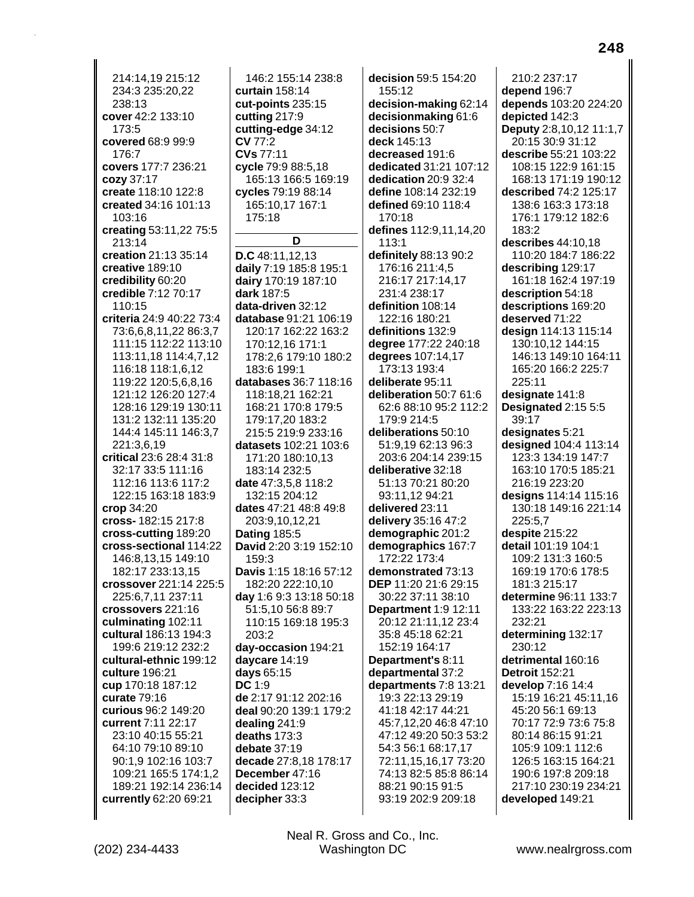214:14,19 215:12 234:3 235:20,22 238:13
**cover** 42:2 133:10 173:5
**covered** 68:9 99:9 176:7
**covers** 177:7 236:21
**cozy** 37:17
**create** 118:10 122:8
**created** 34:16 101:13 103:16
**creating** 53:11,22 75:5 213:14
**creation** 21:13 35:14
**creative** 189:10
**credibility** 60:20
**credible** 7:12 70:17 110:15
**criteria** 24:9 40:22 73:4 73:6,6,8,11,22 86:3,7 111:15 112:22 113:10 113:11,18 114:4,7,12 116:18 118:1,6,12 119:22 120:5,6,8,16 121:12 126:20 127:4 128:16 129:19 130:11 131:2 132:11 135:20 144:4 145:11 146:3,7 221:3,6,19
**critical** 23:6 28:4 31:8 32:17 33:5 111:16 112:16 113:6 117:2 122:15 163:18 183:9
**crop** 34:20
**cross-** 182:15 217:8
**cross-cutting** 189:20
**cross-sectional** 114:22 146:8,13,15 149:10 182:17 233:13,15
**crossover** 221:14 225:5 225:6,7,11 237:11
**crossovers** 221:16
**culminating** 102:11
**cultural** 186:13 194:3 199:6 219:12 232:2
**cultural-ethnic** 199:12
**culture** 196:21
**cup** 170:18 187:12
**curate** 79:16
**curious** 96:2 149:20
**current** 7:11 22:17 23:10 40:15 55:21 64:10 79:10 89:10 90:1,9 102:16 103:7 109:21 165:5 174:1,2 189:21 192:14 236:14
**currently** 62:20 69:21

146:2 155:14 238:8
**curtain** 158:14
**cut-points** 235:15
**cutting** 217:9
**cutting-edge** 34:12
**CV** 77:2
**CVs** 77:11
**cycle** 79:9 88:5,18 165:13 166:5 169:19
**cycles** 79:19 88:14 165:10,17 167:1 175:18

## D

**D.C** 48:11,12,13
**daily** 7:19 185:8 195:1
**dairy** 170:19 187:10
**dark** 187:5
**data-driven** 32:12
**database** 91:21 106:19 120:17 162:22 163:2 170:12,16 171:1 178:2,6 179:10 180:2 183:6 199:1
**databases** 36:7 118:16 118:18,21 162:21 168:21 170:8 179:5 179:17,20 183:2 215:5 219:9 233:16
**datasets** 102:21 103:6 171:20 180:10,13 183:14 232:5
**date** 47:3,5,8 118:2 132:15 204:12
**dates** 47:21 48:8 49:8 203:9,10,12,21
**Dating** 185:5
**David** 2:20 3:19 152:10 159:3
**Davis** 1:15 18:16 57:12 182:20 222:10,10
**day** 1:6 9:3 13:18 50:18 51:5,10 56:8 89:7 110:15 169:18 195:3 203:2
**day-occasion** 194:21
**daycare** 14:19
**days** 65:15
**DC** 1:9
**de** 2:17 91:12 202:16
**deal** 90:20 139:1 179:2
**dealing** 241:9
**deaths** 173:3
**debate** 37:19
**decade** 27:8,18 178:17
**December** 47:16
**decided** 123:12
**decipher** 33:3

**decision** 59:5 154:20 155:12
**decision-making** 62:14
**decisionmaking** 61:6
**decisions** 50:7
**deck** 145:13
**decreased** 191:6
**dedicated** 31:21 107:12
**dedication** 20:9 32:4
**define** 108:14 232:19
**defined** 69:10 118:4 170:18
**defines** 112:9,11,14,20 113:1
**definitely** 88:13 90:2 176:16 211:4,5 216:17 217:14,17 231:4 238:17
**definition** 108:14 122:16 180:21
**definitions** 132:9
**degree** 177:22 240:18
**degrees** 107:14,17 173:13 193:4
**deliberate** 95:11
**deliberation** 50:7 61:6 62:6 88:10 95:2 112:2 179:9 214:5
**deliberations** 50:10 51:9,19 62:13 96:3 203:6 204:14 239:15
**deliberative** 32:18 51:13 70:21 80:20 93:11,12 94:21
**delivered** 23:11
**delivery** 35:16 47:2
**demographic** 201:2
**demographics** 167:7 172:22 173:4
**demonstrated** 73:13
**DEP** 11:20 21:6 29:15 30:22 37:11 38:10
**Department** 1:9 12:11 20:12 21:11,12 23:4 35:8 45:18 62:21 152:19 164:17
**Department's** 8:11
**departmental** 37:2
**departments** 7:8 13:21 19:3 22:13 29:19 41:18 42:17 44:21 45:7,12,20 46:8 47:10 47:12 49:20 50:3 53:2 54:3 56:1 68:17,17 72:11,15,16,17 73:20 74:13 82:5 85:8 86:14 88:21 90:15 91:5 93:19 202:9 209:18

210:2 237:17
**depend** 196:7
**depends** 103:20 224:20
**depicted** 142:3
**Deputy** 2:8,10,12 11:1,7 20:15 30:9 31:12
**describe** 55:21 103:22 108:15 122:9 161:15 168:13 171:19 190:12
**described** 74:2 125:17 138:6 163:3 173:18 176:1 179:12 182:6 183:2
**describes** 44:10,18 110:20 184:7 186:22
**describing** 129:17 161:18 162:4 197:19
**description** 54:18
**descriptions** 169:20
**deserved** 71:22
**design** 114:13 115:14 130:10,12 144:15 146:13 149:10 164:11 165:20 166:2 225:7 225:11
**designate** 141:8
**Designated** 2:15 5:5 39:17
**designates** 5:21
**designed** 104:4 113:14 123:3 134:19 147:7 163:10 170:5 185:21 216:19 223:20
**designs** 114:14 115:16 130:18 149:16 221:14 225:5,7
**despite** 215:22
**detail** 101:19 104:1 109:2 131:3 160:5 169:19 170:6 178:5 181:3 215:17
**determine** 96:11 133:7 133:22 163:22 223:13 232:21
**determining** 132:17 230:12
**detrimental** 160:16
**Detroit** 152:21
**develop** 7:16 14:4 15:19 16:21 45:11,16 45:20 56:1 69:13 70:17 72:9 73:6 75:8 80:14 86:15 91:21 105:9 109:1 112:6 126:5 163:15 164:21 190:6 197:8 209:18 217:10 230:19 234:21
**developed** 149:21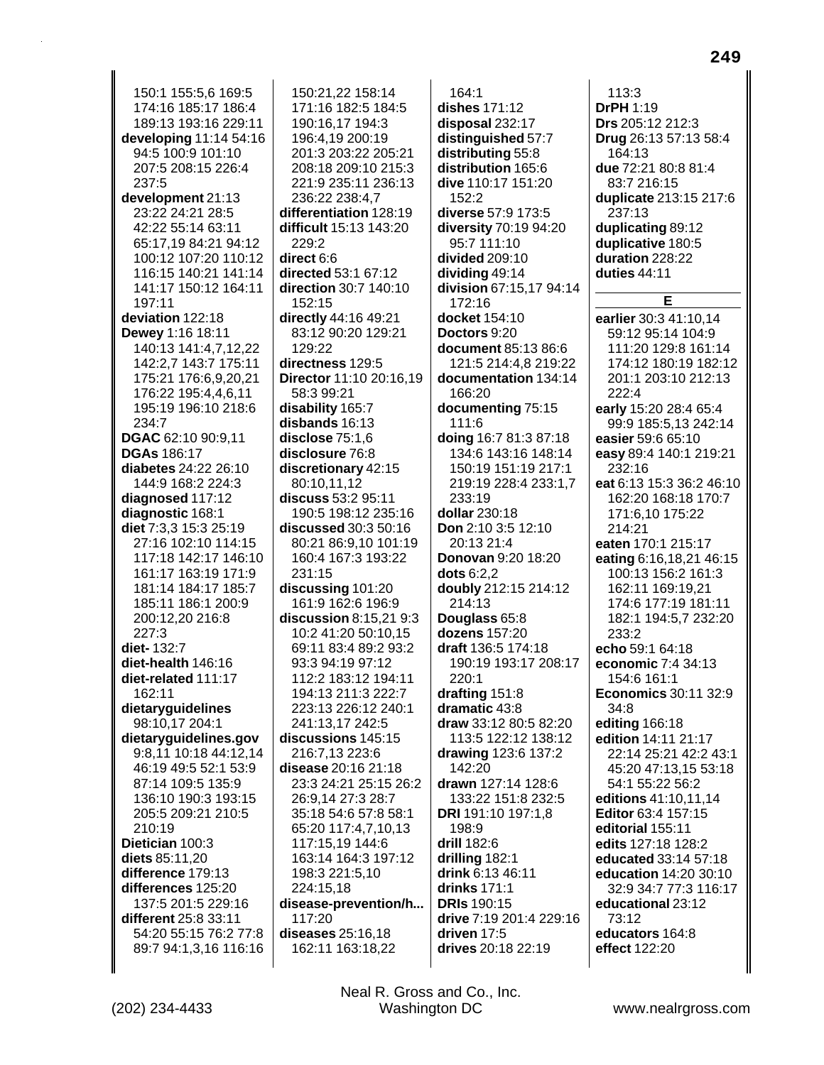150:1 155:5,6 169:5 174:16 185:17 186:4 189:13 193:16 229:11
**developing** 11:14 54:16 94:5 100:9 101:10 207:5 208:15 226:4 237:5
**development** 21:13 23:22 24:21 28:5 42:22 55:14 63:11 65:17,19 84:21 94:12 100:12 107:20 110:12 116:15 140:21 141:14 141:17 150:12 164:11 197:11
**deviation** 122:18
**Dewey** 1:16 18:11 140:13 141:4,7,12,22 142:2,7 143:7 175:11 175:21 176:6,9,20,21 176:22 195:4,4,6,11 195:19 196:10 218:6 234:7
**DGAC** 62:10 90:9,11
**DGAs** 186:17
**diabetes** 24:22 26:10 144:9 168:2 224:3
**diagnosed** 117:12
**diagnostic** 168:1
**diet** 7:3,3 15:3 25:19 27:16 102:10 114:15 117:18 142:17 146:10 161:17 163:19 171:9 181:14 184:17 185:7 185:11 186:1 200:9 200:12,20 216:8 227:3
**diet-** 132:7
**diet-health** 146:16
**diet-related** 111:17 162:11
**dietaryguidelines** 98:10,17 204:1
**dietaryguidelines.gov** 9:8,11 10:18 44:12,14 46:19 49:5 52:1 53:9 87:14 109:5 135:9 136:10 190:3 193:15 205:5 209:21 210:5 210:19
**Dietician** 100:3
**diets** 85:11,20
**difference** 179:13
**differences** 125:20 137:5 201:5 229:16
**different** 25:8 33:11 54:20 55:15 76:2 77:8 89:7 94:1,3,16 116:16
150:21,22 158:14 171:16 182:5 184:5 190:16,17 194:3 196:4,19 200:19 201:3 203:22 205:21 208:18 209:10 215:3 221:9 235:11 236:13 236:22 238:4,7
**differentiation** 128:19
**difficult** 15:13 143:20 229:2
**direct** 6:6
**directed** 53:1 67:12
**direction** 30:7 140:10 152:15
**directly** 44:16 49:21 83:12 90:20 129:21 129:22
**directness** 129:5
**Director** 11:10 20:16,19 58:3 99:21
**disability** 165:7
**disbands** 16:13
**disclose** 75:1,6
**disclosure** 76:8
**discretionary** 42:15 80:10,11,12
**discuss** 53:2 95:11 190:5 198:12 235:16
**discussed** 30:3 50:16 80:21 86:9,10 101:19 160:4 167:3 193:22 231:15
**discussing** 101:20 161:9 162:6 196:9
**discussion** 8:15,21 9:3 10:2 41:20 50:10,15 69:11 83:4 89:2 93:2 93:3 94:19 97:12 112:2 183:12 194:11 194:13 211:3 222:7 223:13 226:12 240:1 241:13,17 242:5
**discussions** 145:15 216:7,13 223:6
**disease** 20:16 21:18 23:3 24:21 25:15 26:2 26:9,14 27:3 28:7 35:18 54:6 57:8 58:1 65:20 117:4,7,10,13 117:15,19 144:6 163:14 164:3 197:12 198:3 221:5,10 224:15,18
**disease-prevention/h...** 117:20
**diseases** 25:16,18 162:11 163:18,22
164:1
**dishes** 171:12
**disposal** 232:17
**distinguished** 57:7
**distributing** 55:8
**distribution** 165:6
**dive** 110:17 151:20 152:2
**diverse** 57:9 173:5
**diversity** 70:19 94:20 95:7 111:10
**divided** 209:10
**dividing** 49:14
**division** 67:15,17 94:14 172:16
**docket** 154:10
**Doctors** 9:20
**document** 85:13 86:6 121:5 214:4,8 219:22
**documentation** 134:14 166:20
**documenting** 75:15 111:6
**doing** 16:7 81:3 87:18 134:6 143:16 148:14 150:19 151:19 217:1 219:19 228:4 233:1,7 233:19
**dollar** 230:18
**Don** 2:10 3:5 12:10 20:13 21:4
**Donovan** 9:20 18:20
**dots** 6:2,2
**doubly** 212:15 214:12 214:13
**Douglass** 65:8
**dozens** 157:20
**draft** 136:5 174:18 190:19 193:17 208:17 220:1
**drafting** 151:8
**dramatic** 43:8
**draw** 33:12 80:5 82:20 113:5 122:12 138:12
**drawing** 123:6 137:2 142:20
**drawn** 127:14 128:6 133:22 151:8 232:5
**DRI** 191:10 197:1,8 198:9
**drill** 182:6
**drilling** 182:1
**drink** 6:13 46:11
**drinks** 171:1
**DRIs** 190:15
**drive** 7:19 201:4 229:16
**driven** 17:5
**drives** 20:18 22:19
113:3
**DrPH** 1:19
**Drs** 205:12 212:3
**Drug** 26:13 57:13 58:4 164:13
**due** 72:21 80:8 81:4 83:7 216:15
**duplicate** 213:15 217:6 237:13
**duplicating** 89:12
**duplicative** 180:5
**duration** 228:22
**duties** 44:11

## E

**earlier** 30:3 41:10,14 59:12 95:14 104:9 111:20 129:8 161:14 174:12 180:19 182:12 201:1 203:10 212:13 222:4
**early** 15:20 28:4 65:4 99:9 185:5,13 242:14
**easier** 59:6 65:10
**easy** 89:4 140:1 219:21 232:16
**eat** 6:13 15:3 36:2 46:10 162:20 168:18 170:7 171:6,10 175:22 214:21
**eaten** 170:1 215:17
**eating** 6:16,18,21 46:15 100:13 156:2 161:3 162:11 169:19,21 174:6 177:19 181:11 182:1 194:5,7 232:20 233:2
**echo** 59:1 64:18
**economic** 7:4 34:13 154:6 161:1
**Economics** 30:11 32:9 34:8
**editing** 166:18
**edition** 14:11 21:17 22:14 25:21 42:2 43:1 45:20 47:13,15 53:18 54:1 55:22 56:2
**editions** 41:10,11,14
**Editor** 63:4 157:15
**editorial** 155:11
**edits** 127:18 128:2
**educated** 33:14 57:18
**education** 14:20 30:10 32:9 34:7 77:3 116:17
**educational** 23:12 73:12
**educators** 164:8
**effect** 122:20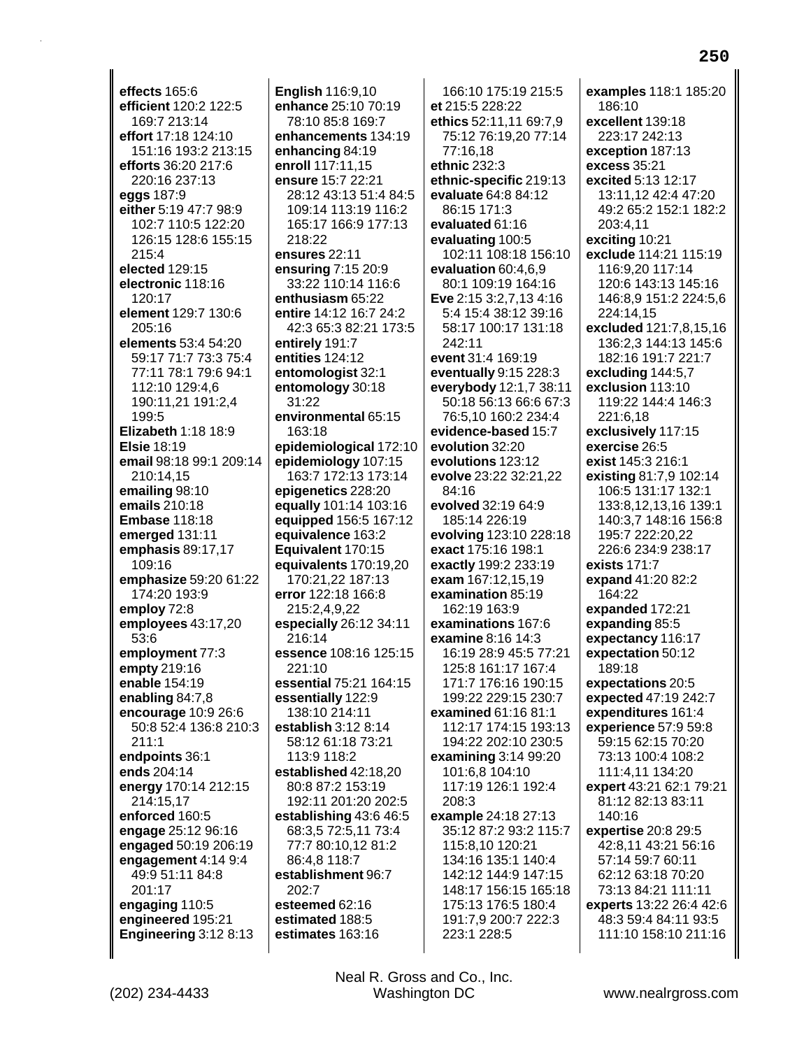**effects** 165:6
**efficient** 120:2 122:5 169:7 213:14
**effort** 17:18 124:10 151:16 193:2 213:15
**efforts** 36:20 217:6 220:16 237:13
**eggs** 187:9
**either** 5:19 47:7 98:9 102:7 110:5 122:20 126:15 128:6 155:15 215:4
**elected** 129:15
**electronic** 118:16 120:17
**element** 129:7 130:6 205:16
**elements** 53:4 54:20 59:17 71:7 73:3 75:4 77:11 78:1 79:6 94:1 112:10 129:4,6 190:11,21 191:2,4 199:5
**Elizabeth** 1:18 18:9
**Elsie** 18:19
**email** 98:18 99:1 209:14 210:14,15
**emailing** 98:10
**emails** 210:18
**Embase** 118:18
**emerged** 131:11
**emphasis** 89:17,17 109:16
**emphasize** 59:20 61:22 174:20 193:9
**employ** 72:8
**employees** 43:17,20 53:6
**employment** 77:3
**empty** 219:16
**enable** 154:19
**enabling** 84:7,8
**encourage** 10:9 26:6 50:8 52:4 136:8 210:3 211:1
**endpoints** 36:1
**ends** 204:14
**energy** 170:14 212:15 214:15,17
**enforced** 160:5
**engage** 25:12 96:16
**engaged** 50:19 206:19
**engagement** 4:14 9:4 49:9 51:11 84:8 201:17
**engaging** 110:5
**engineered** 195:21
**Engineering** 3:12 8:13
**English** 116:9,10
**enhance** 25:10 70:19 78:10 85:8 169:7
**enhancements** 134:19
**enhancing** 84:19
**enroll** 117:11,15
**ensure** 15:7 22:21 28:12 43:13 51:4 84:5 109:14 113:19 116:2 165:17 166:9 177:13 218:22
**ensures** 22:11
**ensuring** 7:15 20:9 33:22 110:14 116:6
**enthusiasm** 65:22
**entire** 14:12 16:7 24:2 42:3 65:3 82:21 173:5
**entirely** 191:7
**entities** 124:12
**entomologist** 32:1
**entomology** 30:18 31:22
**environmental** 65:15 163:18
**epidemiological** 172:10
**epidemiology** 107:15 163:7 172:13 173:14
**epigenetics** 228:20
**equally** 101:14 103:16
**equipped** 156:5 167:12
**equivalence** 163:2
**Equivalent** 170:15
**equivalents** 170:19,20 170:21,22 187:13
**error** 122:18 166:8 215:2,4,9,22
**especially** 26:12 34:11 216:14
**essence** 108:16 125:15 221:10
**essential** 75:21 164:15
**essentially** 122:9 138:10 214:11
**establish** 3:12 8:14 58:12 61:18 73:21 113:9 118:2
**established** 42:18,20 80:8 87:2 153:19 192:11 201:20 202:5
**establishing** 43:6 46:5 68:3,5 72:5,11 73:4 77:7 80:10,12 81:2 86:4,8 118:7
**establishment** 96:7 202:7
**esteemed** 62:16
**estimated** 188:5
**estimates** 163:16
166:10 175:19 215:5
**et** 215:5 228:22
**ethics** 52:11,11 69:7,9 75:12 76:19,20 77:14 77:16,18
**ethnic** 232:3
**ethnic-specific** 219:13
**evaluate** 64:8 84:12 86:15 171:3
**evaluated** 61:16
**evaluating** 100:5 102:11 108:18 156:10
**evaluation** 60:4,6,9 80:1 109:19 164:16
**Eve** 2:15 3:2,7,13 4:16 5:4 15:4 38:12 39:16 58:17 100:17 131:18 242:11
**event** 31:4 169:19
**eventually** 9:15 228:3
**everybody** 12:1,7 38:11 50:18 56:13 66:6 67:3 76:5,10 160:2 234:4
**evidence-based** 15:7
**evolution** 32:20
**evolutions** 123:12
**evolve** 23:22 32:21,22 84:16
**evolved** 32:19 64:9 185:14 226:19
**evolving** 123:10 228:18
**exact** 175:16 198:1
**exactly** 199:2 233:19
**exam** 167:12,15,19
**examination** 85:19 162:19 163:9
**examinations** 167:6
**examine** 8:16 14:3 16:19 28:9 45:5 77:21 125:8 161:17 167:4 171:7 176:16 190:15 199:22 229:15 230:7
**examined** 61:16 81:1 112:17 174:15 193:13 194:22 202:10 230:5
**examining** 3:14 99:20 101:6,8 104:10 117:19 126:1 192:4 208:3
**example** 24:18 27:13 35:12 87:2 93:2 115:7 115:8,10 120:21 134:16 135:1 140:4 142:12 144:9 147:15 148:17 156:15 165:18 175:13 176:5 180:4 191:7,9 200:7 222:3 223:1 228:5
**examples** 118:1 185:20 186:10
**excellent** 139:18 223:17 242:13
**exception** 187:13
**excess** 35:21
**excited** 5:13 12:17 13:11,12 42:4 47:20 49:2 65:2 152:1 182:2 203:4,11
**exciting** 10:21
**exclude** 114:21 115:19 116:9,20 117:14 120:6 143:13 145:16 146:8,9 151:2 224:5,6 224:14,15
**excluded** 121:7,8,15,16 136:2,3 144:13 145:6 182:16 191:7 221:7
**excluding** 144:5,7
**exclusion** 113:10 119:22 144:4 146:3 221:6,18
**exclusively** 117:15
**exercise** 26:5
**exist** 145:3 216:1
**existing** 81:7,9 102:14 106:5 131:17 132:1 133:8,12,13,16 139:1 140:3,7 148:16 156:8 195:7 222:20,22 226:6 234:9 238:17
**exists** 171:7
**expand** 41:20 82:2 164:22
**expanded** 172:21
**expanding** 85:5
**expectancy** 116:17
**expectation** 50:12 189:18
**expectations** 20:5
**expected** 47:19 242:7
**expenditures** 161:4
**experience** 57:9 59:8 59:15 62:15 70:20 73:13 100:4 108:2 111:4,11 134:20
**expert** 43:21 62:1 79:21 81:12 82:13 83:11 140:16
**expertise** 20:8 29:5 42:8,11 43:21 56:16 57:14 59:7 60:11 62:12 63:18 70:20 73:13 84:21 111:11
**experts** 13:22 26:4 42:6 48:3 59:4 84:11 93:5 111:10 158:10 211:16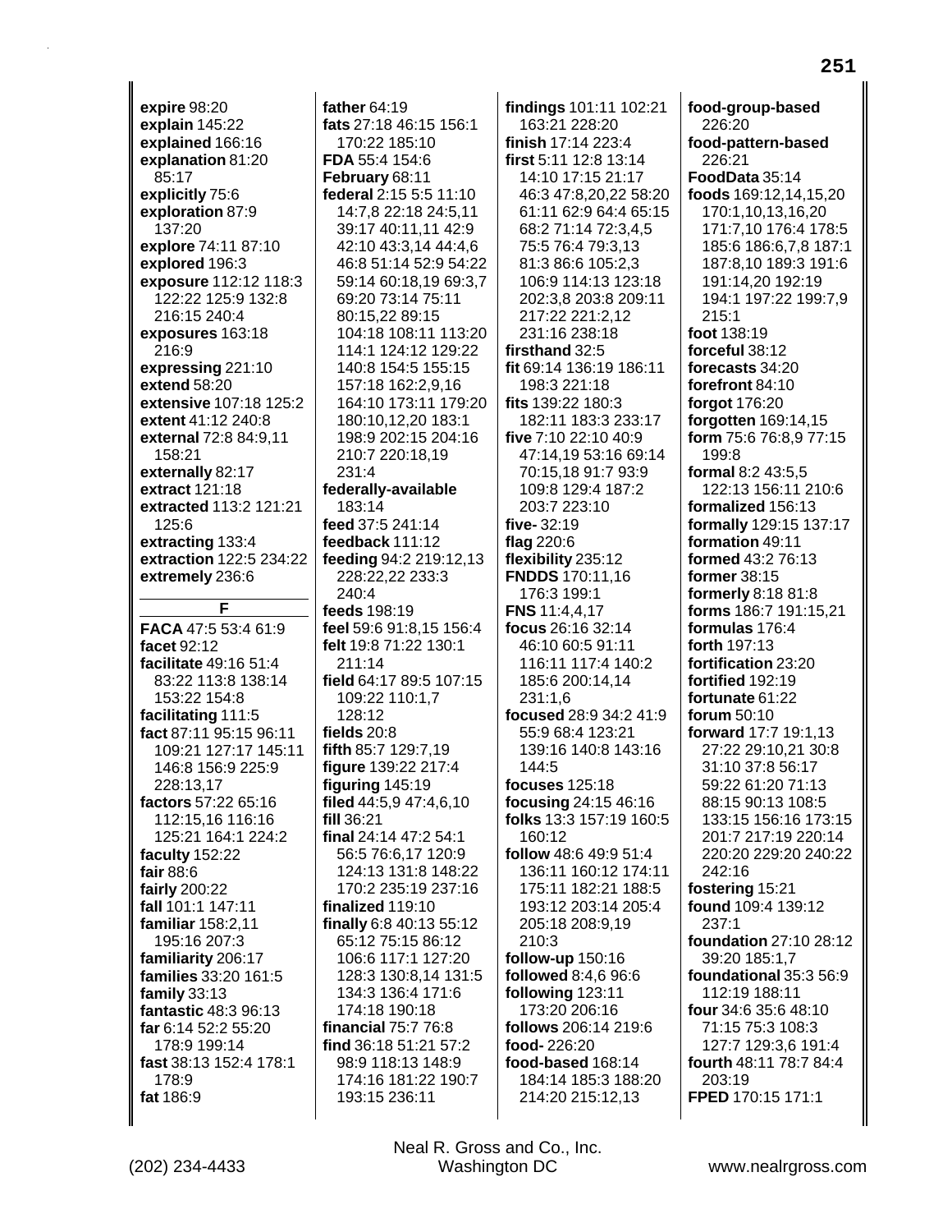**expire** 98:20
**explain** 145:22
**explained** 166:16
**explanation** 81:20 85:17
**explicitly** 75:6
**exploration** 87:9 137:20
**explore** 74:11 87:10
**explored** 196:3
**exposure** 112:12 118:3 122:22 125:9 132:8 216:15 240:4
**exposures** 163:18 216:9
**expressing** 221:10
**extend** 58:20
**extensive** 107:18 125:2
**extent** 41:12 240:8
**external** 72:8 84:9,11 158:21
**externally** 82:17
**extract** 121:18
**extracted** 113:2 121:21 125:6
**extracting** 133:4
**extraction** 122:5 234:22
**extremely** 236:6

## F

**FACA** 47:5 53:4 61:9
**facet** 92:12
**facilitate** 49:16 51:4 83:22 113:8 138:14 153:22 154:8
**facilitating** 111:5
**fact** 87:11 95:15 96:11 109:21 127:17 145:11 146:8 156:9 225:9 228:13,17
**factors** 57:22 65:16 112:15,16 116:16 125:21 164:1 224:2
**faculty** 152:22
**fair** 88:6
**fairly** 200:22
**fall** 101:1 147:11
**familiar** 158:2,11 195:16 207:3
**familiarity** 206:17
**families** 33:20 161:5
**family** 33:13
**fantastic** 48:3 96:13
**far** 6:14 52:2 55:20 178:9 199:14
**fast** 38:13 152:4 178:1 178:9
**fat** 186:9
**father** 64:19
**fats** 27:18 46:15 156:1 170:22 185:10
**FDA** 55:4 154:6
**February** 68:11
**federal** 2:15 5:5 11:10 14:7,8 22:18 24:5,11 39:17 40:11,11 42:9 42:10 43:3,14 44:4,6 46:8 51:14 52:9 54:22 59:14 60:18,19 69:3,7 69:20 73:14 75:11 80:15,22 89:15 104:18 108:11 113:20 114:1 124:12 129:22 140:8 154:5 155:15 157:18 162:2,9,16 164:10 173:11 179:20 180:10,12,20 183:1 198:9 202:15 204:16 210:7 220:18,19 231:4
**federally-available** 183:14
**feed** 37:5 241:14
**feedback** 111:12
**feeding** 94:2 219:12,13 228:22,22 233:3 240:4
**feeds** 198:19
**feel** 59:6 91:8,15 156:4
**felt** 19:8 71:22 130:1 211:14
**field** 64:17 89:5 107:15 109:22 110:1,7 128:12
**fields** 20:8
**fifth** 85:7 129:7,19
**figure** 139:22 217:4
**figuring** 145:19
**filed** 44:5,9 47:4,6,10
**fill** 36:21
**final** 24:14 47:2 54:1 56:5 76:6,17 120:9 124:13 131:8 148:22 170:2 235:19 237:16
**finalized** 119:10
**finally** 6:8 40:13 55:12 65:12 75:15 86:12 106:6 117:1 127:20 128:3 130:8,14 131:5 134:3 136:4 171:6 174:18 190:18
**financial** 75:7 76:8
**find** 36:18 51:21 57:2 98:9 118:13 148:9 174:16 181:22 190:7 193:15 236:11
**findings** 101:11 102:21 163:21 228:20
**finish** 17:14 223:4
**first** 5:11 12:8 13:14 14:10 17:15 21:17 46:3 47:8,20,22 58:20 61:11 62:9 64:4 65:15 68:2 71:14 72:3,4,5 75:5 76:4 79:3,13 81:3 86:6 105:2,3 106:9 114:13 123:18 202:3,8 203:8 209:11 217:22 221:2,12 231:16 238:18
**firsthand** 32:5
**fit** 69:14 136:19 186:11 198:3 221:18
**fits** 139:22 180:3 182:11 183:3 233:17
**five** 7:10 22:10 40:9 47:14,19 53:16 69:14 70:15,18 91:7 93:9 109:8 129:4 187:2 203:7 223:10
**five-** 32:19
**flag** 220:6
**flexibility** 235:12
**FNDDS** 170:11,16 176:3 199:1
**FNS** 11:4,4,17
**focus** 26:16 32:14 46:10 60:5 91:11 116:11 117:4 140:2 185:6 200:14,14 231:1,6
**focused** 28:9 34:2 41:9 55:9 68:4 123:21 139:16 140:8 143:16 144:5
**focuses** 125:18
**focusing** 24:15 46:16
**folks** 13:3 157:19 160:5 160:12
**follow** 48:6 49:9 51:4 136:11 160:12 174:11 175:11 182:21 188:5 193:12 203:14 205:4 205:18 208:9,19 210:3
**follow-up** 150:16
**followed** 8:4,6 96:6
**following** 123:11 173:20 206:16
**follows** 206:14 219:6
**food-** 226:20
**food-based** 168:14 184:14 185:3 188:20 214:20 215:12,13
**food-group-based** 226:20
**food-pattern-based** 226:21
**FoodData** 35:14
**foods** 169:12,14,15,20 170:1,10,13,16,20 171:7,10 176:4 178:5 185:6 186:6,7,8 187:1 187:8,10 189:3 191:6 191:14,20 192:19 194:1 197:22 199:7,9 215:1
**foot** 138:19
**forceful** 38:12
**forecasts** 34:20
**forefront** 84:10
**forgot** 176:20
**forgotten** 169:14,15
**form** 75:6 76:8,9 77:15 199:8
**formal** 8:2 43:5,5 122:13 156:11 210:6
**formalized** 156:13
**formally** 129:15 137:17
**formation** 49:11
**formed** 43:2 76:13
**former** 38:15
**formerly** 8:18 81:8
**forms** 186:7 191:15,21
**formulas** 176:4
**forth** 197:13
**fortification** 23:20
**fortified** 192:19
**fortunate** 61:22
**forum** 50:10
**forward** 17:7 19:1,13 27:22 29:10,21 30:8 31:10 37:8 56:17 59:22 61:20 71:13 88:15 90:13 108:5 133:15 156:16 173:15 201:7 217:19 220:14 220:20 229:20 240:22 242:16
**fostering** 15:21
**found** 109:4 139:12 237:1
**foundation** 27:10 28:12 39:20 185:1,7
**foundational** 35:3 56:9 112:19 188:11
**four** 34:6 35:6 48:10 71:15 75:3 108:3 127:7 129:3,6 191:4
**fourth** 48:11 78:7 84:4 203:19
**FPED** 170:15 171:1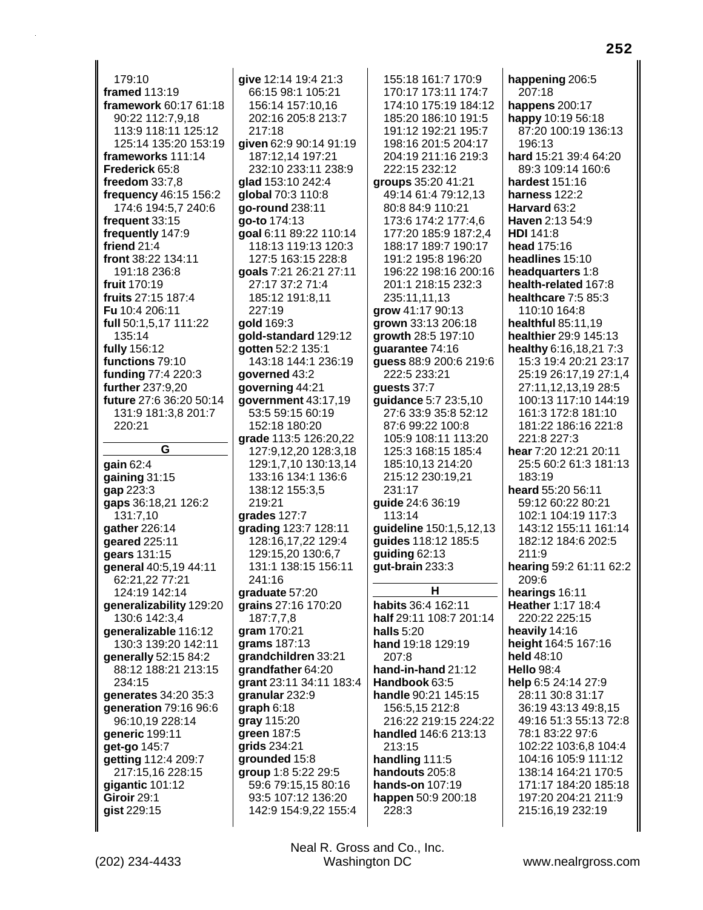179:10
**framed** 113:19
**framework** 60:17 61:18 90:22 112:7,9,18 113:9 118:11 125:12 125:14 135:20 153:19
**frameworks** 111:14
**Frederick** 65:8
**freedom** 33:7,8
**frequency** 46:15 156:2 174:6 194:5,7 240:6
**frequent** 33:15
**frequently** 147:9
**friend** 21:4
**front** 38:22 134:11 191:18 236:8
**fruit** 170:19
**fruits** 27:15 187:4
**Fu** 10:4 206:11
**full** 50:1,5,17 111:22 135:14
**fully** 156:12
**functions** 79:10
**funding** 77:4 220:3
**further** 237:9,20
**future** 27:6 36:20 50:14 131:9 181:3,8 201:7 220:21

## G

**gain** 62:4
**gaining** 31:15
**gap** 223:3
**gaps** 36:18,21 126:2 131:7,10
**gather** 226:14
**geared** 225:11
**gears** 131:15
**general** 40:5,19 44:11 62:21,22 77:21 124:19 142:14
**generalizability** 129:20 130:6 142:3,4
**generalizable** 116:12 130:3 139:20 142:11
**generally** 52:15 84:2 88:12 188:21 213:15 234:15
**generates** 34:20 35:3
**generation** 79:16 96:6 96:10,19 228:14
**generic** 199:11
**get-go** 145:7
**getting** 112:4 209:7 217:15,16 228:15
**gigantic** 101:12
**Giroir** 29:1
**gist** 229:15
**give** 12:14 19:4 21:3 66:15 98:1 105:21 156:14 157:10,16 202:16 205:8 213:7 217:18
**given** 62:9 90:14 91:19 187:12,14 197:21 232:10 233:11 238:9
**glad** 153:10 242:4
**global** 70:3 110:8
**go-round** 238:11
**go-to** 174:13
**goal** 6:11 89:22 110:14 118:13 119:13 120:3 127:5 163:15 228:8
**goals** 7:21 26:21 27:11 27:17 37:2 71:4 185:12 191:8,11 227:19
**gold** 169:3
**gold-standard** 129:12
**gotten** 52:2 135:1 143:18 144:1 236:19
**governed** 43:2
**governing** 44:21
**government** 43:17,19 53:5 59:15 60:19 152:18 180:20
**grade** 113:5 126:20,22 127:9,12,20 128:3,18 129:1,7,10 130:13,14 133:16 134:1 136:6 138:12 155:3,5 219:21
**grades** 127:7
**grading** 123:7 128:11 128:16,17,22 129:4 129:15,20 130:6,7 131:1 138:15 156:11 241:16
**graduate** 57:20
**grains** 27:16 170:20 187:7,7,8
**gram** 170:21
**grams** 187:13
**grandchildren** 33:21
**grandfather** 64:20
**grant** 23:11 34:11 183:4
**granular** 232:9
**graph** 6:18
**gray** 115:20
**green** 187:5
**grids** 234:21
**grounded** 15:8
**group** 1:8 5:22 29:5 59:6 79:15,15 80:16 93:5 107:12 136:20 142:9 154:9,22 155:4 155:18 161:7 170:9 170:17 173:11 174:7 174:10 175:19 184:12 185:20 186:10 191:5 191:12 192:21 195:7 198:16 201:5 204:17 204:19 211:16 219:3 222:15 232:12
**groups** 35:20 41:21 49:14 61:4 79:12,13 80:8 84:9 110:21 173:6 174:2 177:4,6 177:20 185:9 187:2,4 188:17 189:7 190:17 191:2 195:8 196:20 196:22 198:16 200:16 201:1 218:15 232:3 235:11,11,13
**grow** 41:17 90:13
**grown** 33:13 206:18
**growth** 28:5 197:10
**guarantee** 74:16
**guess** 88:9 200:6 219:6 222:5 233:21
**guests** 37:7
**guidance** 5:7 23:5,10 27:6 33:9 35:8 52:12 87:6 99:22 100:8 105:9 108:11 113:20 125:3 168:15 185:4 185:10,13 214:20 215:12 230:19,21 231:17
**guide** 24:6 36:19 113:14
**guideline** 150:1,5,12,13
**guides** 118:12 185:5
**guiding** 62:13
**gut-brain** 233:3

## H

**habits** 36:4 162:11
**half** 29:11 108:7 201:14
**halls** 5:20
**hand** 19:18 129:19 207:8
**hand-in-hand** 21:12
**Handbook** 63:5
**handle** 90:21 145:15 156:5,15 212:8 216:22 219:15 224:22
**handled** 146:6 213:13 213:15
**handling** 111:5
**handouts** 205:8
**hands-on** 107:19
**happen** 50:9 200:18 228:3
**happening** 206:5 207:18
**happens** 200:17
**happy** 10:19 56:18 87:20 100:19 136:13 196:13
**hard** 15:21 39:4 64:20 89:3 109:14 160:6
**hardest** 151:16
**harness** 122:2
**Harvard** 63:2
**Haven** 2:13 54:9
**HDI** 141:8
**head** 175:16
**headlines** 15:10
**headquarters** 1:8
**health-related** 167:8
**healthcare** 7:5 85:3 110:10 164:8
**healthful** 85:11,19
**healthier** 29:9 145:13
**healthy** 6:16,18,21 7:3 15:3 19:4 20:21 23:17 25:19 26:17,19 27:1,4 27:11,12,13,19 28:5 100:13 117:10 144:19 161:3 172:8 181:10 181:22 186:16 221:8 227:3
**hear** 7:20 12:21 20:11 25:5 60:2 61:3 181:13 183:19
**heard** 55:20 56:11 59:12 60:22 80:21 102:1 104:19 117:3 143:12 155:11 161:14 182:12 184:6 202:5 211:9
**hearing** 59:2 61:11 62:2 209:6
**hearings** 16:11
**Heather** 1:17 18:4 220:22 225:15
**heavily** 14:16
**height** 164:5 167:16
**held** 48:10
**Hello** 98:4
**help** 6:5 24:14 27:9 28:11 30:8 31:17 36:19 43:13 49:8,15 49:16 51:3 55:13 72:8 78:1 83:22 97:6 102:22 103:6,8 104:4 104:16 105:9 111:12 138:14 164:21 170:5 171:17 184:20 185:18 197:20 204:21 211:9 215:16,19 232:19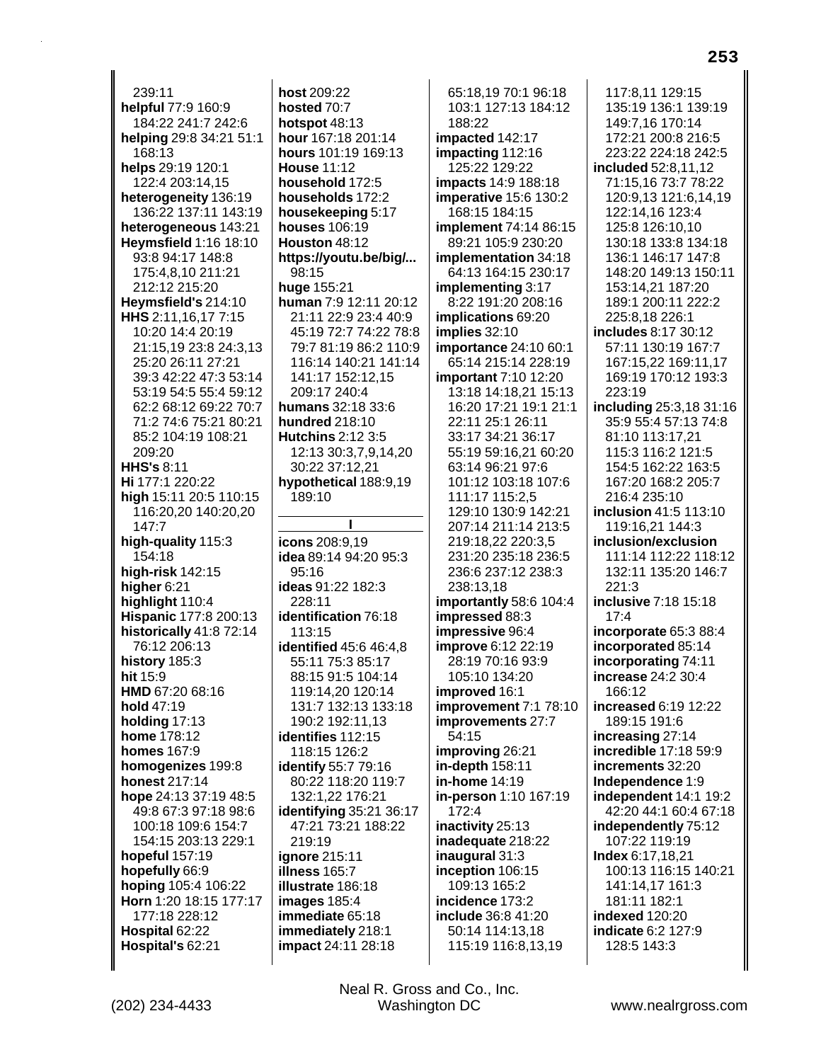239:11
**helpful** 77:9 160:9 184:22 241:7 242:6
**helping** 29:8 34:21 51:1 168:13
**helps** 29:19 120:1 122:4 203:14,15
**heterogeneity** 136:19 136:22 137:11 143:19
**heterogeneous** 143:21
**Heymsfield** 1:16 18:10 93:8 94:17 148:8 175:4,8,10 211:21 212:12 215:20
**Heymsfield's** 214:10
**HHS** 2:11,16,17 7:15 10:20 14:4 20:19 21:15,19 23:8 24:3,13 25:20 26:11 27:21 39:3 42:22 47:3 53:14 53:19 54:5 55:4 59:12 62:2 68:12 69:22 70:7 71:2 74:6 75:21 80:21 85:2 104:19 108:21 209:20
**HHS's** 8:11
**Hi** 177:1 220:22
**high** 15:11 20:5 110:15 116:20,20 140:20,20 147:7
**high-quality** 115:3 154:18
**high-risk** 142:15
**higher** 6:21
**highlight** 110:4
**Hispanic** 177:8 200:13
**historically** 41:8 72:14 76:12 206:13
**history** 185:3
**hit** 15:9
**HMD** 67:20 68:16
**hold** 47:19
**holding** 17:13
**home** 178:12
**homes** 167:9
**homogenizes** 199:8
**honest** 217:14
**hope** 24:13 37:19 48:5 49:8 67:3 97:18 98:6 100:18 109:6 154:7 154:15 203:13 229:1
**hopeful** 157:19
**hopefully** 66:9
**hoping** 105:4 106:22
**Horn** 1:20 18:15 177:17 177:18 228:12
**Hospital** 62:22
**Hospital's** 62:21
**host** 209:22
**hosted** 70:7
**hotspot** 48:13
**hour** 167:18 201:14
**hours** 101:19 169:13
**House** 11:12
**household** 172:5
**households** 172:2
**housekeeping** 5:17
**houses** 106:19
**Houston** 48:12
**https://youtu.be/big/...** 98:15
**huge** 155:21
**human** 7:9 12:11 20:12 21:11 22:9 23:4 40:9 45:19 72:7 74:22 78:8 79:7 81:19 86:2 110:9 116:14 140:21 141:14 141:17 152:12,15 209:17 240:4
**humans** 32:18 33:6
**hundred** 218:10
**Hutchins** 2:12 3:5 12:13 30:3,7,9,14,20 30:22 37:12,21
**hypothetical** 188:9,19 189:10

**I**

**icons** 208:9,19
**idea** 89:14 94:20 95:3 95:16
**ideas** 91:22 182:3 228:11
**identification** 76:18 113:15
**identified** 45:6 46:4,8 55:11 75:3 85:17 88:15 91:5 104:14 119:14,20 120:14 131:7 132:13 133:18 190:2 192:11,13
**identifies** 112:15 118:15 126:2
**identify** 55:7 79:16 80:22 118:20 119:7 132:1,22 176:21
**identifying** 35:21 36:17 47:21 73:21 188:22 219:19
**ignore** 215:11
**illness** 165:7
**illustrate** 186:18
**images** 185:4
**immediate** 65:18
**immediately** 218:1
**impact** 24:11 28:18 65:18,19 70:1 96:18 103:1 127:13 184:12 188:22
**impacted** 142:17
**impacting** 112:16 125:22 129:22
**impacts** 14:9 188:18
**imperative** 15:6 130:2 168:15 184:15
**implement** 74:14 86:15 89:21 105:9 230:20
**implementation** 34:18 64:13 164:15 230:17
**implementing** 3:17 8:22 191:20 208:16
**implications** 69:20
**implies** 32:10
**importance** 24:10 60:1 65:14 215:14 228:19
**important** 7:10 12:20 13:18 14:18,21 15:13 16:20 17:21 19:1 21:1 22:11 25:1 26:11 33:17 34:21 36:17 55:19 59:16,21 60:20 63:14 96:21 97:6 101:12 103:18 107:6 111:17 115:2,5 129:10 130:9 142:21 207:14 211:14 213:5 219:18,22 220:3,5 231:20 235:18 236:5 236:6 237:12 238:3 238:13,18
**importantly** 58:6 104:4
**impressed** 88:3
**impressive** 96:4
**improve** 6:12 22:19 28:19 70:16 93:9 105:10 134:20
**improved** 16:1
**improvement** 7:1 78:10
**improvements** 27:7 54:15
**improving** 26:21
**in-depth** 158:11
**in-home** 14:19
**in-person** 1:10 167:19 172:4
**inactivity** 25:13
**inadequate** 218:22
**inaugural** 31:3
**inception** 106:15 109:13 165:2
**incidence** 173:2
**include** 36:8 41:20 50:14 114:13,18 115:19 116:8,13,19 117:8,11 129:15 135:19 136:1 139:19 149:7,16 170:14 172:21 200:8 216:5 223:22 224:18 242:5
**included** 52:8,11,12 71:15,16 73:7 78:22 120:9,13 121:6,14,19 122:14,16 123:4 125:8 126:10,10 130:18 133:8 134:18 136:1 146:17 147:8 148:20 149:13 150:11 153:14,21 187:20 189:1 200:11 222:2 225:8,18 226:1
**includes** 8:17 30:12 57:11 130:19 167:7 167:15,22 169:11,17 169:19 170:12 193:3 223:19
**including** 25:3,18 31:16 35:9 55:4 57:13 74:8 81:10 113:17,21 115:3 116:2 121:5 154:5 162:22 163:5 167:20 168:2 205:7 216:4 235:10
**inclusion** 41:5 113:10 119:16,21 144:3
**inclusion/exclusion** 111:14 112:22 118:12 132:11 135:20 146:7 221:3
**inclusive** 7:18 15:18 17:4
**incorporate** 65:3 88:4
**incorporated** 85:14
**incorporating** 74:11
**increase** 24:2 30:4 166:12
**increased** 6:19 12:22 189:15 191:6
**increasing** 27:14
**incredible** 17:18 59:9
**increments** 32:20
**Independence** 1:9
**independent** 14:1 19:2 42:20 44:1 60:4 67:18
**independently** 75:12 107:22 119:19
**Index** 6:17,18,21 100:13 116:15 140:21 141:14,17 161:3 181:11 182:1
**indexed** 120:20
**indicate** 6:2 127:9 128:5 143:3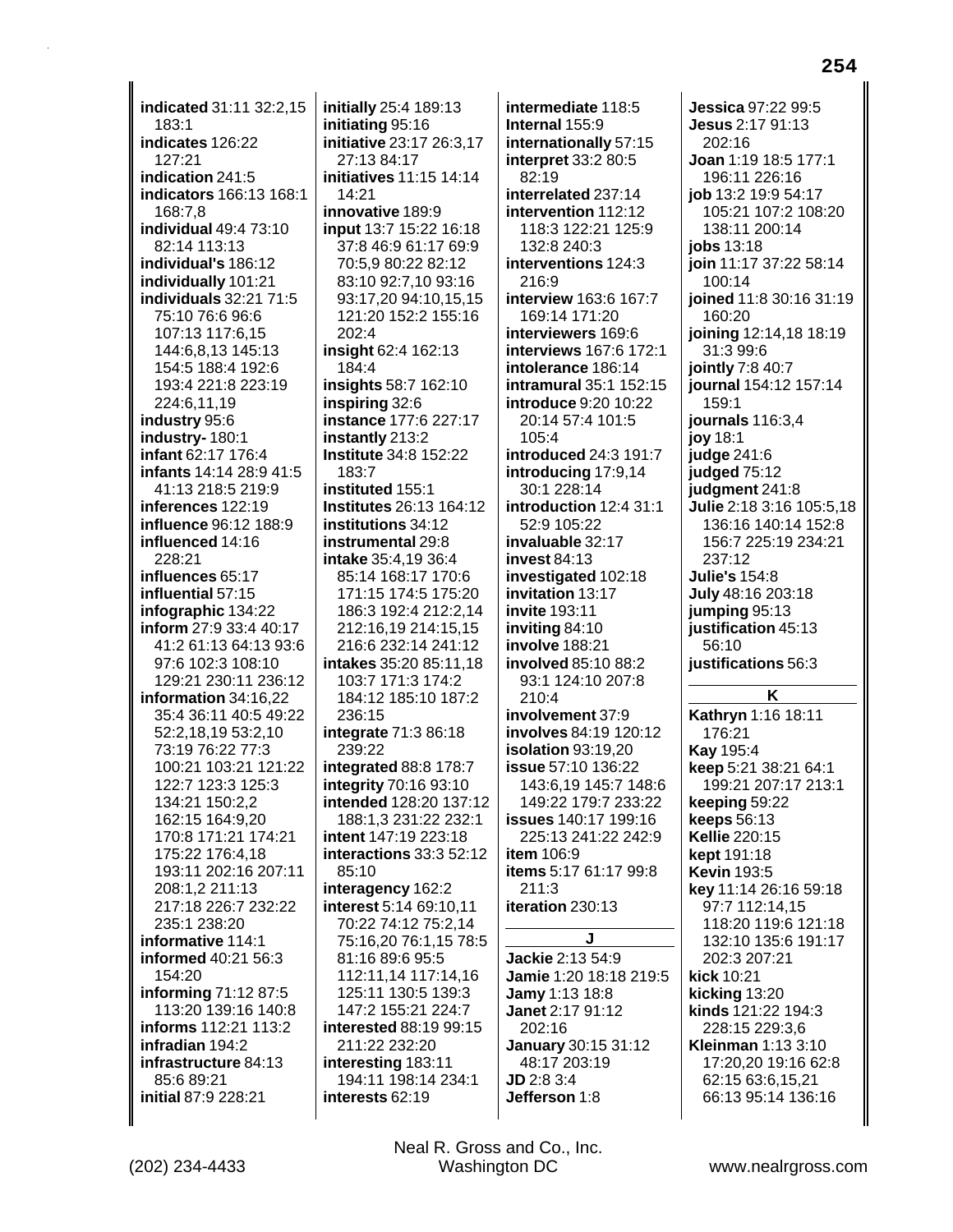**indicated** 31:11 32:2,15 183:1
**indicates** 126:22 127:21
**indication** 241:5
**indicators** 166:13 168:1 168:7,8
**individual** 49:4 73:10 82:14 113:13
**individual's** 186:12
**individually** 101:21
**individuals** 32:21 71:5 75:10 76:6 96:6 107:13 117:6,15 144:6,8,13 145:13 154:5 188:4 192:6 193:4 221:8 223:19 224:6,11,19
**industry** 95:6
**industry-** 180:1
**infant** 62:17 176:4
**infants** 14:14 28:9 41:5 41:13 218:5 219:9
**inferences** 122:19
**influence** 96:12 188:9
**influenced** 14:16 228:21
**influences** 65:17
**influential** 57:15
**infographic** 134:22
**inform** 27:9 33:4 40:17 41:2 61:13 64:13 93:6 97:6 102:3 108:10 129:21 230:11 236:12
**information** 34:16,22 35:4 36:11 40:5 49:22 52:2,18,19 53:2,10 73:19 76:22 77:3 100:21 103:21 121:22 122:7 123:3 125:3 134:21 150:2,2 162:15 164:9,20 170:8 171:21 174:21 175:22 176:4,18 193:11 202:16 207:11 208:1,2 211:13 217:18 226:7 232:22 235:1 238:20
**informative** 114:1
**informed** 40:21 56:3 154:20
**informing** 71:12 87:5 113:20 139:16 140:8
**informs** 112:21 113:2
**infradian** 194:2
**infrastructure** 84:13 85:6 89:21
**initial** 87:9 228:21
**initially** 25:4 189:13
**initiating** 95:16
**initiative** 23:17 26:3,17 27:13 84:17
**initiatives** 11:15 14:14 14:21
**innovative** 189:9
**input** 13:7 15:22 16:18 37:8 46:9 61:17 69:9 70:5,9 80:22 82:12 83:10 92:7,10 93:16 93:17,20 94:10,15,15 121:20 152:2 155:16 202:4
**insight** 62:4 162:13 184:4
**insights** 58:7 162:10
**inspiring** 32:6
**instance** 177:6 227:17
**instantly** 213:2
**Institute** 34:8 152:22 183:7
**instituted** 155:1
**Institutes** 26:13 164:12
**institutions** 34:12
**instrumental** 29:8
**intake** 35:4,19 36:4 85:14 168:17 170:6 171:15 174:5 175:20 186:3 192:4 212:2,14 212:16,19 214:15,15 216:6 232:14 241:12
**intakes** 35:20 85:11,18 103:7 171:3 174:2 184:12 185:10 187:2 236:15
**integrate** 71:3 86:18 239:22
**integrated** 88:8 178:7
**integrity** 70:16 93:10
**intended** 128:20 137:12 188:1,3 231:22 232:1
**intent** 147:19 223:18
**interactions** 33:3 52:12 85:10
**interagency** 162:2
**interest** 5:14 69:10,11 70:22 74:12 75:2,14 75:16,20 76:1,15 78:5 81:16 89:6 95:5 112:11,14 117:14,16 125:11 130:5 139:3 147:2 155:21 224:7
**interested** 88:19 99:15 211:22 232:20
**interesting** 183:11 194:11 198:14 234:1
**interests** 62:19
**intermediate** 118:5
**Internal** 155:9
**internationally** 57:15
**interpret** 33:2 80:5 82:19
**interrelated** 237:14
**intervention** 112:12 118:3 122:21 125:9 132:8 240:3
**interventions** 124:3 216:9
**interview** 163:6 167:7 169:14 171:20
**interviewers** 169:6
**interviews** 167:6 172:1
**intolerance** 186:14
**intramural** 35:1 152:15
**introduce** 9:20 10:22 20:14 57:4 101:5 105:4
**introduced** 24:3 191:7
**introducing** 17:9,14 30:1 228:14
**introduction** 12:4 31:1 52:9 105:22
**invaluable** 32:17
**invest** 84:13
**investigated** 102:18
**invitation** 13:17
**invite** 193:11
**inviting** 84:10
**involve** 188:21
**involved** 85:10 88:2 93:1 124:10 207:8 210:4
**involvement** 37:9
**involves** 84:19 120:12
**isolation** 93:19,20
**issue** 57:10 136:22 143:6,19 145:7 148:6 149:22 179:7 233:22
**issues** 140:17 199:16 225:13 241:22 242:9
**item** 106:9
**items** 5:17 61:17 99:8 211:3
**iteration** 230:13

## J

**Jackie** 2:13 54:9
**Jamie** 1:20 18:18 219:5
**Jamy** 1:13 18:8
**Janet** 2:17 91:12 202:16
**January** 30:15 31:12 48:17 203:19
**JD** 2:8 3:4
**Jefferson** 1:8
**Jessica** 97:22 99:5
**Jesus** 2:17 91:13 202:16
**Joan** 1:19 18:5 177:1 196:11 226:16
**job** 13:2 19:9 54:17 105:21 107:2 108:20 138:11 200:14
**jobs** 13:18
**join** 11:17 37:22 58:14 100:14
**joined** 11:8 30:16 31:19 160:20
**joining** 12:14,18 18:19 31:3 99:6
**jointly** 7:8 40:7
**journal** 154:12 157:14 159:1
**journals** 116:3,4
**joy** 18:1
**judge** 241:6
**judged** 75:12
**judgment** 241:8
**Julie** 2:18 3:16 105:5,18 136:16 140:14 152:8 156:7 225:19 234:21 237:12
**Julie's** 154:8
**July** 48:16 203:18
**jumping** 95:13
**justification** 45:13 56:10
**justifications** 56:3

## K

**Kathryn** 1:16 18:11 176:21
**Kay** 195:4
**keep** 5:21 38:21 64:1 199:21 207:17 213:1
**keeping** 59:22
**keeps** 56:13
**Kellie** 220:15
**kept** 191:18
**Kevin** 193:5
**key** 11:14 26:16 59:18 97:7 112:14,15 118:20 119:6 121:18 132:10 135:6 191:17 202:3 207:21
**kick** 10:21
**kicking** 13:20
**kinds** 121:22 194:3 228:15 229:3,6
**Kleinman** 1:13 3:10 17:20,20 19:16 62:8 62:15 63:6,15,21 66:13 95:14 136:16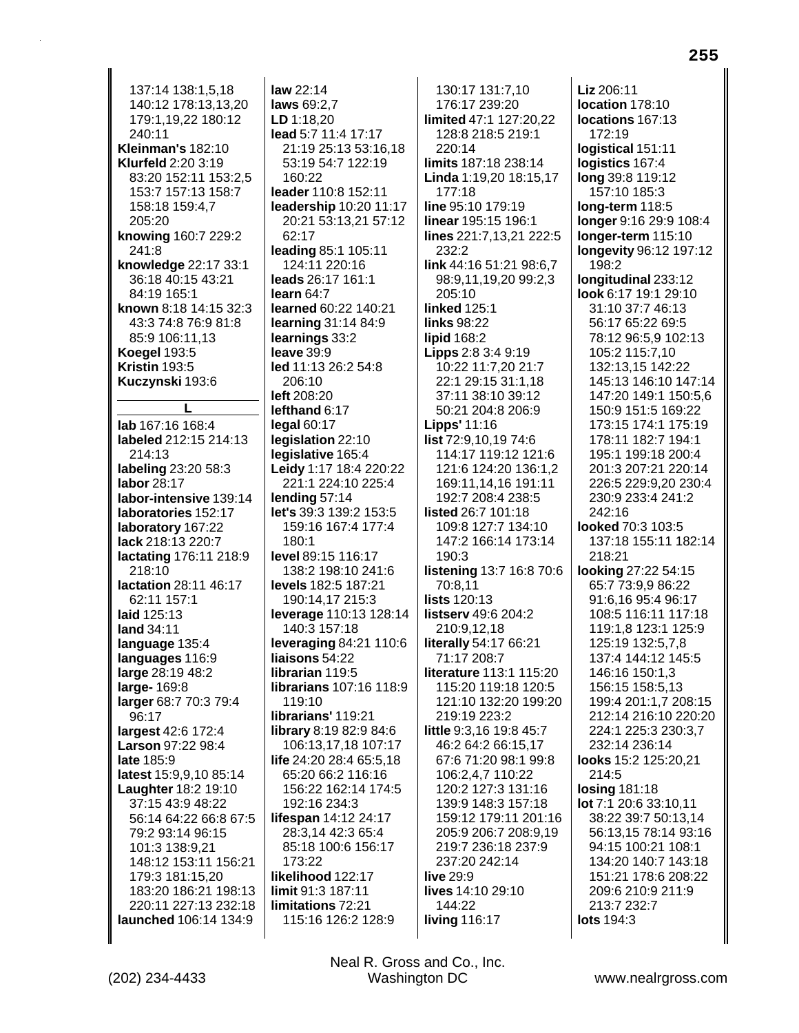137:14 138:1,5,18 140:12 178:13,13,20 179:1,19,22 180:12 240:11
**Kleinman's** 182:10
**Klurfeld** 2:20 3:19 83:20 152:11 153:2,5 153:7 157:13 158:7 158:18 159:4,7 205:20
**knowing** 160:7 229:2 241:8
**knowledge** 22:17 33:1 36:18 40:15 43:21 84:19 165:1
**known** 8:18 14:15 32:3 43:3 74:8 76:9 81:8 85:9 106:11,13
**Koegel** 193:5
**Kristin** 193:5
**Kuczynski** 193:6

**L**

**lab** 167:16 168:4
**labeled** 212:15 214:13 214:13
**labeling** 23:20 58:3
**labor** 28:17
**labor-intensive** 139:14
**laboratories** 152:17
**laboratory** 167:22
**lack** 218:13 220:7
**lactating** 176:11 218:9 218:10
**lactation** 28:11 46:17 62:11 157:1
**laid** 125:13
**land** 34:11
**language** 135:4
**languages** 116:9
**large** 28:19 48:2
**large-** 169:8
**larger** 68:7 70:3 79:4 96:17
**largest** 42:6 172:4
**Larson** 97:22 98:4
**late** 185:9
**latest** 15:9,9,10 85:14
**Laughter** 18:2 19:10 37:15 43:9 48:22 56:14 64:22 66:8 67:5 79:2 93:14 96:15 101:3 138:9,21 148:12 153:11 156:21 179:3 181:15,20 183:20 186:21 198:13 220:11 227:13 232:18
**launched** 106:14 134:9
**law** 22:14
**laws** 69:2,7
**LD** 1:18,20
**lead** 5:7 11:4 17:17 21:19 25:13 53:16,18 53:19 54:7 122:19 160:22
**leader** 110:8 152:11
**leadership** 10:20 11:17 20:21 53:13,21 57:12 62:17
**leading** 85:1 105:11 124:11 220:16
**leads** 26:17 161:1
**learn** 64:7
**learned** 60:22 140:21
**learning** 31:14 84:9
**learnings** 33:2
**leave** 39:9
**led** 11:13 26:2 54:8 206:10
**left** 208:20
**lefthand** 6:17
**legal** 60:17
**legislation** 22:10
**legislative** 165:4
**Leidy** 1:17 18:4 220:22 221:1 224:10 225:4
**lending** 57:14
**let's** 39:3 139:2 153:5 159:16 167:4 177:4 180:1
**level** 89:15 116:17 138:2 198:10 241:6
**levels** 182:5 187:21 190:14,17 215:3
**leverage** 110:13 128:14 140:3 157:18
**leveraging** 84:21 110:6
**liaisons** 54:22
**librarian** 119:5
**librarians** 107:16 118:9 119:10
**librarians'** 119:21
**library** 8:19 82:9 84:6 106:13,17,18 107:17
**life** 24:20 28:4 65:5,18 65:20 66:2 116:16 156:22 162:14 174:5 192:16 234:3
**lifespan** 14:12 24:17 28:3,14 42:3 65:4 85:18 100:6 156:17 173:22
**likelihood** 122:17
**limit** 91:3 187:11
**limitations** 72:21 115:16 126:2 128:9 130:17 131:7,10 176:17 239:20
**limited** 47:1 127:20,22 128:8 218:5 219:1 220:14
**limits** 187:18 238:14
**Linda** 1:19,20 18:15,17 177:18
**line** 95:10 179:19
**linear** 195:15 196:1
**lines** 221:7,13,21 222:5 232:2
**link** 44:16 51:21 98:6,7 98:9,11,19,20 99:2,3 205:10
**linked** 125:1
**links** 98:22
**lipid** 168:2
**Lipps** 2:8 3:4 9:19 10:22 11:7,20 21:7 22:1 29:15 31:1,18 37:11 38:10 39:12 50:21 204:8 206:9
**Lipps'** 11:16
**list** 72:9,10,19 74:6 114:17 119:12 121:6 121:6 124:20 136:1,2 169:11,14,16 191:11 192:7 208:4 238:5
**listed** 26:7 101:18 109:8 127:7 134:10 147:2 166:14 173:14 190:3
**listening** 13:7 16:8 70:6 70:8,11
**lists** 120:13
**listserv** 49:6 204:2 210:9,12,18
**literally** 54:17 66:21 71:17 208:7
**literature** 113:1 115:20 115:20 119:18 120:5 121:10 132:20 199:20 219:19 223:2
**little** 9:3,16 19:8 45:7 46:2 64:2 66:15,17 67:6 71:20 98:1 99:8 106:2,4,7 110:22 120:2 127:3 131:16 139:9 148:3 157:18 159:12 179:11 201:16 205:9 206:7 208:9,19 219:7 236:18 237:9 237:20 242:14
**live** 29:9
**lives** 14:10 29:10 144:22
**living** 116:17
**Liz** 206:11
**location** 178:10
**locations** 167:13 172:19
**logistical** 151:11
**logistics** 167:4
**long** 39:8 119:12 157:10 185:3
**long-term** 118:5
**longer** 9:16 29:9 108:4
**longer-term** 115:10
**longevity** 96:12 197:12 198:2
**longitudinal** 233:12
**look** 6:17 19:1 29:10 31:10 37:7 46:13 56:17 65:22 69:5 78:12 96:5,9 102:13 105:2 115:7,10 132:13,15 142:22 145:13 146:10 147:14 147:20 149:1 150:5,6 150:9 151:5 169:22 173:15 174:1 175:19 178:11 182:7 194:1 195:1 199:18 200:4 201:3 207:21 220:14 226:5 229:9,20 230:4 230:9 233:4 241:2 242:16
**looked** 70:3 103:5 137:18 155:11 182:14 218:21
**looking** 27:22 54:15 65:7 73:9,9 86:22 91:6,16 95:4 96:17 108:5 116:11 117:18 119:1,8 123:1 125:9 125:19 132:5,7,8 137:4 144:12 145:5 146:16 150:1,3 156:15 158:5,13 199:4 201:1,7 208:15 212:14 216:10 220:20 224:1 225:3 230:3,7 232:14 236:14
**looks** 15:2 125:20,21 214:5
**losing** 181:18
**lot** 7:1 20:6 33:10,11 38:22 39:7 50:13,14 56:13,15 78:14 93:16 94:15 100:21 108:1 134:20 140:7 143:18 151:21 178:6 208:22 209:6 210:9 211:9 213:7 232:7
**lots** 194:3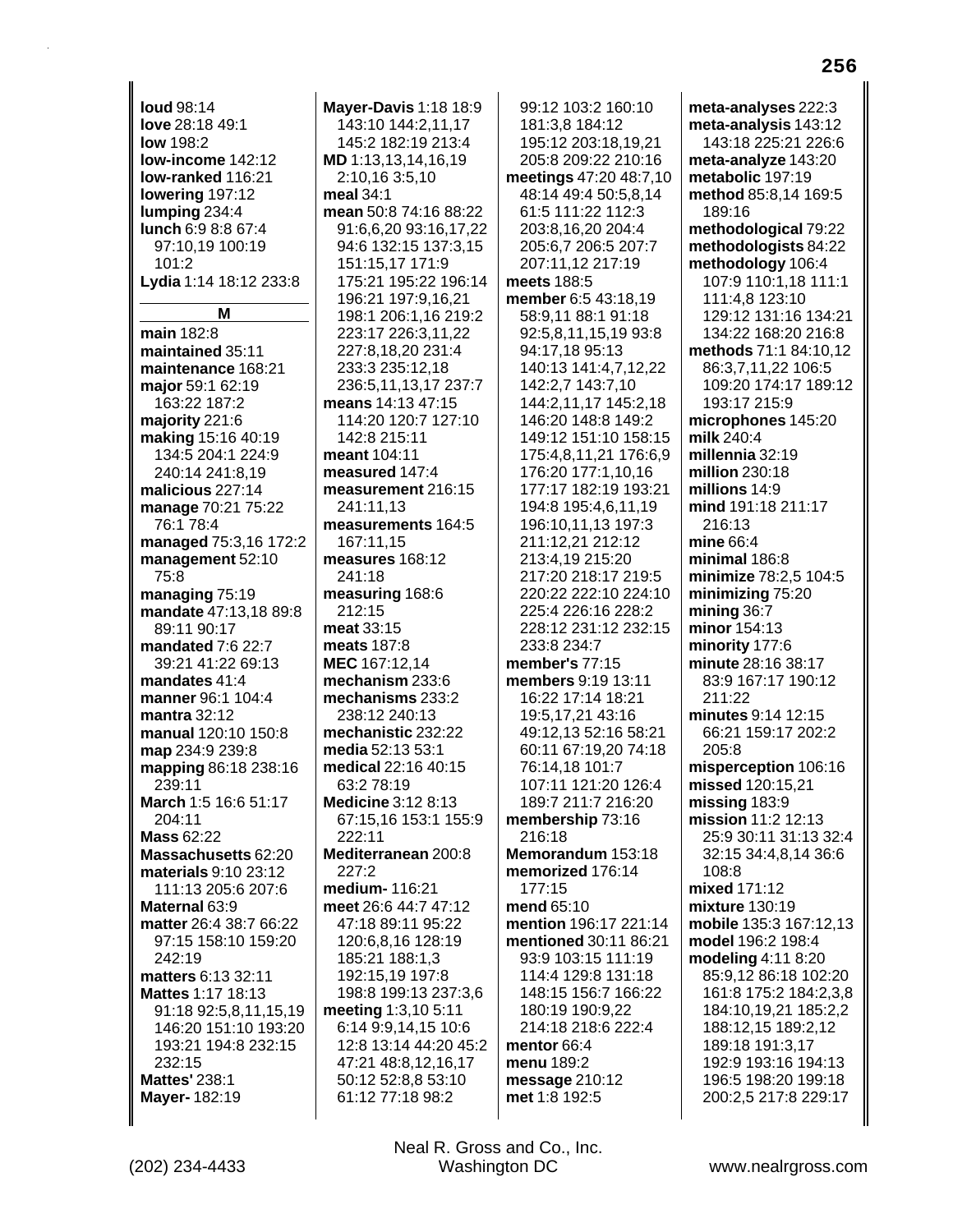**loud** 98:14
**love** 28:18 49:1
**low** 198:2
**low-income** 142:12
**low-ranked** 116:21
**lowering** 197:12
**lumping** 234:4
**lunch** 6:9 8:8 67:4 97:10,19 100:19 101:2
**Lydia** 1:14 18:12 233:8

**M**

**main** 182:8
**maintained** 35:11
**maintenance** 168:21
**major** 59:1 62:19 163:22 187:2
**majority** 221:6
**making** 15:16 40:19 134:5 204:1 224:9 240:14 241:8,19
**malicious** 227:14
**manage** 70:21 75:22 76:1 78:4
**managed** 75:3,16 172:2
**management** 52:10 75:8
**managing** 75:19
**mandate** 47:13,18 89:8 89:11 90:17
**mandated** 7:6 22:7 39:21 41:22 69:13
**mandates** 41:4
**manner** 96:1 104:4
**mantra** 32:12
**manual** 120:10 150:8
**map** 234:9 239:8
**mapping** 86:18 238:16 239:11
**March** 1:5 16:6 51:17 204:11
**Mass** 62:22
**Massachusetts** 62:20
**materials** 9:10 23:12 111:13 205:6 207:6
**Maternal** 63:9
**matter** 26:4 38:7 66:22 97:15 158:10 159:20 242:19
**matters** 6:13 32:11
**Mattes** 1:17 18:13 91:18 92:5,8,11,15,19 146:20 151:10 193:20 193:21 194:8 232:15 232:15
**Mattes'** 238:1
**Mayer-** 182:19
**Mayer-Davis** 1:18 18:9 143:10 144:2,11,17 145:2 182:19 213:4
**MD** 1:13,13,14,16,19 2:10,16 3:5,10
**meal** 34:1
**mean** 50:8 74:16 88:22 91:6,6,20 93:16,17,22 94:6 132:15 137:3,15 151:15,17 171:9 175:21 195:22 196:14 196:21 197:9,16,21 198:1 206:1,16 219:2 223:17 226:3,11,22 227:8,18,20 231:4 233:3 235:12,18 236:5,11,13,17 237:7
**means** 14:13 47:15 114:20 120:7 127:10 142:8 215:11
**meant** 104:11
**measured** 147:4
**measurement** 216:15 241:11,13
**measurements** 164:5 167:11,15
**measures** 168:12 241:18
**measuring** 168:6 212:15
**meat** 33:15
**meats** 187:8
**MEC** 167:12,14
**mechanism** 233:6
**mechanisms** 233:2 238:12 240:13
**mechanistic** 232:22
**media** 52:13 53:1
**medical** 22:16 40:15 63:2 78:19
**Medicine** 3:12 8:13 67:15,16 153:1 155:9 222:11
**Mediterranean** 200:8 227:2
**medium-** 116:21
**meet** 26:6 44:7 47:12 47:18 89:11 95:22 120:6,8,16 128:19 185:21 188:1,3 192:15,19 197:8 198:8 199:13 237:3,6
**meeting** 1:3,10 5:11 6:14 9:9,14,15 10:6 12:8 13:14 44:20 45:2 47:21 48:8,12,16,17 50:12 52:8,8 53:10 61:12 77:18 98:2 99:12 103:2 160:10 181:3,8 184:12 195:12 203:18,19,21 205:8 209:22 210:16
**meetings** 47:20 48:7,10 48:14 49:4 50:5,8,14 61:5 111:22 112:3 203:8,16,20 204:4 205:6,7 206:5 207:7 207:11,12 217:19
**meets** 188:5
**member** 6:5 43:18,19 58:9,11 88:1 91:18 92:5,8,11,15,19 93:8 94:17,18 95:13 140:13 141:4,7,12,22 142:2,7 143:7,10 144:2,11,17 145:2,18 146:20 148:8 149:2 149:12 151:10 158:15 175:4,8,11,21 176:6,9 176:20 177:1,10,16 177:17 182:19 193:21 194:8 195:4,6,11,19 196:10,11,13 197:3 211:12,21 212:12 213:4,19 215:20 217:20 218:17 219:5 220:22 222:10 224:10 225:4 226:16 228:2 228:12 231:12 232:15 233:8 234:7
**member's** 77:15
**members** 9:19 13:11 16:22 17:14 18:21 19:5,17,21 43:16 49:12,13 52:16 58:21 60:11 67:19,20 74:18 76:14,18 101:7 107:11 121:20 126:4 189:7 211:7 216:20
**membership** 73:16 216:18
**Memorandum** 153:18
**memorized** 176:14 177:15
**mend** 65:10
**mention** 196:17 221:14
**mentioned** 30:11 86:21 93:9 103:15 111:19 114:4 129:8 131:18 148:15 156:7 166:22 180:19 190:9,22 214:18 218:6 222:4
**mentor** 66:4
**menu** 189:2
**message** 210:12
**met** 1:8 192:5
**meta-analyses** 222:3
**meta-analysis** 143:12 143:18 225:21 226:6
**meta-analyze** 143:20
**metabolic** 197:19
**method** 85:8,14 169:5 189:16
**methodological** 79:22
**methodologists** 84:22
**methodology** 106:4 107:9 110:1,18 111:1 111:4,8 123:10 129:12 131:16 134:21 134:22 168:20 216:8
**methods** 71:1 84:10,12 86:3,7,11,22 106:5 109:20 174:17 189:12 193:17 215:9
**microphones** 145:20
**milk** 240:4
**millennia** 32:19
**million** 230:18
**millions** 14:9
**mind** 191:18 211:17 216:13
**mine** 66:4
**minimal** 186:8
**minimize** 78:2,5 104:5
**minimizing** 75:20
**mining** 36:7
**minor** 154:13
**minority** 177:6
**minute** 28:16 38:17 83:9 167:17 190:12 211:22
**minutes** 9:14 12:15 66:21 159:17 202:2 205:8
**misperception** 106:16
**missed** 120:15,21
**missing** 183:9
**mission** 11:2 12:13 25:9 30:11 31:13 32:4 32:15 34:4,8,14 36:6 108:8
**mixed** 171:12
**mixture** 130:19
**mobile** 135:3 167:12,13
**model** 196:2 198:4
**modeling** 4:11 8:20 85:9,12 86:18 102:20 161:8 175:2 184:2,3,8 184:10,19,21 185:2,2 188:12,15 189:2,12 189:18 191:3,17 192:9 193:16 194:13 196:5 198:20 199:18 200:2,5 217:8 229:17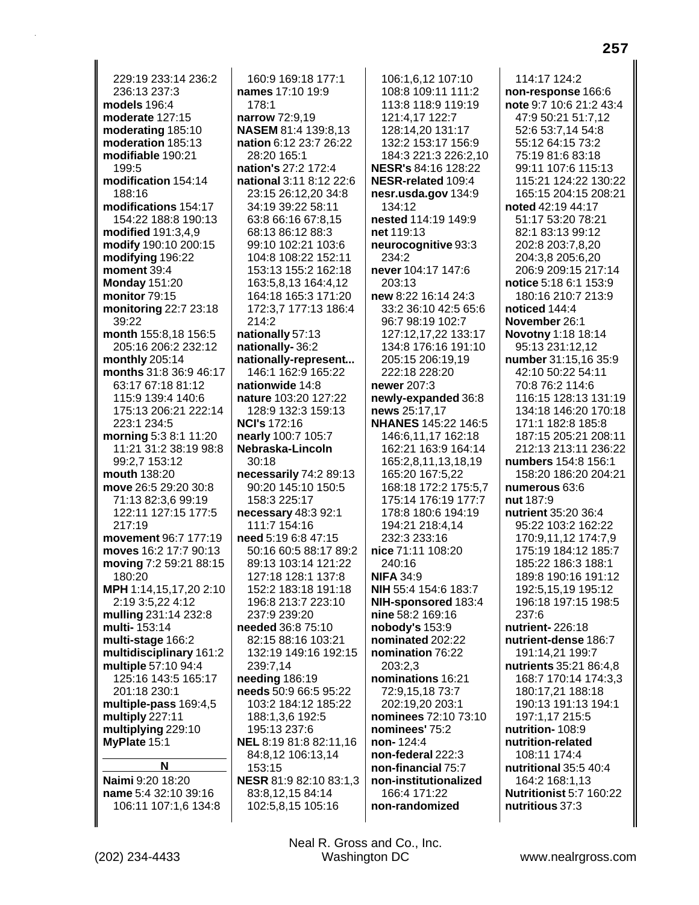229:19 233:14 236:2 236:13 237:3
**models** 196:4
**moderate** 127:15
**moderating** 185:10
**moderation** 185:13
**modifiable** 190:21 199:5
**modification** 154:14 188:16
**modifications** 154:17 154:22 188:8 190:13
**modified** 191:3,4,9
**modify** 190:10 200:15
**modifying** 196:22
**moment** 39:4
**Monday** 151:20
**monitor** 79:15
**monitoring** 22:7 23:18 39:22
**month** 155:8,18 156:5 205:16 206:2 232:12
**monthly** 205:14
**months** 31:8 36:9 46:17 63:17 67:18 81:12 115:9 139:4 140:6 175:13 206:21 222:14 223:1 234:5
**morning** 5:3 8:1 11:20 11:21 31:2 38:19 98:8 99:2,7 153:12
**mouth** 138:20
**move** 26:5 29:20 30:8 71:13 82:3,6 99:19 122:11 127:15 177:5 217:19
**movement** 96:7 177:19
**moves** 16:2 17:7 90:13
**moving** 7:2 59:21 88:15 180:20
**MPH** 1:14,15,17,20 2:10 2:19 3:5,22 4:12
**mulling** 231:14 232:8
**multi-** 153:14
**multi-stage** 166:2
**multidisciplinary** 161:2
**multiple** 57:10 94:4 125:16 143:5 165:17 201:18 230:1
**multiple-pass** 169:4,5
**multiply** 227:11
**multiplying** 229:10
**MyPlate** 15:1

**N**

**Naimi** 9:20 18:20
**name** 5:4 32:10 39:16 106:11 107:1,6 134:8 160:9 169:18 177:1
**names** 17:10 19:9 178:1
**narrow** 72:9,19
**NASEM** 81:4 139:8,13
**nation** 6:12 23:7 26:22 28:20 165:1
**nation's** 27:2 172:4
**national** 3:11 8:12 22:6 23:15 26:12,20 34:8 34:19 39:22 58:11 63:8 66:16 67:8,15 68:13 86:12 88:3 99:10 102:21 103:6 104:8 108:22 152:11 153:13 155:2 162:18 163:5,8,13 164:4,12 164:18 165:3 171:20 172:3,7 177:13 186:4 214:2
**nationally** 57:13
**nationally-** 36:2
**nationally-represent...** 146:1 162:9 165:22
**nationwide** 14:8
**nature** 103:20 127:22 128:9 132:3 159:13
**NCI's** 172:16
**nearly** 100:7 105:7
**Nebraska-Lincoln** 30:18
**necessarily** 74:2 89:13 90:20 145:10 150:5 158:3 225:17
**necessary** 48:3 92:1 111:7 154:16
**need** 5:19 6:8 47:15 50:16 60:5 88:17 89:2 89:13 103:14 121:22 127:18 128:1 137:8 152:2 183:18 191:18 196:8 213:7 223:10 237:9 239:20
**needed** 36:8 75:10 82:15 88:16 103:21 132:19 149:16 192:15 239:7,14
**needing** 186:19
**needs** 50:9 66:5 95:22 103:2 184:12 185:22 188:1,3,6 192:5 195:13 237:6
**NEL** 8:19 81:8 82:11,16 84:8,12 106:13,14 153:15
**NESR** 81:9 82:10 83:1,3 83:8,12,15 84:14 102:5,8,15 105:16 106:1,6,12 107:10 108:8 109:11 111:2 113:8 118:9 119:19 121:4,17 122:7 128:14,20 131:17 132:2 153:17 156:9 184:3 221:3 226:2,10
**NESR's** 84:16 128:22
**NESR-related** 109:4
**nesr.usda.gov** 134:9 134:12
**nested** 114:19 149:9
**net** 119:13
**neurocognitive** 93:3 234:2
**never** 104:17 147:6 203:13
**new** 8:22 16:14 24:3 33:2 36:10 42:5 65:6 96:7 98:19 102:7 127:12,17,22 133:17 134:8 176:16 191:10 205:15 206:19,19 222:18 228:20
**newer** 207:3
**newly-expanded** 36:8
**news** 25:17,17
**NHANES** 145:22 146:5 146:6,11,17 162:18 162:21 163:9 164:14 165:2,8,11,13,18,19 165:20 167:5,22 168:18 172:2 175:5,7 175:14 176:19 177:7 178:8 180:6 194:19 194:21 218:4,14 232:3 233:16
**nice** 71:11 108:20 240:16
**NIFA** 34:9
**NIH** 55:4 154:6 183:7
**NIH-sponsored** 183:4
**nine** 58:2 169:16
**nobody's** 153:9
**nominated** 202:22
**nomination** 76:22 203:2,3
**nominations** 16:21 72:9,15,18 73:7 202:19,20 203:1
**nominees** 72:10 73:10
**nominees'** 75:2
**non-** 124:4
**non-federal** 222:3
**non-financial** 75:7
**non-institutionalized** 166:4 171:22
**non-randomized** 114:17 124:2
**non-response** 166:6
**note** 9:7 10:6 21:2 43:4 47:9 50:21 51:7,12 52:6 53:7,14 54:8 55:12 64:15 73:2 75:19 81:6 83:18 99:11 107:6 115:13 115:21 124:22 130:22 165:15 204:15 208:21
**noted** 42:19 44:17 51:17 53:20 78:21 82:1 83:13 99:12 202:8 203:7,8,20 204:3,8 205:6,20 206:9 209:15 217:14
**notice** 5:18 6:1 153:9 180:16 210:7 213:9
**noticed** 144:4
**November** 26:1
**Novotny** 1:18 18:14 95:13 231:12,12
**number** 31:15,16 35:9 42:10 50:22 54:11 70:8 76:2 114:6 116:15 128:13 131:19 134:18 146:20 170:18 171:1 182:8 185:8 187:15 205:21 208:11 212:13 213:11 236:22
**numbers** 154:8 156:1 158:20 186:20 204:21
**numerous** 63:6
**nut** 187:9
**nutrient** 35:20 36:4 95:22 103:2 162:22 170:9,11,12 174:7,9 175:19 184:12 185:7 185:22 186:3 188:1 189:8 190:16 191:12 192:5,15,19 195:12 196:18 197:15 198:5 237:6
**nutrient-** 226:18
**nutrient-dense** 186:7 191:14,21 199:7
**nutrients** 35:21 86:4,8 168:7 170:14 174:3,3 180:17,21 188:18 190:13 191:13 194:1 197:1,17 215:5
**nutrition-** 108:9
**nutrition-related** 108:11 174:4
**nutritional** 35:5 40:4 164:2 168:1,13
**Nutritionist** 5:7 160:22
**nutritious** 37:3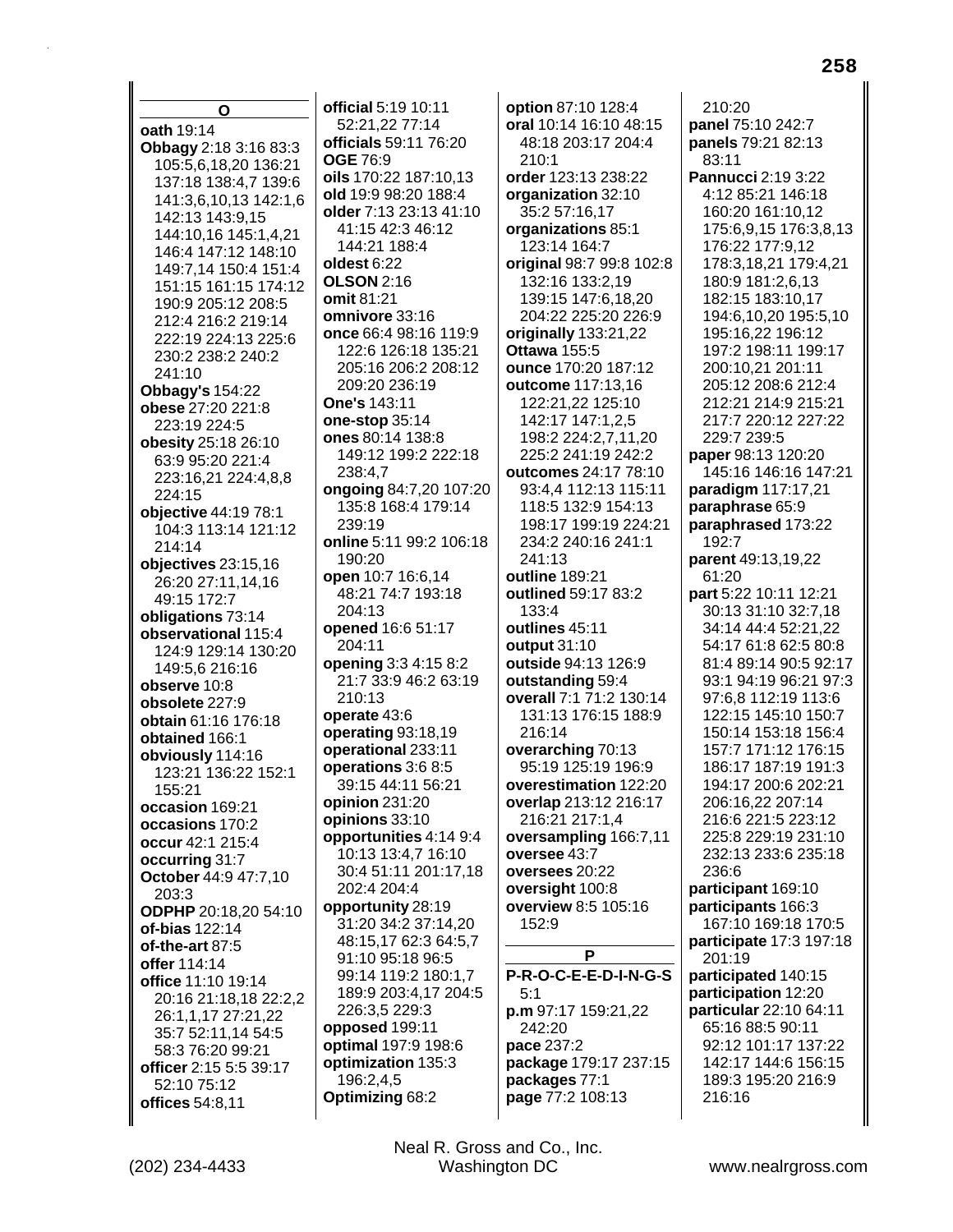## O

**oath** 19:14
**Obbagy** 2:18 3:16 83:3 105:5,6,18,20 136:21 137:18 138:4,7 139:6 141:3,6,10,13 142:1,6 142:13 143:9,15 144:10,16 145:1,4,21 146:4 147:12 148:10 149:7,14 150:4 151:4 151:15 161:15 174:12 190:9 205:12 208:5 212:4 216:2 219:14 222:19 224:13 225:6 230:2 238:2 240:2 241:10
**Obbagy's** 154:22
**obese** 27:20 221:8 223:19 224:5
**obesity** 25:18 26:10 63:9 95:20 221:4 223:16,21 224:4,8,8 224:15
**objective** 44:19 78:1 104:3 113:14 121:12 214:14
**objectives** 23:15,16 26:20 27:11,14,16 49:15 172:7
**obligations** 73:14
**observational** 115:4 124:9 129:14 130:20 149:5,6 216:16
**observe** 10:8
**obsolete** 227:9
**obtain** 61:16 176:18
**obtained** 166:1
**obviously** 114:16 123:21 136:22 152:1 155:21
**occasion** 169:21
**occasions** 170:2
**occur** 42:1 215:4
**occurring** 31:7
**October** 44:9 47:7,10 203:3
**ODPHP** 20:18,20 54:10
**of-bias** 122:14
**of-the-art** 87:5
**offer** 114:14
**office** 11:10 19:14 20:16 21:18,18 22:2,2 26:1,1,17 27:21,22 35:7 52:11,14 54:5 58:3 76:20 99:21
**officer** 2:15 5:5 39:17 52:10 75:12
**offices** 54:8,11
**official** 5:19 10:11 52:21,22 77:14
**officials** 59:11 76:20
**OGE** 76:9
**oils** 170:22 187:10,13
**old** 19:9 98:20 188:4
**older** 7:13 23:13 41:10 41:15 42:3 46:12 144:21 188:4
**oldest** 6:22
**OLSON** 2:16
**omit** 81:21
**omnivore** 33:16
**once** 66:4 98:16 119:9 122:6 126:18 135:21 205:16 206:2 208:12 209:20 236:19
**One's** 143:11
**one-stop** 35:14
**ones** 80:14 138:8 149:12 199:2 222:18 238:4,7
**ongoing** 84:7,20 107:20 135:8 168:4 179:14 239:19
**online** 5:11 99:2 106:18 190:20
**open** 10:7 16:6,14 48:21 74:7 193:18 204:13
**opened** 16:6 51:17 204:11
**opening** 3:3 4:15 8:2 21:7 33:9 46:2 63:19 210:13
**operate** 43:6
**operating** 93:18,19
**operational** 233:11
**operations** 3:6 8:5 39:15 44:11 56:21
**opinion** 231:20
**opinions** 33:10
**opportunities** 4:14 9:4 10:13 13:4,7 16:10 30:4 51:11 201:17,18 202:4 204:4
**opportunity** 28:19 31:20 34:2 37:14,20 48:15,17 62:3 64:5,7 91:10 95:18 96:5 99:14 119:2 180:1,7 189:9 203:4,17 204:5 226:3,5 229:3
**opposed** 199:11
**optimal** 197:9 198:6
**optimization** 135:3 196:2,4,5
**Optimizing** 68:2
**option** 87:10 128:4
**oral** 10:14 16:10 48:15 48:18 203:17 204:4 210:1
**order** 123:13 238:22
**organization** 32:10 35:2 57:16,17
**organizations** 85:1 123:14 164:7
**original** 98:7 99:8 102:8 132:16 133:2,19 139:15 147:6,18,20 204:22 225:20 226:9
**originally** 133:21,22
**Ottawa** 155:5
**ounce** 170:20 187:12
**outcome** 117:13,16 122:21,22 125:10 142:17 147:1,2,5 198:2 224:2,7,11,20 225:2 241:19 242:2
**outcomes** 24:17 78:10 93:4,4 112:13 115:11 118:5 132:9 154:13 198:17 199:19 224:21 234:2 240:16 241:1 241:13
**outline** 189:21
**outlined** 59:17 83:2 133:4
**outlines** 45:11
**output** 31:10
**outside** 94:13 126:9
**outstanding** 59:4
**overall** 7:1 71:2 130:14 131:13 176:15 188:9 216:14
**overarching** 70:13 95:19 125:19 196:9
**overestimation** 122:20
**overlap** 213:12 216:17 216:21 217:1,4
**oversampling** 166:7,11
**oversee** 43:7
**oversees** 20:22
**oversight** 100:8
**overview** 8:5 105:16 152:9

## P

**P-R-O-C-E-E-D-I-N-G-S** 5:1
**p.m** 97:17 159:21,22 242:20
**pace** 237:2
**package** 179:17 237:15
**packages** 77:1
**page** 77:2 108:13 210:20
**panel** 75:10 242:7
**panels** 79:21 82:13 83:11
**Pannucci** 2:19 3:22 4:12 85:21 146:18 160:20 161:10,12 175:6,9,15 176:3,8,13 176:22 177:9,12 178:3,18,21 179:4,21 180:9 181:2,6,13 182:15 183:10,17 194:6,10,20 195:5,10 195:16,22 196:12 197:2 198:11 199:17 200:10,21 201:11 205:12 208:6 212:4 212:21 214:9 215:21 217:7 220:12 227:22 229:7 239:5
**paper** 98:13 120:20 145:16 146:16 147:21
**paradigm** 117:17,21
**paraphrase** 65:9
**paraphrased** 173:22 192:7
**parent** 49:13,19,22 61:20
**part** 5:22 10:11 12:21 30:13 31:10 32:7,18 34:14 44:4 52:21,22 54:17 61:8 62:5 80:8 81:4 89:14 90:5 92:17 93:1 94:19 96:21 97:3 97:6,8 112:19 113:6 122:15 145:10 150:7 150:14 153:18 156:4 157:7 171:12 176:15 186:17 187:19 191:3 194:17 200:6 202:21 206:16,22 207:14 216:6 221:5 223:12 225:8 229:19 231:10 232:13 233:6 235:18 236:6
**participant** 169:10
**participants** 166:3 167:10 169:18 170:5
**participate** 17:3 197:18 201:19
**participated** 140:15
**participation** 12:20
**particular** 22:10 64:11 65:16 88:5 90:11 92:12 101:17 137:22 142:17 144:6 156:15 189:3 195:20 216:9 216:16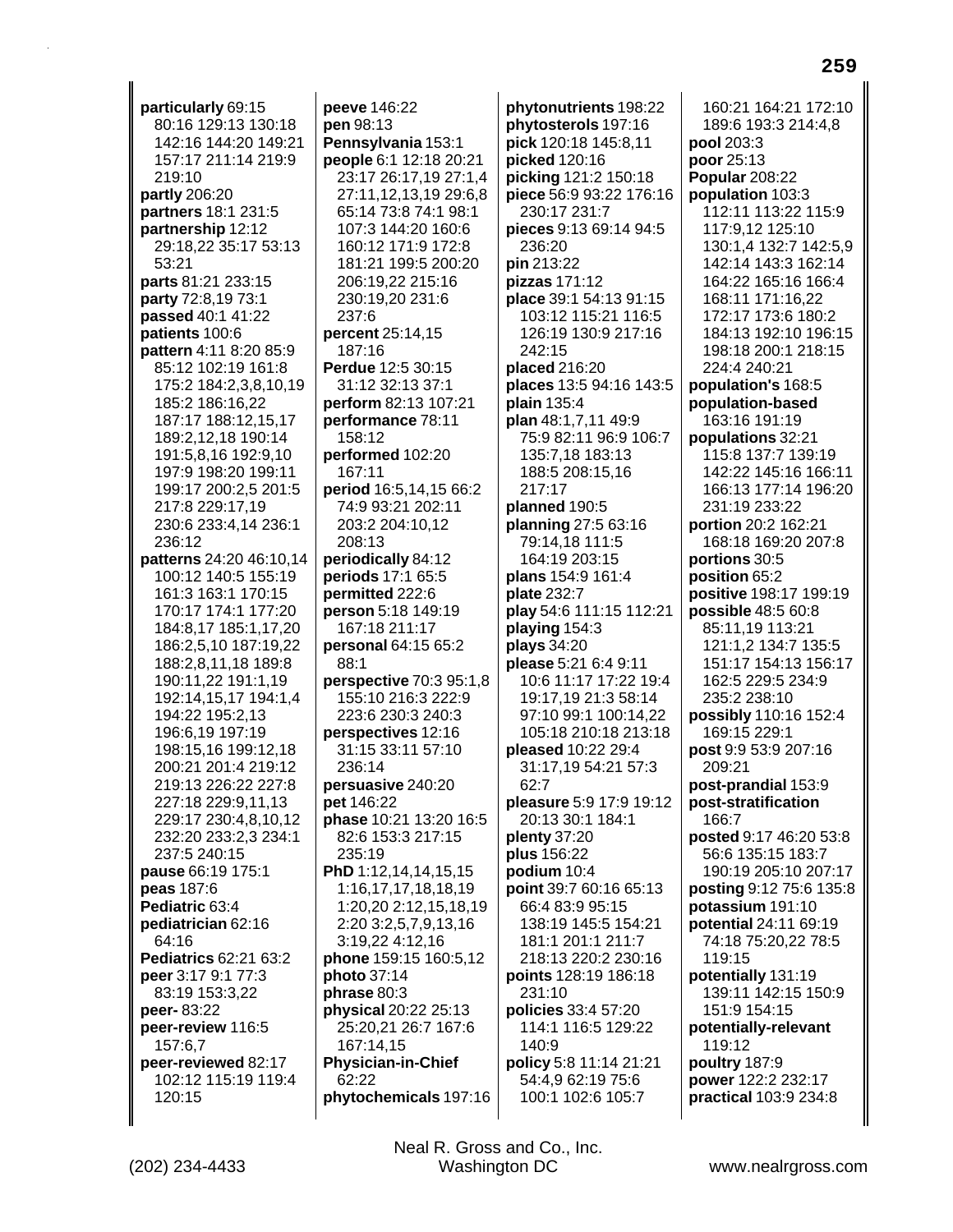**particularly** 69:15 80:16 129:13 130:18 142:16 144:20 149:21 157:17 211:14 219:9 219:10
**partly** 206:20
**partners** 18:1 231:5
**partnership** 12:12 29:18,22 35:17 53:13 53:21
**parts** 81:21 233:15
**party** 72:8,19 73:1
**passed** 40:1 41:22
**patients** 100:6
**pattern** 4:11 8:20 85:9 85:12 102:19 161:8 175:2 184:2,3,8,10,19 185:2 186:16,22 187:17 188:12,15,17 189:2,12,18 190:14 191:5,8,16 192:9,10 197:9 198:20 199:11 199:17 200:2,5 201:5 217:8 229:17,19 230:6 233:4,14 236:1 236:12
**patterns** 24:20 46:10,14 100:12 140:5 155:19 161:3 163:1 170:15 170:17 174:1 177:20 184:8,17 185:1,17,20 186:2,5,10 187:19,22 188:2,8,11,18 189:8 190:11,22 191:1,19 192:14,15,17 194:1,4 194:22 195:2,13 196:6,19 197:19 198:15,16 199:12,18 200:21 201:4 219:12 219:13 226:22 227:8 227:18 229:9,11,13 229:17 230:4,8,10,12 232:20 233:2,3 234:1 237:5 240:15
**pause** 66:19 175:1
**peas** 187:6
**Pediatric** 63:4
**pediatrician** 62:16 64:16
**Pediatrics** 62:21 63:2
**peer** 3:17 9:1 77:3 83:19 153:3,22
**peer-** 83:22
**peer-review** 116:5 157:6,7
**peer-reviewed** 82:17 102:12 115:19 119:4 120:15
**peeve** 146:22
**pen** 98:13
**Pennsylvania** 153:1
**people** 6:1 12:18 20:21 23:17 26:17,19 27:1,4 27:11,12,13,19 29:6,8 65:14 73:8 74:1 98:1 107:3 144:20 160:6 160:12 171:9 172:8 181:21 199:5 200:20 206:19,22 215:16 230:19,20 231:6 237:6
**percent** 25:14,15 187:16
**Perdue** 12:5 30:15 31:12 32:13 37:1
**perform** 82:13 107:21
**performance** 78:11 158:12
**performed** 102:20 167:11
**period** 16:5,14,15 66:2 74:9 93:21 202:11 203:2 204:10,12 208:13
**periodically** 84:12
**periods** 17:1 65:5
**permitted** 222:6
**person** 5:18 149:19 167:18 211:17
**personal** 64:15 65:2 88:1
**perspective** 70:3 95:1,8 155:10 216:3 222:9 223:6 230:3 240:3
**perspectives** 12:16 31:15 33:11 57:10 236:14
**persuasive** 240:20
**pet** 146:22
**phase** 10:21 13:20 16:5 82:6 153:3 217:15 235:19
**PhD** 1:12,14,14,15,15 1:16,17,17,18,18,19 1:20,20 2:12,15,18,19 2:20 3:2,5,7,9,13,16 3:19,22 4:12,16
**phone** 159:15 160:5,12
**photo** 37:14
**phrase** 80:3
**physical** 20:22 25:13 25:20,21 26:7 167:6 167:14,15
**Physician-in-Chief** 62:22
**phytochemicals** 197:16
**phytonutrients** 198:22
**phytosterols** 197:16
**pick** 120:18 145:8,11
**picked** 120:16
**picking** 121:2 150:18
**piece** 56:9 93:22 176:16 230:17 231:7
**pieces** 9:13 69:14 94:5 236:20
**pin** 213:22
**pizzas** 171:12
**place** 39:1 54:13 91:15 103:12 115:21 116:5 126:19 130:9 217:16 242:15
**placed** 216:20
**places** 13:5 94:16 143:5
**plain** 135:4
**plan** 48:1,7,11 49:9 75:9 82:11 96:9 106:7 135:7,18 183:13 188:5 208:15,16 217:17
**planned** 190:5
**planning** 27:5 63:16 79:14,18 111:5 164:19 203:15
**plans** 154:9 161:4
**plate** 232:7
**play** 54:6 111:15 112:21
**playing** 154:3
**plays** 34:20
**please** 5:21 6:4 9:11 10:6 11:17 17:22 19:4 19:17,19 21:3 58:14 97:10 99:1 100:14,22 105:18 210:18 213:18
**pleased** 10:22 29:4 31:17,19 54:21 57:3 62:7
**pleasure** 5:9 17:9 19:12 20:13 30:1 184:1
**plenty** 37:20
**plus** 156:22
**podium** 10:4
**point** 39:7 60:16 65:13 66:4 83:9 95:15 138:19 145:5 154:21 181:1 201:1 211:7 218:13 220:2 230:16
**points** 128:19 186:18 231:10
**policies** 33:4 57:20 114:1 116:5 129:22 140:9
**policy** 5:8 11:14 21:21 54:4,9 62:19 75:6 100:1 102:6 105:7 160:21 164:21 172:10 189:6 193:3 214:4,8
**pool** 203:3
**poor** 25:13
**Popular** 208:22
**population** 103:3 112:11 113:22 115:9 117:9,12 125:10 130:1,4 132:7 142:5,9 142:14 143:3 162:14 164:22 165:16 166:4 168:11 171:16,22 172:17 173:6 180:2 184:13 192:10 196:15 198:18 200:1 218:15 224:4 240:21
**population's** 168:5
**population-based** 163:16 191:19
**populations** 32:21 115:8 137:7 139:19 142:22 145:16 166:11 166:13 177:14 196:20 231:19 233:22
**portion** 20:2 162:21 168:18 169:20 207:8
**portions** 30:5
**position** 65:2
**positive** 198:17 199:19
**possible** 48:5 60:8 85:11,19 113:21 121:1,2 134:7 135:5 151:17 154:13 156:17 162:5 229:5 234:9 235:2 238:10
**possibly** 110:16 152:4 169:15 229:1
**post** 9:9 53:9 207:16 209:21
**post-prandial** 153:9
**post-stratification** 166:7
**posted** 9:17 46:20 53:8 56:6 135:15 183:7 190:19 205:10 207:17
**posting** 9:12 75:6 135:8
**potassium** 191:10
**potential** 24:11 69:19 74:18 75:20,22 78:5 119:15
**potentially** 131:19 139:11 142:15 150:9 151:9 154:15
**potentially-relevant** 119:12
**poultry** 187:9
**power** 122:2 232:17
**practical** 103:9 234:8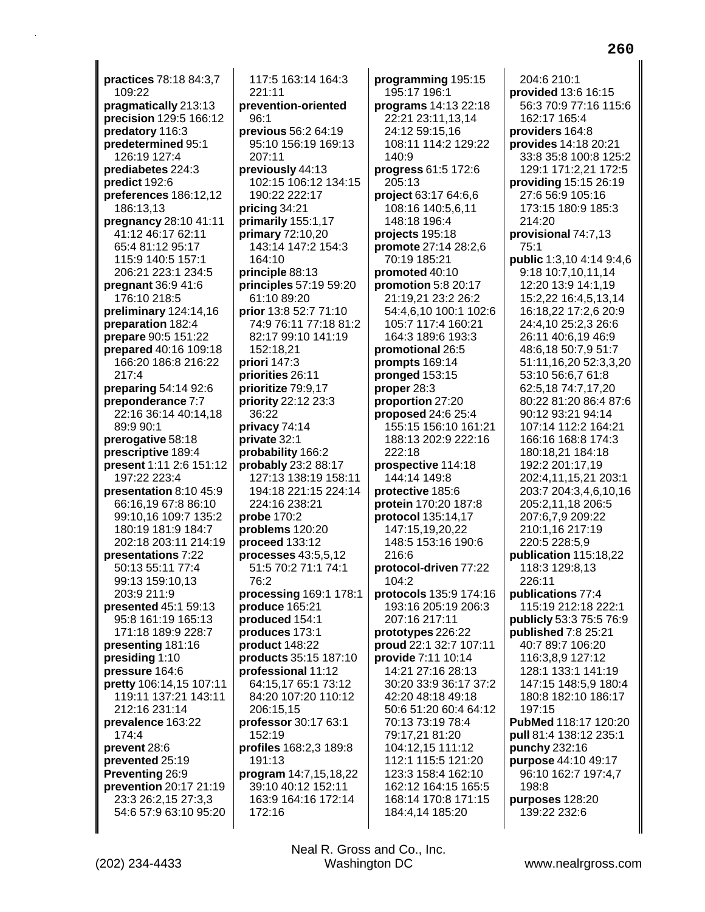**practices** 78:18 84:3,7 109:22
**pragmatically** 213:13
**precision** 129:5 166:12
**predatory** 116:3
**predetermined** 95:1 126:19 127:4
**prediabetes** 224:3
**predict** 192:6
**preferences** 186:12,12 186:13,13
**pregnancy** 28:10 41:11 41:12 46:17 62:11 65:4 81:12 95:17 115:9 140:5 157:1 206:21 223:1 234:5
**pregnant** 36:9 41:6 176:10 218:5
**preliminary** 124:14,16
**preparation** 182:4
**prepare** 90:5 151:22
**prepared** 40:16 109:18 166:20 186:8 216:22 217:4
**preparing** 54:14 92:6
**preponderance** 7:7 22:16 36:14 40:14,18 89:9 90:1
**prerogative** 58:18
**prescriptive** 189:4
**present** 1:11 2:6 151:12 197:22 223:4
**presentation** 8:10 45:9 66:16,19 67:8 86:10 99:10,16 109:7 135:2 180:19 181:9 184:7 202:18 203:11 214:19
**presentations** 7:22 50:13 55:11 77:4 99:13 159:10,13 203:9 211:9
**presented** 45:1 59:13 95:8 161:19 165:13 171:18 189:9 228:7
**presenting** 181:16
**presiding** 1:10
**pressure** 164:6
**pretty** 106:14,15 107:11 119:11 137:21 143:11 212:16 231:14
**prevalence** 163:22 174:4
**prevent** 28:6
**prevented** 25:19
**Preventing** 26:9
**prevention** 20:17 21:19 23:3 26:2,15 27:3,3 54:6 57:9 63:10 95:20 117:5 163:14 164:3 221:11
**prevention-oriented** 96:1
**previous** 56:2 64:19 95:10 156:19 169:13 207:11
**previously** 44:13 102:15 106:12 134:15 190:22 222:17
**pricing** 34:21
**primarily** 155:1,17
**primary** 72:10,20 143:14 147:2 154:3 164:10
**principle** 88:13
**principles** 57:19 59:20 61:10 89:20
**prior** 13:8 52:7 71:10 74:9 76:11 77:18 81:2 82:17 99:10 141:19 152:18,21
**priori** 147:3
**priorities** 26:11
**prioritize** 79:9,17
**priority** 22:12 23:3 36:22
**privacy** 74:14
**private** 32:1
**probability** 166:2
**probably** 23:2 88:17 127:13 138:19 158:11 194:18 221:15 224:14 224:16 238:21
**probe** 170:2
**problems** 120:20
**proceed** 133:12
**processes** 43:5,5,12 51:5 70:2 71:1 74:1 76:2
**processing** 169:1 178:1
**produce** 165:21
**produced** 154:1
**produces** 173:1
**product** 148:22
**products** 35:15 187:10
**professional** 11:12 64:15,17 65:1 73:12 84:20 107:20 110:12 206:15,15
**professor** 30:17 63:1 152:19
**profiles** 168:2,3 189:8 191:13
**program** 14:7,15,18,22 39:10 40:12 152:11 163:9 164:16 172:14 172:16
**programming** 195:15 195:17 196:1
**programs** 14:13 22:18 22:21 23:11,13,14 24:12 59:15,16 108:11 114:2 129:22 140:9
**progress** 61:5 172:6 205:13
**project** 63:17 64:6,6 108:16 140:5,6,11 148:18 196:4
**projects** 195:18
**promote** 27:14 28:2,6 70:19 185:21
**promoted** 40:10
**promotion** 5:8 20:17 21:19,21 23:2 26:2 54:4,6,10 100:1 102:6 105:7 117:4 160:21 164:3 189:6 193:3
**promotional** 26:5
**prompts** 169:14
**pronged** 153:15
**proper** 28:3
**proportion** 27:20
**proposed** 24:6 25:4 155:15 156:10 161:21 188:13 202:9 222:16 222:18
**prospective** 114:18 144:14 149:8
**protective** 185:6
**protein** 170:20 187:8
**protocol** 135:14,17 147:15,19,20,22 148:5 153:16 190:6 216:6
**protocol-driven** 77:22 104:2
**protocols** 135:9 174:16 193:16 205:19 206:3 207:16 217:11
**prototypes** 226:22
**proud** 22:1 32:7 107:11
**provide** 7:11 10:14 14:21 27:16 28:13 30:20 33:9 36:17 37:2 42:20 48:18 49:18 50:6 51:20 60:4 64:12 70:13 73:19 78:4 79:17,21 81:20 104:12,15 111:12 112:1 115:5 121:20 123:3 158:4 162:10 162:12 164:15 165:5 168:14 170:8 171:15 184:4,14 185:20 204:6 210:1
**provided** 13:6 16:15 56:3 70:9 77:16 115:6 162:17 165:4
**providers** 164:8
**provides** 14:18 20:21 33:8 35:8 100:8 125:2 129:1 171:2,21 172:5
**providing** 15:15 26:19 27:6 56:9 105:16 173:15 180:9 185:3 214:20
**provisional** 74:7,13 75:1
**public** 1:3,10 4:14 9:4,6 9:18 10:7,10,11,14 12:20 13:9 14:1,19 15:2,22 16:4,5,13,14 16:18,22 17:2,6 20:9 24:4,10 25:2,3 26:6 26:11 40:6,19 46:9 48:6,18 50:7,9 51:7 51:11,16,20 52:3,3,20 53:10 56:6,7 61:8 62:5,18 74:7,17,20 80:22 81:20 86:4 87:6 90:12 93:21 94:14 107:14 112:2 164:21 166:16 168:8 174:3 180:18,21 184:18 192:2 201:17,19 202:4,11,15,21 203:1 203:7 204:3,4,6,10,16 205:2,11,18 206:5 207:6,7,9 209:22 210:1,16 217:19 220:5 228:5,9
**publication** 115:18,22 118:3 129:8,13 226:11
**publications** 77:4 115:19 212:18 222:1
**publicly** 53:3 75:5 76:9
**published** 7:8 25:21 40:7 89:7 106:20 116:3,8,9 127:12 128:1 133:1 141:19 147:15 148:5,9 180:4 180:8 182:10 186:17 197:15
**PubMed** 118:17 120:20
**pull** 81:4 138:12 235:1
**punchy** 232:16
**purpose** 44:10 49:17 96:10 162:7 197:4,7 198:8
**purposes** 128:20 139:22 232:6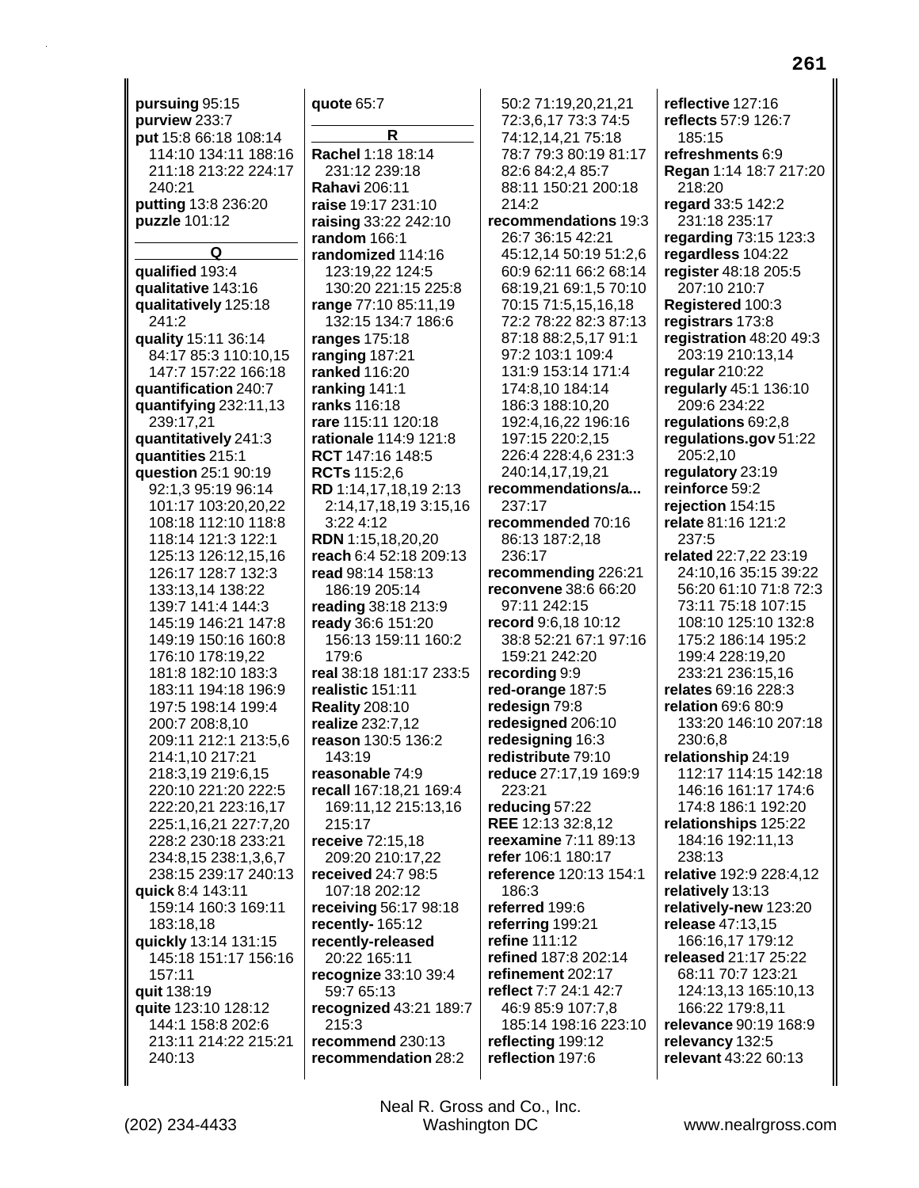**pursuing** 95:15
**purview** 233:7
**put** 15:8 66:18 108:14 114:10 134:11 188:16 211:18 213:22 224:17 240:21
**putting** 13:8 236:20
**puzzle** 101:12

**Q**

**qualified** 193:4
**qualitative** 143:16
**qualitatively** 125:18 241:2
**quality** 15:11 36:14 84:17 85:3 110:10,15 147:7 157:22 166:18
**quantification** 240:7
**quantifying** 232:11,13 239:17,21
**quantitatively** 241:3
**quantities** 215:1
**question** 25:1 90:19 92:1,3 95:19 96:14 101:17 103:20,20,22 108:18 112:10 118:8 118:14 121:3 122:1 125:13 126:12,15,16 126:17 128:7 132:3 133:13,14 138:22 139:7 141:4 144:3 145:19 146:21 147:8 149:19 150:16 160:8 176:10 178:19,22 181:8 182:10 183:3 183:11 194:18 196:9 197:5 198:14 199:4 200:7 208:8,10 209:11 212:1 213:5,6 214:1,10 217:21 218:3,19 219:6,15 220:10 221:20 222:5 222:20,21 223:16,17 225:1,16,21 227:7,20 228:2 230:18 233:21 234:8,15 238:1,3,6,7 238:15 239:17 240:13
**quick** 8:4 143:11 159:14 160:3 169:11 183:18,18
**quickly** 13:14 131:15 145:18 151:17 156:16 157:11
**quit** 138:19
**quite** 123:10 128:12 144:1 158:8 202:6 213:11 214:22 215:21 240:13
**quote** 65:7

**R**

**Rachel** 1:18 18:14 231:12 239:18
**Rahavi** 206:11
**raise** 19:17 231:10
**raising** 33:22 242:10
**random** 166:1
**randomized** 114:16 123:19,22 124:5 130:20 221:15 225:8
**range** 77:10 85:11,19 132:15 134:7 186:6
**ranges** 175:18
**ranging** 187:21
**ranked** 116:20
**ranking** 141:1
**ranks** 116:18
**rare** 115:11 120:18
**rationale** 114:9 121:8
**RCT** 147:16 148:5
**RCTs** 115:2,6
**RD** 1:14,17,18,19 2:13 2:14,17,18,19 3:15,16 3:22 4:12
**RDN** 1:15,18,20,20
**reach** 6:4 52:18 209:13
**read** 98:14 158:13 186:19 205:14
**reading** 38:18 213:9
**ready** 36:6 151:20 156:13 159:11 160:2 179:6
**real** 38:18 181:17 233:5
**realistic** 151:11
**Reality** 208:10
**realize** 232:7,12
**reason** 130:5 136:2 143:19
**reasonable** 74:9
**recall** 167:18,21 169:4 169:11,12 215:13,16 215:17
**receive** 72:15,18 209:20 210:17,22
**received** 24:7 98:5 107:18 202:12
**receiving** 56:17 98:18
**recently-** 165:12
**recently-released** 20:22 165:11
**recognize** 33:10 39:4 59:7 65:13
**recognized** 43:21 189:7 215:3
**recommend** 230:13
**recommendation** 28:2 50:2 71:19,20,21,21 72:3,6,17 73:3 74:5 74:12,14,21 75:18 78:7 79:3 80:19 81:17 82:6 84:2,4 85:7 88:11 150:21 200:18 214:2
**recommendations** 19:3 26:7 36:15 42:21 45:12,14 50:19 51:2,6 60:9 62:11 66:2 68:14 68:19,21 69:1,5 70:10 70:15 71:5,15,16,18 72:2 78:22 82:3 87:13 87:18 88:2,5,17 91:1 97:2 103:1 109:4 131:9 153:14 171:4 174:8,10 184:14 186:3 188:10,20 192:4,16,22 196:16 197:15 220:2,15 226:4 228:4,6 231:3 240:14,17,19,21
**recommendations/a...** 237:17
**recommended** 70:16 86:13 187:2,18 236:17
**recommending** 226:21
**reconvene** 38:6 66:20 97:11 242:15
**record** 9:6,18 10:12 38:8 52:21 67:1 97:16 159:21 242:20
**recording** 9:9
**red-orange** 187:5
**redesign** 79:8
**redesigned** 206:10
**redesigning** 16:3
**redistribute** 79:10
**reduce** 27:17,19 169:9 223:21
**reducing** 57:22
**REE** 12:13 32:8,12
**reexamine** 7:11 89:13
**refer** 106:1 180:17
**reference** 120:13 154:1 186:3
**referred** 199:6
**referring** 199:21
**refine** 111:12
**refined** 187:8 202:14
**refinement** 202:17
**reflect** 7:7 24:1 42:7 46:9 85:9 107:7,8 185:14 198:16 223:10
**reflecting** 199:12
**reflection** 197:6
**reflective** 127:16
**reflects** 57:9 126:7 185:15
**refreshments** 6:9
**Regan** 1:14 18:7 217:20 218:20
**regard** 33:5 142:2 231:18 235:17
**regarding** 73:15 123:3
**regardless** 104:22
**register** 48:18 205:5 207:10 210:7
**Registered** 100:3
**registrars** 173:8
**registration** 48:20 49:3 203:19 210:13,14
**regular** 210:22
**regularly** 45:1 136:10 209:6 234:22
**regulations** 69:2,8
**regulations.gov** 51:22 205:2,10
**regulatory** 23:19
**reinforce** 59:2
**rejection** 154:15
**relate** 81:16 121:2 237:5
**related** 22:7,22 23:19 24:10,16 35:15 39:22 56:20 61:10 71:8 72:3 73:11 75:18 107:15 108:10 125:10 132:8 175:2 186:14 195:2 199:4 228:19,20 233:21 236:15,16
**relates** 69:16 228:3
**relation** 69:6 80:9 133:20 146:10 207:18 230:6,8
**relationship** 24:19 112:17 114:15 142:18 146:16 161:17 174:6 174:8 186:1 192:20
**relationships** 125:22 184:16 192:11,13 238:13
**relative** 192:9 228:4,12
**relatively** 13:13
**relatively-new** 123:20
**release** 47:13,15 166:16,17 179:12
**released** 21:17 25:22 68:11 70:7 123:21 124:13,13 165:10,13 166:22 179:8,11
**relevance** 90:19 168:9
**relevancy** 132:5
**relevant** 43:22 60:13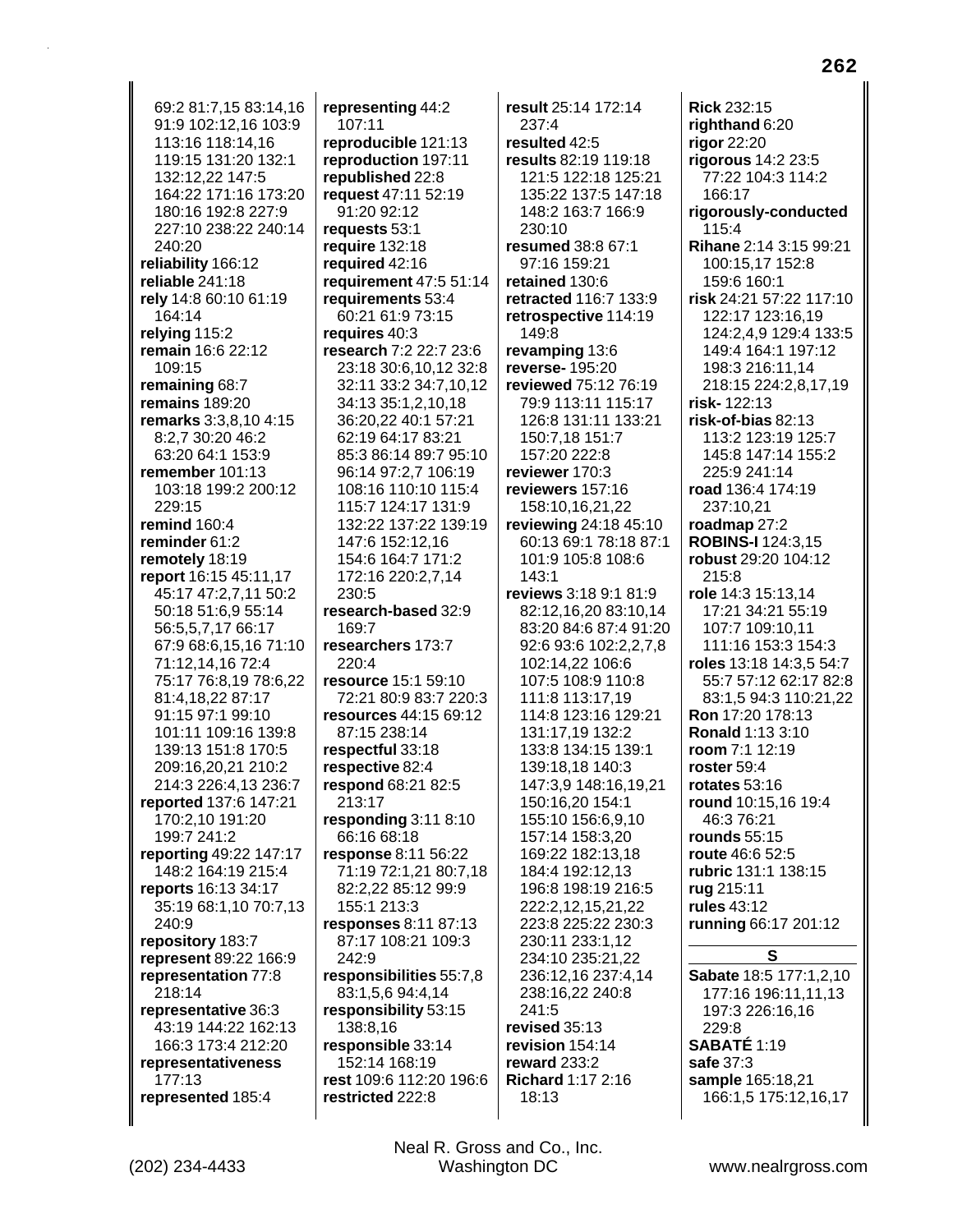69:2 81:7,15 83:14,16 91:9 102:12,16 103:9 113:16 118:14,16 119:15 131:20 132:1 132:12,22 147:5 164:22 171:16 173:20 180:16 192:8 227:9 227:10 238:22 240:14 240:20
**reliability** 166:12
**reliable** 241:18
**rely** 14:8 60:10 61:19 164:14
**relying** 115:2
**remain** 16:6 22:12 109:15
**remaining** 68:7
**remains** 189:20
**remarks** 3:3,8,10 4:15 8:2,7 30:20 46:2 63:20 64:1 153:9
**remember** 101:13 103:18 199:2 200:12 229:15
**remind** 160:4
**reminder** 61:2
**remotely** 18:19
**report** 16:15 45:11,17 45:17 47:2,7,11 50:2 50:18 51:6,9 55:14 56:5,5,7,17 66:17 67:9 68:6,15,16 71:10 71:12,14,16 72:4 75:17 76:8,19 78:6,22 81:4,18,22 87:17 91:15 97:1 99:10 101:11 109:16 139:8 139:13 151:8 170:5 209:16,20,21 210:2 214:3 226:4,13 236:7
**reported** 137:6 147:21 170:2,10 191:20 199:7 241:2
**reporting** 49:22 147:17 148:2 164:19 215:4
**reports** 16:13 34:17 35:19 68:1,10 70:7,13 240:9
**repository** 183:7
**represent** 89:22 166:9
**representation** 77:8 218:14
**representative** 36:3 43:19 144:22 162:13 166:3 173:4 212:20
**representativeness** 177:13
**represented** 185:4
**representing** 44:2 107:11
**reproducible** 121:13
**reproduction** 197:11
**republished** 22:8
**request** 47:11 52:19 91:20 92:12
**requests** 53:1
**require** 132:18
**required** 42:16
**requirement** 47:5 51:14
**requirements** 53:4 60:21 61:9 73:15
**requires** 40:3
**research** 7:2 22:7 23:6 23:18 30:6,10,12 32:8 32:11 33:2 34:7,10,12 34:13 35:1,2,10,18 36:20,22 40:1 57:21 62:19 64:17 83:21 85:3 86:14 89:7 95:10 96:14 97:2,7 106:19 108:16 110:10 115:4 115:7 124:17 131:9 132:22 137:22 139:19 147:6 152:12,16 154:6 164:7 171:2 172:16 220:2,7,14 230:5
**research-based** 32:9 169:7
**researchers** 173:7 220:4
**resource** 15:1 59:10 72:21 80:9 83:7 220:3
**resources** 44:15 69:12 87:15 238:14
**respectful** 33:18
**respective** 82:4
**respond** 68:21 82:5 213:17
**responding** 3:11 8:10 66:16 68:18
**response** 8:11 56:22 71:19 72:1,21 80:7,18 82:2,22 85:12 99:9 155:1 213:3
**responses** 8:11 87:13 87:17 108:21 109:3 242:9
**responsibilities** 55:7,8 83:1,5,6 94:4,14
**responsibility** 53:15 138:8,16
**responsible** 33:14 152:14 168:19
**rest** 109:6 112:20 196:6
**restricted** 222:8
**result** 25:14 172:14 237:4
**resulted** 42:5
**results** 82:19 119:18 121:5 122:18 125:21 135:22 137:5 147:18 148:2 163:7 166:9 230:10
**resumed** 38:8 67:1 97:16 159:21
**retained** 130:6
**retracted** 116:7 133:9
**retrospective** 114:19 149:8
**revamping** 13:6
**reverse-** 195:20
**reviewed** 75:12 76:19 79:9 113:11 115:17 126:8 131:11 133:21 150:7,18 151:7 157:20 222:8
**reviewer** 170:3
**reviewers** 157:16 158:10,16,21,22
**reviewing** 24:18 45:10 60:13 69:1 78:18 87:1 101:9 105:8 108:6 143:1
**reviews** 3:18 9:1 81:9 82:12,16,20 83:10,14 83:20 84:6 87:4 91:20 92:6 93:6 102:2,2,7,8 102:14,22 106:6 107:5 108:9 110:8 111:8 113:17,19 114:8 123:16 129:21 131:17,19 132:2 133:8 134:15 139:1 139:18,18 140:3 147:3,9 148:16,19,21 150:16,20 154:1 155:10 156:6,9,10 157:14 158:3,20 169:22 182:13,18 184:4 192:12,13 196:8 198:19 216:5 222:2,12,15,21,22 223:8 225:22 230:3 230:11 233:1,12 234:10 235:21,22 236:12,16 237:4,14 238:16,22 240:8 241:5
**revised** 35:13
**revision** 154:14
**reward** 233:2
**Richard** 1:17 2:16 18:13
**Rick** 232:15
**righthand** 6:20
**rigor** 22:20
**rigorous** 14:2 23:5 77:22 104:3 114:2 166:17
**rigorously-conducted** 115:4
**Rihane** 2:14 3:15 99:21 100:15,17 152:8 159:6 160:1
**risk** 24:21 57:22 117:10 122:17 123:16,19 124:2,4,9 129:4 133:5 149:4 164:1 197:12 198:3 216:11,14 218:15 224:2,8,17,19
**risk-** 122:13
**risk-of-bias** 82:13 113:2 123:19 125:7 145:8 147:14 155:2 225:9 241:14
**road** 136:4 174:19 237:10,21
**roadmap** 27:2
**ROBINS-I** 124:3,15
**robust** 29:20 104:12 215:8
**role** 14:3 15:13,14 17:21 34:21 55:19 107:7 109:10,11 111:16 153:3 154:3
**roles** 13:18 14:3,5 54:7 55:7 57:12 62:17 82:8 83:1,5 94:3 110:21,22
**Ron** 17:20 178:13
**Ronald** 1:13 3:10
**room** 7:1 12:19
**roster** 59:4
**rotates** 53:16
**round** 10:15,16 19:4 46:3 76:21
**rounds** 55:15
**route** 46:6 52:5
**rubric** 131:1 138:15
**rug** 215:11
**rules** 43:12
**running** 66:17 201:12

## S

**Sabate** 18:5 177:1,2,10 177:16 196:11,11,13 197:3 226:16,16 229:8
**SABATÉ** 1:19
**safe** 37:3
**sample** 165:18,21 166:1,5 175:12,16,17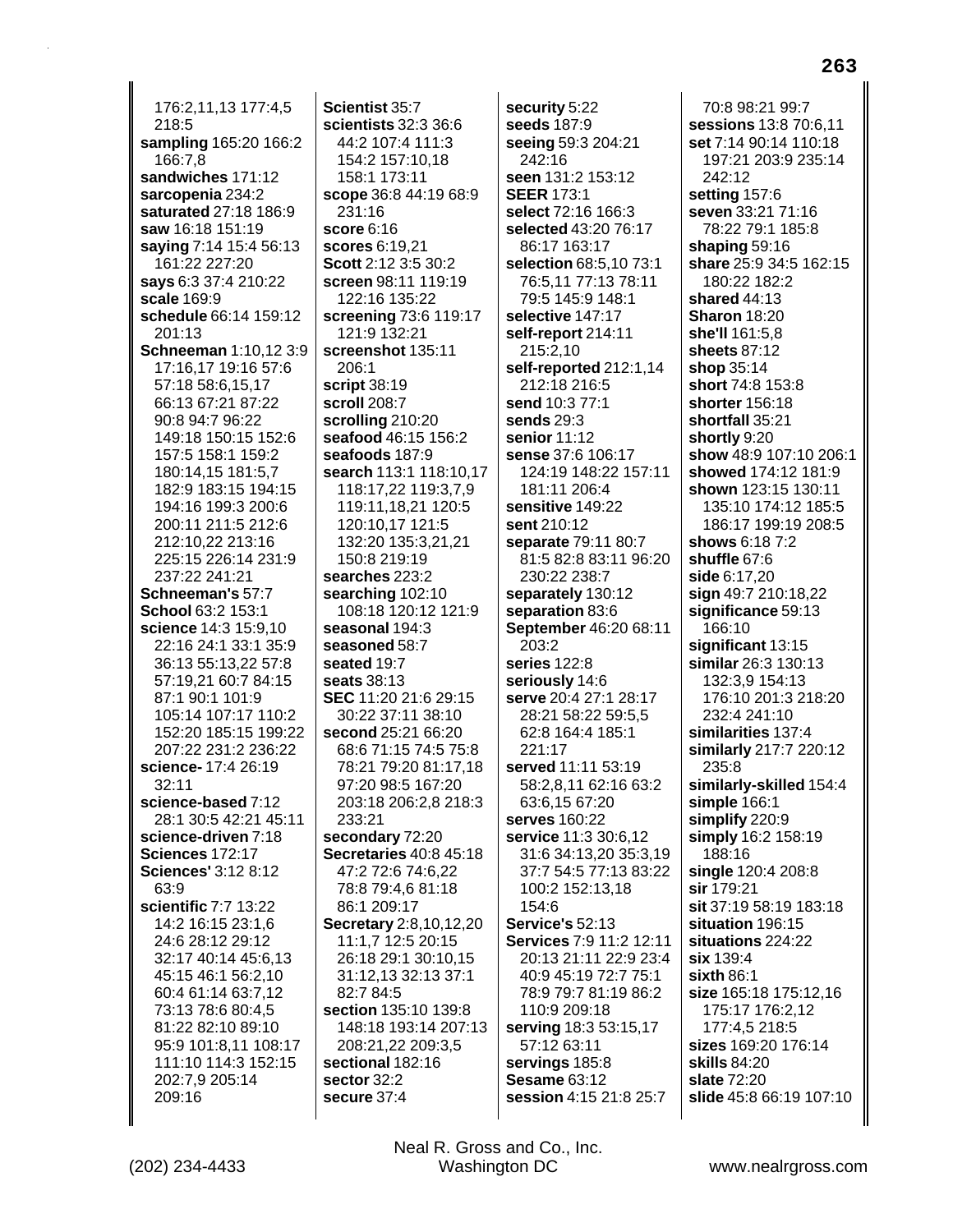176:2,11,13 177:4,5 218:5
**sampling** 165:20 166:2 166:7,8
**sandwiches** 171:12
**sarcopenia** 234:2
**saturated** 27:18 186:9
**saw** 16:18 151:19
**saying** 7:14 15:4 56:13 161:22 227:20
**says** 6:3 37:4 210:22
**scale** 169:9
**schedule** 66:14 159:12 201:13
**Schneeman** 1:10,12 3:9 17:16,17 19:16 57:6 57:18 58:6,15,17 66:13 67:21 87:22 90:8 94:7 96:22 149:18 150:15 152:6 157:5 158:1 159:2 180:14,15 181:5,7 182:9 183:15 194:15 194:16 199:3 200:6 200:11 211:5 212:6 212:10,22 213:16 225:15 226:14 231:9 237:22 241:21
**Schneeman's** 57:7
**School** 63:2 153:1
**science** 14:3 15:9,10 22:16 24:1 33:1 35:9 36:13 55:13,22 57:8 57:19,21 60:7 84:15 87:1 90:1 101:9 105:14 107:17 110:2 152:20 185:15 199:22 207:22 231:2 236:22
**science-** 17:4 26:19 32:11
**science-based** 7:12 28:1 30:5 42:21 45:11
**science-driven** 7:18
**Sciences** 172:17
**Sciences'** 3:12 8:12 63:9
**scientific** 7:7 13:22 14:2 16:15 23:1,6 24:6 28:12 29:12 32:17 40:14 45:6,13 45:15 46:1 56:2,10 60:4 61:14 63:7,12 73:13 78:6 80:4,5 81:22 82:10 89:10 95:9 101:8,11 108:17 111:10 114:3 152:15 202:7,9 205:14 209:16
**Scientist** 35:7
**scientists** 32:3 36:6 44:2 107:4 111:3 154:2 157:10,18 158:1 173:11
**scope** 36:8 44:19 68:9 231:16
**score** 6:16
**scores** 6:19,21
**Scott** 2:12 3:5 30:2
**screen** 98:11 119:19 122:16 135:22
**screening** 73:6 119:17 121:9 132:21
**screenshot** 135:11 206:1
**script** 38:19
**scroll** 208:7
**scrolling** 210:20
**seafood** 46:15 156:2
**seafoods** 187:9
**search** 113:1 118:10,17 118:17,22 119:3,7,9 119:11,18,21 120:5 120:10,17 121:5 132:20 135:3,21,21 150:8 219:19
**searches** 223:2
**searching** 102:10 108:18 120:12 121:9
**seasonal** 194:3
**seasoned** 58:7
**seated** 19:7
**seats** 38:13
**SEC** 11:20 21:6 29:15 30:22 37:11 38:10
**second** 25:21 66:20 68:6 71:15 74:5 75:8 78:21 79:20 81:17,18 97:20 98:5 167:20 203:18 206:2,8 218:3 233:21
**secondary** 72:20
**Secretaries** 40:8 45:18 47:2 72:6 74:6,22 78:8 79:4,6 81:18 86:1 209:17
**Secretary** 2:8,10,12,20 11:1,7 12:5 20:15 26:18 29:1 30:10,15 31:12,13 32:13 37:1 82:7 84:5
**section** 135:10 139:8 148:18 193:14 207:13 208:21,22 209:3,5
**sectional** 182:16
**sector** 32:2
**secure** 37:4
**security** 5:22
**seeds** 187:9
**seeing** 59:3 204:21 242:16
**seen** 131:2 153:12
**SEER** 173:1
**select** 72:16 166:3
**selected** 43:20 76:17 86:17 163:17
**selection** 68:5,10 73:1 76:5,11 77:13 78:11 79:5 145:9 148:1
**selective** 147:17
**self-report** 214:11 215:2,10
**self-reported** 212:1,14 212:18 216:5
**send** 10:3 77:1
**sends** 29:3
**senior** 11:12
**sense** 37:6 106:17 124:19 148:22 157:11 181:11 206:4
**sensitive** 149:22
**sent** 210:12
**separate** 79:11 80:7 81:5 82:8 83:11 96:20 230:22 238:7
**separately** 130:12
**separation** 83:6
**September** 46:20 68:11 203:2
**series** 122:8
**seriously** 14:6
**serve** 20:4 27:1 28:17 28:21 58:22 59:5,5 62:8 164:4 185:1 221:17
**served** 11:11 53:19 58:2,8,11 62:16 63:2 63:6,15 67:20
**serves** 160:22
**service** 11:3 30:6,12 31:6 34:13,20 35:3,19 37:7 54:5 77:13 83:22 100:2 152:13,18 154:6
**Service's** 52:13
**Services** 7:9 11:2 12:11 20:13 21:11 22:9 23:4 40:9 45:19 72:7 75:1 78:9 79:7 81:19 86:2 110:9 209:18
**serving** 18:3 53:15,17 57:12 63:11
**servings** 185:8
**Sesame** 63:12
**session** 4:15 21:8 25:7 70:8 98:21 99:7
**sessions** 13:8 70:6,11
**set** 7:14 90:14 110:18 197:21 203:9 235:14 242:12
**setting** 157:6
**seven** 33:21 71:16 78:22 79:1 185:8
**shaping** 59:16
**share** 25:9 34:5 162:15 180:22 182:2
**shared** 44:13
**Sharon** 18:20
**she'll** 161:5,8
**sheets** 87:12
**shop** 35:14
**short** 74:8 153:8
**shorter** 156:18
**shortfall** 35:21
**shortly** 9:20
**show** 48:9 107:10 206:1
**showed** 174:12 181:9
**shown** 123:15 130:11 135:10 174:12 185:5 186:17 199:19 208:5
**shows** 6:18 7:2
**shuffle** 67:6
**side** 6:17,20
**sign** 49:7 210:18,22
**significance** 59:13 166:10
**significant** 13:15
**similar** 26:3 130:13 132:3,9 154:13 176:10 201:3 218:20 232:4 241:10
**similarities** 137:4
**similarly** 217:7 220:12 235:8
**similarly-skilled** 154:4
**simple** 166:1
**simplify** 220:9
**simply** 16:2 158:19 188:16
**single** 120:4 208:8
**sir** 179:21
**sit** 37:19 58:19 183:18
**situation** 196:15
**situations** 224:22
**six** 139:4
**sixth** 86:1
**size** 165:18 175:12,16 175:17 176:2,12 177:4,5 218:5
**sizes** 169:20 176:14
**skills** 84:20
**slate** 72:20
**slide** 45:8 66:19 107:10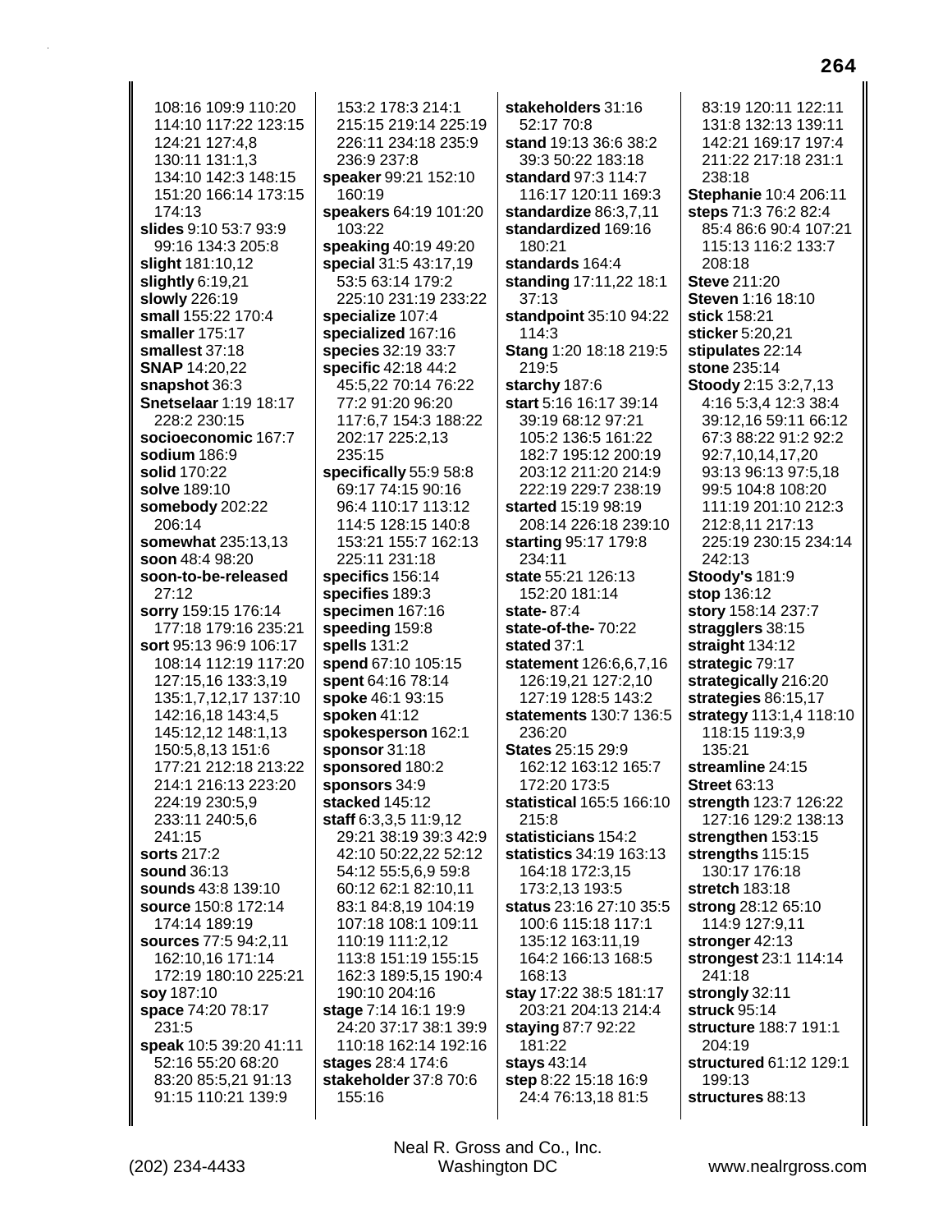108:16 109:9 110:20 114:10 117:22 123:15 124:21 127:4,8 130:11 131:1,3 134:10 142:3 148:15 151:20 166:14 173:15 174:13
**slides** 9:10 53:7 93:9 99:16 134:3 205:8
**slight** 181:10,12
**slightly** 6:19,21
**slowly** 226:19
**small** 155:22 170:4
**smaller** 175:17
**smallest** 37:18
**SNAP** 14:20,22
**snapshot** 36:3
**Snetselaar** 1:19 18:17 228:2 230:15
**socioeconomic** 167:7
**sodium** 186:9
**solid** 170:22
**solve** 189:10
**somebody** 202:22 206:14
**somewhat** 235:13,13
**soon** 48:4 98:20
**soon-to-be-released** 27:12
**sorry** 159:15 176:14 177:18 179:16 235:21
**sort** 95:13 96:9 106:17 108:14 112:19 117:20 127:15,16 133:3,19 135:1,7,12,17 137:10 142:16,18 143:4,5 145:12,12 148:1,13 150:5,8,13 151:6 177:21 212:18 213:22 214:1 216:13 223:20 224:19 230:5,9 233:11 240:5,6 241:15
**sorts** 217:2
**sound** 36:13
**sounds** 43:8 139:10
**source** 150:8 172:14 174:14 189:19
**sources** 77:5 94:2,11 162:10,16 171:14 172:19 180:10 225:21
**soy** 187:10
**space** 74:20 78:17 231:5
**speak** 10:5 39:20 41:11 52:16 55:20 68:20 83:20 85:5,21 91:13 91:15 110:21 139:9
153:2 178:3 214:1 215:15 219:14 225:19 226:11 234:18 235:9 236:9 237:8
**speaker** 99:21 152:10 160:19
**speakers** 64:19 101:20 103:22
**speaking** 40:19 49:20
**special** 31:5 43:17,19 53:5 63:14 179:2 225:10 231:19 233:22
**specialize** 107:4
**specialized** 167:16
**species** 32:19 33:7
**specific** 42:18 44:2 45:5,22 70:14 76:22 77:2 91:20 96:20 117:6,7 154:3 188:22 202:17 225:2,13 235:15
**specifically** 55:9 58:8 69:17 74:15 90:16 96:4 110:17 113:12 114:5 128:15 140:8 153:21 155:7 162:13 225:11 231:18
**specifics** 156:14
**specifies** 189:3
**specimen** 167:16
**speeding** 159:8
**spells** 131:2
**spend** 67:10 105:15
**spent** 64:16 78:14
**spoke** 46:1 93:15
**spoken** 41:12
**spokesperson** 162:1
**sponsor** 31:18
**sponsored** 180:2
**sponsors** 34:9
**stacked** 145:12
**staff** 6:3,3,5 11:9,12 29:21 38:19 39:3 42:9 42:10 50:22,22 52:12 54:12 55:5,6,9 59:8 60:12 62:1 82:10,11 83:1 84:8,19 104:19 107:18 108:1 109:11 110:19 111:2,12 113:8 151:19 155:15 162:3 189:5,15 190:4 190:10 204:16
**stage** 7:14 16:1 19:9 24:20 37:17 38:1 39:9 110:18 162:14 192:16
**stages** 28:4 174:6
**stakeholder** 37:8 70:6 155:16
**stakeholders** 31:16 52:17 70:8
**stand** 19:13 36:6 38:2 39:3 50:22 183:18
**standard** 97:3 114:7 116:17 120:11 169:3
**standardize** 86:3,7,11
**standardized** 169:16 180:21
**standards** 164:4
**standing** 17:11,22 18:1 37:13
**standpoint** 35:10 94:22 114:3
**Stang** 1:20 18:18 219:5 219:5
**starchy** 187:6
**start** 5:16 16:17 39:14 39:19 68:12 97:21 105:2 136:5 161:22 182:7 195:12 200:19 203:12 211:20 214:9 222:19 229:7 238:19
**started** 15:19 98:19 208:14 226:18 239:10
**starting** 95:17 179:8 234:11
**state** 55:21 126:13 152:20 181:14
**state-** 87:4
**state-of-the-** 70:22
**stated** 37:1
**statement** 126:6,6,7,16 126:19,21 127:2,10 127:19 128:5 143:2
**statements** 130:7 136:5 236:20
**States** 25:15 29:9 162:12 163:12 165:7 172:20 173:5
**statistical** 165:5 166:10 215:8
**statisticians** 154:2
**statistics** 34:19 163:13 164:18 172:3,15 173:2,13 193:5
**status** 23:16 27:10 35:5 100:6 115:18 117:1 135:12 163:11,19 164:2 166:13 168:5 168:13
**stay** 17:22 38:5 181:17 203:21 204:13 214:4
**staying** 87:7 92:22 181:22
**stays** 43:14
**step** 8:22 15:18 16:9 24:4 76:13,18 81:5
83:19 120:11 122:11 131:8 132:13 139:11 142:21 169:17 197:4 211:22 217:18 231:1 238:18
**Stephanie** 10:4 206:11
**steps** 71:3 76:2 82:4 85:4 86:6 90:4 107:21 115:13 116:2 133:7 208:18
**Steve** 211:20
**Steven** 1:16 18:10
**stick** 158:21
**sticker** 5:20,21
**stipulates** 22:14
**stone** 235:14
**Stoody** 2:15 3:2,7,13 4:16 5:3,4 12:3 38:4 39:12,16 59:11 66:12 67:3 88:22 91:2 92:2 92:7,10,14,17,20 93:13 96:13 97:5,18 99:5 104:8 108:20 111:19 201:10 212:3 212:8,11 217:13 225:19 230:15 234:14 242:13
**Stoody's** 181:9
**stop** 136:12
**story** 158:14 237:7
**stragglers** 38:15
**straight** 134:12
**strategic** 79:17
**strategically** 216:20
**strategies** 86:15,17
**strategy** 113:1,4 118:10 118:15 119:3,9 135:21
**streamline** 24:15
**Street** 63:13
**strength** 123:7 126:22 127:16 129:2 138:13
**strengthen** 153:15
**strengths** 115:15 130:17 176:18
**stretch** 183:18
**strong** 28:12 65:10 114:9 127:9,11
**stronger** 42:13
**strongest** 23:1 114:14 241:18
**strongly** 32:11
**struck** 95:14
**structure** 188:7 191:1 204:19
**structured** 61:12 129:1 199:13
**structures** 88:13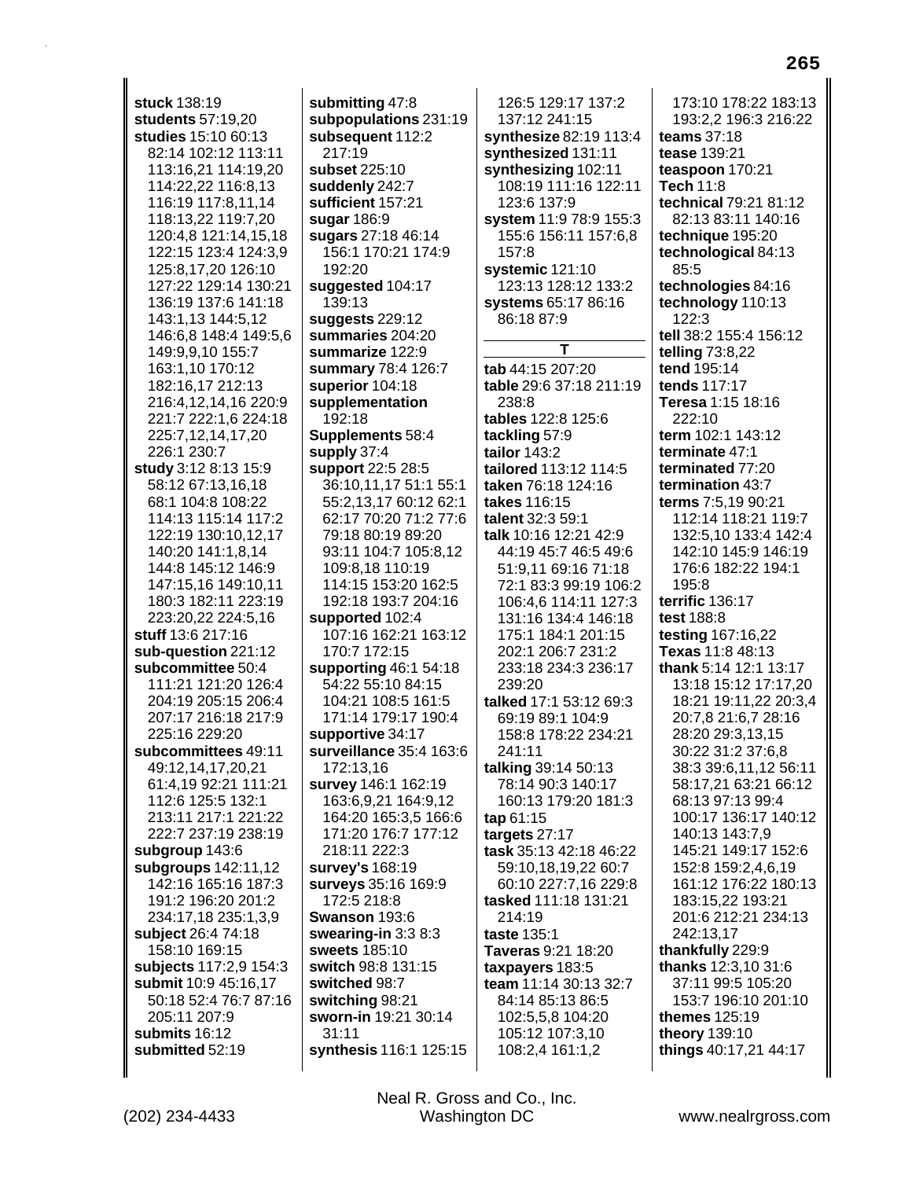**stuck** 138:19
**students** 57:19,20
**studies** 15:10 60:13 82:14 102:12 113:11 113:16,21 114:19,20 114:22,22 116:8,13 116:19 117:8,11,14 118:13,22 119:7,20 120:4,8 121:14,15,18 122:15 123:4 124:3,9 125:8,17,20 126:10 127:22 129:14 130:21 136:19 137:6 141:18 143:1,13 144:5,12 146:6,8 148:4 149:5,6 149:9,9,10 155:7 163:1,10 170:12 182:16,17 212:13 216:4,12,14,16 220:9 221:7 222:1,6 224:18 225:7,12,14,17,20 226:1 230:7
**study** 3:12 8:13 15:9 58:12 67:13,16,18 68:1 104:8 108:22 114:13 115:14 117:2 122:19 130:10,12,17 140:20 141:1,8,14 144:8 145:12 146:9 147:15,16 149:10,11 180:3 182:11 223:19 223:20,22 224:5,16
**stuff** 13:6 217:16
**sub-question** 221:12
**subcommittee** 50:4 111:21 121:20 126:4 204:19 205:15 206:4 207:17 216:18 217:9 225:16 229:20
**subcommittees** 49:11 49:12,14,17,20,21 61:4,19 92:21 111:21 112:6 125:5 132:1 213:11 217:1 221:22 222:7 237:19 238:19
**subgroup** 143:6
**subgroups** 142:11,12 142:16 165:16 187:3 191:2 196:20 201:2 234:17,18 235:1,3,9
**subject** 26:4 74:18 158:10 169:15
**subjects** 117:2,9 154:3
**submit** 10:9 45:16,17 50:18 52:4 76:7 87:16 205:11 207:9
**submits** 16:12
**submitted** 52:19
**submitting** 47:8
**subpopulations** 231:19
**subsequent** 112:2 217:19
**subset** 225:10
**suddenly** 242:7
**sufficient** 157:21
**sugar** 186:9
**sugars** 27:18 46:14 156:1 170:21 174:9 192:20
**suggested** 104:17 139:13
**suggests** 229:12
**summaries** 204:20
**summarize** 122:9
**summary** 78:4 126:7
**superior** 104:18
**supplementation** 192:18
**Supplements** 58:4
**supply** 37:4
**support** 22:5 28:5 36:10,11,17 51:1 55:1 55:2,13,17 60:12 62:1 62:17 70:20 71:2 77:6 79:18 80:19 89:20 93:11 104:7 105:8,12 109:8,18 110:19 114:15 153:20 162:5 192:18 193:7 204:16
**supported** 102:4 107:16 162:21 163:12 170:7 172:15
**supporting** 46:1 54:18 54:22 55:10 84:15 104:21 108:5 161:5 171:14 179:17 190:4
**supportive** 34:17
**surveillance** 35:4 163:6 172:13,16
**survey** 146:1 162:19 163:6,9,21 164:9,12 164:20 165:3,5 166:6 171:20 176:7 177:12 218:11 222:3
**survey's** 168:19
**surveys** 35:16 169:9 172:5 218:8
**Swanson** 193:6
**swearing-in** 3:3 8:3
**sweets** 185:10
**switch** 98:8 131:15
**switched** 98:7
**switching** 98:21
**sworn-in** 19:21 30:14 31:11
**synthesis** 116:1 125:15 126:5 129:17 137:2 137:12 241:15
**synthesize** 82:19 113:4
**synthesized** 131:11
**synthesizing** 102:11 108:19 111:16 122:11 123:6 137:9
**system** 11:9 78:9 155:3 155:6 156:11 157:6,8 157:8
**systemic** 121:10 123:13 128:12 133:2
**systems** 65:17 86:16 86:18 87:9

## T

**tab** 44:15 207:20
**table** 29:6 37:18 211:19 238:8
**tables** 122:8 125:6
**tackling** 57:9
**tailor** 143:2
**tailored** 113:12 114:5
**taken** 76:18 124:16
**takes** 116:15
**talent** 32:3 59:1
**talk** 10:16 12:21 42:9 44:19 45:7 46:5 49:6 51:9,11 69:16 71:18 72:1 83:3 99:19 106:2 106:4,6 114:11 127:3 131:16 134:4 146:18 175:1 184:1 201:15 202:1 206:7 231:2 233:18 234:3 236:17 239:20
**talked** 17:1 53:12 69:3 69:19 89:1 104:9 158:8 178:22 234:21 241:11
**talking** 39:14 50:13 78:14 90:3 140:17 160:13 179:20 181:3
**tap** 61:15
**targets** 27:17
**task** 35:13 42:18 46:22 59:10,18,19,22 60:7 60:10 227:7,16 229:8
**tasked** 111:18 131:21 214:19
**taste** 135:1
**Taveras** 9:21 18:20
**taxpayers** 183:5
**team** 11:14 30:13 32:7 84:14 85:13 86:5 102:5,5,8 104:20 105:12 107:3,10 108:2,4 161:1,2 173:10 178:22 183:13 193:2,2 196:3 216:22
**teams** 37:18
**tease** 139:21
**teaspoon** 170:21
**Tech** 11:8
**technical** 79:21 81:12 82:13 83:11 140:16
**technique** 195:20
**technological** 84:13 85:5
**technologies** 84:16
**technology** 110:13 122:3
**tell** 38:2 155:4 156:12
**telling** 73:8,22
**tend** 195:14
**tends** 117:17
**Teresa** 1:15 18:16 222:10
**term** 102:1 143:12
**terminate** 47:1
**terminated** 77:20
**termination** 43:7
**terms** 7:5,19 90:21 112:14 118:21 119:7 132:5,10 133:4 142:4 142:10 145:9 146:19 176:6 182:22 194:1 195:8
**terrific** 136:17
**test** 188:8
**testing** 167:16,22
**Texas** 11:8 48:13
**thank** 5:14 12:1 13:17 13:18 15:12 17:17,20 18:21 19:11,22 20:3,4 20:7,8 21:6,7 28:16 28:20 29:3,13,15 30:22 31:2 37:6,8 38:3 39:6,11,12 56:11 58:17,21 63:21 66:12 68:13 97:13 99:4 100:17 136:17 140:12 140:13 143:7,9 145:21 149:17 152:6 152:8 159:2,4,6,19 161:12 176:22 180:13 183:15,22 193:21 201:6 212:21 234:13 242:13,17
**thankfully** 229:9
**thanks** 12:3,10 31:6 37:11 99:5 105:20 153:7 196:10 201:10
**themes** 125:19
**theory** 139:10
**things** 40:17,21 44:17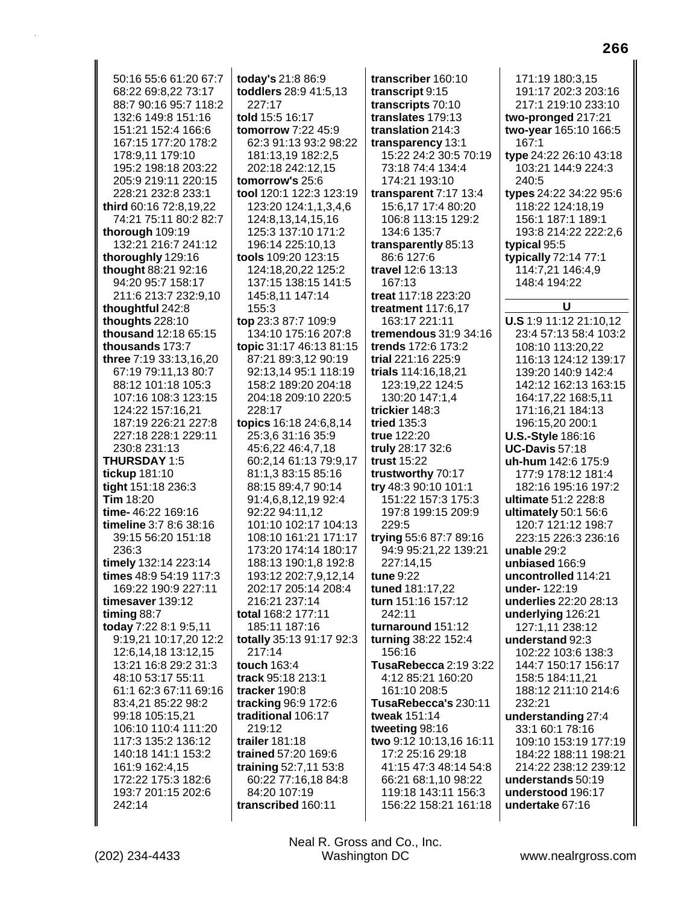50:16 55:6 61:20 67:7 68:22 69:8,22 73:17 88:7 90:16 95:7 118:2 132:6 149:8 151:16 151:21 152:4 166:6 167:15 177:20 178:2 178:9,11 179:10 195:2 198:18 203:22 205:9 219:11 220:15 228:21 232:8 233:1
**third** 60:16 72:8,19,22 74:21 75:11 80:2 82:7
**thorough** 109:19 132:21 216:7 241:12
**thoroughly** 129:16
**thought** 88:21 92:16 94:20 95:7 158:17 211:6 213:7 232:9,10
**thoughtful** 242:8
**thoughts** 228:10
**thousand** 12:18 65:15
**thousands** 173:7
**three** 7:19 33:13,16,20 67:19 79:11,13 80:7 88:12 101:18 105:3 107:16 108:3 123:15 124:22 157:16,21 187:19 226:21 227:8 227:18 228:1 229:11 230:8 231:13
**THURSDAY** 1:5
**tickup** 181:10
**tight** 151:18 236:3
**Tim** 18:20
**time-** 46:22 169:16
**timeline** 3:7 8:6 38:16 39:15 56:20 151:18 236:3
**timely** 132:14 223:14
**times** 48:9 54:19 117:3 169:22 190:9 227:11
**timesaver** 139:12
**timing** 88:7
**today** 7:22 8:1 9:5,11 9:19,21 10:17,20 12:2 12:6,14,18 13:12,15 13:21 16:8 29:2 31:3 48:10 53:17 55:11 61:21 62:3 67:11 69:16 83:4,21 85:22 98:2 99:18 105:15,21 106:10 110:4 111:20 117:3 135:2 136:12 140:18 141:1 153:2 161:9 162:4,15 172:22 175:3 182:6 193:7 201:15 202:6 242:14
**today's** 21:8 86:9
**toddlers** 28:9 41:5,13 227:17
**told** 15:5 16:17
**tomorrow** 7:22 45:9 62:3 91:13 93:2 98:22 181:13,19 182:2,5 202:18 242:12,15
**tomorrow's** 25:6
**tool** 120:1 122:3 123:19 123:20 124:1,1,3,4,6 124:8,13,14,15,16 125:3 137:10 171:2 196:14 225:10,13
**tools** 109:20 123:15 124:18,20,22 125:2 137:15 138:15 141:5 145:8,11 147:14 155:3
**top** 23:3 87:7 109:9 134:10 175:16 207:8
**topic** 31:17 46:13 81:15 87:21 89:3,12 90:19 92:13,14 95:1 118:19 158:2 189:20 204:18 204:18 209:10 220:5 228:17
**topics** 16:18 24:6,8,14 25:3,6 31:16 35:9 45:6,22 46:4,7,18 60:2,14 61:13 79:9,17 81:1,3 83:15 85:16 88:15 89:4,7 90:14 91:4,6,8,12,19 92:4 92:22 94:11,12 101:10 102:17 104:13 108:10 161:21 171:17 173:20 174:14 180:17 188:13 190:1,8 192:8 193:12 202:7,9,12,14 202:17 205:14 208:4 216:21 237:14
**total** 168:2 177:11 185:11 187:16
**totally** 35:13 91:17 92:3 217:14
**touch** 163:4
**track** 95:18 213:1
**tracker** 190:8
**tracking** 96:9 172:6
**traditional** 106:17 219:12
**trailer** 181:18
**trained** 57:20 169:6
**training** 52:7,11 53:8 60:22 77:16,18 84:8 84:20 107:19
**transcribed** 160:11
**transcriber** 160:10
**transcript** 9:15
**transcripts** 70:10
**translates** 179:13
**translation** 214:3
**transparency** 13:1 15:22 24:2 30:5 70:19 73:18 74:4 134:4 174:21 193:10
**transparent** 7:17 13:4 15:6,17 17:4 80:20 106:8 113:15 129:2 134:6 135:7
**transparently** 85:13 86:6 127:6
**travel** 12:6 13:13 167:13
**treat** 117:18 223:20
**treatment** 117:6,17 163:17 221:11
**tremendous** 31:9 34:16
**trends** 172:6 173:2
**trial** 221:16 225:9
**trials** 114:16,18,21 123:19,22 124:5 130:20 147:1,4
**trickier** 148:3
**tried** 135:3
**true** 122:20
**truly** 28:17 32:6
**trust** 15:22
**trustworthy** 70:17
**try** 48:3 90:10 101:1 151:22 157:3 175:3 197:8 199:15 209:9 229:5
**trying** 55:6 87:7 89:16 94:9 95:21,22 139:21 227:14,15
**tune** 9:22
**tuned** 181:17,22
**turn** 151:16 157:12 242:11
**turnaround** 151:12
**turning** 38:22 152:4 156:16
**TusaRebecca** 2:19 3:22 4:12 85:21 160:20 161:10 208:5
**TusaRebecca's** 230:11
**tweak** 151:14
**tweeting** 98:16
**two** 9:12 10:13,16 16:11 17:2 25:16 29:18 41:15 47:3 48:14 54:8 66:21 68:1,10 98:22 119:18 143:11 156:3 156:22 158:21 161:18 171:19 180:3,15 191:17 202:3 203:16 217:1 219:10 233:10
**two-pronged** 217:21
**two-year** 165:10 166:5 167:1
**type** 24:22 26:10 43:18 103:21 144:9 224:3 240:5
**types** 24:22 34:22 95:6 118:22 124:18,19 156:1 187:1 189:1 193:8 214:22 222:2,6
**typical** 95:5
**typically** 72:14 77:1 114:7,21 146:4,9 148:4 194:22

## U

**U.S** 1:9 11:12 21:10,12 23:4 57:13 58:4 103:2 108:10 113:20,22 116:13 124:12 139:17 139:20 140:9 142:4 142:12 162:13 163:15 164:17,22 168:5,11 171:16,21 184:13 196:15,20 200:1
**U.S.-Style** 186:16
**UC-Davis** 57:18
**uh-hum** 142:6 175:9 177:9 178:12 181:4 182:16 195:16 197:2
**ultimate** 51:2 228:8
**ultimately** 50:1 56:6 120:7 121:12 198:7 223:15 226:3 236:16
**unable** 29:2
**unbiased** 166:9
**uncontrolled** 114:21
**under-** 122:19
**underlies** 22:20 28:13
**underlying** 126:21 127:1,11 238:12
**understand** 92:3 102:22 103:6 138:3 144:7 150:17 156:17 158:5 184:11,21 188:12 211:10 214:6 232:21
**understanding** 27:4 33:1 60:1 78:16 109:10 153:19 177:19 184:22 188:11 198:21 214:22 238:12 239:12
**understands** 50:19
**understood** 196:17
**undertake** 67:16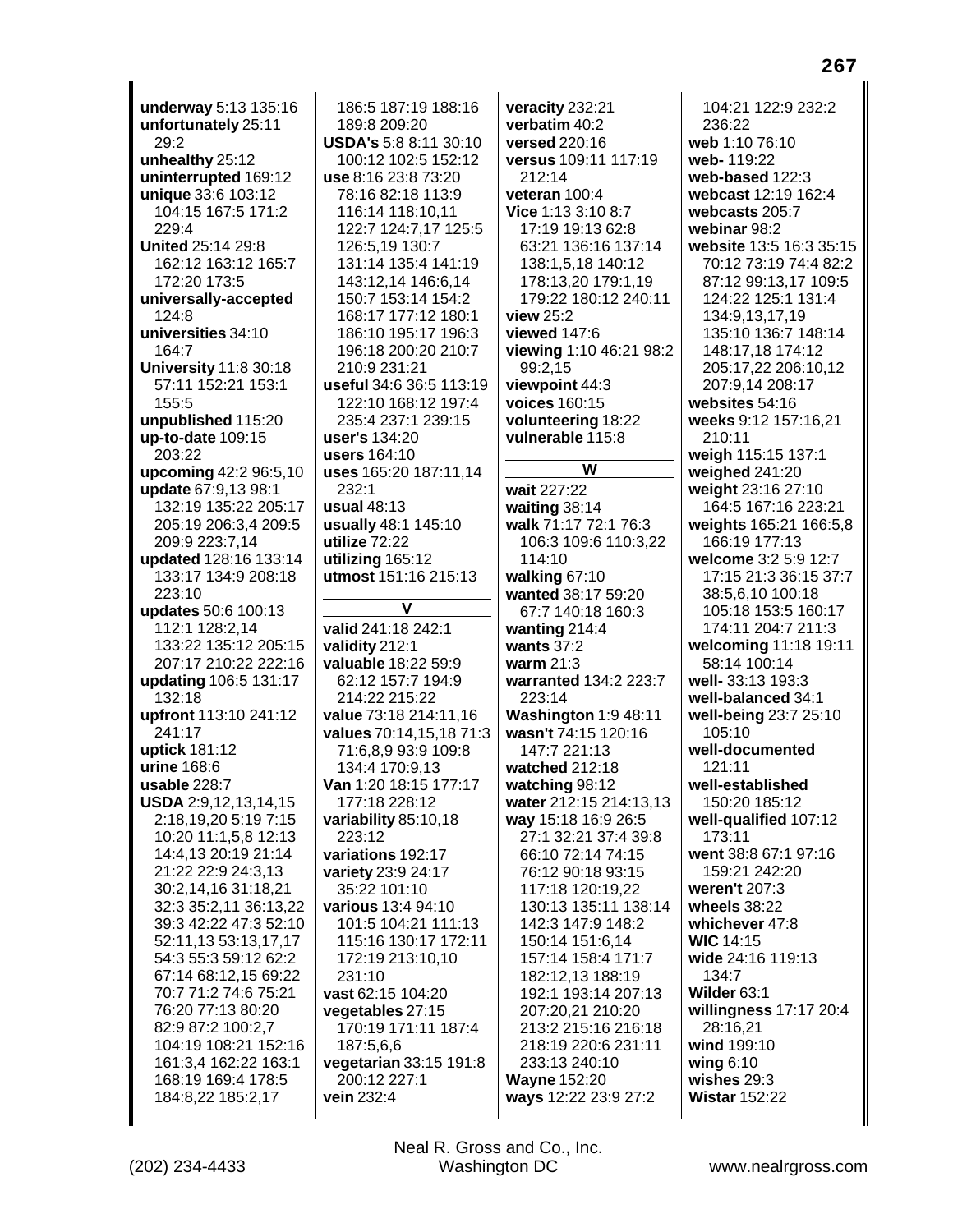**underway** 5:13 135:16
**unfortunately** 25:11 29:2
**unhealthy** 25:12
**uninterrupted** 169:12
**unique** 33:6 103:12 104:15 167:5 171:2 229:4
**United** 25:14 29:8 162:12 163:12 165:7 172:20 173:5
**universally-accepted** 124:8
**universities** 34:10 164:7
**University** 11:8 30:18 57:11 152:21 153:1 155:5
**unpublished** 115:20
**up-to-date** 109:15 203:22
**upcoming** 42:2 96:5,10
**update** 67:9,13 98:1 132:19 135:22 205:17 205:19 206:3,4 209:5 209:9 223:7,14
**updated** 128:16 133:14 133:17 134:9 208:18 223:10
**updates** 50:6 100:13 112:1 128:2,14 133:22 135:12 205:15 207:17 210:22 222:16
**updating** 106:5 131:17 132:18
**upfront** 113:10 241:12 241:17
**uptick** 181:12
**urine** 168:6
**usable** 228:7
**USDA** 2:9,12,13,14,15 2:18,19,20 5:19 7:15 10:20 11:1,5,8 12:13 14:4,13 20:19 21:14 21:22 22:9 24:3,13 30:2,14,16 31:18,21 32:3 35:2,11 36:13,22 39:3 42:22 47:3 52:10 52:11,13 53:13,17,17 54:3 55:3 59:12 62:2 67:14 68:12,15 69:22 70:7 71:2 74:6 75:21 76:20 77:13 80:20 82:9 87:2 100:2,7 104:19 108:21 152:16 161:3,4 162:22 163:1 168:19 169:4 178:5 184:8,22 185:2,17 186:5 187:19 188:16 189:8 209:20
**USDA's** 5:8 8:11 30:10 100:12 102:5 152:12
**use** 8:16 23:8 73:20 78:16 82:18 113:9 116:14 118:10,11 122:7 124:7,17 125:5 126:5,19 130:7 131:14 135:4 141:19 143:12,14 146:6,14 150:7 153:14 154:2 168:17 177:12 180:1 186:10 195:17 196:3 196:18 200:22 210:7 210:9 231:21
**useful** 34:6 36:5 113:19 122:10 168:12 197:4 235:4 237:1 239:15
**user's** 134:20
**users** 164:10
**uses** 165:20 187:11,14 232:1
**usual** 48:13
**usually** 48:1 145:10
**utilize** 72:22
**utilizing** 165:12
**utmost** 151:16 215:13

## V

**valid** 241:18 242:1
**validity** 212:1
**valuable** 18:22 59:9 62:12 157:7 194:9 214:22 215:22
**value** 73:18 214:11,16
**values** 70:14,15,18 71:3 71:6,8,9 93:9 109:8 134:4 170:9,13
**Van** 1:20 18:15 177:17 177:18 228:12
**variability** 85:10,18 223:12
**variations** 192:17
**variety** 23:9 24:17 35:22 101:10
**various** 13:4 94:10 101:5 104:21 111:13 115:16 130:17 172:11 172:19 213:10,10 231:10
**vast** 62:15 104:20
**vegetables** 27:15 170:19 171:11 187:4 187:5,6,6
**vegetarian** 33:15 191:8 200:12 227:1
**vein** 232:4
**veracity** 232:21
**verbatim** 40:2
**versed** 220:16
**versus** 109:11 117:19 212:14
**veteran** 100:4
**Vice** 1:13 3:10 8:7 17:19 19:13 62:8 63:21 136:16 137:14 138:1,5,18 140:12 178:13,20 179:1,19 179:22 180:12 240:11
**view** 25:2
**viewed** 147:6
**viewing** 1:10 46:21 98:2 99:2,15
**viewpoint** 44:3
**voices** 160:15
**volunteering** 18:22
**vulnerable** 115:8

## W

**wait** 227:22
**waiting** 38:14
**walk** 71:17 72:1 76:3 106:3 109:6 110:3,22 114:10
**walking** 67:10
**wanted** 38:17 59:20 67:7 140:18 160:3
**wanting** 214:4
**wants** 37:2
**warm** 21:3
**warranted** 134:2 223:7 223:14
**Washington** 1:9 48:11
**wasn't** 74:15 120:16 147:7 221:13
**watched** 212:18
**watching** 98:12
**water** 212:15 214:13,13
**way** 15:18 16:9 26:5 27:1 32:21 37:4 39:8 66:10 72:14 74:15 76:12 90:18 93:15 117:18 120:19,22 130:13 135:11 138:14 142:3 147:9 148:2 150:14 151:6,14 157:14 158:4 171:7 182:12,13 188:19 192:1 193:14 207:13 207:20,21 210:20 213:2 215:16 216:18 218:19 220:6 231:11 233:13 240:10
**Wayne** 152:20
**ways** 12:22 23:9 27:2 104:21 122:9 232:2 236:22
**web** 1:10 76:10
**web-** 119:22
**web-based** 122:3
**webcast** 12:19 162:4
**webcasts** 205:7
**webinar** 98:2
**website** 13:5 16:3 35:15 70:12 73:19 74:4 82:2 87:12 99:13,17 109:5 124:22 125:1 131:4 134:9,13,17,19 135:10 136:7 148:14 148:17,18 174:12 205:17,22 206:10,12 207:9,14 208:17
**websites** 54:16
**weeks** 9:12 157:16,21 210:11
**weigh** 115:15 137:1
**weighed** 241:20
**weight** 23:16 27:10 164:5 167:16 223:21
**weights** 165:21 166:5,8 166:19 177:13
**welcome** 3:2 5:9 12:7 17:15 21:3 36:15 37:7 38:5,6,10 100:18 105:18 153:5 160:17 174:11 204:7 211:3
**welcoming** 11:18 19:11 58:14 100:14
**well-** 33:13 193:3
**well-balanced** 34:1
**well-being** 23:7 25:10 105:10
**well-documented** 121:11
**well-established** 150:20 185:12
**well-qualified** 107:12 173:11
**went** 38:8 67:1 97:16 159:21 242:20
**weren't** 207:3
**wheels** 38:22
**whichever** 47:8
**WIC** 14:15
**wide** 24:16 119:13 134:7
**Wilder** 63:1
**willingness** 17:17 20:4 28:16,21
**wind** 199:10
**wing** 6:10
**wishes** 29:3
**Wistar** 152:22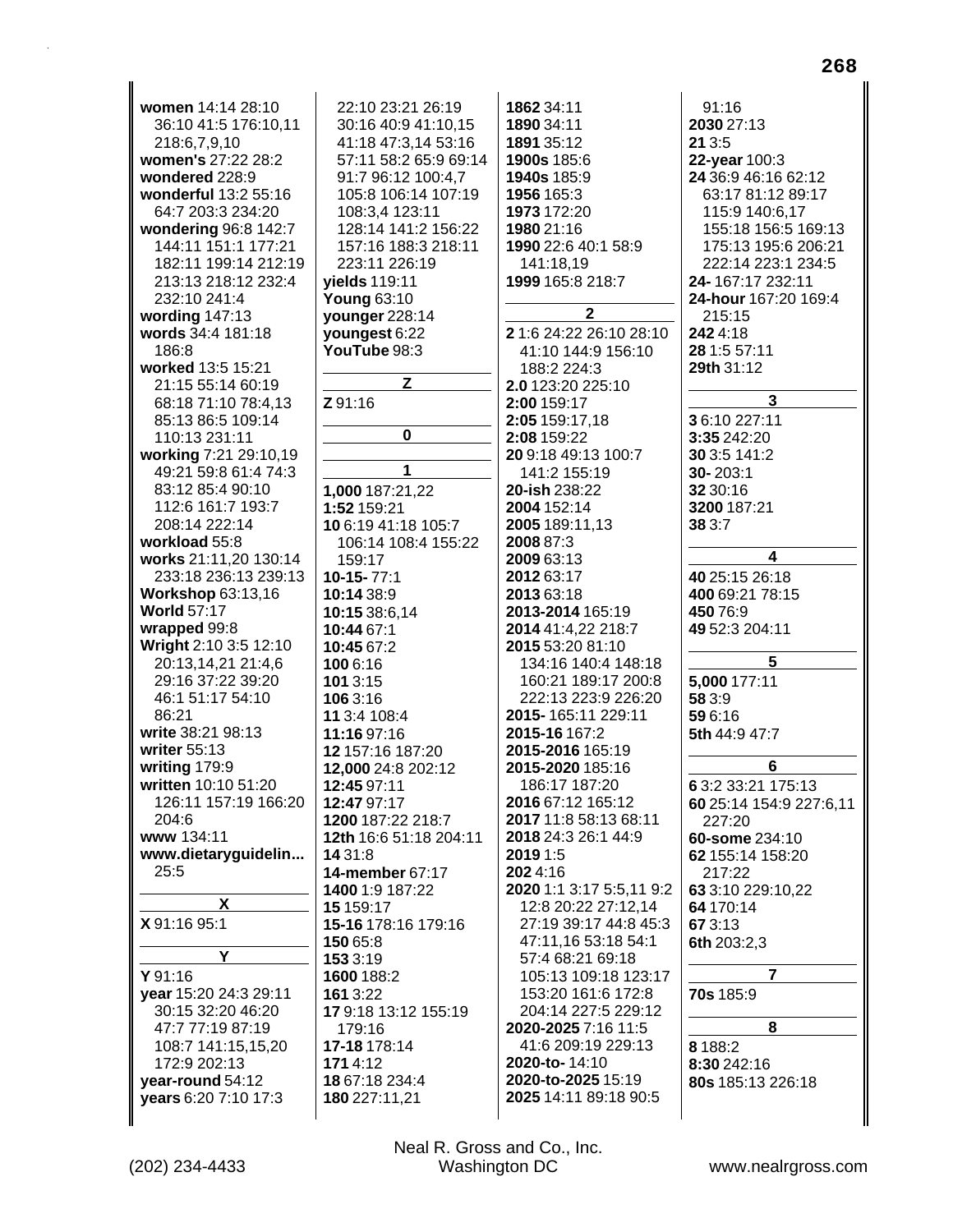**women** 14:14 28:10 36:10 41:5 176:10,11 218:6,7,9,10
**women's** 27:22 28:2
**wondered** 228:9
**wonderful** 13:2 55:16 64:7 203:3 234:20
**wondering** 96:8 142:7 144:11 151:1 177:21 182:11 199:14 212:19 213:13 218:12 232:4 232:10 241:4
**wording** 147:13
**words** 34:4 181:18 186:8
**worked** 13:5 15:21 21:15 55:14 60:19 68:18 71:10 78:4,13 85:13 86:5 109:14 110:13 231:11
**working** 7:21 29:10,19 49:21 59:8 61:4 74:3 83:12 85:4 90:10 112:6 161:7 193:7 208:14 222:14
**workload** 55:8
**works** 21:11,20 130:14 233:18 236:13 239:13
**Workshop** 63:13,16
**World** 57:17
**wrapped** 99:8
**Wright** 2:10 3:5 12:10 20:13,14,21 21:4,6 29:16 37:22 39:20 46:1 51:17 54:10 86:21
**write** 38:21 98:13
**writer** 55:13
**writing** 179:9
**written** 10:10 51:20 126:11 157:19 166:20 204:6
**www** 134:11
**www.dietaryguidelin...** 25:5

**X**

**X** 91:16 95:1

**Y**

**Y** 91:16
**year** 15:20 24:3 29:11 30:15 32:20 46:20 47:7 77:19 87:19 108:7 141:15,15,20 172:9 202:13
**year-round** 54:12
**years** 6:20 7:10 17:3 22:10 23:21 26:19 30:16 40:9 41:10,15 41:18 47:3,14 53:16 57:11 58:2 65:9 69:14 91:7 96:12 100:4,7 105:8 106:14 107:19 108:3,4 123:11 128:14 141:2 156:22 157:16 188:3 218:11 223:11 226:19
**yields** 119:11
**Young** 63:10
**younger** 228:14
**youngest** 6:22
**YouTube** 98:3

**Z**

**Z** 91:16

**0**

**1**

**1,000** 187:21,22
**1:52** 159:21
**10** 6:19 41:18 105:7 106:14 108:4 155:22 159:17
**10-15-** 77:1
**10:14** 38:9
**10:15** 38:6,14
**10:44** 67:1
**10:45** 67:2
**100** 6:16
**101** 3:15
**106** 3:16
**11** 3:4 108:4
**11:16** 97:16
**12** 157:16 187:20
**12,000** 24:8 202:12
**12:45** 97:11
**12:47** 97:17
**1200** 187:22 218:7
**12th** 16:6 51:18 204:11
**14** 31:8
**14-member** 67:17
**1400** 1:9 187:22
**15** 159:17
**15-16** 178:16 179:16
**150** 65:8
**153** 3:19
**1600** 188:2
**161** 3:22
**17** 9:18 13:12 155:19 179:16
**17-18** 178:14
**171** 4:12
**18** 67:18 234:4
**180** 227:11,21
**1862** 34:11
**1890** 34:11
**1891** 35:12
**1900s** 185:6
**1940s** 185:9
**1956** 165:3
**1973** 172:20
**1980** 21:16
**1990** 22:6 40:1 58:9 141:18,19
**1999** 165:8 218:7

**2**

**2** 1:6 24:22 26:10 28:10 41:10 144:9 156:10 188:2 224:3
**2.0** 123:20 225:10
**2:00** 159:17
**2:05** 159:17,18
**2:08** 159:22
**20** 9:18 49:13 100:7 141:2 155:19
**20-ish** 238:22
**2004** 152:14
**2005** 189:11,13
**2008** 87:3
**2009** 63:13
**2012** 63:17
**2013** 63:18
**2013-2014** 165:19
**2014** 41:4,22 218:7
**2015** 53:20 81:10 134:16 140:4 148:18 160:21 189:17 200:8 222:13 223:9 226:20
**2015-** 165:11 229:11
**2015-16** 167:2
**2015-2016** 165:19
**2015-2020** 185:16 186:17 187:20
**2016** 67:12 165:12
**2017** 11:8 58:13 68:11
**2018** 24:3 26:1 44:9
**2019** 1:5
**202** 4:16
**2020** 1:1 3:17 5:5,11 9:2 12:8 20:22 27:12,14 27:19 39:17 44:8 45:3 47:11,16 53:18 54:1 57:4 68:21 69:18 105:13 109:18 123:17 153:20 161:6 172:8 204:14 227:5 229:12
**2020-2025** 7:16 11:5 41:6 209:19 229:13
**2020-to-** 14:10
**2020-to-2025** 15:19
**2025** 14:11 89:18 90:5 91:16
**2030** 27:13
**21** 3:5
**22-year** 100:3
**24** 36:9 46:16 62:12 63:17 81:12 89:17 115:9 140:6,17 155:18 156:5 169:13 175:13 195:6 206:21 222:14 223:1 234:5
**24-** 167:17 232:11
**24-hour** 167:20 169:4 215:15
**242** 4:18
**28** 1:5 57:11
**29th** 31:12

**3**

**3** 6:10 227:11
**3:35** 242:20
**30** 3:5 141:2
**30-** 203:1
**32** 30:16
**3200** 187:21
**38** 3:7

**4**

**40** 25:15 26:18
**400** 69:21 78:15
**450** 76:9
**49** 52:3 204:11

**5**

**5,000** 177:11
**58** 3:9
**59** 6:16
**5th** 44:9 47:7

**6**

**6** 3:2 33:21 175:13
**60** 25:14 154:9 227:6,11 227:20
**60-some** 234:10
**62** 155:14 158:20 217:22
**63** 3:10 229:10,22
**64** 170:14
**67** 3:13
**6th** 203:2,3

**7**

**70s** 185:9

**8**

**8** 188:2
**8:30** 242:16
**80s** 185:13 226:18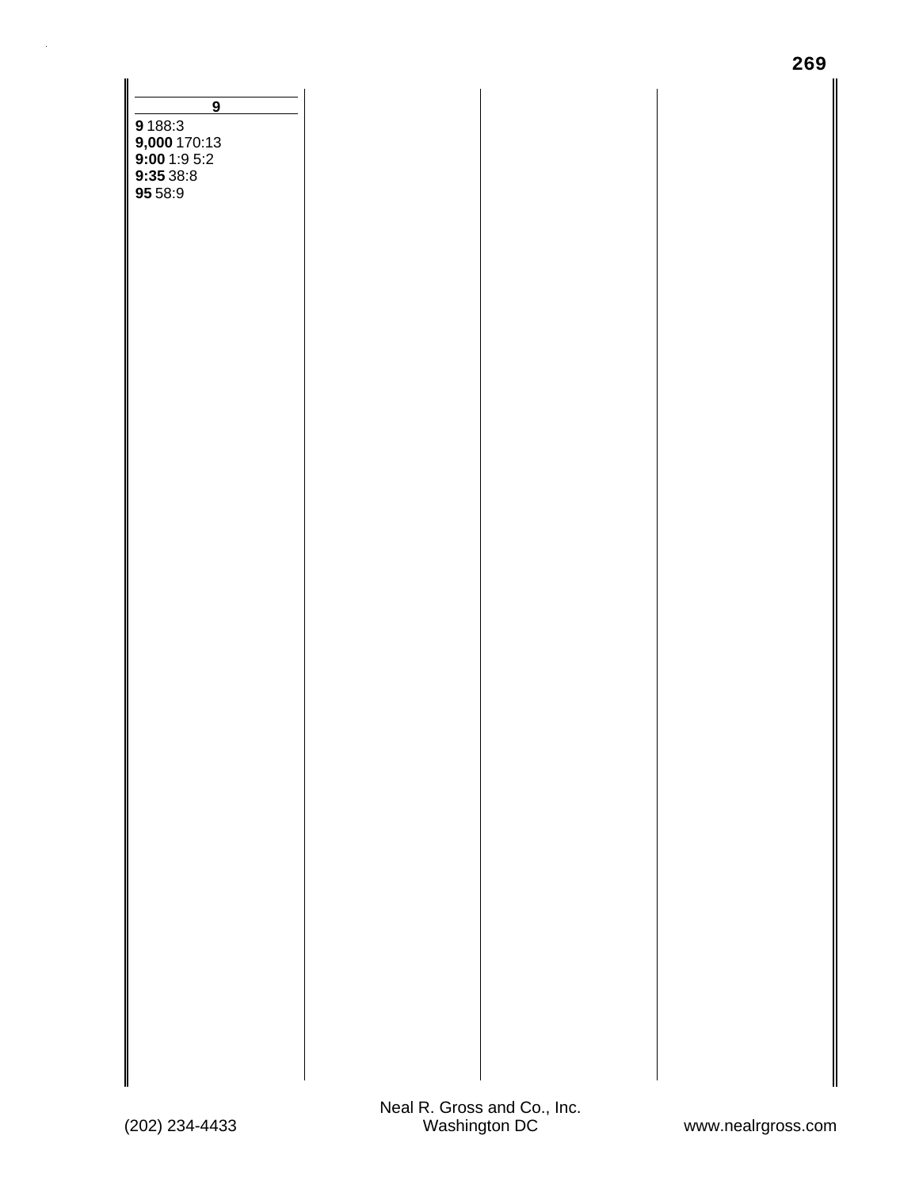### 9

**9** 188:3
**9,000** 170:13
**9:00** 1:9 5:2
**9:35** 38:8
**95** 58:9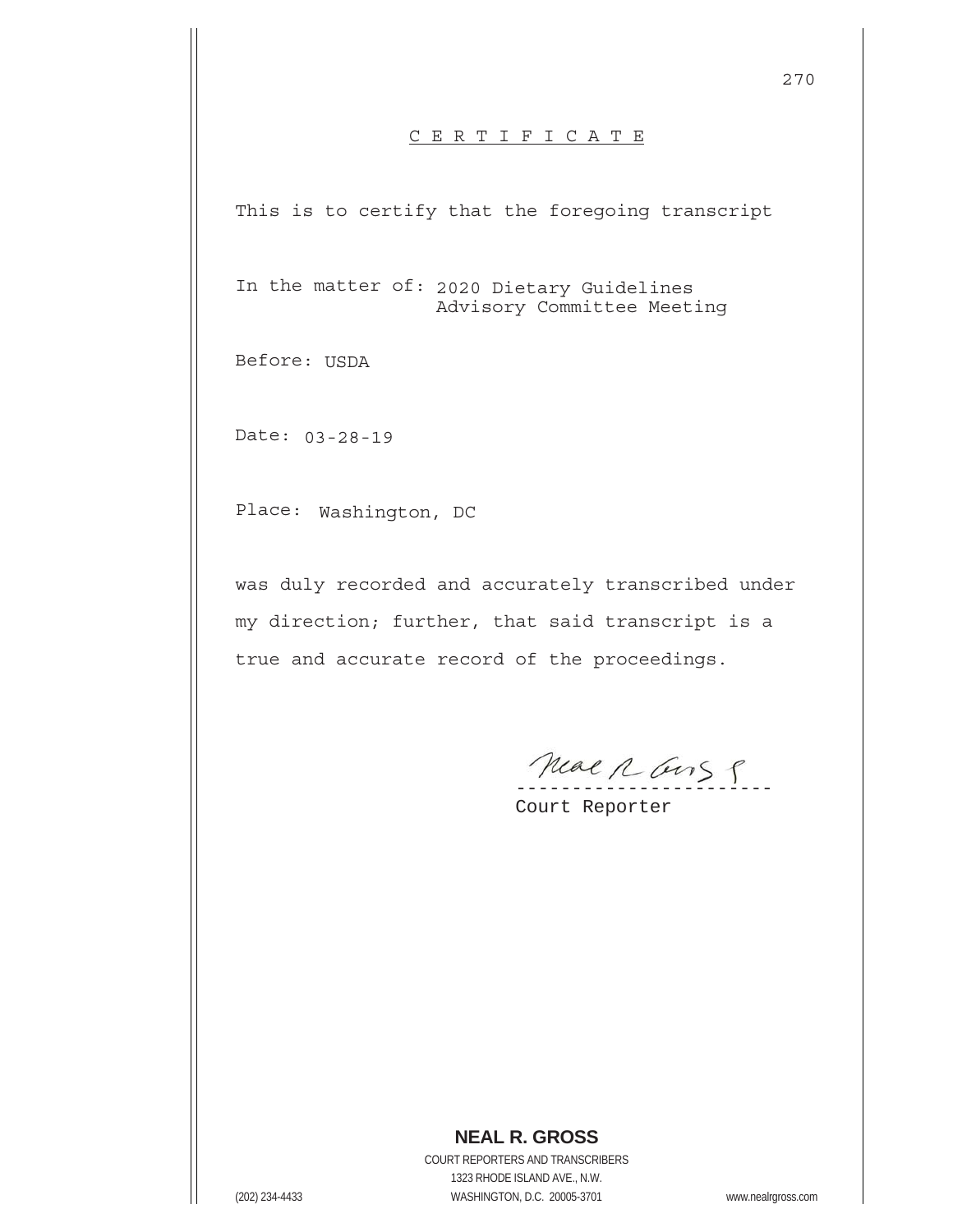## C E R T I F I C A T E

This is to certify that the foregoing transcript

In the matter of: 2020 Dietary Guidelines Advisory Committee Meeting

Before: USDA

Date: 03-28-19

Place: Washington, DC

was duly recorded and accurately transcribed under my direction; further, that said transcript is a true and accurate record of the proceedings.

-----------------------
Court Reporter

**NEAL R. GROSS**

COURT REPORTERS AND TRANSCRIBERS
1323 RHODE ISLAND AVE., N.W.
(202) 234-4433 WASHINGTON, D.C. 20005-3701 www.nealrgross.com